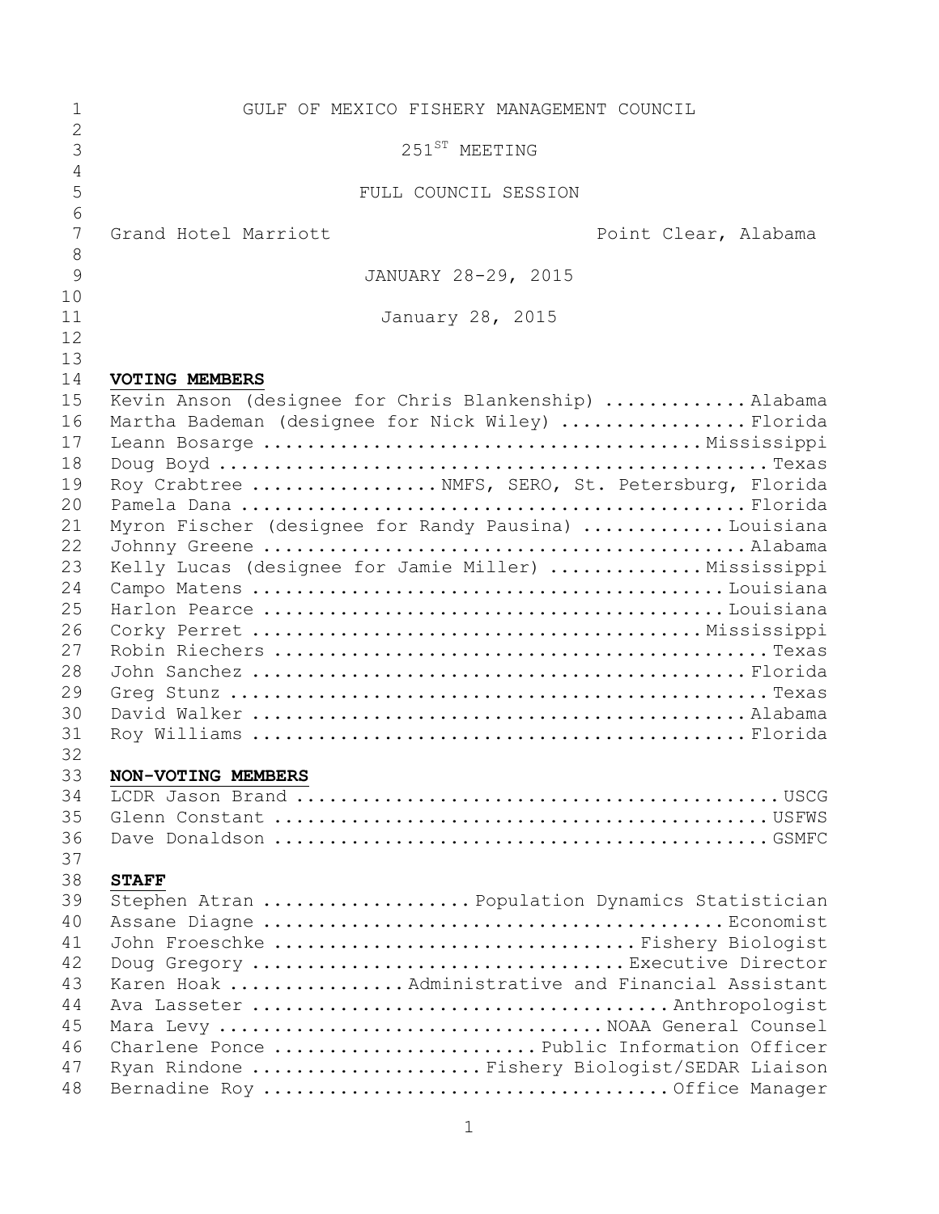# GULF OF MEXICO FISHERY MANAGEMENT COUNCIL

## 251[ST] MEETING

## FULL COUNCIL SESSION

Grand Hotel Marriott — Point Clear, Alabama

JANUARY 28-29, 2015

January 28, 2015

**VOTING MEMBERS**

Kevin Anson (designee for Chris Blankenship) ............Alabama
Martha Bademan (designee for Nick Wiley) ................Florida
Leann Bosarge .......................................Mississippi
Doug Boyd ..................................................Texas
Roy Crabtree ................NMFS, SERO, St. Petersburg, Florida
Pamela Dana ..............................................Florida
Myron Fischer (designee for Randy Pausina) ............Louisiana
Johnny Greene ............................................Alabama
Kelly Lucas (designee for Jamie Miller) ..............Mississippi
Campo Matens ............................................Louisiana
Harlon Pearce ...........................................Louisiana
Corky Perret ............................................Mississippi
Robin Riechers ...........................................Texas
John Sanchez ............................................Florida
Greg Stunz ...............................................Texas
David Walker .............................................Alabama
Roy Williams .............................................Florida

**NON-VOTING MEMBERS**

LCDR Jason Brand ............................................USCG
Glenn Constant ............................................USFWS
Dave Donaldson ............................................GSMFC

**STAFF**

Stephen Atran ..................Population Dynamics Statistician
Assane Diagne .........................................Economist
John Froeschke ...............................Fishery Biologist
Doug Gregory ................................Executive Director
Karen Hoak ...............Administrative and Financial Assistant
Ava Lasseter ....................................Anthropologist
Mara Levy ..................................NOAA General Counsel
Charlene Ponce ......................Public Information Officer
Ryan Rindone ...................Fishery Biologist/SEDAR Liaison
Bernadine Roy ....................................Office Manager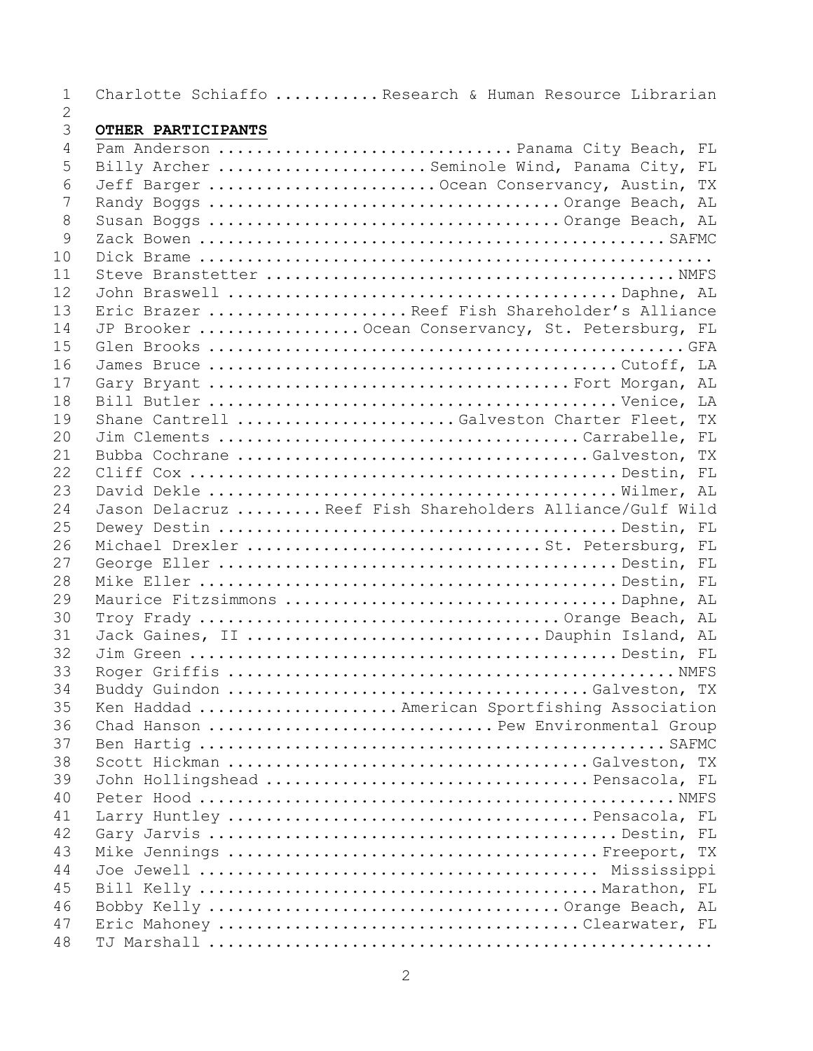Charlotte Schiaffo ..........Research & Human Resource Librarian

**OTHER PARTICIPANTS**

Pam Anderson ..............................Panama City Beach, FL
Billy Archer .....................Seminole Wind, Panama City, FL
Jeff Barger .......................Ocean Conservancy, Austin, TX
Randy Boggs ....................................Orange Beach, AL
Susan Boggs ....................................Orange Beach, AL
Zack Bowen ...........................................SAFMC
Dick Brame ...............................................
Steve Branstetter .....................................NMFS
John Braswell .......................................Daphne, AL
Eric Brazer ....................Reef Fish Shareholder's Alliance
JP Brooker ...............Ocean Conservancy, St. Petersburg, FL
Glen Brooks ...............................................GFA
James Bruce .........................................Cutoff, LA
Gary Bryant ...................................Fort Morgan, AL
Bill Butler .........................................Venice, LA
Shane Cantrell ......................Galveston Charter Fleet, TX
Jim Clements ..................................Carrabelle, FL
Bubba Cochrane ..................................Galveston, TX
Cliff Cox ..........................................Destin, FL
David Dekle ........................................Wilmer, AL
Jason Delacruz ........Reef Fish Shareholders Alliance/Gulf Wild
Dewey Destin .......................................Destin, FL
Michael Drexler ...........................St. Petersburg, FL
George Eller .......................................Destin, FL
Mike Eller .........................................Destin, FL
Maurice Fitzsimmons ................................Daphne, AL
Troy Frady .....................................Orange Beach, AL
Jack Gaines, II ...........................Dauphin Island, AL
Jim Green ..........................................Destin, FL
Roger Griffis .........................................NMFS
Buddy Guindon ...................................Galveston, TX
Ken Haddad ....................American Sportfishing Association
Chad Hanson ...........................Pew Environmental Group
Ben Hartig ...........................................SAFMC
Scott Hickman ...................................Galveston, TX
John Hollingshead ...............................Pensacola, FL
Peter Hood ............................................NMFS
Larry Huntley ...................................Pensacola, FL
Gary Jarvis ........................................Destin, FL
Mike Jennings .....................................Freeport, TX
Joe Jewell ....................................... Mississippi
Bill Kelly ........................................Marathon, FL
Bobby Kelly ....................................Orange Beach, AL
Eric Mahoney ...................................Clearwater, FL
TJ Marshall ..............................................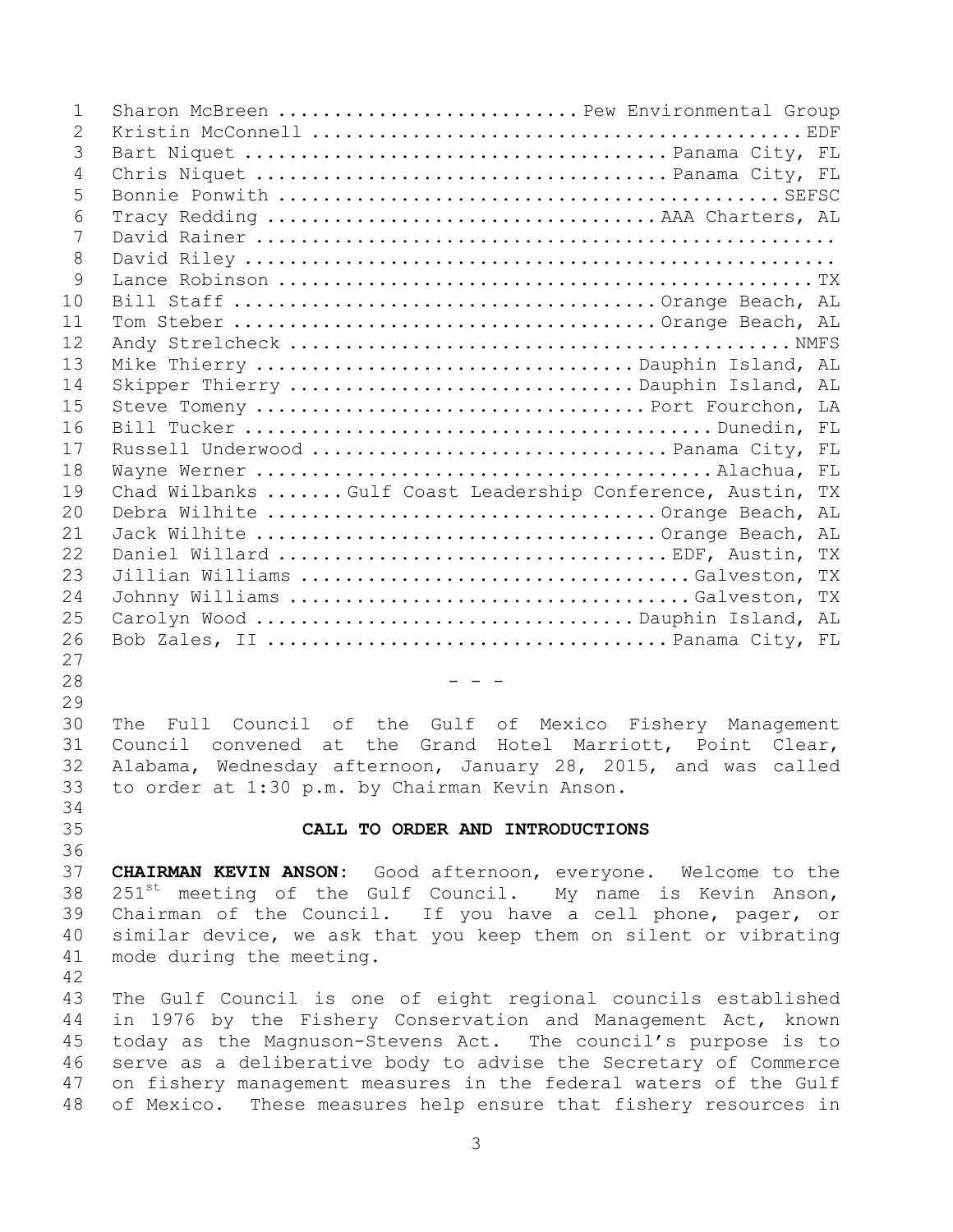Sharon McBreen ........................... Pew Environmental Group
Kristin McConnell ............................................ EDF
Bart Niquet ..................................... Panama City, FL
Chris Niquet .................................... Panama City, FL
Bonnie Ponwith ............................................ SEFSC
Tracy Redding .................................. AAA Charters, AL
David Rainer ...................................................
David Riley ....................................................
Lance Robinson ............................................... TX
Bill Staff ..................................... Orange Beach, AL
Tom Steber ..................................... Orange Beach, AL
Andy Strelcheck ............................................. NMFS
Mike Thierry ................................. Dauphin Island, AL
Skipper Thierry .............................. Dauphin Island, AL
Steve Tomeny ................................. Port Fourchon, LA
Bill Tucker ......................................... Dunedin, FL
Russell Underwood ............................... Panama City, FL
Wayne Werner ........................................ Alachua, FL
Chad Wilbanks ....... Gulf Coast Leadership Conference, Austin, TX
Debra Wilhite .................................. Orange Beach, AL
Jack Wilhite ................................... Orange Beach, AL
Daniel Willard ................................. EDF, Austin, TX
Jillian Williams ................................. Galveston, TX
Johnny Williams ................................. Galveston, TX
Carolyn Wood ................................. Dauphin Island, AL
Bob Zales, II ................................... Panama City, FL

- - -

The Full Council of the Gulf of Mexico Fishery Management Council convened at the Grand Hotel Marriott, Point Clear, Alabama, Wednesday afternoon, January 28, 2015, and was called to order at 1:30 p.m. by Chairman Kevin Anson.

## CALL TO ORDER AND INTRODUCTIONS

**CHAIRMAN KEVIN ANSON:** Good afternoon, everyone. Welcome to the 251st meeting of the Gulf Council. My name is Kevin Anson, Chairman of the Council. If you have a cell phone, pager, or similar device, we ask that you keep them on silent or vibrating mode during the meeting.

The Gulf Council is one of eight regional councils established in 1976 by the Fishery Conservation and Management Act, known today as the Magnuson-Stevens Act. The council's purpose is to serve as a deliberative body to advise the Secretary of Commerce on fishery management measures in the federal waters of the Gulf of Mexico. These measures help ensure that fishery resources in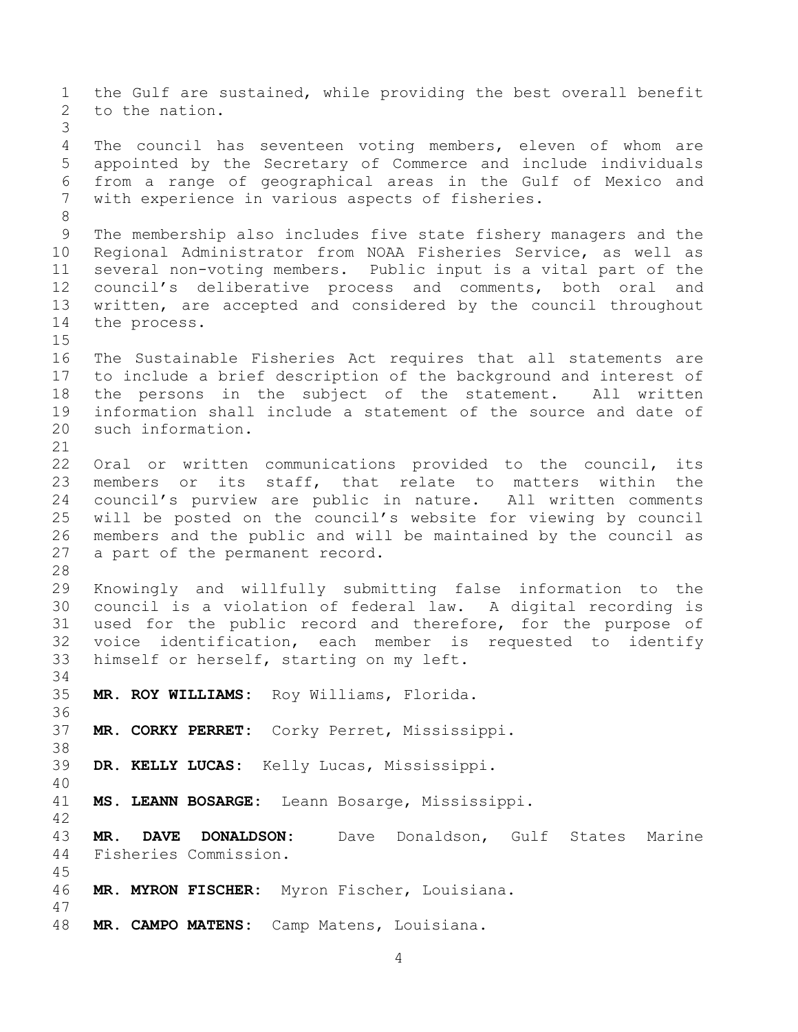the Gulf are sustained, while providing the best overall benefit to the nation.

The council has seventeen voting members, eleven of whom are appointed by the Secretary of Commerce and include individuals from a range of geographical areas in the Gulf of Mexico and with experience in various aspects of fisheries.

The membership also includes five state fishery managers and the Regional Administrator from NOAA Fisheries Service, as well as several non-voting members. Public input is a vital part of the council's deliberative process and comments, both oral and written, are accepted and considered by the council throughout the process.

The Sustainable Fisheries Act requires that all statements are to include a brief description of the background and interest of the persons in the subject of the statement. All written information shall include a statement of the source and date of such information.

Oral or written communications provided to the council, its members or its staff, that relate to matters within the council's purview are public in nature. All written comments will be posted on the council's website for viewing by council members and the public and will be maintained by the council as a part of the permanent record.

Knowingly and willfully submitting false information to the council is a violation of federal law. A digital recording is used for the public record and therefore, for the purpose of voice identification, each member is requested to identify himself or herself, starting on my left.

**MR. ROY WILLIAMS:** Roy Williams, Florida.

**MR. CORKY PERRET:** Corky Perret, Mississippi.

**DR. KELLY LUCAS:** Kelly Lucas, Mississippi.

**MS. LEANN BOSARGE:** Leann Bosarge, Mississippi.

**MR. DAVE DONALDSON:** Dave Donaldson, Gulf States Marine Fisheries Commission.

**MR. MYRON FISCHER:** Myron Fischer, Louisiana.

**MR. CAMPO MATENS:** Camp Matens, Louisiana.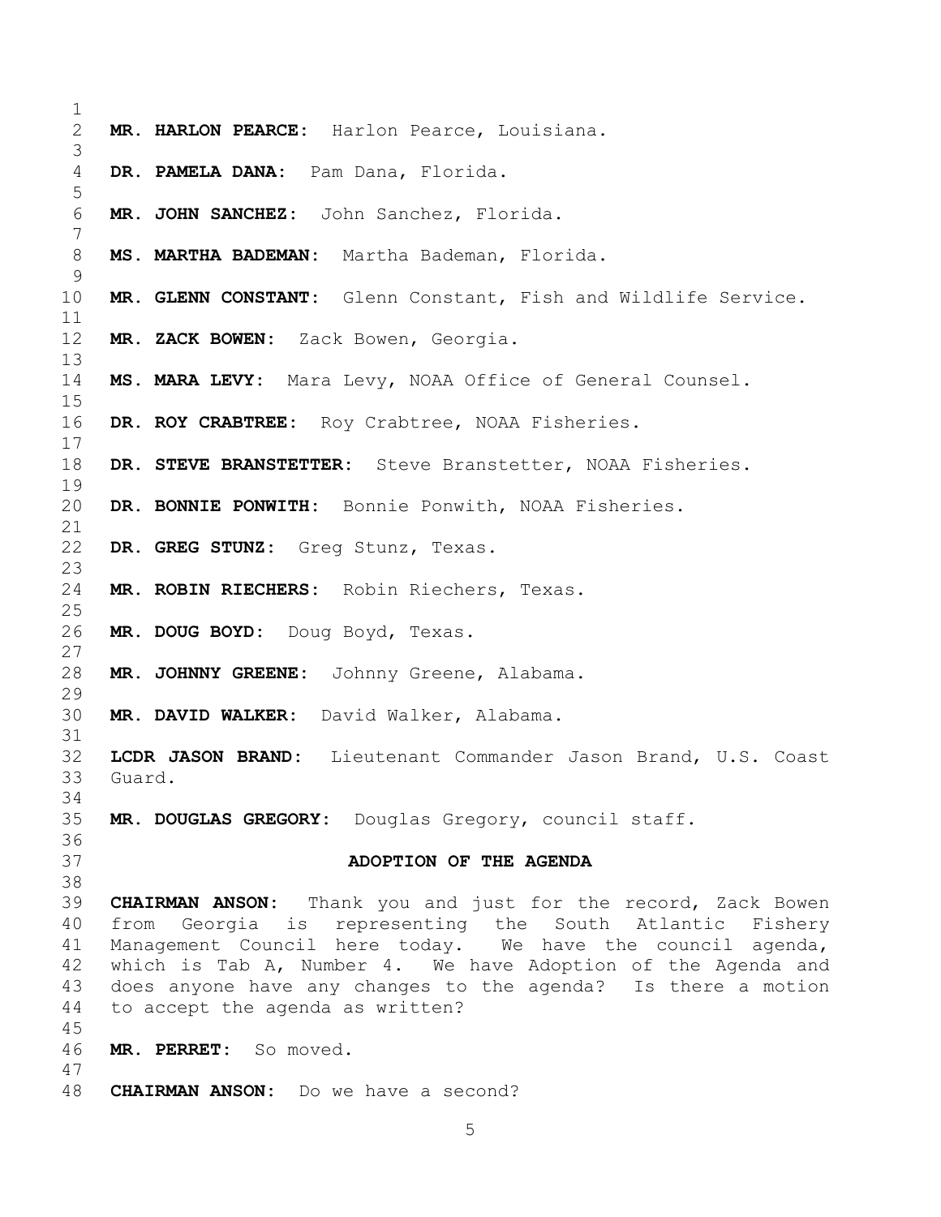**MR. HARLON PEARCE:** Harlon Pearce, Louisiana.

**DR. PAMELA DANA:** Pam Dana, Florida.

**MR. JOHN SANCHEZ:** John Sanchez, Florida.

**MS. MARTHA BADEMAN:** Martha Bademan, Florida.

**MR. GLENN CONSTANT:** Glenn Constant, Fish and Wildlife Service.

**MR. ZACK BOWEN:** Zack Bowen, Georgia.

**MS. MARA LEVY:** Mara Levy, NOAA Office of General Counsel.

**DR. ROY CRABTREE:** Roy Crabtree, NOAA Fisheries.

**DR. STEVE BRANSTETTER:** Steve Branstetter, NOAA Fisheries.

**DR. BONNIE PONWITH:** Bonnie Ponwith, NOAA Fisheries.

**DR. GREG STUNZ:** Greg Stunz, Texas.

**MR. ROBIN RIECHERS:** Robin Riechers, Texas.

**MR. DOUG BOYD:** Doug Boyd, Texas.

**MR. JOHNNY GREENE:** Johnny Greene, Alabama.

**MR. DAVID WALKER:** David Walker, Alabama.

**LCDR JASON BRAND:** Lieutenant Commander Jason Brand, U.S. Coast Guard.

**MR. DOUGLAS GREGORY:** Douglas Gregory, council staff.

## ADOPTION OF THE AGENDA

**CHAIRMAN ANSON:** Thank you and just for the record, Zack Bowen from Georgia is representing the South Atlantic Fishery Management Council here today. We have the council agenda, which is Tab A, Number 4. We have Adoption of the Agenda and does anyone have any changes to the agenda? Is there a motion to accept the agenda as written?

**MR. PERRET:** So moved.

**CHAIRMAN ANSON:** Do we have a second?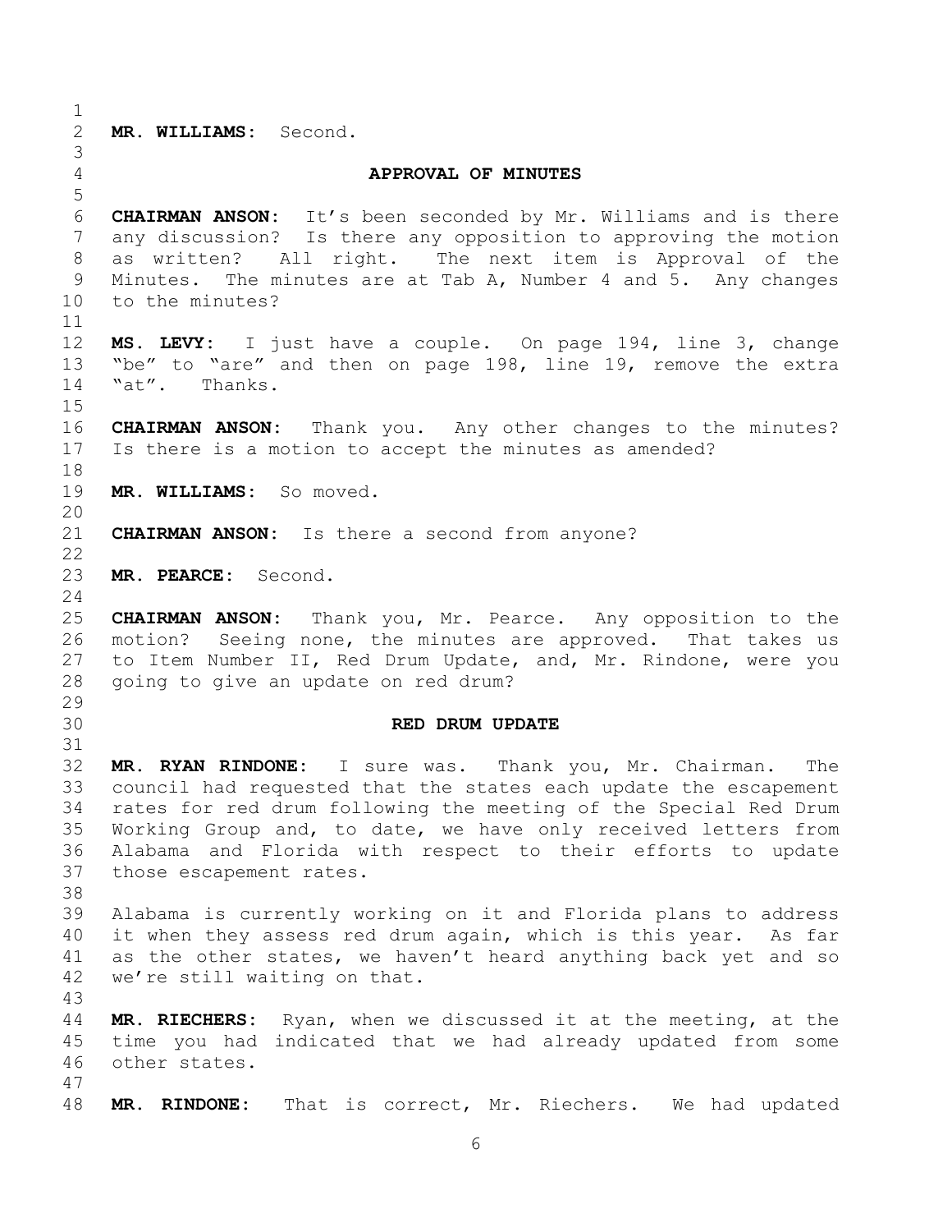**MR. WILLIAMS:** Second.

## APPROVAL OF MINUTES

**CHAIRMAN ANSON:** It's been seconded by Mr. Williams and is there any discussion? Is there any opposition to approving the motion as written? All right. The next item is Approval of the Minutes. The minutes are at Tab A, Number 4 and 5. Any changes to the minutes?

**MS. LEVY:** I just have a couple. On page 194, line 3, change "be" to "are" and then on page 198, line 19, remove the extra "at". Thanks.

**CHAIRMAN ANSON:** Thank you. Any other changes to the minutes? Is there is a motion to accept the minutes as amended?

**MR. WILLIAMS:** So moved.

**CHAIRMAN ANSON:** Is there a second from anyone?

**MR. PEARCE:** Second.

**CHAIRMAN ANSON:** Thank you, Mr. Pearce. Any opposition to the motion? Seeing none, the minutes are approved. That takes us to Item Number II, Red Drum Update, and, Mr. Rindone, were you going to give an update on red drum?

## RED DRUM UPDATE

**MR. RYAN RINDONE:** I sure was. Thank you, Mr. Chairman. The council had requested that the states each update the escapement rates for red drum following the meeting of the Special Red Drum Working Group and, to date, we have only received letters from Alabama and Florida with respect to their efforts to update those escapement rates.

Alabama is currently working on it and Florida plans to address it when they assess red drum again, which is this year. As far as the other states, we haven't heard anything back yet and so we're still waiting on that.

**MR. RIECHERS:** Ryan, when we discussed it at the meeting, at the time you had indicated that we had already updated from some other states.

**MR. RINDONE:** That is correct, Mr. Riechers. We had updated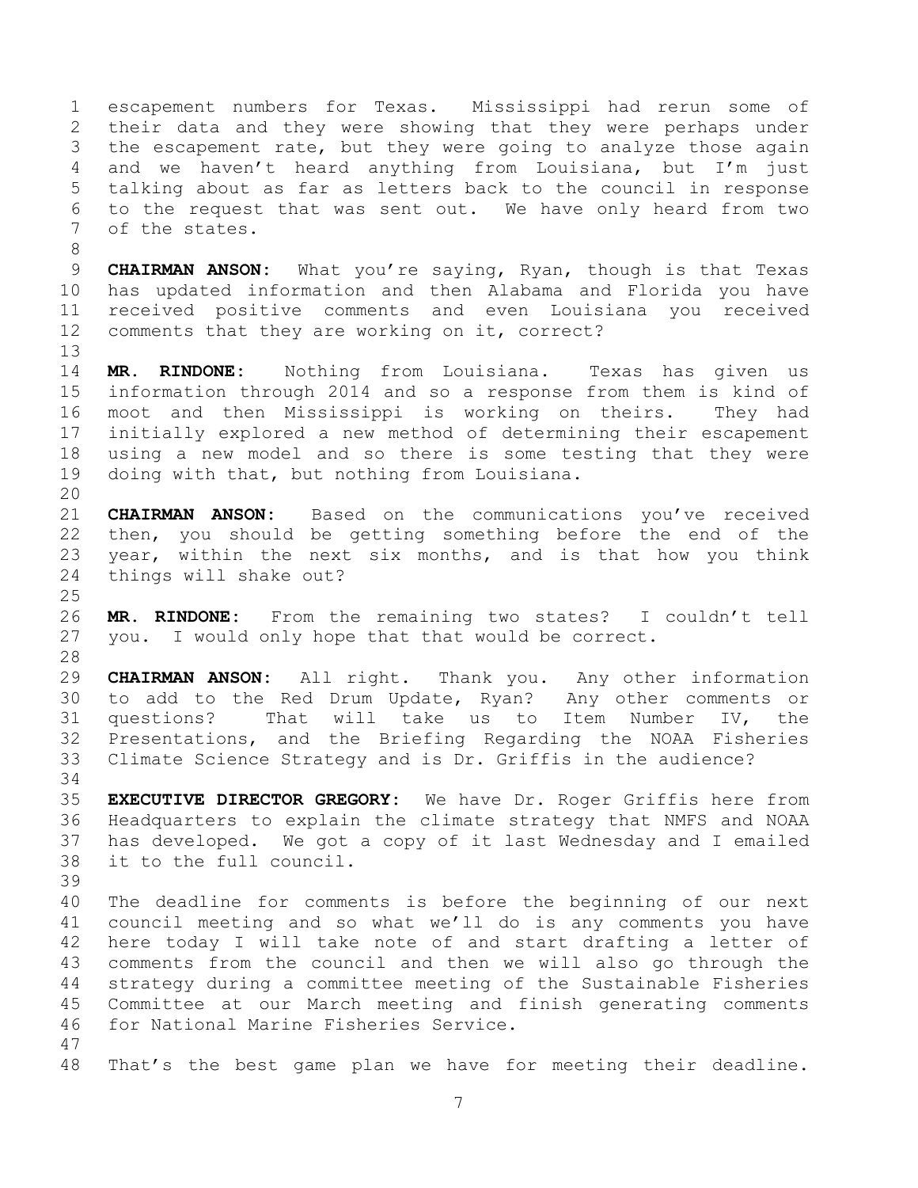escapement numbers for Texas. Mississippi had rerun some of their data and they were showing that they were perhaps under the escapement rate, but they were going to analyze those again and we haven't heard anything from Louisiana, but I'm just talking about as far as letters back to the council in response to the request that was sent out. We have only heard from two of the states.

**CHAIRMAN ANSON:** What you're saying, Ryan, though is that Texas has updated information and then Alabama and Florida you have received positive comments and even Louisiana you received comments that they are working on it, correct?

**MR. RINDONE:** Nothing from Louisiana. Texas has given us information through 2014 and so a response from them is kind of moot and then Mississippi is working on theirs. They had initially explored a new method of determining their escapement using a new model and so there is some testing that they were doing with that, but nothing from Louisiana.

**CHAIRMAN ANSON:** Based on the communications you've received then, you should be getting something before the end of the year, within the next six months, and is that how you think things will shake out?

**MR. RINDONE:** From the remaining two states? I couldn't tell you. I would only hope that that would be correct.

**CHAIRMAN ANSON:** All right. Thank you. Any other information to add to the Red Drum Update, Ryan? Any other comments or questions? That will take us to Item Number IV, the Presentations, and the Briefing Regarding the NOAA Fisheries Climate Science Strategy and is Dr. Griffis in the audience?

**EXECUTIVE DIRECTOR GREGORY:** We have Dr. Roger Griffis here from Headquarters to explain the climate strategy that NMFS and NOAA has developed. We got a copy of it last Wednesday and I emailed it to the full council.

The deadline for comments is before the beginning of our next council meeting and so what we'll do is any comments you have here today I will take note of and start drafting a letter of comments from the council and then we will also go through the strategy during a committee meeting of the Sustainable Fisheries Committee at our March meeting and finish generating comments for National Marine Fisheries Service.

That's the best game plan we have for meeting their deadline.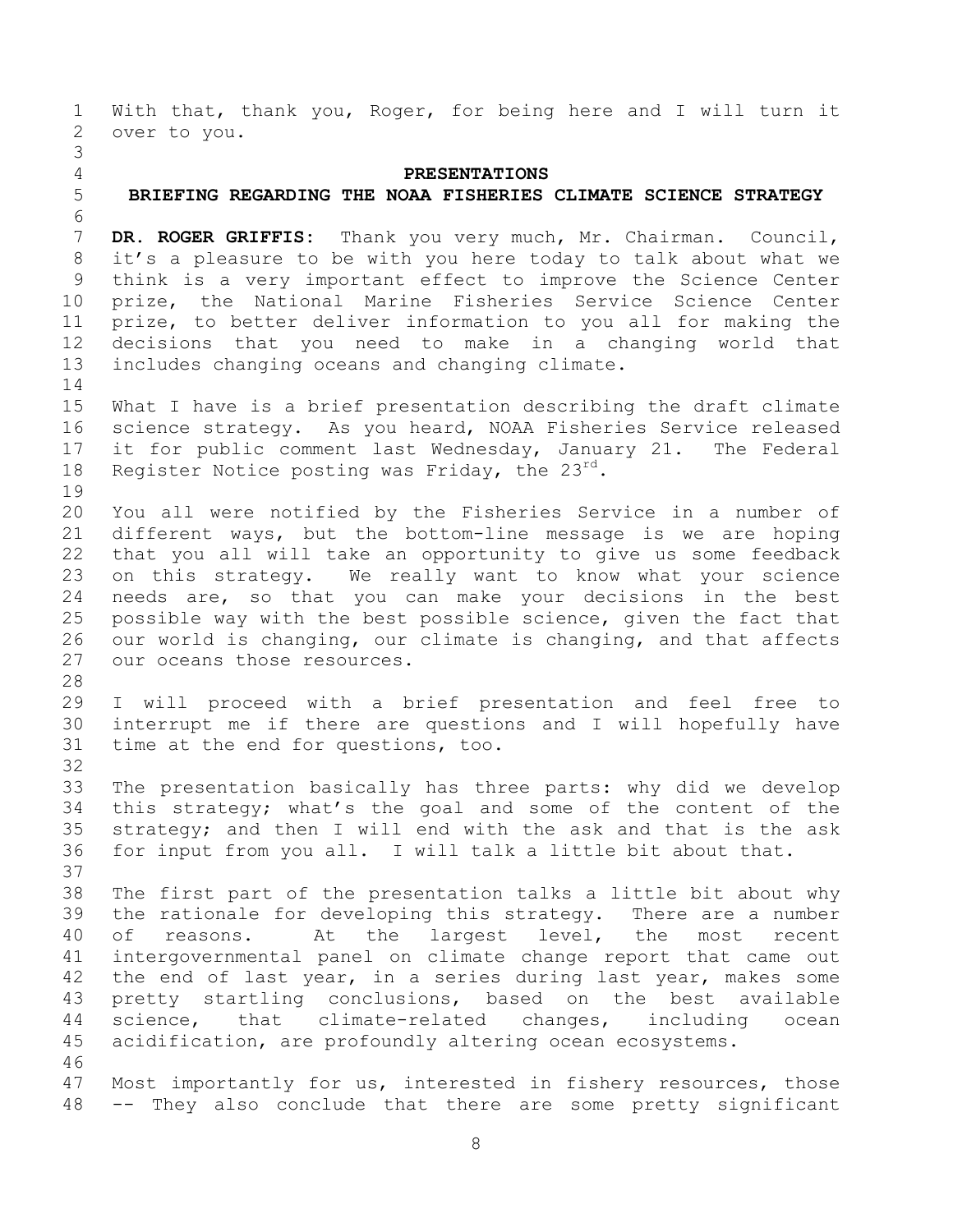With that, thank you, Roger, for being here and I will turn it over to you.

## PRESENTATIONS

### BRIEFING REGARDING THE NOAA FISHERIES CLIMATE SCIENCE STRATEGY

**DR. ROGER GRIFFIS:** Thank you very much, Mr. Chairman. Council, it's a pleasure to be with you here today to talk about what we think is a very important effect to improve the Science Center prize, the National Marine Fisheries Service Science Center prize, to better deliver information to you all for making the decisions that you need to make in a changing world that includes changing oceans and changing climate.

What I have is a brief presentation describing the draft climate science strategy. As you heard, NOAA Fisheries Service released it for public comment last Wednesday, January 21. The Federal Register Notice posting was Friday, the 23rd.

You all were notified by the Fisheries Service in a number of different ways, but the bottom-line message is we are hoping that you all will take an opportunity to give us some feedback on this strategy. We really want to know what your science needs are, so that you can make your decisions in the best possible way with the best possible science, given the fact that our world is changing, our climate is changing, and that affects our oceans those resources.

I will proceed with a brief presentation and feel free to interrupt me if there are questions and I will hopefully have time at the end for questions, too.

The presentation basically has three parts: why did we develop this strategy; what's the goal and some of the content of the strategy; and then I will end with the ask and that is the ask for input from you all. I will talk a little bit about that.

The first part of the presentation talks a little bit about why the rationale for developing this strategy. There are a number of reasons. At the largest level, the most recent intergovernmental panel on climate change report that came out the end of last year, in a series during last year, makes some pretty startling conclusions, based on the best available science, that climate-related changes, including ocean acidification, are profoundly altering ocean ecosystems.

Most importantly for us, interested in fishery resources, those -- They also conclude that there are some pretty significant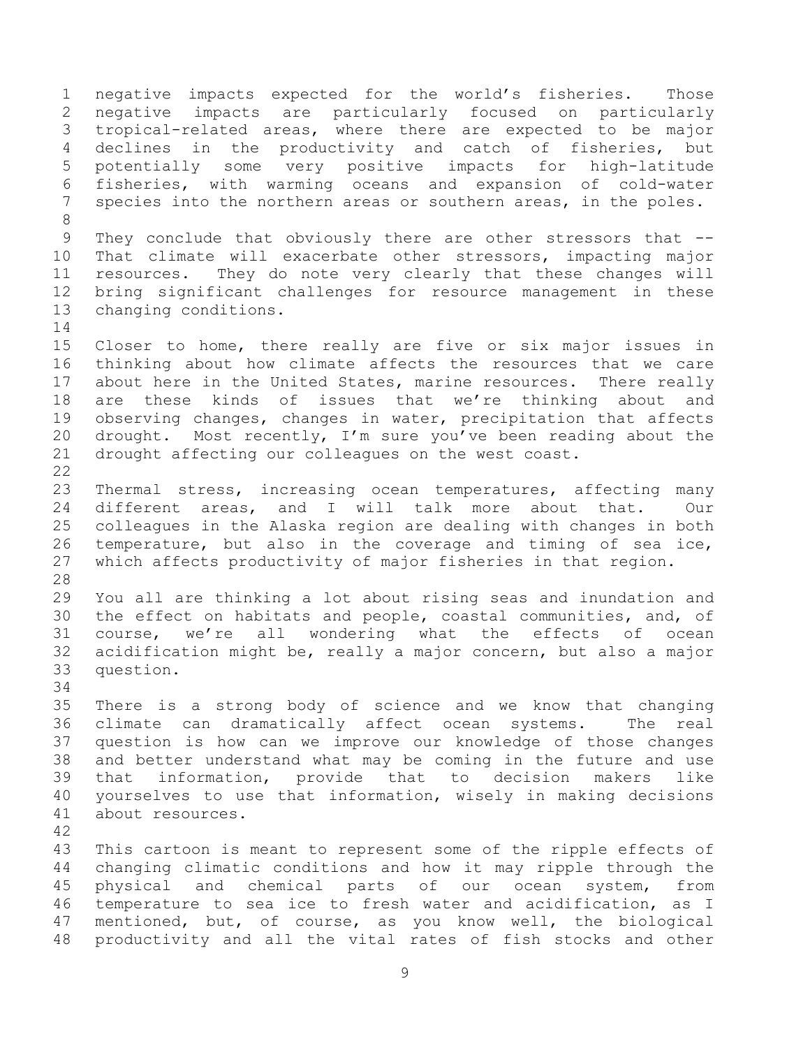negative impacts expected for the world's fisheries. Those negative impacts are particularly focused on particularly tropical-related areas, where there are expected to be major declines in the productivity and catch of fisheries, but potentially some very positive impacts for high-latitude fisheries, with warming oceans and expansion of cold-water species into the northern areas or southern areas, in the poles.

They conclude that obviously there are other stressors that -- That climate will exacerbate other stressors, impacting major resources. They do note very clearly that these changes will bring significant challenges for resource management in these changing conditions.

Closer to home, there really are five or six major issues in thinking about how climate affects the resources that we care about here in the United States, marine resources. There really are these kinds of issues that we're thinking about and observing changes, changes in water, precipitation that affects drought. Most recently, I'm sure you've been reading about the drought affecting our colleagues on the west coast.

Thermal stress, increasing ocean temperatures, affecting many different areas, and I will talk more about that. Our colleagues in the Alaska region are dealing with changes in both temperature, but also in the coverage and timing of sea ice, which affects productivity of major fisheries in that region.

You all are thinking a lot about rising seas and inundation and the effect on habitats and people, coastal communities, and, of course, we're all wondering what the effects of ocean acidification might be, really a major concern, but also a major question.

There is a strong body of science and we know that changing climate can dramatically affect ocean systems. The real question is how can we improve our knowledge of those changes and better understand what may be coming in the future and use that information, provide that to decision makers like yourselves to use that information, wisely in making decisions about resources.

This cartoon is meant to represent some of the ripple effects of changing climatic conditions and how it may ripple through the physical and chemical parts of our ocean system, from temperature to sea ice to fresh water and acidification, as I mentioned, but, of course, as you know well, the biological productivity and all the vital rates of fish stocks and other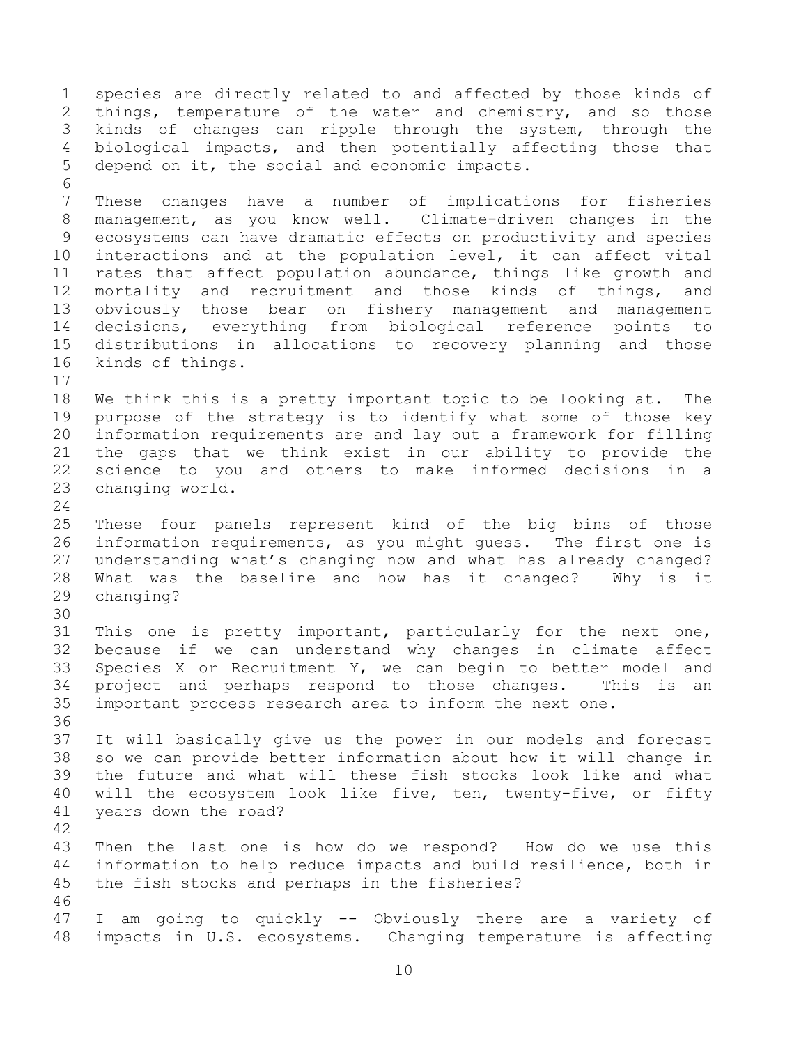species are directly related to and affected by those kinds of things, temperature of the water and chemistry, and so those kinds of changes can ripple through the system, through the biological impacts, and then potentially affecting those that depend on it, the social and economic impacts.

These changes have a number of implications for fisheries management, as you know well. Climate-driven changes in the ecosystems can have dramatic effects on productivity and species interactions and at the population level, it can affect vital rates that affect population abundance, things like growth and mortality and recruitment and those kinds of things, and obviously those bear on fishery management and management decisions, everything from biological reference points to distributions in allocations to recovery planning and those kinds of things.

We think this is a pretty important topic to be looking at. The purpose of the strategy is to identify what some of those key information requirements are and lay out a framework for filling the gaps that we think exist in our ability to provide the science to you and others to make informed decisions in a changing world.

These four panels represent kind of the big bins of those information requirements, as you might guess. The first one is understanding what's changing now and what has already changed? What was the baseline and how has it changed? Why is it changing?

This one is pretty important, particularly for the next one, because if we can understand why changes in climate affect Species X or Recruitment Y, we can begin to better model and project and perhaps respond to those changes. This is an important process research area to inform the next one.

It will basically give us the power in our models and forecast so we can provide better information about how it will change in the future and what will these fish stocks look like and what will the ecosystem look like five, ten, twenty-five, or fifty years down the road?

Then the last one is how do we respond? How do we use this information to help reduce impacts and build resilience, both in the fish stocks and perhaps in the fisheries?

I am going to quickly -- Obviously there are a variety of impacts in U.S. ecosystems. Changing temperature is affecting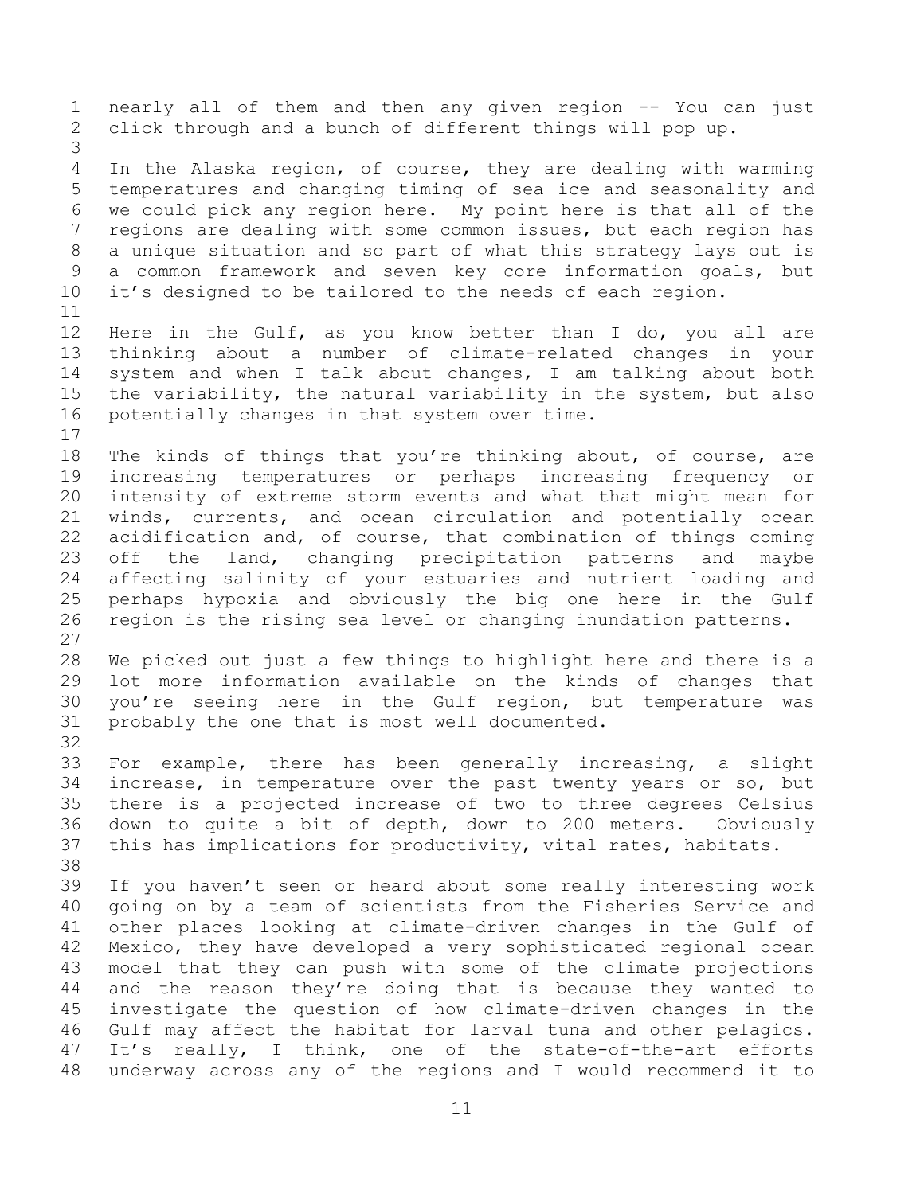nearly all of them and then any given region -- You can just click through and a bunch of different things will pop up.

In the Alaska region, of course, they are dealing with warming temperatures and changing timing of sea ice and seasonality and we could pick any region here. My point here is that all of the regions are dealing with some common issues, but each region has a unique situation and so part of what this strategy lays out is a common framework and seven key core information goals, but it's designed to be tailored to the needs of each region.

Here in the Gulf, as you know better than I do, you all are thinking about a number of climate-related changes in your system and when I talk about changes, I am talking about both the variability, the natural variability in the system, but also potentially changes in that system over time.

The kinds of things that you're thinking about, of course, are increasing temperatures or perhaps increasing frequency or intensity of extreme storm events and what that might mean for winds, currents, and ocean circulation and potentially ocean acidification and, of course, that combination of things coming off the land, changing precipitation patterns and maybe affecting salinity of your estuaries and nutrient loading and perhaps hypoxia and obviously the big one here in the Gulf region is the rising sea level or changing inundation patterns.

We picked out just a few things to highlight here and there is a lot more information available on the kinds of changes that you're seeing here in the Gulf region, but temperature was probably the one that is most well documented.

For example, there has been generally increasing, a slight increase, in temperature over the past twenty years or so, but there is a projected increase of two to three degrees Celsius down to quite a bit of depth, down to 200 meters. Obviously this has implications for productivity, vital rates, habitats.

If you haven't seen or heard about some really interesting work going on by a team of scientists from the Fisheries Service and other places looking at climate-driven changes in the Gulf of Mexico, they have developed a very sophisticated regional ocean model that they can push with some of the climate projections and the reason they're doing that is because they wanted to investigate the question of how climate-driven changes in the Gulf may affect the habitat for larval tuna and other pelagics. It's really, I think, one of the state-of-the-art efforts underway across any of the regions and I would recommend it to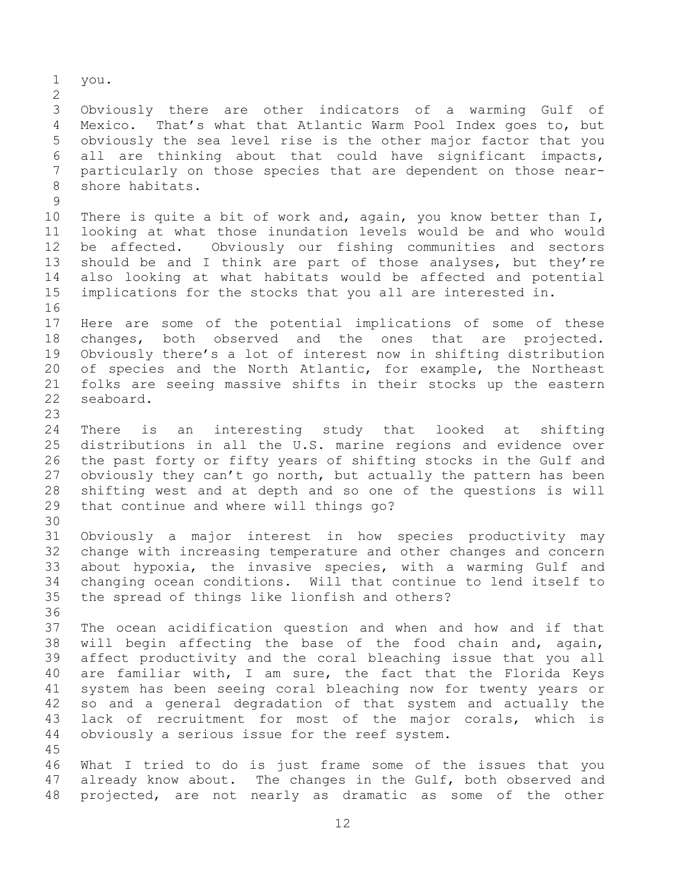you.

Obviously there are other indicators of a warming Gulf of Mexico. That's what that Atlantic Warm Pool Index goes to, but obviously the sea level rise is the other major factor that you all are thinking about that could have significant impacts, particularly on those species that are dependent on those near-shore habitats.

There is quite a bit of work and, again, you know better than I, looking at what those inundation levels would be and who would be affected. Obviously our fishing communities and sectors should be and I think are part of those analyses, but they're also looking at what habitats would be affected and potential implications for the stocks that you all are interested in.

Here are some of the potential implications of some of these changes, both observed and the ones that are projected. Obviously there's a lot of interest now in shifting distribution of species and the North Atlantic, for example, the Northeast folks are seeing massive shifts in their stocks up the eastern seaboard.

There is an interesting study that looked at shifting distributions in all the U.S. marine regions and evidence over the past forty or fifty years of shifting stocks in the Gulf and obviously they can't go north, but actually the pattern has been shifting west and at depth and so one of the questions is will that continue and where will things go?

Obviously a major interest in how species productivity may change with increasing temperature and other changes and concern about hypoxia, the invasive species, with a warming Gulf and changing ocean conditions. Will that continue to lend itself to the spread of things like lionfish and others?

The ocean acidification question and when and how and if that will begin affecting the base of the food chain and, again, affect productivity and the coral bleaching issue that you all are familiar with, I am sure, the fact that the Florida Keys system has been seeing coral bleaching now for twenty years or so and a general degradation of that system and actually the lack of recruitment for most of the major corals, which is obviously a serious issue for the reef system.

What I tried to do is just frame some of the issues that you already know about. The changes in the Gulf, both observed and projected, are not nearly as dramatic as some of the other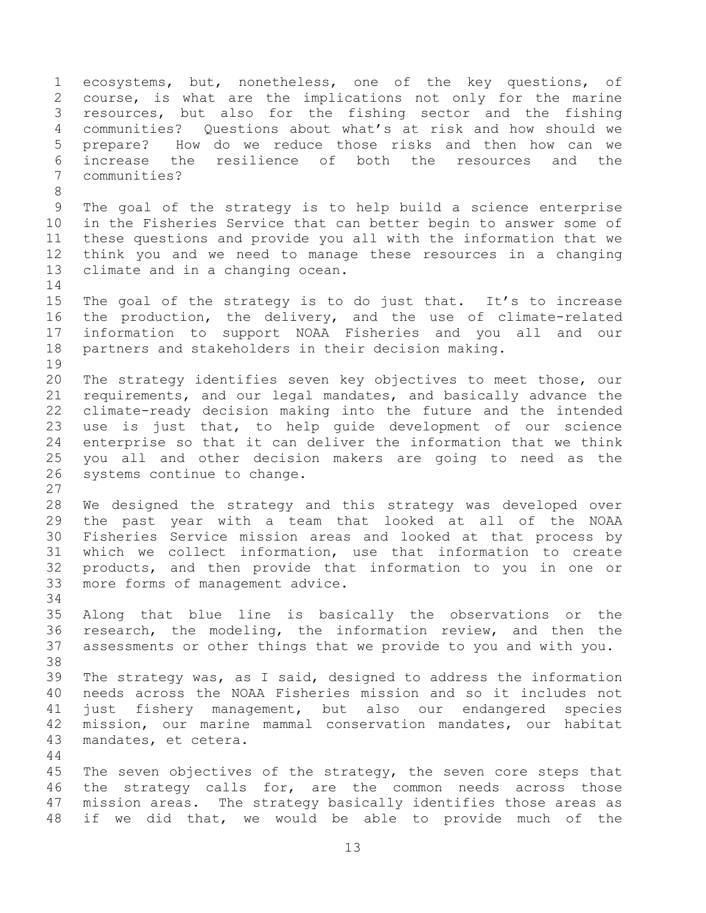ecosystems, but, nonetheless, one of the key questions, of course, is what are the implications not only for the marine resources, but also for the fishing sector and the fishing communities? Questions about what's at risk and how should we prepare? How do we reduce those risks and then how can we increase the resilience of both the resources and the communities?

The goal of the strategy is to help build a science enterprise in the Fisheries Service that can better begin to answer some of these questions and provide you all with the information that we think you and we need to manage these resources in a changing climate and in a changing ocean.

The goal of the strategy is to do just that. It's to increase the production, the delivery, and the use of climate-related information to support NOAA Fisheries and you all and our partners and stakeholders in their decision making.

The strategy identifies seven key objectives to meet those, our requirements, and our legal mandates, and basically advance the climate-ready decision making into the future and the intended use is just that, to help guide development of our science enterprise so that it can deliver the information that we think you all and other decision makers are going to need as the systems continue to change.

We designed the strategy and this strategy was developed over the past year with a team that looked at all of the NOAA Fisheries Service mission areas and looked at that process by which we collect information, use that information to create products, and then provide that information to you in one or more forms of management advice.

Along that blue line is basically the observations or the research, the modeling, the information review, and then the assessments or other things that we provide to you and with you.

The strategy was, as I said, designed to address the information needs across the NOAA Fisheries mission and so it includes not just fishery management, but also our endangered species mission, our marine mammal conservation mandates, our habitat mandates, et cetera.

The seven objectives of the strategy, the seven core steps that the strategy calls for, are the common needs across those mission areas. The strategy basically identifies those areas as if we did that, we would be able to provide much of the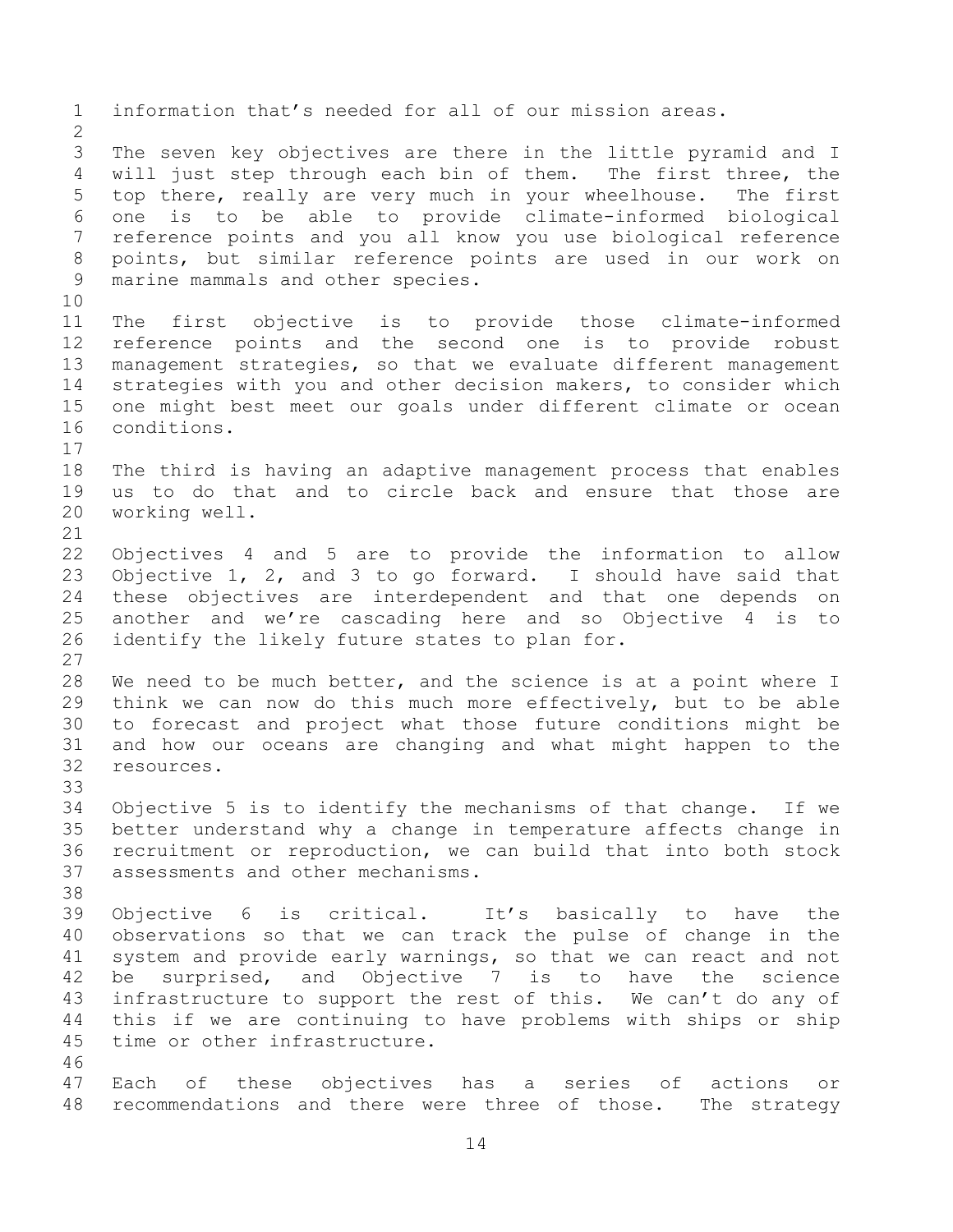information that's needed for all of our mission areas.

The seven key objectives are there in the little pyramid and I will just step through each bin of them. The first three, the top there, really are very much in your wheelhouse. The first one is to be able to provide climate-informed biological reference points and you all know you use biological reference points, but similar reference points are used in our work on marine mammals and other species.

The first objective is to provide those climate-informed reference points and the second one is to provide robust management strategies, so that we evaluate different management strategies with you and other decision makers, to consider which one might best meet our goals under different climate or ocean conditions.

The third is having an adaptive management process that enables us to do that and to circle back and ensure that those are working well.

Objectives 4 and 5 are to provide the information to allow Objective 1, 2, and 3 to go forward. I should have said that these objectives are interdependent and that one depends on another and we're cascading here and so Objective 4 is to identify the likely future states to plan for.

We need to be much better, and the science is at a point where I think we can now do this much more effectively, but to be able to forecast and project what those future conditions might be and how our oceans are changing and what might happen to the resources.

Objective 5 is to identify the mechanisms of that change. If we better understand why a change in temperature affects change in recruitment or reproduction, we can build that into both stock assessments and other mechanisms.

Objective 6 is critical. It's basically to have the observations so that we can track the pulse of change in the system and provide early warnings, so that we can react and not be surprised, and Objective 7 is to have the science infrastructure to support the rest of this. We can't do any of this if we are continuing to have problems with ships or ship time or other infrastructure.

Each of these objectives has a series of actions or recommendations and there were three of those. The strategy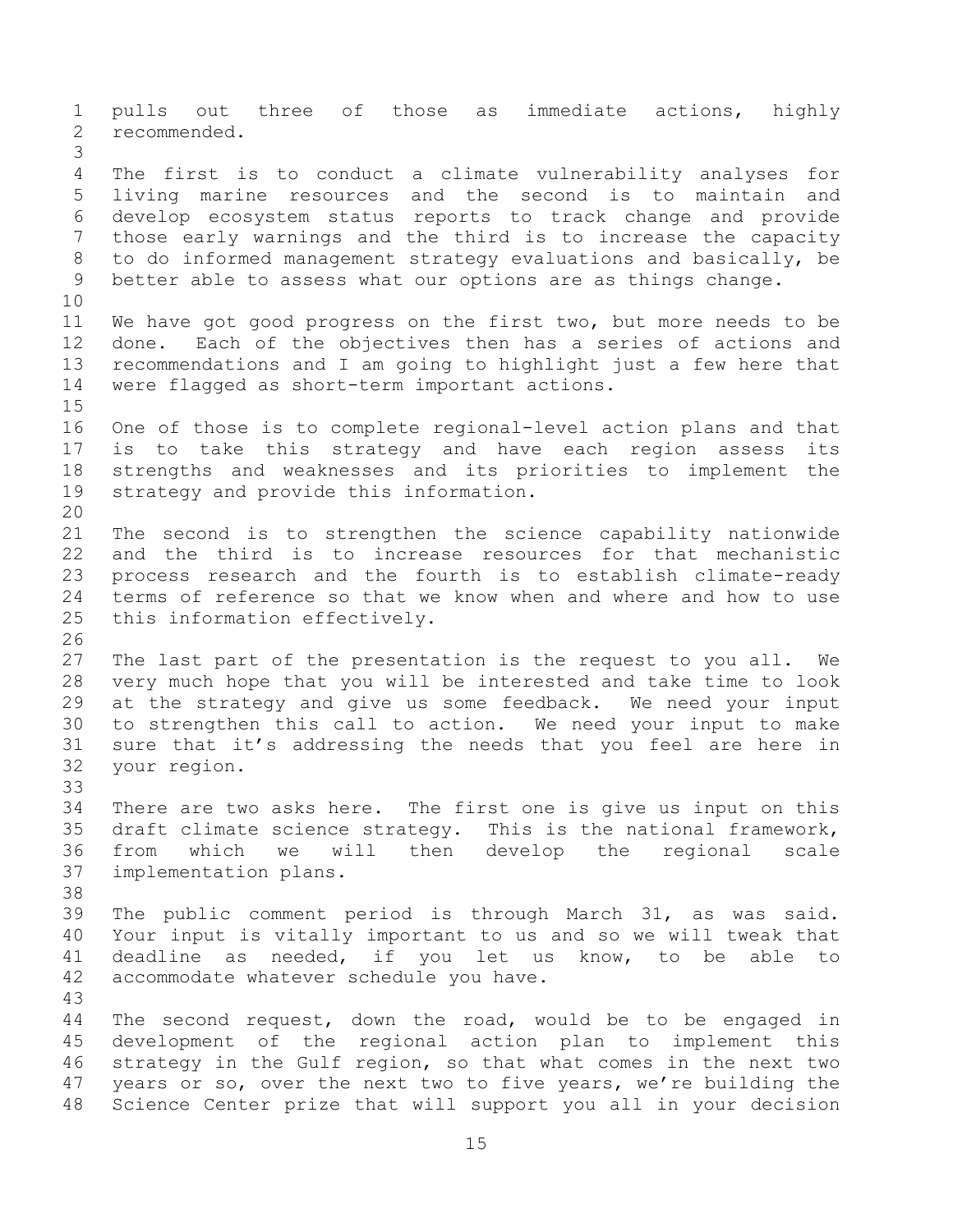pulls out three of those as immediate actions, highly recommended.

The first is to conduct a climate vulnerability analyses for living marine resources and the second is to maintain and develop ecosystem status reports to track change and provide those early warnings and the third is to increase the capacity to do informed management strategy evaluations and basically, be better able to assess what our options are as things change.

We have got good progress on the first two, but more needs to be done. Each of the objectives then has a series of actions and recommendations and I am going to highlight just a few here that were flagged as short-term important actions.

One of those is to complete regional-level action plans and that is to take this strategy and have each region assess its strengths and weaknesses and its priorities to implement the strategy and provide this information.

The second is to strengthen the science capability nationwide and the third is to increase resources for that mechanistic process research and the fourth is to establish climate-ready terms of reference so that we know when and where and how to use this information effectively.

The last part of the presentation is the request to you all. We very much hope that you will be interested and take time to look at the strategy and give us some feedback. We need your input to strengthen this call to action. We need your input to make sure that it's addressing the needs that you feel are here in your region.

There are two asks here. The first one is give us input on this draft climate science strategy. This is the national framework, from which we will then develop the regional scale implementation plans.

The public comment period is through March 31, as was said. Your input is vitally important to us and so we will tweak that deadline as needed, if you let us know, to be able to accommodate whatever schedule you have.

The second request, down the road, would be to be engaged in development of the regional action plan to implement this strategy in the Gulf region, so that what comes in the next two years or so, over the next two to five years, we're building the Science Center prize that will support you all in your decision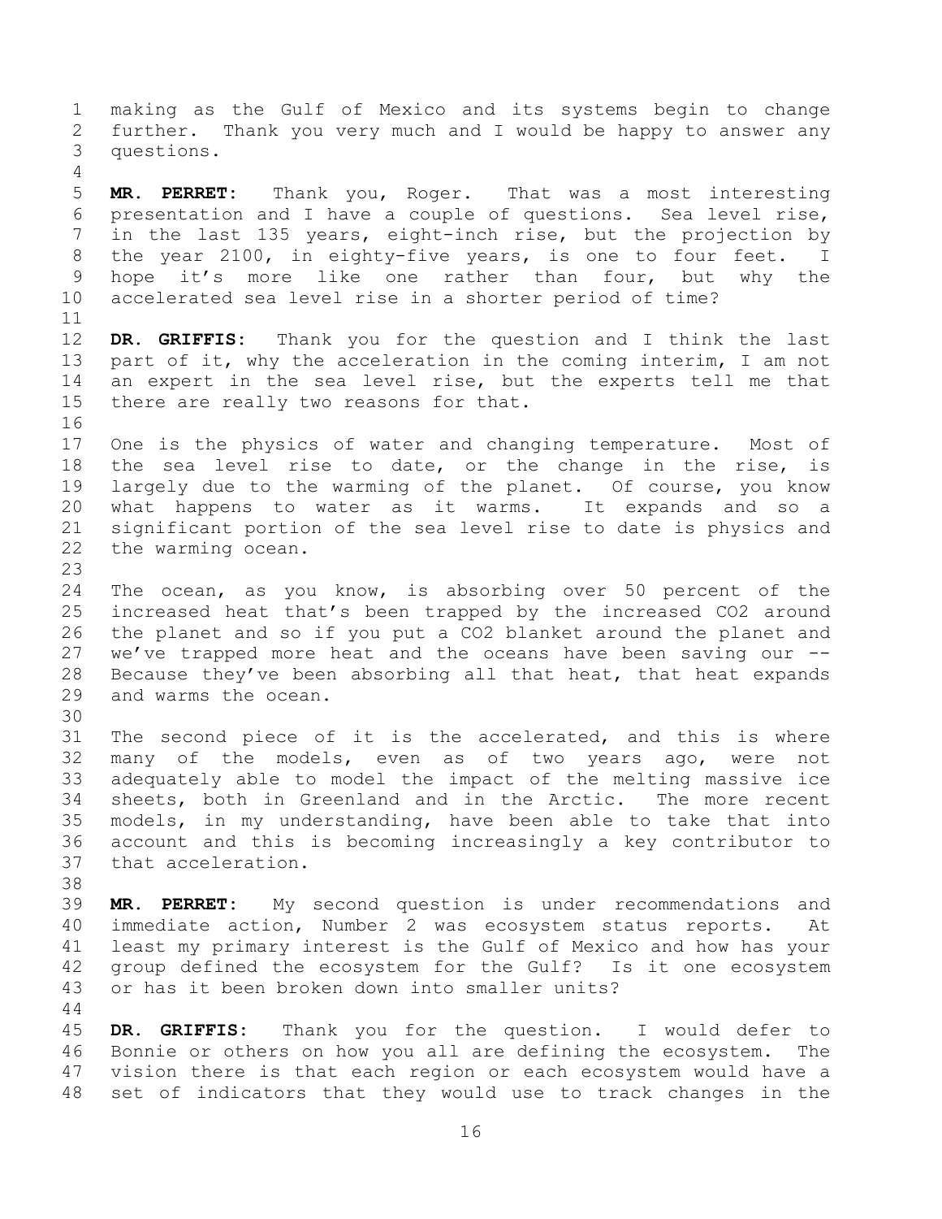making as the Gulf of Mexico and its systems begin to change further. Thank you very much and I would be happy to answer any questions.

**MR. PERRET:** Thank you, Roger. That was a most interesting presentation and I have a couple of questions. Sea level rise, in the last 135 years, eight-inch rise, but the projection by the year 2100, in eighty-five years, is one to four feet. I hope it's more like one rather than four, but why the accelerated sea level rise in a shorter period of time?

**DR. GRIFFIS:** Thank you for the question and I think the last part of it, why the acceleration in the coming interim, I am not an expert in the sea level rise, but the experts tell me that there are really two reasons for that.

One is the physics of water and changing temperature. Most of the sea level rise to date, or the change in the rise, is largely due to the warming of the planet. Of course, you know what happens to water as it warms. It expands and so a significant portion of the sea level rise to date is physics and the warming ocean.

The ocean, as you know, is absorbing over 50 percent of the increased heat that's been trapped by the increased $CO_2$ around the planet and so if you put a $CO_2$ blanket around the planet and we've trapped more heat and the oceans have been saving our -- Because they've been absorbing all that heat, that heat expands and warms the ocean.

The second piece of it is the accelerated, and this is where many of the models, even as of two years ago, were not adequately able to model the impact of the melting massive ice sheets, both in Greenland and in the Arctic. The more recent models, in my understanding, have been able to take that into account and this is becoming increasingly a key contributor to that acceleration.

**MR. PERRET:** My second question is under recommendations and immediate action, Number 2 was ecosystem status reports. At least my primary interest is the Gulf of Mexico and how has your group defined the ecosystem for the Gulf? Is it one ecosystem or has it been broken down into smaller units?

**DR. GRIFFIS:** Thank you for the question. I would defer to Bonnie or others on how you all are defining the ecosystem. The vision there is that each region or each ecosystem would have a set of indicators that they would use to track changes in the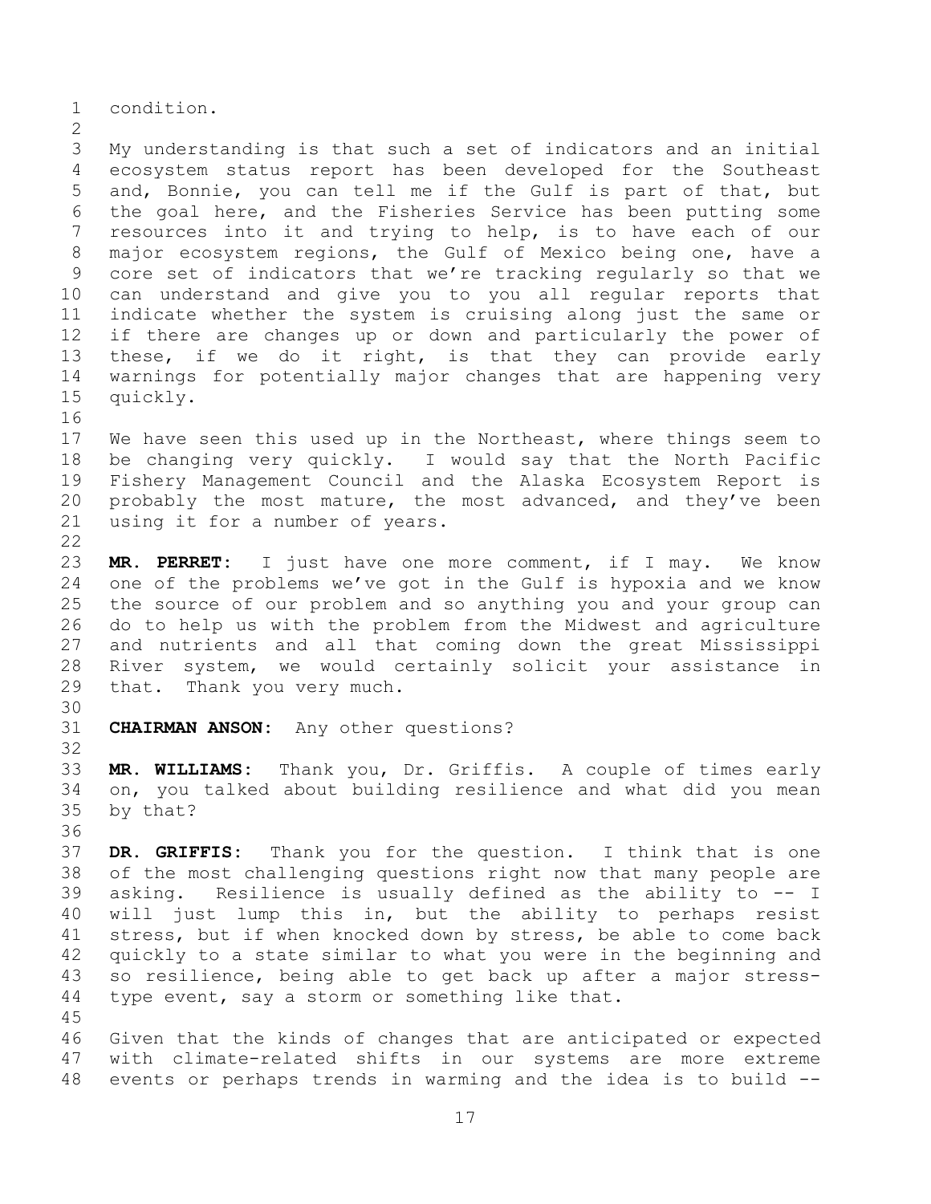condition.

My understanding is that such a set of indicators and an initial ecosystem status report has been developed for the Southeast and, Bonnie, you can tell me if the Gulf is part of that, but the goal here, and the Fisheries Service has been putting some resources into it and trying to help, is to have each of our major ecosystem regions, the Gulf of Mexico being one, have a core set of indicators that we're tracking regularly so that we can understand and give you to you all regular reports that indicate whether the system is cruising along just the same or if there are changes up or down and particularly the power of these, if we do it right, is that they can provide early warnings for potentially major changes that are happening very quickly.

We have seen this used up in the Northeast, where things seem to be changing very quickly. I would say that the North Pacific Fishery Management Council and the Alaska Ecosystem Report is probably the most mature, the most advanced, and they've been using it for a number of years.

**MR. PERRET:** I just have one more comment, if I may. We know one of the problems we've got in the Gulf is hypoxia and we know the source of our problem and so anything you and your group can do to help us with the problem from the Midwest and agriculture and nutrients and all that coming down the great Mississippi River system, we would certainly solicit your assistance in that. Thank you very much.

**CHAIRMAN ANSON:** Any other questions?

**MR. WILLIAMS:** Thank you, Dr. Griffis. A couple of times early on, you talked about building resilience and what did you mean by that?

**DR. GRIFFIS:** Thank you for the question. I think that is one of the most challenging questions right now that many people are asking. Resilience is usually defined as the ability to -- I will just lump this in, but the ability to perhaps resist stress, but if when knocked down by stress, be able to come back quickly to a state similar to what you were in the beginning and so resilience, being able to get back up after a major stress-type event, say a storm or something like that.

Given that the kinds of changes that are anticipated or expected with climate-related shifts in our systems are more extreme events or perhaps trends in warming and the idea is to build --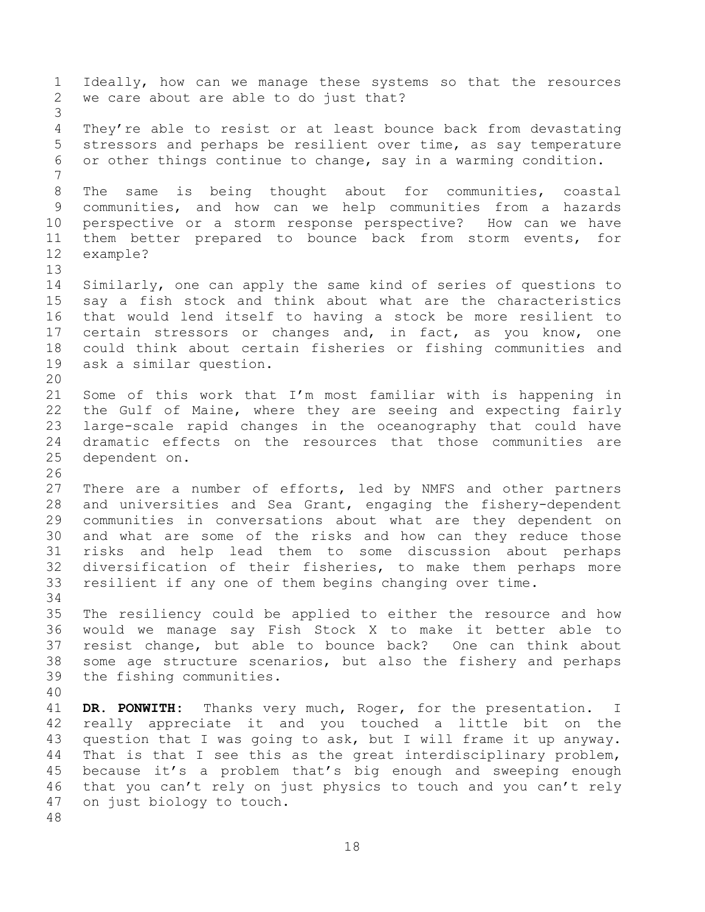Ideally, how can we manage these systems so that the resources we care about are able to do just that?

They're able to resist or at least bounce back from devastating stressors and perhaps be resilient over time, as say temperature or other things continue to change, say in a warming condition.

The same is being thought about for communities, coastal communities, and how can we help communities from a hazards perspective or a storm response perspective? How can we have them better prepared to bounce back from storm events, for example?

Similarly, one can apply the same kind of series of questions to say a fish stock and think about what are the characteristics that would lend itself to having a stock be more resilient to certain stressors or changes and, in fact, as you know, one could think about certain fisheries or fishing communities and ask a similar question.

Some of this work that I'm most familiar with is happening in the Gulf of Maine, where they are seeing and expecting fairly large-scale rapid changes in the oceanography that could have dramatic effects on the resources that those communities are dependent on.

There are a number of efforts, led by NMFS and other partners and universities and Sea Grant, engaging the fishery-dependent communities in conversations about what are they dependent on and what are some of the risks and how can they reduce those risks and help lead them to some discussion about perhaps diversification of their fisheries, to make them perhaps more resilient if any one of them begins changing over time.

The resiliency could be applied to either the resource and how would we manage say Fish Stock X to make it better able to resist change, but able to bounce back? One can think about some age structure scenarios, but also the fishery and perhaps the fishing communities.

**DR. PONWITH:** Thanks very much, Roger, for the presentation. I really appreciate it and you touched a little bit on the question that I was going to ask, but I will frame it up anyway. That is that I see this as the great interdisciplinary problem, because it's a problem that's big enough and sweeping enough that you can't rely on just physics to touch and you can't rely on just biology to touch.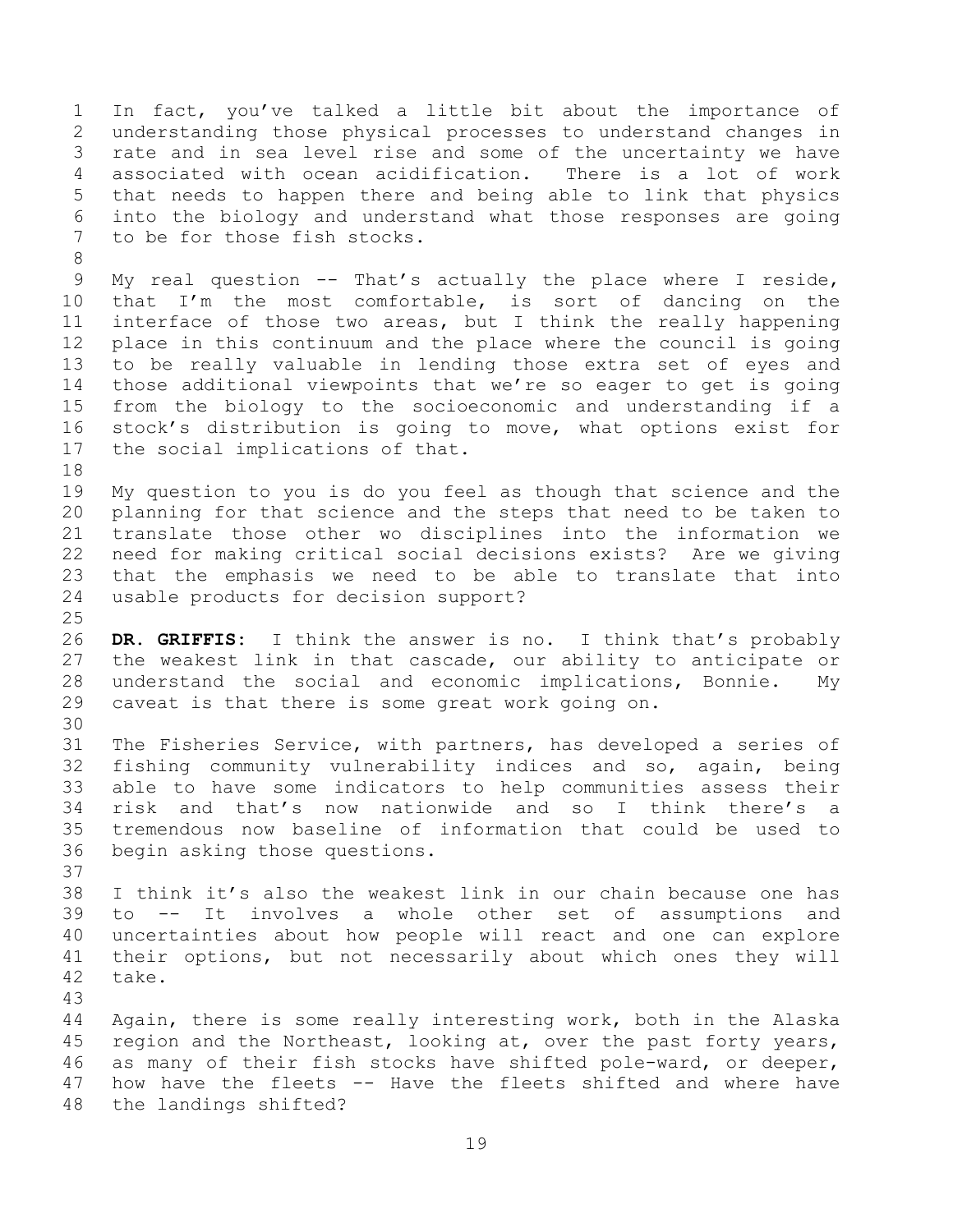In fact, you've talked a little bit about the importance of understanding those physical processes to understand changes in rate and in sea level rise and some of the uncertainty we have associated with ocean acidification. There is a lot of work that needs to happen there and being able to link that physics into the biology and understand what those responses are going to be for those fish stocks.

My real question -- That's actually the place where I reside, that I'm the most comfortable, is sort of dancing on the interface of those two areas, but I think the really happening place in this continuum and the place where the council is going to be really valuable in lending those extra set of eyes and those additional viewpoints that we're so eager to get is going from the biology to the socioeconomic and understanding if a stock's distribution is going to move, what options exist for the social implications of that.

My question to you is do you feel as though that science and the planning for that science and the steps that need to be taken to translate those other wo disciplines into the information we need for making critical social decisions exists? Are we giving that the emphasis we need to be able to translate that into usable products for decision support?

**DR. GRIFFIS:** I think the answer is no. I think that's probably the weakest link in that cascade, our ability to anticipate or understand the social and economic implications, Bonnie. My caveat is that there is some great work going on.

The Fisheries Service, with partners, has developed a series of fishing community vulnerability indices and so, again, being able to have some indicators to help communities assess their risk and that's now nationwide and so I think there's a tremendous now baseline of information that could be used to begin asking those questions.

I think it's also the weakest link in our chain because one has to -- It involves a whole other set of assumptions and uncertainties about how people will react and one can explore their options, but not necessarily about which ones they will take.

Again, there is some really interesting work, both in the Alaska region and the Northeast, looking at, over the past forty years, as many of their fish stocks have shifted pole-ward, or deeper, how have the fleets -- Have the fleets shifted and where have the landings shifted?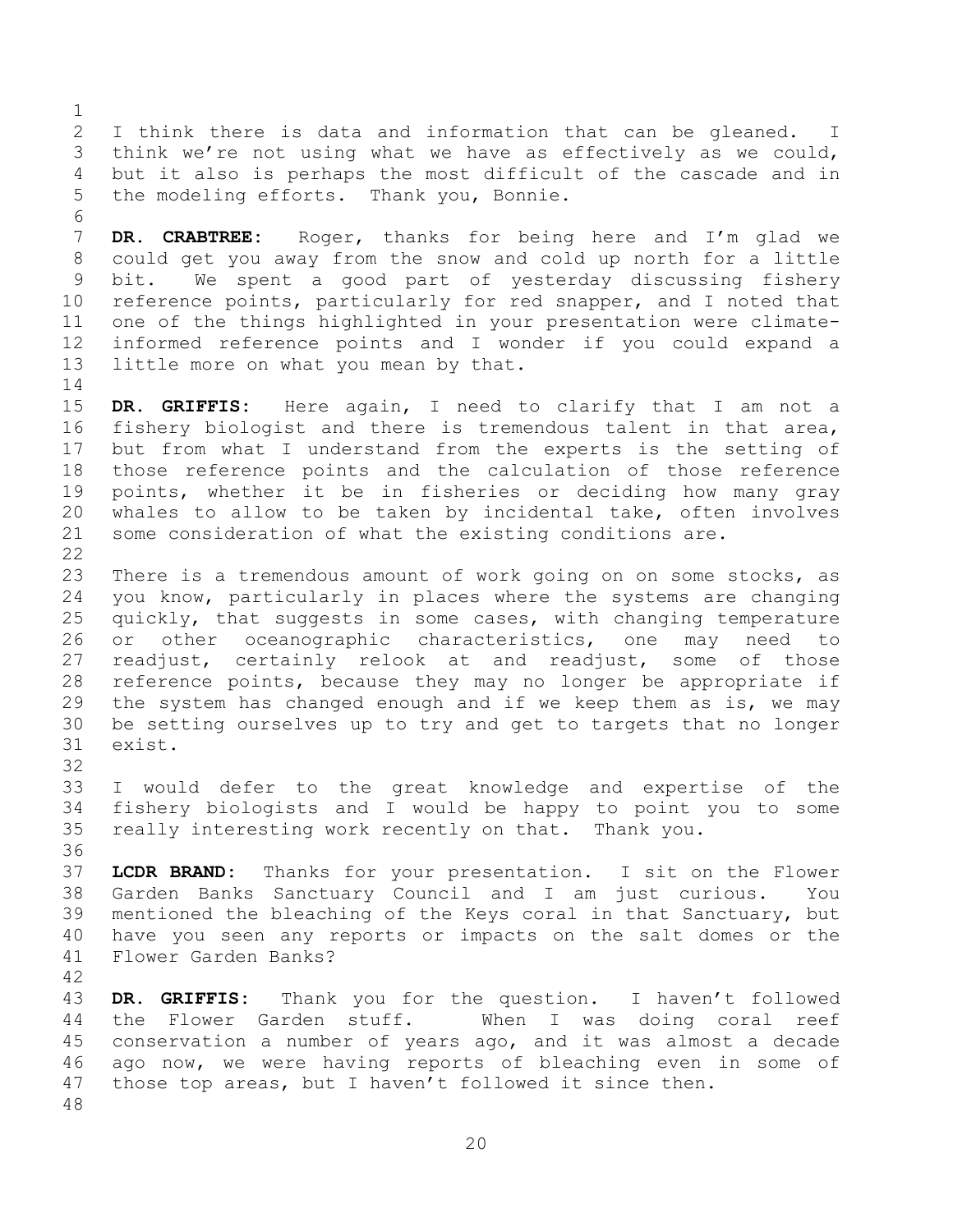I think there is data and information that can be gleaned. I think we're not using what we have as effectively as we could, but it also is perhaps the most difficult of the cascade and in the modeling efforts. Thank you, Bonnie.

**DR. CRABTREE:** Roger, thanks for being here and I'm glad we could get you away from the snow and cold up north for a little bit. We spent a good part of yesterday discussing fishery reference points, particularly for red snapper, and I noted that one of the things highlighted in your presentation were climate-informed reference points and I wonder if you could expand a little more on what you mean by that.

**DR. GRIFFIS:** Here again, I need to clarify that I am not a fishery biologist and there is tremendous talent in that area, but from what I understand from the experts is the setting of those reference points and the calculation of those reference points, whether it be in fisheries or deciding how many gray whales to allow to be taken by incidental take, often involves some consideration of what the existing conditions are.

There is a tremendous amount of work going on on some stocks, as you know, particularly in places where the systems are changing quickly, that suggests in some cases, with changing temperature or other oceanographic characteristics, one may need to readjust, certainly relook at and readjust, some of those reference points, because they may no longer be appropriate if the system has changed enough and if we keep them as is, we may be setting ourselves up to try and get to targets that no longer exist.

I would defer to the great knowledge and expertise of the fishery biologists and I would be happy to point you to some really interesting work recently on that. Thank you.

**LCDR BRAND:** Thanks for your presentation. I sit on the Flower Garden Banks Sanctuary Council and I am just curious. You mentioned the bleaching of the Keys coral in that Sanctuary, but have you seen any reports or impacts on the salt domes or the Flower Garden Banks?

**DR. GRIFFIS:** Thank you for the question. I haven't followed the Flower Garden stuff. When I was doing coral reef conservation a number of years ago, and it was almost a decade ago now, we were having reports of bleaching even in some of those top areas, but I haven't followed it since then.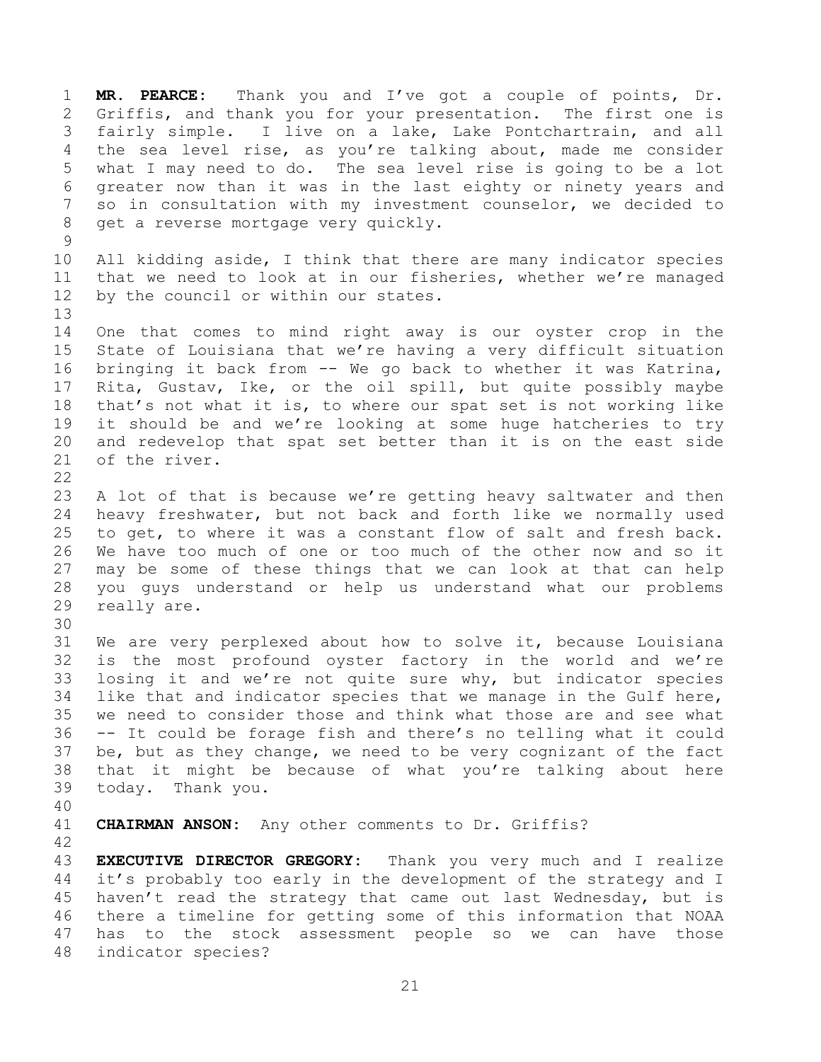**MR. PEARCE:** Thank you and I've got a couple of points, Dr. Griffis, and thank you for your presentation. The first one is fairly simple. I live on a lake, Lake Pontchartrain, and all the sea level rise, as you're talking about, made me consider what I may need to do. The sea level rise is going to be a lot greater now than it was in the last eighty or ninety years and so in consultation with my investment counselor, we decided to get a reverse mortgage very quickly.

All kidding aside, I think that there are many indicator species that we need to look at in our fisheries, whether we're managed by the council or within our states.

One that comes to mind right away is our oyster crop in the State of Louisiana that we're having a very difficult situation bringing it back from -- We go back to whether it was Katrina, Rita, Gustav, Ike, or the oil spill, but quite possibly maybe that's not what it is, to where our spat set is not working like it should be and we're looking at some huge hatcheries to try and redevelop that spat set better than it is on the east side of the river.

A lot of that is because we're getting heavy saltwater and then heavy freshwater, but not back and forth like we normally used to get, to where it was a constant flow of salt and fresh back. We have too much of one or too much of the other now and so it may be some of these things that we can look at that can help you guys understand or help us understand what our problems really are.

We are very perplexed about how to solve it, because Louisiana is the most profound oyster factory in the world and we're losing it and we're not quite sure why, but indicator species like that and indicator species that we manage in the Gulf here, we need to consider those and think what those are and see what -- It could be forage fish and there's no telling what it could be, but as they change, we need to be very cognizant of the fact that it might be because of what you're talking about here today. Thank you.

**CHAIRMAN ANSON:** Any other comments to Dr. Griffis?

**EXECUTIVE DIRECTOR GREGORY:** Thank you very much and I realize it's probably too early in the development of the strategy and I haven't read the strategy that came out last Wednesday, but is there a timeline for getting some of this information that NOAA has to the stock assessment people so we can have those indicator species?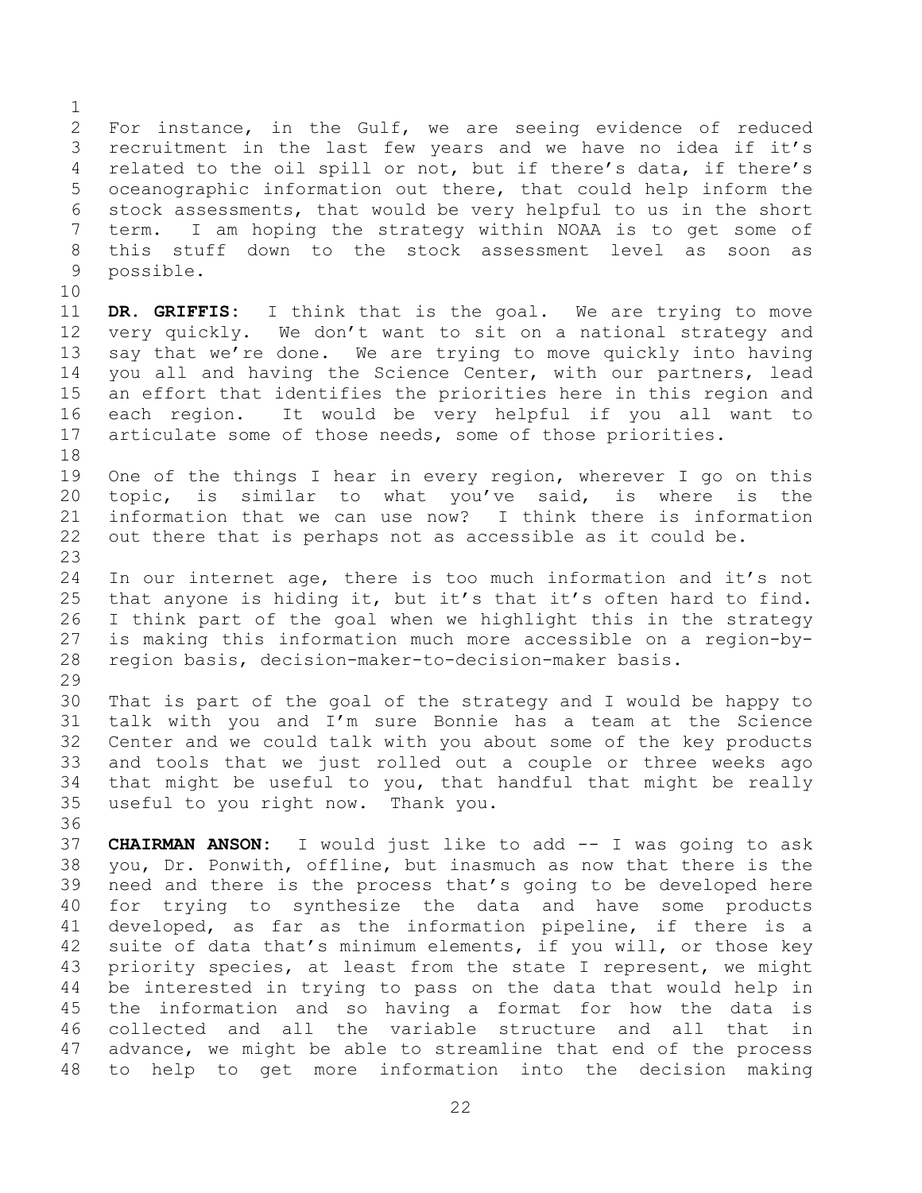For instance, in the Gulf, we are seeing evidence of reduced recruitment in the last few years and we have no idea if it's related to the oil spill or not, but if there's data, if there's oceanographic information out there, that could help inform the stock assessments, that would be very helpful to us in the short term. I am hoping the strategy within NOAA is to get some of this stuff down to the stock assessment level as soon as possible.

**DR. GRIFFIS:** I think that is the goal. We are trying to move very quickly. We don't want to sit on a national strategy and say that we're done. We are trying to move quickly into having you all and having the Science Center, with our partners, lead an effort that identifies the priorities here in this region and each region. It would be very helpful if you all want to articulate some of those needs, some of those priorities.

One of the things I hear in every region, wherever I go on this topic, is similar to what you've said, is where is the information that we can use now? I think there is information out there that is perhaps not as accessible as it could be.

In our internet age, there is too much information and it's not that anyone is hiding it, but it's that it's often hard to find. I think part of the goal when we highlight this in the strategy is making this information much more accessible on a region-by-region basis, decision-maker-to-decision-maker basis.

That is part of the goal of the strategy and I would be happy to talk with you and I'm sure Bonnie has a team at the Science Center and we could talk with you about some of the key products and tools that we just rolled out a couple or three weeks ago that might be useful to you, that handful that might be really useful to you right now. Thank you.

**CHAIRMAN ANSON:** I would just like to add -- I was going to ask you, Dr. Ponwith, offline, but inasmuch as now that there is the need and there is the process that's going to be developed here for trying to synthesize the data and have some products developed, as far as the information pipeline, if there is a suite of data that's minimum elements, if you will, or those key priority species, at least from the state I represent, we might be interested in trying to pass on the data that would help in the information and so having a format for how the data is collected and all the variable structure and all that in advance, we might be able to streamline that end of the process to help to get more information into the decision making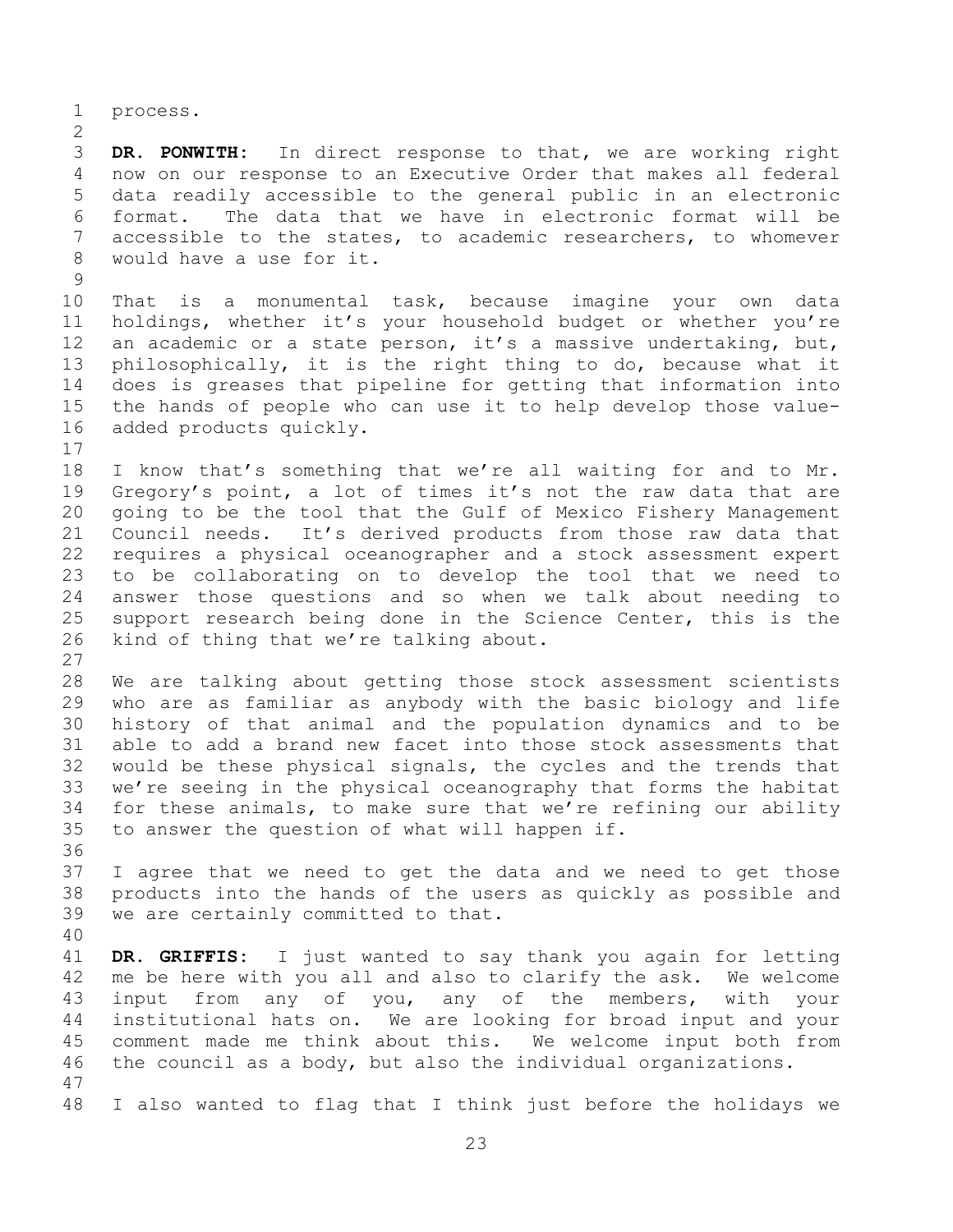process.

**DR. PONWITH:** In direct response to that, we are working right now on our response to an Executive Order that makes all federal data readily accessible to the general public in an electronic format. The data that we have in electronic format will be accessible to the states, to academic researchers, to whomever would have a use for it.

That is a monumental task, because imagine your own data holdings, whether it's your household budget or whether you're an academic or a state person, it's a massive undertaking, but, philosophically, it is the right thing to do, because what it does is greases that pipeline for getting that information into the hands of people who can use it to help develop those value-added products quickly.

I know that's something that we're all waiting for and to Mr. Gregory's point, a lot of times it's not the raw data that are going to be the tool that the Gulf of Mexico Fishery Management Council needs. It's derived products from those raw data that requires a physical oceanographer and a stock assessment expert to be collaborating on to develop the tool that we need to answer those questions and so when we talk about needing to support research being done in the Science Center, this is the kind of thing that we're talking about.

We are talking about getting those stock assessment scientists who are as familiar as anybody with the basic biology and life history of that animal and the population dynamics and to be able to add a brand new facet into those stock assessments that would be these physical signals, the cycles and the trends that we're seeing in the physical oceanography that forms the habitat for these animals, to make sure that we're refining our ability to answer the question of what will happen if.

I agree that we need to get the data and we need to get those products into the hands of the users as quickly as possible and we are certainly committed to that.

**DR. GRIFFIS:** I just wanted to say thank you again for letting me be here with you all and also to clarify the ask. We welcome input from any of you, any of the members, with your institutional hats on. We are looking for broad input and your comment made me think about this. We welcome input both from the council as a body, but also the individual organizations.

I also wanted to flag that I think just before the holidays we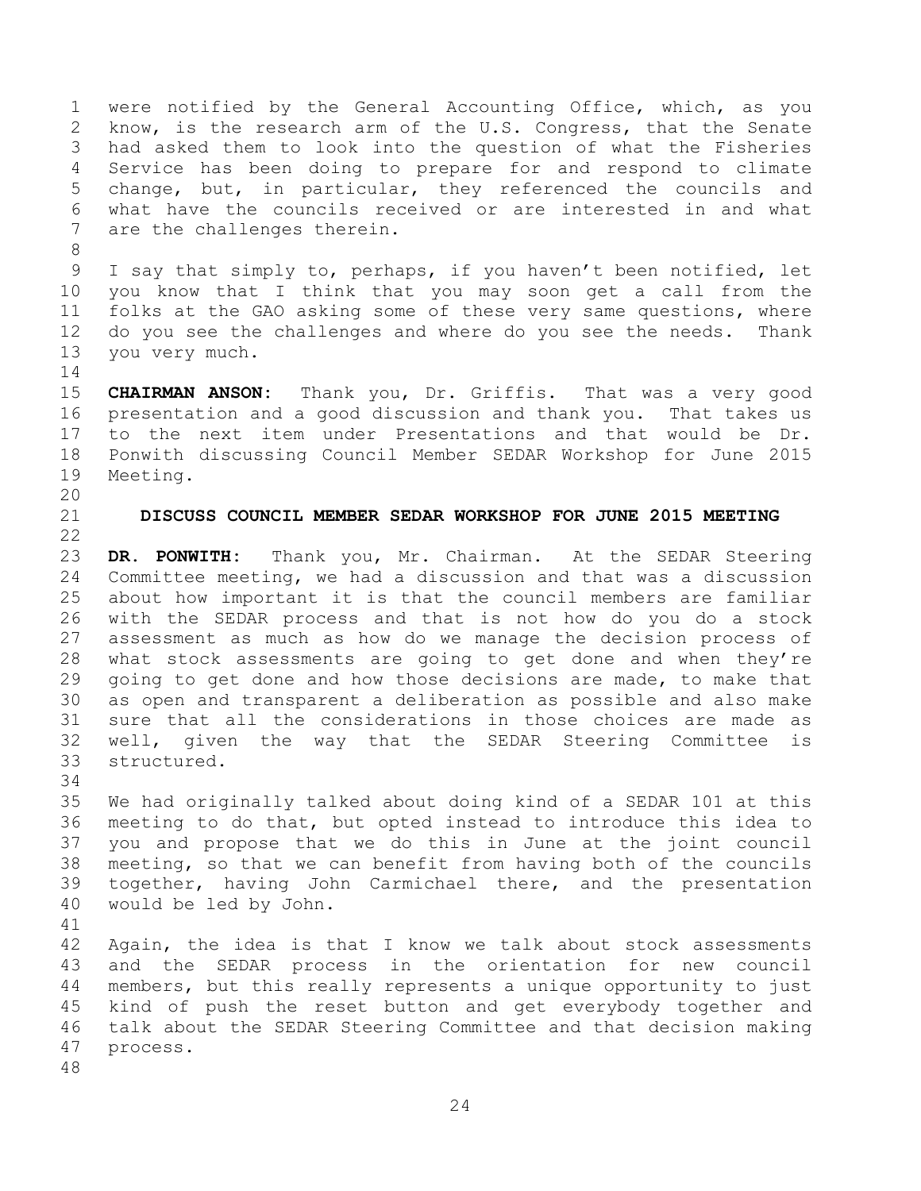were notified by the General Accounting Office, which, as you know, is the research arm of the U.S. Congress, that the Senate had asked them to look into the question of what the Fisheries Service has been doing to prepare for and respond to climate change, but, in particular, they referenced the councils and what have the councils received or are interested in and what are the challenges therein.

I say that simply to, perhaps, if you haven't been notified, let you know that I think that you may soon get a call from the folks at the GAO asking some of these very same questions, where do you see the challenges and where do you see the needs. Thank you very much.

**CHAIRMAN ANSON:** Thank you, Dr. Griffis. That was a very good presentation and a good discussion and thank you. That takes us to the next item under Presentations and that would be Dr. Ponwith discussing Council Member SEDAR Workshop for June 2015 Meeting.

## DISCUSS COUNCIL MEMBER SEDAR WORKSHOP FOR JUNE 2015 MEETING

**DR. PONWITH:** Thank you, Mr. Chairman. At the SEDAR Steering Committee meeting, we had a discussion and that was a discussion about how important it is that the council members are familiar with the SEDAR process and that is not how do you do a stock assessment as much as how do we manage the decision process of what stock assessments are going to get done and when they're going to get done and how those decisions are made, to make that as open and transparent a deliberation as possible and also make sure that all the considerations in those choices are made as well, given the way that the SEDAR Steering Committee is structured.

We had originally talked about doing kind of a SEDAR 101 at this meeting to do that, but opted instead to introduce this idea to you and propose that we do this in June at the joint council meeting, so that we can benefit from having both of the councils together, having John Carmichael there, and the presentation would be led by John.

Again, the idea is that I know we talk about stock assessments and the SEDAR process in the orientation for new council members, but this really represents a unique opportunity to just kind of push the reset button and get everybody together and talk about the SEDAR Steering Committee and that decision making process.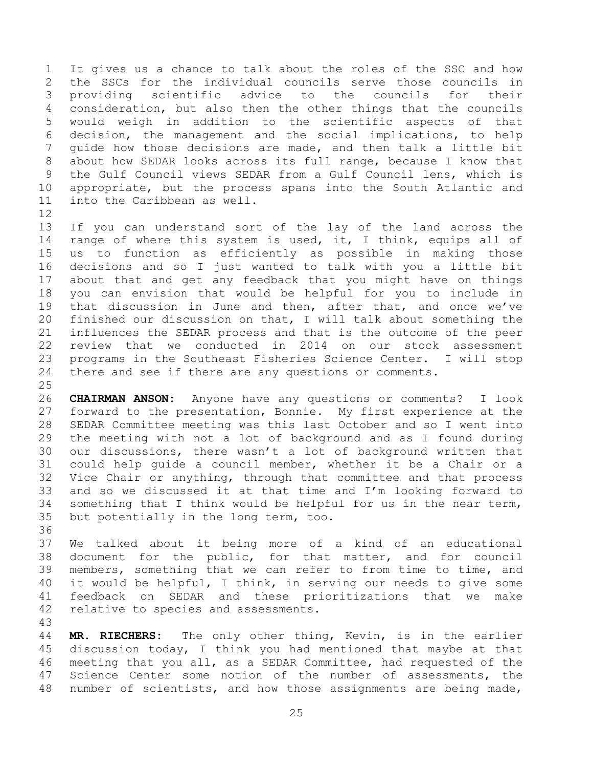It gives us a chance to talk about the roles of the SSC and how the SSCs for the individual councils serve those councils in providing scientific advice to the councils for their consideration, but also then the other things that the councils would weigh in addition to the scientific aspects of that decision, the management and the social implications, to help guide how those decisions are made, and then talk a little bit about how SEDAR looks across its full range, because I know that the Gulf Council views SEDAR from a Gulf Council lens, which is appropriate, but the process spans into the South Atlantic and into the Caribbean as well.

If you can understand sort of the lay of the land across the range of where this system is used, it, I think, equips all of us to function as efficiently as possible in making those decisions and so I just wanted to talk with you a little bit about that and get any feedback that you might have on things you can envision that would be helpful for you to include in that discussion in June and then, after that, and once we've finished our discussion on that, I will talk about something the influences the SEDAR process and that is the outcome of the peer review that we conducted in 2014 on our stock assessment programs in the Southeast Fisheries Science Center. I will stop there and see if there are any questions or comments.

**CHAIRMAN ANSON:** Anyone have any questions or comments? I look forward to the presentation, Bonnie. My first experience at the SEDAR Committee meeting was this last October and so I went into the meeting with not a lot of background and as I found during our discussions, there wasn't a lot of background written that could help guide a council member, whether it be a Chair or a Vice Chair or anything, through that committee and that process and so we discussed it at that time and I'm looking forward to something that I think would be helpful for us in the near term, but potentially in the long term, too.

We talked about it being more of a kind of an educational document for the public, for that matter, and for council members, something that we can refer to from time to time, and it would be helpful, I think, in serving our needs to give some feedback on SEDAR and these prioritizations that we make relative to species and assessments.

**MR. RIECHERS:** The only other thing, Kevin, is in the earlier discussion today, I think you had mentioned that maybe at that meeting that you all, as a SEDAR Committee, had requested of the Science Center some notion of the number of assessments, the number of scientists, and how those assignments are being made,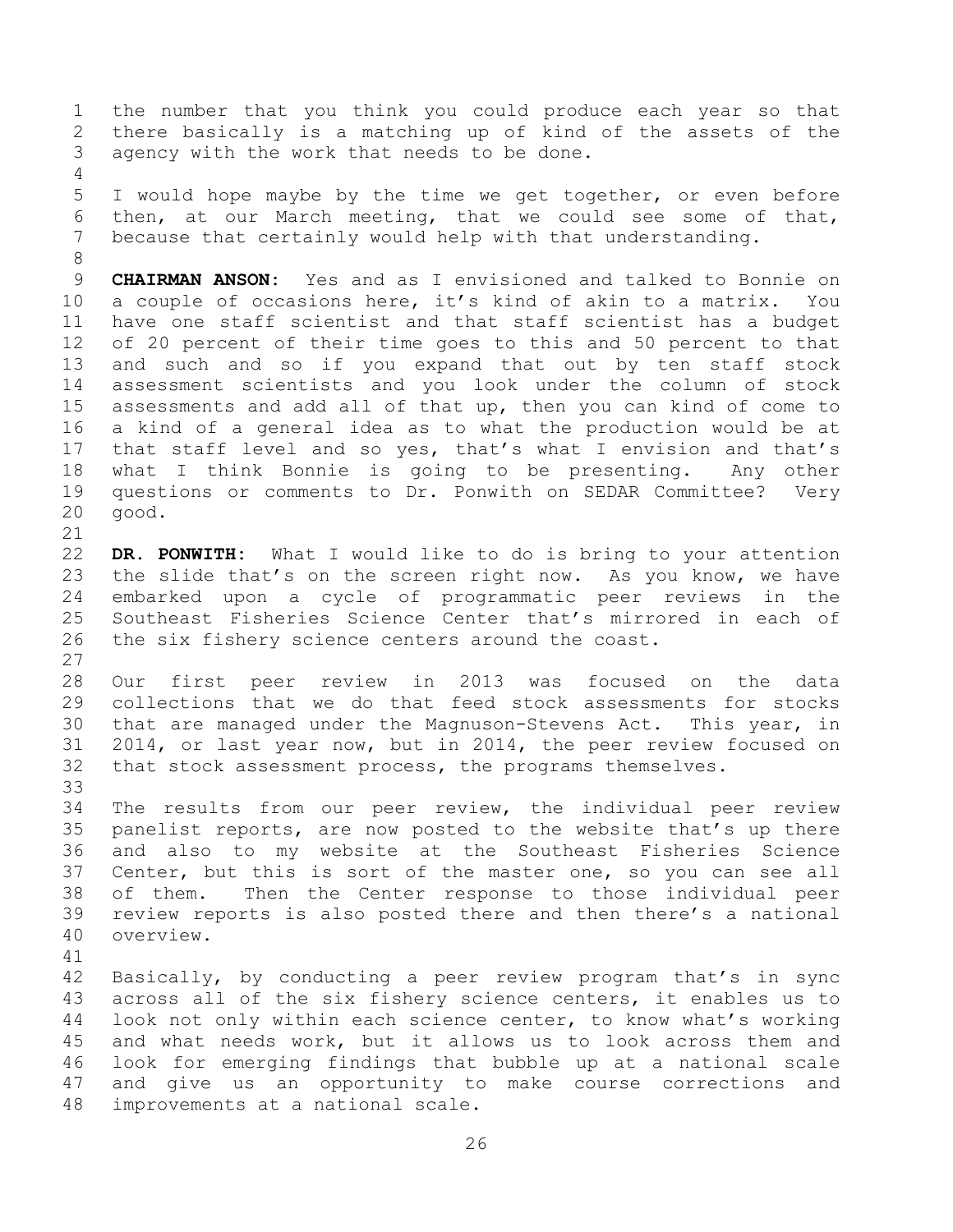the number that you think you could produce each year so that there basically is a matching up of kind of the assets of the agency with the work that needs to be done.

I would hope maybe by the time we get together, or even before then, at our March meeting, that we could see some of that, because that certainly would help with that understanding.

**CHAIRMAN ANSON:** Yes and as I envisioned and talked to Bonnie on a couple of occasions here, it's kind of akin to a matrix. You have one staff scientist and that staff scientist has a budget of 20 percent of their time goes to this and 50 percent to that and such and so if you expand that out by ten staff stock assessment scientists and you look under the column of stock assessments and add all of that up, then you can kind of come to a kind of a general idea as to what the production would be at that staff level and so yes, that's what I envision and that's what I think Bonnie is going to be presenting. Any other questions or comments to Dr. Ponwith on SEDAR Committee? Very good.

**DR. PONWITH:** What I would like to do is bring to your attention the slide that's on the screen right now. As you know, we have embarked upon a cycle of programmatic peer reviews in the Southeast Fisheries Science Center that's mirrored in each of the six fishery science centers around the coast.

Our first peer review in 2013 was focused on the data collections that we do that feed stock assessments for stocks that are managed under the Magnuson-Stevens Act. This year, in 2014, or last year now, but in 2014, the peer review focused on that stock assessment process, the programs themselves.

The results from our peer review, the individual peer review panelist reports, are now posted to the website that's up there and also to my website at the Southeast Fisheries Science Center, but this is sort of the master one, so you can see all of them. Then the Center response to those individual peer review reports is also posted there and then there's a national overview.

Basically, by conducting a peer review program that's in sync across all of the six fishery science centers, it enables us to look not only within each science center, to know what's working and what needs work, but it allows us to look across them and look for emerging findings that bubble up at a national scale and give us an opportunity to make course corrections and improvements at a national scale.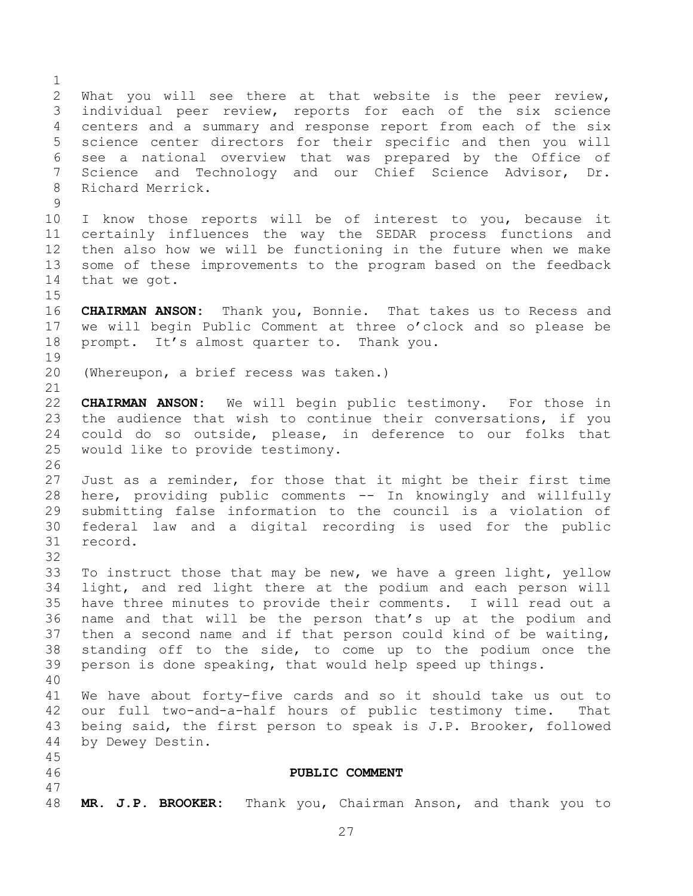What you will see there at that website is the peer review, individual peer review, reports for each of the six science centers and a summary and response report from each of the six science center directors for their specific and then you will see a national overview that was prepared by the Office of Science and Technology and our Chief Science Advisor, Dr. Richard Merrick.

I know those reports will be of interest to you, because it certainly influences the way the SEDAR process functions and then also how we will be functioning in the future when we make some of these improvements to the program based on the feedback that we got.

**CHAIRMAN ANSON:** Thank you, Bonnie. That takes us to Recess and we will begin Public Comment at three o'clock and so please be prompt. It's almost quarter to. Thank you.

(Whereupon, a brief recess was taken.)

**CHAIRMAN ANSON:** We will begin public testimony. For those in the audience that wish to continue their conversations, if you could do so outside, please, in deference to our folks that would like to provide testimony.

Just as a reminder, for those that it might be their first time here, providing public comments -- In knowingly and willfully submitting false information to the council is a violation of federal law and a digital recording is used for the public record.

To instruct those that may be new, we have a green light, yellow light, and red light there at the podium and each person will have three minutes to provide their comments. I will read out a name and that will be the person that's up at the podium and then a second name and if that person could kind of be waiting, standing off to the side, to come up to the podium once the person is done speaking, that would help speed up things.

We have about forty-five cards and so it should take us out to our full two-and-a-half hours of public testimony time. That being said, the first person to speak is J.P. Brooker, followed by Dewey Destin.

## PUBLIC COMMENT

**MR. J.P. BROOKER:** Thank you, Chairman Anson, and thank you to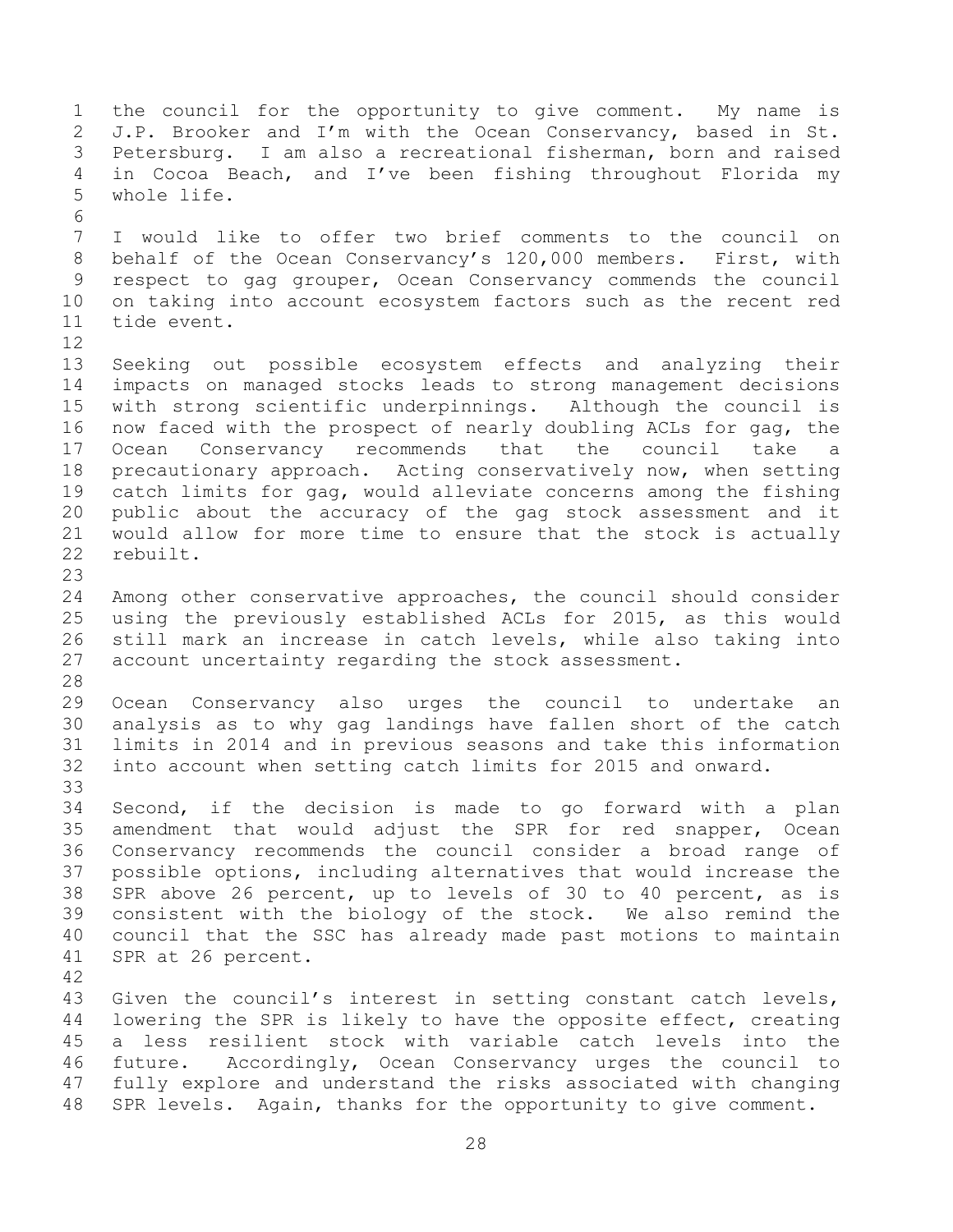the council for the opportunity to give comment. My name is J.P. Brooker and I'm with the Ocean Conservancy, based in St. Petersburg. I am also a recreational fisherman, born and raised in Cocoa Beach, and I've been fishing throughout Florida my whole life.

I would like to offer two brief comments to the council on behalf of the Ocean Conservancy's 120,000 members. First, with respect to gag grouper, Ocean Conservancy commends the council on taking into account ecosystem factors such as the recent red tide event.

Seeking out possible ecosystem effects and analyzing their impacts on managed stocks leads to strong management decisions with strong scientific underpinnings. Although the council is now faced with the prospect of nearly doubling ACLs for gag, the Ocean Conservancy recommends that the council take a precautionary approach. Acting conservatively now, when setting catch limits for gag, would alleviate concerns among the fishing public about the accuracy of the gag stock assessment and it would allow for more time to ensure that the stock is actually rebuilt.

Among other conservative approaches, the council should consider using the previously established ACLs for 2015, as this would still mark an increase in catch levels, while also taking into account uncertainty regarding the stock assessment.

Ocean Conservancy also urges the council to undertake an analysis as to why gag landings have fallen short of the catch limits in 2014 and in previous seasons and take this information into account when setting catch limits for 2015 and onward.

Second, if the decision is made to go forward with a plan amendment that would adjust the SPR for red snapper, Ocean Conservancy recommends the council consider a broad range of possible options, including alternatives that would increase the SPR above 26 percent, up to levels of 30 to 40 percent, as is consistent with the biology of the stock. We also remind the council that the SSC has already made past motions to maintain SPR at 26 percent.

Given the council's interest in setting constant catch levels, lowering the SPR is likely to have the opposite effect, creating a less resilient stock with variable catch levels into the future. Accordingly, Ocean Conservancy urges the council to fully explore and understand the risks associated with changing SPR levels. Again, thanks for the opportunity to give comment.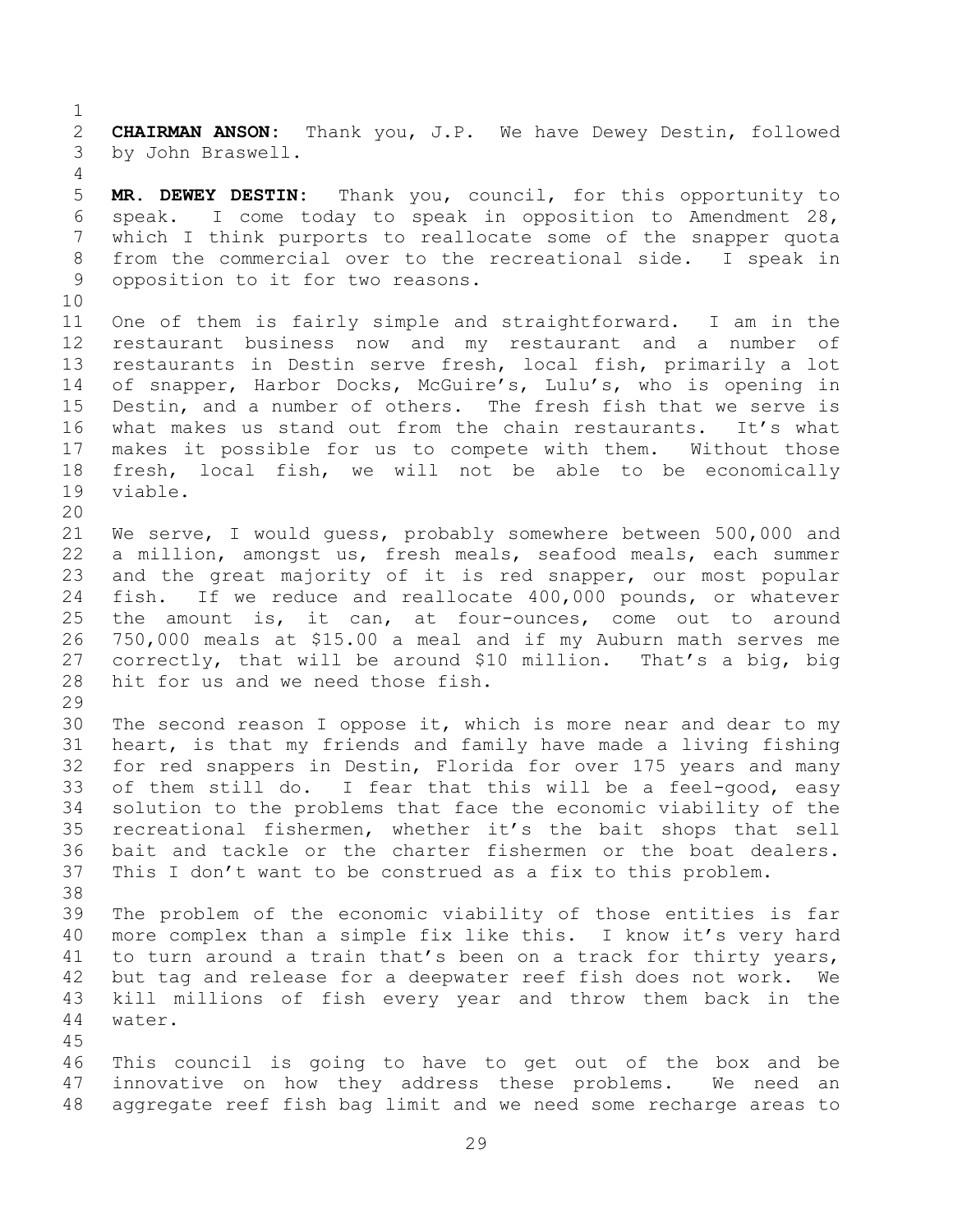**CHAIRMAN ANSON:** Thank you, J.P. We have Dewey Destin, followed by John Braswell.

**MR. DEWEY DESTIN:** Thank you, council, for this opportunity to speak. I come today to speak in opposition to Amendment 28, which I think purports to reallocate some of the snapper quota from the commercial over to the recreational side. I speak in opposition to it for two reasons.

One of them is fairly simple and straightforward. I am in the restaurant business now and my restaurant and a number of restaurants in Destin serve fresh, local fish, primarily a lot of snapper, Harbor Docks, McGuire's, Lulu's, who is opening in Destin, and a number of others. The fresh fish that we serve is what makes us stand out from the chain restaurants. It's what makes it possible for us to compete with them. Without those fresh, local fish, we will not be able to be economically viable.

We serve, I would guess, probably somewhere between 500,000 and a million, amongst us, fresh meals, seafood meals, each summer and the great majority of it is red snapper, our most popular fish. If we reduce and reallocate 400,000 pounds, or whatever the amount is, it can, at four-ounces, come out to around 750,000 meals at $15.00 a meal and if my Auburn math serves me correctly, that will be around $10 million. That's a big, big hit for us and we need those fish.

The second reason I oppose it, which is more near and dear to my heart, is that my friends and family have made a living fishing for red snappers in Destin, Florida for over 175 years and many of them still do. I fear that this will be a feel-good, easy solution to the problems that face the economic viability of the recreational fishermen, whether it's the bait shops that sell bait and tackle or the charter fishermen or the boat dealers. This I don't want to be construed as a fix to this problem.

The problem of the economic viability of those entities is far more complex than a simple fix like this. I know it's very hard to turn around a train that's been on a track for thirty years, but tag and release for a deepwater reef fish does not work. We kill millions of fish every year and throw them back in the water.

This council is going to have to get out of the box and be innovative on how they address these problems. We need an aggregate reef fish bag limit and we need some recharge areas to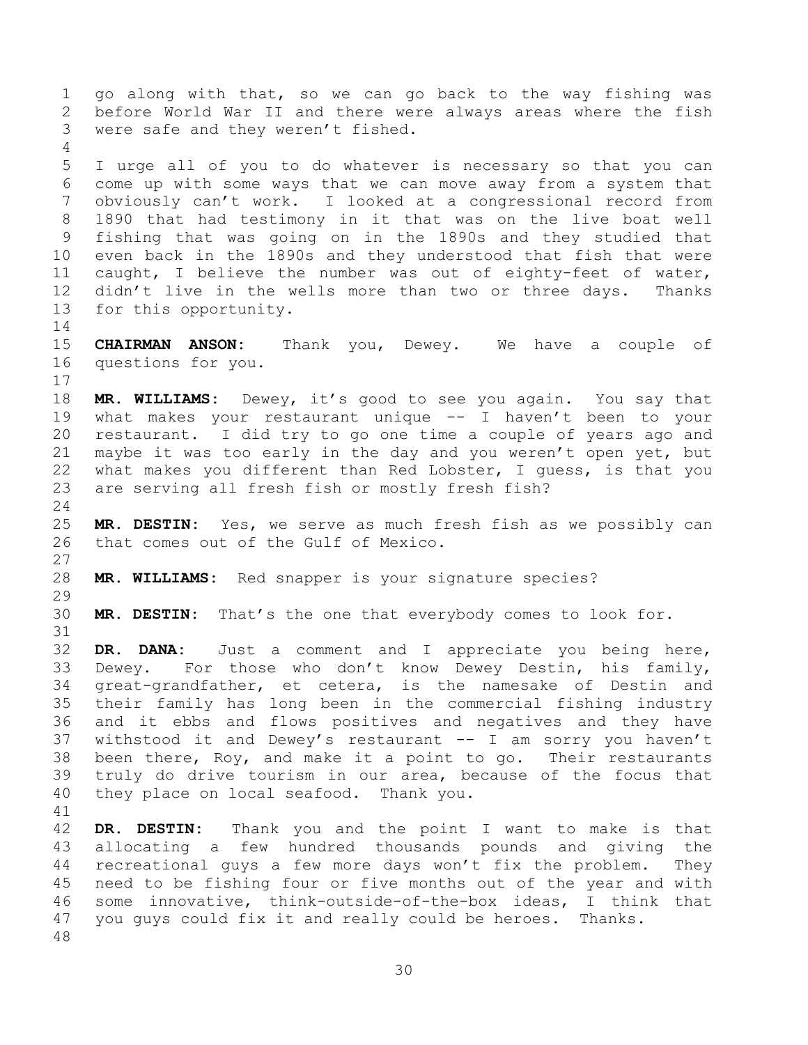go along with that, so we can go back to the way fishing was before World War II and there were always areas where the fish were safe and they weren't fished.

I urge all of you to do whatever is necessary so that you can come up with some ways that we can move away from a system that obviously can't work. I looked at a congressional record from 1890 that had testimony in it that was on the live boat well fishing that was going on in the 1890s and they studied that even back in the 1890s and they understood that fish that were caught, I believe the number was out of eighty-feet of water, didn't live in the wells more than two or three days. Thanks for this opportunity.

**CHAIRMAN ANSON:** Thank you, Dewey. We have a couple of questions for you.

**MR. WILLIAMS:** Dewey, it's good to see you again. You say that what makes your restaurant unique -- I haven't been to your restaurant. I did try to go one time a couple of years ago and maybe it was too early in the day and you weren't open yet, but what makes you different than Red Lobster, I guess, is that you are serving all fresh fish or mostly fresh fish?

**MR. DESTIN:** Yes, we serve as much fresh fish as we possibly can that comes out of the Gulf of Mexico.

**MR. WILLIAMS:** Red snapper is your signature species?

**MR. DESTIN:** That's the one that everybody comes to look for.

**DR. DANA:** Just a comment and I appreciate you being here, Dewey. For those who don't know Dewey Destin, his family, great-grandfather, et cetera, is the namesake of Destin and their family has long been in the commercial fishing industry and it ebbs and flows positives and negatives and they have withstood it and Dewey's restaurant -- I am sorry you haven't been there, Roy, and make it a point to go. Their restaurants truly do drive tourism in our area, because of the focus that they place on local seafood. Thank you.

**DR. DESTIN:** Thank you and the point I want to make is that allocating a few hundred thousands pounds and giving the recreational guys a few more days won't fix the problem. They need to be fishing four or five months out of the year and with some innovative, think-outside-of-the-box ideas, I think that you guys could fix it and really could be heroes. Thanks.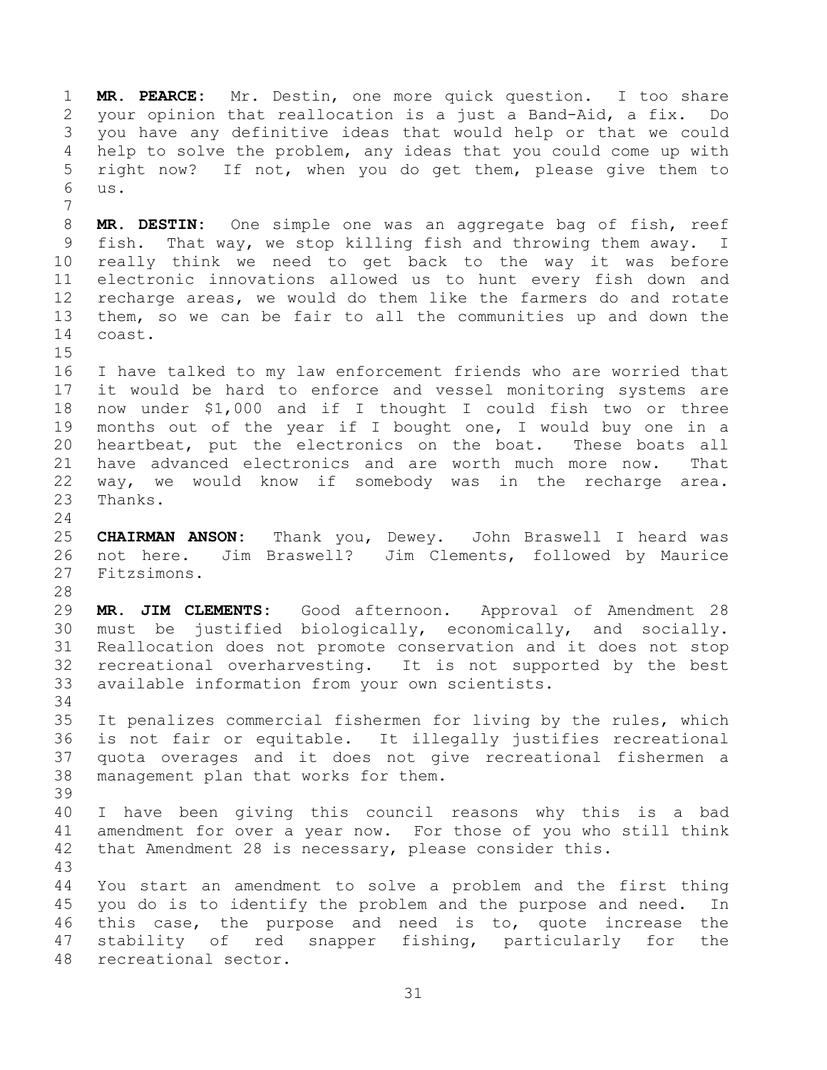**MR. PEARCE:** Mr. Destin, one more quick question. I too share your opinion that reallocation is a just a Band-Aid, a fix. Do you have any definitive ideas that would help or that we could help to solve the problem, any ideas that you could come up with right now? If not, when you do get them, please give them to us.

**MR. DESTIN:** One simple one was an aggregate bag of fish, reef fish. That way, we stop killing fish and throwing them away. I really think we need to get back to the way it was before electronic innovations allowed us to hunt every fish down and recharge areas, we would do them like the farmers do and rotate them, so we can be fair to all the communities up and down the coast.

I have talked to my law enforcement friends who are worried that it would be hard to enforce and vessel monitoring systems are now under $1,000 and if I thought I could fish two or three months out of the year if I bought one, I would buy one in a heartbeat, put the electronics on the boat. These boats all have advanced electronics and are worth much more now. That way, we would know if somebody was in the recharge area. Thanks.

**CHAIRMAN ANSON:** Thank you, Dewey. John Braswell I heard was not here. Jim Braswell? Jim Clements, followed by Maurice Fitzsimons.

**MR. JIM CLEMENTS:** Good afternoon. Approval of Amendment 28 must be justified biologically, economically, and socially. Reallocation does not promote conservation and it does not stop recreational overharvesting. It is not supported by the best available information from your own scientists.

It penalizes commercial fishermen for living by the rules, which is not fair or equitable. It illegally justifies recreational quota overages and it does not give recreational fishermen a management plan that works for them.

I have been giving this council reasons why this is a bad amendment for over a year now. For those of you who still think that Amendment 28 is necessary, please consider this.

You start an amendment to solve a problem and the first thing you do is to identify the problem and the purpose and need. In this case, the purpose and need is to, quote increase the stability of red snapper fishing, particularly for the recreational sector.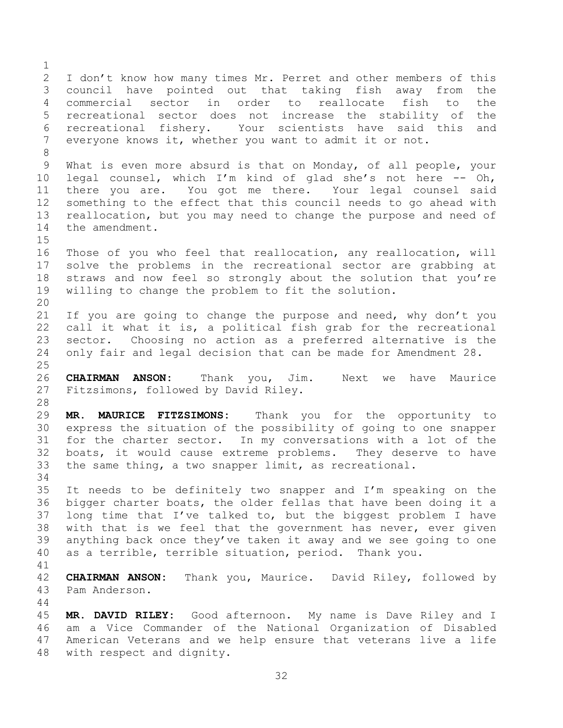I don't know how many times Mr. Perret and other members of this council have pointed out that taking fish away from the commercial sector in order to reallocate fish to the recreational sector does not increase the stability of the recreational fishery. Your scientists have said this and everyone knows it, whether you want to admit it or not.

What is even more absurd is that on Monday, of all people, your legal counsel, which I'm kind of glad she's not here -- Oh, there you are. You got me there. Your legal counsel said something to the effect that this council needs to go ahead with reallocation, but you may need to change the purpose and need of the amendment.

Those of you who feel that reallocation, any reallocation, will solve the problems in the recreational sector are grabbing at straws and now feel so strongly about the solution that you're willing to change the problem to fit the solution.

If you are going to change the purpose and need, why don't you call it what it is, a political fish grab for the recreational sector. Choosing no action as a preferred alternative is the only fair and legal decision that can be made for Amendment 28.

**CHAIRMAN ANSON:** Thank you, Jim. Next we have Maurice Fitzsimons, followed by David Riley.

**MR. MAURICE FITZSIMONS:** Thank you for the opportunity to express the situation of the possibility of going to one snapper for the charter sector. In my conversations with a lot of the boats, it would cause extreme problems. They deserve to have the same thing, a two snapper limit, as recreational.

It needs to be definitely two snapper and I'm speaking on the bigger charter boats, the older fellas that have been doing it a long time that I've talked to, but the biggest problem I have with that is we feel that the government has never, ever given anything back once they've taken it away and we see going to one as a terrible, terrible situation, period. Thank you.

**CHAIRMAN ANSON:** Thank you, Maurice. David Riley, followed by Pam Anderson.

**MR. DAVID RILEY:** Good afternoon. My name is Dave Riley and I am a Vice Commander of the National Organization of Disabled American Veterans and we help ensure that veterans live a life with respect and dignity.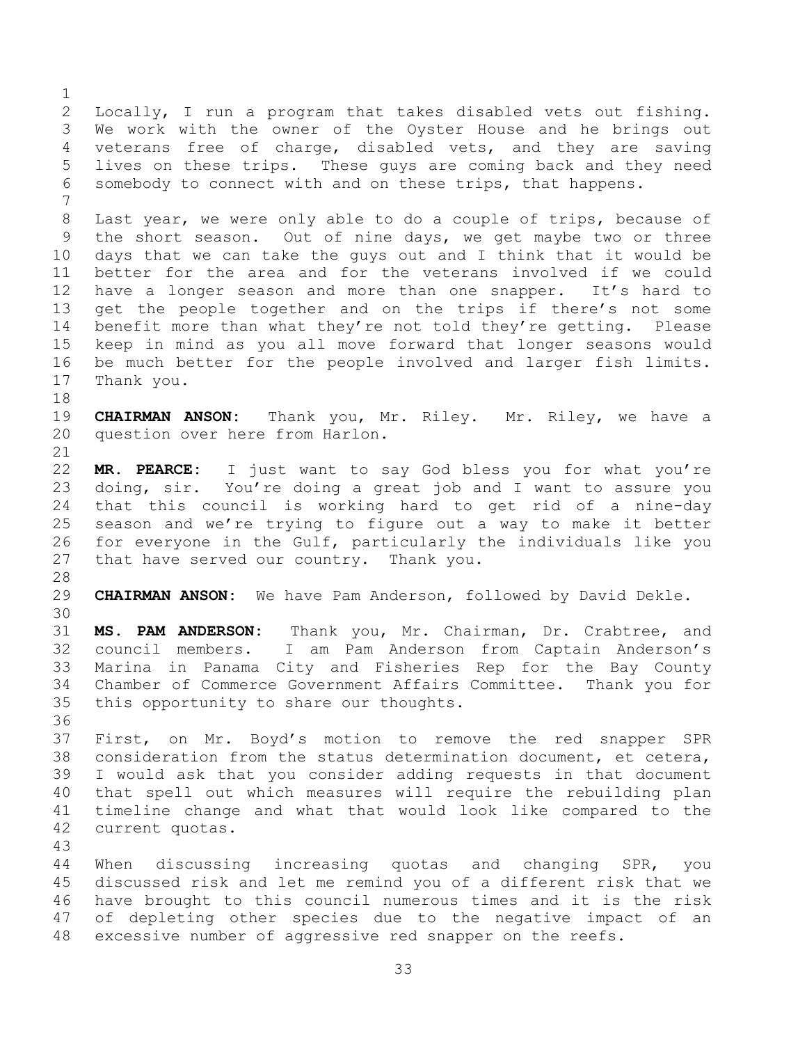Locally, I run a program that takes disabled vets out fishing. We work with the owner of the Oyster House and he brings out veterans free of charge, disabled vets, and they are saving lives on these trips. These guys are coming back and they need somebody to connect with and on these trips, that happens.

Last year, we were only able to do a couple of trips, because of the short season. Out of nine days, we get maybe two or three days that we can take the guys out and I think that it would be better for the area and for the veterans involved if we could have a longer season and more than one snapper. It's hard to get the people together and on the trips if there's not some benefit more than what they're not told they're getting. Please keep in mind as you all move forward that longer seasons would be much better for the people involved and larger fish limits. Thank you.

**CHAIRMAN ANSON:** Thank you, Mr. Riley. Mr. Riley, we have a question over here from Harlon.

**MR. PEARCE:** I just want to say God bless you for what you're doing, sir. You're doing a great job and I want to assure you that this council is working hard to get rid of a nine-day season and we're trying to figure out a way to make it better for everyone in the Gulf, particularly the individuals like you that have served our country. Thank you.

**CHAIRMAN ANSON:** We have Pam Anderson, followed by David Dekle.

**MS. PAM ANDERSON:** Thank you, Mr. Chairman, Dr. Crabtree, and council members. I am Pam Anderson from Captain Anderson's Marina in Panama City and Fisheries Rep for the Bay County Chamber of Commerce Government Affairs Committee. Thank you for this opportunity to share our thoughts.

First, on Mr. Boyd's motion to remove the red snapper SPR consideration from the status determination document, et cetera, I would ask that you consider adding requests in that document that spell out which measures will require the rebuilding plan timeline change and what that would look like compared to the current quotas.

When discussing increasing quotas and changing SPR, you discussed risk and let me remind you of a different risk that we have brought to this council numerous times and it is the risk of depleting other species due to the negative impact of an excessive number of aggressive red snapper on the reefs.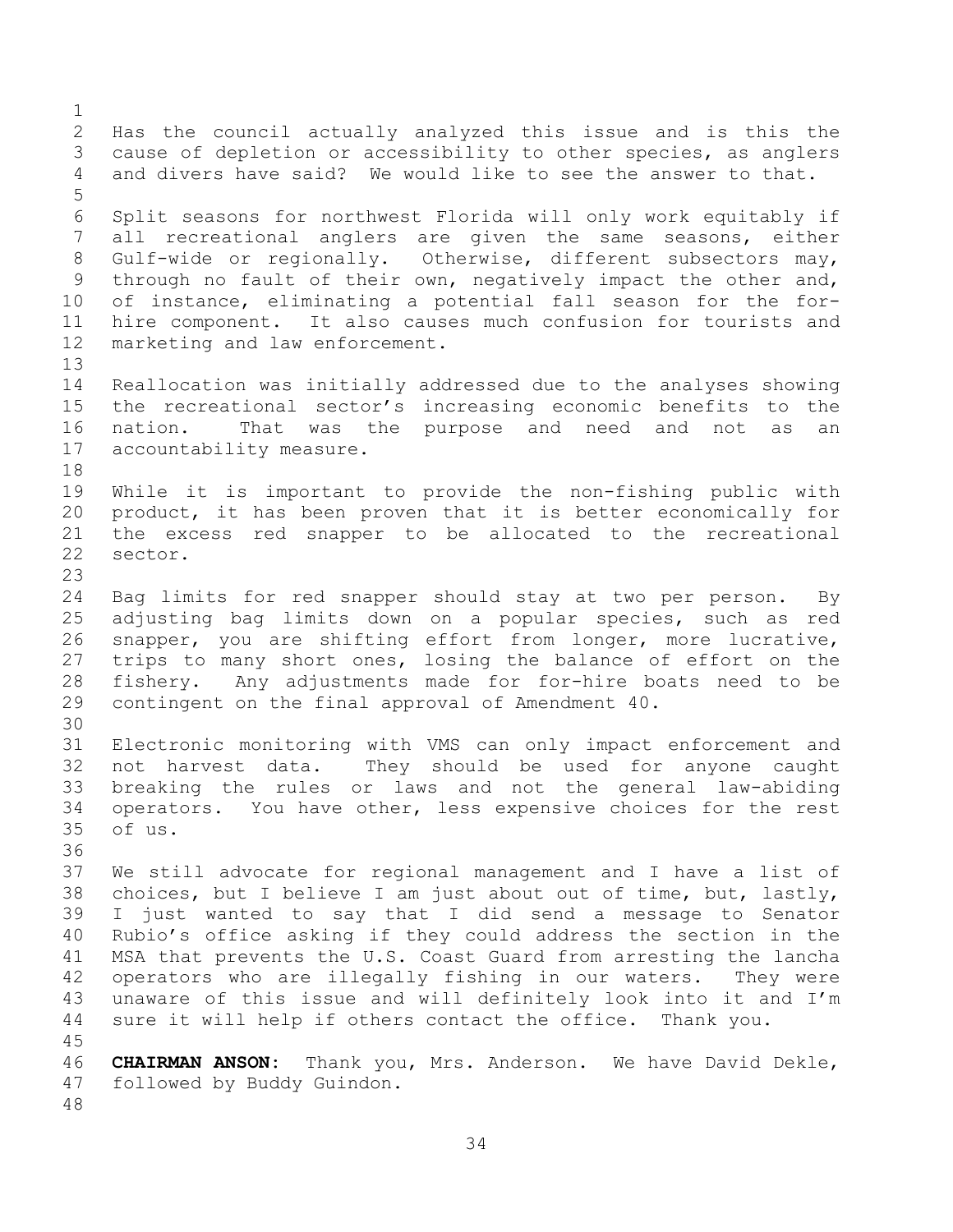Has the council actually analyzed this issue and is this the cause of depletion or accessibility to other species, as anglers and divers have said? We would like to see the answer to that.

Split seasons for northwest Florida will only work equitably if all recreational anglers are given the same seasons, either Gulf-wide or regionally. Otherwise, different subsectors may, through no fault of their own, negatively impact the other and, of instance, eliminating a potential fall season for the for-hire component. It also causes much confusion for tourists and marketing and law enforcement.

Reallocation was initially addressed due to the analyses showing the recreational sector's increasing economic benefits to the nation. That was the purpose and need and not as an accountability measure.

While it is important to provide the non-fishing public with product, it has been proven that it is better economically for the excess red snapper to be allocated to the recreational sector.

Bag limits for red snapper should stay at two per person. By adjusting bag limits down on a popular species, such as red snapper, you are shifting effort from longer, more lucrative, trips to many short ones, losing the balance of effort on the fishery. Any adjustments made for for-hire boats need to be contingent on the final approval of Amendment 40.

Electronic monitoring with VMS can only impact enforcement and not harvest data. They should be used for anyone caught breaking the rules or laws and not the general law-abiding operators. You have other, less expensive choices for the rest of us.

We still advocate for regional management and I have a list of choices, but I believe I am just about out of time, but, lastly, I just wanted to say that I did send a message to Senator Rubio's office asking if they could address the section in the MSA that prevents the U.S. Coast Guard from arresting the lancha operators who are illegally fishing in our waters. They were unaware of this issue and will definitely look into it and I'm sure it will help if others contact the office. Thank you.

**CHAIRMAN ANSON:** Thank you, Mrs. Anderson. We have David Dekle, followed by Buddy Guindon.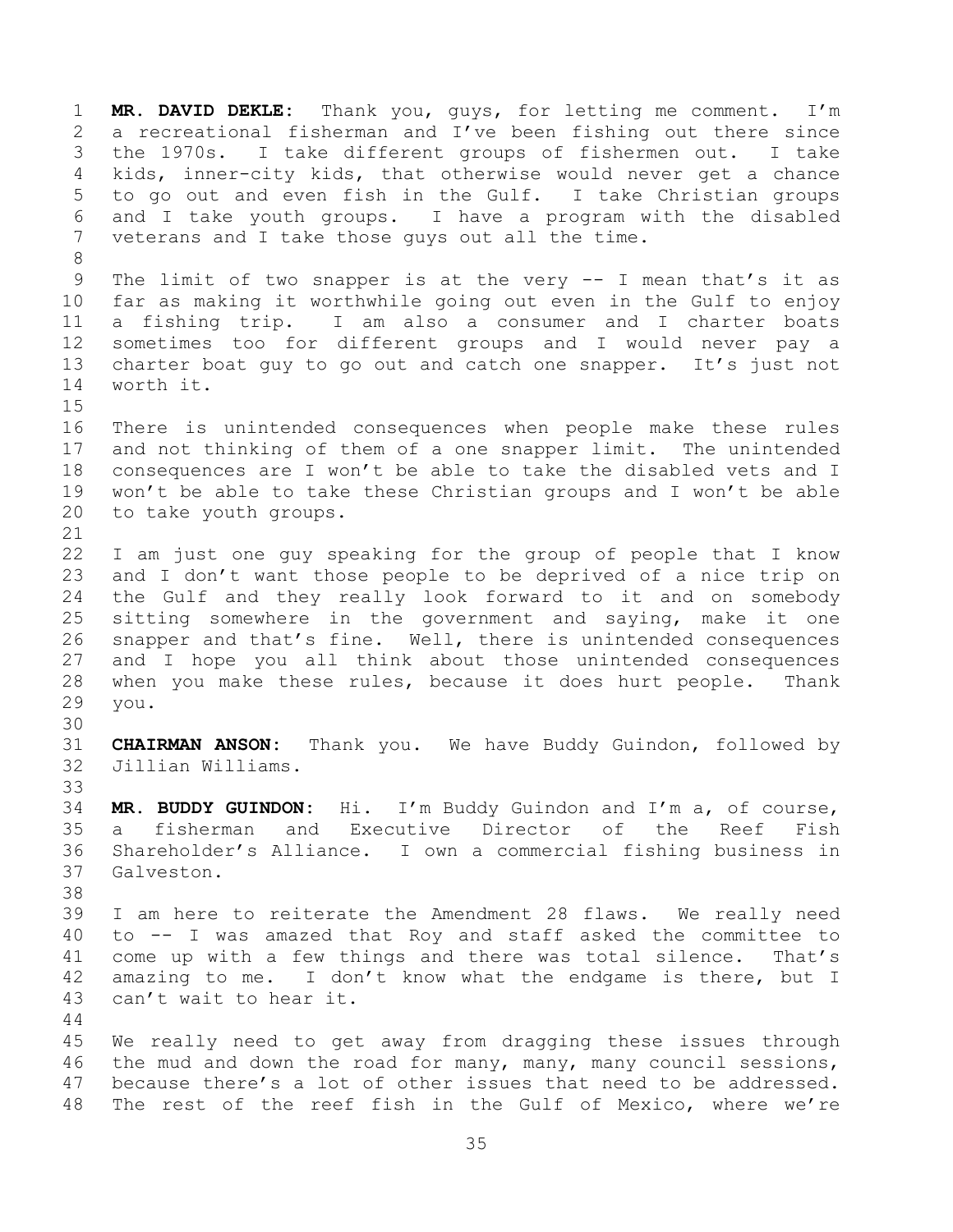**MR. DAVID DEKLE:** Thank you, guys, for letting me comment. I'm a recreational fisherman and I've been fishing out there since the 1970s. I take different groups of fishermen out. I take kids, inner-city kids, that otherwise would never get a chance to go out and even fish in the Gulf. I take Christian groups and I take youth groups. I have a program with the disabled veterans and I take those guys out all the time.

The limit of two snapper is at the very -- I mean that's it as far as making it worthwhile going out even in the Gulf to enjoy a fishing trip. I am also a consumer and I charter boats sometimes too for different groups and I would never pay a charter boat guy to go out and catch one snapper. It's just not worth it.

There is unintended consequences when people make these rules and not thinking of them of a one snapper limit. The unintended consequences are I won't be able to take the disabled vets and I won't be able to take these Christian groups and I won't be able to take youth groups.

I am just one guy speaking for the group of people that I know and I don't want those people to be deprived of a nice trip on the Gulf and they really look forward to it and on somebody sitting somewhere in the government and saying, make it one snapper and that's fine. Well, there is unintended consequences and I hope you all think about those unintended consequences when you make these rules, because it does hurt people. Thank you.

**CHAIRMAN ANSON:** Thank you. We have Buddy Guindon, followed by Jillian Williams.

**MR. BUDDY GUINDON:** Hi. I'm Buddy Guindon and I'm a, of course, a fisherman and Executive Director of the Reef Fish Shareholder's Alliance. I own a commercial fishing business in Galveston.

I am here to reiterate the Amendment 28 flaws. We really need to -- I was amazed that Roy and staff asked the committee to come up with a few things and there was total silence. That's amazing to me. I don't know what the endgame is there, but I can't wait to hear it.

We really need to get away from dragging these issues through the mud and down the road for many, many, many council sessions, because there's a lot of other issues that need to be addressed. The rest of the reef fish in the Gulf of Mexico, where we're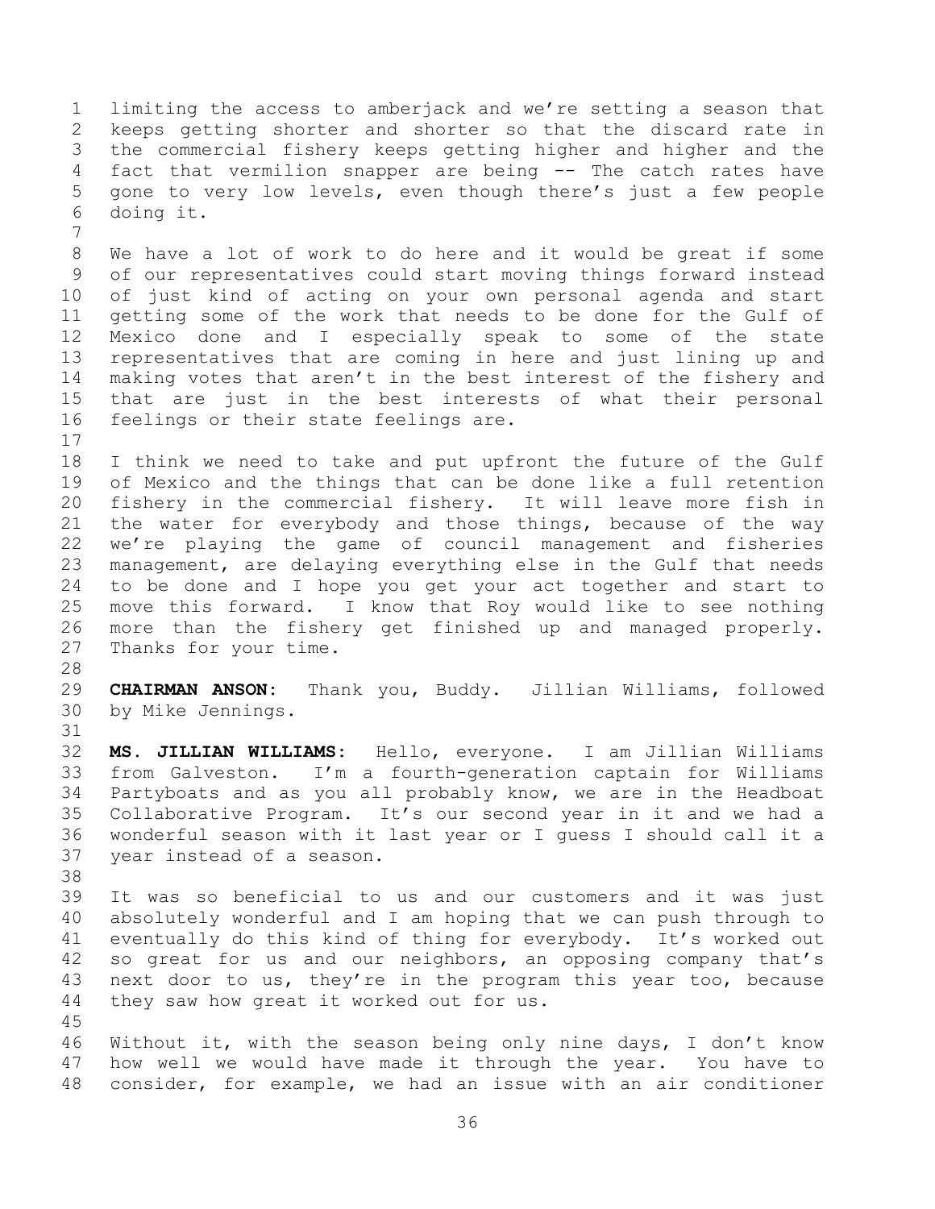limiting the access to amberjack and we're setting a season that keeps getting shorter and shorter so that the discard rate in the commercial fishery keeps getting higher and higher and the fact that vermilion snapper are being -- The catch rates have gone to very low levels, even though there's just a few people doing it.

We have a lot of work to do here and it would be great if some of our representatives could start moving things forward instead of just kind of acting on your own personal agenda and start getting some of the work that needs to be done for the Gulf of Mexico done and I especially speak to some of the state representatives that are coming in here and just lining up and making votes that aren't in the best interest of the fishery and that are just in the best interests of what their personal feelings or their state feelings are.

I think we need to take and put upfront the future of the Gulf of Mexico and the things that can be done like a full retention fishery in the commercial fishery. It will leave more fish in the water for everybody and those things, because of the way we're playing the game of council management and fisheries management, are delaying everything else in the Gulf that needs to be done and I hope you get your act together and start to move this forward. I know that Roy would like to see nothing more than the fishery get finished up and managed properly. Thanks for your time.

**CHAIRMAN ANSON:** Thank you, Buddy. Jillian Williams, followed by Mike Jennings.

**MS. JILLIAN WILLIAMS:** Hello, everyone. I am Jillian Williams from Galveston. I'm a fourth-generation captain for Williams Partyboats and as you all probably know, we are in the Headboat Collaborative Program. It's our second year in it and we had a wonderful season with it last year or I guess I should call it a year instead of a season.

It was so beneficial to us and our customers and it was just absolutely wonderful and I am hoping that we can push through to eventually do this kind of thing for everybody. It's worked out so great for us and our neighbors, an opposing company that's next door to us, they're in the program this year too, because they saw how great it worked out for us.

Without it, with the season being only nine days, I don't know how well we would have made it through the year. You have to consider, for example, we had an issue with an air conditioner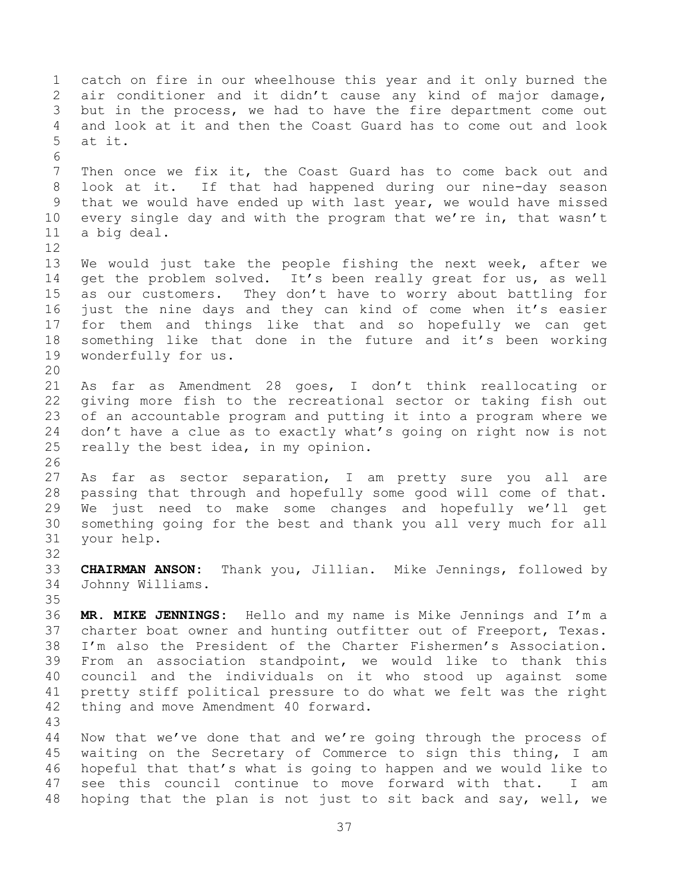catch on fire in our wheelhouse this year and it only burned the air conditioner and it didn't cause any kind of major damage, but in the process, we had to have the fire department come out and look at it and then the Coast Guard has to come out and look at it.

Then once we fix it, the Coast Guard has to come back out and look at it. If that had happened during our nine-day season that we would have ended up with last year, we would have missed every single day and with the program that we're in, that wasn't a big deal.

We would just take the people fishing the next week, after we get the problem solved. It's been really great for us, as well as our customers. They don't have to worry about battling for just the nine days and they can kind of come when it's easier for them and things like that and so hopefully we can get something like that done in the future and it's been working wonderfully for us.

As far as Amendment 28 goes, I don't think reallocating or giving more fish to the recreational sector or taking fish out of an accountable program and putting it into a program where we don't have a clue as to exactly what's going on right now is not really the best idea, in my opinion.

As far as sector separation, I am pretty sure you all are passing that through and hopefully some good will come of that. We just need to make some changes and hopefully we'll get something going for the best and thank you all very much for all your help.

**CHAIRMAN ANSON:** Thank you, Jillian. Mike Jennings, followed by Johnny Williams.

**MR. MIKE JENNINGS:** Hello and my name is Mike Jennings and I'm a charter boat owner and hunting outfitter out of Freeport, Texas. I'm also the President of the Charter Fishermen's Association. From an association standpoint, we would like to thank this council and the individuals on it who stood up against some pretty stiff political pressure to do what we felt was the right thing and move Amendment 40 forward.

Now that we've done that and we're going through the process of waiting on the Secretary of Commerce to sign this thing, I am hopeful that that's what is going to happen and we would like to see this council continue to move forward with that. I am hoping that the plan is not just to sit back and say, well, we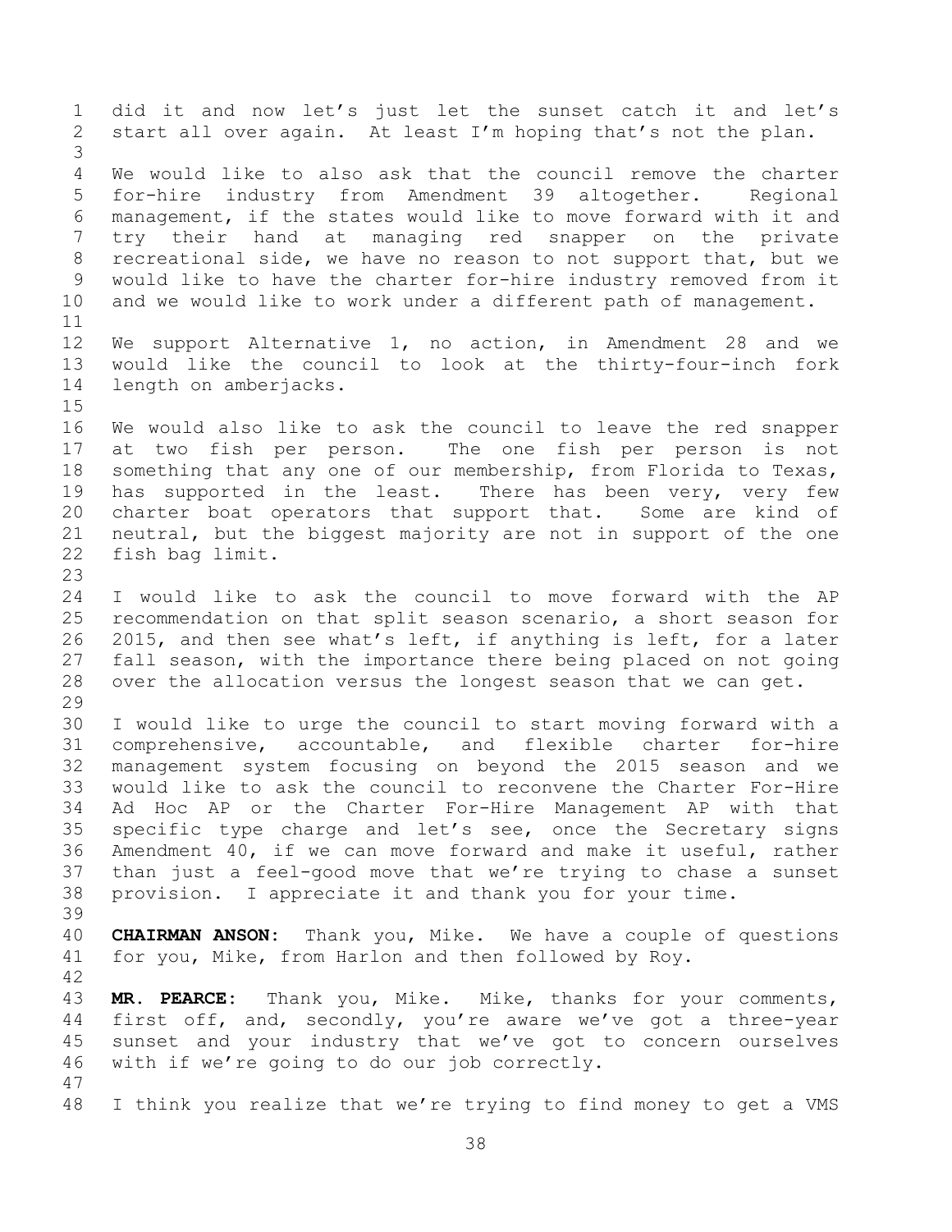did it and now let's just let the sunset catch it and let's start all over again. At least I'm hoping that's not the plan.

We would like to also ask that the council remove the charter for-hire industry from Amendment 39 altogether. Regional management, if the states would like to move forward with it and try their hand at managing red snapper on the private recreational side, we have no reason to not support that, but we would like to have the charter for-hire industry removed from it and we would like to work under a different path of management.

We support Alternative 1, no action, in Amendment 28 and we would like the council to look at the thirty-four-inch fork length on amberjacks.

We would also like to ask the council to leave the red snapper at two fish per person. The one fish per person is not something that any one of our membership, from Florida to Texas, has supported in the least. There has been very, very few charter boat operators that support that. Some are kind of neutral, but the biggest majority are not in support of the one fish bag limit.

I would like to ask the council to move forward with the AP recommendation on that split season scenario, a short season for 2015, and then see what's left, if anything is left, for a later fall season, with the importance there being placed on not going over the allocation versus the longest season that we can get.

I would like to urge the council to start moving forward with a comprehensive, accountable, and flexible charter for-hire management system focusing on beyond the 2015 season and we would like to ask the council to reconvene the Charter For-Hire Ad Hoc AP or the Charter For-Hire Management AP with that specific type charge and let's see, once the Secretary signs Amendment 40, if we can move forward and make it useful, rather than just a feel-good move that we're trying to chase a sunset provision. I appreciate it and thank you for your time.

**CHAIRMAN ANSON:** Thank you, Mike. We have a couple of questions for you, Mike, from Harlon and then followed by Roy.

**MR. PEARCE:** Thank you, Mike. Mike, thanks for your comments, first off, and, secondly, you're aware we've got a three-year sunset and your industry that we've got to concern ourselves with if we're going to do our job correctly.

I think you realize that we're trying to find money to get a VMS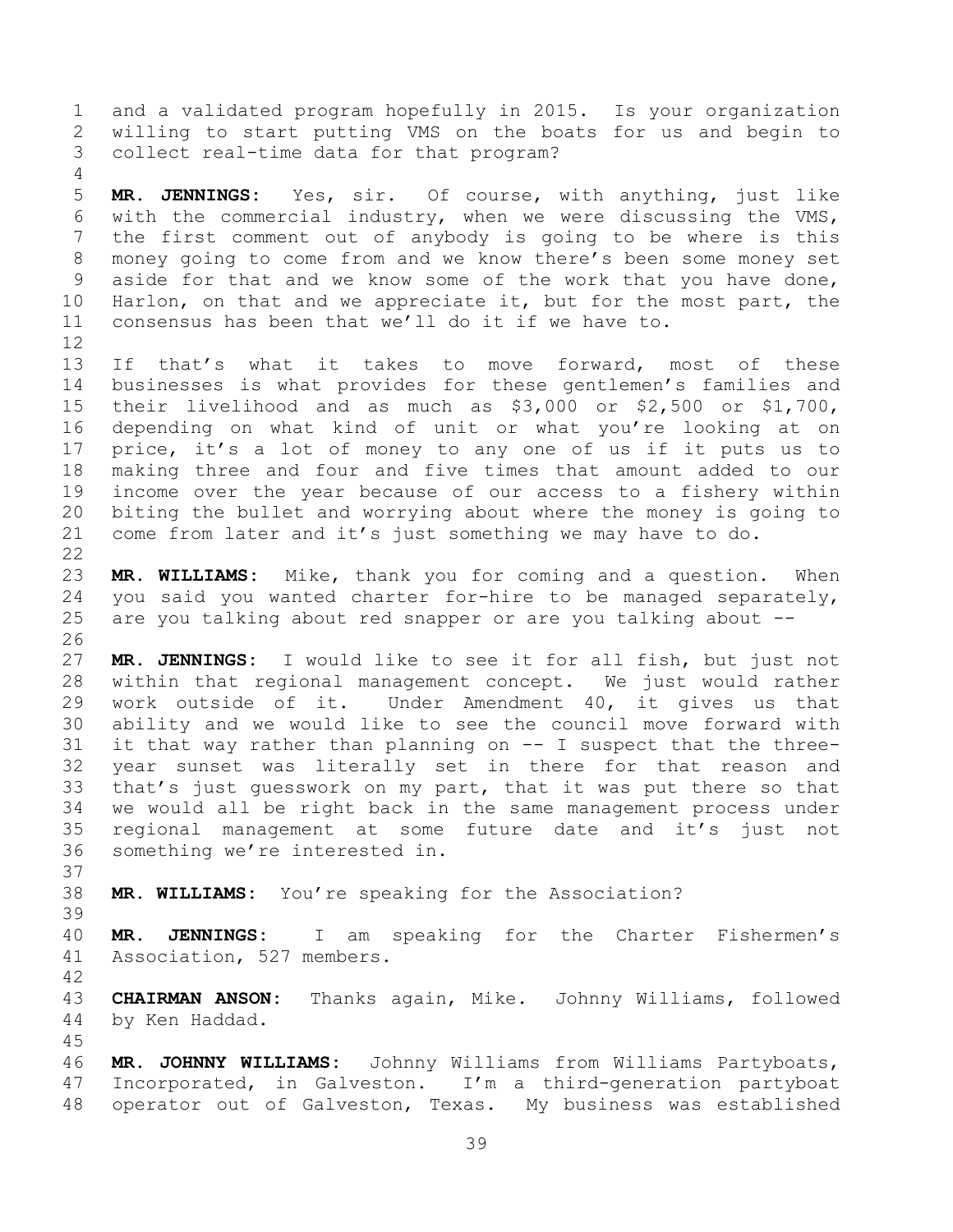and a validated program hopefully in 2015. Is your organization willing to start putting VMS on the boats for us and begin to collect real-time data for that program?

**MR. JENNINGS:** Yes, sir. Of course, with anything, just like with the commercial industry, when we were discussing the VMS, the first comment out of anybody is going to be where is this money going to come from and we know there's been some money set aside for that and we know some of the work that you have done, Harlon, on that and we appreciate it, but for the most part, the consensus has been that we'll do it if we have to.

If that's what it takes to move forward, most of these businesses is what provides for these gentlemen's families and their livelihood and as much as $3,000 or $2,500 or $1,700, depending on what kind of unit or what you're looking at on price, it's a lot of money to any one of us if it puts us to making three and four and five times that amount added to our income over the year because of our access to a fishery within biting the bullet and worrying about where the money is going to come from later and it's just something we may have to do.

**MR. WILLIAMS:** Mike, thank you for coming and a question. When you said you wanted charter for-hire to be managed separately, are you talking about red snapper or are you talking about --

**MR. JENNINGS:** I would like to see it for all fish, but just not within that regional management concept. We just would rather work outside of it. Under Amendment 40, it gives us that ability and we would like to see the council move forward with it that way rather than planning on -- I suspect that the three-year sunset was literally set in there for that reason and that's just guesswork on my part, that it was put there so that we would all be right back in the same management process under regional management at some future date and it's just not something we're interested in.

**MR. WILLIAMS:** You're speaking for the Association?

**MR. JENNINGS:** I am speaking for the Charter Fishermen's Association, 527 members.

**CHAIRMAN ANSON:** Thanks again, Mike. Johnny Williams, followed by Ken Haddad.

**MR. JOHNNY WILLIAMS:** Johnny Williams from Williams Partyboats, Incorporated, in Galveston. I'm a third-generation partyboat operator out of Galveston, Texas. My business was established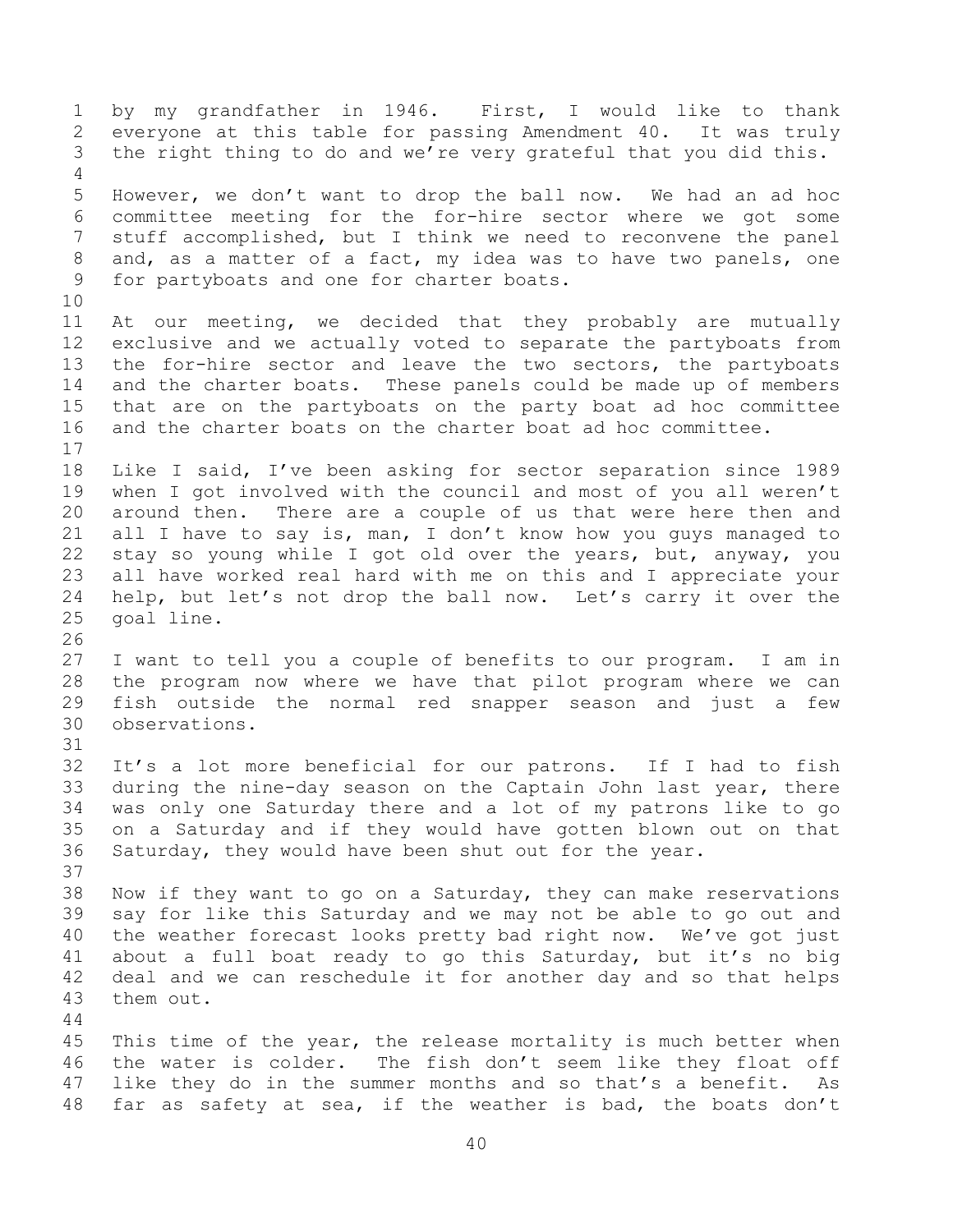by my grandfather in 1946. First, I would like to thank everyone at this table for passing Amendment 40. It was truly the right thing to do and we're very grateful that you did this.

However, we don't want to drop the ball now. We had an ad hoc committee meeting for the for-hire sector where we got some stuff accomplished, but I think we need to reconvene the panel and, as a matter of a fact, my idea was to have two panels, one for partyboats and one for charter boats.

At our meeting, we decided that they probably are mutually exclusive and we actually voted to separate the partyboats from the for-hire sector and leave the two sectors, the partyboats and the charter boats. These panels could be made up of members that are on the partyboats on the party boat ad hoc committee and the charter boats on the charter boat ad hoc committee.

Like I said, I've been asking for sector separation since 1989 when I got involved with the council and most of you all weren't around then. There are a couple of us that were here then and all I have to say is, man, I don't know how you guys managed to stay so young while I got old over the years, but, anyway, you all have worked real hard with me on this and I appreciate your help, but let's not drop the ball now. Let's carry it over the goal line.

I want to tell you a couple of benefits to our program. I am in the program now where we have that pilot program where we can fish outside the normal red snapper season and just a few observations.

It's a lot more beneficial for our patrons. If I had to fish during the nine-day season on the Captain John last year, there was only one Saturday there and a lot of my patrons like to go on a Saturday and if they would have gotten blown out on that Saturday, they would have been shut out for the year.

Now if they want to go on a Saturday, they can make reservations say for like this Saturday and we may not be able to go out and the weather forecast looks pretty bad right now. We've got just about a full boat ready to go this Saturday, but it's no big deal and we can reschedule it for another day and so that helps them out.

This time of the year, the release mortality is much better when the water is colder. The fish don't seem like they float off like they do in the summer months and so that's a benefit. As far as safety at sea, if the weather is bad, the boats don't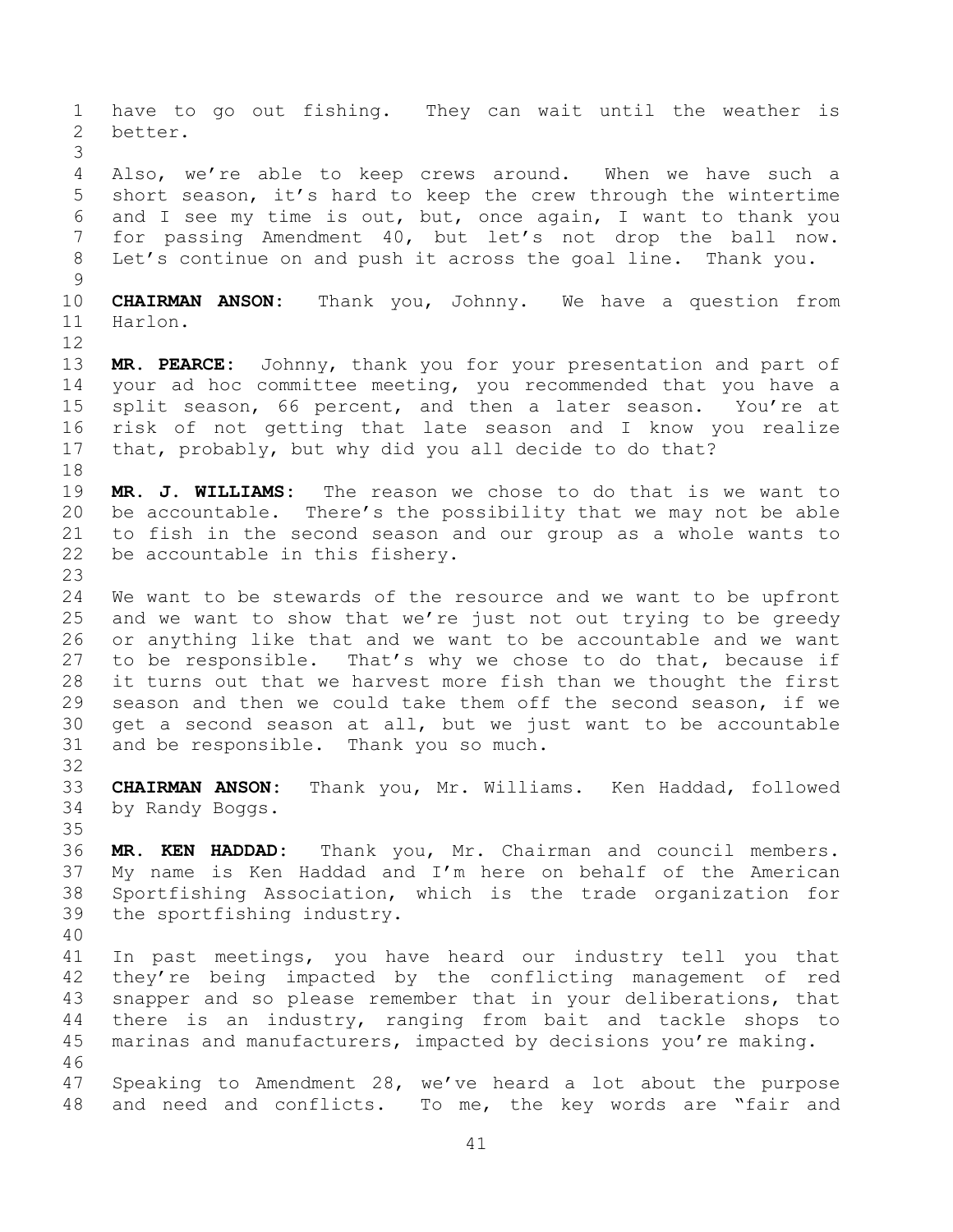have to go out fishing. They can wait until the weather is better.

Also, we're able to keep crews around. When we have such a short season, it's hard to keep the crew through the wintertime and I see my time is out, but, once again, I want to thank you for passing Amendment 40, but let's not drop the ball now. Let's continue on and push it across the goal line. Thank you.

**CHAIRMAN ANSON:** Thank you, Johnny. We have a question from Harlon.

**MR. PEARCE:** Johnny, thank you for your presentation and part of your ad hoc committee meeting, you recommended that you have a split season, 66 percent, and then a later season. You're at risk of not getting that late season and I know you realize that, probably, but why did you all decide to do that?

**MR. J. WILLIAMS:** The reason we chose to do that is we want to be accountable. There's the possibility that we may not be able to fish in the second season and our group as a whole wants to be accountable in this fishery.

We want to be stewards of the resource and we want to be upfront and we want to show that we're just not out trying to be greedy or anything like that and we want to be accountable and we want to be responsible. That's why we chose to do that, because if it turns out that we harvest more fish than we thought the first season and then we could take them off the second season, if we get a second season at all, but we just want to be accountable and be responsible. Thank you so much.

**CHAIRMAN ANSON:** Thank you, Mr. Williams. Ken Haddad, followed by Randy Boggs.

**MR. KEN HADDAD:** Thank you, Mr. Chairman and council members. My name is Ken Haddad and I'm here on behalf of the American Sportfishing Association, which is the trade organization for the sportfishing industry.

In past meetings, you have heard our industry tell you that they're being impacted by the conflicting management of red snapper and so please remember that in your deliberations, that there is an industry, ranging from bait and tackle shops to marinas and manufacturers, impacted by decisions you're making.

Speaking to Amendment 28, we've heard a lot about the purpose and need and conflicts. To me, the key words are "fair and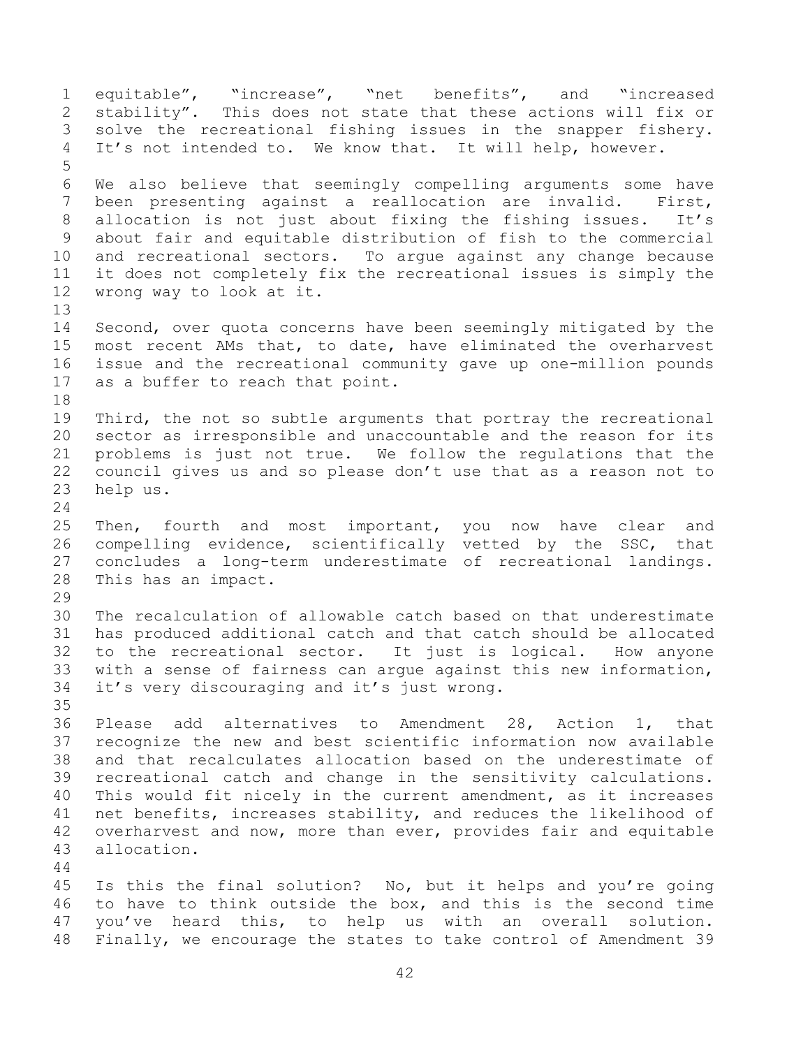equitable", "increase", "net benefits", and "increased stability". This does not state that these actions will fix or solve the recreational fishing issues in the snapper fishery. It's not intended to. We know that. It will help, however.

We also believe that seemingly compelling arguments some have been presenting against a reallocation are invalid. First, allocation is not just about fixing the fishing issues. It's about fair and equitable distribution of fish to the commercial and recreational sectors. To argue against any change because it does not completely fix the recreational issues is simply the wrong way to look at it.

Second, over quota concerns have been seemingly mitigated by the most recent AMs that, to date, have eliminated the overharvest issue and the recreational community gave up one-million pounds as a buffer to reach that point.

Third, the not so subtle arguments that portray the recreational sector as irresponsible and unaccountable and the reason for its problems is just not true. We follow the regulations that the council gives us and so please don't use that as a reason not to help us.

Then, fourth and most important, you now have clear and compelling evidence, scientifically vetted by the SSC, that concludes a long-term underestimate of recreational landings. This has an impact.

The recalculation of allowable catch based on that underestimate has produced additional catch and that catch should be allocated to the recreational sector. It just is logical. How anyone with a sense of fairness can argue against this new information, it's very discouraging and it's just wrong.

Please add alternatives to Amendment 28, Action 1, that recognize the new and best scientific information now available and that recalculates allocation based on the underestimate of recreational catch and change in the sensitivity calculations. This would fit nicely in the current amendment, as it increases net benefits, increases stability, and reduces the likelihood of overharvest and now, more than ever, provides fair and equitable allocation.

Is this the final solution? No, but it helps and you're going to have to think outside the box, and this is the second time you've heard this, to help us with an overall solution. Finally, we encourage the states to take control of Amendment 39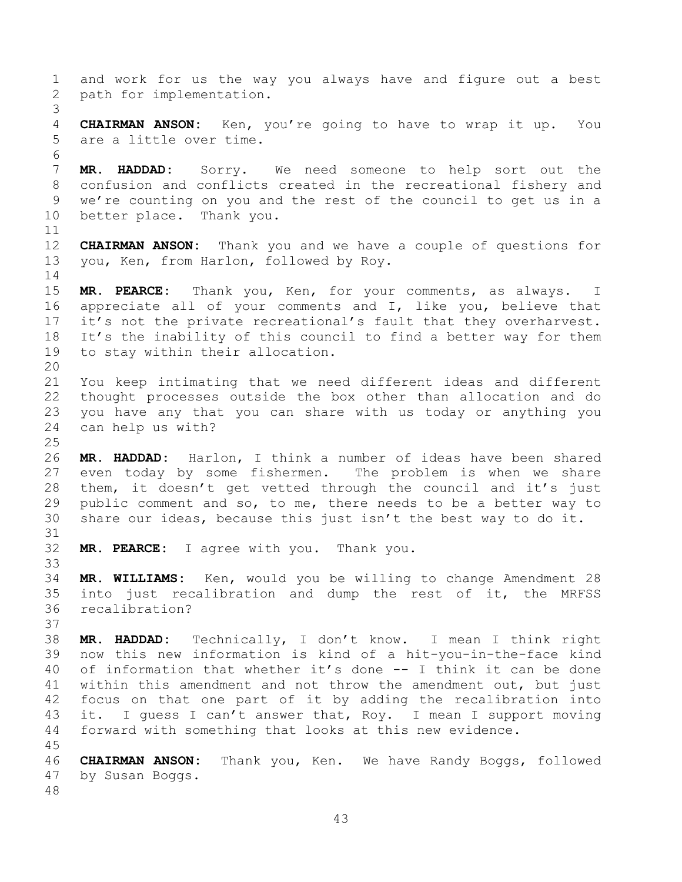and work for us the way you always have and figure out a best path for implementation.

**CHAIRMAN ANSON:** Ken, you're going to have to wrap it up. You are a little over time.

**MR. HADDAD:** Sorry. We need someone to help sort out the confusion and conflicts created in the recreational fishery and we're counting on you and the rest of the council to get us in a better place. Thank you.

**CHAIRMAN ANSON:** Thank you and we have a couple of questions for you, Ken, from Harlon, followed by Roy.

**MR. PEARCE:** Thank you, Ken, for your comments, as always. I appreciate all of your comments and I, like you, believe that it's not the private recreational's fault that they overharvest. It's the inability of this council to find a better way for them to stay within their allocation.

You keep intimating that we need different ideas and different thought processes outside the box other than allocation and do you have any that you can share with us today or anything you can help us with?

**MR. HADDAD:** Harlon, I think a number of ideas have been shared even today by some fishermen. The problem is when we share them, it doesn't get vetted through the council and it's just public comment and so, to me, there needs to be a better way to share our ideas, because this just isn't the best way to do it.

**MR. PEARCE:** I agree with you. Thank you.

**MR. WILLIAMS:** Ken, would you be willing to change Amendment 28 into just recalibration and dump the rest of it, the MRFSS recalibration?

**MR. HADDAD:** Technically, I don't know. I mean I think right now this new information is kind of a hit-you-in-the-face kind of information that whether it's done -- I think it can be done within this amendment and not throw the amendment out, but just focus on that one part of it by adding the recalibration into it. I guess I can't answer that, Roy. I mean I support moving forward with something that looks at this new evidence.

**CHAIRMAN ANSON:** Thank you, Ken. We have Randy Boggs, followed by Susan Boggs.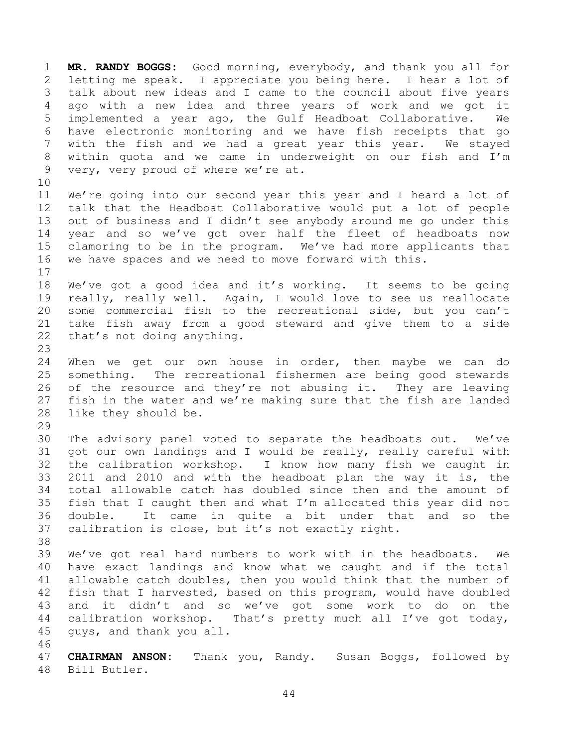**MR. RANDY BOGGS:** Good morning, everybody, and thank you all for letting me speak. I appreciate you being here. I hear a lot of talk about new ideas and I came to the council about five years ago with a new idea and three years of work and we got it implemented a year ago, the Gulf Headboat Collaborative. We have electronic monitoring and we have fish receipts that go with the fish and we had a great year this year. We stayed within quota and we came in underweight on our fish and I'm very, very proud of where we're at.

We're going into our second year this year and I heard a lot of talk that the Headboat Collaborative would put a lot of people out of business and I didn't see anybody around me go under this year and so we've got over half the fleet of headboats now clamoring to be in the program. We've had more applicants that we have spaces and we need to move forward with this.

We've got a good idea and it's working. It seems to be going really, really well. Again, I would love to see us reallocate some commercial fish to the recreational side, but you can't take fish away from a good steward and give them to a side that's not doing anything.

When we get our own house in order, then maybe we can do something. The recreational fishermen are being good stewards of the resource and they're not abusing it. They are leaving fish in the water and we're making sure that the fish are landed like they should be.

The advisory panel voted to separate the headboats out. We've got our own landings and I would be really, really careful with the calibration workshop. I know how many fish we caught in 2011 and 2010 and with the headboat plan the way it is, the total allowable catch has doubled since then and the amount of fish that I caught then and what I'm allocated this year did not double. It came in quite a bit under that and so the calibration is close, but it's not exactly right.

We've got real hard numbers to work with in the headboats. We have exact landings and know what we caught and if the total allowable catch doubles, then you would think that the number of fish that I harvested, based on this program, would have doubled and it didn't and so we've got some work to do on the calibration workshop. That's pretty much all I've got today, guys, and thank you all.

**CHAIRMAN ANSON:** Thank you, Randy. Susan Boggs, followed by Bill Butler.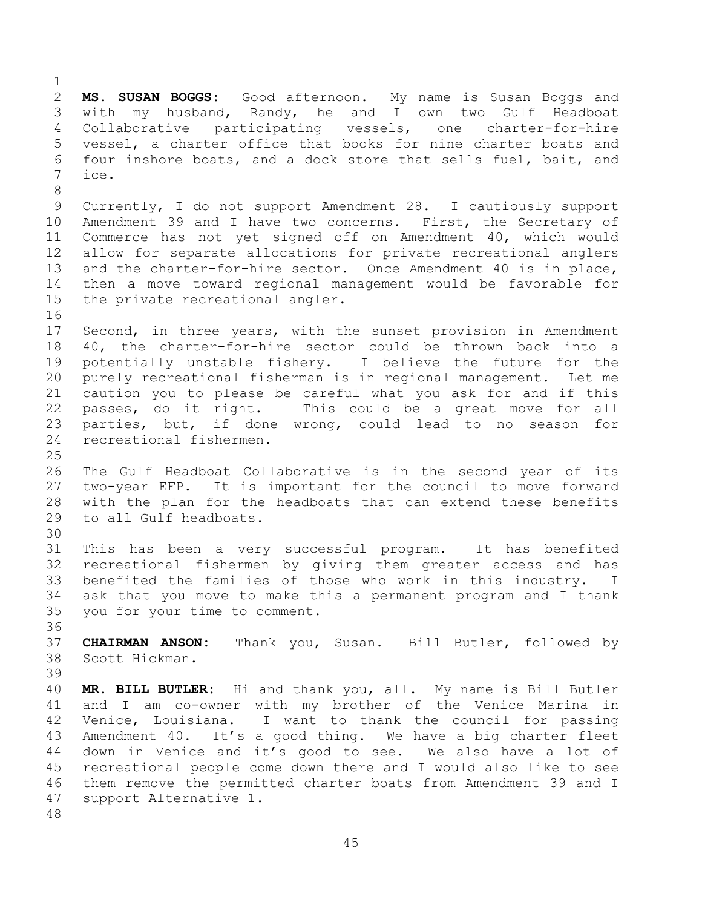**MS. SUSAN BOGGS:** Good afternoon. My name is Susan Boggs and with my husband, Randy, he and I own two Gulf Headboat Collaborative participating vessels, one charter-for-hire vessel, a charter office that books for nine charter boats and four inshore boats, and a dock store that sells fuel, bait, and ice.

Currently, I do not support Amendment 28. I cautiously support Amendment 39 and I have two concerns. First, the Secretary of Commerce has not yet signed off on Amendment 40, which would allow for separate allocations for private recreational anglers and the charter-for-hire sector. Once Amendment 40 is in place, then a move toward regional management would be favorable for the private recreational angler.

Second, in three years, with the sunset provision in Amendment 40, the charter-for-hire sector could be thrown back into a potentially unstable fishery. I believe the future for the purely recreational fisherman is in regional management. Let me caution you to please be careful what you ask for and if this passes, do it right. This could be a great move for all parties, but, if done wrong, could lead to no season for recreational fishermen.

The Gulf Headboat Collaborative is in the second year of its two-year EFP. It is important for the council to move forward with the plan for the headboats that can extend these benefits to all Gulf headboats.

This has been a very successful program. It has benefited recreational fishermen by giving them greater access and has benefited the families of those who work in this industry. I ask that you move to make this a permanent program and I thank you for your time to comment.

**CHAIRMAN ANSON:** Thank you, Susan. Bill Butler, followed by Scott Hickman.

**MR. BILL BUTLER:** Hi and thank you, all. My name is Bill Butler and I am co-owner with my brother of the Venice Marina in Venice, Louisiana. I want to thank the council for passing Amendment 40. It's a good thing. We have a big charter fleet down in Venice and it's good to see. We also have a lot of recreational people come down there and I would also like to see them remove the permitted charter boats from Amendment 39 and I support Alternative 1.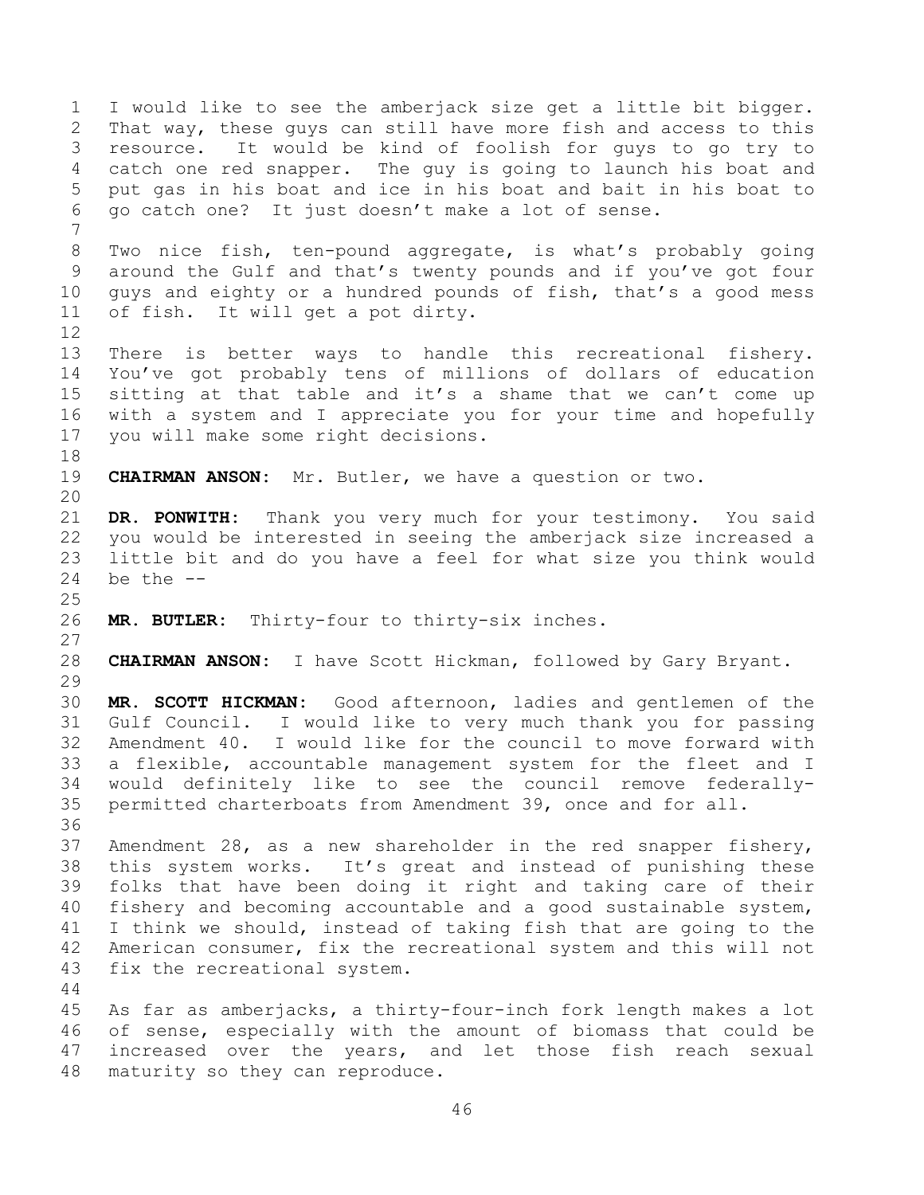I would like to see the amberjack size get a little bit bigger. That way, these guys can still have more fish and access to this resource. It would be kind of foolish for guys to go try to catch one red snapper. The guy is going to launch his boat and put gas in his boat and ice in his boat and bait in his boat to go catch one? It just doesn't make a lot of sense.

Two nice fish, ten-pound aggregate, is what's probably going around the Gulf and that's twenty pounds and if you've got four guys and eighty or a hundred pounds of fish, that's a good mess of fish. It will get a pot dirty.

There is better ways to handle this recreational fishery. You've got probably tens of millions of dollars of education sitting at that table and it's a shame that we can't come up with a system and I appreciate you for your time and hopefully you will make some right decisions.

**CHAIRMAN ANSON:** Mr. Butler, we have a question or two.

**DR. PONWITH:** Thank you very much for your testimony. You said you would be interested in seeing the amberjack size increased a little bit and do you have a feel for what size you think would be the --

**MR. BUTLER:** Thirty-four to thirty-six inches.

**CHAIRMAN ANSON:** I have Scott Hickman, followed by Gary Bryant.

**MR. SCOTT HICKMAN:** Good afternoon, ladies and gentlemen of the Gulf Council. I would like to very much thank you for passing Amendment 40. I would like for the council to move forward with a flexible, accountable management system for the fleet and I would definitely like to see the council remove federally-permitted charterboats from Amendment 39, once and for all.

Amendment 28, as a new shareholder in the red snapper fishery, this system works. It's great and instead of punishing these folks that have been doing it right and taking care of their fishery and becoming accountable and a good sustainable system, I think we should, instead of taking fish that are going to the American consumer, fix the recreational system and this will not fix the recreational system.

As far as amberjacks, a thirty-four-inch fork length makes a lot of sense, especially with the amount of biomass that could be increased over the years, and let those fish reach sexual maturity so they can reproduce.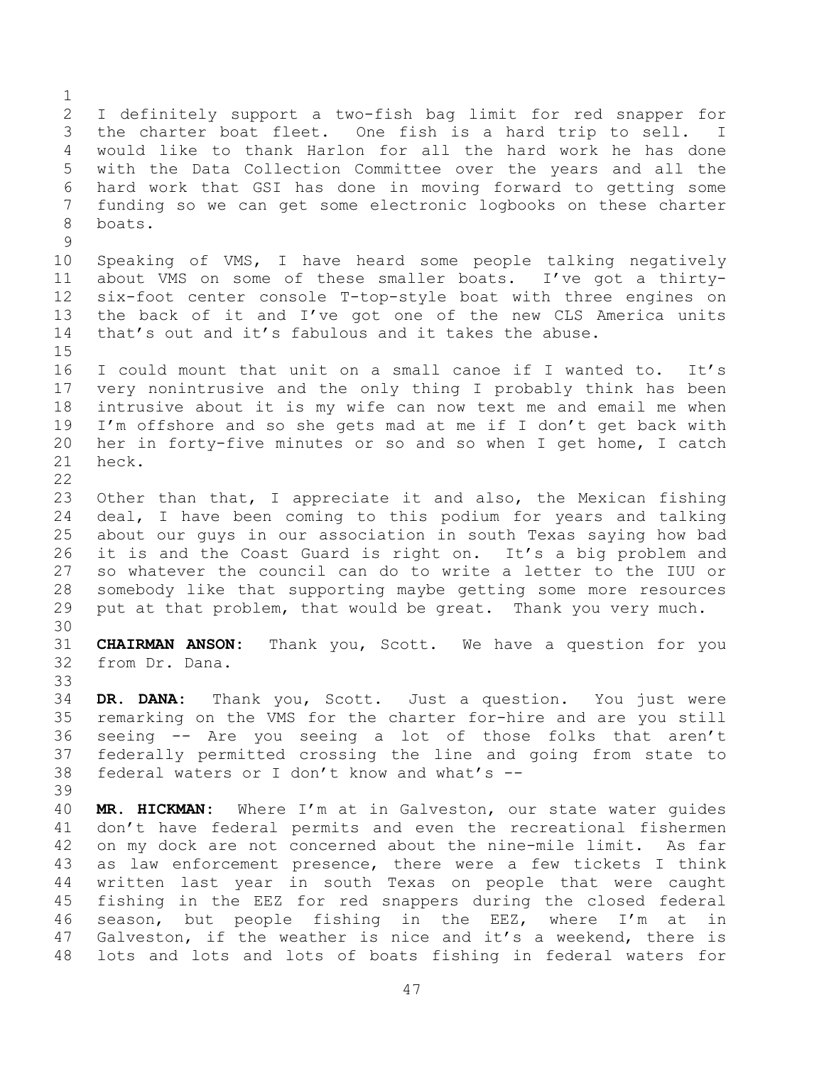I definitely support a two-fish bag limit for red snapper for the charter boat fleet. One fish is a hard trip to sell. I would like to thank Harlon for all the hard work he has done with the Data Collection Committee over the years and all the hard work that GSI has done in moving forward to getting some funding so we can get some electronic logbooks on these charter boats.

Speaking of VMS, I have heard some people talking negatively about VMS on some of these smaller boats. I've got a thirty-six-foot center console T-top-style boat with three engines on the back of it and I've got one of the new CLS America units that's out and it's fabulous and it takes the abuse.

I could mount that unit on a small canoe if I wanted to. It's very nonintrusive and the only thing I probably think has been intrusive about it is my wife can now text me and email me when I'm offshore and so she gets mad at me if I don't get back with her in forty-five minutes or so and so when I get home, I catch heck.

Other than that, I appreciate it and also, the Mexican fishing deal, I have been coming to this podium for years and talking about our guys in our association in south Texas saying how bad it is and the Coast Guard is right on. It's a big problem and so whatever the council can do to write a letter to the IUU or somebody like that supporting maybe getting some more resources put at that problem, that would be great. Thank you very much.

**CHAIRMAN ANSON:** Thank you, Scott. We have a question for you from Dr. Dana.

**DR. DANA:** Thank you, Scott. Just a question. You just were remarking on the VMS for the charter for-hire and are you still seeing -- Are you seeing a lot of those folks that aren't federally permitted crossing the line and going from state to federal waters or I don't know and what's --

**MR. HICKMAN:** Where I'm at in Galveston, our state water guides don't have federal permits and even the recreational fishermen on my dock are not concerned about the nine-mile limit. As far as law enforcement presence, there were a few tickets I think written last year in south Texas on people that were caught fishing in the EEZ for red snappers during the closed federal season, but people fishing in the EEZ, where I'm at in Galveston, if the weather is nice and it's a weekend, there is lots and lots and lots of boats fishing in federal waters for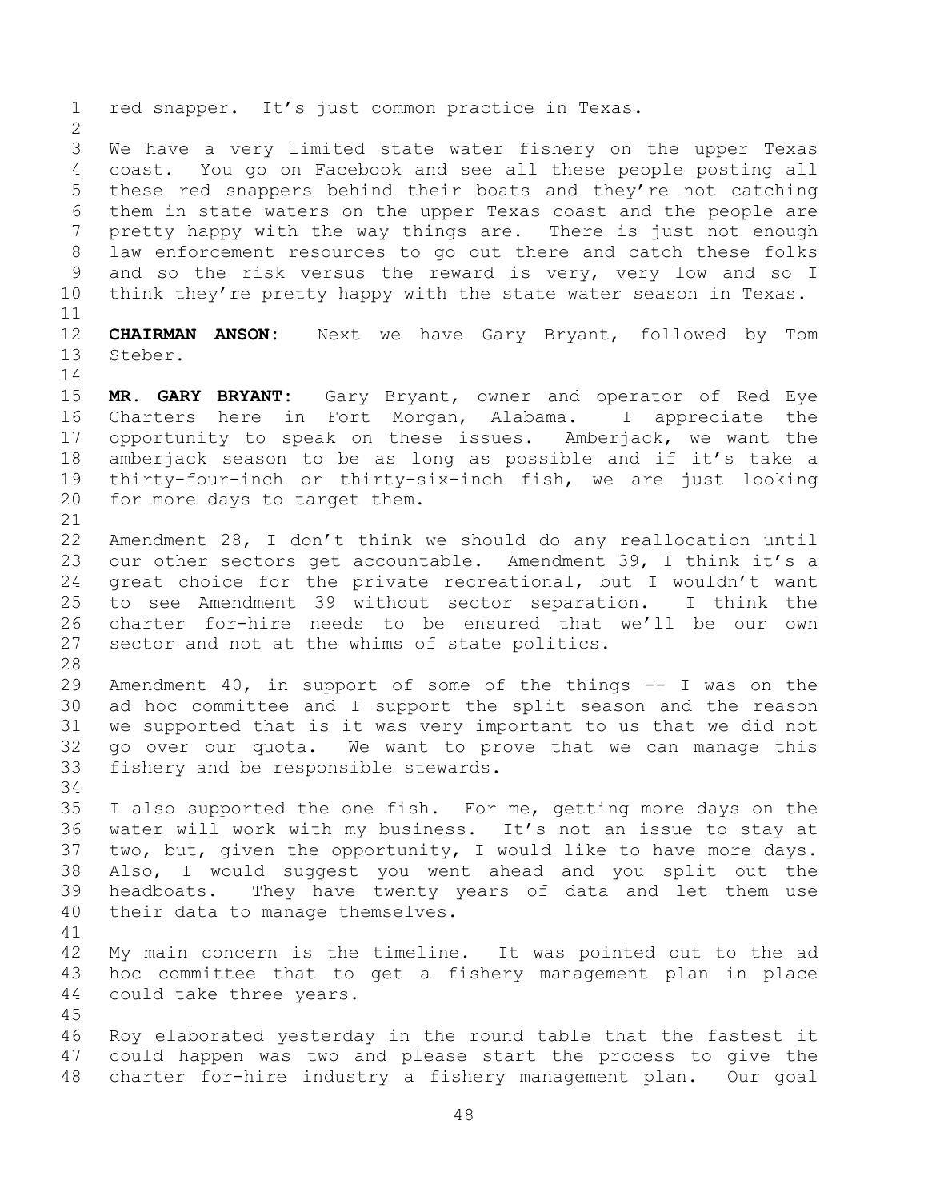red snapper. It's just common practice in Texas.

We have a very limited state water fishery on the upper Texas coast. You go on Facebook and see all these people posting all these red snappers behind their boats and they're not catching them in state waters on the upper Texas coast and the people are pretty happy with the way things are. There is just not enough law enforcement resources to go out there and catch these folks and so the risk versus the reward is very, very low and so I think they're pretty happy with the state water season in Texas.

**CHAIRMAN ANSON:** Next we have Gary Bryant, followed by Tom Steber.

**MR. GARY BRYANT:** Gary Bryant, owner and operator of Red Eye Charters here in Fort Morgan, Alabama. I appreciate the opportunity to speak on these issues. Amberjack, we want the amberjack season to be as long as possible and if it's take a thirty-four-inch or thirty-six-inch fish, we are just looking for more days to target them.

Amendment 28, I don't think we should do any reallocation until our other sectors get accountable. Amendment 39, I think it's a great choice for the private recreational, but I wouldn't want to see Amendment 39 without sector separation. I think the charter for-hire needs to be ensured that we'll be our own sector and not at the whims of state politics.

Amendment 40, in support of some of the things -- I was on the ad hoc committee and I support the split season and the reason we supported that is it was very important to us that we did not go over our quota. We want to prove that we can manage this fishery and be responsible stewards.

I also supported the one fish. For me, getting more days on the water will work with my business. It's not an issue to stay at two, but, given the opportunity, I would like to have more days. Also, I would suggest you went ahead and you split out the headboats. They have twenty years of data and let them use their data to manage themselves.

My main concern is the timeline. It was pointed out to the ad hoc committee that to get a fishery management plan in place could take three years.

Roy elaborated yesterday in the round table that the fastest it could happen was two and please start the process to give the charter for-hire industry a fishery management plan. Our goal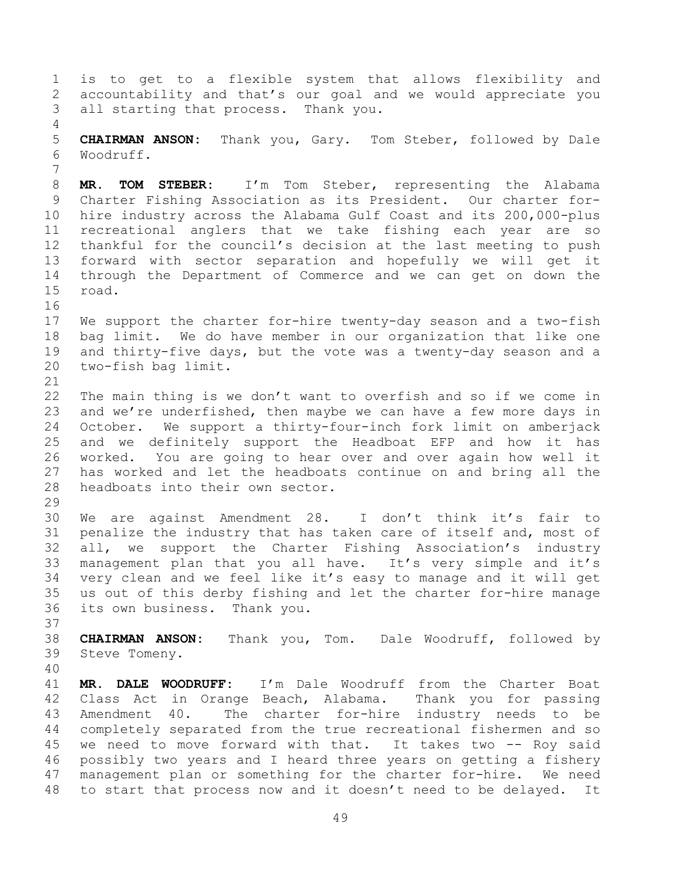is to get to a flexible system that allows flexibility and accountability and that's our goal and we would appreciate you all starting that process. Thank you.

**CHAIRMAN ANSON:** Thank you, Gary. Tom Steber, followed by Dale Woodruff.

**MR. TOM STEBER:** I'm Tom Steber, representing the Alabama Charter Fishing Association as its President. Our charter for-hire industry across the Alabama Gulf Coast and its 200,000-plus recreational anglers that we take fishing each year are so thankful for the council's decision at the last meeting to push forward with sector separation and hopefully we will get it through the Department of Commerce and we can get on down the road.

We support the charter for-hire twenty-day season and a two-fish bag limit. We do have member in our organization that like one and thirty-five days, but the vote was a twenty-day season and a two-fish bag limit.

The main thing is we don't want to overfish and so if we come in and we're underfished, then maybe we can have a few more days in October. We support a thirty-four-inch fork limit on amberjack and we definitely support the Headboat EFP and how it has worked. You are going to hear over and over again how well it has worked and let the headboats continue on and bring all the headboats into their own sector.

We are against Amendment 28. I don't think it's fair to penalize the industry that has taken care of itself and, most of all, we support the Charter Fishing Association's industry management plan that you all have. It's very simple and it's very clean and we feel like it's easy to manage and it will get us out of this derby fishing and let the charter for-hire manage its own business. Thank you.

**CHAIRMAN ANSON:** Thank you, Tom. Dale Woodruff, followed by Steve Tomeny.

**MR. DALE WOODRUFF:** I'm Dale Woodruff from the Charter Boat Class Act in Orange Beach, Alabama. Thank you for passing Amendment 40. The charter for-hire industry needs to be completely separated from the true recreational fishermen and so we need to move forward with that. It takes two -- Roy said possibly two years and I heard three years on getting a fishery management plan or something for the charter for-hire. We need to start that process now and it doesn't need to be delayed. It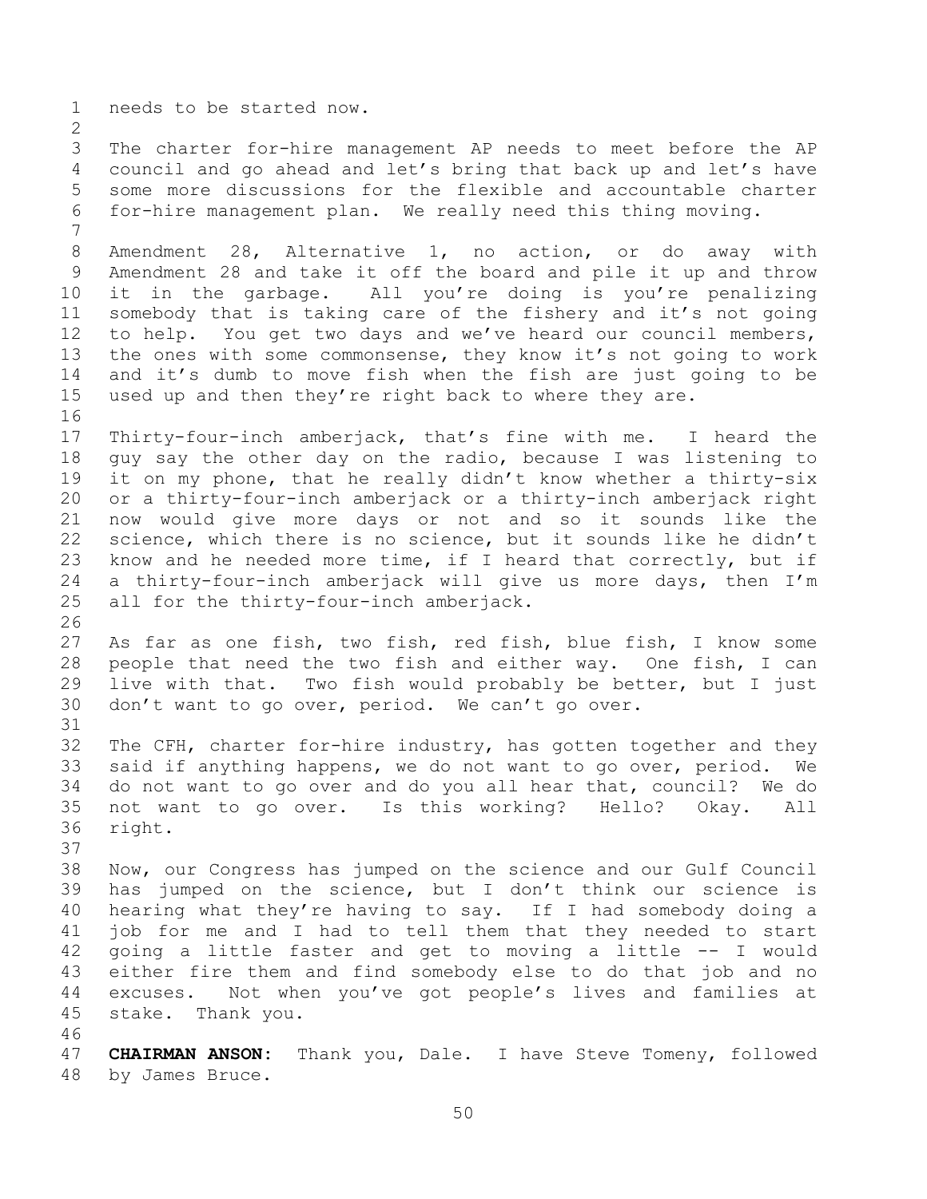needs to be started now.

The charter for-hire management AP needs to meet before the AP council and go ahead and let's bring that back up and let's have some more discussions for the flexible and accountable charter for-hire management plan. We really need this thing moving.

Amendment 28, Alternative 1, no action, or do away with Amendment 28 and take it off the board and pile it up and throw it in the garbage. All you're doing is you're penalizing somebody that is taking care of the fishery and it's not going to help. You get two days and we've heard our council members, the ones with some commonsense, they know it's not going to work and it's dumb to move fish when the fish are just going to be used up and then they're right back to where they are.

Thirty-four-inch amberjack, that's fine with me. I heard the guy say the other day on the radio, because I was listening to it on my phone, that he really didn't know whether a thirty-six or a thirty-four-inch amberjack or a thirty-inch amberjack right now would give more days or not and so it sounds like the science, which there is no science, but it sounds like he didn't know and he needed more time, if I heard that correctly, but if a thirty-four-inch amberjack will give us more days, then I'm all for the thirty-four-inch amberjack.

As far as one fish, two fish, red fish, blue fish, I know some people that need the two fish and either way. One fish, I can live with that. Two fish would probably be better, but I just don't want to go over, period. We can't go over.

The CFH, charter for-hire industry, has gotten together and they said if anything happens, we do not want to go over, period. We do not want to go over and do you all hear that, council? We do not want to go over. Is this working? Hello? Okay. All right.

Now, our Congress has jumped on the science and our Gulf Council has jumped on the science, but I don't think our science is hearing what they're having to say. If I had somebody doing a job for me and I had to tell them that they needed to start going a little faster and get to moving a little -- I would either fire them and find somebody else to do that job and no excuses. Not when you've got people's lives and families at stake. Thank you.

**CHAIRMAN ANSON:** Thank you, Dale. I have Steve Tomeny, followed by James Bruce.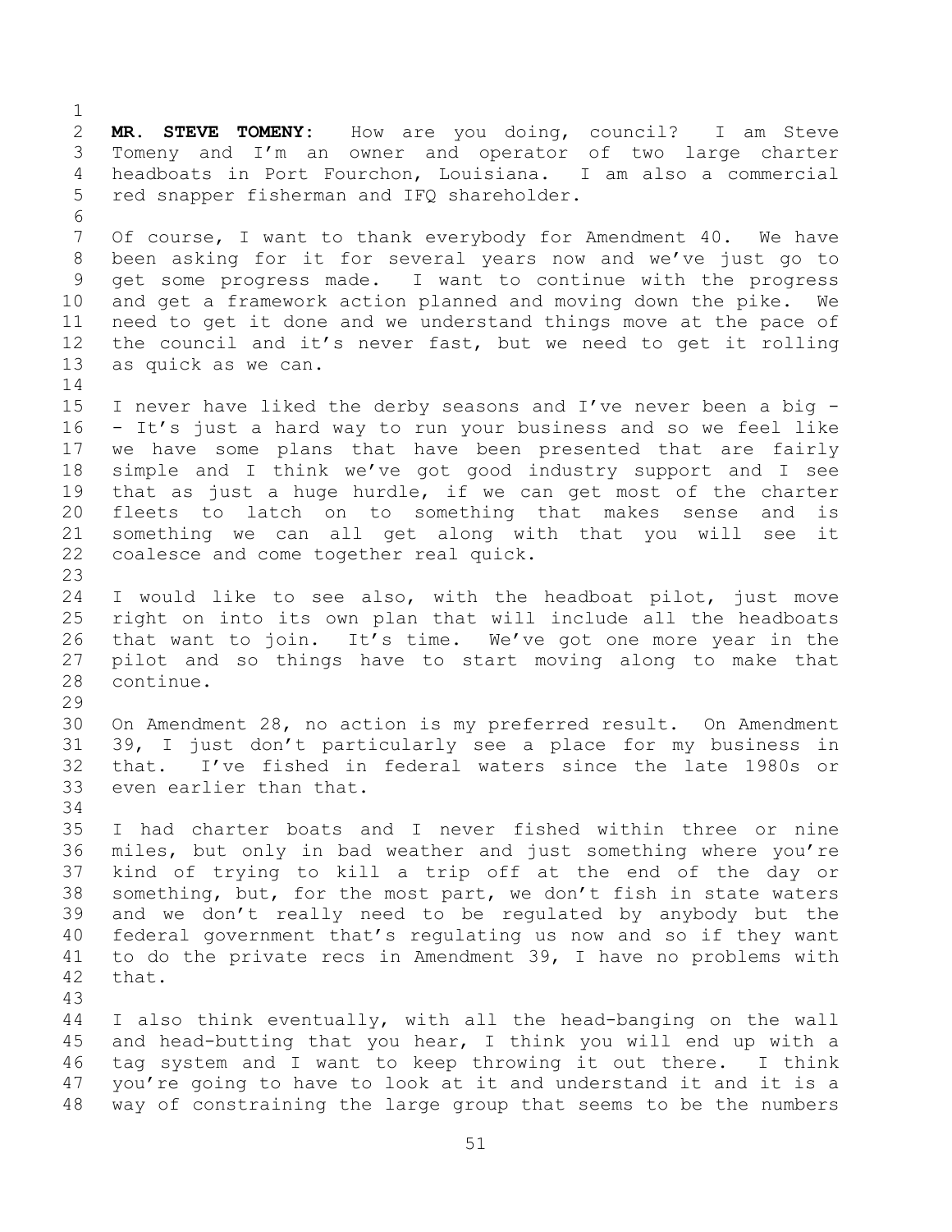**MR. STEVE TOMENY:** How are you doing, council? I am Steve Tomeny and I'm an owner and operator of two large charter headboats in Port Fourchon, Louisiana. I am also a commercial red snapper fisherman and IFQ shareholder.

Of course, I want to thank everybody for Amendment 40. We have been asking for it for several years now and we've just go to get some progress made. I want to continue with the progress and get a framework action planned and moving down the pike. We need to get it done and we understand things move at the pace of the council and it's never fast, but we need to get it rolling as quick as we can.

I never have liked the derby seasons and I've never been a big -- It's just a hard way to run your business and so we feel like we have some plans that have been presented that are fairly simple and I think we've got good industry support and I see that as just a huge hurdle, if we can get most of the charter fleets to latch on to something that makes sense and is something we can all get along with that you will see it coalesce and come together real quick.

I would like to see also, with the headboat pilot, just move right on into its own plan that will include all the headboats that want to join. It's time. We've got one more year in the pilot and so things have to start moving along to make that continue.

On Amendment 28, no action is my preferred result. On Amendment 39, I just don't particularly see a place for my business in that. I've fished in federal waters since the late 1980s or even earlier than that.

I had charter boats and I never fished within three or nine miles, but only in bad weather and just something where you're kind of trying to kill a trip off at the end of the day or something, but, for the most part, we don't fish in state waters and we don't really need to be regulated by anybody but the federal government that's regulating us now and so if they want to do the private recs in Amendment 39, I have no problems with that.

I also think eventually, with all the head-banging on the wall and head-butting that you hear, I think you will end up with a tag system and I want to keep throwing it out there. I think you're going to have to look at it and understand it and it is a way of constraining the large group that seems to be the numbers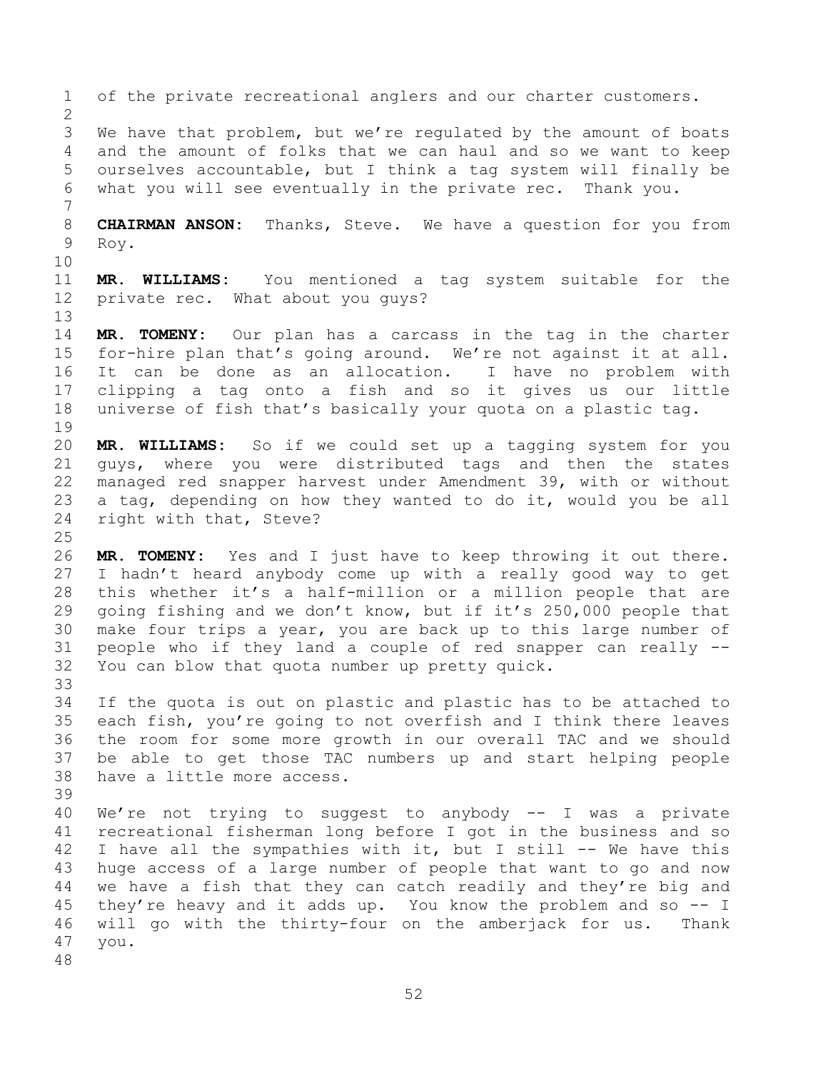of the private recreational anglers and our charter customers.

We have that problem, but we're regulated by the amount of boats and the amount of folks that we can haul and so we want to keep ourselves accountable, but I think a tag system will finally be what you will see eventually in the private rec. Thank you.

**CHAIRMAN ANSON:** Thanks, Steve. We have a question for you from Roy.

**MR. WILLIAMS:** You mentioned a tag system suitable for the private rec. What about you guys?

**MR. TOMENY:** Our plan has a carcass in the tag in the charter for-hire plan that's going around. We're not against it at all. It can be done as an allocation. I have no problem with clipping a tag onto a fish and so it gives us our little universe of fish that's basically your quota on a plastic tag.

**MR. WILLIAMS:** So if we could set up a tagging system for you guys, where you were distributed tags and then the states managed red snapper harvest under Amendment 39, with or without a tag, depending on how they wanted to do it, would you be all right with that, Steve?

**MR. TOMENY:** Yes and I just have to keep throwing it out there. I hadn't heard anybody come up with a really good way to get this whether it's a half-million or a million people that are going fishing and we don't know, but if it's 250,000 people that make four trips a year, you are back up to this large number of people who if they land a couple of red snapper can really -- You can blow that quota number up pretty quick.

If the quota is out on plastic and plastic has to be attached to each fish, you're going to not overfish and I think there leaves the room for some more growth in our overall TAC and we should be able to get those TAC numbers up and start helping people have a little more access.

We're not trying to suggest to anybody -- I was a private recreational fisherman long before I got in the business and so I have all the sympathies with it, but I still -- We have this huge access of a large number of people that want to go and now we have a fish that they can catch readily and they're big and they're heavy and it adds up. You know the problem and so -- I will go with the thirty-four on the amberjack for us. Thank you.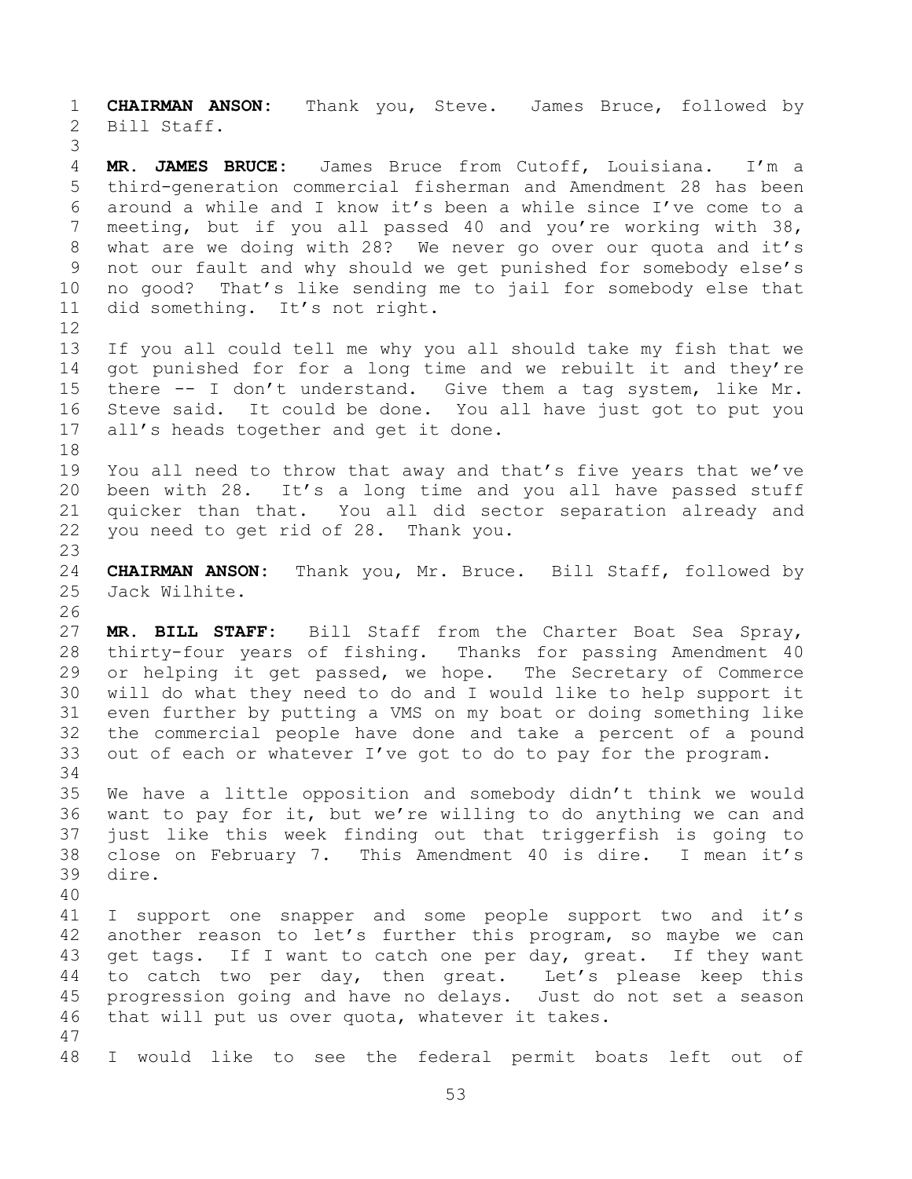**CHAIRMAN ANSON:** Thank you, Steve. James Bruce, followed by Bill Staff.

**MR. JAMES BRUCE:** James Bruce from Cutoff, Louisiana. I'm a third-generation commercial fisherman and Amendment 28 has been around a while and I know it's been a while since I've come to a meeting, but if you all passed 40 and you're working with 38, what are we doing with 28? We never go over our quota and it's not our fault and why should we get punished for somebody else's no good? That's like sending me to jail for somebody else that did something. It's not right.

If you all could tell me why you all should take my fish that we got punished for for a long time and we rebuilt it and they're there -- I don't understand. Give them a tag system, like Mr. Steve said. It could be done. You all have just got to put you all's heads together and get it done.

You all need to throw that away and that's five years that we've been with 28. It's a long time and you all have passed stuff quicker than that. You all did sector separation already and you need to get rid of 28. Thank you.

**CHAIRMAN ANSON:** Thank you, Mr. Bruce. Bill Staff, followed by Jack Wilhite.

**MR. BILL STAFF:** Bill Staff from the Charter Boat Sea Spray, thirty-four years of fishing. Thanks for passing Amendment 40 or helping it get passed, we hope. The Secretary of Commerce will do what they need to do and I would like to help support it even further by putting a VMS on my boat or doing something like the commercial people have done and take a percent of a pound out of each or whatever I've got to do to pay for the program.

We have a little opposition and somebody didn't think we would want to pay for it, but we're willing to do anything we can and just like this week finding out that triggerfish is going to close on February 7. This Amendment 40 is dire. I mean it's dire.

I support one snapper and some people support two and it's another reason to let's further this program, so maybe we can get tags. If I want to catch one per day, great. If they want to catch two per day, then great. Let's please keep this progression going and have no delays. Just do not set a season that will put us over quota, whatever it takes.

I would like to see the federal permit boats left out of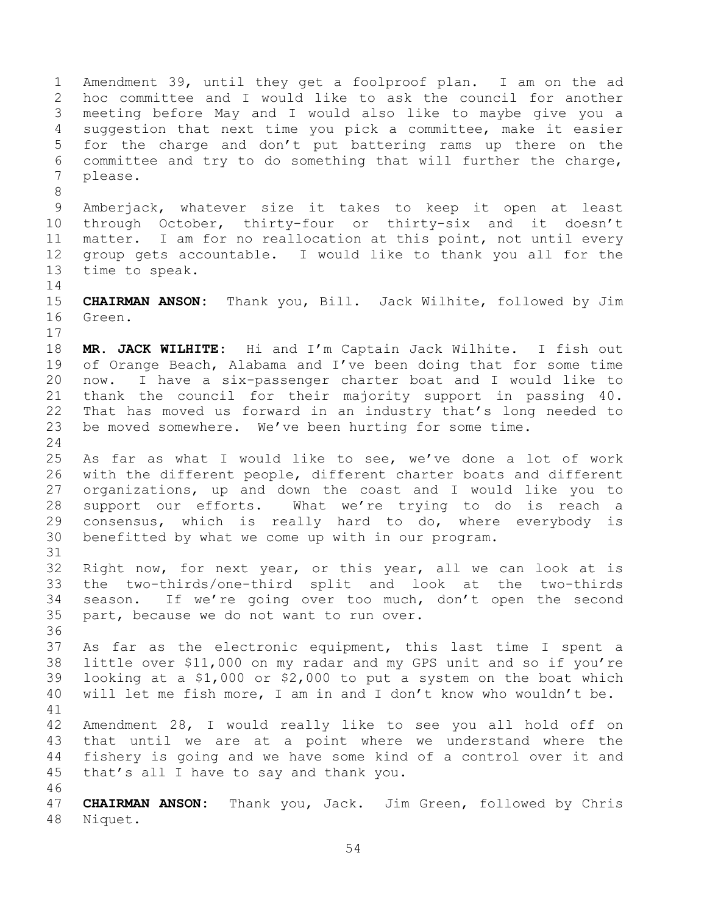Amendment 39, until they get a foolproof plan. I am on the ad hoc committee and I would like to ask the council for another meeting before May and I would also like to maybe give you a suggestion that next time you pick a committee, make it easier for the charge and don't put battering rams up there on the committee and try to do something that will further the charge, please.

Amberjack, whatever size it takes to keep it open at least through October, thirty-four or thirty-six and it doesn't matter. I am for no reallocation at this point, not until every group gets accountable. I would like to thank you all for the time to speak.

**CHAIRMAN ANSON:** Thank you, Bill. Jack Wilhite, followed by Jim Green.

**MR. JACK WILHITE:** Hi and I'm Captain Jack Wilhite. I fish out of Orange Beach, Alabama and I've been doing that for some time now. I have a six-passenger charter boat and I would like to thank the council for their majority support in passing 40. That has moved us forward in an industry that's long needed to be moved somewhere. We've been hurting for some time.

As far as what I would like to see, we've done a lot of work with the different people, different charter boats and different organizations, up and down the coast and I would like you to support our efforts. What we're trying to do is reach a consensus, which is really hard to do, where everybody is benefitted by what we come up with in our program.

Right now, for next year, or this year, all we can look at is the two-thirds/one-third split and look at the two-thirds season. If we're going over too much, don't open the second part, because we do not want to run over.

As far as the electronic equipment, this last time I spent a little over $11,000 on my radar and my GPS unit and so if you're looking at a $1,000 or $2,000 to put a system on the boat which will let me fish more, I am in and I don't know who wouldn't be.

Amendment 28, I would really like to see you all hold off on that until we are at a point where we understand where the fishery is going and we have some kind of a control over it and that's all I have to say and thank you.

**CHAIRMAN ANSON:** Thank you, Jack. Jim Green, followed by Chris Niquet.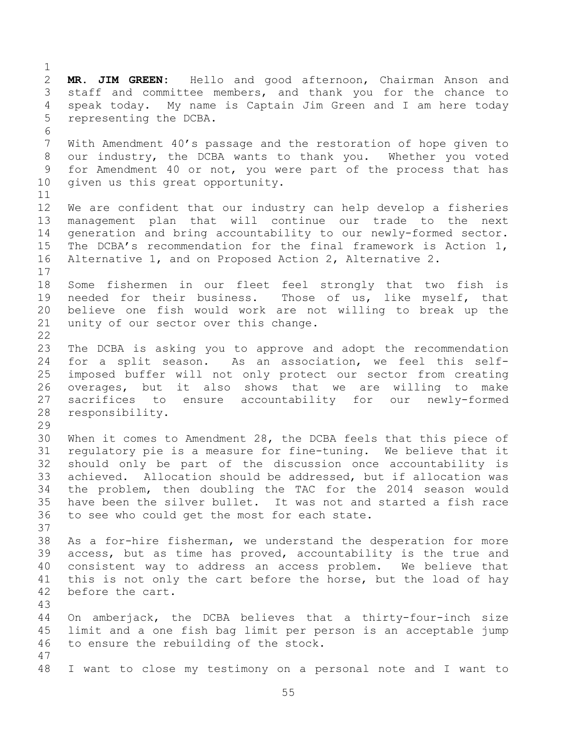**MR. JIM GREEN:** Hello and good afternoon, Chairman Anson and staff and committee members, and thank you for the chance to speak today. My name is Captain Jim Green and I am here today representing the DCBA.

With Amendment 40's passage and the restoration of hope given to our industry, the DCBA wants to thank you. Whether you voted for Amendment 40 or not, you were part of the process that has given us this great opportunity.

We are confident that our industry can help develop a fisheries management plan that will continue our trade to the next generation and bring accountability to our newly-formed sector. The DCBA's recommendation for the final framework is Action 1, Alternative 1, and on Proposed Action 2, Alternative 2.

Some fishermen in our fleet feel strongly that two fish is needed for their business. Those of us, like myself, that believe one fish would work are not willing to break up the unity of our sector over this change.

The DCBA is asking you to approve and adopt the recommendation for a split season. As an association, we feel this self-imposed buffer will not only protect our sector from creating overages, but it also shows that we are willing to make sacrifices to ensure accountability for our newly-formed responsibility.

When it comes to Amendment 28, the DCBA feels that this piece of regulatory pie is a measure for fine-tuning. We believe that it should only be part of the discussion once accountability is achieved. Allocation should be addressed, but if allocation was the problem, then doubling the TAC for the 2014 season would have been the silver bullet. It was not and started a fish race to see who could get the most for each state.

As a for-hire fisherman, we understand the desperation for more access, but as time has proved, accountability is the true and consistent way to address an access problem. We believe that this is not only the cart before the horse, but the load of hay before the cart.

On amberjack, the DCBA believes that a thirty-four-inch size limit and a one fish bag limit per person is an acceptable jump to ensure the rebuilding of the stock.

I want to close my testimony on a personal note and I want to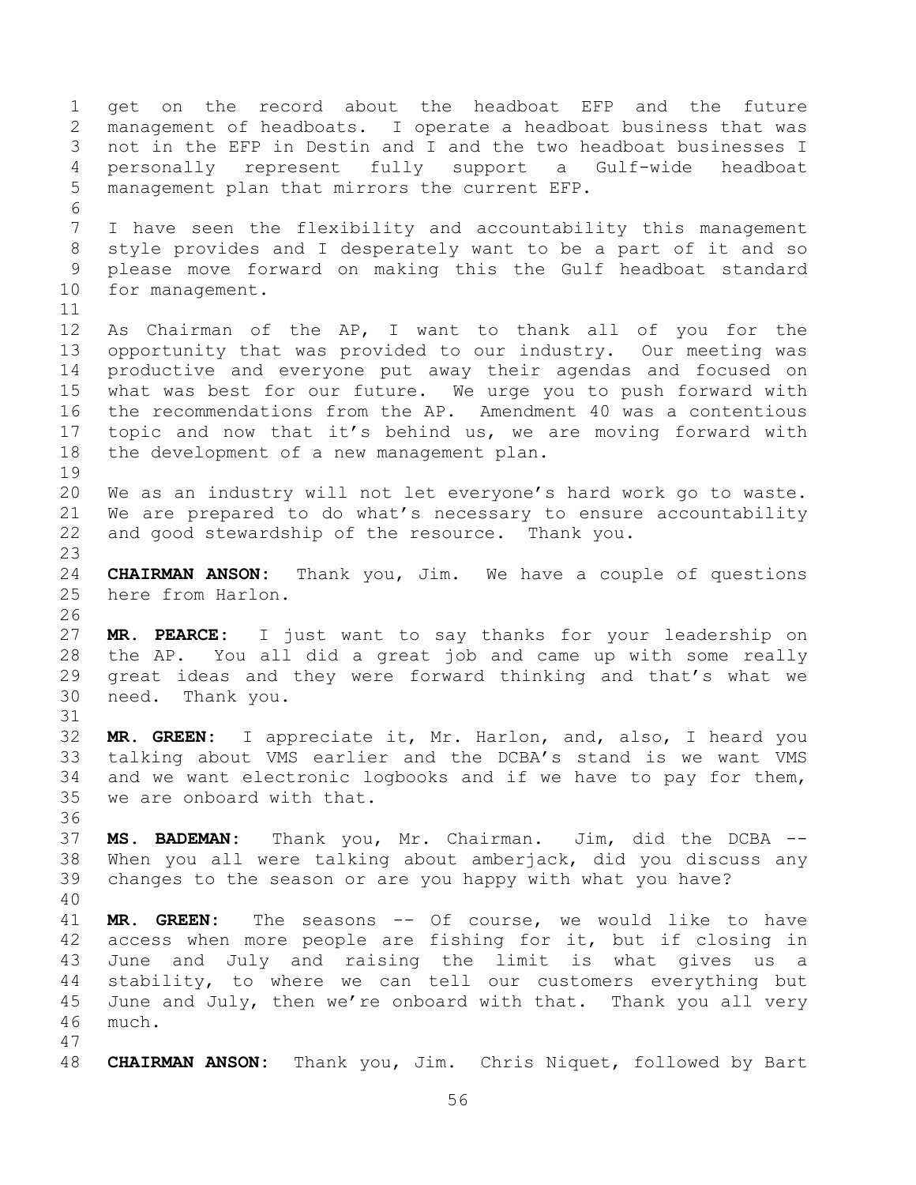get on the record about the headboat EFP and the future management of headboats. I operate a headboat business that was not in the EFP in Destin and I and the two headboat businesses I personally represent fully support a Gulf-wide headboat management plan that mirrors the current EFP.

I have seen the flexibility and accountability this management style provides and I desperately want to be a part of it and so please move forward on making this the Gulf headboat standard for management.

As Chairman of the AP, I want to thank all of you for the opportunity that was provided to our industry. Our meeting was productive and everyone put away their agendas and focused on what was best for our future. We urge you to push forward with the recommendations from the AP. Amendment 40 was a contentious topic and now that it's behind us, we are moving forward with the development of a new management plan.

We as an industry will not let everyone's hard work go to waste. We are prepared to do what's necessary to ensure accountability and good stewardship of the resource. Thank you.

**CHAIRMAN ANSON:** Thank you, Jim. We have a couple of questions here from Harlon.

**MR. PEARCE:** I just want to say thanks for your leadership on the AP. You all did a great job and came up with some really great ideas and they were forward thinking and that's what we need. Thank you.

**MR. GREEN:** I appreciate it, Mr. Harlon, and, also, I heard you talking about VMS earlier and the DCBA's stand is we want VMS and we want electronic logbooks and if we have to pay for them, we are onboard with that.

**MS. BADEMAN:** Thank you, Mr. Chairman. Jim, did the DCBA -- When you all were talking about amberjack, did you discuss any changes to the season or are you happy with what you have?

**MR. GREEN:** The seasons -- Of course, we would like to have access when more people are fishing for it, but if closing in June and July and raising the limit is what gives us a stability, to where we can tell our customers everything but June and July, then we're onboard with that. Thank you all very much.

**CHAIRMAN ANSON:** Thank you, Jim. Chris Niquet, followed by Bart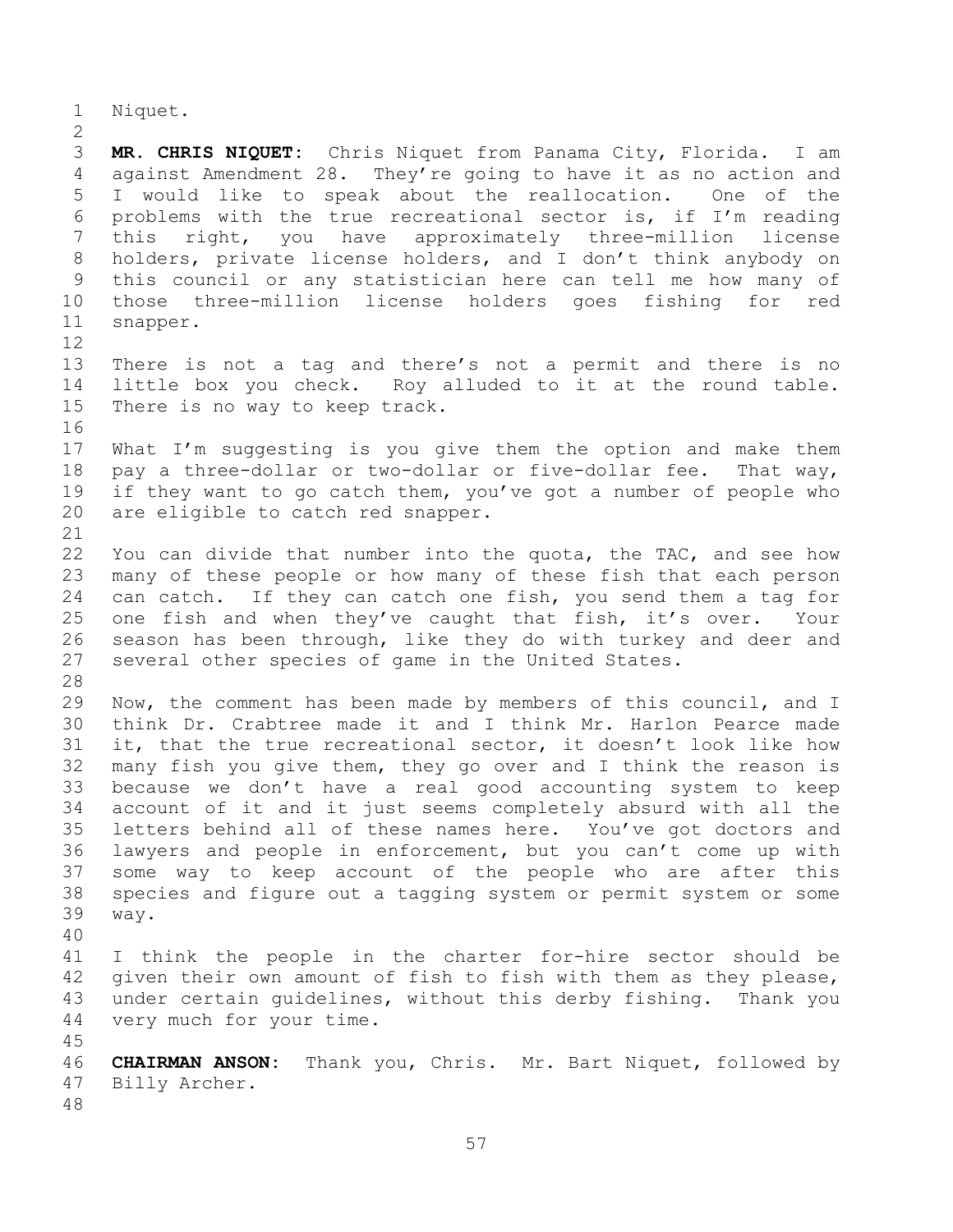Niquet.

**MR. CHRIS NIQUET:** Chris Niquet from Panama City, Florida. I am against Amendment 28. They're going to have it as no action and I would like to speak about the reallocation. One of the problems with the true recreational sector is, if I'm reading this right, you have approximately three-million license holders, private license holders, and I don't think anybody on this council or any statistician here can tell me how many of those three-million license holders goes fishing for red snapper.

There is not a tag and there's not a permit and there is no little box you check. Roy alluded to it at the round table. There is no way to keep track.

What I'm suggesting is you give them the option and make them pay a three-dollar or two-dollar or five-dollar fee. That way, if they want to go catch them, you've got a number of people who are eligible to catch red snapper.

You can divide that number into the quota, the TAC, and see how many of these people or how many of these fish that each person can catch. If they can catch one fish, you send them a tag for one fish and when they've caught that fish, it's over. Your season has been through, like they do with turkey and deer and several other species of game in the United States.

Now, the comment has been made by members of this council, and I think Dr. Crabtree made it and I think Mr. Harlon Pearce made it, that the true recreational sector, it doesn't look like how many fish you give them, they go over and I think the reason is because we don't have a real good accounting system to keep account of it and it just seems completely absurd with all the letters behind all of these names here. You've got doctors and lawyers and people in enforcement, but you can't come up with some way to keep account of the people who are after this species and figure out a tagging system or permit system or some way.

I think the people in the charter for-hire sector should be given their own amount of fish to fish with them as they please, under certain guidelines, without this derby fishing. Thank you very much for your time.

**CHAIRMAN ANSON:** Thank you, Chris. Mr. Bart Niquet, followed by Billy Archer.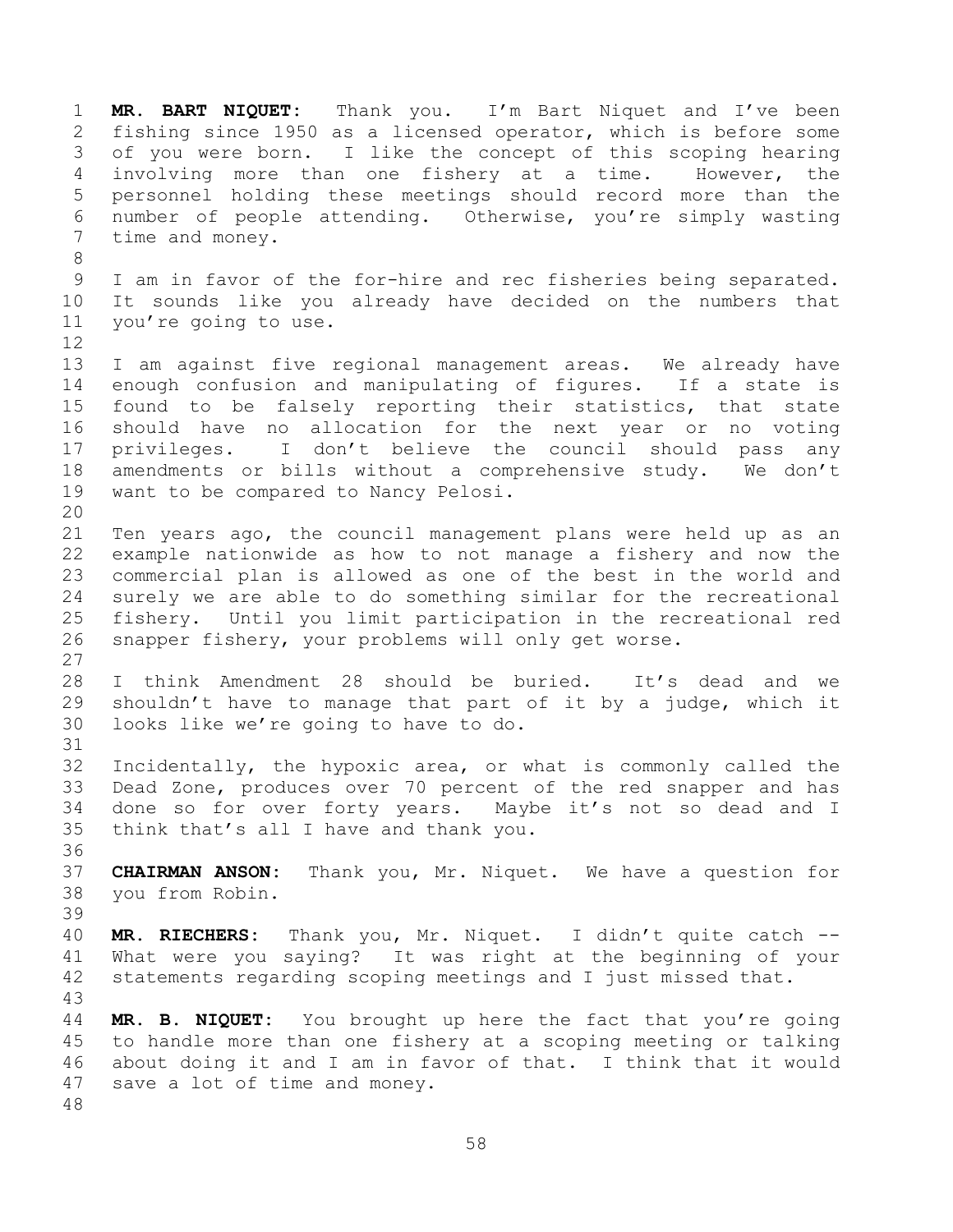**MR. BART NIQUET:** Thank you. I'm Bart Niquet and I've been fishing since 1950 as a licensed operator, which is before some of you were born. I like the concept of this scoping hearing involving more than one fishery at a time. However, the personnel holding these meetings should record more than the number of people attending. Otherwise, you're simply wasting time and money.

I am in favor of the for-hire and rec fisheries being separated. It sounds like you already have decided on the numbers that you're going to use.

I am against five regional management areas. We already have enough confusion and manipulating of figures. If a state is found to be falsely reporting their statistics, that state should have no allocation for the next year or no voting privileges. I don't believe the council should pass any amendments or bills without a comprehensive study. We don't want to be compared to Nancy Pelosi.

Ten years ago, the council management plans were held up as an example nationwide as how to not manage a fishery and now the commercial plan is allowed as one of the best in the world and surely we are able to do something similar for the recreational fishery. Until you limit participation in the recreational red snapper fishery, your problems will only get worse.

I think Amendment 28 should be buried. It's dead and we shouldn't have to manage that part of it by a judge, which it looks like we're going to have to do.

Incidentally, the hypoxic area, or what is commonly called the Dead Zone, produces over 70 percent of the red snapper and has done so for over forty years. Maybe it's not so dead and I think that's all I have and thank you.

**CHAIRMAN ANSON:** Thank you, Mr. Niquet. We have a question for you from Robin.

**MR. RIECHERS:** Thank you, Mr. Niquet. I didn't quite catch -- What were you saying? It was right at the beginning of your statements regarding scoping meetings and I just missed that.

**MR. B. NIQUET:** You brought up here the fact that you're going to handle more than one fishery at a scoping meeting or talking about doing it and I am in favor of that. I think that it would save a lot of time and money.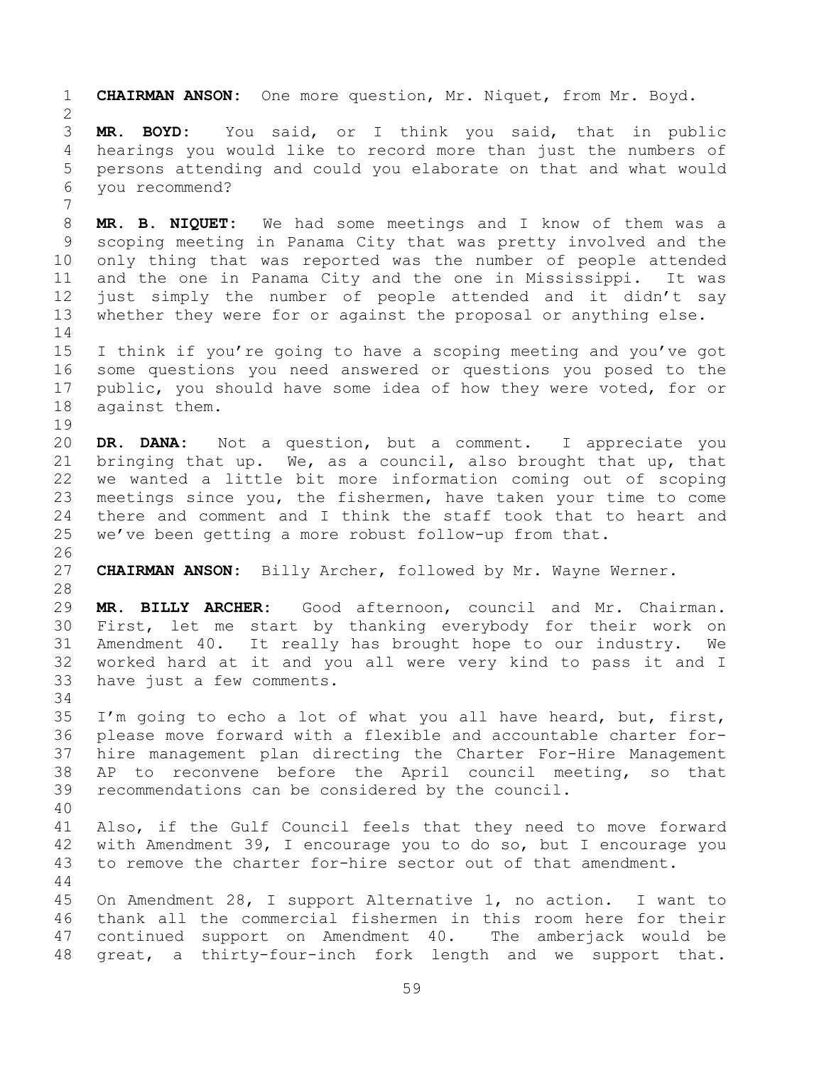**CHAIRMAN ANSON:** One more question, Mr. Niquet, from Mr. Boyd.

**MR. BOYD:** You said, or I think you said, that in public hearings you would like to record more than just the numbers of persons attending and could you elaborate on that and what would you recommend?

**MR. B. NIQUET:** We had some meetings and I know of them was a scoping meeting in Panama City that was pretty involved and the only thing that was reported was the number of people attended and the one in Panama City and the one in Mississippi. It was just simply the number of people attended and it didn't say whether they were for or against the proposal or anything else.

I think if you're going to have a scoping meeting and you've got some questions you need answered or questions you posed to the public, you should have some idea of how they were voted, for or against them.

**DR. DANA:** Not a question, but a comment. I appreciate you bringing that up. We, as a council, also brought that up, that we wanted a little bit more information coming out of scoping meetings since you, the fishermen, have taken your time to come there and comment and I think the staff took that to heart and we've been getting a more robust follow-up from that.

**CHAIRMAN ANSON:** Billy Archer, followed by Mr. Wayne Werner.

**MR. BILLY ARCHER:** Good afternoon, council and Mr. Chairman. First, let me start by thanking everybody for their work on Amendment 40. It really has brought hope to our industry. We worked hard at it and you all were very kind to pass it and I have just a few comments.

I'm going to echo a lot of what you all have heard, but, first, please move forward with a flexible and accountable charter for-hire management plan directing the Charter For-Hire Management AP to reconvene before the April council meeting, so that recommendations can be considered by the council.

Also, if the Gulf Council feels that they need to move forward with Amendment 39, I encourage you to do so, but I encourage you to remove the charter for-hire sector out of that amendment.

On Amendment 28, I support Alternative 1, no action. I want to thank all the commercial fishermen in this room here for their continued support on Amendment 40. The amberjack would be great, a thirty-four-inch fork length and we support that.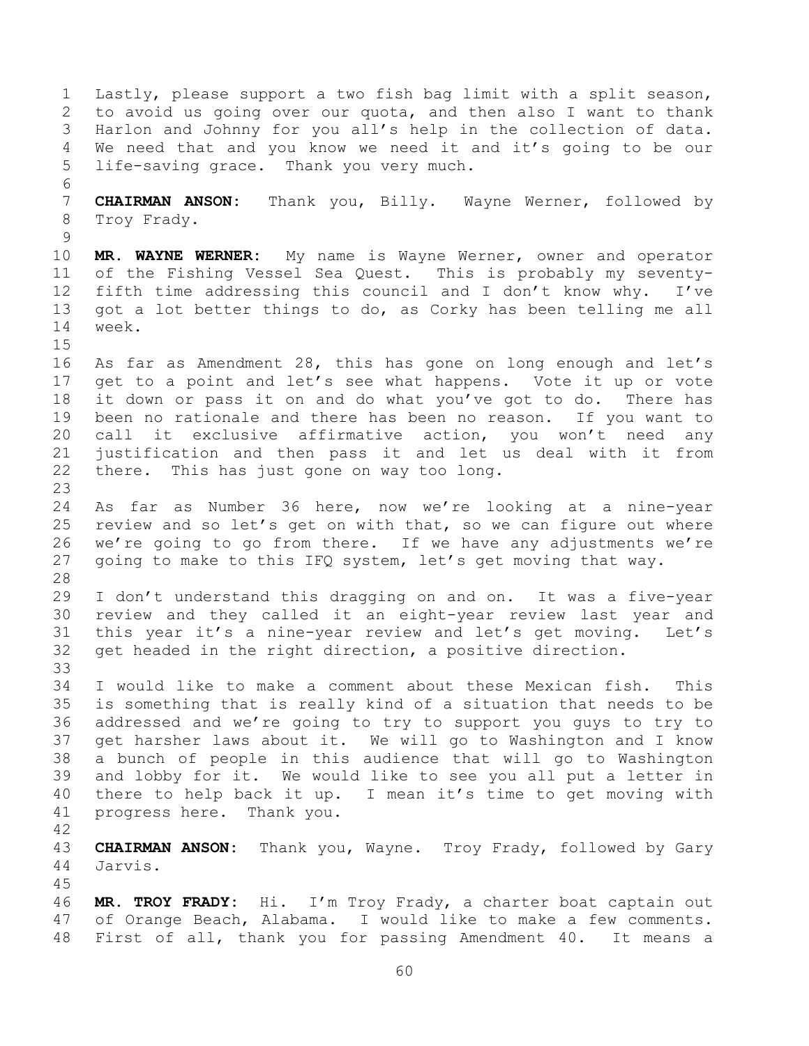Lastly, please support a two fish bag limit with a split season, to avoid us going over our quota, and then also I want to thank Harlon and Johnny for you all's help in the collection of data. We need that and you know we need it and it's going to be our life-saving grace. Thank you very much.

**CHAIRMAN ANSON:** Thank you, Billy. Wayne Werner, followed by Troy Frady.

**MR. WAYNE WERNER:** My name is Wayne Werner, owner and operator of the Fishing Vessel Sea Quest. This is probably my seventy-fifth time addressing this council and I don't know why. I've got a lot better things to do, as Corky has been telling me all week.

As far as Amendment 28, this has gone on long enough and let's get to a point and let's see what happens. Vote it up or vote it down or pass it on and do what you've got to do. There has been no rationale and there has been no reason. If you want to call it exclusive affirmative action, you won't need any justification and then pass it and let us deal with it from there. This has just gone on way too long.

As far as Number 36 here, now we're looking at a nine-year review and so let's get on with that, so we can figure out where we're going to go from there. If we have any adjustments we're going to make to this IFQ system, let's get moving that way.

I don't understand this dragging on and on. It was a five-year review and they called it an eight-year review last year and this year it's a nine-year review and let's get moving. Let's get headed in the right direction, a positive direction.

I would like to make a comment about these Mexican fish. This is something that is really kind of a situation that needs to be addressed and we're going to try to support you guys to try to get harsher laws about it. We will go to Washington and I know a bunch of people in this audience that will go to Washington and lobby for it. We would like to see you all put a letter in there to help back it up. I mean it's time to get moving with progress here. Thank you.

**CHAIRMAN ANSON:** Thank you, Wayne. Troy Frady, followed by Gary Jarvis.

**MR. TROY FRADY:** Hi. I'm Troy Frady, a charter boat captain out of Orange Beach, Alabama. I would like to make a few comments. First of all, thank you for passing Amendment 40. It means a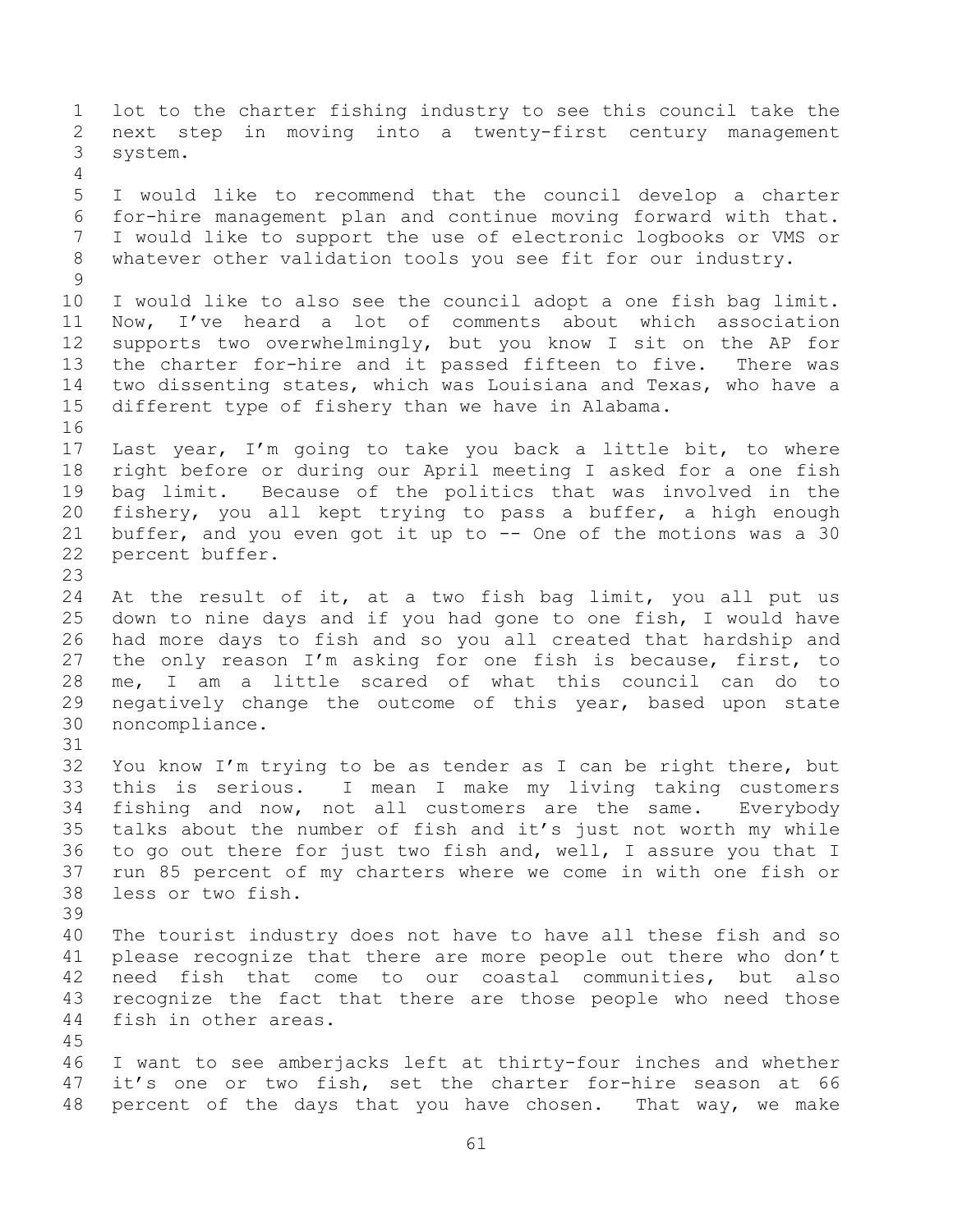lot to the charter fishing industry to see this council take the next step in moving into a twenty-first century management system.

I would like to recommend that the council develop a charter for-hire management plan and continue moving forward with that. I would like to support the use of electronic logbooks or VMS or whatever other validation tools you see fit for our industry.

I would like to also see the council adopt a one fish bag limit. Now, I've heard a lot of comments about which association supports two overwhelmingly, but you know I sit on the AP for the charter for-hire and it passed fifteen to five. There was two dissenting states, which was Louisiana and Texas, who have a different type of fishery than we have in Alabama.

Last year, I'm going to take you back a little bit, to where right before or during our April meeting I asked for a one fish bag limit. Because of the politics that was involved in the fishery, you all kept trying to pass a buffer, a high enough buffer, and you even got it up to -- One of the motions was a 30 percent buffer.

At the result of it, at a two fish bag limit, you all put us down to nine days and if you had gone to one fish, I would have had more days to fish and so you all created that hardship and the only reason I'm asking for one fish is because, first, to me, I am a little scared of what this council can do to negatively change the outcome of this year, based upon state noncompliance.

You know I'm trying to be as tender as I can be right there, but this is serious. I mean I make my living taking customers fishing and now, not all customers are the same. Everybody talks about the number of fish and it's just not worth my while to go out there for just two fish and, well, I assure you that I run 85 percent of my charters where we come in with one fish or less or two fish.

The tourist industry does not have to have all these fish and so please recognize that there are more people out there who don't need fish that come to our coastal communities, but also recognize the fact that there are those people who need those fish in other areas.

I want to see amberjacks left at thirty-four inches and whether it's one or two fish, set the charter for-hire season at 66 percent of the days that you have chosen. That way, we make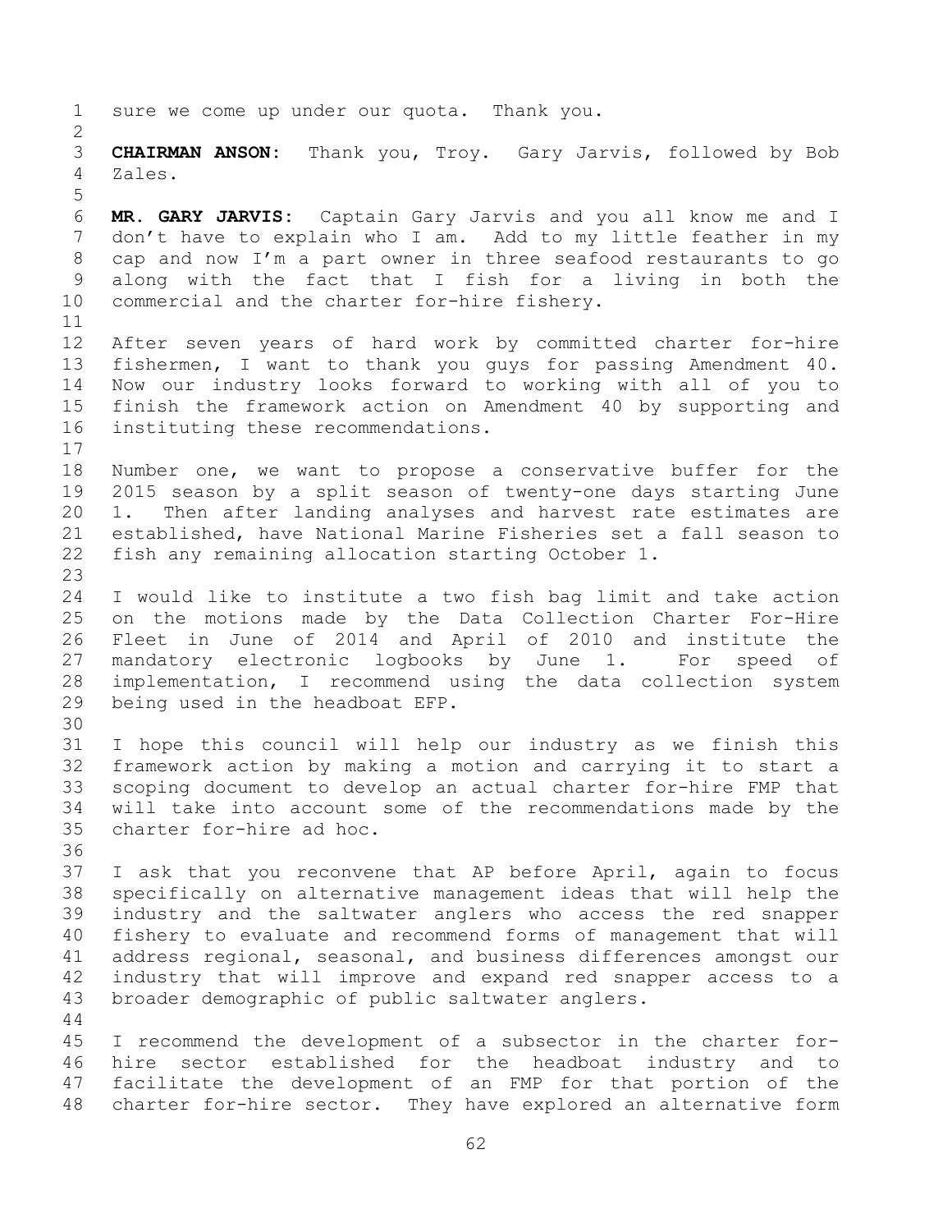sure we come up under our quota. Thank you.

**CHAIRMAN ANSON:** Thank you, Troy. Gary Jarvis, followed by Bob Zales.

**MR. GARY JARVIS:** Captain Gary Jarvis and you all know me and I don't have to explain who I am. Add to my little feather in my cap and now I'm a part owner in three seafood restaurants to go along with the fact that I fish for a living in both the commercial and the charter for-hire fishery.

After seven years of hard work by committed charter for-hire fishermen, I want to thank you guys for passing Amendment 40. Now our industry looks forward to working with all of you to finish the framework action on Amendment 40 by supporting and instituting these recommendations.

Number one, we want to propose a conservative buffer for the 2015 season by a split season of twenty-one days starting June 1. Then after landing analyses and harvest rate estimates are established, have National Marine Fisheries set a fall season to fish any remaining allocation starting October 1.

I would like to institute a two fish bag limit and take action on the motions made by the Data Collection Charter For-Hire Fleet in June of 2014 and April of 2010 and institute the mandatory electronic logbooks by June 1. For speed of implementation, I recommend using the data collection system being used in the headboat EFP.

I hope this council will help our industry as we finish this framework action by making a motion and carrying it to start a scoping document to develop an actual charter for-hire FMP that will take into account some of the recommendations made by the charter for-hire ad hoc.

I ask that you reconvene that AP before April, again to focus specifically on alternative management ideas that will help the industry and the saltwater anglers who access the red snapper fishery to evaluate and recommend forms of management that will address regional, seasonal, and business differences amongst our industry that will improve and expand red snapper access to a broader demographic of public saltwater anglers.

I recommend the development of a subsector in the charter for-hire sector established for the headboat industry and to facilitate the development of an FMP for that portion of the charter for-hire sector. They have explored an alternative form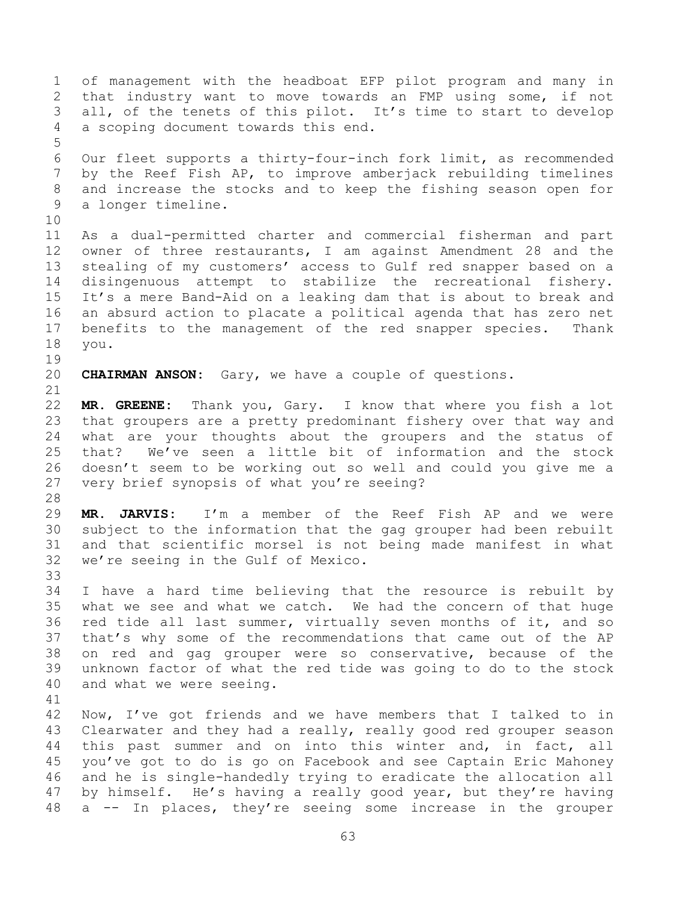of management with the headboat EFP pilot program and many in that industry want to move towards an FMP using some, if not all, of the tenets of this pilot. It's time to start to develop a scoping document towards this end.

Our fleet supports a thirty-four-inch fork limit, as recommended by the Reef Fish AP, to improve amberjack rebuilding timelines and increase the stocks and to keep the fishing season open for a longer timeline.

As a dual-permitted charter and commercial fisherman and part owner of three restaurants, I am against Amendment 28 and the stealing of my customers' access to Gulf red snapper based on a disingenuous attempt to stabilize the recreational fishery. It's a mere Band-Aid on a leaking dam that is about to break and an absurd action to placate a political agenda that has zero net benefits to the management of the red snapper species. Thank you.

**CHAIRMAN ANSON:** Gary, we have a couple of questions.

**MR. GREENE:** Thank you, Gary. I know that where you fish a lot that groupers are a pretty predominant fishery over that way and what are your thoughts about the groupers and the status of that? We've seen a little bit of information and the stock doesn't seem to be working out so well and could you give me a very brief synopsis of what you're seeing?

**MR. JARVIS:** I'm a member of the Reef Fish AP and we were subject to the information that the gag grouper had been rebuilt and that scientific morsel is not being made manifest in what we're seeing in the Gulf of Mexico.

I have a hard time believing that the resource is rebuilt by what we see and what we catch. We had the concern of that huge red tide all last summer, virtually seven months of it, and so that's why some of the recommendations that came out of the AP on red and gag grouper were so conservative, because of the unknown factor of what the red tide was going to do to the stock and what we were seeing.

Now, I've got friends and we have members that I talked to in Clearwater and they had a really, really good red grouper season this past summer and on into this winter and, in fact, all you've got to do is go on Facebook and see Captain Eric Mahoney and he is single-handedly trying to eradicate the allocation all by himself. He's having a really good year, but they're having a -- In places, they're seeing some increase in the grouper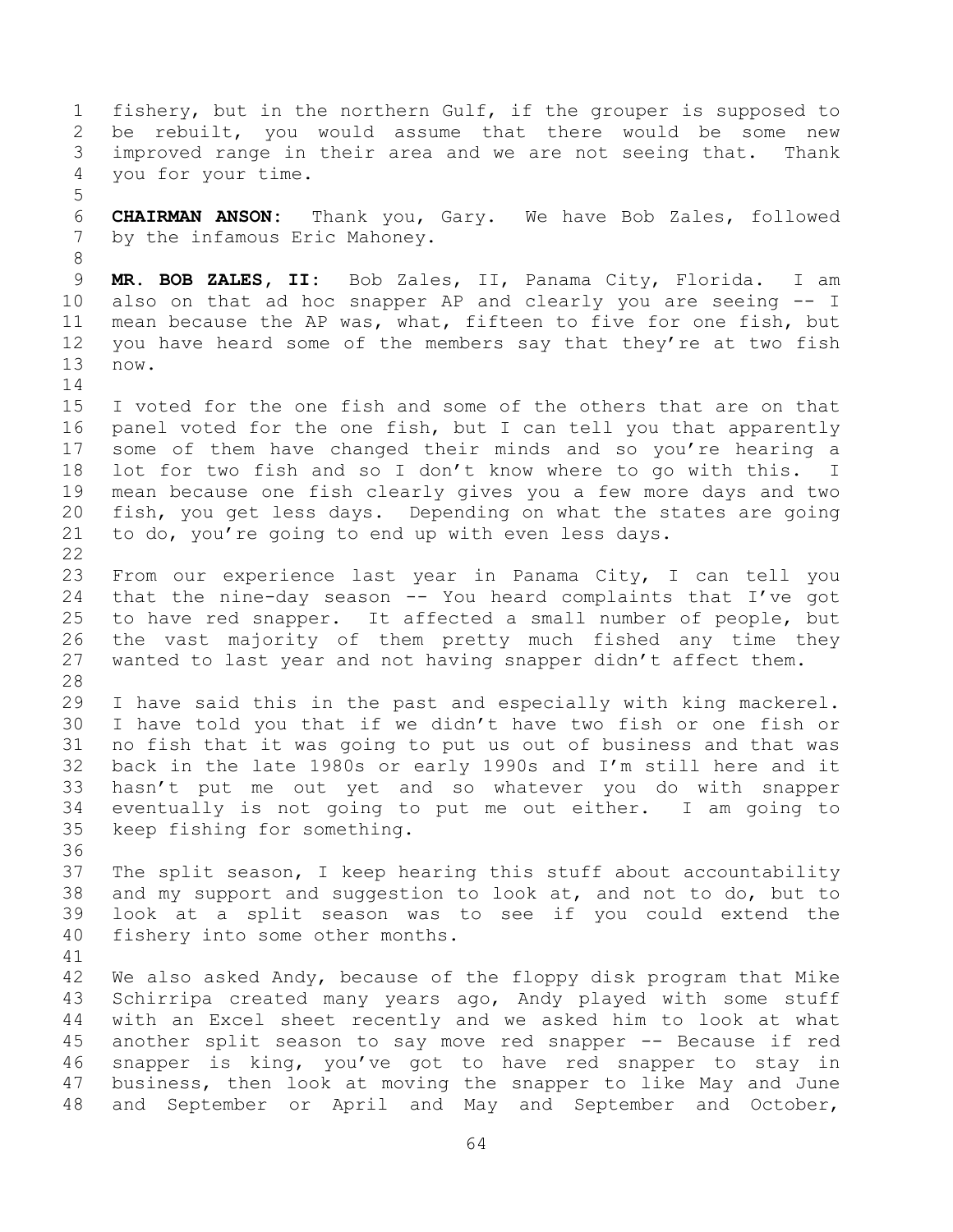fishery, but in the northern Gulf, if the grouper is supposed to be rebuilt, you would assume that there would be some new improved range in their area and we are not seeing that. Thank you for your time.

**CHAIRMAN ANSON:** Thank you, Gary. We have Bob Zales, followed by the infamous Eric Mahoney.

**MR. BOB ZALES, II:** Bob Zales, II, Panama City, Florida. I am also on that ad hoc snapper AP and clearly you are seeing -- I mean because the AP was, what, fifteen to five for one fish, but you have heard some of the members say that they're at two fish now.

I voted for the one fish and some of the others that are on that panel voted for the one fish, but I can tell you that apparently some of them have changed their minds and so you're hearing a lot for two fish and so I don't know where to go with this. I mean because one fish clearly gives you a few more days and two fish, you get less days. Depending on what the states are going to do, you're going to end up with even less days.

From our experience last year in Panama City, I can tell you that the nine-day season -- You heard complaints that I've got to have red snapper. It affected a small number of people, but the vast majority of them pretty much fished any time they wanted to last year and not having snapper didn't affect them.

I have said this in the past and especially with king mackerel. I have told you that if we didn't have two fish or one fish or no fish that it was going to put us out of business and that was back in the late 1980s or early 1990s and I'm still here and it hasn't put me out yet and so whatever you do with snapper eventually is not going to put me out either. I am going to keep fishing for something.

The split season, I keep hearing this stuff about accountability and my support and suggestion to look at, and not to do, but to look at a split season was to see if you could extend the fishery into some other months.

We also asked Andy, because of the floppy disk program that Mike Schirripa created many years ago, Andy played with some stuff with an Excel sheet recently and we asked him to look at what another split season to say move red snapper -- Because if red snapper is king, you've got to have red snapper to stay in business, then look at moving the snapper to like May and June and September or April and May and September and October,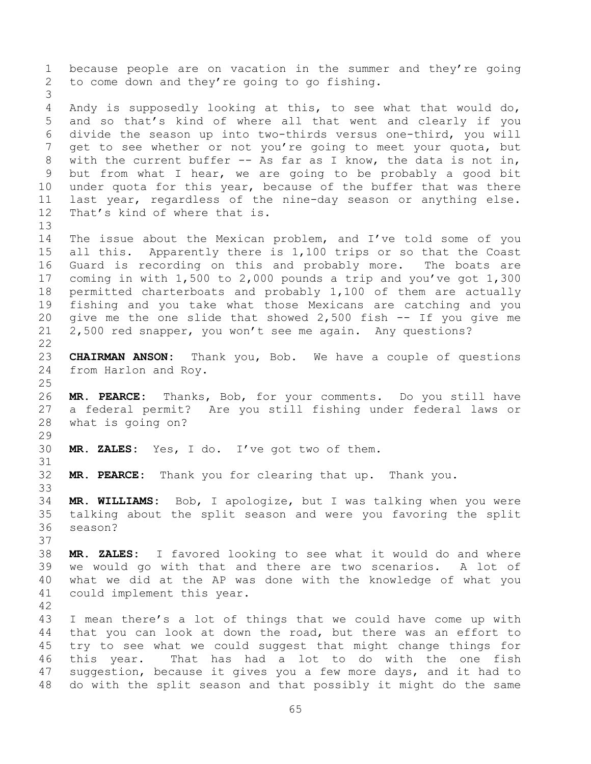because people are on vacation in the summer and they're going to come down and they're going to go fishing.

Andy is supposedly looking at this, to see what that would do, and so that's kind of where all that went and clearly if you divide the season up into two-thirds versus one-third, you will get to see whether or not you're going to meet your quota, but with the current buffer -- As far as I know, the data is not in, but from what I hear, we are going to be probably a good bit under quota for this year, because of the buffer that was there last year, regardless of the nine-day season or anything else. That's kind of where that is.

The issue about the Mexican problem, and I've told some of you all this. Apparently there is 1,100 trips or so that the Coast Guard is recording on this and probably more. The boats are coming in with 1,500 to 2,000 pounds a trip and you've got 1,300 permitted charterboats and probably 1,100 of them are actually fishing and you take what those Mexicans are catching and you give me the one slide that showed 2,500 fish -- If you give me 2,500 red snapper, you won't see me again. Any questions?

**CHAIRMAN ANSON:** Thank you, Bob. We have a couple of questions from Harlon and Roy.

**MR. PEARCE:** Thanks, Bob, for your comments. Do you still have a federal permit? Are you still fishing under federal laws or what is going on?

**MR. ZALES:** Yes, I do. I've got two of them.

**MR. PEARCE:** Thank you for clearing that up. Thank you.

**MR. WILLIAMS:** Bob, I apologize, but I was talking when you were talking about the split season and were you favoring the split season?

**MR. ZALES:** I favored looking to see what it would do and where we would go with that and there are two scenarios. A lot of what we did at the AP was done with the knowledge of what you could implement this year.

I mean there's a lot of things that we could have come up with that you can look at down the road, but there was an effort to try to see what we could suggest that might change things for this year. That has had a lot to do with the one fish suggestion, because it gives you a few more days, and it had to do with the split season and that possibly it might do the same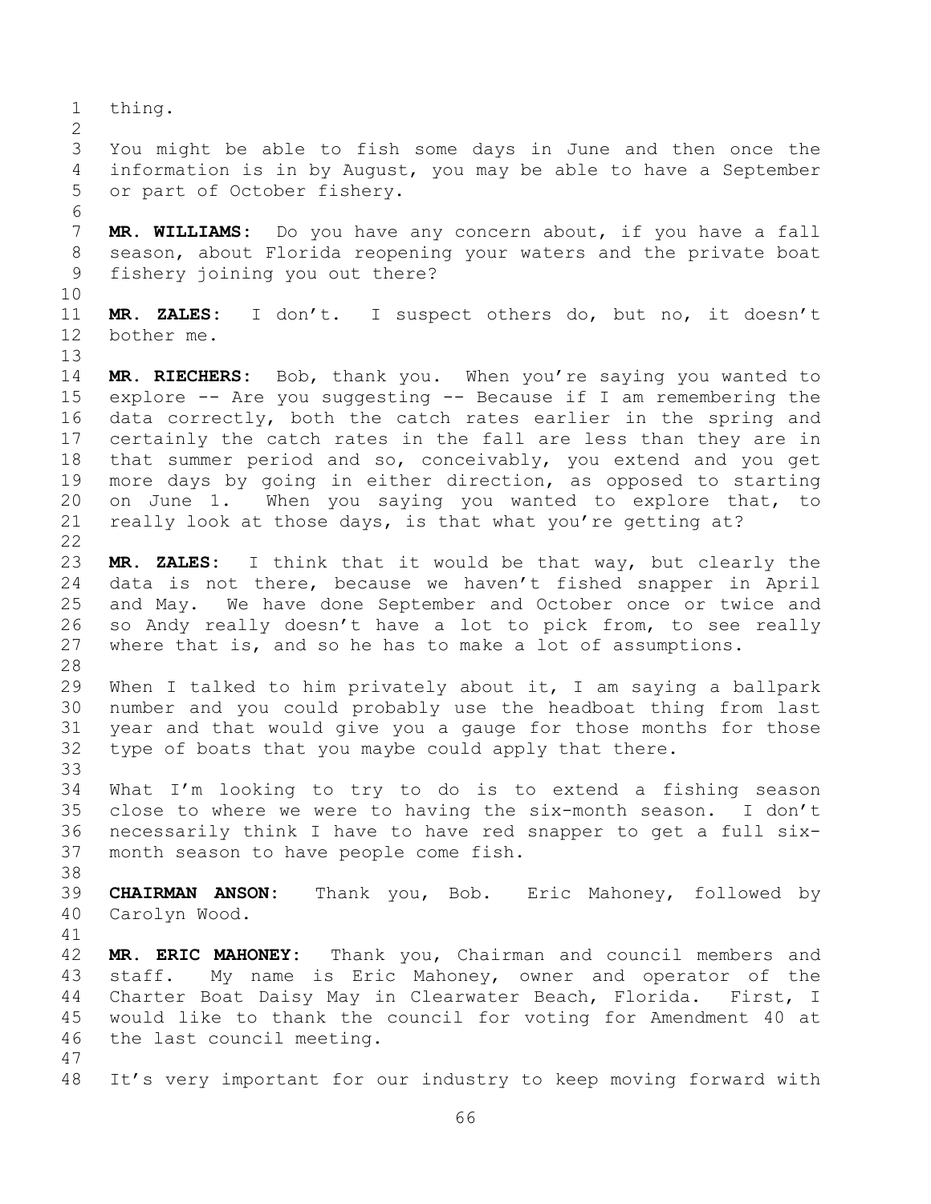thing.

You might be able to fish some days in June and then once the information is in by August, you may be able to have a September or part of October fishery.

**MR. WILLIAMS:** Do you have any concern about, if you have a fall season, about Florida reopening your waters and the private boat fishery joining you out there?

**MR. ZALES:** I don't. I suspect others do, but no, it doesn't bother me.

**MR. RIECHERS:** Bob, thank you. When you're saying you wanted to explore -- Are you suggesting -- Because if I am remembering the data correctly, both the catch rates earlier in the spring and certainly the catch rates in the fall are less than they are in that summer period and so, conceivably, you extend and you get more days by going in either direction, as opposed to starting on June 1. When you saying you wanted to explore that, to really look at those days, is that what you're getting at?

**MR. ZALES:** I think that it would be that way, but clearly the data is not there, because we haven't fished snapper in April and May. We have done September and October once or twice and so Andy really doesn't have a lot to pick from, to see really where that is, and so he has to make a lot of assumptions.

When I talked to him privately about it, I am saying a ballpark number and you could probably use the headboat thing from last year and that would give you a gauge for those months for those type of boats that you maybe could apply that there.

What I'm looking to try to do is to extend a fishing season close to where we were to having the six-month season. I don't necessarily think I have to have red snapper to get a full six-month season to have people come fish.

**CHAIRMAN ANSON:** Thank you, Bob. Eric Mahoney, followed by Carolyn Wood.

**MR. ERIC MAHONEY:** Thank you, Chairman and council members and staff. My name is Eric Mahoney, owner and operator of the Charter Boat Daisy May in Clearwater Beach, Florida. First, I would like to thank the council for voting for Amendment 40 at the last council meeting.

It's very important for our industry to keep moving forward with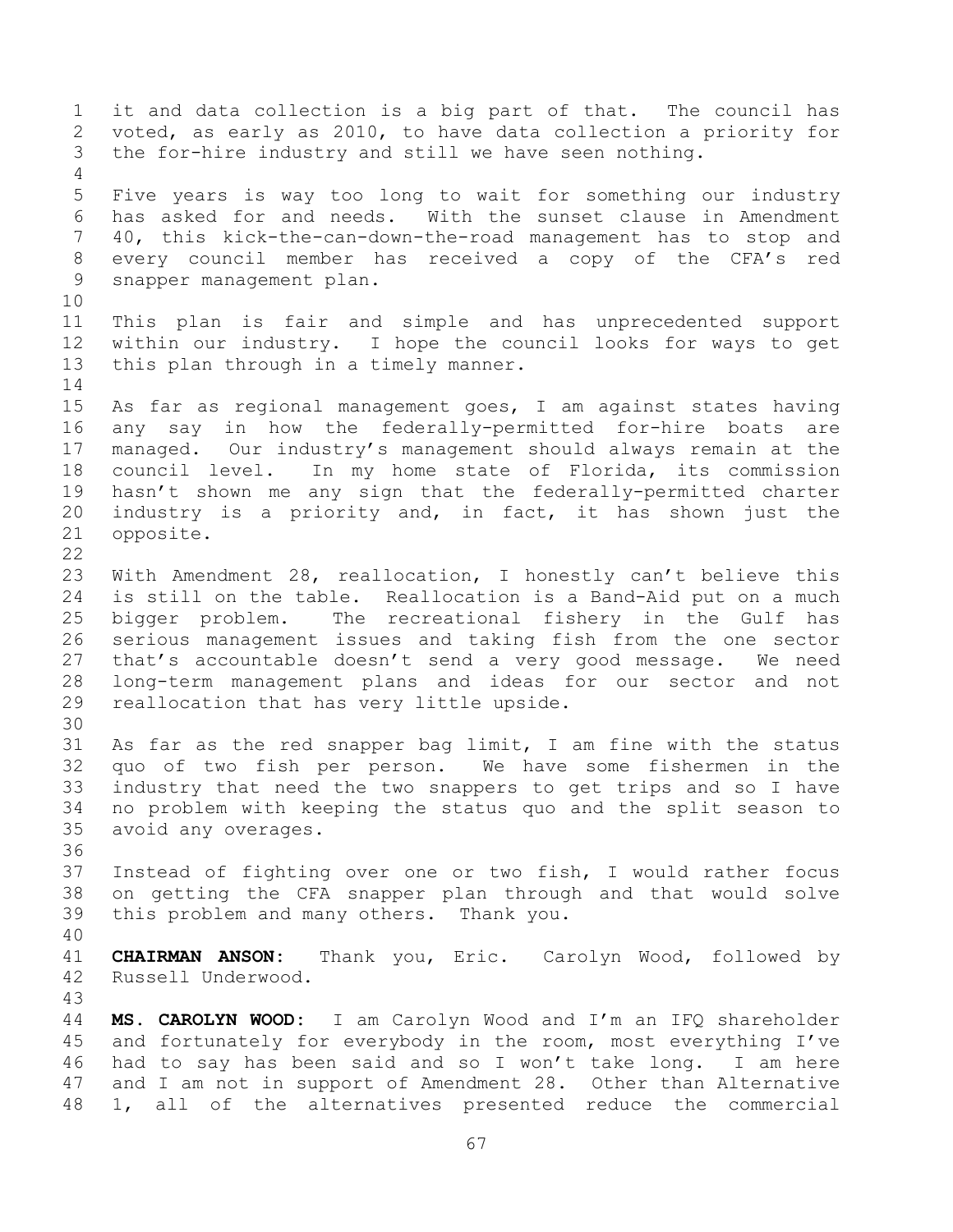it and data collection is a big part of that. The council has voted, as early as 2010, to have data collection a priority for the for-hire industry and still we have seen nothing.

Five years is way too long to wait for something our industry has asked for and needs. With the sunset clause in Amendment 40, this kick-the-can-down-the-road management has to stop and every council member has received a copy of the CFA's red snapper management plan.

This plan is fair and simple and has unprecedented support within our industry. I hope the council looks for ways to get this plan through in a timely manner.

As far as regional management goes, I am against states having any say in how the federally-permitted for-hire boats are managed. Our industry's management should always remain at the council level. In my home state of Florida, its commission hasn't shown me any sign that the federally-permitted charter industry is a priority and, in fact, it has shown just the opposite.

With Amendment 28, reallocation, I honestly can't believe this is still on the table. Reallocation is a Band-Aid put on a much bigger problem. The recreational fishery in the Gulf has serious management issues and taking fish from the one sector that's accountable doesn't send a very good message. We need long-term management plans and ideas for our sector and not reallocation that has very little upside.

As far as the red snapper bag limit, I am fine with the status quo of two fish per person. We have some fishermen in the industry that need the two snappers to get trips and so I have no problem with keeping the status quo and the split season to avoid any overages.

Instead of fighting over one or two fish, I would rather focus on getting the CFA snapper plan through and that would solve this problem and many others. Thank you.

**CHAIRMAN ANSON:** Thank you, Eric. Carolyn Wood, followed by Russell Underwood.

**MS. CAROLYN WOOD:** I am Carolyn Wood and I'm an IFQ shareholder and fortunately for everybody in the room, most everything I've had to say has been said and so I won't take long. I am here and I am not in support of Amendment 28. Other than Alternative 1, all of the alternatives presented reduce the commercial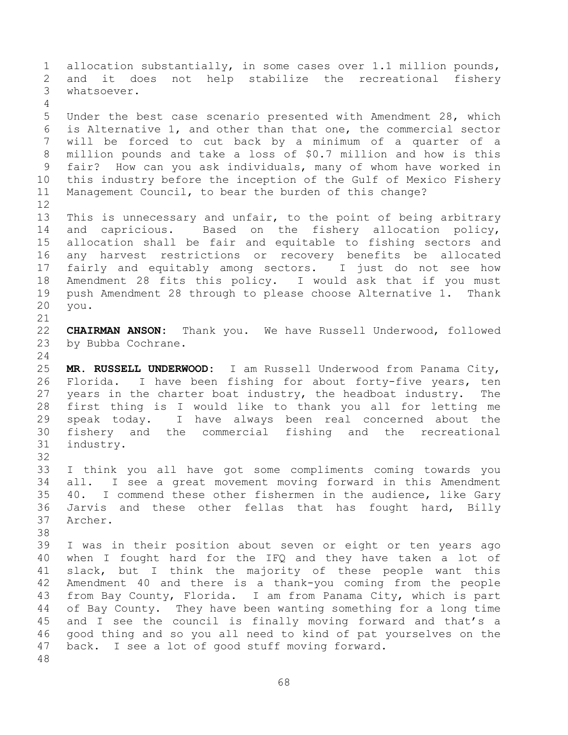allocation substantially, in some cases over 1.1 million pounds, and it does not help stabilize the recreational fishery whatsoever.

Under the best case scenario presented with Amendment 28, which is Alternative 1, and other than that one, the commercial sector will be forced to cut back by a minimum of a quarter of a million pounds and take a loss of $0.7 million and how is this fair? How can you ask individuals, many of whom have worked in this industry before the inception of the Gulf of Mexico Fishery Management Council, to bear the burden of this change?

This is unnecessary and unfair, to the point of being arbitrary and capricious. Based on the fishery allocation policy, allocation shall be fair and equitable to fishing sectors and any harvest restrictions or recovery benefits be allocated fairly and equitably among sectors. I just do not see how Amendment 28 fits this policy. I would ask that if you must push Amendment 28 through to please choose Alternative 1. Thank you.

**CHAIRMAN ANSON:** Thank you. We have Russell Underwood, followed by Bubba Cochrane.

**MR. RUSSELL UNDERWOOD:** I am Russell Underwood from Panama City, Florida. I have been fishing for about forty-five years, ten years in the charter boat industry, the headboat industry. The first thing is I would like to thank you all for letting me speak today. I have always been real concerned about the fishery and the commercial fishing and the recreational industry.

I think you all have got some compliments coming towards you all. I see a great movement moving forward in this Amendment 40. I commend these other fishermen in the audience, like Gary Jarvis and these other fellas that has fought hard, Billy Archer.

I was in their position about seven or eight or ten years ago when I fought hard for the IFQ and they have taken a lot of slack, but I think the majority of these people want this Amendment 40 and there is a thank-you coming from the people from Bay County, Florida. I am from Panama City, which is part of Bay County. They have been wanting something for a long time and I see the council is finally moving forward and that's a good thing and so you all need to kind of pat yourselves on the back. I see a lot of good stuff moving forward.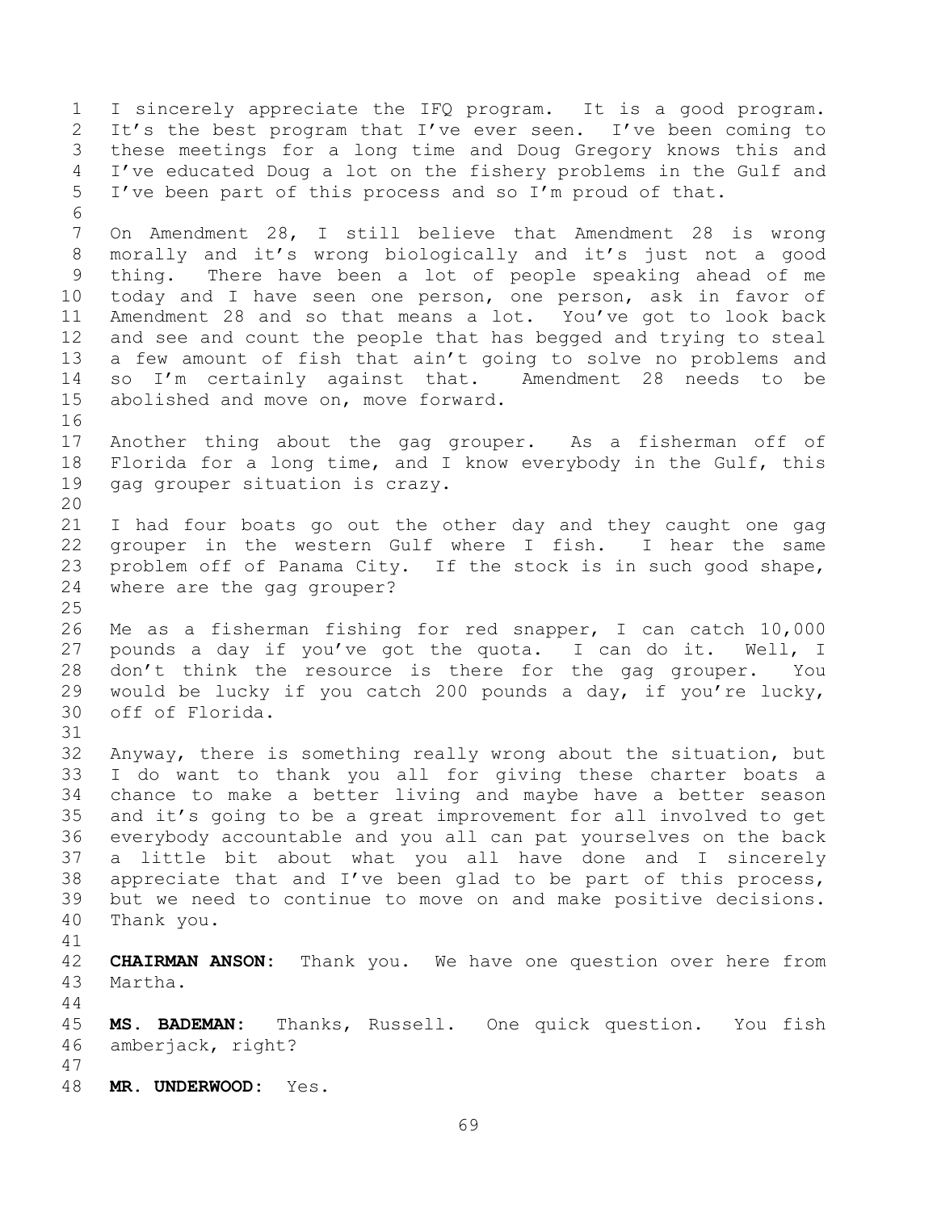I sincerely appreciate the IFQ program. It is a good program. It's the best program that I've ever seen. I've been coming to these meetings for a long time and Doug Gregory knows this and I've educated Doug a lot on the fishery problems in the Gulf and I've been part of this process and so I'm proud of that.

On Amendment 28, I still believe that Amendment 28 is wrong morally and it's wrong biologically and it's just not a good thing. There have been a lot of people speaking ahead of me today and I have seen one person, one person, ask in favor of Amendment 28 and so that means a lot. You've got to look back and see and count the people that has begged and trying to steal a few amount of fish that ain't going to solve no problems and so I'm certainly against that. Amendment 28 needs to be abolished and move on, move forward.

Another thing about the gag grouper. As a fisherman off of Florida for a long time, and I know everybody in the Gulf, this gag grouper situation is crazy.

I had four boats go out the other day and they caught one gag grouper in the western Gulf where I fish. I hear the same problem off of Panama City. If the stock is in such good shape, where are the gag grouper?

Me as a fisherman fishing for red snapper, I can catch 10,000 pounds a day if you've got the quota. I can do it. Well, I don't think the resource is there for the gag grouper. You would be lucky if you catch 200 pounds a day, if you're lucky, off of Florida.

Anyway, there is something really wrong about the situation, but I do want to thank you all for giving these charter boats a chance to make a better living and maybe have a better season and it's going to be a great improvement for all involved to get everybody accountable and you all can pat yourselves on the back a little bit about what you all have done and I sincerely appreciate that and I've been glad to be part of this process, but we need to continue to move on and make positive decisions. Thank you.

**CHAIRMAN ANSON:** Thank you. We have one question over here from Martha.

**MS. BADEMAN:** Thanks, Russell. One quick question. You fish amberjack, right?

**MR. UNDERWOOD:** Yes.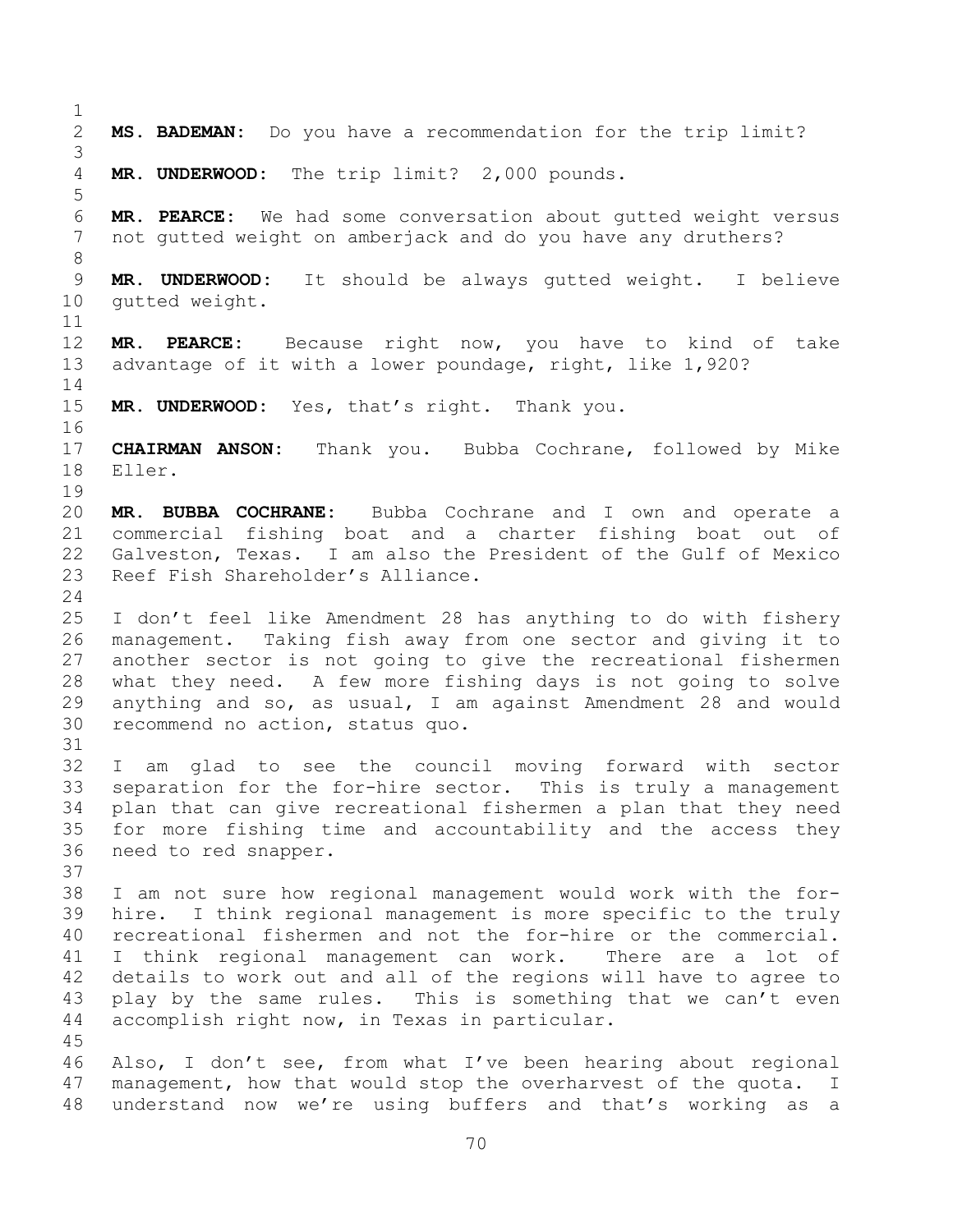**MS. BADEMAN:** Do you have a recommendation for the trip limit?

**MR. UNDERWOOD:** The trip limit? 2,000 pounds.

**MR. PEARCE:** We had some conversation about gutted weight versus not gutted weight on amberjack and do you have any druthers?

**MR. UNDERWOOD:** It should be always gutted weight. I believe gutted weight.

**MR. PEARCE:** Because right now, you have to kind of take advantage of it with a lower poundage, right, like 1,920?

**MR. UNDERWOOD:** Yes, that's right. Thank you.

**CHAIRMAN ANSON:** Thank you. Bubba Cochrane, followed by Mike Eller.

**MR. BUBBA COCHRANE:** Bubba Cochrane and I own and operate a commercial fishing boat and a charter fishing boat out of Galveston, Texas. I am also the President of the Gulf of Mexico Reef Fish Shareholder's Alliance.

I don't feel like Amendment 28 has anything to do with fishery management. Taking fish away from one sector and giving it to another sector is not going to give the recreational fishermen what they need. A few more fishing days is not going to solve anything and so, as usual, I am against Amendment 28 and would recommend no action, status quo.

I am glad to see the council moving forward with sector separation for the for-hire sector. This is truly a management plan that can give recreational fishermen a plan that they need for more fishing time and accountability and the access they need to red snapper.

I am not sure how regional management would work with the for-hire. I think regional management is more specific to the truly recreational fishermen and not the for-hire or the commercial. I think regional management can work. There are a lot of details to work out and all of the regions will have to agree to play by the same rules. This is something that we can't even accomplish right now, in Texas in particular.

Also, I don't see, from what I've been hearing about regional management, how that would stop the overharvest of the quota. I understand now we're using buffers and that's working as a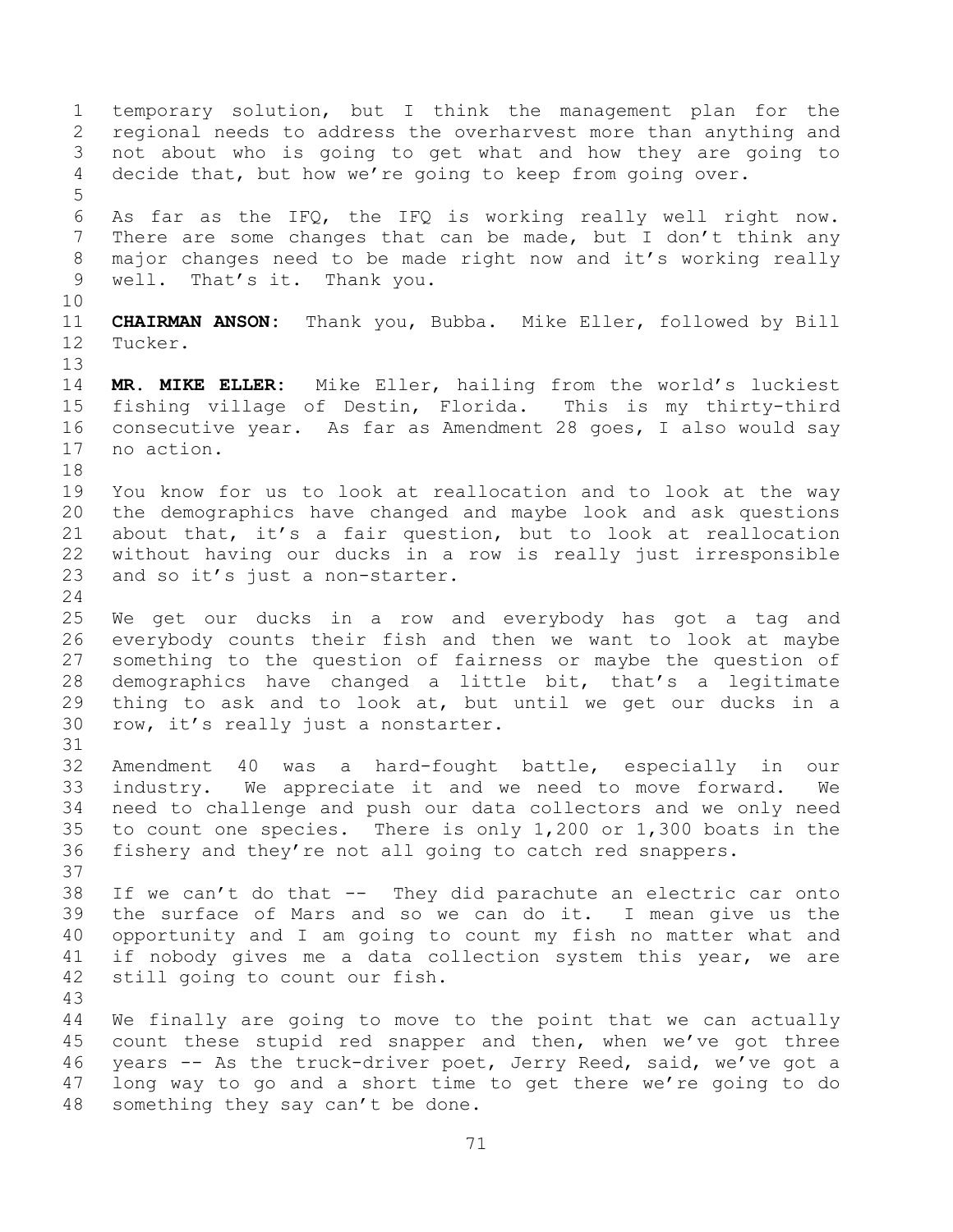temporary solution, but I think the management plan for the regional needs to address the overharvest more than anything and not about who is going to get what and how they are going to decide that, but how we're going to keep from going over.

As far as the IFQ, the IFQ is working really well right now. There are some changes that can be made, but I don't think any major changes need to be made right now and it's working really well. That's it. Thank you.

**CHAIRMAN ANSON:** Thank you, Bubba. Mike Eller, followed by Bill Tucker.

**MR. MIKE ELLER:** Mike Eller, hailing from the world's luckiest fishing village of Destin, Florida. This is my thirty-third consecutive year. As far as Amendment 28 goes, I also would say no action.

You know for us to look at reallocation and to look at the way the demographics have changed and maybe look and ask questions about that, it's a fair question, but to look at reallocation without having our ducks in a row is really just irresponsible and so it's just a non-starter.

We get our ducks in a row and everybody has got a tag and everybody counts their fish and then we want to look at maybe something to the question of fairness or maybe the question of demographics have changed a little bit, that's a legitimate thing to ask and to look at, but until we get our ducks in a row, it's really just a nonstarter.

Amendment 40 was a hard-fought battle, especially in our industry. We appreciate it and we need to move forward. We need to challenge and push our data collectors and we only need to count one species. There is only 1,200 or 1,300 boats in the fishery and they're not all going to catch red snappers.

If we can't do that -- They did parachute an electric car onto the surface of Mars and so we can do it. I mean give us the opportunity and I am going to count my fish no matter what and if nobody gives me a data collection system this year, we are still going to count our fish.

We finally are going to move to the point that we can actually count these stupid red snapper and then, when we've got three years -- As the truck-driver poet, Jerry Reed, said, we've got a long way to go and a short time to get there we're going to do something they say can't be done.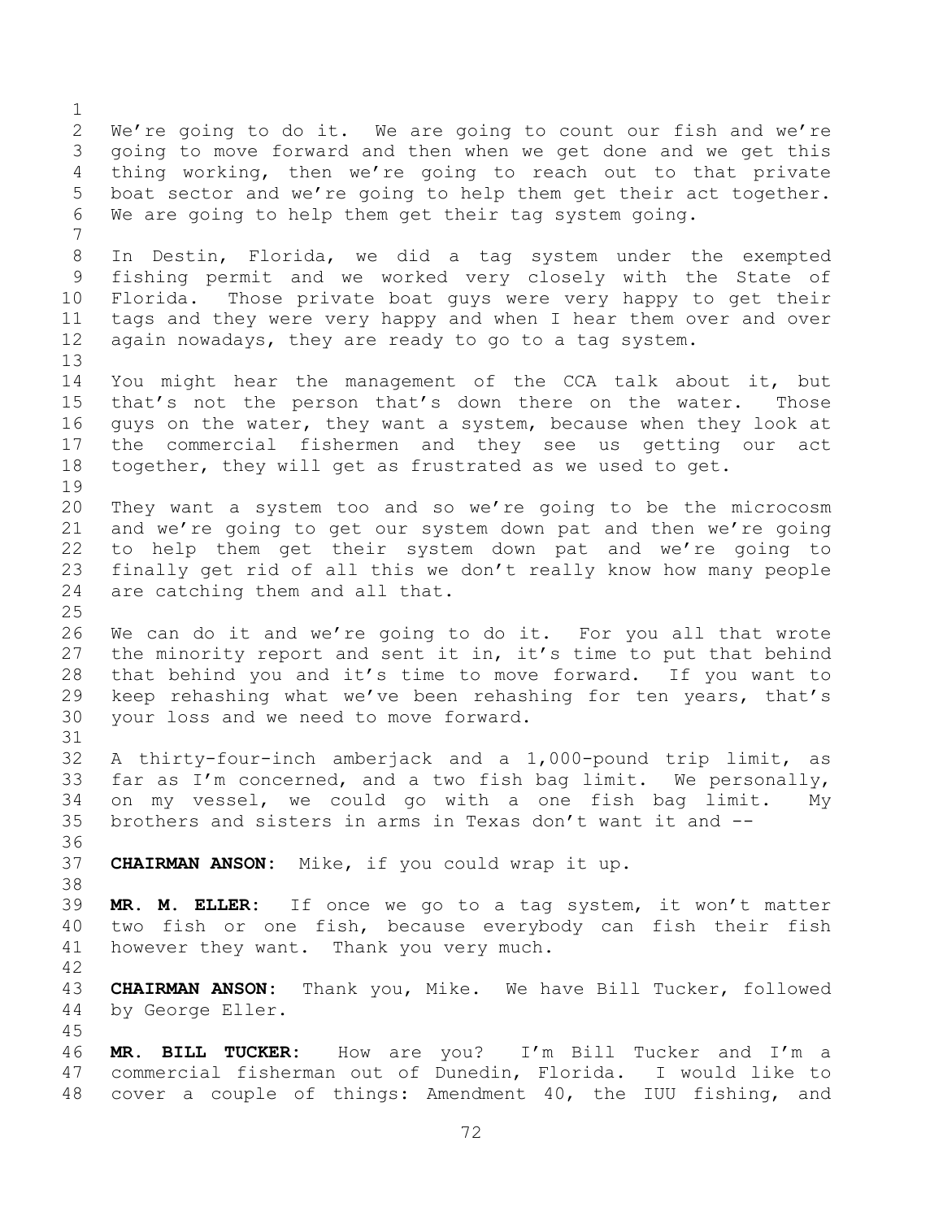We're going to do it. We are going to count our fish and we're going to move forward and then when we get done and we get this thing working, then we're going to reach out to that private boat sector and we're going to help them get their act together. We are going to help them get their tag system going.

In Destin, Florida, we did a tag system under the exempted fishing permit and we worked very closely with the State of Florida. Those private boat guys were very happy to get their tags and they were very happy and when I hear them over and over again nowadays, they are ready to go to a tag system.

You might hear the management of the CCA talk about it, but that's not the person that's down there on the water. Those guys on the water, they want a system, because when they look at the commercial fishermen and they see us getting our act together, they will get as frustrated as we used to get.

They want a system too and so we're going to be the microcosm and we're going to get our system down pat and then we're going to help them get their system down pat and we're going to finally get rid of all this we don't really know how many people are catching them and all that.

We can do it and we're going to do it. For you all that wrote the minority report and sent it in, it's time to put that behind that behind you and it's time to move forward. If you want to keep rehashing what we've been rehashing for ten years, that's your loss and we need to move forward.

A thirty-four-inch amberjack and a 1,000-pound trip limit, as far as I'm concerned, and a two fish bag limit. We personally, on my vessel, we could go with a one fish bag limit. My brothers and sisters in arms in Texas don't want it and --

**CHAIRMAN ANSON:** Mike, if you could wrap it up.

**MR. M. ELLER:** If once we go to a tag system, it won't matter two fish or one fish, because everybody can fish their fish however they want. Thank you very much.

**CHAIRMAN ANSON:** Thank you, Mike. We have Bill Tucker, followed by George Eller.

**MR. BILL TUCKER:** How are you? I'm Bill Tucker and I'm a commercial fisherman out of Dunedin, Florida. I would like to cover a couple of things: Amendment 40, the IUU fishing, and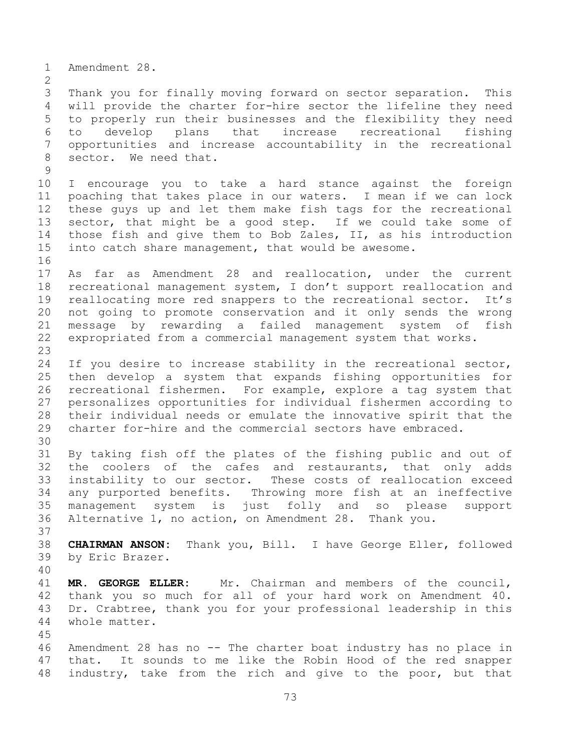Amendment 28.

Thank you for finally moving forward on sector separation. This will provide the charter for-hire sector the lifeline they need to properly run their businesses and the flexibility they need to develop plans that increase recreational fishing opportunities and increase accountability in the recreational sector. We need that.

I encourage you to take a hard stance against the foreign poaching that takes place in our waters. I mean if we can lock these guys up and let them make fish tags for the recreational sector, that might be a good step. If we could take some of those fish and give them to Bob Zales, II, as his introduction into catch share management, that would be awesome.

As far as Amendment 28 and reallocation, under the current recreational management system, I don't support reallocation and reallocating more red snappers to the recreational sector. It's not going to promote conservation and it only sends the wrong message by rewarding a failed management system of fish expropriated from a commercial management system that works.

If you desire to increase stability in the recreational sector, then develop a system that expands fishing opportunities for recreational fishermen. For example, explore a tag system that personalizes opportunities for individual fishermen according to their individual needs or emulate the innovative spirit that the charter for-hire and the commercial sectors have embraced.

By taking fish off the plates of the fishing public and out of the coolers of the cafes and restaurants, that only adds instability to our sector. These costs of reallocation exceed any purported benefits. Throwing more fish at an ineffective management system is just folly and so please support Alternative 1, no action, on Amendment 28. Thank you.

**CHAIRMAN ANSON:** Thank you, Bill. I have George Eller, followed by Eric Brazer.

**MR. GEORGE ELLER:** Mr. Chairman and members of the council, thank you so much for all of your hard work on Amendment 40. Dr. Crabtree, thank you for your professional leadership in this whole matter.

Amendment 28 has no -- The charter boat industry has no place in that. It sounds to me like the Robin Hood of the red snapper industry, take from the rich and give to the poor, but that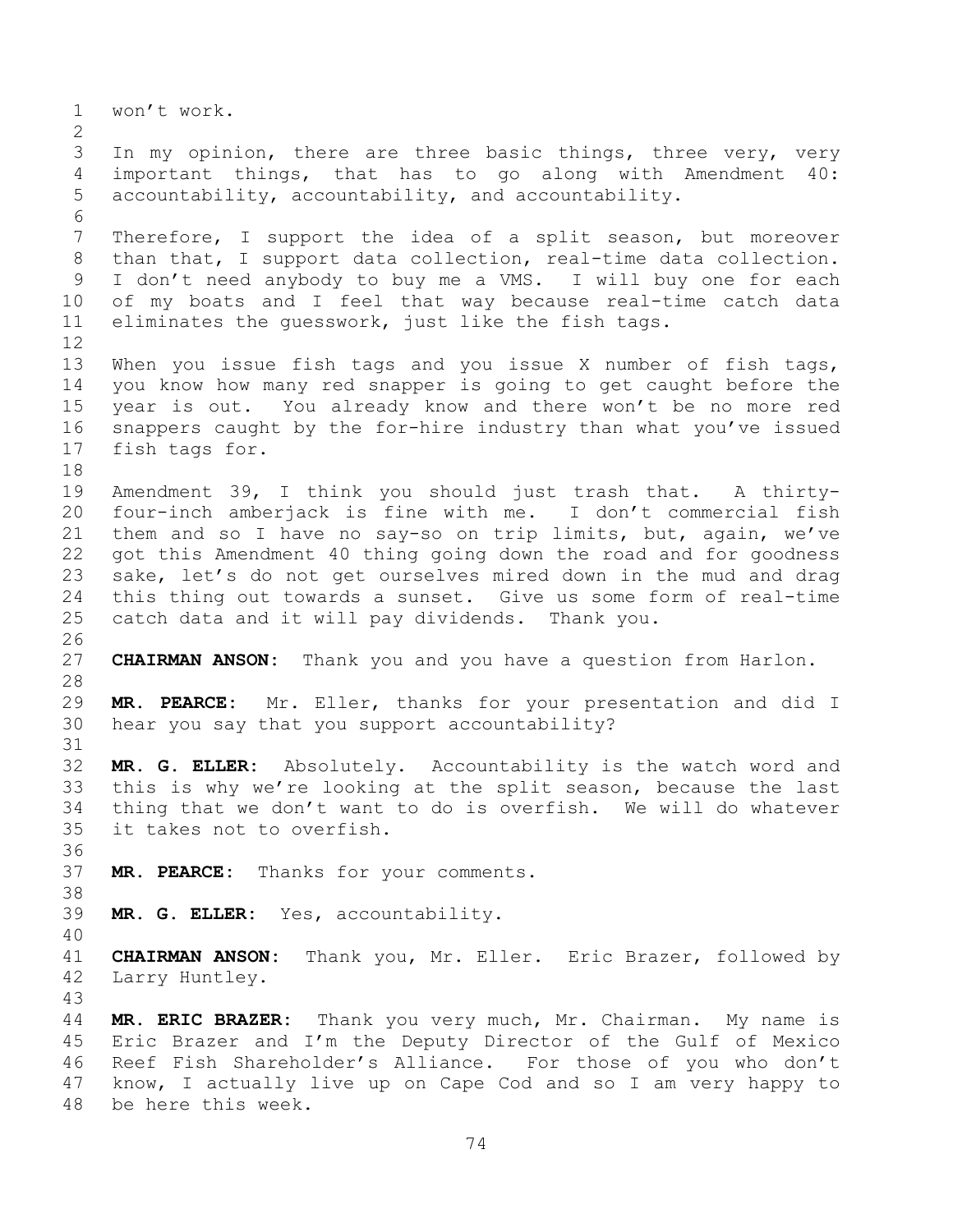won't work.

In my opinion, there are three basic things, three very, very important things, that has to go along with Amendment 40: accountability, accountability, and accountability.

Therefore, I support the idea of a split season, but moreover than that, I support data collection, real-time data collection. I don't need anybody to buy me a VMS. I will buy one for each of my boats and I feel that way because real-time catch data eliminates the guesswork, just like the fish tags.

When you issue fish tags and you issue X number of fish tags, you know how many red snapper is going to get caught before the year is out. You already know and there won't be no more red snappers caught by the for-hire industry than what you've issued fish tags for.

Amendment 39, I think you should just trash that. A thirty-four-inch amberjack is fine with me. I don't commercial fish them and so I have no say-so on trip limits, but, again, we've got this Amendment 40 thing going down the road and for goodness sake, let's do not get ourselves mired down in the mud and drag this thing out towards a sunset. Give us some form of real-time catch data and it will pay dividends. Thank you.

**CHAIRMAN ANSON:** Thank you and you have a question from Harlon.

**MR. PEARCE:** Mr. Eller, thanks for your presentation and did I hear you say that you support accountability?

**MR. G. ELLER:** Absolutely. Accountability is the watch word and this is why we're looking at the split season, because the last thing that we don't want to do is overfish. We will do whatever it takes not to overfish.

**MR. PEARCE:** Thanks for your comments.

**MR. G. ELLER:** Yes, accountability.

**CHAIRMAN ANSON:** Thank you, Mr. Eller. Eric Brazer, followed by Larry Huntley.

**MR. ERIC BRAZER:** Thank you very much, Mr. Chairman. My name is Eric Brazer and I'm the Deputy Director of the Gulf of Mexico Reef Fish Shareholder's Alliance. For those of you who don't know, I actually live up on Cape Cod and so I am very happy to be here this week.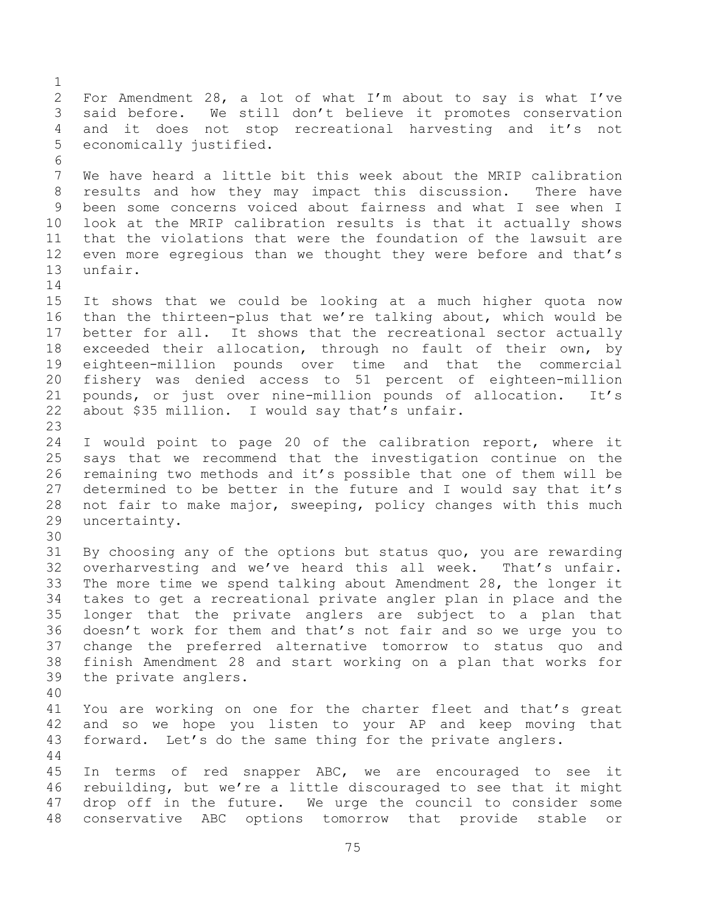For Amendment 28, a lot of what I'm about to say is what I've said before. We still don't believe it promotes conservation and it does not stop recreational harvesting and it's not economically justified.

We have heard a little bit this week about the MRIP calibration results and how they may impact this discussion. There have been some concerns voiced about fairness and what I see when I look at the MRIP calibration results is that it actually shows that the violations that were the foundation of the lawsuit are even more egregious than we thought they were before and that's unfair.

It shows that we could be looking at a much higher quota now than the thirteen-plus that we're talking about, which would be better for all. It shows that the recreational sector actually exceeded their allocation, through no fault of their own, by eighteen-million pounds over time and that the commercial fishery was denied access to 51 percent of eighteen-million pounds, or just over nine-million pounds of allocation. It's about $35 million. I would say that's unfair.

I would point to page 20 of the calibration report, where it says that we recommend that the investigation continue on the remaining two methods and it's possible that one of them will be determined to be better in the future and I would say that it's not fair to make major, sweeping, policy changes with this much uncertainty.

By choosing any of the options but status quo, you are rewarding overharvesting and we've heard this all week. That's unfair. The more time we spend talking about Amendment 28, the longer it takes to get a recreational private angler plan in place and the longer that the private anglers are subject to a plan that doesn't work for them and that's not fair and so we urge you to change the preferred alternative tomorrow to status quo and finish Amendment 28 and start working on a plan that works for the private anglers.

You are working on one for the charter fleet and that's great and so we hope you listen to your AP and keep moving that forward. Let's do the same thing for the private anglers.

In terms of red snapper ABC, we are encouraged to see it rebuilding, but we're a little discouraged to see that it might drop off in the future. We urge the council to consider some conservative ABC options tomorrow that provide stable or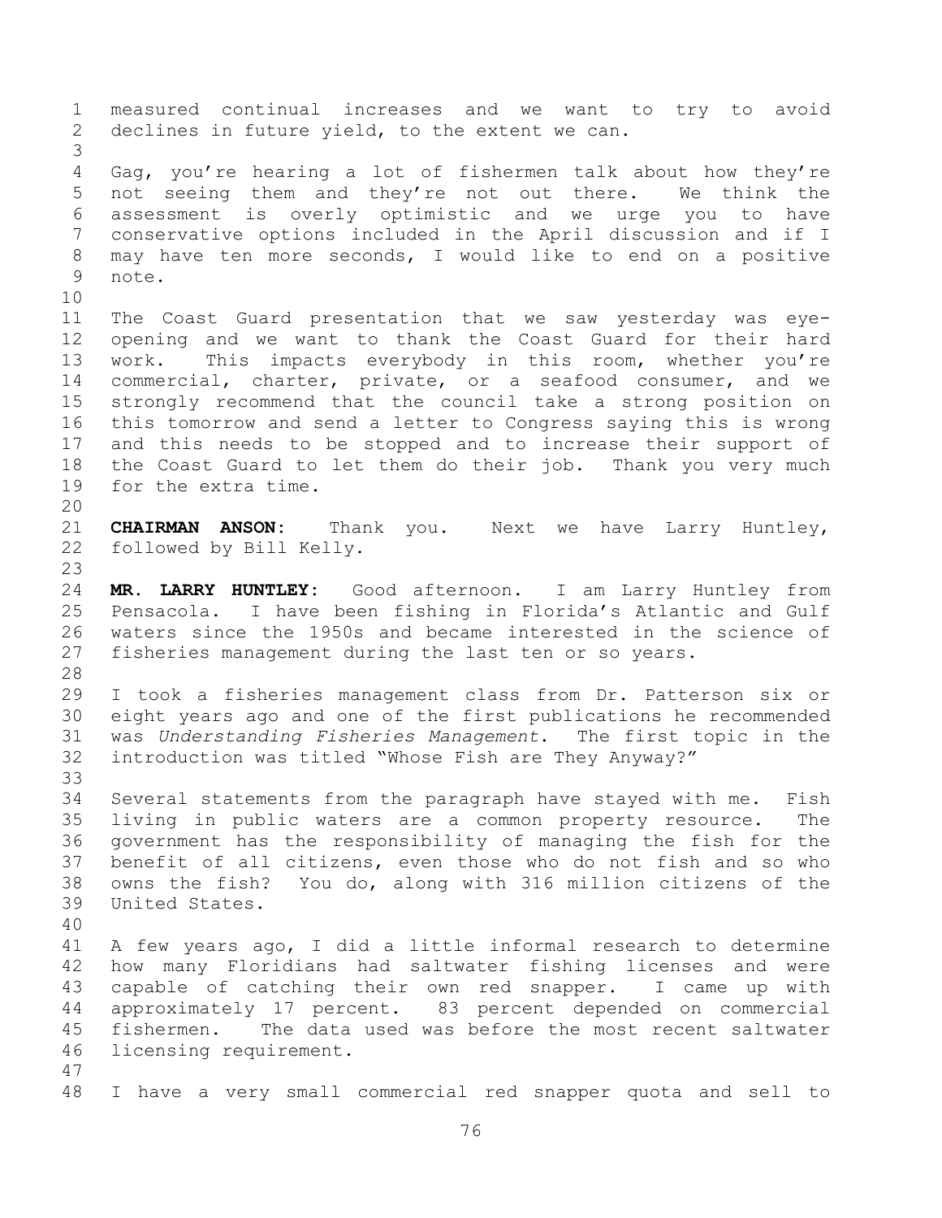measured continual increases and we want to try to avoid declines in future yield, to the extent we can.

Gag, you're hearing a lot of fishermen talk about how they're not seeing them and they're not out there. We think the assessment is overly optimistic and we urge you to have conservative options included in the April discussion and if I may have ten more seconds, I would like to end on a positive note.

The Coast Guard presentation that we saw yesterday was eye-opening and we want to thank the Coast Guard for their hard work. This impacts everybody in this room, whether you're commercial, charter, private, or a seafood consumer, and we strongly recommend that the council take a strong position on this tomorrow and send a letter to Congress saying this is wrong and this needs to be stopped and to increase their support of the Coast Guard to let them do their job. Thank you very much for the extra time.

**CHAIRMAN ANSON:** Thank you. Next we have Larry Huntley, followed by Bill Kelly.

**MR. LARRY HUNTLEY:** Good afternoon. I am Larry Huntley from Pensacola. I have been fishing in Florida's Atlantic and Gulf waters since the 1950s and became interested in the science of fisheries management during the last ten or so years.

I took a fisheries management class from Dr. Patterson six or eight years ago and one of the first publications he recommended was *Understanding Fisheries Management*. The first topic in the introduction was titled "Whose Fish are They Anyway?"

Several statements from the paragraph have stayed with me. Fish living in public waters are a common property resource. The government has the responsibility of managing the fish for the benefit of all citizens, even those who do not fish and so who owns the fish? You do, along with 316 million citizens of the United States.

A few years ago, I did a little informal research to determine how many Floridians had saltwater fishing licenses and were capable of catching their own red snapper. I came up with approximately 17 percent. 83 percent depended on commercial fishermen. The data used was before the most recent saltwater licensing requirement.

I have a very small commercial red snapper quota and sell to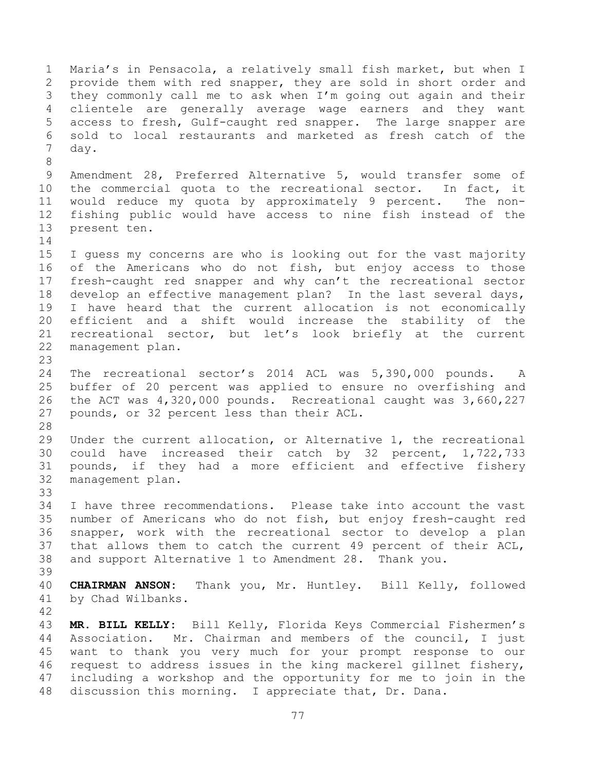Maria's in Pensacola, a relatively small fish market, but when I provide them with red snapper, they are sold in short order and they commonly call me to ask when I'm going out again and their clientele are generally average wage earners and they want access to fresh, Gulf-caught red snapper. The large snapper are sold to local restaurants and marketed as fresh catch of the day.

Amendment 28, Preferred Alternative 5, would transfer some of the commercial quota to the recreational sector. In fact, it would reduce my quota by approximately 9 percent. The non-fishing public would have access to nine fish instead of the present ten.

I guess my concerns are who is looking out for the vast majority of the Americans who do not fish, but enjoy access to those fresh-caught red snapper and why can't the recreational sector develop an effective management plan? In the last several days, I have heard that the current allocation is not economically efficient and a shift would increase the stability of the recreational sector, but let's look briefly at the current management plan.

The recreational sector's 2014 ACL was 5,390,000 pounds. A buffer of 20 percent was applied to ensure no overfishing and the ACT was 4,320,000 pounds. Recreational caught was 3,660,227 pounds, or 32 percent less than their ACL.

Under the current allocation, or Alternative 1, the recreational could have increased their catch by 32 percent, 1,722,733 pounds, if they had a more efficient and effective fishery management plan.

I have three recommendations. Please take into account the vast number of Americans who do not fish, but enjoy fresh-caught red snapper, work with the recreational sector to develop a plan that allows them to catch the current 49 percent of their ACL, and support Alternative 1 to Amendment 28. Thank you.

**CHAIRMAN ANSON:** Thank you, Mr. Huntley. Bill Kelly, followed by Chad Wilbanks.

**MR. BILL KELLY:** Bill Kelly, Florida Keys Commercial Fishermen's Association. Mr. Chairman and members of the council, I just want to thank you very much for your prompt response to our request to address issues in the king mackerel gillnet fishery, including a workshop and the opportunity for me to join in the discussion this morning. I appreciate that, Dr. Dana.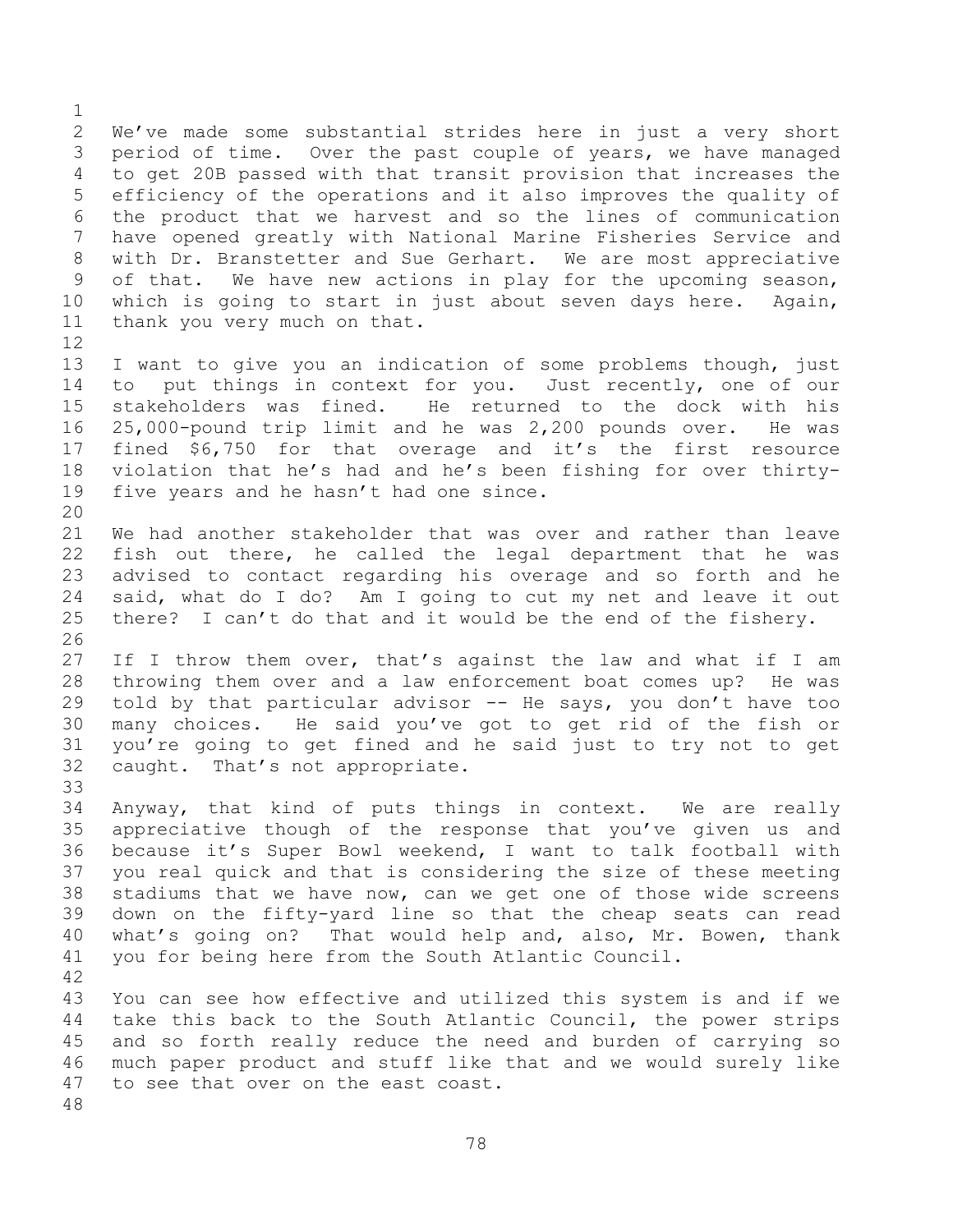We've made some substantial strides here in just a very short period of time. Over the past couple of years, we have managed to get 20B passed with that transit provision that increases the efficiency of the operations and it also improves the quality of the product that we harvest and so the lines of communication have opened greatly with National Marine Fisheries Service and with Dr. Branstetter and Sue Gerhart. We are most appreciative of that. We have new actions in play for the upcoming season, which is going to start in just about seven days here. Again, thank you very much on that.

I want to give you an indication of some problems though, just to put things in context for you. Just recently, one of our stakeholders was fined. He returned to the dock with his 25,000-pound trip limit and he was 2,200 pounds over. He was fined $6,750 for that overage and it's the first resource violation that he's had and he's been fishing for over thirty-five years and he hasn't had one since.

We had another stakeholder that was over and rather than leave fish out there, he called the legal department that he was advised to contact regarding his overage and so forth and he said, what do I do? Am I going to cut my net and leave it out there? I can't do that and it would be the end of the fishery.

If I throw them over, that's against the law and what if I am throwing them over and a law enforcement boat comes up? He was told by that particular advisor -- He says, you don't have too many choices. He said you've got to get rid of the fish or you're going to get fined and he said just to try not to get caught. That's not appropriate.

Anyway, that kind of puts things in context. We are really appreciative though of the response that you've given us and because it's Super Bowl weekend, I want to talk football with you real quick and that is considering the size of these meeting stadiums that we have now, can we get one of those wide screens down on the fifty-yard line so that the cheap seats can read what's going on? That would help and, also, Mr. Bowen, thank you for being here from the South Atlantic Council.

You can see how effective and utilized this system is and if we take this back to the South Atlantic Council, the power strips and so forth really reduce the need and burden of carrying so much paper product and stuff like that and we would surely like to see that over on the east coast.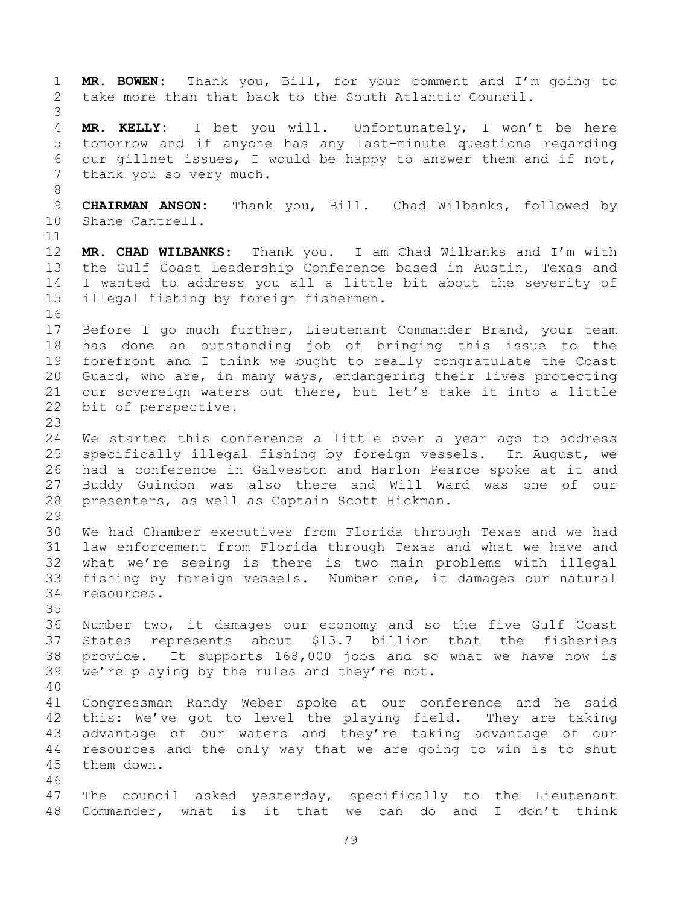**MR. BOWEN:** Thank you, Bill, for your comment and I'm going to take more than that back to the South Atlantic Council.

**MR. KELLY:** I bet you will. Unfortunately, I won't be here tomorrow and if anyone has any last-minute questions regarding our gillnet issues, I would be happy to answer them and if not, thank you so very much.

**CHAIRMAN ANSON:** Thank you, Bill. Chad Wilbanks, followed by Shane Cantrell.

**MR. CHAD WILBANKS:** Thank you. I am Chad Wilbanks and I'm with the Gulf Coast Leadership Conference based in Austin, Texas and I wanted to address you all a little bit about the severity of illegal fishing by foreign fishermen.

Before I go much further, Lieutenant Commander Brand, your team has done an outstanding job of bringing this issue to the forefront and I think we ought to really congratulate the Coast Guard, who are, in many ways, endangering their lives protecting our sovereign waters out there, but let's take it into a little bit of perspective.

We started this conference a little over a year ago to address specifically illegal fishing by foreign vessels. In August, we had a conference in Galveston and Harlon Pearce spoke at it and Buddy Guindon was also there and Will Ward was one of our presenters, as well as Captain Scott Hickman.

We had Chamber executives from Florida through Texas and we had law enforcement from Florida through Texas and what we have and what we're seeing is there is two main problems with illegal fishing by foreign vessels. Number one, it damages our natural resources.

Number two, it damages our economy and so the five Gulf Coast States represents about $13.7 billion that the fisheries provide. It supports 168,000 jobs and so what we have now is we're playing by the rules and they're not.

Congressman Randy Weber spoke at our conference and he said this: We've got to level the playing field. They are taking advantage of our waters and they're taking advantage of our resources and the only way that we are going to win is to shut them down.

The council asked yesterday, specifically to the Lieutenant Commander, what is it that we can do and I don't think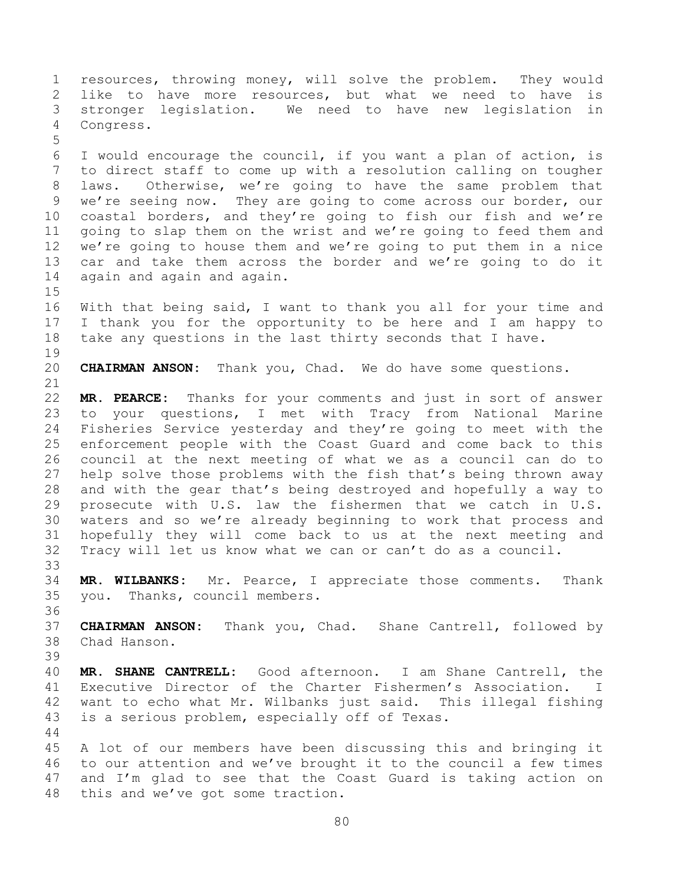resources, throwing money, will solve the problem. They would like to have more resources, but what we need to have is stronger legislation. We need to have new legislation in Congress.

I would encourage the council, if you want a plan of action, is to direct staff to come up with a resolution calling on tougher laws. Otherwise, we're going to have the same problem that we're seeing now. They are going to come across our border, our coastal borders, and they're going to fish our fish and we're going to slap them on the wrist and we're going to feed them and we're going to house them and we're going to put them in a nice car and take them across the border and we're going to do it again and again and again.

With that being said, I want to thank you all for your time and I thank you for the opportunity to be here and I am happy to take any questions in the last thirty seconds that I have.

**CHAIRMAN ANSON:** Thank you, Chad. We do have some questions.

**MR. PEARCE:** Thanks for your comments and just in sort of answer to your questions, I met with Tracy from National Marine Fisheries Service yesterday and they're going to meet with the enforcement people with the Coast Guard and come back to this council at the next meeting of what we as a council can do to help solve those problems with the fish that's being thrown away and with the gear that's being destroyed and hopefully a way to prosecute with U.S. law the fishermen that we catch in U.S. waters and so we're already beginning to work that process and hopefully they will come back to us at the next meeting and Tracy will let us know what we can or can't do as a council.

**MR. WILBANKS:** Mr. Pearce, I appreciate those comments. Thank you. Thanks, council members.

**CHAIRMAN ANSON:** Thank you, Chad. Shane Cantrell, followed by Chad Hanson.

**MR. SHANE CANTRELL:** Good afternoon. I am Shane Cantrell, the Executive Director of the Charter Fishermen's Association. I want to echo what Mr. Wilbanks just said. This illegal fishing is a serious problem, especially off of Texas.

A lot of our members have been discussing this and bringing it to our attention and we've brought it to the council a few times and I'm glad to see that the Coast Guard is taking action on this and we've got some traction.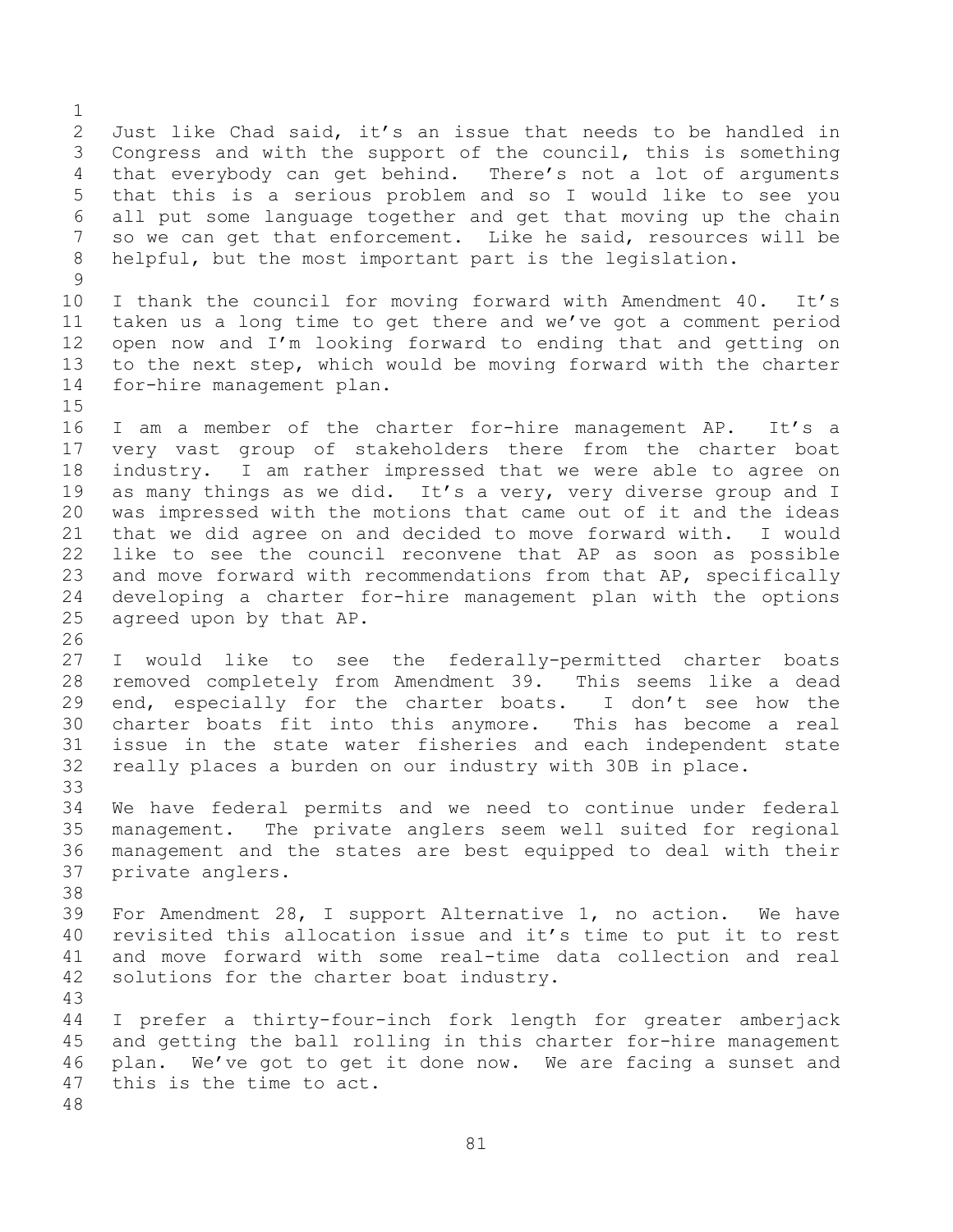Just like Chad said, it's an issue that needs to be handled in Congress and with the support of the council, this is something that everybody can get behind. There's not a lot of arguments that this is a serious problem and so I would like to see you all put some language together and get that moving up the chain so we can get that enforcement. Like he said, resources will be helpful, but the most important part is the legislation.

I thank the council for moving forward with Amendment 40. It's taken us a long time to get there and we've got a comment period open now and I'm looking forward to ending that and getting on to the next step, which would be moving forward with the charter for-hire management plan.

I am a member of the charter for-hire management AP. It's a very vast group of stakeholders there from the charter boat industry. I am rather impressed that we were able to agree on as many things as we did. It's a very, very diverse group and I was impressed with the motions that came out of it and the ideas that we did agree on and decided to move forward with. I would like to see the council reconvene that AP as soon as possible and move forward with recommendations from that AP, specifically developing a charter for-hire management plan with the options agreed upon by that AP.

I would like to see the federally-permitted charter boats removed completely from Amendment 39. This seems like a dead end, especially for the charter boats. I don't see how the charter boats fit into this anymore. This has become a real issue in the state water fisheries and each independent state really places a burden on our industry with 30B in place.

We have federal permits and we need to continue under federal management. The private anglers seem well suited for regional management and the states are best equipped to deal with their private anglers.

For Amendment 28, I support Alternative 1, no action. We have revisited this allocation issue and it's time to put it to rest and move forward with some real-time data collection and real solutions for the charter boat industry.

I prefer a thirty-four-inch fork length for greater amberjack and getting the ball rolling in this charter for-hire management plan. We've got to get it done now. We are facing a sunset and this is the time to act.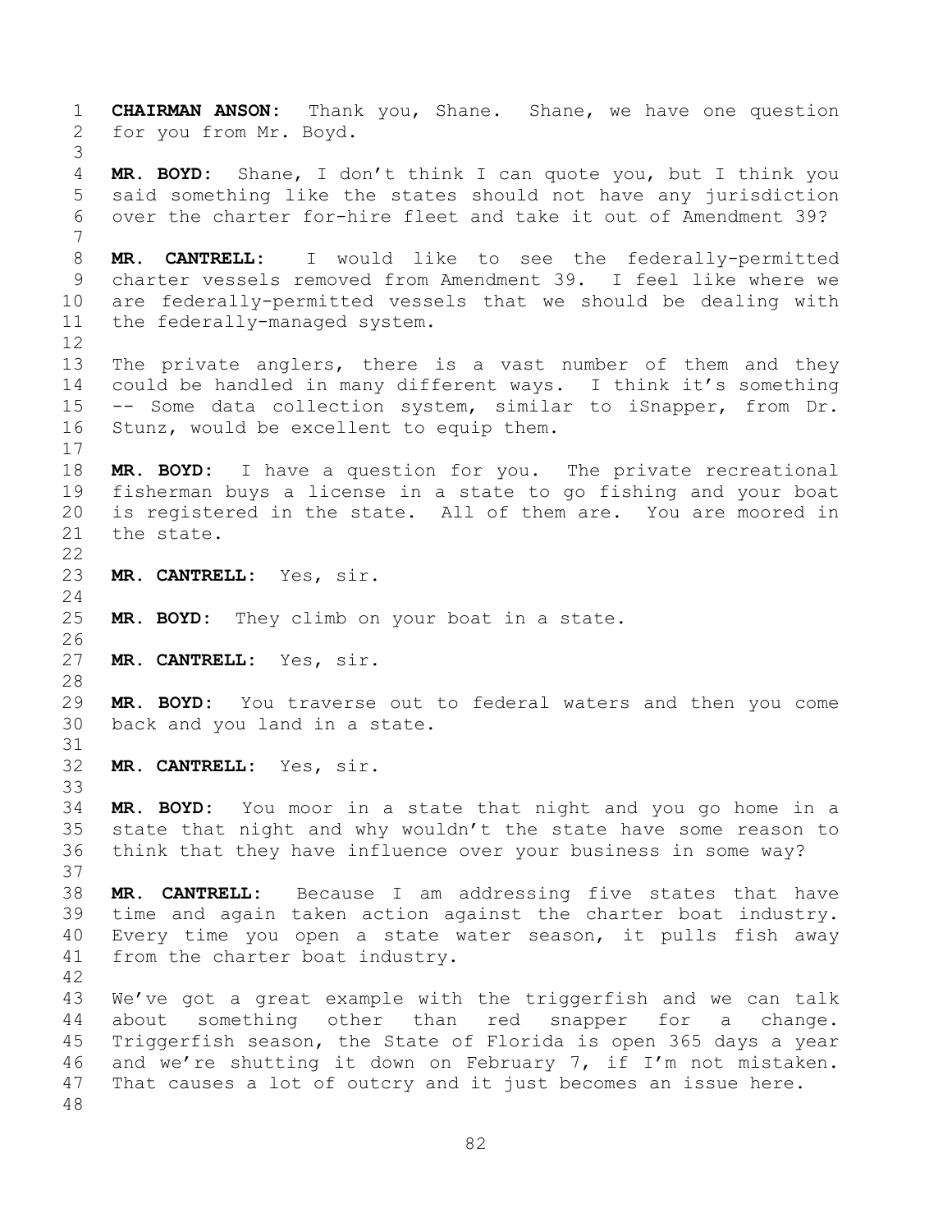**CHAIRMAN ANSON:** Thank you, Shane. Shane, we have one question for you from Mr. Boyd.

**MR. BOYD:** Shane, I don't think I can quote you, but I think you said something like the states should not have any jurisdiction over the charter for-hire fleet and take it out of Amendment 39?

**MR. CANTRELL:** I would like to see the federally-permitted charter vessels removed from Amendment 39. I feel like where we are federally-permitted vessels that we should be dealing with the federally-managed system.

The private anglers, there is a vast number of them and they could be handled in many different ways. I think it's something -- Some data collection system, similar to iSnapper, from Dr. Stunz, would be excellent to equip them.

**MR. BOYD:** I have a question for you. The private recreational fisherman buys a license in a state to go fishing and your boat is registered in the state. All of them are. You are moored in the state.

**MR. CANTRELL:** Yes, sir.

**MR. BOYD:** They climb on your boat in a state.

**MR. CANTRELL:** Yes, sir.

**MR. BOYD:** You traverse out to federal waters and then you come back and you land in a state.

**MR. CANTRELL:** Yes, sir.

**MR. BOYD:** You moor in a state that night and you go home in a state that night and why wouldn't the state have some reason to think that they have influence over your business in some way?

**MR. CANTRELL:** Because I am addressing five states that have time and again taken action against the charter boat industry. Every time you open a state water season, it pulls fish away from the charter boat industry.

We've got a great example with the triggerfish and we can talk about something other than red snapper for a change. Triggerfish season, the State of Florida is open 365 days a year and we're shutting it down on February 7, if I'm not mistaken. That causes a lot of outcry and it just becomes an issue here.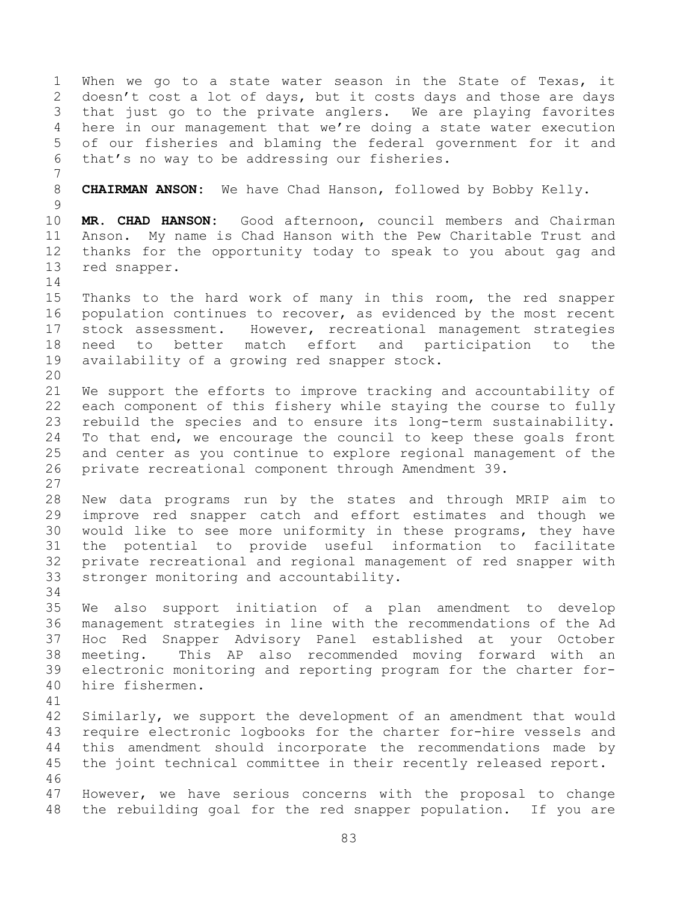When we go to a state water season in the State of Texas, it doesn't cost a lot of days, but it costs days and those are days that just go to the private anglers. We are playing favorites here in our management that we're doing a state water execution of our fisheries and blaming the federal government for it and that's no way to be addressing our fisheries.

**CHAIRMAN ANSON:** We have Chad Hanson, followed by Bobby Kelly.

**MR. CHAD HANSON:** Good afternoon, council members and Chairman Anson. My name is Chad Hanson with the Pew Charitable Trust and thanks for the opportunity today to speak to you about gag and red snapper.

Thanks to the hard work of many in this room, the red snapper population continues to recover, as evidenced by the most recent stock assessment. However, recreational management strategies need to better match effort and participation to the availability of a growing red snapper stock.

We support the efforts to improve tracking and accountability of each component of this fishery while staying the course to fully rebuild the species and to ensure its long-term sustainability. To that end, we encourage the council to keep these goals front and center as you continue to explore regional management of the private recreational component through Amendment 39.

New data programs run by the states and through MRIP aim to improve red snapper catch and effort estimates and though we would like to see more uniformity in these programs, they have the potential to provide useful information to facilitate private recreational and regional management of red snapper with stronger monitoring and accountability.

We also support initiation of a plan amendment to develop management strategies in line with the recommendations of the Ad Hoc Red Snapper Advisory Panel established at your October meeting. This AP also recommended moving forward with an electronic monitoring and reporting program for the charter for-hire fishermen.

Similarly, we support the development of an amendment that would require electronic logbooks for the charter for-hire vessels and this amendment should incorporate the recommendations made by the joint technical committee in their recently released report.

However, we have serious concerns with the proposal to change the rebuilding goal for the red snapper population. If you are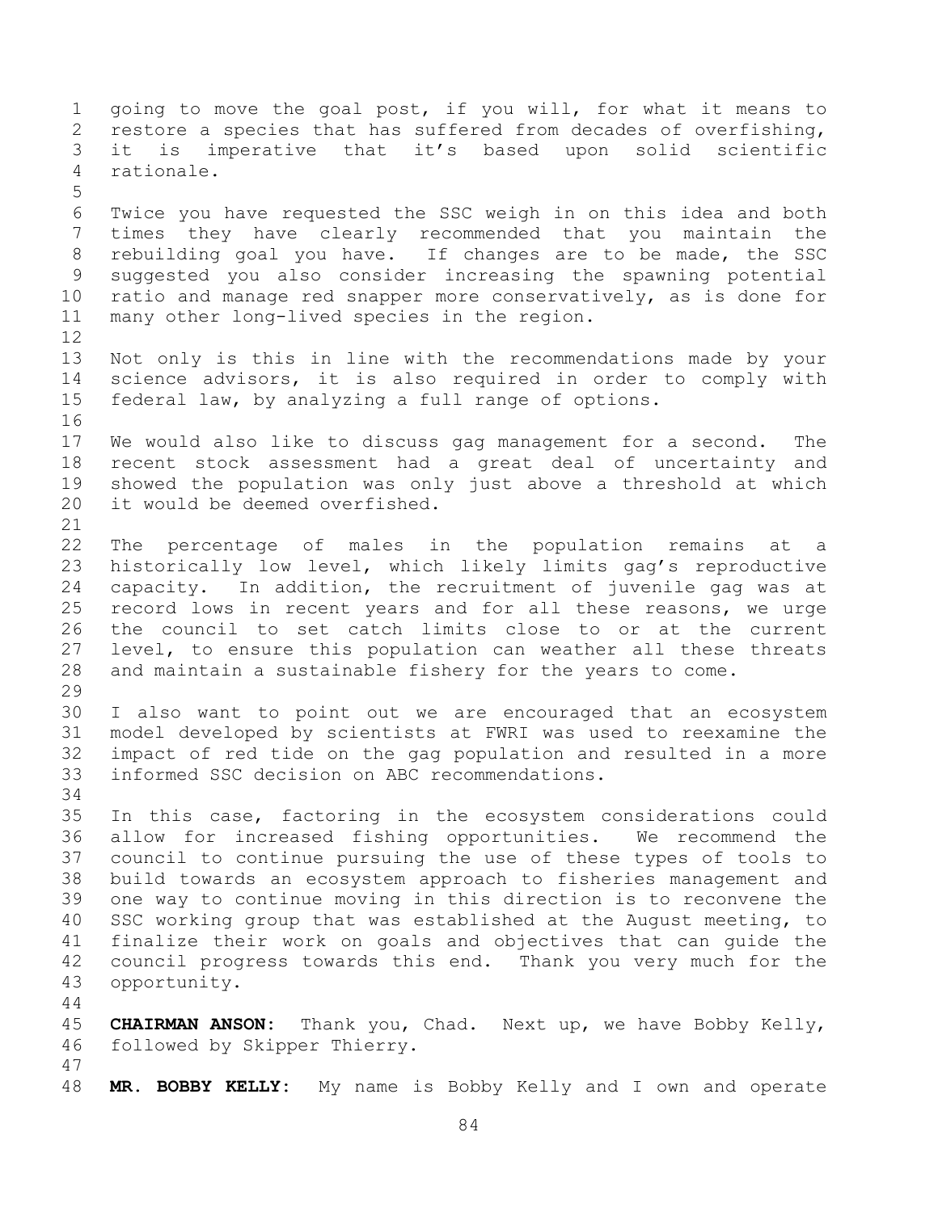going to move the goal post, if you will, for what it means to restore a species that has suffered from decades of overfishing, it is imperative that it's based upon solid scientific rationale.

Twice you have requested the SSC weigh in on this idea and both times they have clearly recommended that you maintain the rebuilding goal you have. If changes are to be made, the SSC suggested you also consider increasing the spawning potential ratio and manage red snapper more conservatively, as is done for many other long-lived species in the region.

Not only is this in line with the recommendations made by your science advisors, it is also required in order to comply with federal law, by analyzing a full range of options.

We would also like to discuss gag management for a second. The recent stock assessment had a great deal of uncertainty and showed the population was only just above a threshold at which it would be deemed overfished.

The percentage of males in the population remains at a historically low level, which likely limits gag's reproductive capacity. In addition, the recruitment of juvenile gag was at record lows in recent years and for all these reasons, we urge the council to set catch limits close to or at the current level, to ensure this population can weather all these threats and maintain a sustainable fishery for the years to come.

I also want to point out we are encouraged that an ecosystem model developed by scientists at FWRI was used to reexamine the impact of red tide on the gag population and resulted in a more informed SSC decision on ABC recommendations.

In this case, factoring in the ecosystem considerations could allow for increased fishing opportunities. We recommend the council to continue pursuing the use of these types of tools to build towards an ecosystem approach to fisheries management and one way to continue moving in this direction is to reconvene the SSC working group that was established at the August meeting, to finalize their work on goals and objectives that can guide the council progress towards this end. Thank you very much for the opportunity.

**CHAIRMAN ANSON:** Thank you, Chad. Next up, we have Bobby Kelly, followed by Skipper Thierry.

**MR. BOBBY KELLY:** My name is Bobby Kelly and I own and operate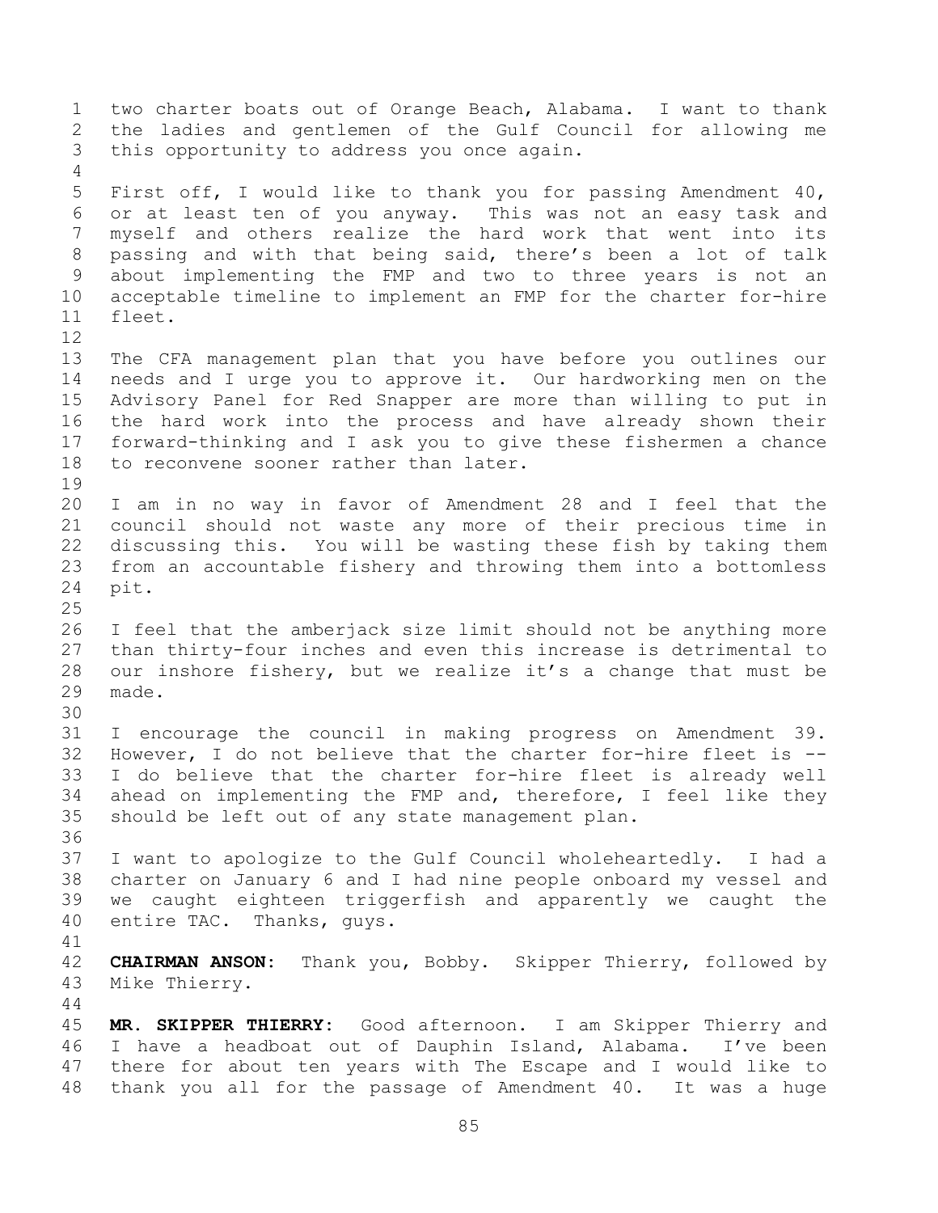two charter boats out of Orange Beach, Alabama. I want to thank the ladies and gentlemen of the Gulf Council for allowing me this opportunity to address you once again.

First off, I would like to thank you for passing Amendment 40, or at least ten of you anyway. This was not an easy task and myself and others realize the hard work that went into its passing and with that being said, there's been a lot of talk about implementing the FMP and two to three years is not an acceptable timeline to implement an FMP for the charter for-hire fleet.

The CFA management plan that you have before you outlines our needs and I urge you to approve it. Our hardworking men on the Advisory Panel for Red Snapper are more than willing to put in the hard work into the process and have already shown their forward-thinking and I ask you to give these fishermen a chance to reconvene sooner rather than later.

I am in no way in favor of Amendment 28 and I feel that the council should not waste any more of their precious time in discussing this. You will be wasting these fish by taking them from an accountable fishery and throwing them into a bottomless pit.

I feel that the amberjack size limit should not be anything more than thirty-four inches and even this increase is detrimental to our inshore fishery, but we realize it's a change that must be made.

I encourage the council in making progress on Amendment 39. However, I do not believe that the charter for-hire fleet is -- I do believe that the charter for-hire fleet is already well ahead on implementing the FMP and, therefore, I feel like they should be left out of any state management plan.

I want to apologize to the Gulf Council wholeheartedly. I had a charter on January 6 and I had nine people onboard my vessel and we caught eighteen triggerfish and apparently we caught the entire TAC. Thanks, guys.

**CHAIRMAN ANSON:** Thank you, Bobby. Skipper Thierry, followed by Mike Thierry.

**MR. SKIPPER THIERRY:** Good afternoon. I am Skipper Thierry and I have a headboat out of Dauphin Island, Alabama. I've been there for about ten years with The Escape and I would like to thank you all for the passage of Amendment 40. It was a huge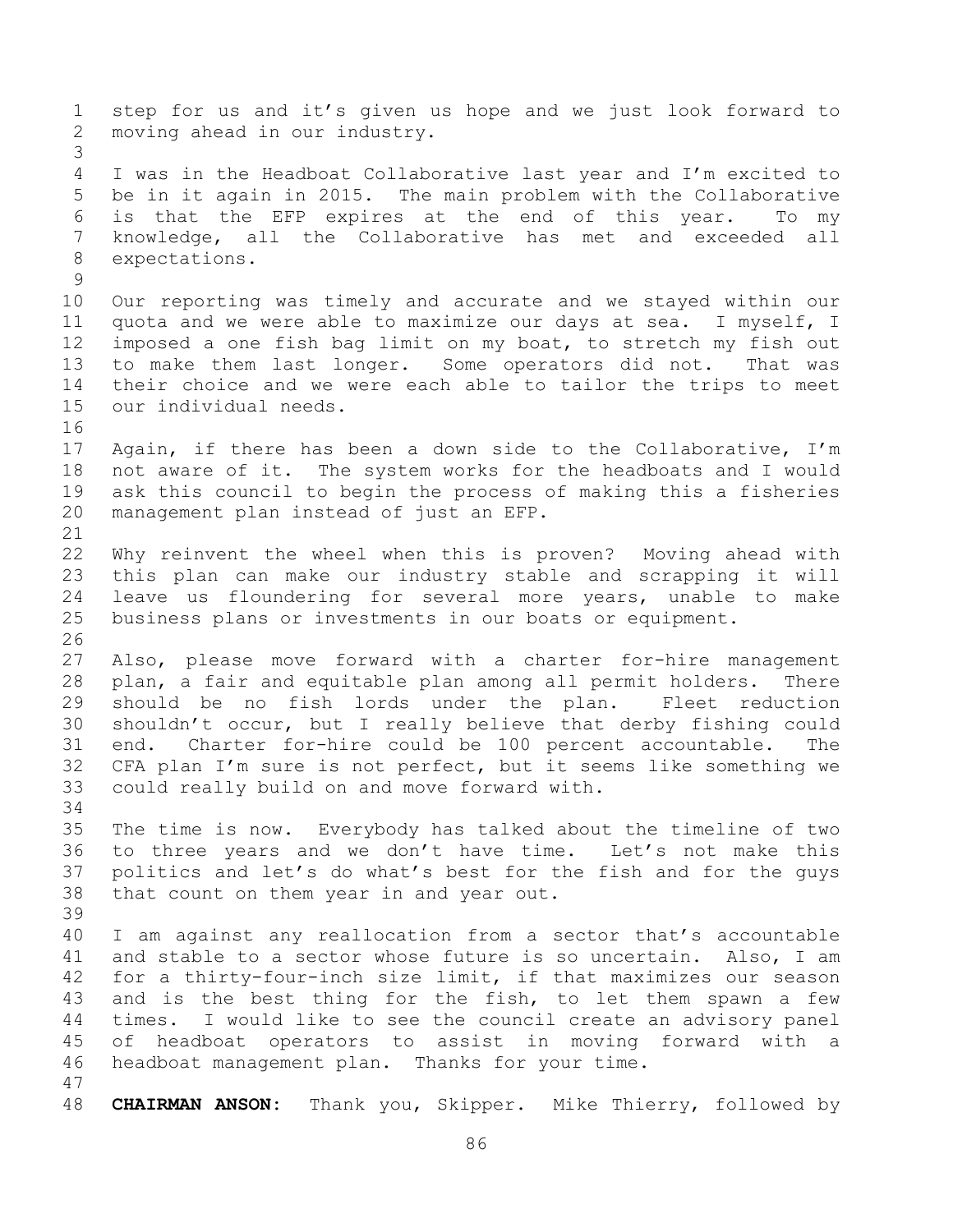step for us and it's given us hope and we just look forward to moving ahead in our industry.

I was in the Headboat Collaborative last year and I'm excited to be in it again in 2015. The main problem with the Collaborative is that the EFP expires at the end of this year. To my knowledge, all the Collaborative has met and exceeded all expectations.

Our reporting was timely and accurate and we stayed within our quota and we were able to maximize our days at sea. I myself, I imposed a one fish bag limit on my boat, to stretch my fish out to make them last longer. Some operators did not. That was their choice and we were each able to tailor the trips to meet our individual needs.

Again, if there has been a down side to the Collaborative, I'm not aware of it. The system works for the headboats and I would ask this council to begin the process of making this a fisheries management plan instead of just an EFP.

Why reinvent the wheel when this is proven? Moving ahead with this plan can make our industry stable and scrapping it will leave us floundering for several more years, unable to make business plans or investments in our boats or equipment.

Also, please move forward with a charter for-hire management plan, a fair and equitable plan among all permit holders. There should be no fish lords under the plan. Fleet reduction shouldn't occur, but I really believe that derby fishing could end. Charter for-hire could be 100 percent accountable. The CFA plan I'm sure is not perfect, but it seems like something we could really build on and move forward with.

The time is now. Everybody has talked about the timeline of two to three years and we don't have time. Let's not make this politics and let's do what's best for the fish and for the guys that count on them year in and year out.

I am against any reallocation from a sector that's accountable and stable to a sector whose future is so uncertain. Also, I am for a thirty-four-inch size limit, if that maximizes our season and is the best thing for the fish, to let them spawn a few times. I would like to see the council create an advisory panel of headboat operators to assist in moving forward with a headboat management plan. Thanks for your time.

**CHAIRMAN ANSON:** Thank you, Skipper. Mike Thierry, followed by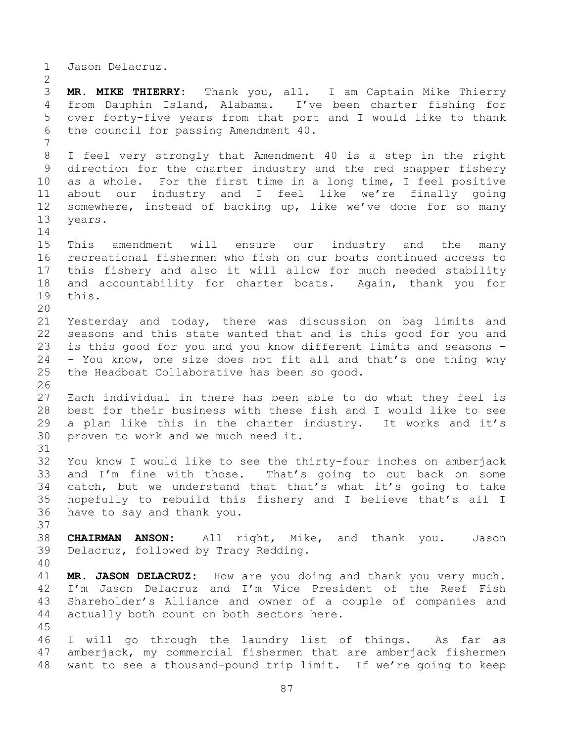Jason Delacruz.

**MR. MIKE THIERRY:** Thank you, all. I am Captain Mike Thierry from Dauphin Island, Alabama. I've been charter fishing for over forty-five years from that port and I would like to thank the council for passing Amendment 40.

I feel very strongly that Amendment 40 is a step in the right direction for the charter industry and the red snapper fishery as a whole. For the first time in a long time, I feel positive about our industry and I feel like we're finally going somewhere, instead of backing up, like we've done for so many years.

This amendment will ensure our industry and the many recreational fishermen who fish on our boats continued access to this fishery and also it will allow for much needed stability and accountability for charter boats. Again, thank you for this.

Yesterday and today, there was discussion on bag limits and seasons and this state wanted that and is this good for you and is this good for you and you know different limits and seasons -- You know, one size does not fit all and that's one thing why the Headboat Collaborative has been so good.

Each individual in there has been able to do what they feel is best for their business with these fish and I would like to see a plan like this in the charter industry. It works and it's proven to work and we much need it.

You know I would like to see the thirty-four inches on amberjack and I'm fine with those. That's going to cut back on some catch, but we understand that that's what it's going to take hopefully to rebuild this fishery and I believe that's all I have to say and thank you.

**CHAIRMAN ANSON:** All right, Mike, and thank you. Jason Delacruz, followed by Tracy Redding.

**MR. JASON DELACRUZ:** How are you doing and thank you very much. I'm Jason Delacruz and I'm Vice President of the Reef Fish Shareholder's Alliance and owner of a couple of companies and actually both count on both sectors here.

I will go through the laundry list of things. As far as amberjack, my commercial fishermen that are amberjack fishermen want to see a thousand-pound trip limit. If we're going to keep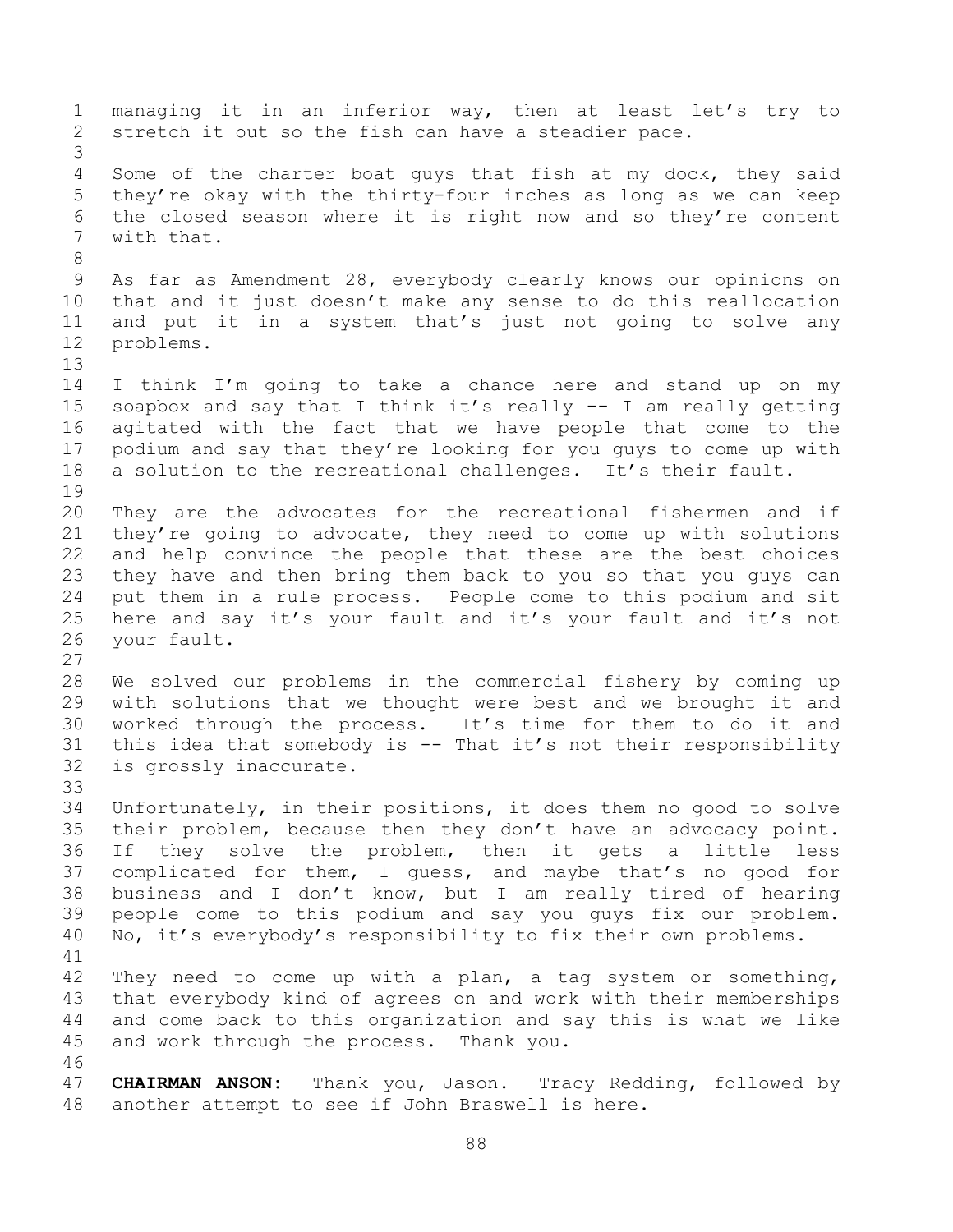managing it in an inferior way, then at least let's try to stretch it out so the fish can have a steadier pace.

Some of the charter boat guys that fish at my dock, they said they're okay with the thirty-four inches as long as we can keep the closed season where it is right now and so they're content with that.

As far as Amendment 28, everybody clearly knows our opinions on that and it just doesn't make any sense to do this reallocation and put it in a system that's just not going to solve any problems.

I think I'm going to take a chance here and stand up on my soapbox and say that I think it's really -- I am really getting agitated with the fact that we have people that come to the podium and say that they're looking for you guys to come up with a solution to the recreational challenges. It's their fault.

They are the advocates for the recreational fishermen and if they're going to advocate, they need to come up with solutions and help convince the people that these are the best choices they have and then bring them back to you so that you guys can put them in a rule process. People come to this podium and sit here and say it's your fault and it's your fault and it's not your fault.

We solved our problems in the commercial fishery by coming up with solutions that we thought were best and we brought it and worked through the process. It's time for them to do it and this idea that somebody is -- That it's not their responsibility is grossly inaccurate.

Unfortunately, in their positions, it does them no good to solve their problem, because then they don't have an advocacy point. If they solve the problem, then it gets a little less complicated for them, I guess, and maybe that's no good for business and I don't know, but I am really tired of hearing people come to this podium and say you guys fix our problem. No, it's everybody's responsibility to fix their own problems.

They need to come up with a plan, a tag system or something, that everybody kind of agrees on and work with their memberships and come back to this organization and say this is what we like and work through the process. Thank you.

**CHAIRMAN ANSON:** Thank you, Jason. Tracy Redding, followed by another attempt to see if John Braswell is here.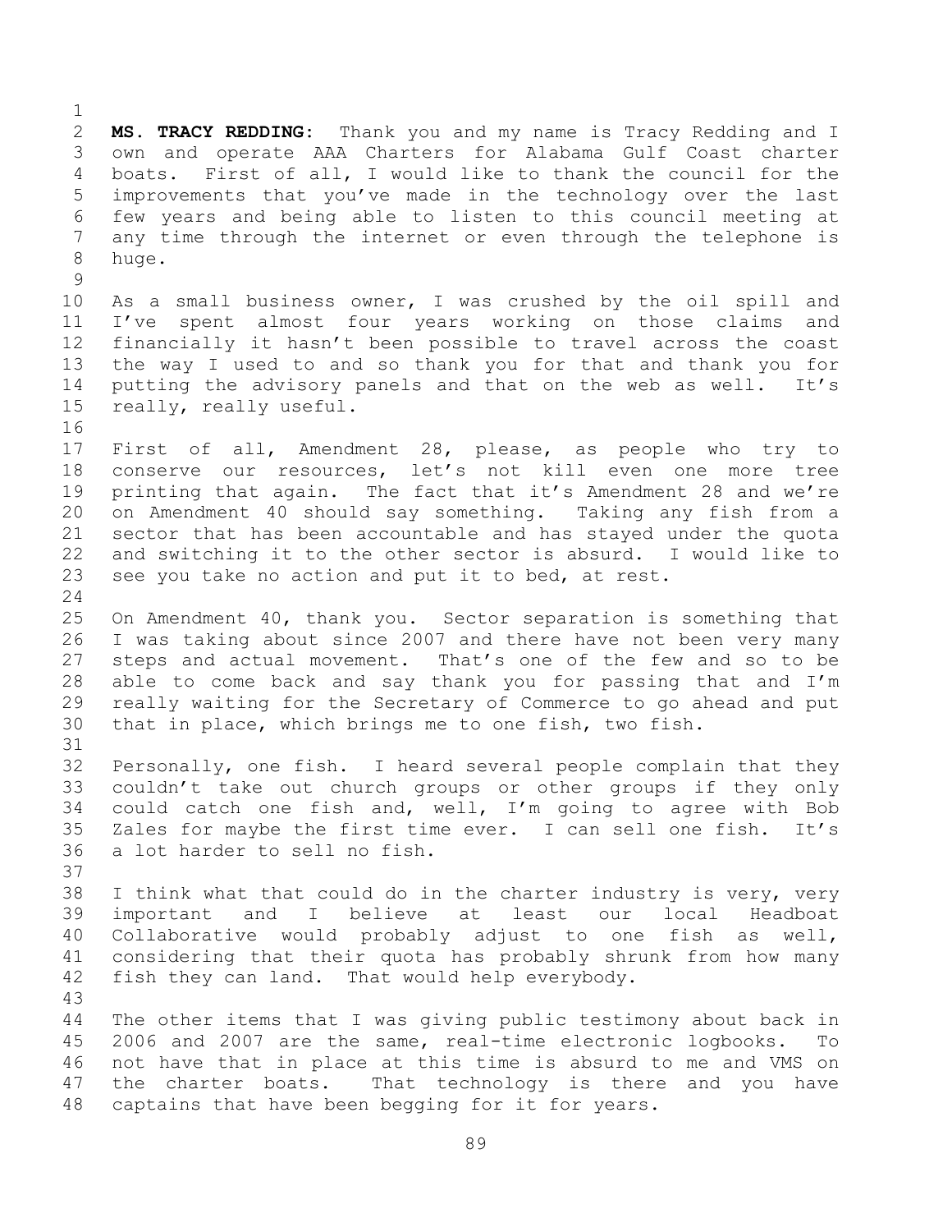**MS. TRACY REDDING:** Thank you and my name is Tracy Redding and I own and operate AAA Charters for Alabama Gulf Coast charter boats. First of all, I would like to thank the council for the improvements that you've made in the technology over the last few years and being able to listen to this council meeting at any time through the internet or even through the telephone is huge.

As a small business owner, I was crushed by the oil spill and I've spent almost four years working on those claims and financially it hasn't been possible to travel across the coast the way I used to and so thank you for that and thank you for putting the advisory panels and that on the web as well. It's really, really useful.

First of all, Amendment 28, please, as people who try to conserve our resources, let's not kill even one more tree printing that again. The fact that it's Amendment 28 and we're on Amendment 40 should say something. Taking any fish from a sector that has been accountable and has stayed under the quota and switching it to the other sector is absurd. I would like to see you take no action and put it to bed, at rest.

On Amendment 40, thank you. Sector separation is something that I was taking about since 2007 and there have not been very many steps and actual movement. That's one of the few and so to be able to come back and say thank you for passing that and I'm really waiting for the Secretary of Commerce to go ahead and put that in place, which brings me to one fish, two fish.

Personally, one fish. I heard several people complain that they couldn't take out church groups or other groups if they only could catch one fish and, well, I'm going to agree with Bob Zales for maybe the first time ever. I can sell one fish. It's a lot harder to sell no fish.

I think what that could do in the charter industry is very, very important and I believe at least our local Headboat Collaborative would probably adjust to one fish as well, considering that their quota has probably shrunk from how many fish they can land. That would help everybody.

The other items that I was giving public testimony about back in 2006 and 2007 are the same, real-time electronic logbooks. To not have that in place at this time is absurd to me and VMS on the charter boats. That technology is there and you have captains that have been begging for it for years.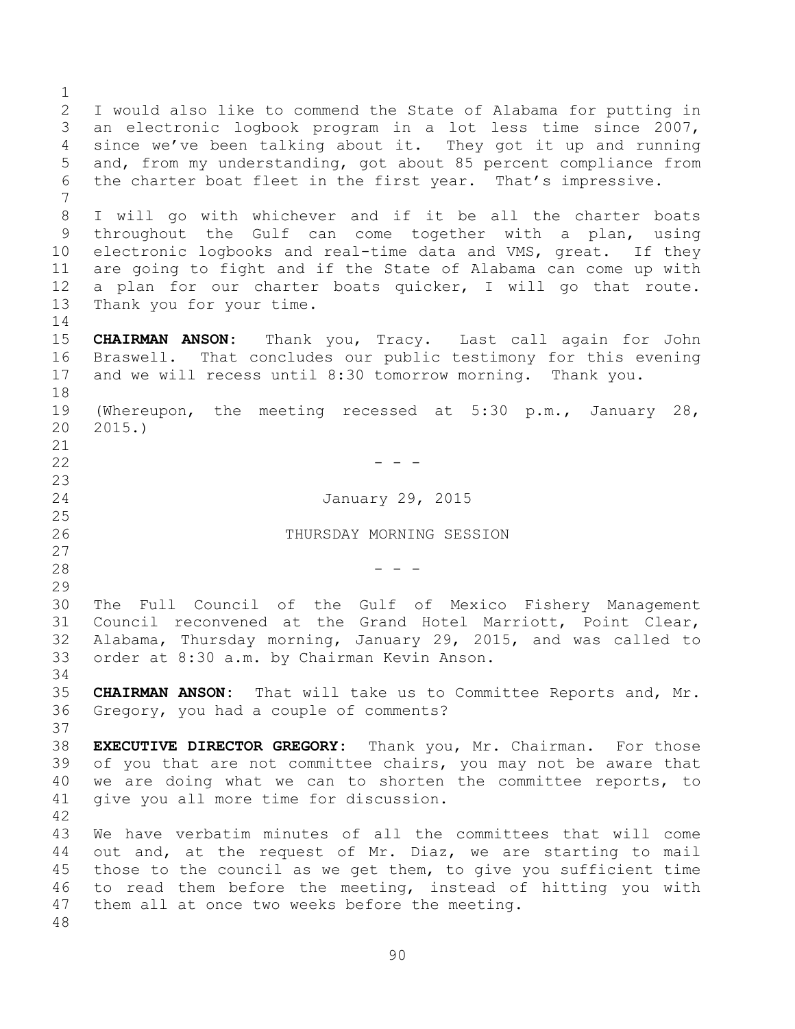I would also like to commend the State of Alabama for putting in an electronic logbook program in a lot less time since 2007, since we've been talking about it. They got it up and running and, from my understanding, got about 85 percent compliance from the charter boat fleet in the first year. That's impressive.

I will go with whichever and if it be all the charter boats throughout the Gulf can come together with a plan, using electronic logbooks and real-time data and VMS, great. If they are going to fight and if the State of Alabama can come up with a plan for our charter boats quicker, I will go that route. Thank you for your time.

**CHAIRMAN ANSON:** Thank you, Tracy. Last call again for John Braswell. That concludes our public testimony for this evening and we will recess until 8:30 tomorrow morning. Thank you.

(Whereupon, the meeting recessed at 5:30 p.m., January 28, 2015.)

- - -

January 29, 2015

THURSDAY MORNING SESSION

- - -

The Full Council of the Gulf of Mexico Fishery Management Council reconvened at the Grand Hotel Marriott, Point Clear, Alabama, Thursday morning, January 29, 2015, and was called to order at 8:30 a.m. by Chairman Kevin Anson.

**CHAIRMAN ANSON:** That will take us to Committee Reports and, Mr. Gregory, you had a couple of comments?

**EXECUTIVE DIRECTOR GREGORY:** Thank you, Mr. Chairman. For those of you that are not committee chairs, you may not be aware that we are doing what we can to shorten the committee reports, to give you all more time for discussion.

We have verbatim minutes of all the committees that will come out and, at the request of Mr. Diaz, we are starting to mail those to the council as we get them, to give you sufficient time to read them before the meeting, instead of hitting you with them all at once two weeks before the meeting.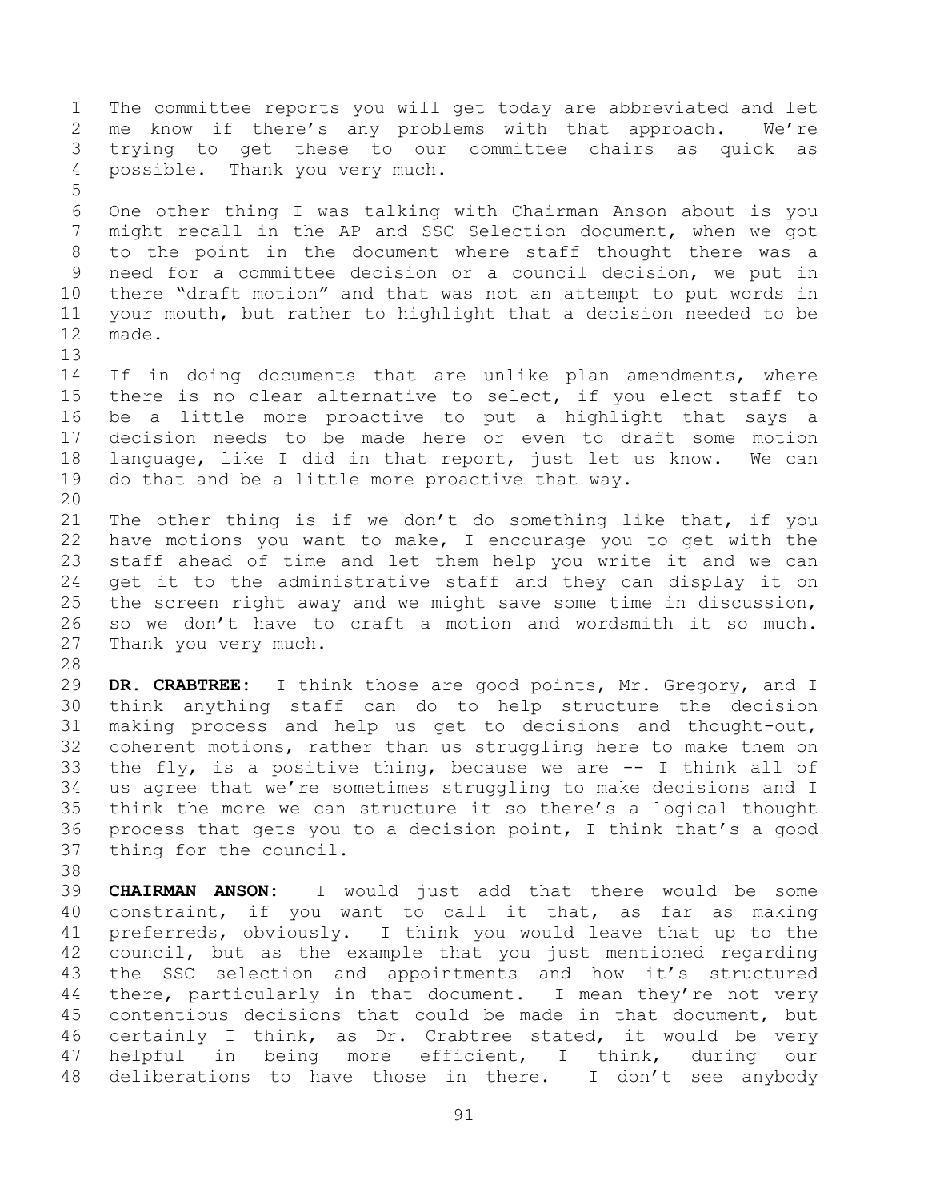The committee reports you will get today are abbreviated and let me know if there's any problems with that approach. We're trying to get these to our committee chairs as quick as possible. Thank you very much.

One other thing I was talking with Chairman Anson about is you might recall in the AP and SSC Selection document, when we got to the point in the document where staff thought there was a need for a committee decision or a council decision, we put in there "draft motion" and that was not an attempt to put words in your mouth, but rather to highlight that a decision needed to be made.

If in doing documents that are unlike plan amendments, where there is no clear alternative to select, if you elect staff to be a little more proactive to put a highlight that says a decision needs to be made here or even to draft some motion language, like I did in that report, just let us know. We can do that and be a little more proactive that way.

The other thing is if we don't do something like that, if you have motions you want to make, I encourage you to get with the staff ahead of time and let them help you write it and we can get it to the administrative staff and they can display it on the screen right away and we might save some time in discussion, so we don't have to craft a motion and wordsmith it so much. Thank you very much.

**DR. CRABTREE:** I think those are good points, Mr. Gregory, and I think anything staff can do to help structure the decision making process and help us get to decisions and thought-out, coherent motions, rather than us struggling here to make them on the fly, is a positive thing, because we are -- I think all of us agree that we're sometimes struggling to make decisions and I think the more we can structure it so there's a logical thought process that gets you to a decision point, I think that's a good thing for the council.

**CHAIRMAN ANSON:** I would just add that there would be some constraint, if you want to call it that, as far as making preferreds, obviously. I think you would leave that up to the council, but as the example that you just mentioned regarding the SSC selection and appointments and how it's structured there, particularly in that document. I mean they're not very contentious decisions that could be made in that document, but certainly I think, as Dr. Crabtree stated, it would be very helpful in being more efficient, I think, during our deliberations to have those in there. I don't see anybody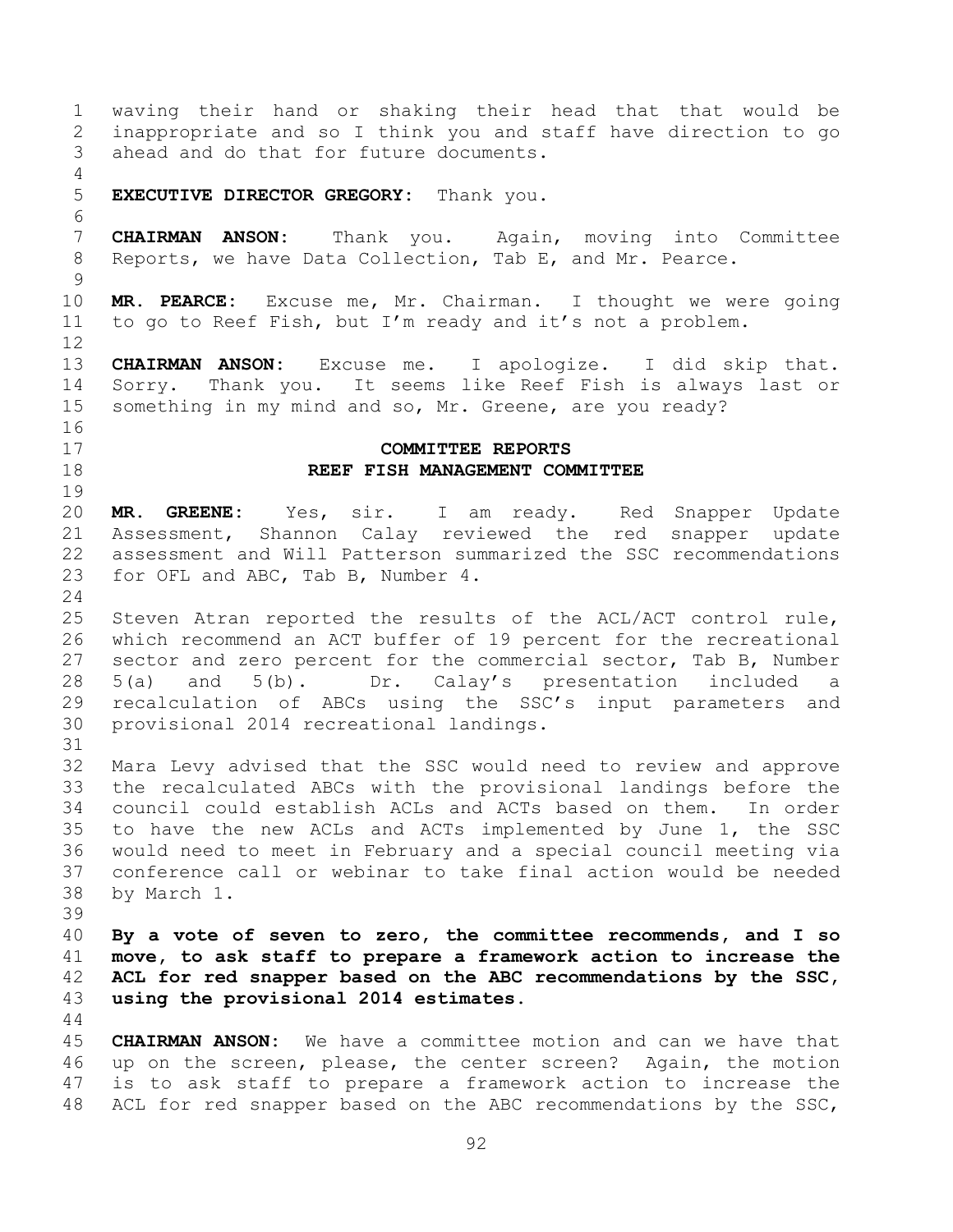waving their hand or shaking their head that that would be inappropriate and so I think you and staff have direction to go ahead and do that for future documents.

**EXECUTIVE DIRECTOR GREGORY:** Thank you.

**CHAIRMAN ANSON:** Thank you. Again, moving into Committee Reports, we have Data Collection, Tab E, and Mr. Pearce.

**MR. PEARCE:** Excuse me, Mr. Chairman. I thought we were going to go to Reef Fish, but I'm ready and it's not a problem.

**CHAIRMAN ANSON:** Excuse me. I apologize. I did skip that. Sorry. Thank you. It seems like Reef Fish is always last or something in my mind and so, Mr. Greene, are you ready?

## COMMITTEE REPORTS
## REEF FISH MANAGEMENT COMMITTEE

**MR. GREENE:** Yes, sir. I am ready. Red Snapper Update Assessment, Shannon Calay reviewed the red snapper update assessment and Will Patterson summarized the SSC recommendations for OFL and ABC, Tab B, Number 4.

Steven Atran reported the results of the ACL/ACT control rule, which recommend an ACT buffer of 19 percent for the recreational sector and zero percent for the commercial sector, Tab B, Number 5(a) and 5(b). Dr. Calay's presentation included a recalculation of ABCs using the SSC's input parameters and provisional 2014 recreational landings.

Mara Levy advised that the SSC would need to review and approve the recalculated ABCs with the provisional landings before the council could establish ACLs and ACTs based on them. In order to have the new ACLs and ACTs implemented by June 1, the SSC would need to meet in February and a special council meeting via conference call or webinar to take final action would be needed by March 1.

**By a vote of seven to zero, the committee recommends, and I so move, to ask staff to prepare a framework action to increase the ACL for red snapper based on the ABC recommendations by the SSC, using the provisional 2014 estimates.**

**CHAIRMAN ANSON:** We have a committee motion and can we have that up on the screen, please, the center screen? Again, the motion is to ask staff to prepare a framework action to increase the ACL for red snapper based on the ABC recommendations by the SSC,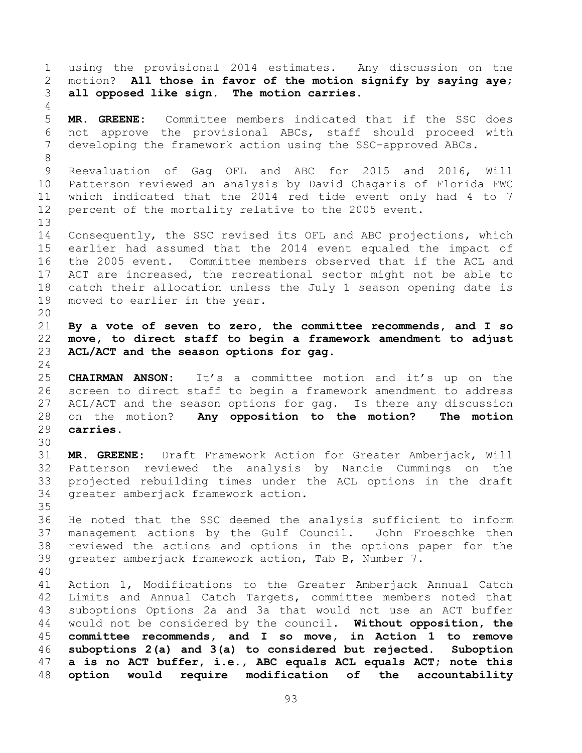using the provisional 2014 estimates. Any discussion on the motion? **All those in favor of the motion signify by saying aye; all opposed like sign. The motion carries.**

**MR. GREENE:** Committee members indicated that if the SSC does not approve the provisional ABCs, staff should proceed with developing the framework action using the SSC-approved ABCs.

Reevaluation of Gag OFL and ABC for 2015 and 2016, Will Patterson reviewed an analysis by David Chagaris of Florida FWC which indicated that the 2014 red tide event only had 4 to 7 percent of the mortality relative to the 2005 event.

Consequently, the SSC revised its OFL and ABC projections, which earlier had assumed that the 2014 event equaled the impact of the 2005 event. Committee members observed that if the ACL and ACT are increased, the recreational sector might not be able to catch their allocation unless the July 1 season opening date is moved to earlier in the year.

**By a vote of seven to zero, the committee recommends, and I so move, to direct staff to begin a framework amendment to adjust ACL/ACT and the season options for gag.**

**CHAIRMAN ANSON:** It's a committee motion and it's up on the screen to direct staff to begin a framework amendment to address ACL/ACT and the season options for gag. Is there any discussion on the motion? **Any opposition to the motion? The motion carries.**

**MR. GREENE:** Draft Framework Action for Greater Amberjack, Will Patterson reviewed the analysis by Nancie Cummings on the projected rebuilding times under the ACL options in the draft greater amberjack framework action.

He noted that the SSC deemed the analysis sufficient to inform management actions by the Gulf Council. John Froeschke then reviewed the actions and options in the options paper for the greater amberjack framework action, Tab B, Number 7.

Action 1, Modifications to the Greater Amberjack Annual Catch Limits and Annual Catch Targets, committee members noted that suboptions Options 2a and 3a that would not use an ACT buffer would not be considered by the council. **Without opposition, the committee recommends, and I so move, in Action 1 to remove suboptions 2(a) and 3(a) to considered but rejected. Suboption a is no ACT buffer, i.e., ABC equals ACL equals ACT; note this option would require modification of the accountability**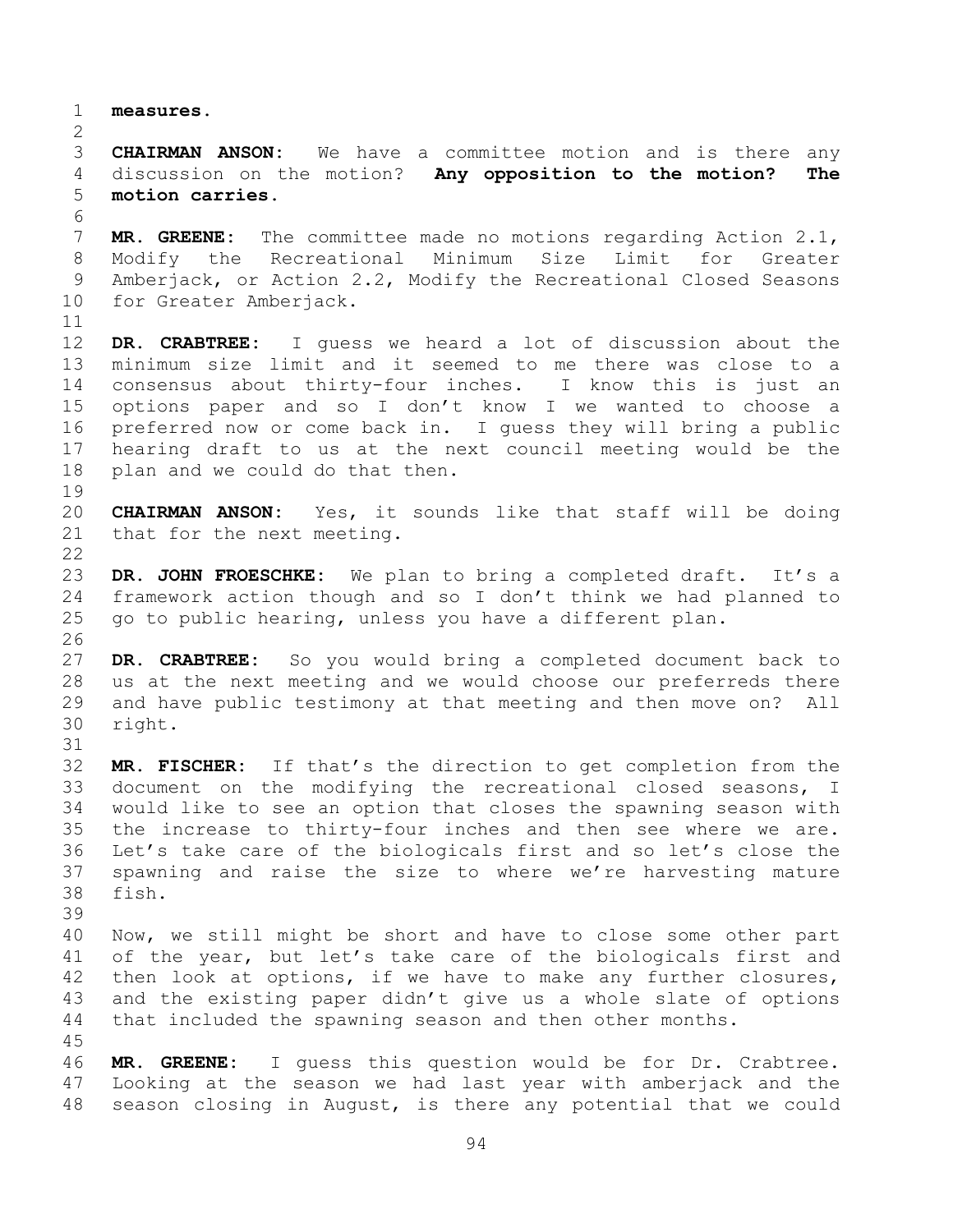**measures.**

**CHAIRMAN ANSON:** We have a committee motion and is there any discussion on the motion? **Any opposition to the motion? The motion carries.**

**MR. GREENE:** The committee made no motions regarding Action 2.1, Modify the Recreational Minimum Size Limit for Greater Amberjack, or Action 2.2, Modify the Recreational Closed Seasons for Greater Amberjack.

**DR. CRABTREE:** I guess we heard a lot of discussion about the minimum size limit and it seemed to me there was close to a consensus about thirty-four inches. I know this is just an options paper and so I don't know I we wanted to choose a preferred now or come back in. I guess they will bring a public hearing draft to us at the next council meeting would be the plan and we could do that then.

**CHAIRMAN ANSON:** Yes, it sounds like that staff will be doing that for the next meeting.

**DR. JOHN FROESCHKE:** We plan to bring a completed draft. It's a framework action though and so I don't think we had planned to go to public hearing, unless you have a different plan.

**DR. CRABTREE:** So you would bring a completed document back to us at the next meeting and we would choose our preferreds there and have public testimony at that meeting and then move on? All right.

**MR. FISCHER:** If that's the direction to get completion from the document on the modifying the recreational closed seasons, I would like to see an option that closes the spawning season with the increase to thirty-four inches and then see where we are. Let's take care of the biologicals first and so let's close the spawning and raise the size to where we're harvesting mature fish.

Now, we still might be short and have to close some other part of the year, but let's take care of the biologicals first and then look at options, if we have to make any further closures, and the existing paper didn't give us a whole slate of options that included the spawning season and then other months.

**MR. GREENE:** I guess this question would be for Dr. Crabtree. Looking at the season we had last year with amberjack and the season closing in August, is there any potential that we could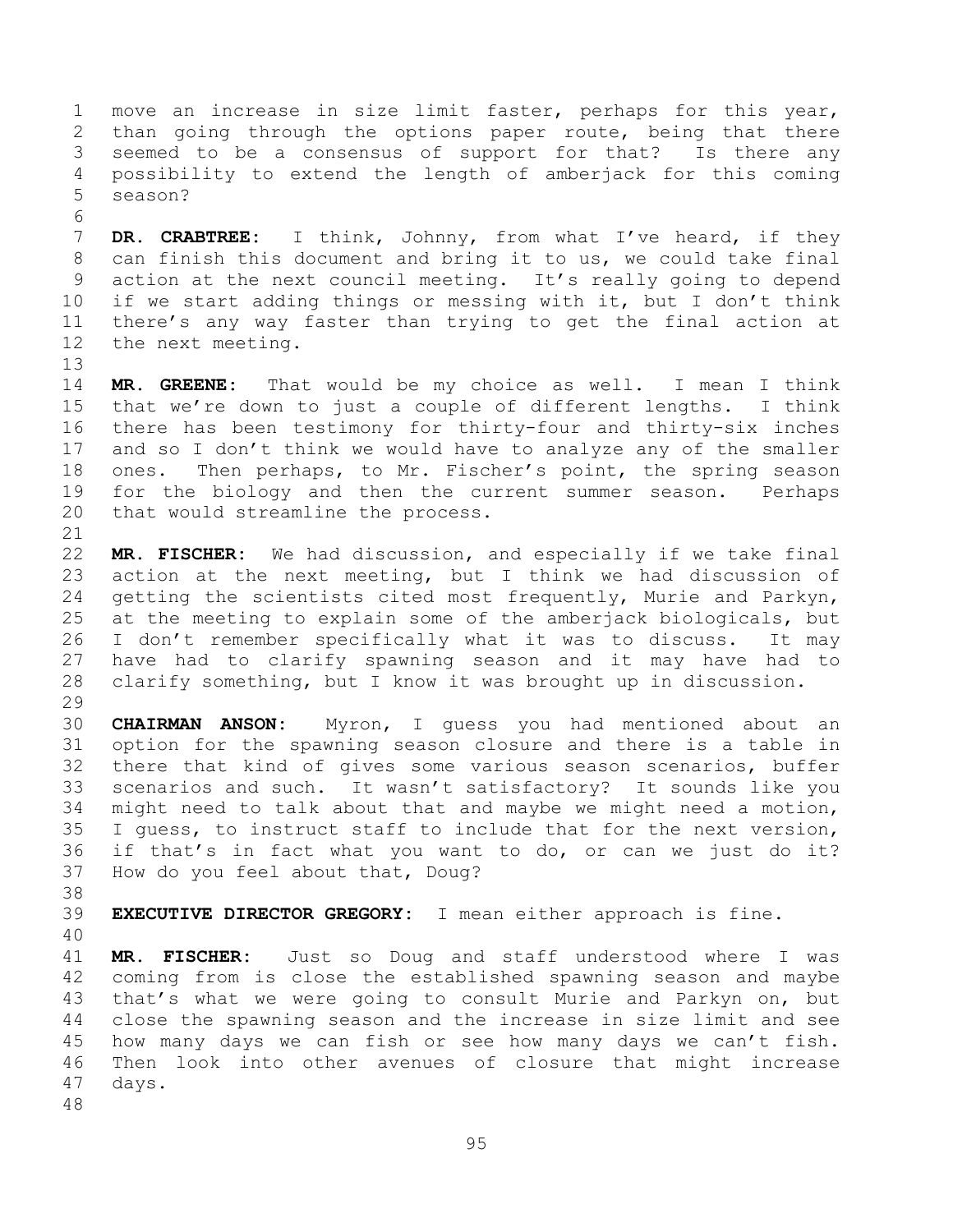move an increase in size limit faster, perhaps for this year, than going through the options paper route, being that there seemed to be a consensus of support for that? Is there any possibility to extend the length of amberjack for this coming season?

**DR. CRABTREE:** I think, Johnny, from what I've heard, if they can finish this document and bring it to us, we could take final action at the next council meeting. It's really going to depend if we start adding things or messing with it, but I don't think there's any way faster than trying to get the final action at the next meeting.

**MR. GREENE:** That would be my choice as well. I mean I think that we're down to just a couple of different lengths. I think there has been testimony for thirty-four and thirty-six inches and so I don't think we would have to analyze any of the smaller ones. Then perhaps, to Mr. Fischer's point, the spring season for the biology and then the current summer season. Perhaps that would streamline the process.

**MR. FISCHER:** We had discussion, and especially if we take final action at the next meeting, but I think we had discussion of getting the scientists cited most frequently, Murie and Parkyn, at the meeting to explain some of the amberjack biologicals, but I don't remember specifically what it was to discuss. It may have had to clarify spawning season and it may have had to clarify something, but I know it was brought up in discussion.

**CHAIRMAN ANSON:** Myron, I guess you had mentioned about an option for the spawning season closure and there is a table in there that kind of gives some various season scenarios, buffer scenarios and such. It wasn't satisfactory? It sounds like you might need to talk about that and maybe we might need a motion, I guess, to instruct staff to include that for the next version, if that's in fact what you want to do, or can we just do it? How do you feel about that, Doug?

**EXECUTIVE DIRECTOR GREGORY:** I mean either approach is fine.

**MR. FISCHER:** Just so Doug and staff understood where I was coming from is close the established spawning season and maybe that's what we were going to consult Murie and Parkyn on, but close the spawning season and the increase in size limit and see how many days we can fish or see how many days we can't fish. Then look into other avenues of closure that might increase days.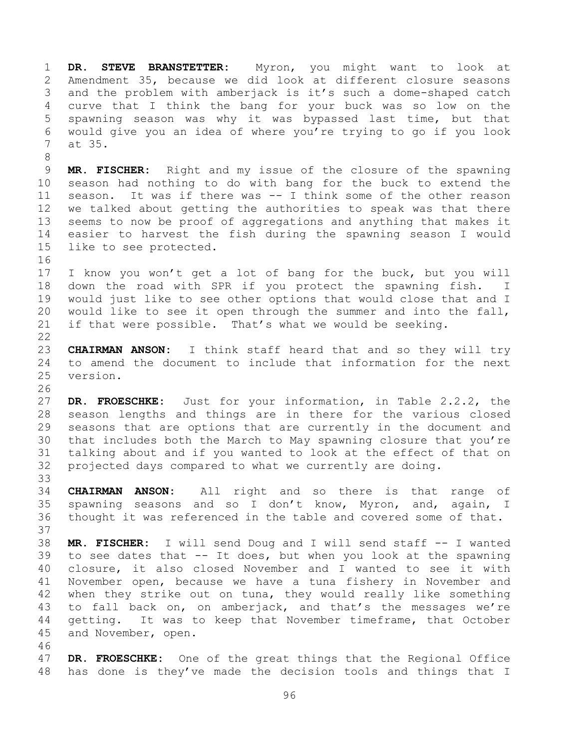**DR. STEVE BRANSTETTER:** Myron, you might want to look at Amendment 35, because we did look at different closure seasons and the problem with amberjack is it's such a dome-shaped catch curve that I think the bang for your buck was so low on the spawning season was why it was bypassed last time, but that would give you an idea of where you're trying to go if you look at 35.

**MR. FISCHER:** Right and my issue of the closure of the spawning season had nothing to do with bang for the buck to extend the season. It was if there was -- I think some of the other reason we talked about getting the authorities to speak was that there seems to now be proof of aggregations and anything that makes it easier to harvest the fish during the spawning season I would like to see protected.

I know you won't get a lot of bang for the buck, but you will down the road with SPR if you protect the spawning fish. I would just like to see other options that would close that and I would like to see it open through the summer and into the fall, if that were possible. That's what we would be seeking.

**CHAIRMAN ANSON:** I think staff heard that and so they will try to amend the document to include that information for the next version.

**DR. FROESCHKE:** Just for your information, in Table 2.2.2, the season lengths and things are in there for the various closed seasons that are options that are currently in the document and that includes both the March to May spawning closure that you're talking about and if you wanted to look at the effect of that on projected days compared to what we currently are doing.

**CHAIRMAN ANSON:** All right and so there is that range of spawning seasons and so I don't know, Myron, and, again, I thought it was referenced in the table and covered some of that.

**MR. FISCHER:** I will send Doug and I will send staff -- I wanted to see dates that -- It does, but when you look at the spawning closure, it also closed November and I wanted to see it with November open, because we have a tuna fishery in November and when they strike out on tuna, they would really like something to fall back on, on amberjack, and that's the messages we're getting. It was to keep that November timeframe, that October and November, open.

**DR. FROESCHKE:** One of the great things that the Regional Office has done is they've made the decision tools and things that I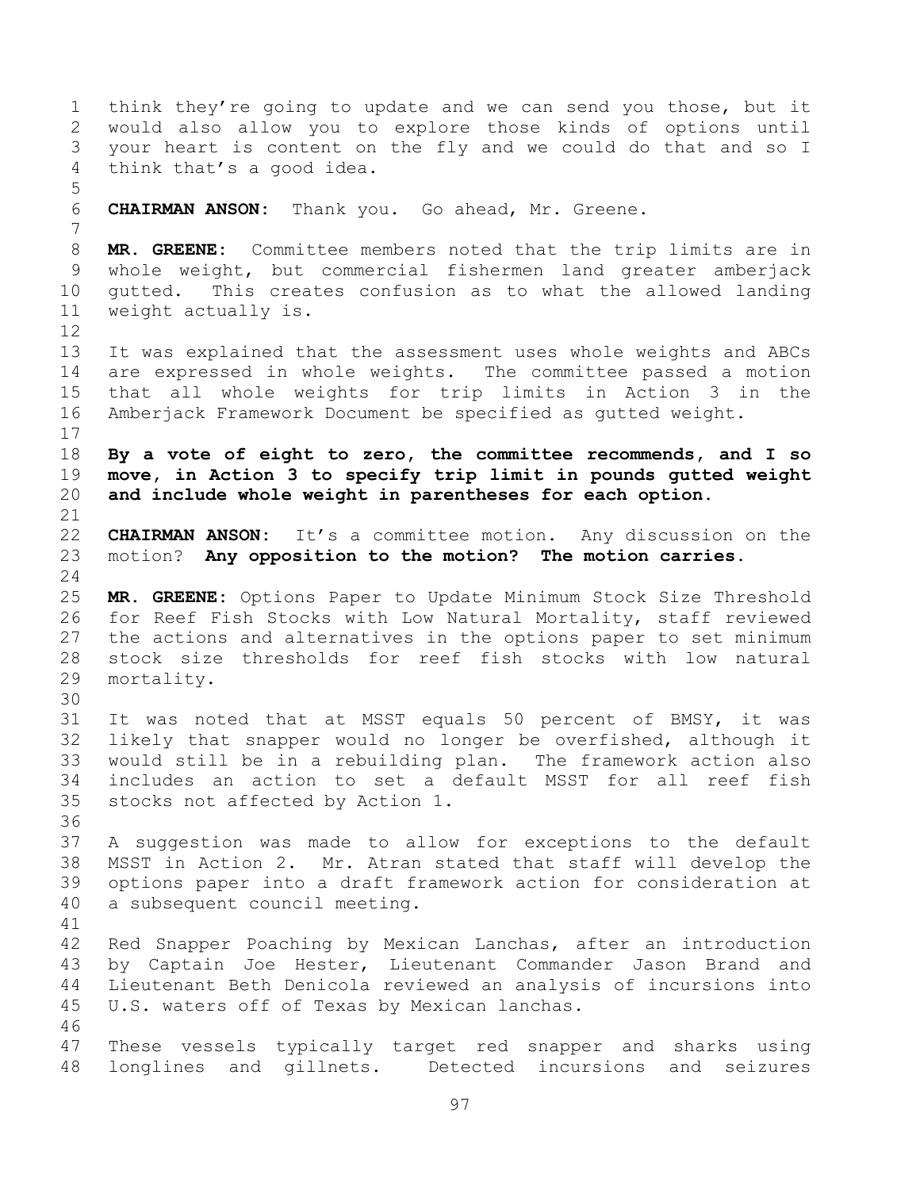think they're going to update and we can send you those, but it would also allow you to explore those kinds of options until your heart is content on the fly and we could do that and so I think that's a good idea.

**CHAIRMAN ANSON:** Thank you. Go ahead, Mr. Greene.

**MR. GREENE:** Committee members noted that the trip limits are in whole weight, but commercial fishermen land greater amberjack gutted. This creates confusion as to what the allowed landing weight actually is.

It was explained that the assessment uses whole weights and ABCs are expressed in whole weights. The committee passed a motion that all whole weights for trip limits in Action 3 in the Amberjack Framework Document be specified as gutted weight.

**By a vote of eight to zero, the committee recommends, and I so move, in Action 3 to specify trip limit in pounds gutted weight and include whole weight in parentheses for each option.**

**CHAIRMAN ANSON:** It's a committee motion. Any discussion on the motion? **Any opposition to the motion? The motion carries.**

**MR. GREENE:** Options Paper to Update Minimum Stock Size Threshold for Reef Fish Stocks with Low Natural Mortality, staff reviewed the actions and alternatives in the options paper to set minimum stock size thresholds for reef fish stocks with low natural mortality.

It was noted that at MSST equals 50 percent of BMSY, it was likely that snapper would no longer be overfished, although it would still be in a rebuilding plan. The framework action also includes an action to set a default MSST for all reef fish stocks not affected by Action 1.

A suggestion was made to allow for exceptions to the default MSST in Action 2. Mr. Atran stated that staff will develop the options paper into a draft framework action for consideration at a subsequent council meeting.

Red Snapper Poaching by Mexican Lanchas, after an introduction by Captain Joe Hester, Lieutenant Commander Jason Brand and Lieutenant Beth Denicola reviewed an analysis of incursions into U.S. waters off of Texas by Mexican lanchas.

These vessels typically target red snapper and sharks using longlines and gillnets. Detected incursions and seizures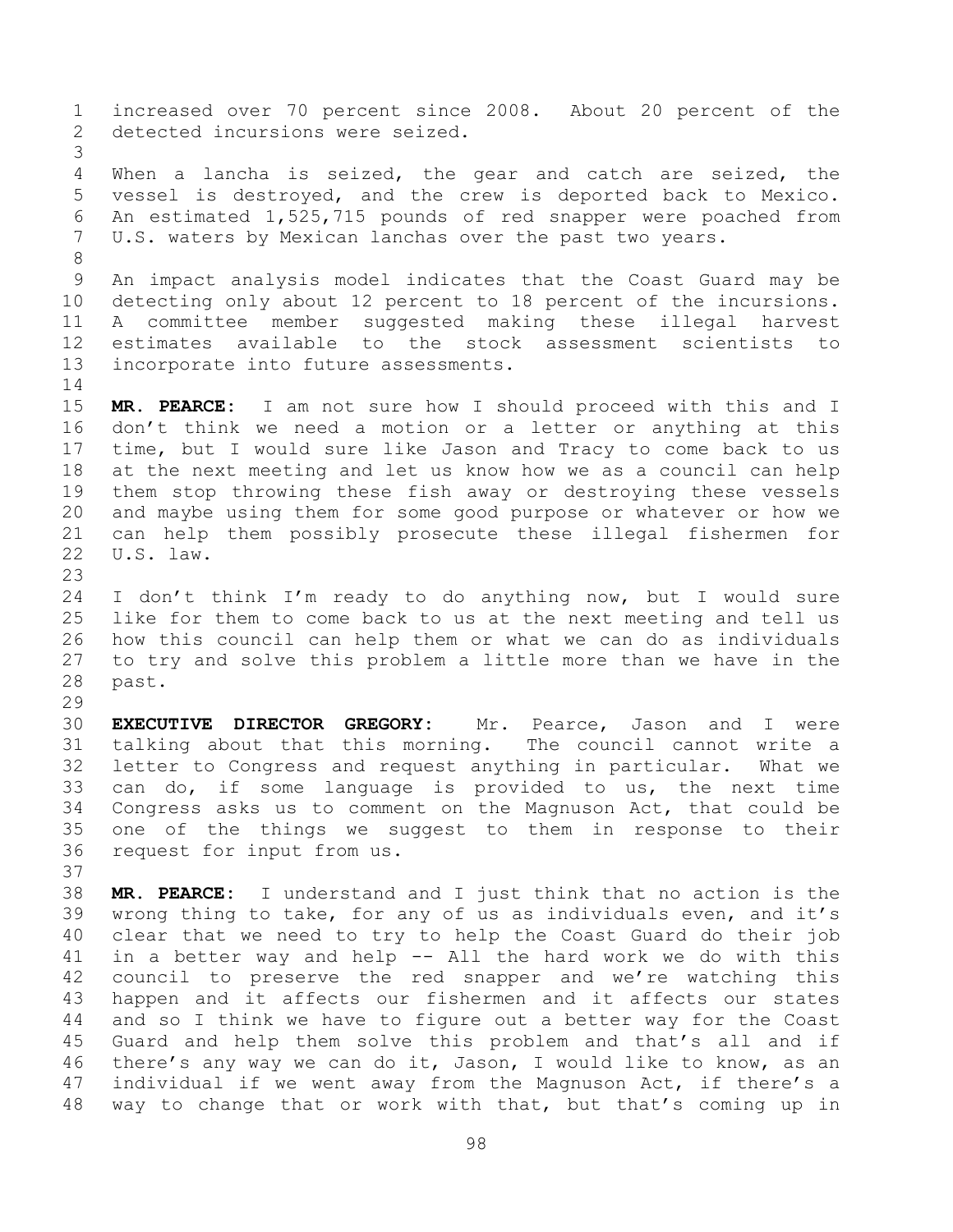increased over 70 percent since 2008. About 20 percent of the detected incursions were seized.

When a lancha is seized, the gear and catch are seized, the vessel is destroyed, and the crew is deported back to Mexico. An estimated 1,525,715 pounds of red snapper were poached from U.S. waters by Mexican lanchas over the past two years.

An impact analysis model indicates that the Coast Guard may be detecting only about 12 percent to 18 percent of the incursions. A committee member suggested making these illegal harvest estimates available to the stock assessment scientists to incorporate into future assessments.

**MR. PEARCE:** I am not sure how I should proceed with this and I don't think we need a motion or a letter or anything at this time, but I would sure like Jason and Tracy to come back to us at the next meeting and let us know how we as a council can help them stop throwing these fish away or destroying these vessels and maybe using them for some good purpose or whatever or how we can help them possibly prosecute these illegal fishermen for U.S. law.

I don't think I'm ready to do anything now, but I would sure like for them to come back to us at the next meeting and tell us how this council can help them or what we can do as individuals to try and solve this problem a little more than we have in the past.

**EXECUTIVE DIRECTOR GREGORY:** Mr. Pearce, Jason and I were talking about that this morning. The council cannot write a letter to Congress and request anything in particular. What we can do, if some language is provided to us, the next time Congress asks us to comment on the Magnuson Act, that could be one of the things we suggest to them in response to their request for input from us.

**MR. PEARCE:** I understand and I just think that no action is the wrong thing to take, for any of us as individuals even, and it's clear that we need to try to help the Coast Guard do their job in a better way and help -- All the hard work we do with this council to preserve the red snapper and we're watching this happen and it affects our fishermen and it affects our states and so I think we have to figure out a better way for the Coast Guard and help them solve this problem and that's all and if there's any way we can do it, Jason, I would like to know, as an individual if we went away from the Magnuson Act, if there's a way to change that or work with that, but that's coming up in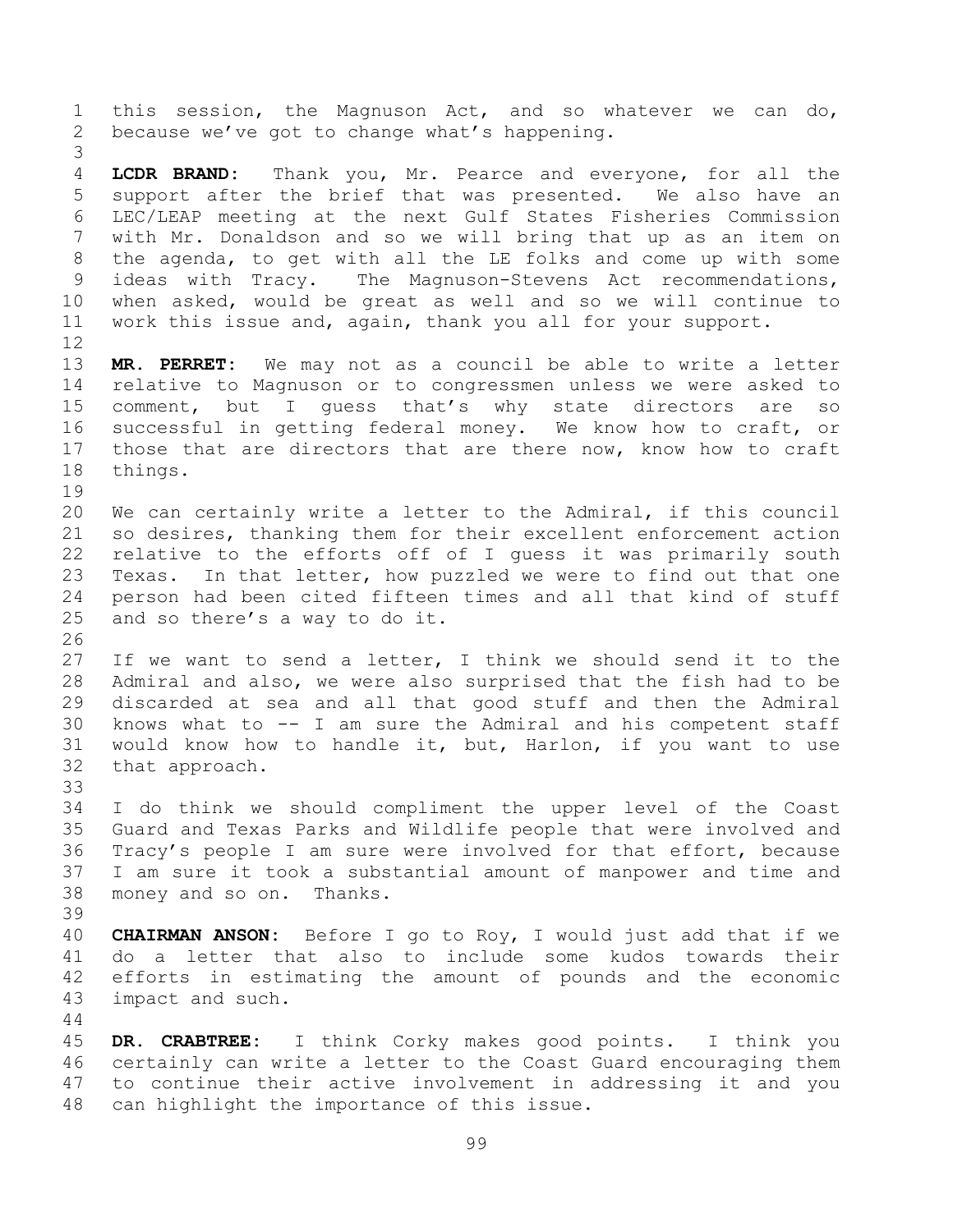this session, the Magnuson Act, and so whatever we can do, because we've got to change what's happening.

**LCDR BRAND:** Thank you, Mr. Pearce and everyone, for all the support after the brief that was presented. We also have an LEC/LEAP meeting at the next Gulf States Fisheries Commission with Mr. Donaldson and so we will bring that up as an item on the agenda, to get with all the LE folks and come up with some ideas with Tracy. The Magnuson-Stevens Act recommendations, when asked, would be great as well and so we will continue to work this issue and, again, thank you all for your support.

**MR. PERRET:** We may not as a council be able to write a letter relative to Magnuson or to congressmen unless we were asked to comment, but I guess that's why state directors are so successful in getting federal money. We know how to craft, or those that are directors that are there now, know how to craft things.

We can certainly write a letter to the Admiral, if this council so desires, thanking them for their excellent enforcement action relative to the efforts off of I guess it was primarily south Texas. In that letter, how puzzled we were to find out that one person had been cited fifteen times and all that kind of stuff and so there's a way to do it.

If we want to send a letter, I think we should send it to the Admiral and also, we were also surprised that the fish had to be discarded at sea and all that good stuff and then the Admiral knows what to -- I am sure the Admiral and his competent staff would know how to handle it, but, Harlon, if you want to use that approach.

I do think we should compliment the upper level of the Coast Guard and Texas Parks and Wildlife people that were involved and Tracy's people I am sure were involved for that effort, because I am sure it took a substantial amount of manpower and time and money and so on. Thanks.

**CHAIRMAN ANSON:** Before I go to Roy, I would just add that if we do a letter that also to include some kudos towards their efforts in estimating the amount of pounds and the economic impact and such.

**DR. CRABTREE:** I think Corky makes good points. I think you certainly can write a letter to the Coast Guard encouraging them to continue their active involvement in addressing it and you can highlight the importance of this issue.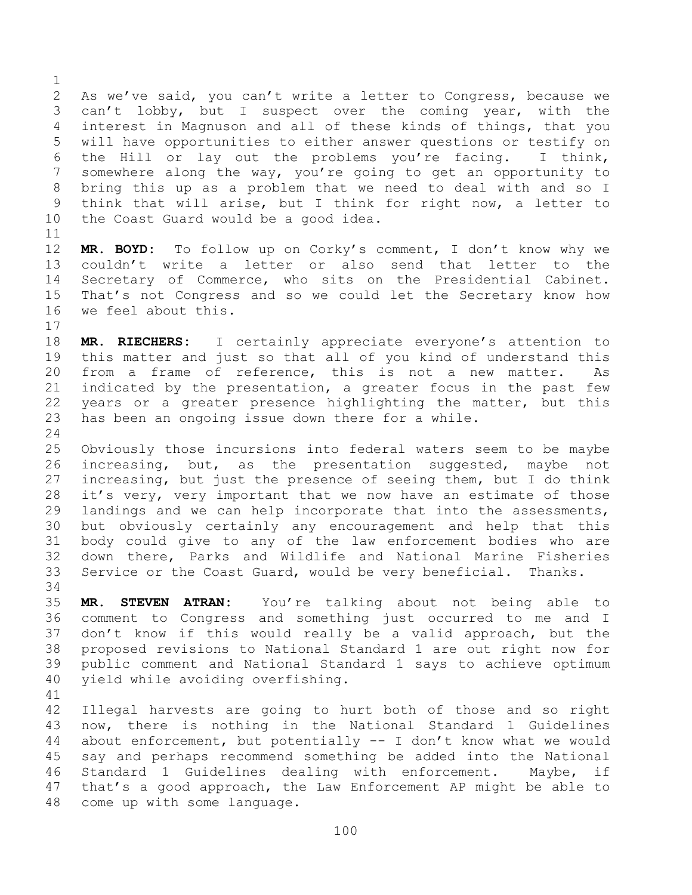As we've said, you can't write a letter to Congress, because we can't lobby, but I suspect over the coming year, with the interest in Magnuson and all of these kinds of things, that you will have opportunities to either answer questions or testify on the Hill or lay out the problems you're facing. I think, somewhere along the way, you're going to get an opportunity to bring this up as a problem that we need to deal with and so I think that will arise, but I think for right now, a letter to the Coast Guard would be a good idea.

**MR. BOYD:** To follow up on Corky's comment, I don't know why we couldn't write a letter or also send that letter to the Secretary of Commerce, who sits on the Presidential Cabinet. That's not Congress and so we could let the Secretary know how we feel about this.

**MR. RIECHERS:** I certainly appreciate everyone's attention to this matter and just so that all of you kind of understand this from a frame of reference, this is not a new matter. As indicated by the presentation, a greater focus in the past few years or a greater presence highlighting the matter, but this has been an ongoing issue down there for a while.

Obviously those incursions into federal waters seem to be maybe increasing, but, as the presentation suggested, maybe not increasing, but just the presence of seeing them, but I do think it's very, very important that we now have an estimate of those landings and we can help incorporate that into the assessments, but obviously certainly any encouragement and help that this body could give to any of the law enforcement bodies who are down there, Parks and Wildlife and National Marine Fisheries Service or the Coast Guard, would be very beneficial. Thanks.

**MR. STEVEN ATRAN:** You're talking about not being able to comment to Congress and something just occurred to me and I don't know if this would really be a valid approach, but the proposed revisions to National Standard 1 are out right now for public comment and National Standard 1 says to achieve optimum yield while avoiding overfishing.

Illegal harvests are going to hurt both of those and so right now, there is nothing in the National Standard 1 Guidelines about enforcement, but potentially -- I don't know what we would say and perhaps recommend something be added into the National Standard 1 Guidelines dealing with enforcement. Maybe, if that's a good approach, the Law Enforcement AP might be able to come up with some language.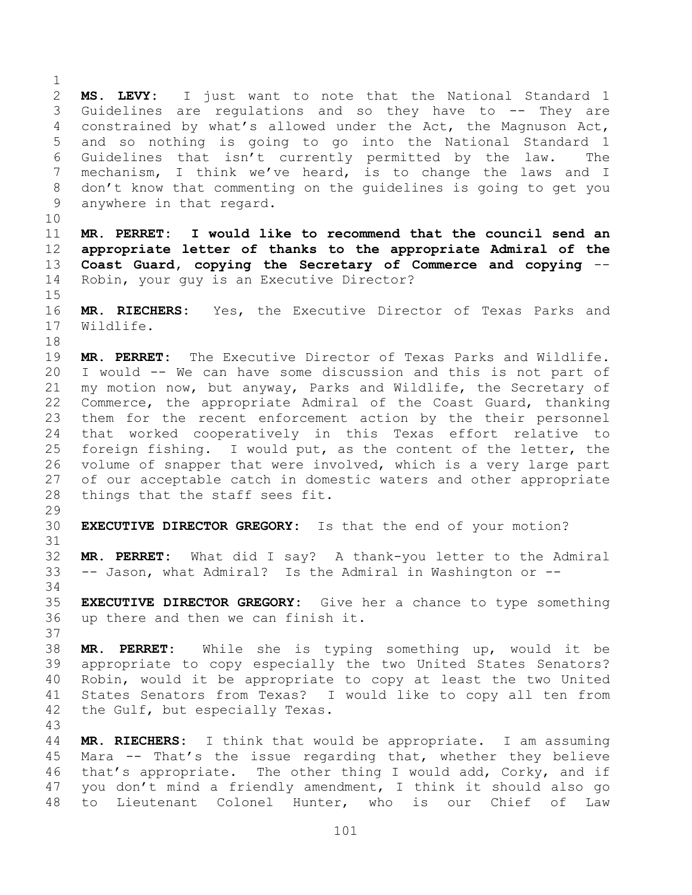**MS. LEVY:** I just want to note that the National Standard 1 Guidelines are regulations and so they have to -- They are constrained by what's allowed under the Act, the Magnuson Act, and so nothing is going to go into the National Standard 1 Guidelines that isn't currently permitted by the law. The mechanism, I think we've heard, is to change the laws and I don't know that commenting on the guidelines is going to get you anywhere in that regard.

**MR. PERRET: I would like to recommend that the council send an appropriate letter of thanks to the appropriate Admiral of the Coast Guard, copying the Secretary of Commerce and copying** -- Robin, your guy is an Executive Director?

**MR. RIECHERS:** Yes, the Executive Director of Texas Parks and Wildlife.

**MR. PERRET:** The Executive Director of Texas Parks and Wildlife. I would -- We can have some discussion and this is not part of my motion now, but anyway, Parks and Wildlife, the Secretary of Commerce, the appropriate Admiral of the Coast Guard, thanking them for the recent enforcement action by the their personnel that worked cooperatively in this Texas effort relative to foreign fishing. I would put, as the content of the letter, the volume of snapper that were involved, which is a very large part of our acceptable catch in domestic waters and other appropriate things that the staff sees fit.

**EXECUTIVE DIRECTOR GREGORY:** Is that the end of your motion?

**MR. PERRET:** What did I say? A thank-you letter to the Admiral -- Jason, what Admiral? Is the Admiral in Washington or --

**EXECUTIVE DIRECTOR GREGORY:** Give her a chance to type something up there and then we can finish it.

**MR. PERRET:** While she is typing something up, would it be appropriate to copy especially the two United States Senators? Robin, would it be appropriate to copy at least the two United States Senators from Texas? I would like to copy all ten from the Gulf, but especially Texas.

**MR. RIECHERS:** I think that would be appropriate. I am assuming Mara -- That's the issue regarding that, whether they believe that's appropriate. The other thing I would add, Corky, and if you don't mind a friendly amendment, I think it should also go to Lieutenant Colonel Hunter, who is our Chief of Law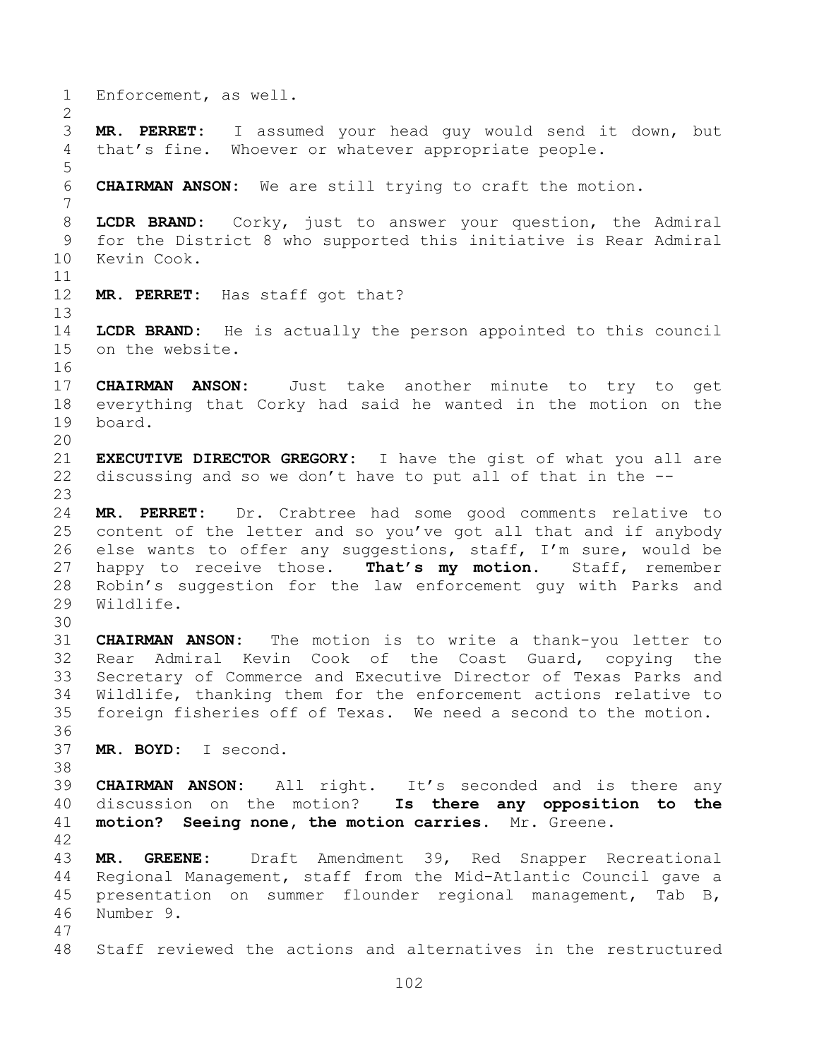Enforcement, as well.

**MR. PERRET:** I assumed your head guy would send it down, but that's fine. Whoever or whatever appropriate people.

**CHAIRMAN ANSON:** We are still trying to craft the motion.

**LCDR BRAND:** Corky, just to answer your question, the Admiral for the District 8 who supported this initiative is Rear Admiral Kevin Cook.

**MR. PERRET:** Has staff got that?

**LCDR BRAND:** He is actually the person appointed to this council on the website.

**CHAIRMAN ANSON:** Just take another minute to try to get everything that Corky had said he wanted in the motion on the board.

**EXECUTIVE DIRECTOR GREGORY:** I have the gist of what you all are discussing and so we don't have to put all of that in the --

**MR. PERRET:** Dr. Crabtree had some good comments relative to content of the letter and so you've got all that and if anybody else wants to offer any suggestions, staff, I'm sure, would be happy to receive those. **That's my motion.** Staff, remember Robin's suggestion for the law enforcement guy with Parks and Wildlife.

**CHAIRMAN ANSON:** The motion is to write a thank-you letter to Rear Admiral Kevin Cook of the Coast Guard, copying the Secretary of Commerce and Executive Director of Texas Parks and Wildlife, thanking them for the enforcement actions relative to foreign fisheries off of Texas. We need a second to the motion.

**MR. BOYD:** I second.

**CHAIRMAN ANSON:** All right. It's seconded and is there any discussion on the motion? **Is there any opposition to the motion? Seeing none, the motion carries.** Mr. Greene.

**MR. GREENE:** Draft Amendment 39, Red Snapper Recreational Regional Management, staff from the Mid-Atlantic Council gave a presentation on summer flounder regional management, Tab B, Number 9.

Staff reviewed the actions and alternatives in the restructured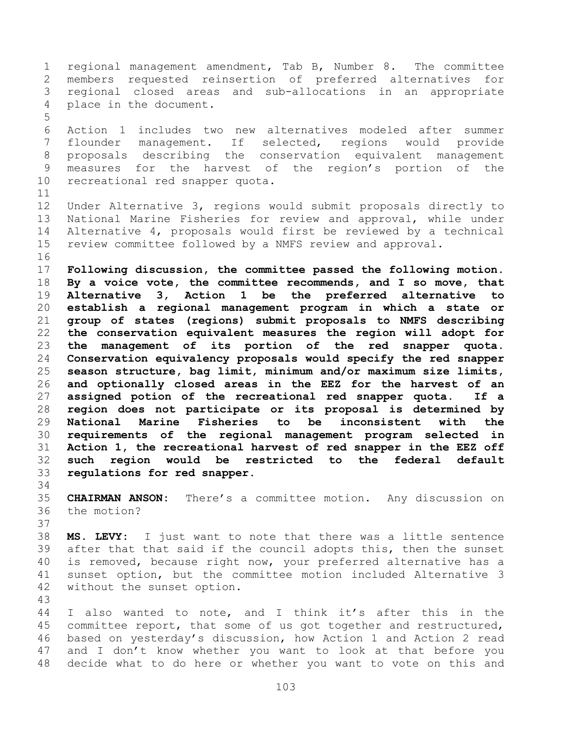regional management amendment, Tab B, Number 8. The committee members requested reinsertion of preferred alternatives for regional closed areas and sub-allocations in an appropriate place in the document.

Action 1 includes two new alternatives modeled after summer flounder management. If selected, regions would provide proposals describing the conservation equivalent management measures for the harvest of the region's portion of the recreational red snapper quota.

Under Alternative 3, regions would submit proposals directly to National Marine Fisheries for review and approval, while under Alternative 4, proposals would first be reviewed by a technical review committee followed by a NMFS review and approval.

**Following discussion, the committee passed the following motion. By a voice vote, the committee recommends, and I so move, that Alternative 3, Action 1 be the preferred alternative to establish a regional management program in which a state or group of states (regions) submit proposals to NMFS describing the conservation equivalent measures the region will adopt for the management of its portion of the red snapper quota. Conservation equivalency proposals would specify the red snapper season structure, bag limit, minimum and/or maximum size limits, and optionally closed areas in the EEZ for the harvest of an assigned potion of the recreational red snapper quota. If a region does not participate or its proposal is determined by National Marine Fisheries to be inconsistent with the requirements of the regional management program selected in Action 1, the recreational harvest of red snapper in the EEZ off such region would be restricted to the federal default regulations for red snapper.**

**CHAIRMAN ANSON:** There's a committee motion. Any discussion on the motion?

**MS. LEVY:** I just want to note that there was a little sentence after that that said if the council adopts this, then the sunset is removed, because right now, your preferred alternative has a sunset option, but the committee motion included Alternative 3 without the sunset option.

I also wanted to note, and I think it's after this in the committee report, that some of us got together and restructured, based on yesterday's discussion, how Action 1 and Action 2 read and I don't know whether you want to look at that before you decide what to do here or whether you want to vote on this and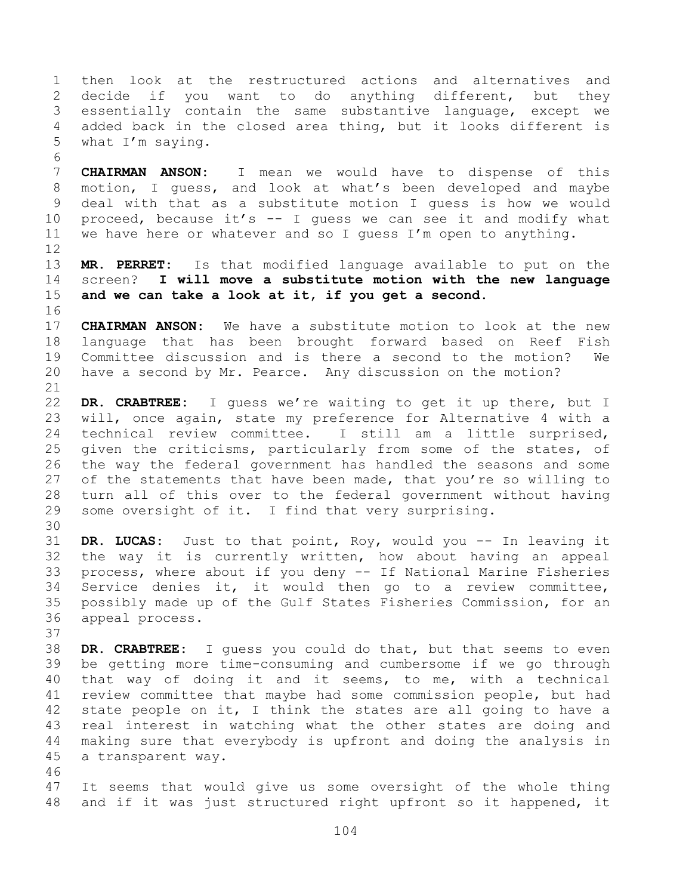then look at the restructured actions and alternatives and decide if you want to do anything different, but they essentially contain the same substantive language, except we added back in the closed area thing, but it looks different is what I'm saying.

**CHAIRMAN ANSON:** I mean we would have to dispense of this motion, I guess, and look at what's been developed and maybe deal with that as a substitute motion I guess is how we would proceed, because it's -- I guess we can see it and modify what we have here or whatever and so I guess I'm open to anything.

**MR. PERRET:** Is that modified language available to put on the screen? **I will move a substitute motion with the new language and we can take a look at it, if you get a second.**

**CHAIRMAN ANSON:** We have a substitute motion to look at the new language that has been brought forward based on Reef Fish Committee discussion and is there a second to the motion? We have a second by Mr. Pearce. Any discussion on the motion?

**DR. CRABTREE:** I guess we're waiting to get it up there, but I will, once again, state my preference for Alternative 4 with a technical review committee. I still am a little surprised, given the criticisms, particularly from some of the states, of the way the federal government has handled the seasons and some of the statements that have been made, that you're so willing to turn all of this over to the federal government without having some oversight of it. I find that very surprising.

**DR. LUCAS:** Just to that point, Roy, would you -- In leaving it the way it is currently written, how about having an appeal process, where about if you deny -- If National Marine Fisheries Service denies it, it would then go to a review committee, possibly made up of the Gulf States Fisheries Commission, for an appeal process.

**DR. CRABTREE:** I guess you could do that, but that seems to even be getting more time-consuming and cumbersome if we go through that way of doing it and it seems, to me, with a technical review committee that maybe had some commission people, but had state people on it, I think the states are all going to have a real interest in watching what the other states are doing and making sure that everybody is upfront and doing the analysis in a transparent way.

It seems that would give us some oversight of the whole thing and if it was just structured right upfront so it happened, it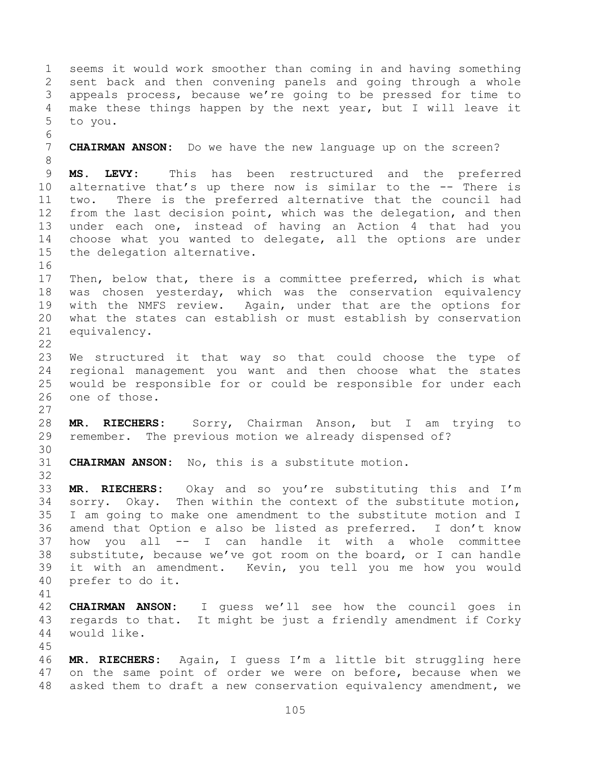seems it would work smoother than coming in and having something sent back and then convening panels and going through a whole appeals process, because we're going to be pressed for time to make these things happen by the next year, but I will leave it to you.

**CHAIRMAN ANSON:** Do we have the new language up on the screen?

**MS. LEVY:** This has been restructured and the preferred alternative that's up there now is similar to the -- There is two. There is the preferred alternative that the council had from the last decision point, which was the delegation, and then under each one, instead of having an Action 4 that had you choose what you wanted to delegate, all the options are under the delegation alternative.

Then, below that, there is a committee preferred, which is what was chosen yesterday, which was the conservation equivalency with the NMFS review. Again, under that are the options for what the states can establish or must establish by conservation equivalency.

We structured it that way so that could choose the type of regional management you want and then choose what the states would be responsible for or could be responsible for under each one of those.

**MR. RIECHERS:** Sorry, Chairman Anson, but I am trying to remember. The previous motion we already dispensed of?

**CHAIRMAN ANSON:** No, this is a substitute motion.

**MR. RIECHERS:** Okay and so you're substituting this and I'm sorry. Okay. Then within the context of the substitute motion, I am going to make one amendment to the substitute motion and I amend that Option e also be listed as preferred. I don't know how you all -- I can handle it with a whole committee substitute, because we've got room on the board, or I can handle it with an amendment. Kevin, you tell you me how you would prefer to do it.

**CHAIRMAN ANSON:** I guess we'll see how the council goes in regards to that. It might be just a friendly amendment if Corky would like.

**MR. RIECHERS:** Again, I guess I'm a little bit struggling here on the same point of order we were on before, because when we asked them to draft a new conservation equivalency amendment, we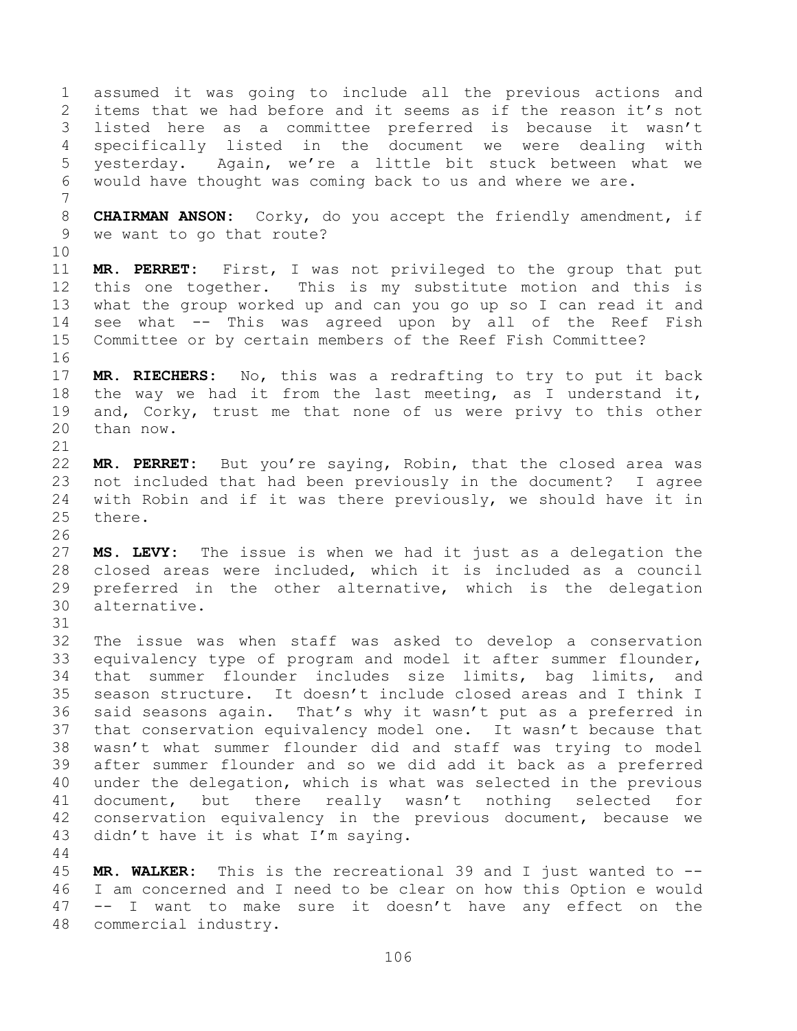assumed it was going to include all the previous actions and items that we had before and it seems as if the reason it's not listed here as a committee preferred is because it wasn't specifically listed in the document we were dealing with yesterday. Again, we're a little bit stuck between what we would have thought was coming back to us and where we are.

**CHAIRMAN ANSON:** Corky, do you accept the friendly amendment, if we want to go that route?

**MR. PERRET:** First, I was not privileged to the group that put this one together. This is my substitute motion and this is what the group worked up and can you go up so I can read it and see what -- This was agreed upon by all of the Reef Fish Committee or by certain members of the Reef Fish Committee?

**MR. RIECHERS:** No, this was a redrafting to try to put it back the way we had it from the last meeting, as I understand it, and, Corky, trust me that none of us were privy to this other than now.

**MR. PERRET:** But you're saying, Robin, that the closed area was not included that had been previously in the document? I agree with Robin and if it was there previously, we should have it in there.

**MS. LEVY:** The issue is when we had it just as a delegation the closed areas were included, which it is included as a council preferred in the other alternative, which is the delegation alternative.

The issue was when staff was asked to develop a conservation equivalency type of program and model it after summer flounder, that summer flounder includes size limits, bag limits, and season structure. It doesn't include closed areas and I think I said seasons again. That's why it wasn't put as a preferred in that conservation equivalency model one. It wasn't because that wasn't what summer flounder did and staff was trying to model after summer flounder and so we did add it back as a preferred under the delegation, which is what was selected in the previous document, but there really wasn't nothing selected for conservation equivalency in the previous document, because we didn't have it is what I'm saying.

**MR. WALKER:** This is the recreational 39 and I just wanted to -- I am concerned and I need to be clear on how this Option e would -- I want to make sure it doesn't have any effect on the commercial industry.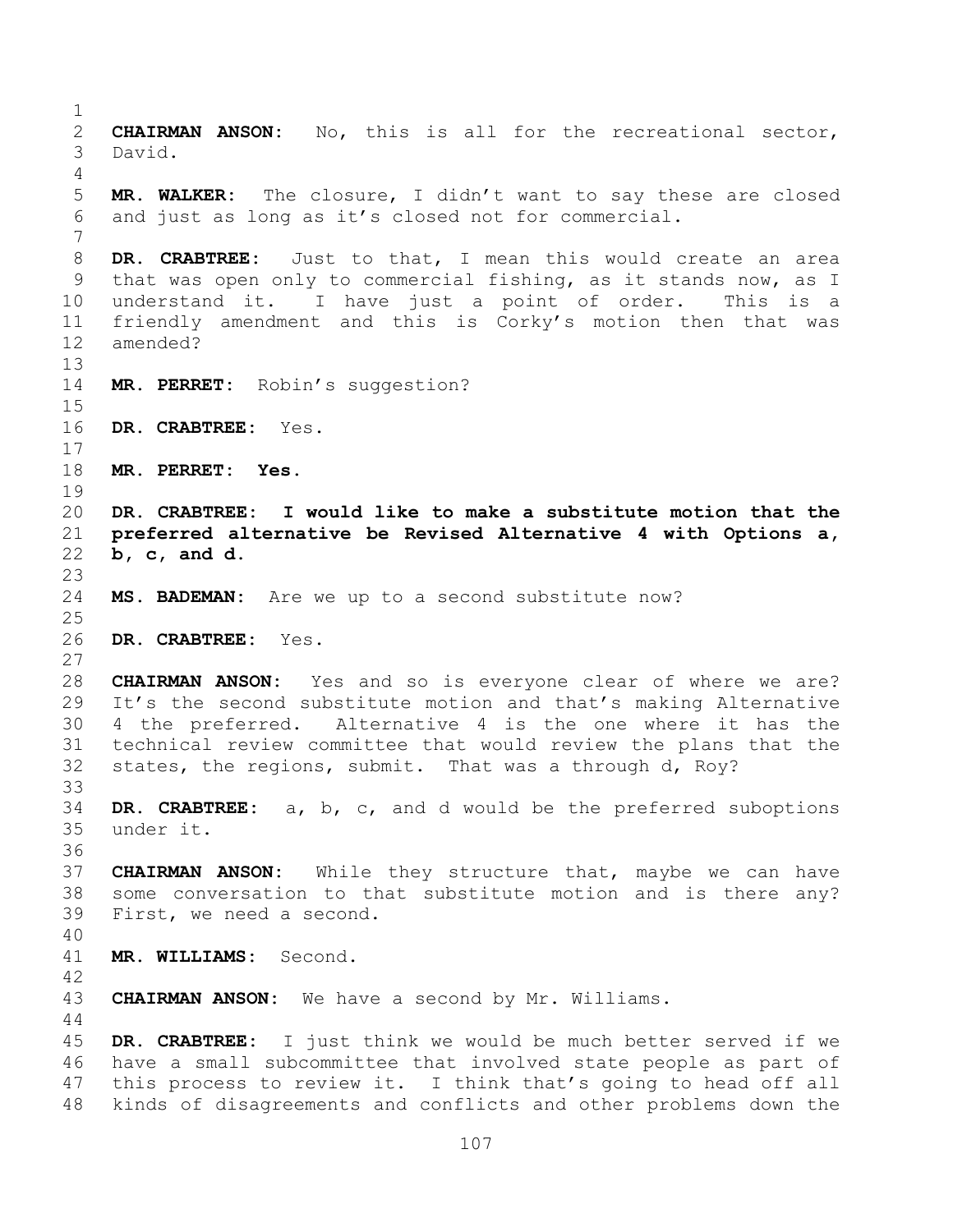**CHAIRMAN ANSON:** No, this is all for the recreational sector, David.

**MR. WALKER:** The closure, I didn't want to say these are closed and just as long as it's closed not for commercial.

**DR. CRABTREE:** Just to that, I mean this would create an area that was open only to commercial fishing, as it stands now, as I understand it. I have just a point of order. This is a friendly amendment and this is Corky's motion then that was amended?

**MR. PERRET:** Robin's suggestion?

**DR. CRABTREE:** Yes.

**MR. PERRET:** **Yes.**

**DR. CRABTREE:** **I would like to make a substitute motion that the preferred alternative be Revised Alternative 4 with Options a, b, c, and d.**

**MS. BADEMAN:** Are we up to a second substitute now?

**DR. CRABTREE:** Yes.

**CHAIRMAN ANSON:** Yes and so is everyone clear of where we are? It's the second substitute motion and that's making Alternative 4 the preferred. Alternative 4 is the one where it has the technical review committee that would review the plans that the states, the regions, submit. That was a through d, Roy?

**DR. CRABTREE:** a, b, c, and d would be the preferred suboptions under it.

**CHAIRMAN ANSON:** While they structure that, maybe we can have some conversation to that substitute motion and is there any? First, we need a second.

**MR. WILLIAMS:** Second.

**CHAIRMAN ANSON:** We have a second by Mr. Williams.

**DR. CRABTREE:** I just think we would be much better served if we have a small subcommittee that involved state people as part of this process to review it. I think that's going to head off all kinds of disagreements and conflicts and other problems down the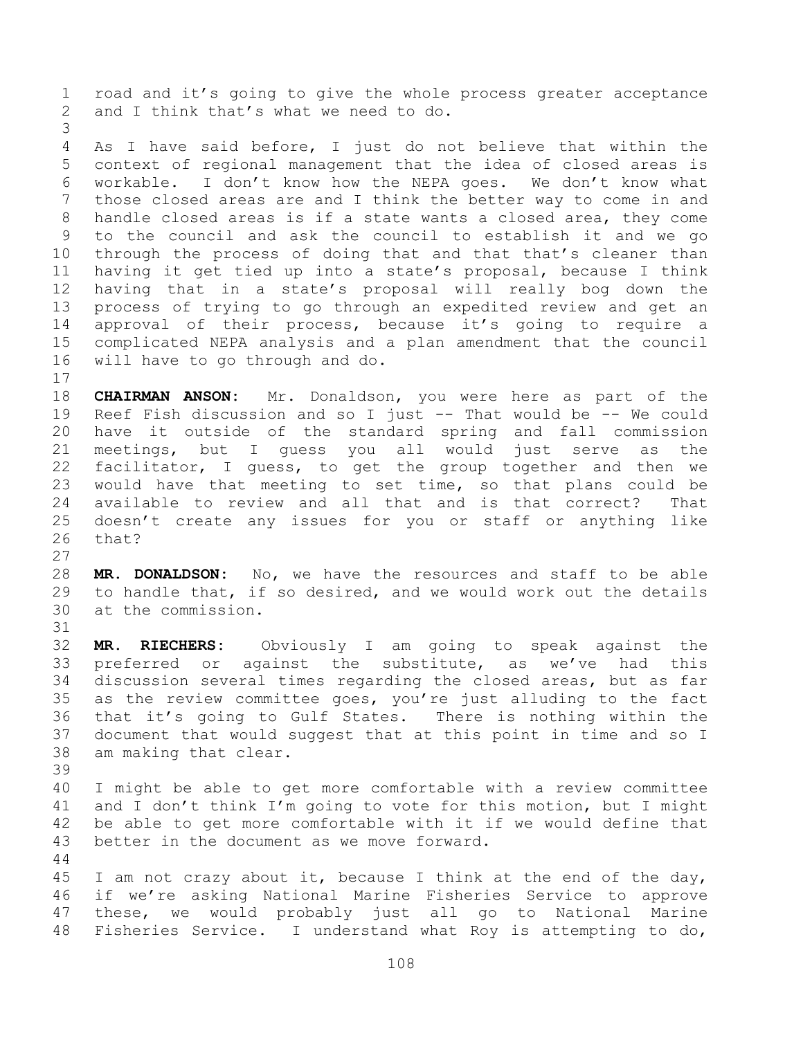road and it's going to give the whole process greater acceptance and I think that's what we need to do.

As I have said before, I just do not believe that within the context of regional management that the idea of closed areas is workable. I don't know how the NEPA goes. We don't know what those closed areas are and I think the better way to come in and handle closed areas is if a state wants a closed area, they come to the council and ask the council to establish it and we go through the process of doing that and that that's cleaner than having it get tied up into a state's proposal, because I think having that in a state's proposal will really bog down the process of trying to go through an expedited review and get an approval of their process, because it's going to require a complicated NEPA analysis and a plan amendment that the council will have to go through and do.

**CHAIRMAN ANSON:** Mr. Donaldson, you were here as part of the Reef Fish discussion and so I just -- That would be -- We could have it outside of the standard spring and fall commission meetings, but I guess you all would just serve as the facilitator, I guess, to get the group together and then we would have that meeting to set time, so that plans could be available to review and all that and is that correct? That doesn't create any issues for you or staff or anything like that?

**MR. DONALDSON:** No, we have the resources and staff to be able to handle that, if so desired, and we would work out the details at the commission.

**MR. RIECHERS:** Obviously I am going to speak against the preferred or against the substitute, as we've had this discussion several times regarding the closed areas, but as far as the review committee goes, you're just alluding to the fact that it's going to Gulf States. There is nothing within the document that would suggest that at this point in time and so I am making that clear.

I might be able to get more comfortable with a review committee and I don't think I'm going to vote for this motion, but I might be able to get more comfortable with it if we would define that better in the document as we move forward.

I am not crazy about it, because I think at the end of the day, if we're asking National Marine Fisheries Service to approve these, we would probably just all go to National Marine Fisheries Service. I understand what Roy is attempting to do,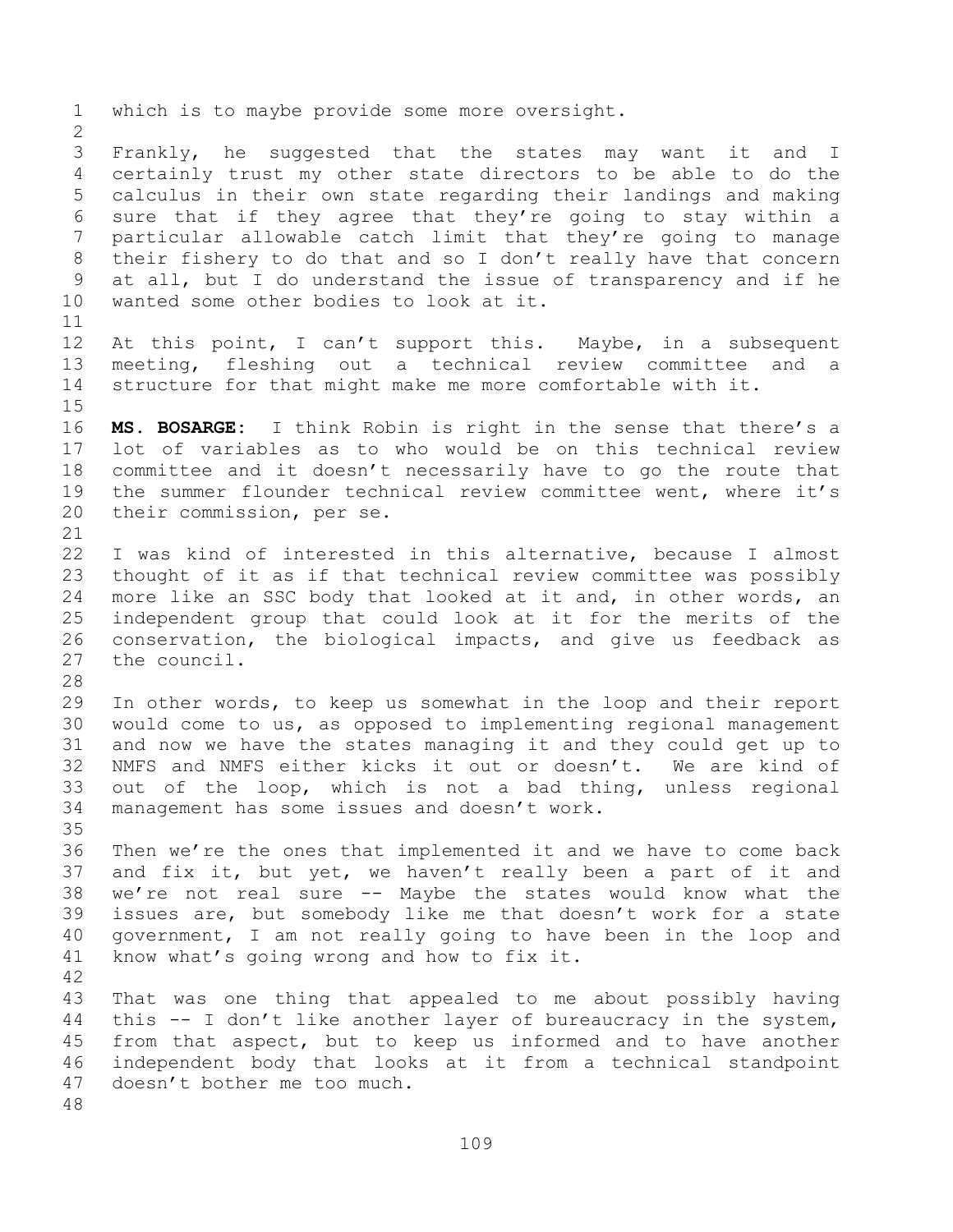which is to maybe provide some more oversight.

Frankly, he suggested that the states may want it and I certainly trust my other state directors to be able to do the calculus in their own state regarding their landings and making sure that if they agree that they're going to stay within a particular allowable catch limit that they're going to manage their fishery to do that and so I don't really have that concern at all, but I do understand the issue of transparency and if he wanted some other bodies to look at it.

At this point, I can't support this. Maybe, in a subsequent meeting, fleshing out a technical review committee and a structure for that might make me more comfortable with it.

**MS. BOSARGE:** I think Robin is right in the sense that there's a lot of variables as to who would be on this technical review committee and it doesn't necessarily have to go the route that the summer flounder technical review committee went, where it's their commission, per se.

I was kind of interested in this alternative, because I almost thought of it as if that technical review committee was possibly more like an SSC body that looked at it and, in other words, an independent group that could look at it for the merits of the conservation, the biological impacts, and give us feedback as the council.

In other words, to keep us somewhat in the loop and their report would come to us, as opposed to implementing regional management and now we have the states managing it and they could get up to NMFS and NMFS either kicks it out or doesn't. We are kind of out of the loop, which is not a bad thing, unless regional management has some issues and doesn't work.

Then we're the ones that implemented it and we have to come back and fix it, but yet, we haven't really been a part of it and we're not real sure -- Maybe the states would know what the issues are, but somebody like me that doesn't work for a state government, I am not really going to have been in the loop and know what's going wrong and how to fix it.

That was one thing that appealed to me about possibly having this -- I don't like another layer of bureaucracy in the system, from that aspect, but to keep us informed and to have another independent body that looks at it from a technical standpoint doesn't bother me too much.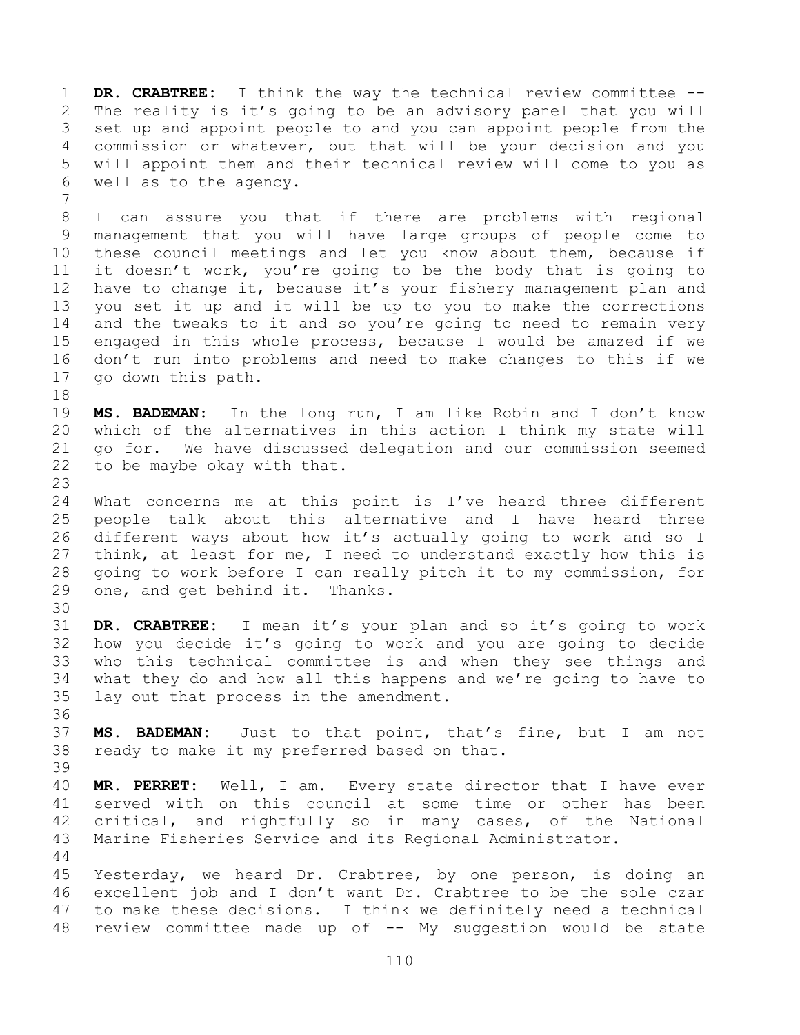**DR. CRABTREE:** I think the way the technical review committee -- The reality is it's going to be an advisory panel that you will set up and appoint people to and you can appoint people from the commission or whatever, but that will be your decision and you will appoint them and their technical review will come to you as well as to the agency.

I can assure you that if there are problems with regional management that you will have large groups of people come to these council meetings and let you know about them, because if it doesn't work, you're going to be the body that is going to have to change it, because it's your fishery management plan and you set it up and it will be up to you to make the corrections and the tweaks to it and so you're going to need to remain very engaged in this whole process, because I would be amazed if we don't run into problems and need to make changes to this if we go down this path.

**MS. BADEMAN:** In the long run, I am like Robin and I don't know which of the alternatives in this action I think my state will go for. We have discussed delegation and our commission seemed to be maybe okay with that.

What concerns me at this point is I've heard three different people talk about this alternative and I have heard three different ways about how it's actually going to work and so I think, at least for me, I need to understand exactly how this is going to work before I can really pitch it to my commission, for one, and get behind it. Thanks.

**DR. CRABTREE:** I mean it's your plan and so it's going to work how you decide it's going to work and you are going to decide who this technical committee is and when they see things and what they do and how all this happens and we're going to have to lay out that process in the amendment.

**MS. BADEMAN:** Just to that point, that's fine, but I am not ready to make it my preferred based on that.

**MR. PERRET:** Well, I am. Every state director that I have ever served with on this council at some time or other has been critical, and rightfully so in many cases, of the National Marine Fisheries Service and its Regional Administrator.

Yesterday, we heard Dr. Crabtree, by one person, is doing an excellent job and I don't want Dr. Crabtree to be the sole czar to make these decisions. I think we definitely need a technical review committee made up of -- My suggestion would be state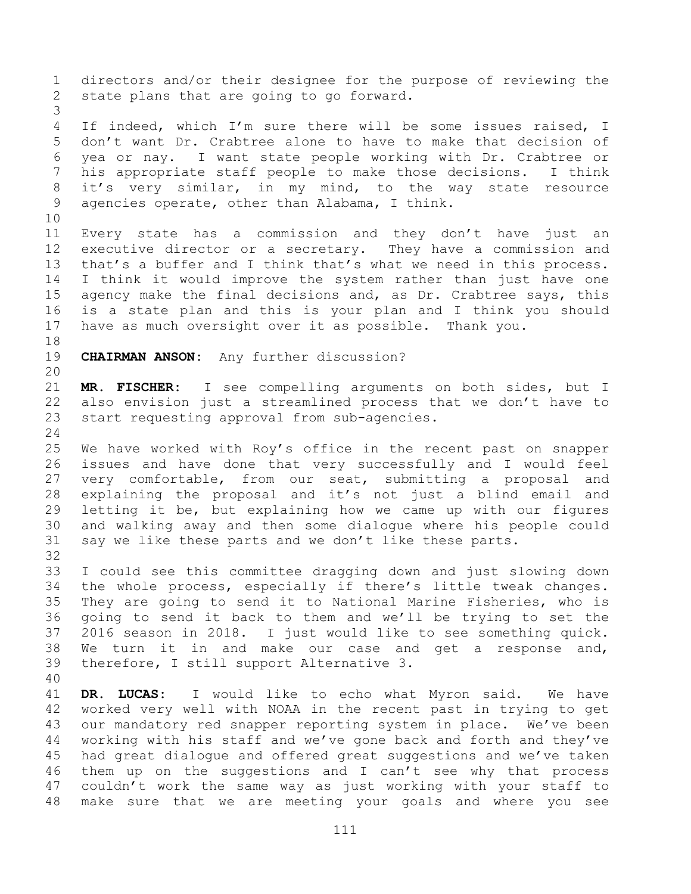directors and/or their designee for the purpose of reviewing the state plans that are going to go forward.

If indeed, which I'm sure there will be some issues raised, I don't want Dr. Crabtree alone to have to make that decision of yea or nay. I want state people working with Dr. Crabtree or his appropriate staff people to make those decisions. I think it's very similar, in my mind, to the way state resource agencies operate, other than Alabama, I think.

Every state has a commission and they don't have just an executive director or a secretary. They have a commission and that's a buffer and I think that's what we need in this process. I think it would improve the system rather than just have one agency make the final decisions and, as Dr. Crabtree says, this is a state plan and this is your plan and I think you should have as much oversight over it as possible. Thank you.

**CHAIRMAN ANSON:** Any further discussion?

**MR. FISCHER:** I see compelling arguments on both sides, but I also envision just a streamlined process that we don't have to start requesting approval from sub-agencies.

We have worked with Roy's office in the recent past on snapper issues and have done that very successfully and I would feel very comfortable, from our seat, submitting a proposal and explaining the proposal and it's not just a blind email and letting it be, but explaining how we came up with our figures and walking away and then some dialogue where his people could say we like these parts and we don't like these parts.

I could see this committee dragging down and just slowing down the whole process, especially if there's little tweak changes. They are going to send it to National Marine Fisheries, who is going to send it back to them and we'll be trying to set the 2016 season in 2018. I just would like to see something quick. We turn it in and make our case and get a response and, therefore, I still support Alternative 3.

**DR. LUCAS:** I would like to echo what Myron said. We have worked very well with NOAA in the recent past in trying to get our mandatory red snapper reporting system in place. We've been working with his staff and we've gone back and forth and they've had great dialogue and offered great suggestions and we've taken them up on the suggestions and I can't see why that process couldn't work the same way as just working with your staff to make sure that we are meeting your goals and where you see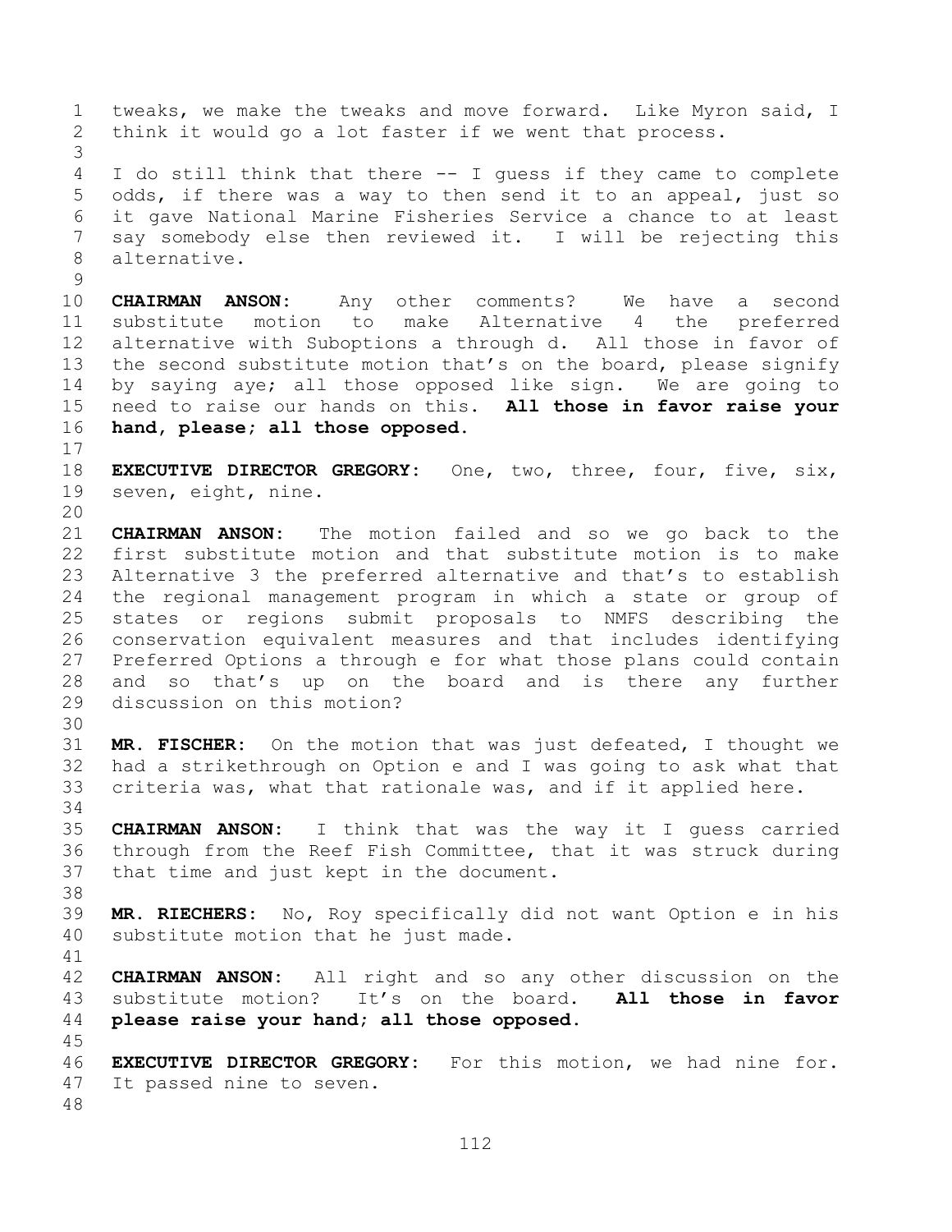tweaks, we make the tweaks and move forward. Like Myron said, I think it would go a lot faster if we went that process.

I do still think that there -- I guess if they came to complete odds, if there was a way to then send it to an appeal, just so it gave National Marine Fisheries Service a chance to at least say somebody else then reviewed it. I will be rejecting this alternative.

**CHAIRMAN ANSON:** Any other comments? We have a second substitute motion to make Alternative 4 the preferred alternative with Suboptions a through d. All those in favor of the second substitute motion that's on the board, please signify by saying aye; all those opposed like sign. We are going to need to raise our hands on this. **All those in favor raise your hand, please; all those opposed.**

**EXECUTIVE DIRECTOR GREGORY:** One, two, three, four, five, six, seven, eight, nine.

**CHAIRMAN ANSON:** The motion failed and so we go back to the first substitute motion and that substitute motion is to make Alternative 3 the preferred alternative and that's to establish the regional management program in which a state or group of states or regions submit proposals to NMFS describing the conservation equivalent measures and that includes identifying Preferred Options a through e for what those plans could contain and so that's up on the board and is there any further discussion on this motion?

**MR. FISCHER:** On the motion that was just defeated, I thought we had a strikethrough on Option e and I was going to ask what that criteria was, what that rationale was, and if it applied here.

**CHAIRMAN ANSON:** I think that was the way it I guess carried through from the Reef Fish Committee, that it was struck during that time and just kept in the document.

**MR. RIECHERS:** No, Roy specifically did not want Option e in his substitute motion that he just made.

**CHAIRMAN ANSON:** All right and so any other discussion on the substitute motion? It's on the board. **All those in favor please raise your hand; all those opposed.**

**EXECUTIVE DIRECTOR GREGORY:** For this motion, we had nine for. It passed nine to seven.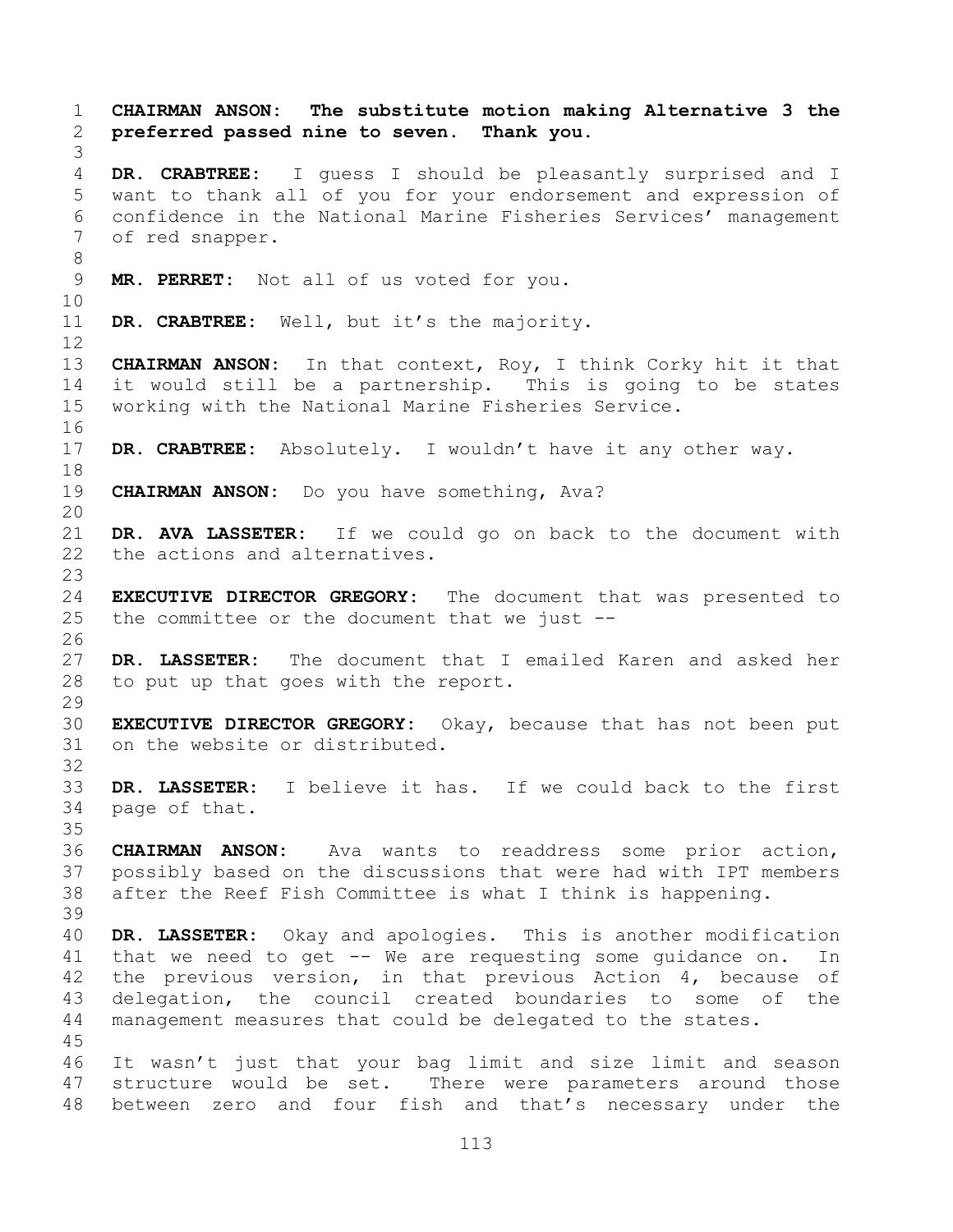**CHAIRMAN ANSON: The substitute motion making Alternative 3 the preferred passed nine to seven. Thank you.**

**DR. CRABTREE:** I guess I should be pleasantly surprised and I want to thank all of you for your endorsement and expression of confidence in the National Marine Fisheries Services' management of red snapper.

**MR. PERRET:** Not all of us voted for you.

**DR. CRABTREE:** Well, but it's the majority.

**CHAIRMAN ANSON:** In that context, Roy, I think Corky hit it that it would still be a partnership. This is going to be states working with the National Marine Fisheries Service.

**DR. CRABTREE:** Absolutely. I wouldn't have it any other way.

**CHAIRMAN ANSON:** Do you have something, Ava?

**DR. AVA LASSETER:** If we could go on back to the document with the actions and alternatives.

**EXECUTIVE DIRECTOR GREGORY:** The document that was presented to the committee or the document that we just --

**DR. LASSETER:** The document that I emailed Karen and asked her to put up that goes with the report.

**EXECUTIVE DIRECTOR GREGORY:** Okay, because that has not been put on the website or distributed.

**DR. LASSETER:** I believe it has. If we could back to the first page of that.

**CHAIRMAN ANSON:** Ava wants to readdress some prior action, possibly based on the discussions that were had with IPT members after the Reef Fish Committee is what I think is happening.

**DR. LASSETER:** Okay and apologies. This is another modification that we need to get -- We are requesting some guidance on. In the previous version, in that previous Action 4, because of delegation, the council created boundaries to some of the management measures that could be delegated to the states.

It wasn't just that your bag limit and size limit and season structure would be set. There were parameters around those between zero and four fish and that's necessary under the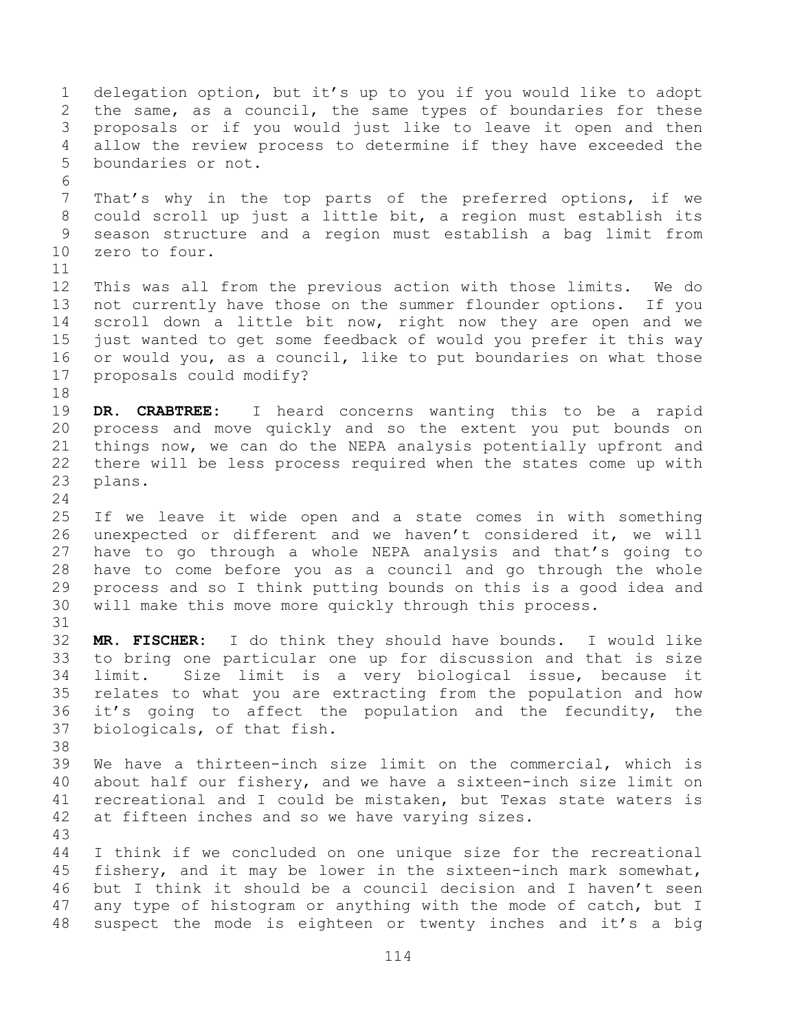delegation option, but it's up to you if you would like to adopt the same, as a council, the same types of boundaries for these proposals or if you would just like to leave it open and then allow the review process to determine if they have exceeded the boundaries or not.

That's why in the top parts of the preferred options, if we could scroll up just a little bit, a region must establish its season structure and a region must establish a bag limit from zero to four.

This was all from the previous action with those limits. We do not currently have those on the summer flounder options. If you scroll down a little bit now, right now they are open and we just wanted to get some feedback of would you prefer it this way or would you, as a council, like to put boundaries on what those proposals could modify?

**DR. CRABTREE:** I heard concerns wanting this to be a rapid process and move quickly and so the extent you put bounds on things now, we can do the NEPA analysis potentially upfront and there will be less process required when the states come up with plans.

If we leave it wide open and a state comes in with something unexpected or different and we haven't considered it, we will have to go through a whole NEPA analysis and that's going to have to come before you as a council and go through the whole process and so I think putting bounds on this is a good idea and will make this move more quickly through this process.

**MR. FISCHER:** I do think they should have bounds. I would like to bring one particular one up for discussion and that is size limit. Size limit is a very biological issue, because it relates to what you are extracting from the population and how it's going to affect the population and the fecundity, the biologicals, of that fish.

We have a thirteen-inch size limit on the commercial, which is about half our fishery, and we have a sixteen-inch size limit on recreational and I could be mistaken, but Texas state waters is at fifteen inches and so we have varying sizes.

I think if we concluded on one unique size for the recreational fishery, and it may be lower in the sixteen-inch mark somewhat, but I think it should be a council decision and I haven't seen any type of histogram or anything with the mode of catch, but I suspect the mode is eighteen or twenty inches and it's a big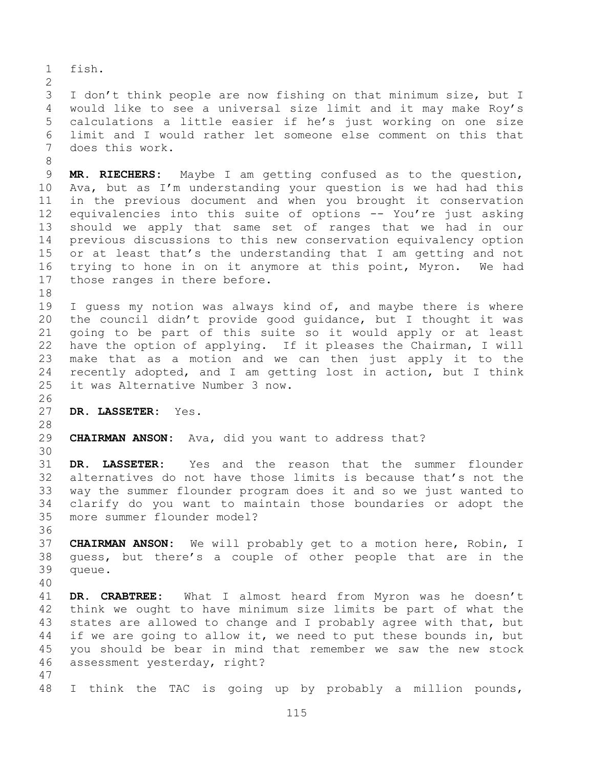fish.

I don't think people are now fishing on that minimum size, but I would like to see a universal size limit and it may make Roy's calculations a little easier if he's just working on one size limit and I would rather let someone else comment on this that does this work.

**MR. RIECHERS:** Maybe I am getting confused as to the question, Ava, but as I'm understanding your question is we had had this in the previous document and when you brought it conservation equivalencies into this suite of options -- You're just asking should we apply that same set of ranges that we had in our previous discussions to this new conservation equivalency option or at least that's the understanding that I am getting and not trying to hone in on it anymore at this point, Myron. We had those ranges in there before.

I guess my notion was always kind of, and maybe there is where the council didn't provide good guidance, but I thought it was going to be part of this suite so it would apply or at least have the option of applying. If it pleases the Chairman, I will make that as a motion and we can then just apply it to the recently adopted, and I am getting lost in action, but I think it was Alternative Number 3 now.

**DR. LASSETER:** Yes.

**CHAIRMAN ANSON:** Ava, did you want to address that?

**DR. LASSETER:** Yes and the reason that the summer flounder alternatives do not have those limits is because that's not the way the summer flounder program does it and so we just wanted to clarify do you want to maintain those boundaries or adopt the more summer flounder model?

**CHAIRMAN ANSON:** We will probably get to a motion here, Robin, I guess, but there's a couple of other people that are in the queue.

**DR. CRABTREE:** What I almost heard from Myron was he doesn't think we ought to have minimum size limits be part of what the states are allowed to change and I probably agree with that, but if we are going to allow it, we need to put these bounds in, but you should be bear in mind that remember we saw the new stock assessment yesterday, right?

I think the TAC is going up by probably a million pounds,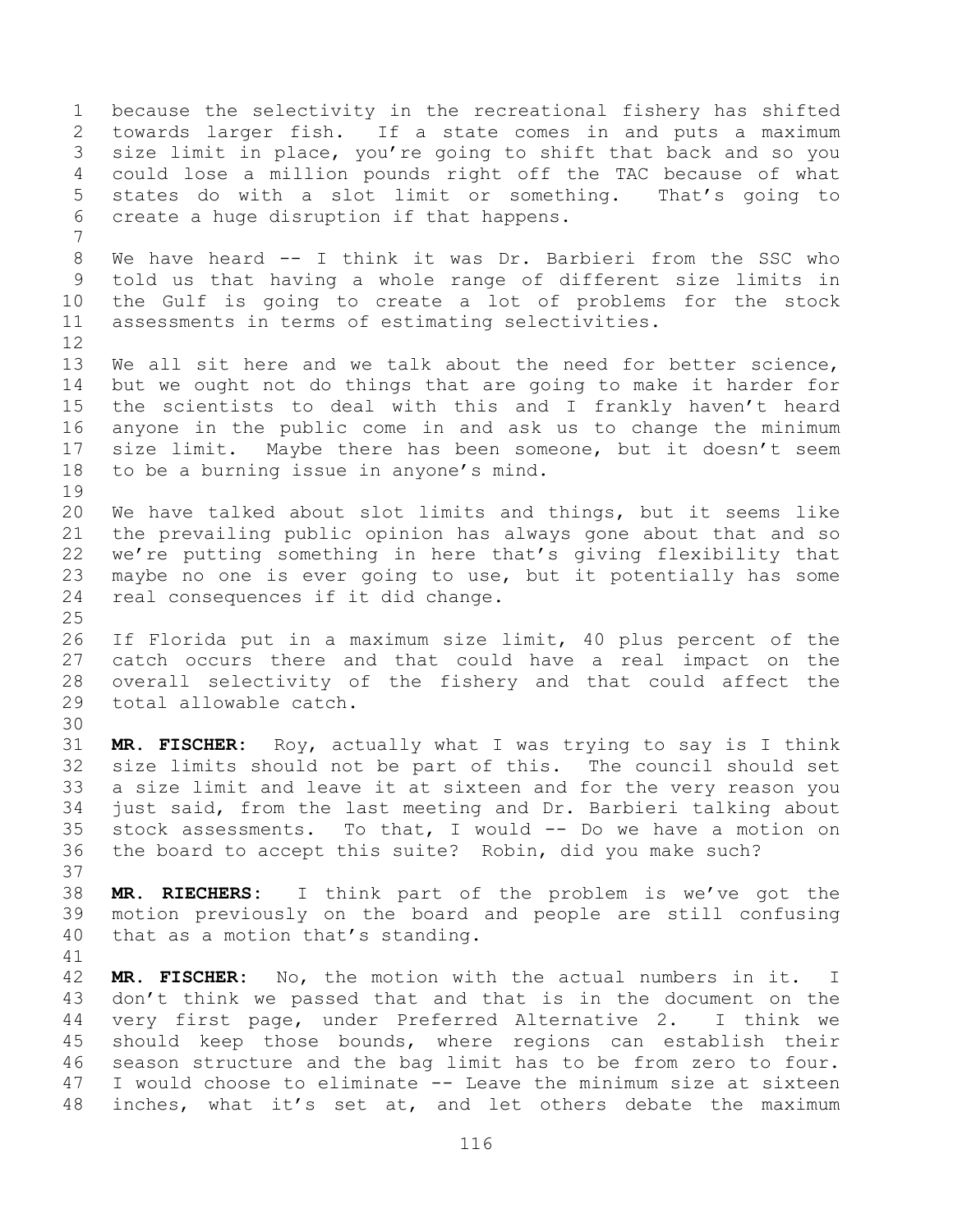because the selectivity in the recreational fishery has shifted towards larger fish. If a state comes in and puts a maximum size limit in place, you're going to shift that back and so you could lose a million pounds right off the TAC because of what states do with a slot limit or something. That's going to create a huge disruption if that happens.

We have heard -- I think it was Dr. Barbieri from the SSC who told us that having a whole range of different size limits in the Gulf is going to create a lot of problems for the stock assessments in terms of estimating selectivities.

We all sit here and we talk about the need for better science, but we ought not do things that are going to make it harder for the scientists to deal with this and I frankly haven't heard anyone in the public come in and ask us to change the minimum size limit. Maybe there has been someone, but it doesn't seem to be a burning issue in anyone's mind.

We have talked about slot limits and things, but it seems like the prevailing public opinion has always gone about that and so we're putting something in here that's giving flexibility that maybe no one is ever going to use, but it potentially has some real consequences if it did change.

If Florida put in a maximum size limit, 40 plus percent of the catch occurs there and that could have a real impact on the overall selectivity of the fishery and that could affect the total allowable catch.

**MR. FISCHER:** Roy, actually what I was trying to say is I think size limits should not be part of this. The council should set a size limit and leave it at sixteen and for the very reason you just said, from the last meeting and Dr. Barbieri talking about stock assessments. To that, I would -- Do we have a motion on the board to accept this suite? Robin, did you make such?

**MR. RIECHERS:** I think part of the problem is we've got the motion previously on the board and people are still confusing that as a motion that's standing.

**MR. FISCHER:** No, the motion with the actual numbers in it. I don't think we passed that and that is in the document on the very first page, under Preferred Alternative 2. I think we should keep those bounds, where regions can establish their season structure and the bag limit has to be from zero to four. I would choose to eliminate -- Leave the minimum size at sixteen inches, what it's set at, and let others debate the maximum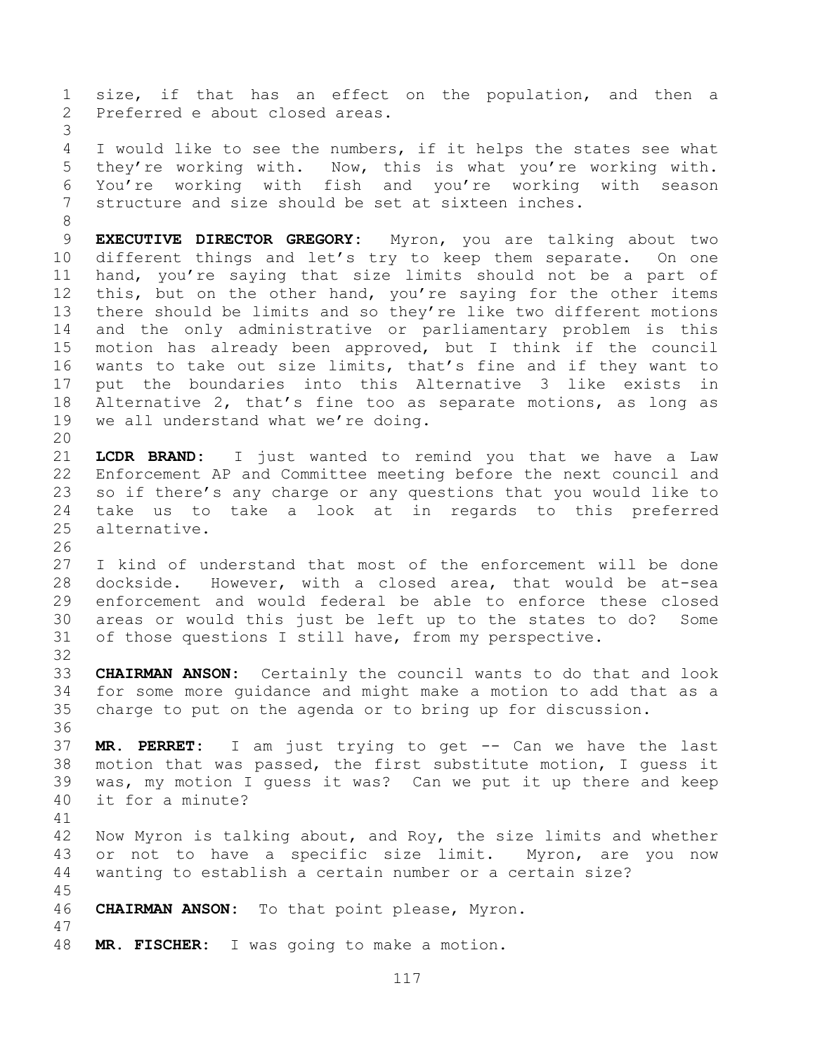size, if that has an effect on the population, and then a Preferred e about closed areas.

I would like to see the numbers, if it helps the states see what they're working with. Now, this is what you're working with. You're working with fish and you're working with season structure and size should be set at sixteen inches.

**EXECUTIVE DIRECTOR GREGORY:** Myron, you are talking about two different things and let's try to keep them separate. On one hand, you're saying that size limits should not be a part of this, but on the other hand, you're saying for the other items there should be limits and so they're like two different motions and the only administrative or parliamentary problem is this motion has already been approved, but I think if the council wants to take out size limits, that's fine and if they want to put the boundaries into this Alternative 3 like exists in Alternative 2, that's fine too as separate motions, as long as we all understand what we're doing.

**LCDR BRAND:** I just wanted to remind you that we have a Law Enforcement AP and Committee meeting before the next council and so if there's any charge or any questions that you would like to take us to take a look at in regards to this preferred alternative.

I kind of understand that most of the enforcement will be done dockside. However, with a closed area, that would be at-sea enforcement and would federal be able to enforce these closed areas or would this just be left up to the states to do? Some of those questions I still have, from my perspective.

**CHAIRMAN ANSON:** Certainly the council wants to do that and look for some more guidance and might make a motion to add that as a charge to put on the agenda or to bring up for discussion.

**MR. PERRET:** I am just trying to get -- Can we have the last motion that was passed, the first substitute motion, I guess it was, my motion I guess it was? Can we put it up there and keep it for a minute?

Now Myron is talking about, and Roy, the size limits and whether or not to have a specific size limit. Myron, are you now wanting to establish a certain number or a certain size?

**CHAIRMAN ANSON:** To that point please, Myron.

**MR. FISCHER:** I was going to make a motion.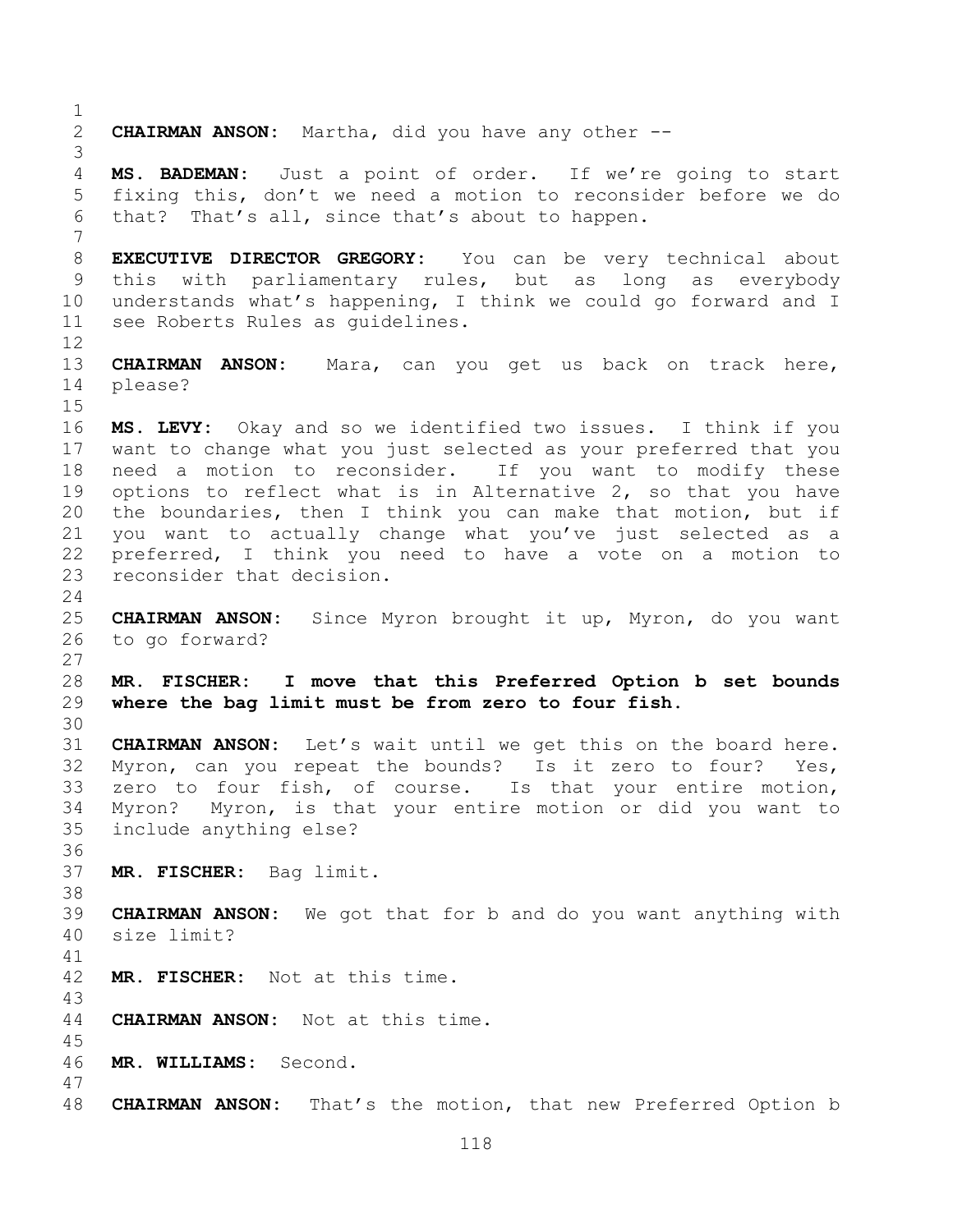**CHAIRMAN ANSON:** Martha, did you have any other --

**MS. BADEMAN:** Just a point of order. If we're going to start fixing this, don't we need a motion to reconsider before we do that? That's all, since that's about to happen.

**EXECUTIVE DIRECTOR GREGORY:** You can be very technical about this with parliamentary rules, but as long as everybody understands what's happening, I think we could go forward and I see Roberts Rules as guidelines.

**CHAIRMAN ANSON:** Mara, can you get us back on track here, please?

**MS. LEVY:** Okay and so we identified two issues. I think if you want to change what you just selected as your preferred that you need a motion to reconsider. If you want to modify these options to reflect what is in Alternative 2, so that you have the boundaries, then I think you can make that motion, but if you want to actually change what you've just selected as a preferred, I think you need to have a vote on a motion to reconsider that decision.

**CHAIRMAN ANSON:** Since Myron brought it up, Myron, do you want to go forward?

**MR. FISCHER:** **I move that this Preferred Option b set bounds where the bag limit must be from zero to four fish.**

**CHAIRMAN ANSON:** Let's wait until we get this on the board here. Myron, can you repeat the bounds? Is it zero to four? Yes, zero to four fish, of course. Is that your entire motion, Myron? Myron, is that your entire motion or did you want to include anything else?

**MR. FISCHER:** Bag limit.

**CHAIRMAN ANSON:** We got that for b and do you want anything with size limit?

**MR. FISCHER:** Not at this time.

**CHAIRMAN ANSON:** Not at this time.

**MR. WILLIAMS:** Second.

**CHAIRMAN ANSON:** That's the motion, that new Preferred Option b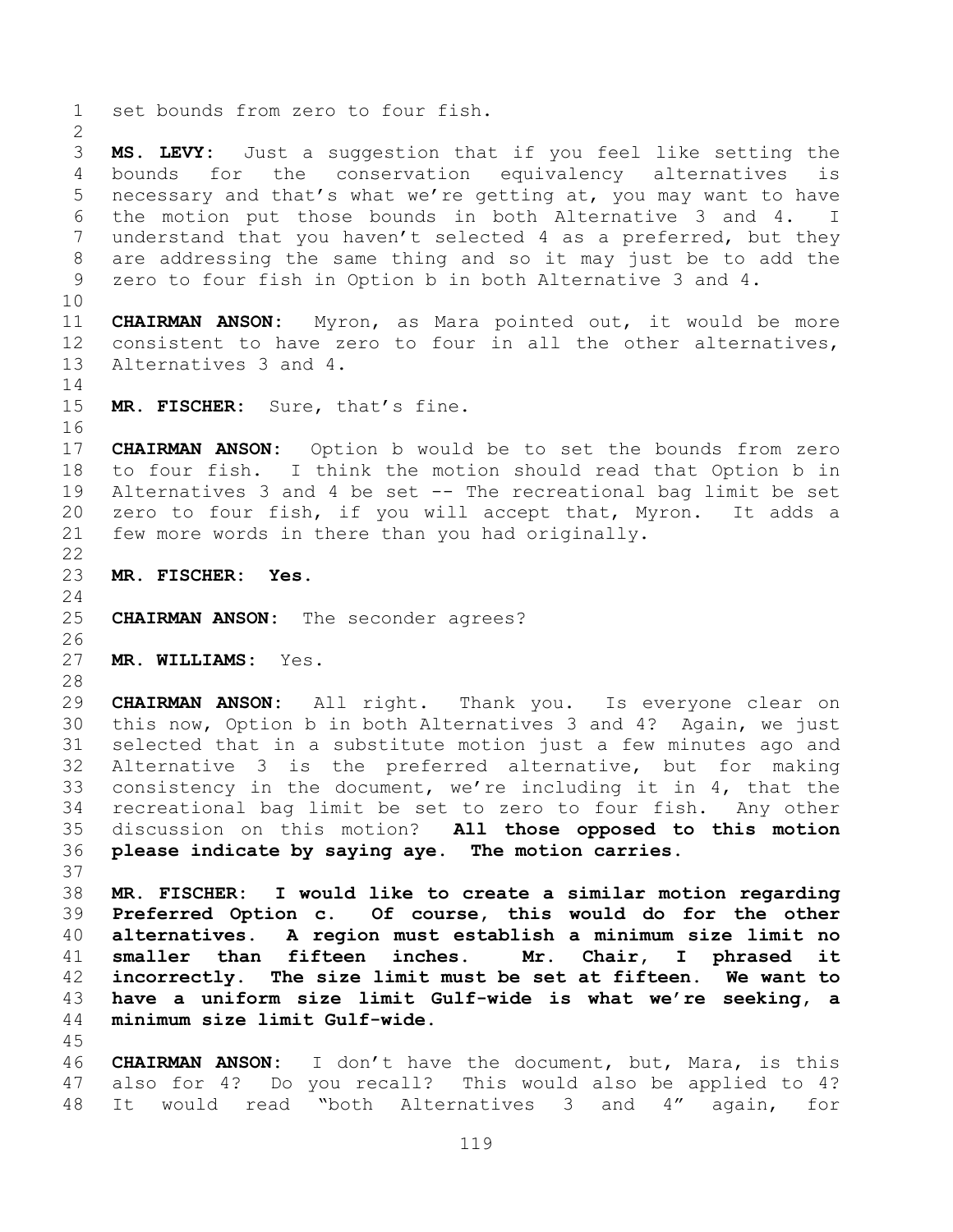set bounds from zero to four fish.

**MS. LEVY:** Just a suggestion that if you feel like setting the bounds for the conservation equivalency alternatives is necessary and that's what we're getting at, you may want to have the motion put those bounds in both Alternative 3 and 4. I understand that you haven't selected 4 as a preferred, but they are addressing the same thing and so it may just be to add the zero to four fish in Option b in both Alternative 3 and 4.

**CHAIRMAN ANSON:** Myron, as Mara pointed out, it would be more consistent to have zero to four in all the other alternatives, Alternatives 3 and 4.

**MR. FISCHER:** Sure, that's fine.

**CHAIRMAN ANSON:** Option b would be to set the bounds from zero to four fish. I think the motion should read that Option b in Alternatives 3 and 4 be set -- The recreational bag limit be set zero to four fish, if you will accept that, Myron. It adds a few more words in there than you had originally.

**MR. FISCHER: Yes.**

**CHAIRMAN ANSON:** The seconder agrees?

**MR. WILLIAMS:** Yes.

**CHAIRMAN ANSON:** All right. Thank you. Is everyone clear on this now, Option b in both Alternatives 3 and 4? Again, we just selected that in a substitute motion just a few minutes ago and Alternative 3 is the preferred alternative, but for making consistency in the document, we're including it in 4, that the recreational bag limit be set to zero to four fish. Any other discussion on this motion? **All those opposed to this motion please indicate by saying aye. The motion carries.**

**MR. FISCHER: I would like to create a similar motion regarding Preferred Option c. Of course, this would do for the other alternatives. A region must establish a minimum size limit no smaller than fifteen inches. Mr. Chair, I phrased it incorrectly. The size limit must be set at fifteen. We want to have a uniform size limit Gulf-wide is what we're seeking, a minimum size limit Gulf-wide.**

**CHAIRMAN ANSON:** I don't have the document, but, Mara, is this also for 4? Do you recall? This would also be applied to 4? It would read "both Alternatives 3 and 4" again, for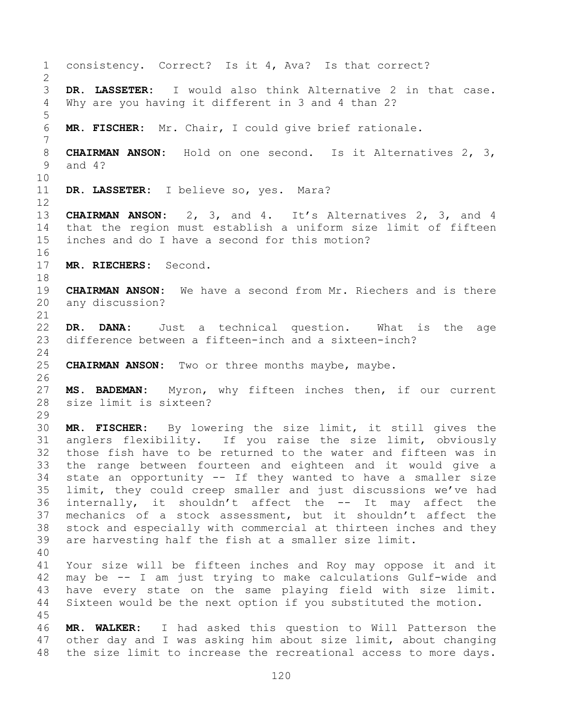consistency. Correct? Is it 4, Ava? Is that correct?

**DR. LASSETER:** I would also think Alternative 2 in that case. Why are you having it different in 3 and 4 than 2?

**MR. FISCHER:** Mr. Chair, I could give brief rationale.

**CHAIRMAN ANSON:** Hold on one second. Is it Alternatives 2, 3, and 4?

**DR. LASSETER:** I believe so, yes. Mara?

**CHAIRMAN ANSON:** 2, 3, and 4. It's Alternatives 2, 3, and 4 that the region must establish a uniform size limit of fifteen inches and do I have a second for this motion?

**MR. RIECHERS:** Second.

**CHAIRMAN ANSON:** We have a second from Mr. Riechers and is there any discussion?

**DR. DANA:** Just a technical question. What is the age difference between a fifteen-inch and a sixteen-inch?

**CHAIRMAN ANSON:** Two or three months maybe, maybe.

**MS. BADEMAN:** Myron, why fifteen inches then, if our current size limit is sixteen?

**MR. FISCHER:** By lowering the size limit, it still gives the anglers flexibility. If you raise the size limit, obviously those fish have to be returned to the water and fifteen was in the range between fourteen and eighteen and it would give a state an opportunity -- If they wanted to have a smaller size limit, they could creep smaller and just discussions we've had internally, it shouldn't affect the -- It may affect the mechanics of a stock assessment, but it shouldn't affect the stock and especially with commercial at thirteen inches and they are harvesting half the fish at a smaller size limit.

Your size will be fifteen inches and Roy may oppose it and it may be -- I am just trying to make calculations Gulf-wide and have every state on the same playing field with size limit. Sixteen would be the next option if you substituted the motion.

**MR. WALKER:** I had asked this question to Will Patterson the other day and I was asking him about size limit, about changing the size limit to increase the recreational access to more days.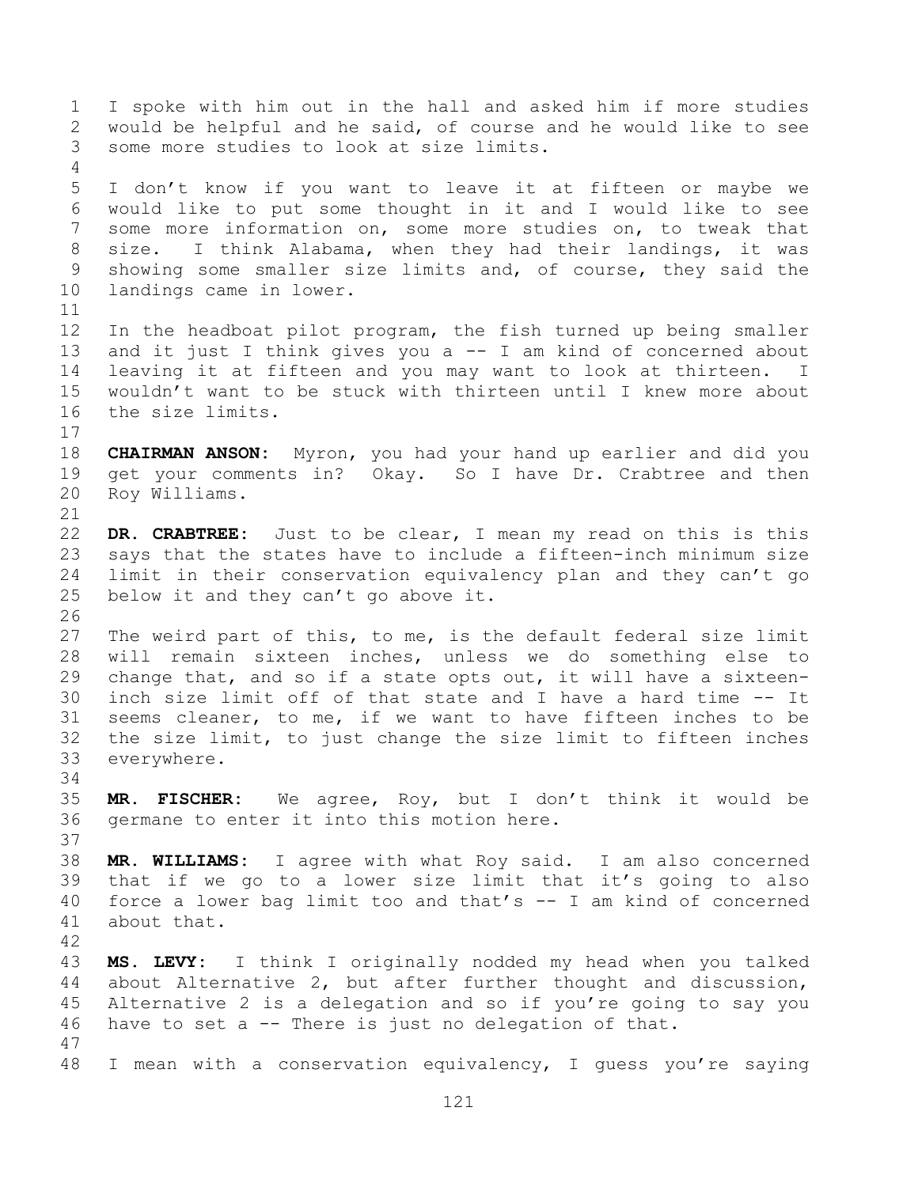I spoke with him out in the hall and asked him if more studies would be helpful and he said, of course and he would like to see some more studies to look at size limits.

I don't know if you want to leave it at fifteen or maybe we would like to put some thought in it and I would like to see some more information on, some more studies on, to tweak that size. I think Alabama, when they had their landings, it was showing some smaller size limits and, of course, they said the landings came in lower.

In the headboat pilot program, the fish turned up being smaller and it just I think gives you a -- I am kind of concerned about leaving it at fifteen and you may want to look at thirteen. I wouldn't want to be stuck with thirteen until I knew more about the size limits.

**CHAIRMAN ANSON:** Myron, you had your hand up earlier and did you get your comments in? Okay. So I have Dr. Crabtree and then Roy Williams.

**DR. CRABTREE:** Just to be clear, I mean my read on this is this says that the states have to include a fifteen-inch minimum size limit in their conservation equivalency plan and they can't go below it and they can't go above it.

The weird part of this, to me, is the default federal size limit will remain sixteen inches, unless we do something else to change that, and so if a state opts out, it will have a sixteen-inch size limit off of that state and I have a hard time -- It seems cleaner, to me, if we want to have fifteen inches to be the size limit, to just change the size limit to fifteen inches everywhere.

**MR. FISCHER:** We agree, Roy, but I don't think it would be germane to enter it into this motion here.

**MR. WILLIAMS:** I agree with what Roy said. I am also concerned that if we go to a lower size limit that it's going to also force a lower bag limit too and that's -- I am kind of concerned about that.

**MS. LEVY:** I think I originally nodded my head when you talked about Alternative 2, but after further thought and discussion, Alternative 2 is a delegation and so if you're going to say you have to set a -- There is just no delegation of that.

I mean with a conservation equivalency, I guess you're saying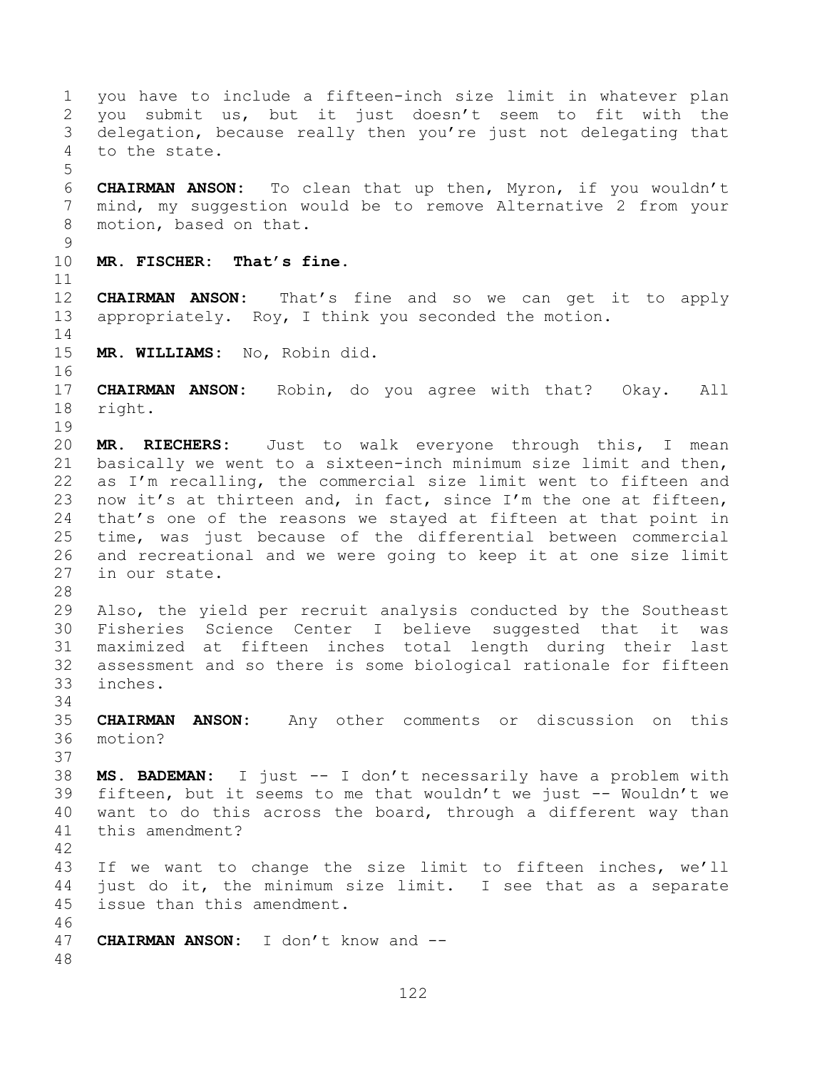you have to include a fifteen-inch size limit in whatever plan you submit us, but it just doesn't seem to fit with the delegation, because really then you're just not delegating that to the state.

**CHAIRMAN ANSON:** To clean that up then, Myron, if you wouldn't mind, my suggestion would be to remove Alternative 2 from your motion, based on that.

**MR. FISCHER: That's fine.**

**CHAIRMAN ANSON:** That's fine and so we can get it to apply appropriately. Roy, I think you seconded the motion.

**MR. WILLIAMS:** No, Robin did.

**CHAIRMAN ANSON:** Robin, do you agree with that? Okay. All right.

**MR. RIECHERS:** Just to walk everyone through this, I mean basically we went to a sixteen-inch minimum size limit and then, as I'm recalling, the commercial size limit went to fifteen and now it's at thirteen and, in fact, since I'm the one at fifteen, that's one of the reasons we stayed at fifteen at that point in time, was just because of the differential between commercial and recreational and we were going to keep it at one size limit in our state.

Also, the yield per recruit analysis conducted by the Southeast Fisheries Science Center I believe suggested that it was maximized at fifteen inches total length during their last assessment and so there is some biological rationale for fifteen inches.

**CHAIRMAN ANSON:** Any other comments or discussion on this motion?

**MS. BADEMAN:** I just -- I don't necessarily have a problem with fifteen, but it seems to me that wouldn't we just -- Wouldn't we want to do this across the board, through a different way than this amendment?

If we want to change the size limit to fifteen inches, we'll just do it, the minimum size limit. I see that as a separate issue than this amendment.

**CHAIRMAN ANSON:** I don't know and --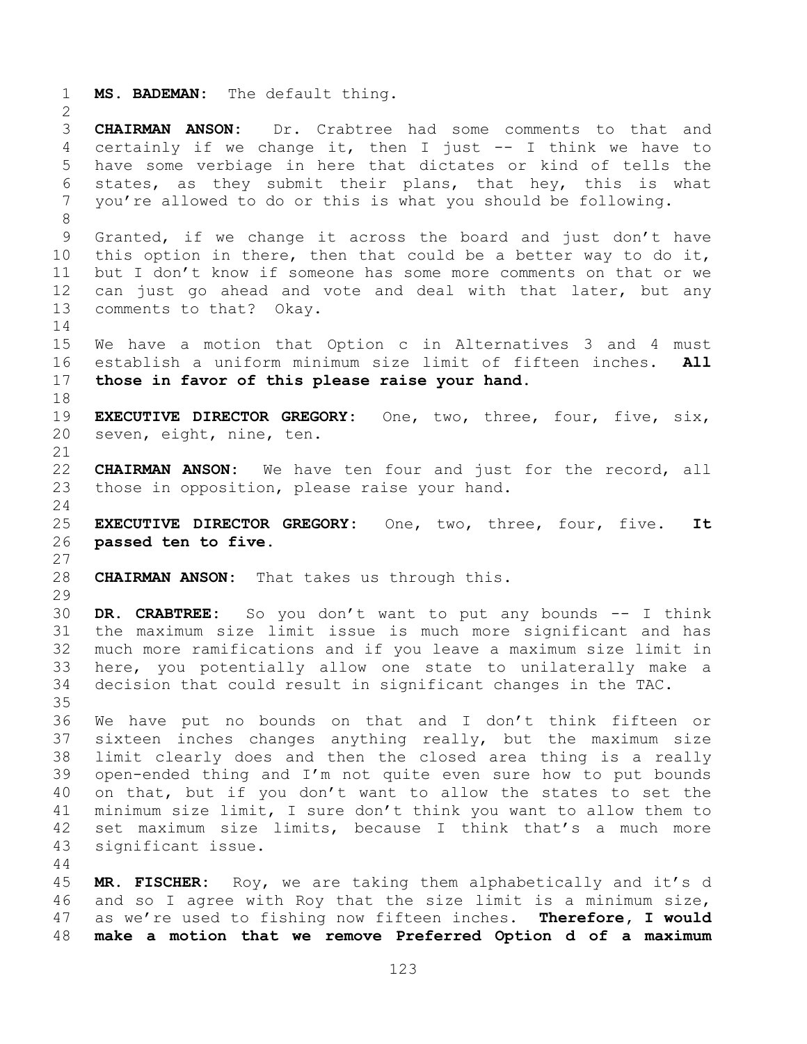**MS. BADEMAN:** The default thing.

**CHAIRMAN ANSON:** Dr. Crabtree had some comments to that and certainly if we change it, then I just -- I think we have to have some verbiage in here that dictates or kind of tells the states, as they submit their plans, that hey, this is what you're allowed to do or this is what you should be following.

Granted, if we change it across the board and just don't have this option in there, then that could be a better way to do it, but I don't know if someone has some more comments on that or we can just go ahead and vote and deal with that later, but any comments to that? Okay.

We have a motion that Option c in Alternatives 3 and 4 must establish a uniform minimum size limit of fifteen inches. **All those in favor of this please raise your hand.**

**EXECUTIVE DIRECTOR GREGORY:** One, two, three, four, five, six, seven, eight, nine, ten.

**CHAIRMAN ANSON:** We have ten four and just for the record, all those in opposition, please raise your hand.

**EXECUTIVE DIRECTOR GREGORY:** One, two, three, four, five. **It passed ten to five.**

**CHAIRMAN ANSON:** That takes us through this.

**DR. CRABTREE:** So you don't want to put any bounds -- I think the maximum size limit issue is much more significant and has much more ramifications and if you leave a maximum size limit in here, you potentially allow one state to unilaterally make a decision that could result in significant changes in the TAC.

We have put no bounds on that and I don't think fifteen or sixteen inches changes anything really, but the maximum size limit clearly does and then the closed area thing is a really open-ended thing and I'm not quite even sure how to put bounds on that, but if you don't want to allow the states to set the minimum size limit, I sure don't think you want to allow them to set maximum size limits, because I think that's a much more significant issue.

**MR. FISCHER:** Roy, we are taking them alphabetically and it's d and so I agree with Roy that the size limit is a minimum size, as we're used to fishing now fifteen inches. **Therefore, I would make a motion that we remove Preferred Option d of a maximum**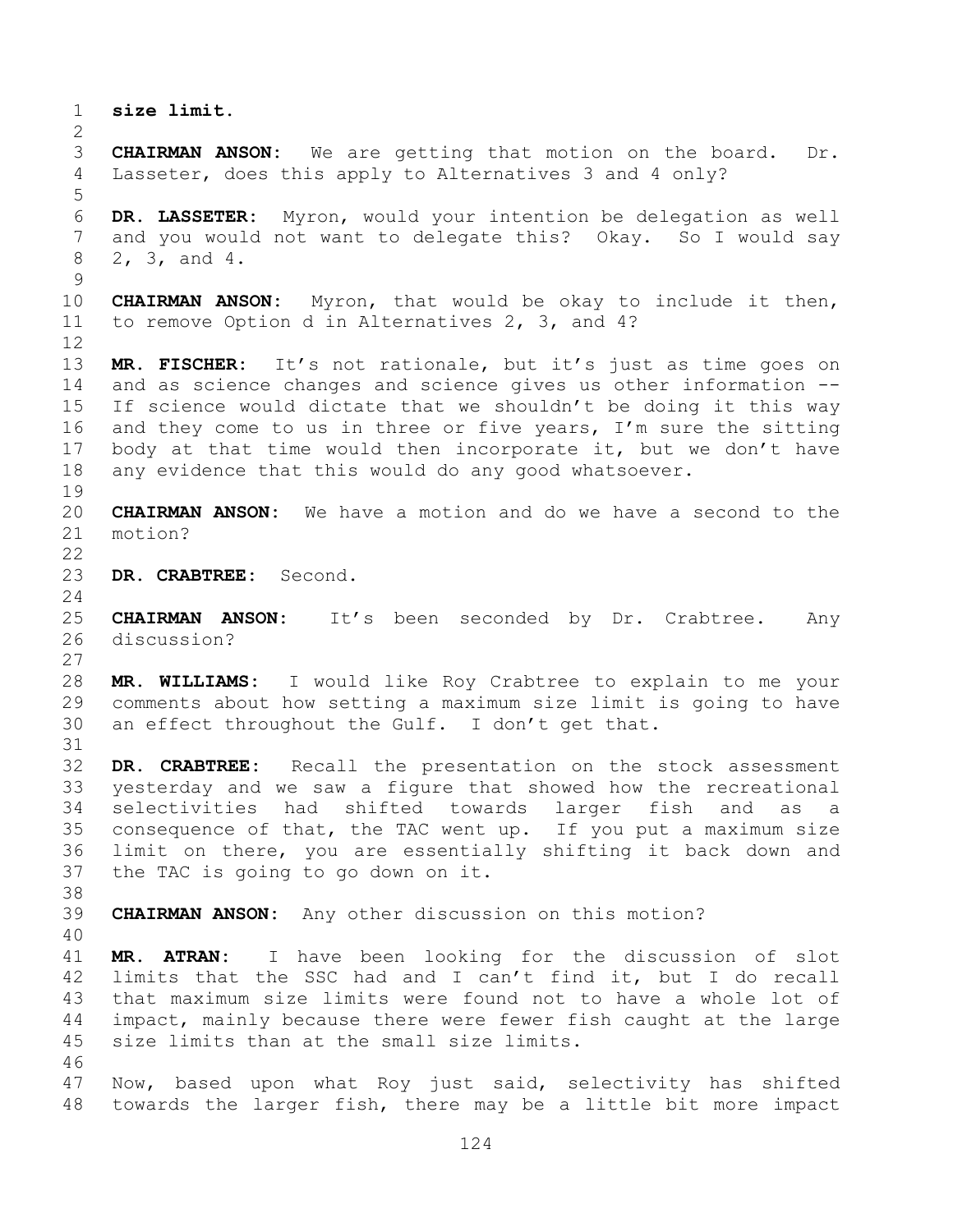**size limit.**

**CHAIRMAN ANSON:** We are getting that motion on the board. Dr. Lasseter, does this apply to Alternatives 3 and 4 only?

**DR. LASSETER:** Myron, would your intention be delegation as well and you would not want to delegate this? Okay. So I would say 2, 3, and 4.

**CHAIRMAN ANSON:** Myron, that would be okay to include it then, to remove Option d in Alternatives 2, 3, and 4?

**MR. FISCHER:** It's not rationale, but it's just as time goes on and as science changes and science gives us other information -- If science would dictate that we shouldn't be doing it this way and they come to us in three or five years, I'm sure the sitting body at that time would then incorporate it, but we don't have any evidence that this would do any good whatsoever.

**CHAIRMAN ANSON:** We have a motion and do we have a second to the motion?

**DR. CRABTREE:** Second.

**CHAIRMAN ANSON:** It's been seconded by Dr. Crabtree. Any discussion?

**MR. WILLIAMS:** I would like Roy Crabtree to explain to me your comments about how setting a maximum size limit is going to have an effect throughout the Gulf. I don't get that.

**DR. CRABTREE:** Recall the presentation on the stock assessment yesterday and we saw a figure that showed how the recreational selectivities had shifted towards larger fish and as a consequence of that, the TAC went up. If you put a maximum size limit on there, you are essentially shifting it back down and the TAC is going to go down on it.

**CHAIRMAN ANSON:** Any other discussion on this motion?

**MR. ATRAN:** I have been looking for the discussion of slot limits that the SSC had and I can't find it, but I do recall that maximum size limits were found not to have a whole lot of impact, mainly because there were fewer fish caught at the large size limits than at the small size limits.

Now, based upon what Roy just said, selectivity has shifted towards the larger fish, there may be a little bit more impact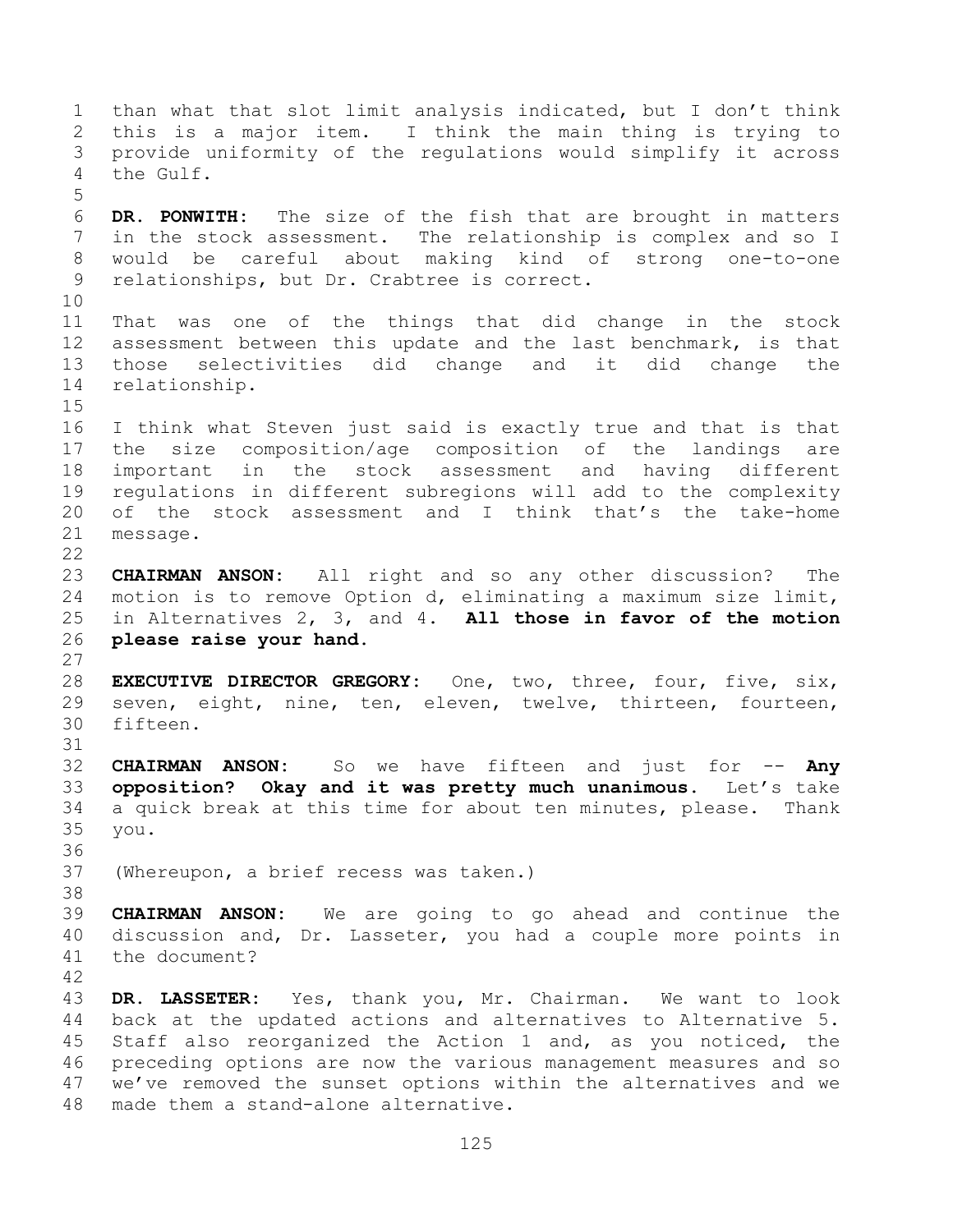than what that slot limit analysis indicated, but I don't think this is a major item. I think the main thing is trying to provide uniformity of the regulations would simplify it across the Gulf.

**DR. PONWITH:** The size of the fish that are brought in matters in the stock assessment. The relationship is complex and so I would be careful about making kind of strong one-to-one relationships, but Dr. Crabtree is correct.

That was one of the things that did change in the stock assessment between this update and the last benchmark, is that those selectivities did change and it did change the relationship.

I think what Steven just said is exactly true and that is that the size composition/age composition of the landings are important in the stock assessment and having different regulations in different subregions will add to the complexity of the stock assessment and I think that's the take-home message.

**CHAIRMAN ANSON:** All right and so any other discussion? The motion is to remove Option d, eliminating a maximum size limit, in Alternatives 2, 3, and 4. **All those in favor of the motion please raise your hand.**

**EXECUTIVE DIRECTOR GREGORY:** One, two, three, four, five, six, seven, eight, nine, ten, eleven, twelve, thirteen, fourteen, fifteen.

**CHAIRMAN ANSON:** So we have fifteen and just for -- **Any opposition? Okay and it was pretty much unanimous.** Let's take a quick break at this time for about ten minutes, please. Thank you.

(Whereupon, a brief recess was taken.)

**CHAIRMAN ANSON:** We are going to go ahead and continue the discussion and, Dr. Lasseter, you had a couple more points in the document?

**DR. LASSETER:** Yes, thank you, Mr. Chairman. We want to look back at the updated actions and alternatives to Alternative 5. Staff also reorganized the Action 1 and, as you noticed, the preceding options are now the various management measures and so we've removed the sunset options within the alternatives and we made them a stand-alone alternative.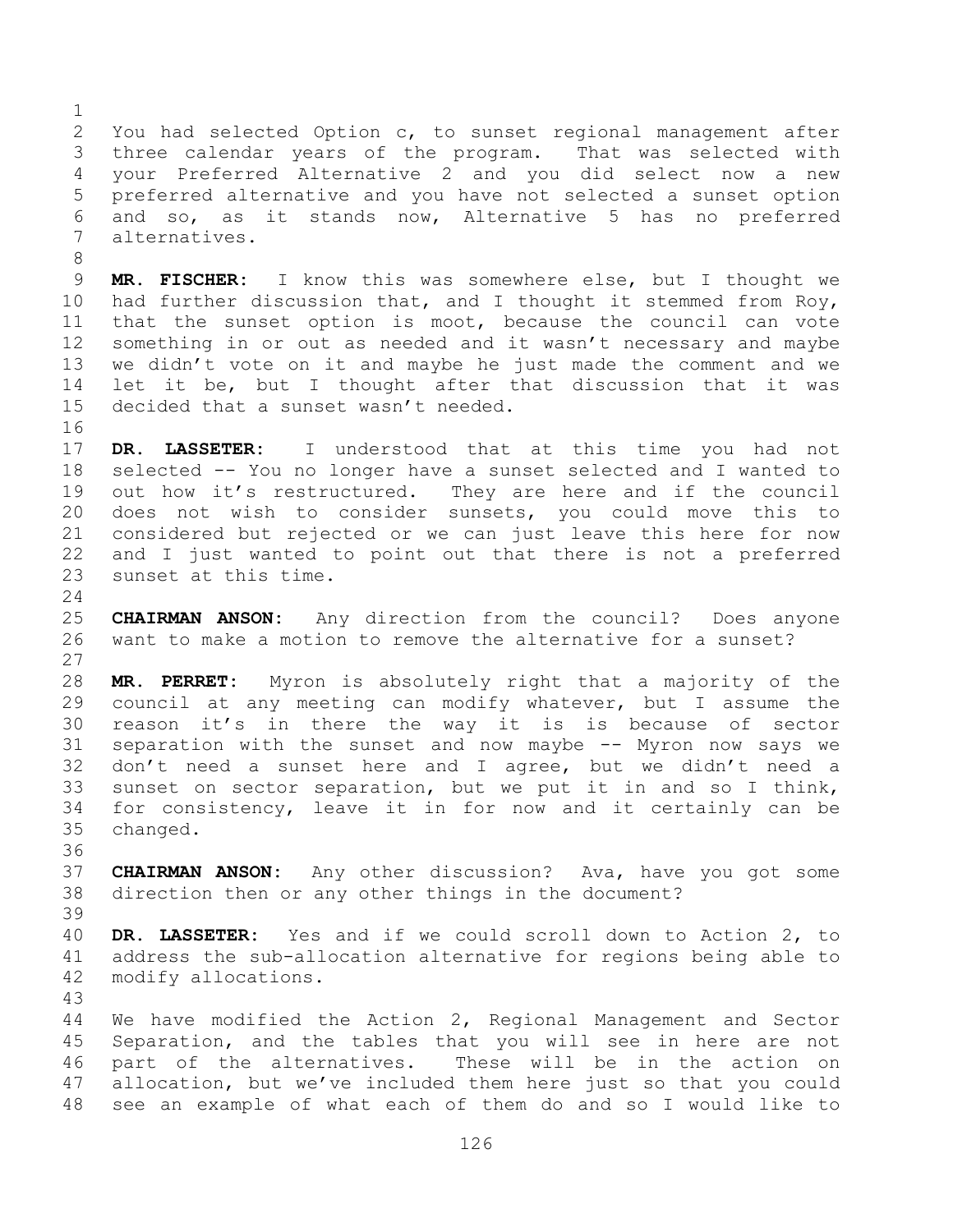You had selected Option c, to sunset regional management after three calendar years of the program. That was selected with your Preferred Alternative 2 and you did select now a new preferred alternative and you have not selected a sunset option and so, as it stands now, Alternative 5 has no preferred alternatives.

**MR. FISCHER:** I know this was somewhere else, but I thought we had further discussion that, and I thought it stemmed from Roy, that the sunset option is moot, because the council can vote something in or out as needed and it wasn't necessary and maybe we didn't vote on it and maybe he just made the comment and we let it be, but I thought after that discussion that it was decided that a sunset wasn't needed.

**DR. LASSETER:** I understood that at this time you had not selected -- You no longer have a sunset selected and I wanted to out how it's restructured. They are here and if the council does not wish to consider sunsets, you could move this to considered but rejected or we can just leave this here for now and I just wanted to point out that there is not a preferred sunset at this time.

**CHAIRMAN ANSON:** Any direction from the council? Does anyone want to make a motion to remove the alternative for a sunset?

**MR. PERRET:** Myron is absolutely right that a majority of the council at any meeting can modify whatever, but I assume the reason it's in there the way it is is because of sector separation with the sunset and now maybe -- Myron now says we don't need a sunset here and I agree, but we didn't need a sunset on sector separation, but we put it in and so I think, for consistency, leave it in for now and it certainly can be changed.

**CHAIRMAN ANSON:** Any other discussion? Ava, have you got some direction then or any other things in the document?

**DR. LASSETER:** Yes and if we could scroll down to Action 2, to address the sub-allocation alternative for regions being able to modify allocations.

We have modified the Action 2, Regional Management and Sector Separation, and the tables that you will see in here are not part of the alternatives. These will be in the action on allocation, but we've included them here just so that you could see an example of what each of them do and so I would like to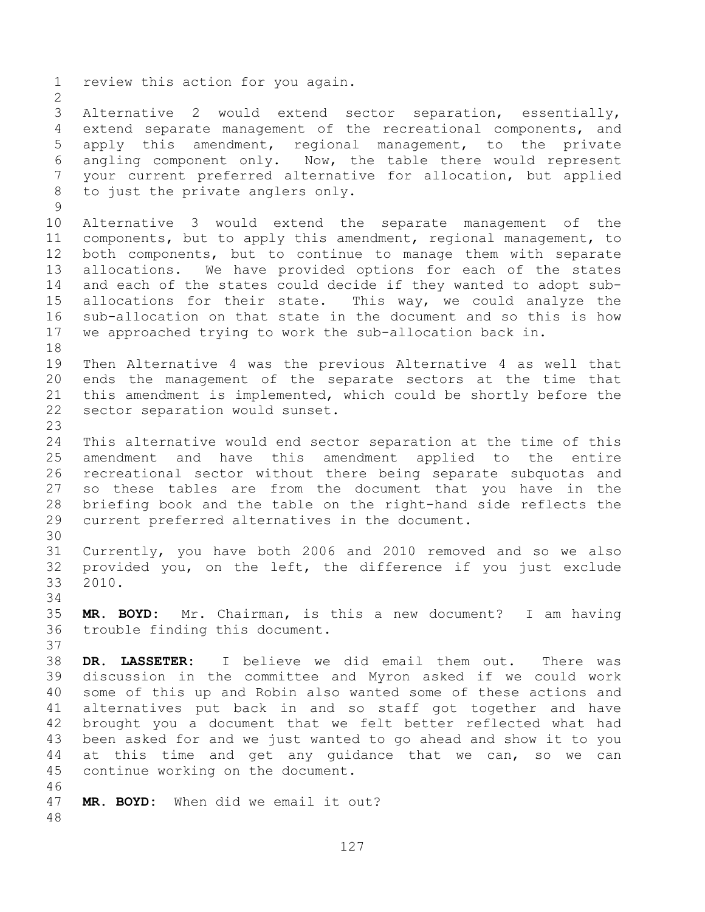review this action for you again.

Alternative 2 would extend sector separation, essentially, extend separate management of the recreational components, and apply this amendment, regional management, to the private angling component only. Now, the table there would represent your current preferred alternative for allocation, but applied to just the private anglers only.

Alternative 3 would extend the separate management of the components, but to apply this amendment, regional management, to both components, but to continue to manage them with separate allocations. We have provided options for each of the states and each of the states could decide if they wanted to adopt sub-allocations for their state. This way, we could analyze the sub-allocation on that state in the document and so this is how we approached trying to work the sub-allocation back in.

Then Alternative 4 was the previous Alternative 4 as well that ends the management of the separate sectors at the time that this amendment is implemented, which could be shortly before the sector separation would sunset.

This alternative would end sector separation at the time of this amendment and have this amendment applied to the entire recreational sector without there being separate subquotas and so these tables are from the document that you have in the briefing book and the table on the right-hand side reflects the current preferred alternatives in the document.

Currently, you have both 2006 and 2010 removed and so we also provided you, on the left, the difference if you just exclude 2010.

**MR. BOYD:** Mr. Chairman, is this a new document? I am having trouble finding this document.

**DR. LASSETER:** I believe we did email them out. There was discussion in the committee and Myron asked if we could work some of this up and Robin also wanted some of these actions and alternatives put back in and so staff got together and have brought you a document that we felt better reflected what had been asked for and we just wanted to go ahead and show it to you at this time and get any guidance that we can, so we can continue working on the document.

**MR. BOYD:** When did we email it out?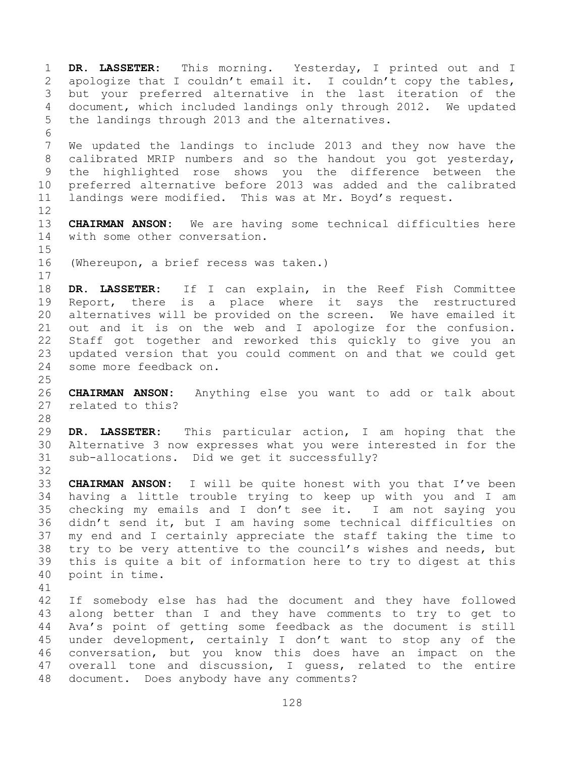**DR. LASSETER:** This morning. Yesterday, I printed out and I apologize that I couldn't email it. I couldn't copy the tables, but your preferred alternative in the last iteration of the document, which included landings only through 2012. We updated the landings through 2013 and the alternatives.

We updated the landings to include 2013 and they now have the calibrated MRIP numbers and so the handout you got yesterday, the highlighted rose shows you the difference between the preferred alternative before 2013 was added and the calibrated landings were modified. This was at Mr. Boyd's request.

**CHAIRMAN ANSON:** We are having some technical difficulties here with some other conversation.

(Whereupon, a brief recess was taken.)

**DR. LASSETER:** If I can explain, in the Reef Fish Committee Report, there is a place where it says the restructured alternatives will be provided on the screen. We have emailed it out and it is on the web and I apologize for the confusion. Staff got together and reworked this quickly to give you an updated version that you could comment on and that we could get some more feedback on.

**CHAIRMAN ANSON:** Anything else you want to add or talk about related to this?

**DR. LASSETER:** This particular action, I am hoping that the Alternative 3 now expresses what you were interested in for the sub-allocations. Did we get it successfully?

**CHAIRMAN ANSON:** I will be quite honest with you that I've been having a little trouble trying to keep up with you and I am checking my emails and I don't see it. I am not saying you didn't send it, but I am having some technical difficulties on my end and I certainly appreciate the staff taking the time to try to be very attentive to the council's wishes and needs, but this is quite a bit of information here to try to digest at this point in time.

If somebody else has had the document and they have followed along better than I and they have comments to try to get to Ava's point of getting some feedback as the document is still under development, certainly I don't want to stop any of the conversation, but you know this does have an impact on the overall tone and discussion, I guess, related to the entire document. Does anybody have any comments?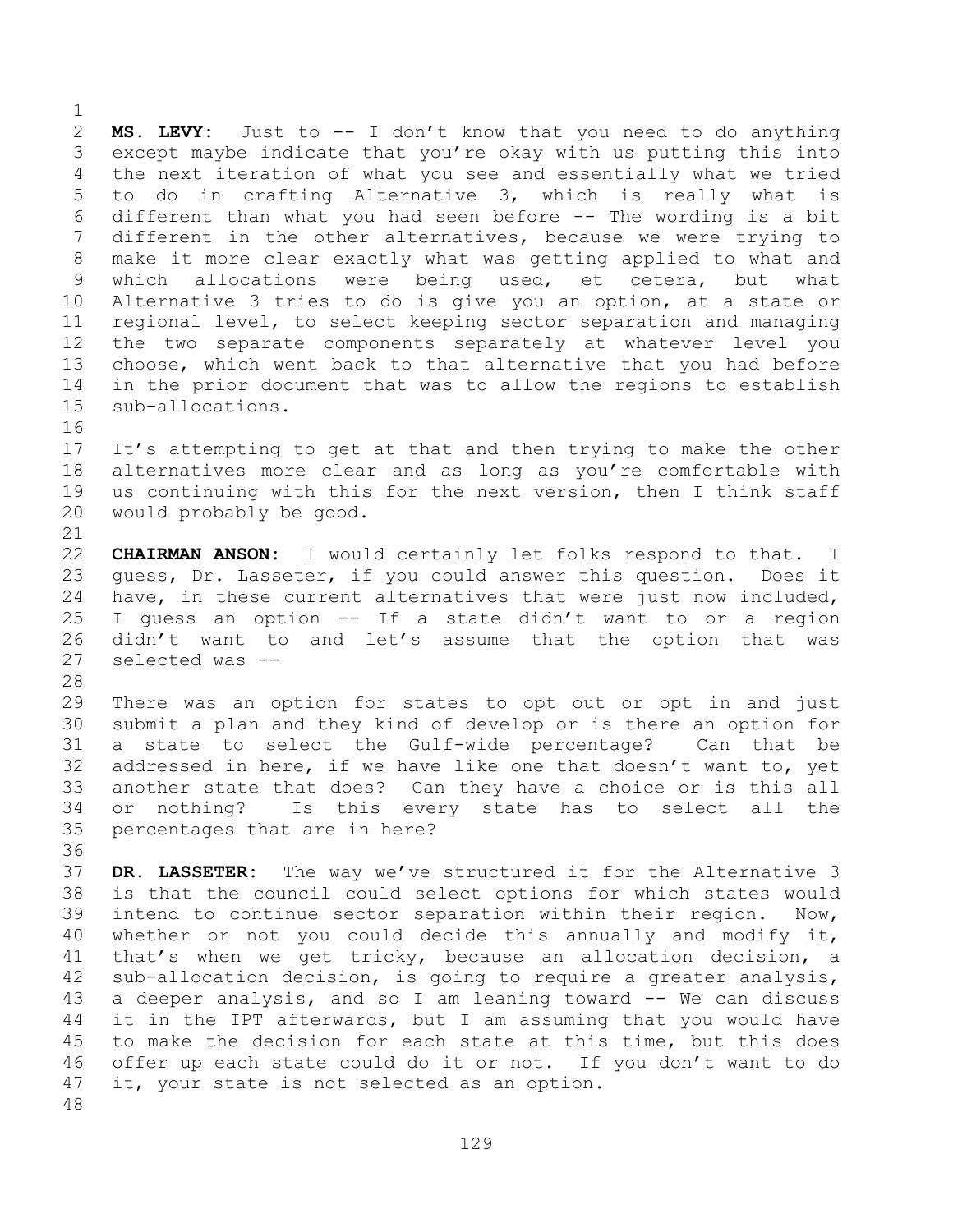**MS. LEVY:** Just to -- I don't know that you need to do anything except maybe indicate that you're okay with us putting this into the next iteration of what you see and essentially what we tried to do in crafting Alternative 3, which is really what is different than what you had seen before -- The wording is a bit different in the other alternatives, because we were trying to make it more clear exactly what was getting applied to what and which allocations were being used, et cetera, but what Alternative 3 tries to do is give you an option, at a state or regional level, to select keeping sector separation and managing the two separate components separately at whatever level you choose, which went back to that alternative that you had before in the prior document that was to allow the regions to establish sub-allocations.

It's attempting to get at that and then trying to make the other alternatives more clear and as long as you're comfortable with us continuing with this for the next version, then I think staff would probably be good.

**CHAIRMAN ANSON:** I would certainly let folks respond to that. I guess, Dr. Lasseter, if you could answer this question. Does it have, in these current alternatives that were just now included, I guess an option -- If a state didn't want to or a region didn't want to and let's assume that the option that was selected was --

There was an option for states to opt out or opt in and just submit a plan and they kind of develop or is there an option for a state to select the Gulf-wide percentage? Can that be addressed in here, if we have like one that doesn't want to, yet another state that does? Can they have a choice or is this all or nothing? Is this every state has to select all the percentages that are in here?

**DR. LASSETER:** The way we've structured it for the Alternative 3 is that the council could select options for which states would intend to continue sector separation within their region. Now, whether or not you could decide this annually and modify it, that's when we get tricky, because an allocation decision, a sub-allocation decision, is going to require a greater analysis, a deeper analysis, and so I am leaning toward -- We can discuss it in the IPT afterwards, but I am assuming that you would have to make the decision for each state at this time, but this does offer up each state could do it or not. If you don't want to do it, your state is not selected as an option.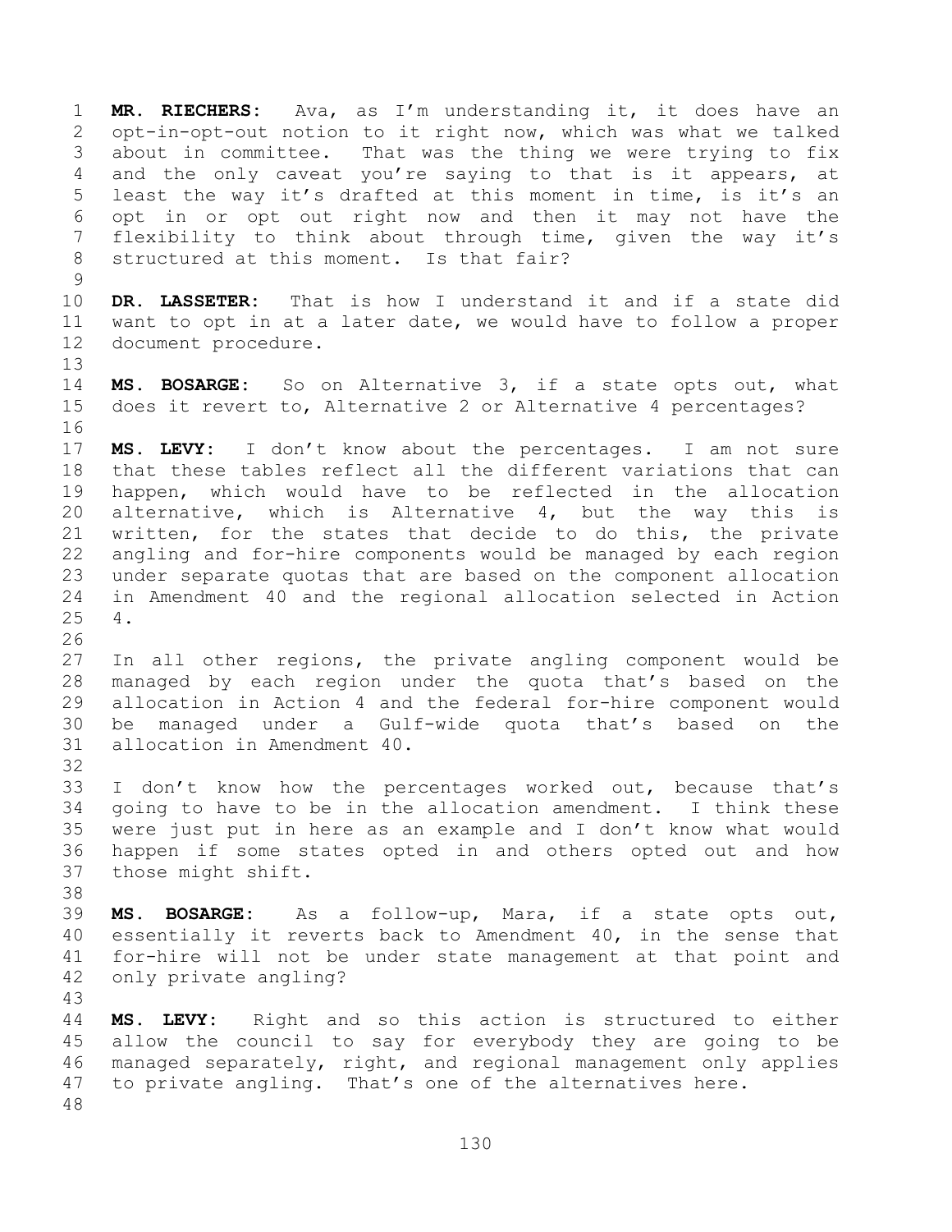**MR. RIECHERS:** Ava, as I'm understanding it, it does have an opt-in-opt-out notion to it right now, which was what we talked about in committee. That was the thing we were trying to fix and the only caveat you're saying to that is it appears, at least the way it's drafted at this moment in time, is it's an opt in or opt out right now and then it may not have the flexibility to think about through time, given the way it's structured at this moment. Is that fair?

**DR. LASSETER:** That is how I understand it and if a state did want to opt in at a later date, we would have to follow a proper document procedure.

**MS. BOSARGE:** So on Alternative 3, if a state opts out, what does it revert to, Alternative 2 or Alternative 4 percentages?

**MS. LEVY:** I don't know about the percentages. I am not sure that these tables reflect all the different variations that can happen, which would have to be reflected in the allocation alternative, which is Alternative 4, but the way this is written, for the states that decide to do this, the private angling and for-hire components would be managed by each region under separate quotas that are based on the component allocation in Amendment 40 and the regional allocation selected in Action 4.

In all other regions, the private angling component would be managed by each region under the quota that's based on the allocation in Action 4 and the federal for-hire component would be managed under a Gulf-wide quota that's based on the allocation in Amendment 40.

I don't know how the percentages worked out, because that's going to have to be in the allocation amendment. I think these were just put in here as an example and I don't know what would happen if some states opted in and others opted out and how those might shift.

**MS. BOSARGE:** As a follow-up, Mara, if a state opts out, essentially it reverts back to Amendment 40, in the sense that for-hire will not be under state management at that point and only private angling?

**MS. LEVY:** Right and so this action is structured to either allow the council to say for everybody they are going to be managed separately, right, and regional management only applies to private angling. That's one of the alternatives here.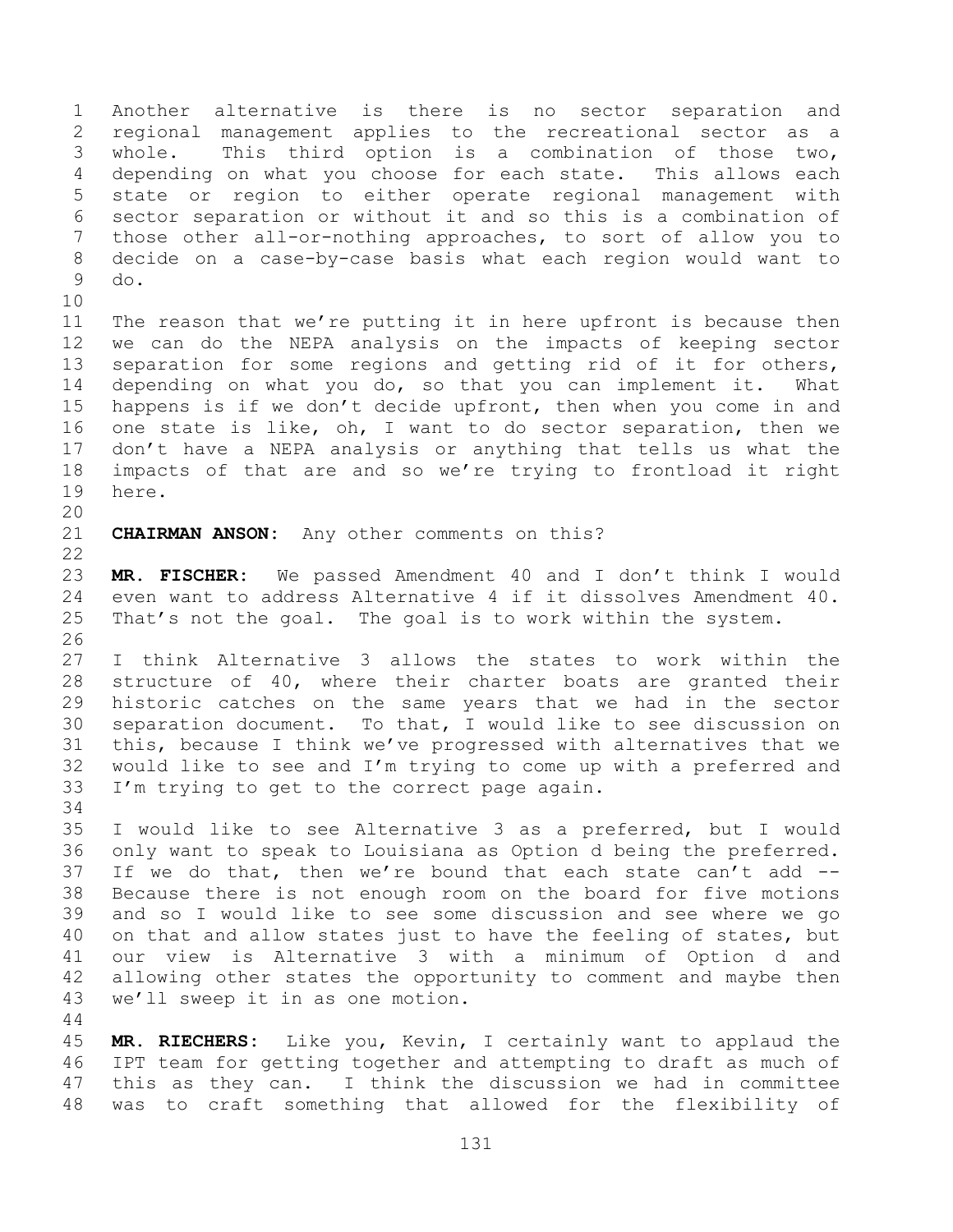Another alternative is there is no sector separation and regional management applies to the recreational sector as a whole. This third option is a combination of those two, depending on what you choose for each state. This allows each state or region to either operate regional management with sector separation or without it and so this is a combination of those other all-or-nothing approaches, to sort of allow you to decide on a case-by-case basis what each region would want to do.

The reason that we're putting it in here upfront is because then we can do the NEPA analysis on the impacts of keeping sector separation for some regions and getting rid of it for others, depending on what you do, so that you can implement it. What happens is if we don't decide upfront, then when you come in and one state is like, oh, I want to do sector separation, then we don't have a NEPA analysis or anything that tells us what the impacts of that are and so we're trying to frontload it right here.

**CHAIRMAN ANSON:** Any other comments on this?

**MR. FISCHER:** We passed Amendment 40 and I don't think I would even want to address Alternative 4 if it dissolves Amendment 40. That's not the goal. The goal is to work within the system.

I think Alternative 3 allows the states to work within the structure of 40, where their charter boats are granted their historic catches on the same years that we had in the sector separation document. To that, I would like to see discussion on this, because I think we've progressed with alternatives that we would like to see and I'm trying to come up with a preferred and I'm trying to get to the correct page again.

I would like to see Alternative 3 as a preferred, but I would only want to speak to Louisiana as Option d being the preferred. If we do that, then we're bound that each state can't add -- Because there is not enough room on the board for five motions and so I would like to see some discussion and see where we go on that and allow states just to have the feeling of states, but our view is Alternative 3 with a minimum of Option d and allowing other states the opportunity to comment and maybe then we'll sweep it in as one motion.

**MR. RIECHERS:** Like you, Kevin, I certainly want to applaud the IPT team for getting together and attempting to draft as much of this as they can. I think the discussion we had in committee was to craft something that allowed for the flexibility of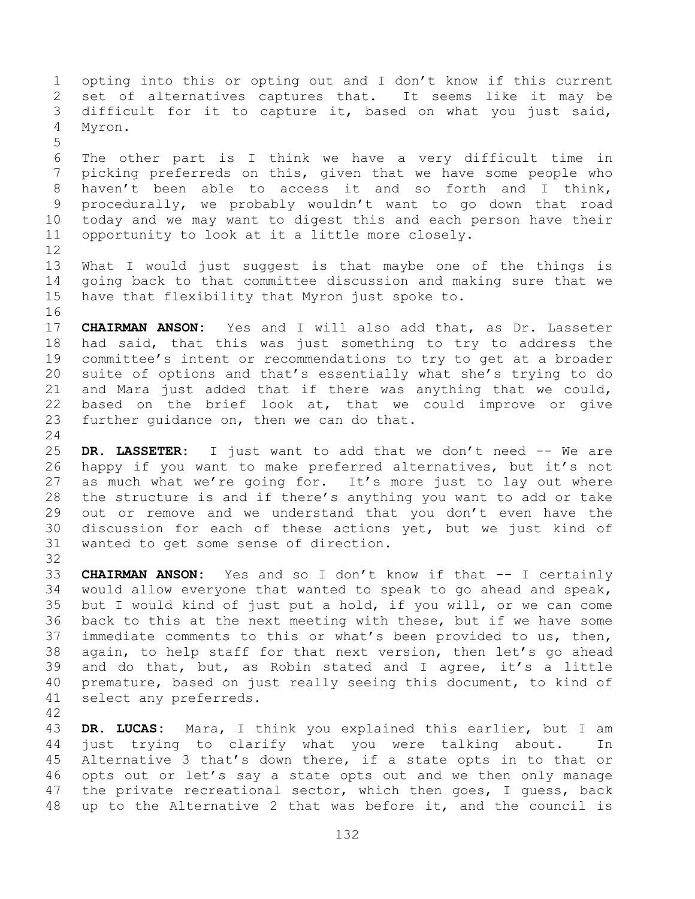opting into this or opting out and I don't know if this current set of alternatives captures that. It seems like it may be difficult for it to capture it, based on what you just said, Myron.

The other part is I think we have a very difficult time in picking preferreds on this, given that we have some people who haven't been able to access it and so forth and I think, procedurally, we probably wouldn't want to go down that road today and we may want to digest this and each person have their opportunity to look at it a little more closely.

What I would just suggest is that maybe one of the things is going back to that committee discussion and making sure that we have that flexibility that Myron just spoke to.

**CHAIRMAN ANSON:** Yes and I will also add that, as Dr. Lasseter had said, that this was just something to try to address the committee's intent or recommendations to try to get at a broader suite of options and that's essentially what she's trying to do and Mara just added that if there was anything that we could, based on the brief look at, that we could improve or give further guidance on, then we can do that.

**DR. LASSETER:** I just want to add that we don't need -- We are happy if you want to make preferred alternatives, but it's not as much what we're going for. It's more just to lay out where the structure is and if there's anything you want to add or take out or remove and we understand that you don't even have the discussion for each of these actions yet, but we just kind of wanted to get some sense of direction.

**CHAIRMAN ANSON:** Yes and so I don't know if that -- I certainly would allow everyone that wanted to speak to go ahead and speak, but I would kind of just put a hold, if you will, or we can come back to this at the next meeting with these, but if we have some immediate comments to this or what's been provided to us, then, again, to help staff for that next version, then let's go ahead and do that, but, as Robin stated and I agree, it's a little premature, based on just really seeing this document, to kind of select any preferreds.

**DR. LUCAS:** Mara, I think you explained this earlier, but I am just trying to clarify what you were talking about. In Alternative 3 that's down there, if a state opts in to that or opts out or let's say a state opts out and we then only manage the private recreational sector, which then goes, I guess, back up to the Alternative 2 that was before it, and the council is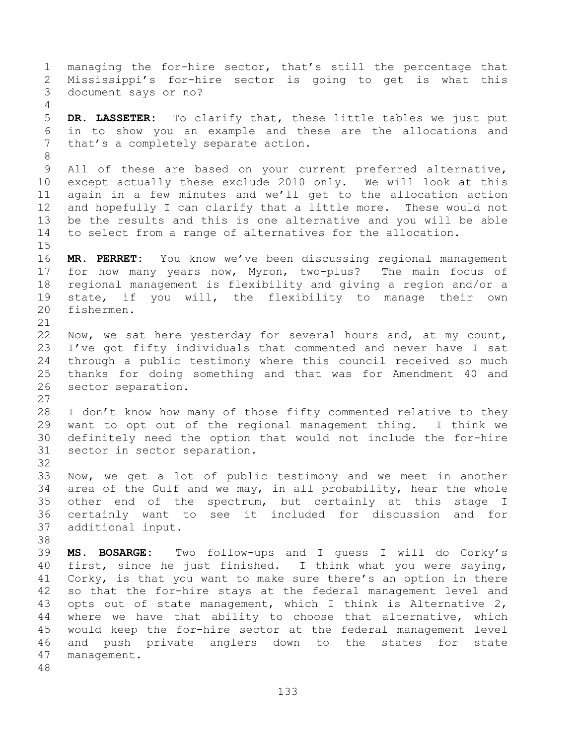managing the for-hire sector, that's still the percentage that Mississippi's for-hire sector is going to get is what this document says or no?

**DR. LASSETER:** To clarify that, these little tables we just put in to show you an example and these are the allocations and that's a completely separate action.

All of these are based on your current preferred alternative, except actually these exclude 2010 only. We will look at this again in a few minutes and we'll get to the allocation action and hopefully I can clarify that a little more. These would not be the results and this is one alternative and you will be able to select from a range of alternatives for the allocation.

**MR. PERRET:** You know we've been discussing regional management for how many years now, Myron, two-plus? The main focus of regional management is flexibility and giving a region and/or a state, if you will, the flexibility to manage their own fishermen.

Now, we sat here yesterday for several hours and, at my count, I've got fifty individuals that commented and never have I sat through a public testimony where this council received so much thanks for doing something and that was for Amendment 40 and sector separation.

I don't know how many of those fifty commented relative to they want to opt out of the regional management thing. I think we definitely need the option that would not include the for-hire sector in sector separation.

Now, we get a lot of public testimony and we meet in another area of the Gulf and we may, in all probability, hear the whole other end of the spectrum, but certainly at this stage I certainly want to see it included for discussion and for additional input.

**MS. BOSARGE:** Two follow-ups and I guess I will do Corky's first, since he just finished. I think what you were saying, Corky, is that you want to make sure there's an option in there so that the for-hire stays at the federal management level and opts out of state management, which I think is Alternative 2, where we have that ability to choose that alternative, which would keep the for-hire sector at the federal management level and push private anglers down to the states for state management.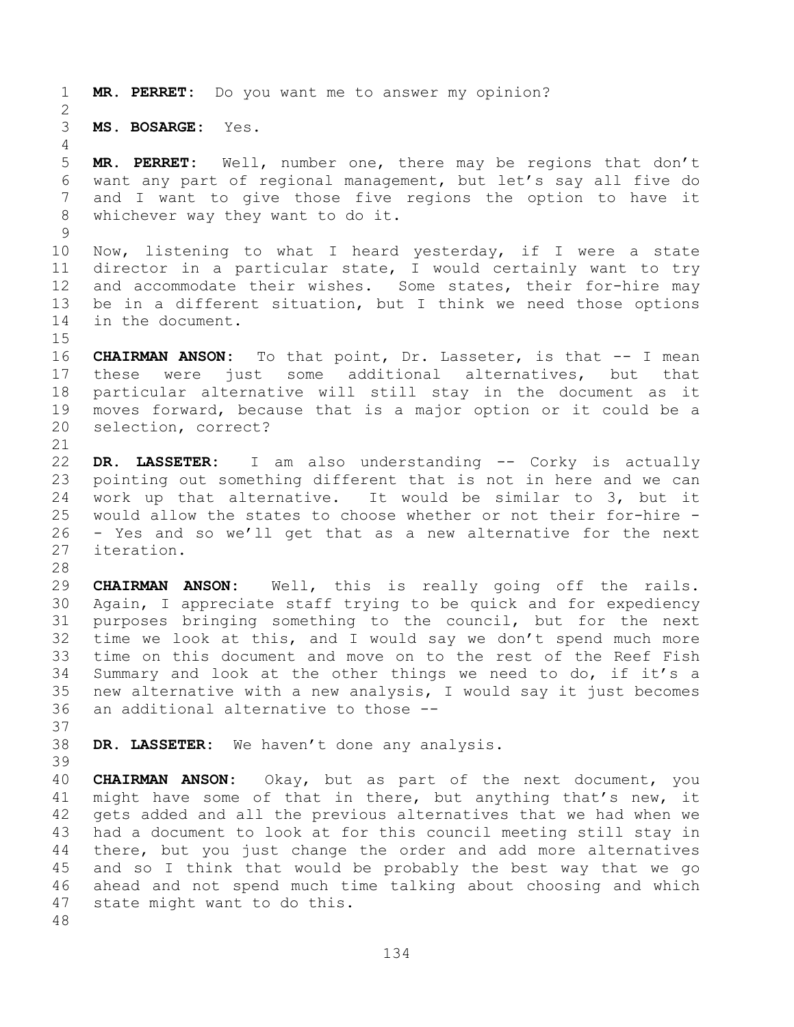**MR. PERRET:** Do you want me to answer my opinion?

**MS. BOSARGE:** Yes.

**MR. PERRET:** Well, number one, there may be regions that don't want any part of regional management, but let's say all five do and I want to give those five regions the option to have it whichever way they want to do it.

Now, listening to what I heard yesterday, if I were a state director in a particular state, I would certainly want to try and accommodate their wishes. Some states, their for-hire may be in a different situation, but I think we need those options in the document.

**CHAIRMAN ANSON:** To that point, Dr. Lasseter, is that -- I mean these were just some additional alternatives, but that particular alternative will still stay in the document as it moves forward, because that is a major option or it could be a selection, correct?

**DR. LASSETER:** I am also understanding -- Corky is actually pointing out something different that is not in here and we can work up that alternative. It would be similar to 3, but it would allow the states to choose whether or not their for-hire -- Yes and so we'll get that as a new alternative for the next iteration.

**CHAIRMAN ANSON:** Well, this is really going off the rails. Again, I appreciate staff trying to be quick and for expediency purposes bringing something to the council, but for the next time we look at this, and I would say we don't spend much more time on this document and move on to the rest of the Reef Fish Summary and look at the other things we need to do, if it's a new alternative with a new analysis, I would say it just becomes an additional alternative to those --

**DR. LASSETER:** We haven't done any analysis.

**CHAIRMAN ANSON:** Okay, but as part of the next document, you might have some of that in there, but anything that's new, it gets added and all the previous alternatives that we had when we had a document to look at for this council meeting still stay in there, but you just change the order and add more alternatives and so I think that would be probably the best way that we go ahead and not spend much time talking about choosing and which state might want to do this.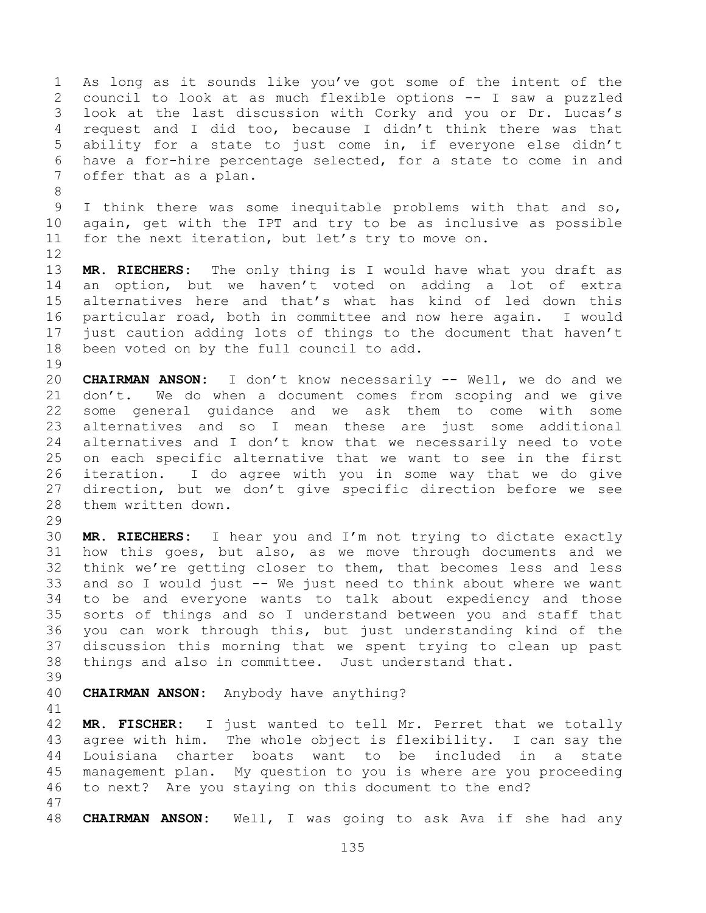As long as it sounds like you've got some of the intent of the council to look at as much flexible options -- I saw a puzzled look at the last discussion with Corky and you or Dr. Lucas's request and I did too, because I didn't think there was that ability for a state to just come in, if everyone else didn't have a for-hire percentage selected, for a state to come in and offer that as a plan.

I think there was some inequitable problems with that and so, again, get with the IPT and try to be as inclusive as possible for the next iteration, but let's try to move on.

**MR. RIECHERS:** The only thing is I would have what you draft as an option, but we haven't voted on adding a lot of extra alternatives here and that's what has kind of led down this particular road, both in committee and now here again. I would just caution adding lots of things to the document that haven't been voted on by the full council to add.

**CHAIRMAN ANSON:** I don't know necessarily -- Well, we do and we don't. We do when a document comes from scoping and we give some general guidance and we ask them to come with some alternatives and so I mean these are just some additional alternatives and I don't know that we necessarily need to vote on each specific alternative that we want to see in the first iteration. I do agree with you in some way that we do give direction, but we don't give specific direction before we see them written down.

**MR. RIECHERS:** I hear you and I'm not trying to dictate exactly how this goes, but also, as we move through documents and we think we're getting closer to them, that becomes less and less and so I would just -- We just need to think about where we want to be and everyone wants to talk about expediency and those sorts of things and so I understand between you and staff that you can work through this, but just understanding kind of the discussion this morning that we spent trying to clean up past things and also in committee. Just understand that.

**CHAIRMAN ANSON:** Anybody have anything?

**MR. FISCHER:** I just wanted to tell Mr. Perret that we totally agree with him. The whole object is flexibility. I can say the Louisiana charter boats want to be included in a state management plan. My question to you is where are you proceeding to next? Are you staying on this document to the end?

**CHAIRMAN ANSON:** Well, I was going to ask Ava if she had any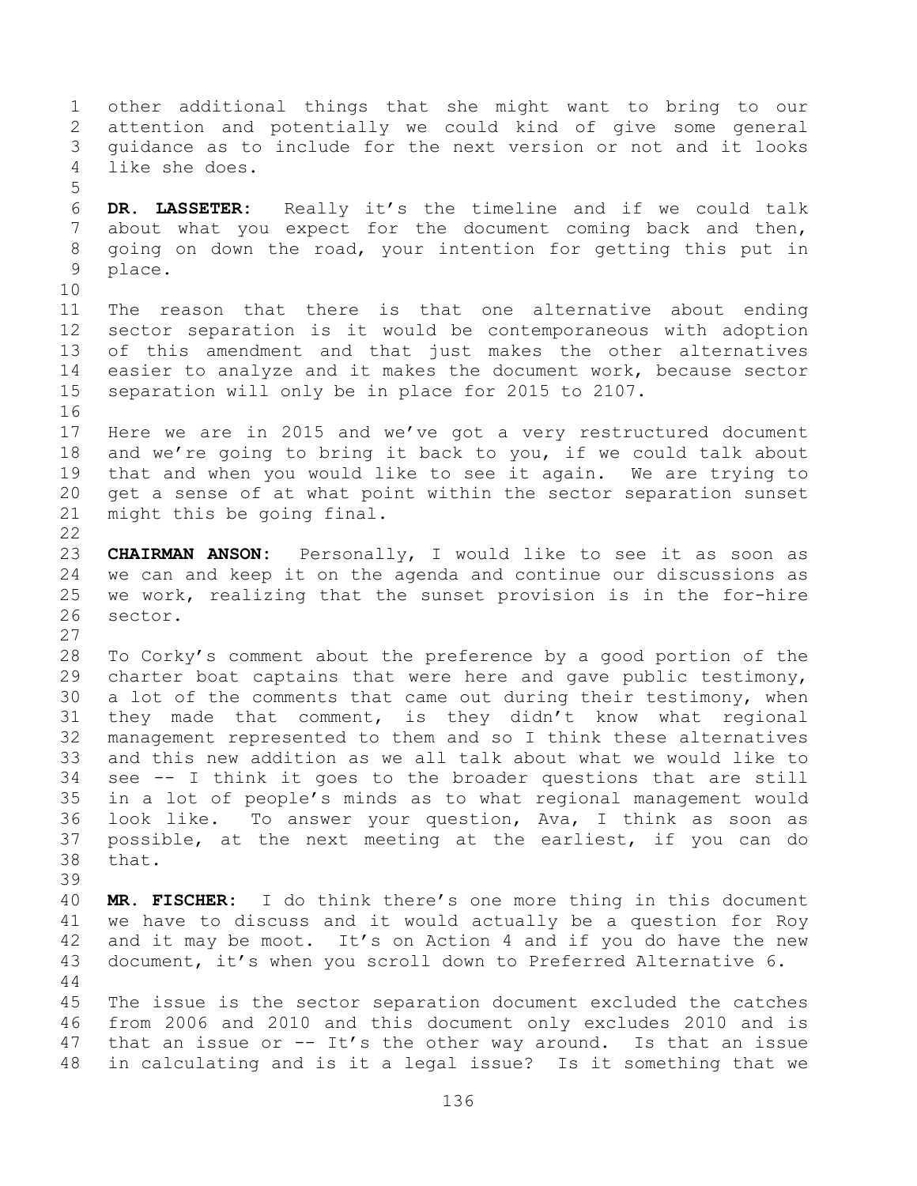other additional things that she might want to bring to our attention and potentially we could kind of give some general guidance as to include for the next version or not and it looks like she does.

**DR. LASSETER:** Really it's the timeline and if we could talk about what you expect for the document coming back and then, going on down the road, your intention for getting this put in place.

The reason that there is that one alternative about ending sector separation is it would be contemporaneous with adoption of this amendment and that just makes the other alternatives easier to analyze and it makes the document work, because sector separation will only be in place for 2015 to 2107.

Here we are in 2015 and we've got a very restructured document and we're going to bring it back to you, if we could talk about that and when you would like to see it again. We are trying to get a sense of at what point within the sector separation sunset might this be going final.

**CHAIRMAN ANSON:** Personally, I would like to see it as soon as we can and keep it on the agenda and continue our discussions as we work, realizing that the sunset provision is in the for-hire sector.

To Corky's comment about the preference by a good portion of the charter boat captains that were here and gave public testimony, a lot of the comments that came out during their testimony, when they made that comment, is they didn't know what regional management represented to them and so I think these alternatives and this new addition as we all talk about what we would like to see -- I think it goes to the broader questions that are still in a lot of people's minds as to what regional management would look like. To answer your question, Ava, I think as soon as possible, at the next meeting at the earliest, if you can do that.

**MR. FISCHER:** I do think there's one more thing in this document we have to discuss and it would actually be a question for Roy and it may be moot. It's on Action 4 and if you do have the new document, it's when you scroll down to Preferred Alternative 6.

The issue is the sector separation document excluded the catches from 2006 and 2010 and this document only excludes 2010 and is that an issue or -- It's the other way around. Is that an issue in calculating and is it a legal issue? Is it something that we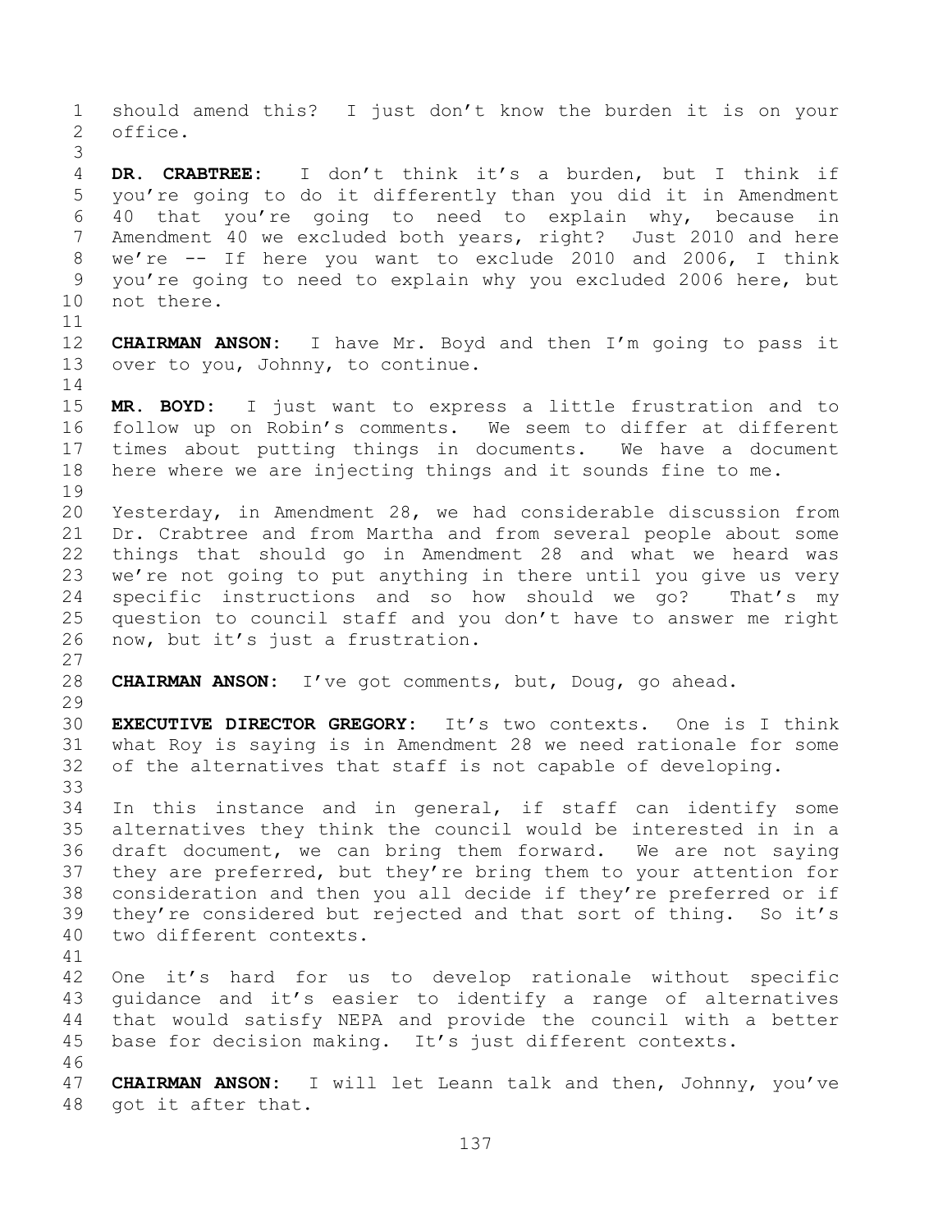should amend this? I just don't know the burden it is on your office.

**DR. CRABTREE:** I don't think it's a burden, but I think if you're going to do it differently than you did it in Amendment 40 that you're going to need to explain why, because in Amendment 40 we excluded both years, right? Just 2010 and here we're -- If here you want to exclude 2010 and 2006, I think you're going to need to explain why you excluded 2006 here, but not there.

**CHAIRMAN ANSON:** I have Mr. Boyd and then I'm going to pass it over to you, Johnny, to continue.

**MR. BOYD:** I just want to express a little frustration and to follow up on Robin's comments. We seem to differ at different times about putting things in documents. We have a document here where we are injecting things and it sounds fine to me.

Yesterday, in Amendment 28, we had considerable discussion from Dr. Crabtree and from Martha and from several people about some things that should go in Amendment 28 and what we heard was we're not going to put anything in there until you give us very specific instructions and so how should we go? That's my question to council staff and you don't have to answer me right now, but it's just a frustration.

**CHAIRMAN ANSON:** I've got comments, but, Doug, go ahead.

**EXECUTIVE DIRECTOR GREGORY:** It's two contexts. One is I think what Roy is saying is in Amendment 28 we need rationale for some of the alternatives that staff is not capable of developing.

In this instance and in general, if staff can identify some alternatives they think the council would be interested in in a draft document, we can bring them forward. We are not saying they are preferred, but they're bring them to your attention for consideration and then you all decide if they're preferred or if they're considered but rejected and that sort of thing. So it's two different contexts.

One it's hard for us to develop rationale without specific guidance and it's easier to identify a range of alternatives that would satisfy NEPA and provide the council with a better base for decision making. It's just different contexts.

**CHAIRMAN ANSON:** I will let Leann talk and then, Johnny, you've got it after that.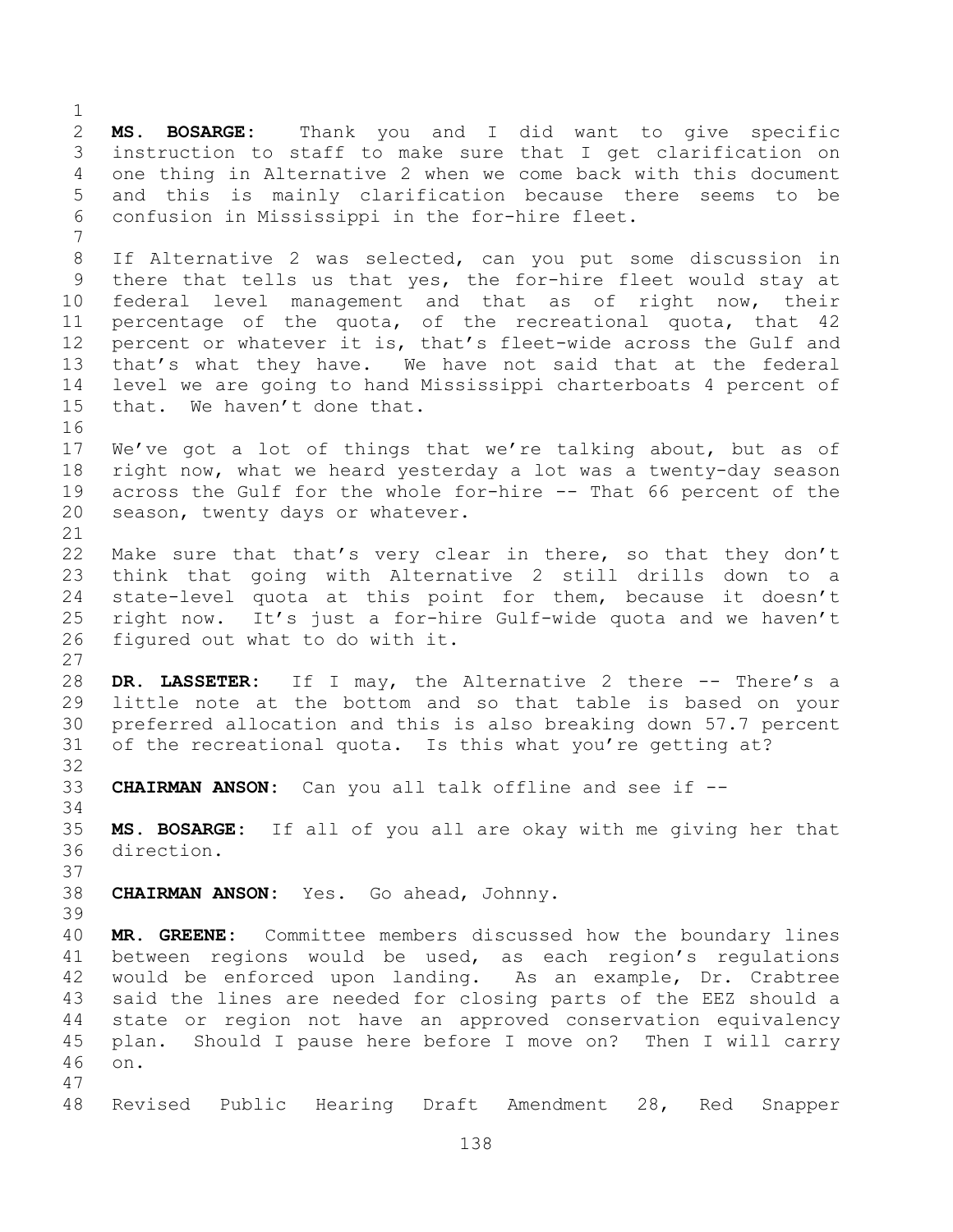**MS. BOSARGE:** Thank you and I did want to give specific instruction to staff to make sure that I get clarification on one thing in Alternative 2 when we come back with this document and this is mainly clarification because there seems to be confusion in Mississippi in the for-hire fleet.

If Alternative 2 was selected, can you put some discussion in there that tells us that yes, the for-hire fleet would stay at federal level management and that as of right now, their percentage of the quota, of the recreational quota, that 42 percent or whatever it is, that's fleet-wide across the Gulf and that's what they have. We have not said that at the federal level we are going to hand Mississippi charterboats 4 percent of that. We haven't done that.

We've got a lot of things that we're talking about, but as of right now, what we heard yesterday a lot was a twenty-day season across the Gulf for the whole for-hire -- That 66 percent of the season, twenty days or whatever.

Make sure that that's very clear in there, so that they don't think that going with Alternative 2 still drills down to a state-level quota at this point for them, because it doesn't right now. It's just a for-hire Gulf-wide quota and we haven't figured out what to do with it.

**DR. LASSETER:** If I may, the Alternative 2 there -- There's a little note at the bottom and so that table is based on your preferred allocation and this is also breaking down 57.7 percent of the recreational quota. Is this what you're getting at?

**CHAIRMAN ANSON:** Can you all talk offline and see if --

**MS. BOSARGE:** If all of you all are okay with me giving her that direction.

**CHAIRMAN ANSON:** Yes. Go ahead, Johnny.

**MR. GREENE:** Committee members discussed how the boundary lines between regions would be used, as each region's regulations would be enforced upon landing. As an example, Dr. Crabtree said the lines are needed for closing parts of the EEZ should a state or region not have an approved conservation equivalency plan. Should I pause here before I move on? Then I will carry on.

Revised Public Hearing Draft Amendment 28, Red Snapper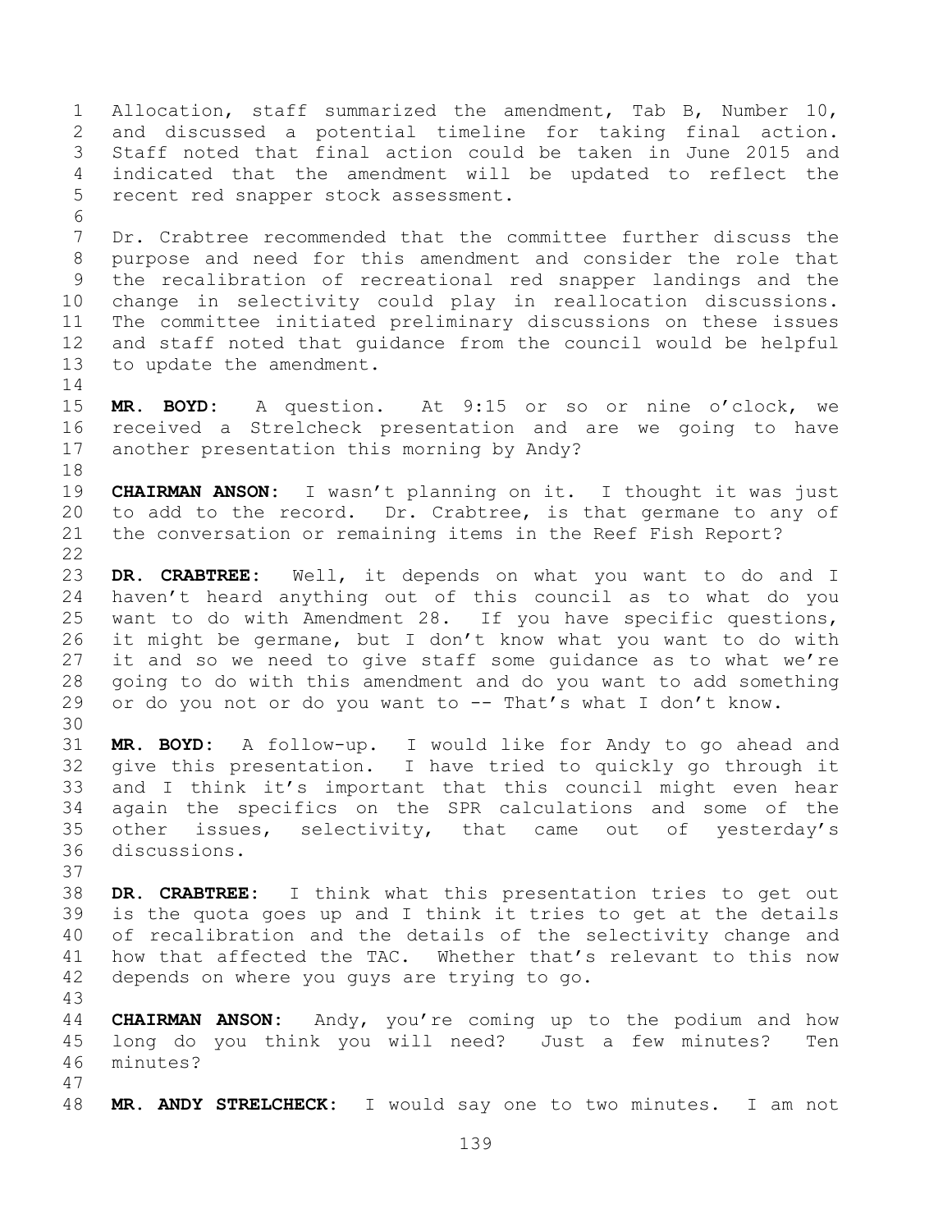Allocation, staff summarized the amendment, Tab B, Number 10, and discussed a potential timeline for taking final action. Staff noted that final action could be taken in June 2015 and indicated that the amendment will be updated to reflect the recent red snapper stock assessment.

Dr. Crabtree recommended that the committee further discuss the purpose and need for this amendment and consider the role that the recalibration of recreational red snapper landings and the change in selectivity could play in reallocation discussions. The committee initiated preliminary discussions on these issues and staff noted that guidance from the council would be helpful to update the amendment.

**MR. BOYD:** A question. At 9:15 or so or nine o'clock, we received a Strelcheck presentation and are we going to have another presentation this morning by Andy?

**CHAIRMAN ANSON:** I wasn't planning on it. I thought it was just to add to the record. Dr. Crabtree, is that germane to any of the conversation or remaining items in the Reef Fish Report?

**DR. CRABTREE:** Well, it depends on what you want to do and I haven't heard anything out of this council as to what do you want to do with Amendment 28. If you have specific questions, it might be germane, but I don't know what you want to do with it and so we need to give staff some guidance as to what we're going to do with this amendment and do you want to add something or do you not or do you want to -- That's what I don't know.

**MR. BOYD:** A follow-up. I would like for Andy to go ahead and give this presentation. I have tried to quickly go through it and I think it's important that this council might even hear again the specifics on the SPR calculations and some of the other issues, selectivity, that came out of yesterday's discussions.

**DR. CRABTREE:** I think what this presentation tries to get out is the quota goes up and I think it tries to get at the details of recalibration and the details of the selectivity change and how that affected the TAC. Whether that's relevant to this now depends on where you guys are trying to go.

**CHAIRMAN ANSON:** Andy, you're coming up to the podium and how long do you think you will need? Just a few minutes? Ten minutes?

**MR. ANDY STRELCHECK:** I would say one to two minutes. I am not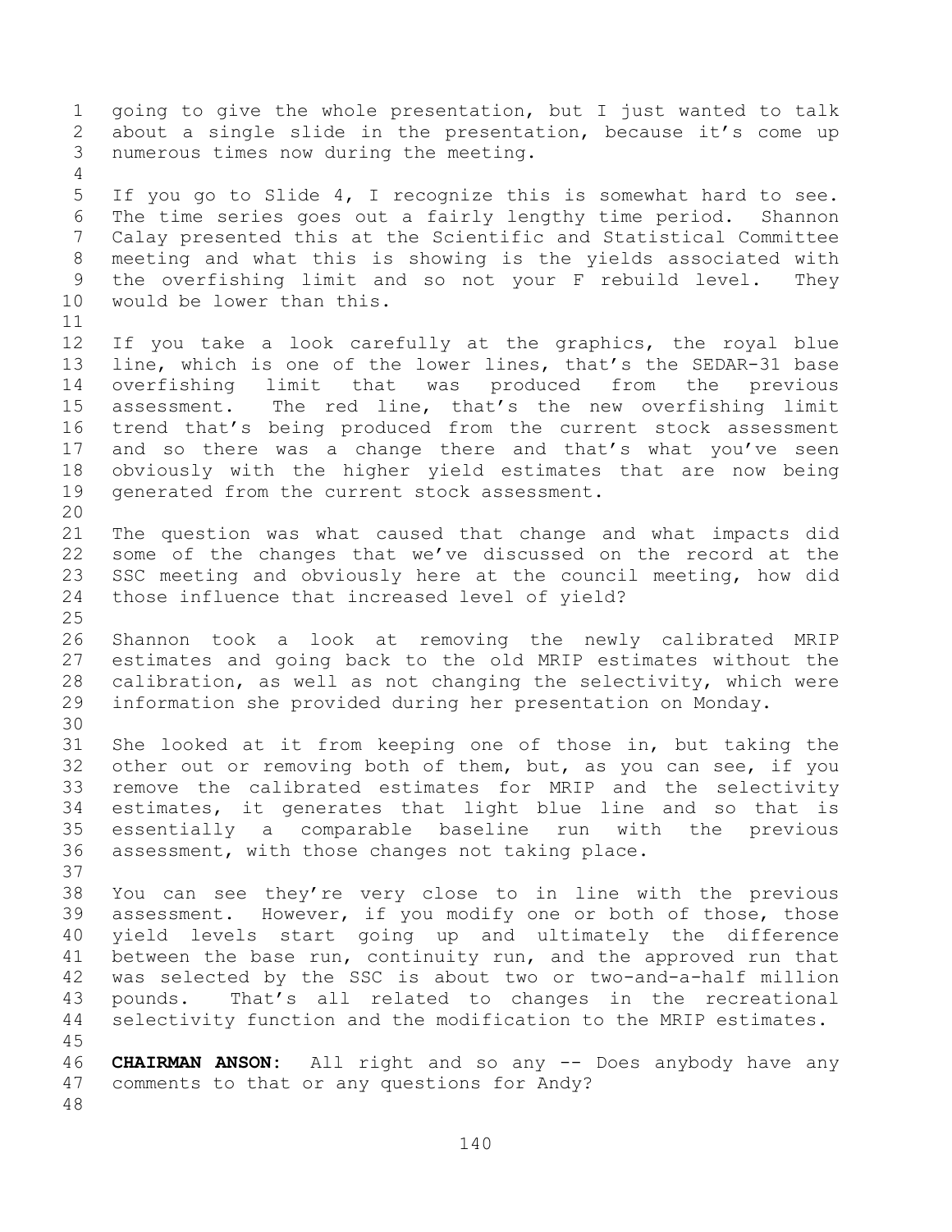going to give the whole presentation, but I just wanted to talk about a single slide in the presentation, because it's come up numerous times now during the meeting.

If you go to Slide 4, I recognize this is somewhat hard to see. The time series goes out a fairly lengthy time period. Shannon Calay presented this at the Scientific and Statistical Committee meeting and what this is showing is the yields associated with the overfishing limit and so not your F rebuild level. They would be lower than this.

If you take a look carefully at the graphics, the royal blue line, which is one of the lower lines, that's the SEDAR-31 base overfishing limit that was produced from the previous assessment. The red line, that's the new overfishing limit trend that's being produced from the current stock assessment and so there was a change there and that's what you've seen obviously with the higher yield estimates that are now being generated from the current stock assessment.

The question was what caused that change and what impacts did some of the changes that we've discussed on the record at the SSC meeting and obviously here at the council meeting, how did those influence that increased level of yield?

Shannon took a look at removing the newly calibrated MRIP estimates and going back to the old MRIP estimates without the calibration, as well as not changing the selectivity, which were information she provided during her presentation on Monday.

She looked at it from keeping one of those in, but taking the other out or removing both of them, but, as you can see, if you remove the calibrated estimates for MRIP and the selectivity estimates, it generates that light blue line and so that is essentially a comparable baseline run with the previous assessment, with those changes not taking place.

You can see they're very close to in line with the previous assessment. However, if you modify one or both of those, those yield levels start going up and ultimately the difference between the base run, continuity run, and the approved run that was selected by the SSC is about two or two-and-a-half million pounds. That's all related to changes in the recreational selectivity function and the modification to the MRIP estimates.

**CHAIRMAN ANSON:** All right and so any -- Does anybody have any comments to that or any questions for Andy?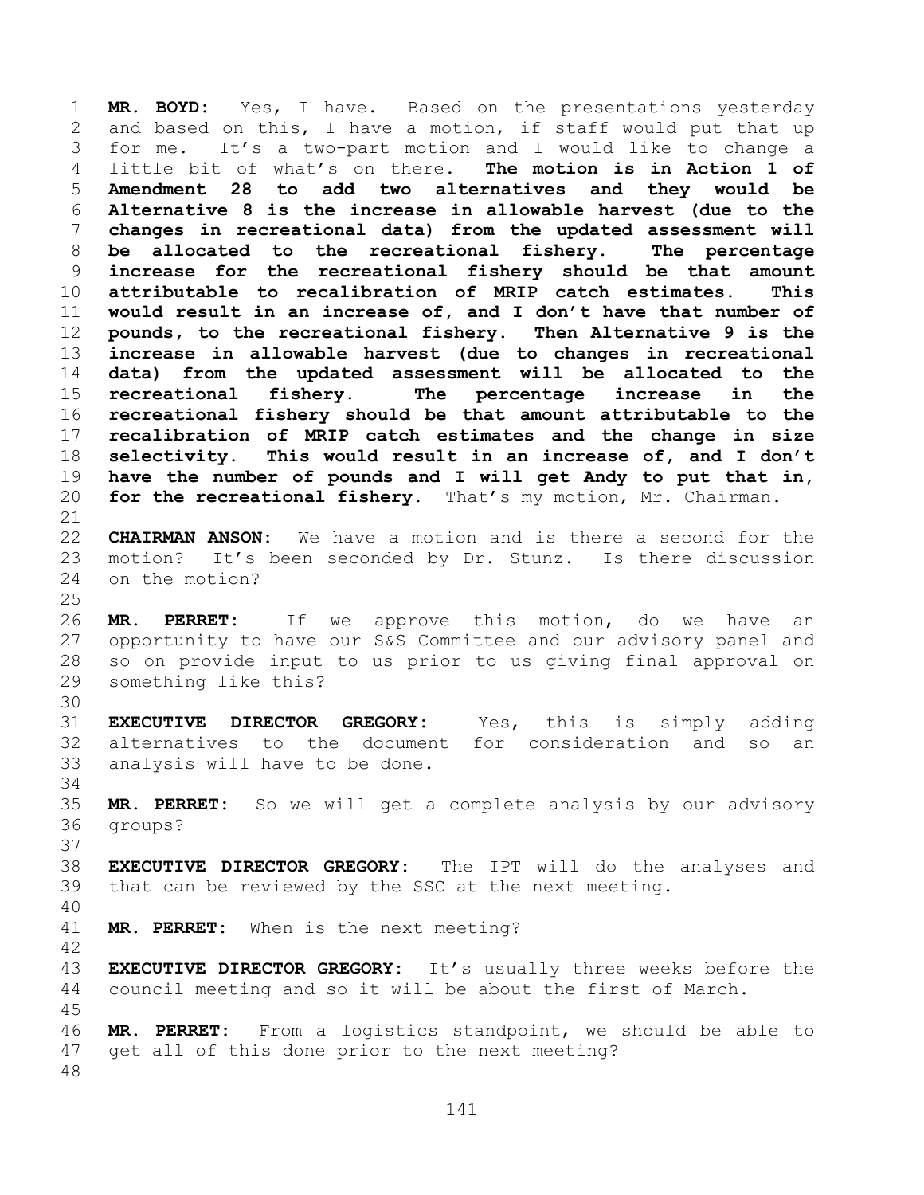**MR. BOYD:** Yes, I have. Based on the presentations yesterday and based on this, I have a motion, if staff would put that up for me. It's a two-part motion and I would like to change a little bit of what's on there. **The motion is in Action 1 of Amendment 28 to add two alternatives and they would be Alternative 8 is the increase in allowable harvest (due to the changes in recreational data) from the updated assessment will be allocated to the recreational fishery. The percentage increase for the recreational fishery should be that amount attributable to recalibration of MRIP catch estimates. This would result in an increase of, and I don't have that number of pounds, to the recreational fishery. Then Alternative 9 is the increase in allowable harvest (due to changes in recreational data) from the updated assessment will be allocated to the recreational fishery. The percentage increase in the recreational fishery should be that amount attributable to the recalibration of MRIP catch estimates and the change in size selectivity. This would result in an increase of, and I don't have the number of pounds and I will get Andy to put that in, for the recreational fishery.** That's my motion, Mr. Chairman.

**CHAIRMAN ANSON:** We have a motion and is there a second for the motion? It's been seconded by Dr. Stunz. Is there discussion on the motion?

**MR. PERRET:** If we approve this motion, do we have an opportunity to have our S&S Committee and our advisory panel and so on provide input to us prior to us giving final approval on something like this?

**EXECUTIVE DIRECTOR GREGORY:** Yes, this is simply adding alternatives to the document for consideration and so an analysis will have to be done.

**MR. PERRET:** So we will get a complete analysis by our advisory groups?

**EXECUTIVE DIRECTOR GREGORY:** The IPT will do the analyses and that can be reviewed by the SSC at the next meeting.

**MR. PERRET:** When is the next meeting?

**EXECUTIVE DIRECTOR GREGORY:** It's usually three weeks before the council meeting and so it will be about the first of March.

**MR. PERRET:** From a logistics standpoint, we should be able to get all of this done prior to the next meeting?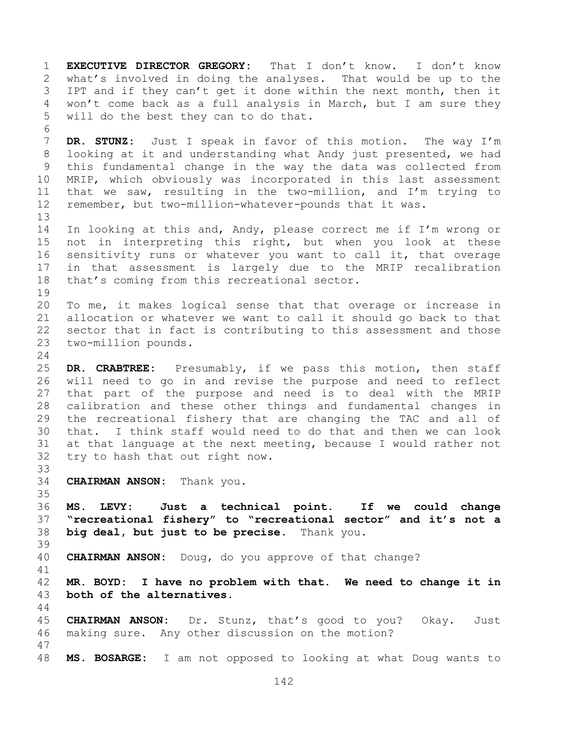**EXECUTIVE DIRECTOR GREGORY:** That I don't know. I don't know what's involved in doing the analyses. That would be up to the IPT and if they can't get it done within the next month, then it won't come back as a full analysis in March, but I am sure they will do the best they can to do that.

**DR. STUNZ:** Just I speak in favor of this motion. The way I'm looking at it and understanding what Andy just presented, we had this fundamental change in the way the data was collected from MRIP, which obviously was incorporated in this last assessment that we saw, resulting in the two-million, and I'm trying to remember, but two-million-whatever-pounds that it was.

In looking at this and, Andy, please correct me if I'm wrong or not in interpreting this right, but when you look at these sensitivity runs or whatever you want to call it, that overage in that assessment is largely due to the MRIP recalibration that's coming from this recreational sector.

To me, it makes logical sense that that overage or increase in allocation or whatever we want to call it should go back to that sector that in fact is contributing to this assessment and those two-million pounds.

**DR. CRABTREE:** Presumably, if we pass this motion, then staff will need to go in and revise the purpose and need to reflect that part of the purpose and need is to deal with the MRIP calibration and these other things and fundamental changes in the recreational fishery that are changing the TAC and all of that. I think staff would need to do that and then we can look at that language at the next meeting, because I would rather not try to hash that out right now.

**CHAIRMAN ANSON:** Thank you.

**MS. LEVY: Just a technical point. If we could change "recreational fishery" to "recreational sector" and it's not a big deal, but just to be precise.** Thank you.

**CHAIRMAN ANSON:** Doug, do you approve of that change?

**MR. BOYD: I have no problem with that. We need to change it in both of the alternatives.**

**CHAIRMAN ANSON:** Dr. Stunz, that's good to you? Okay. Just making sure. Any other discussion on the motion?

**MS. BOSARGE:** I am not opposed to looking at what Doug wants to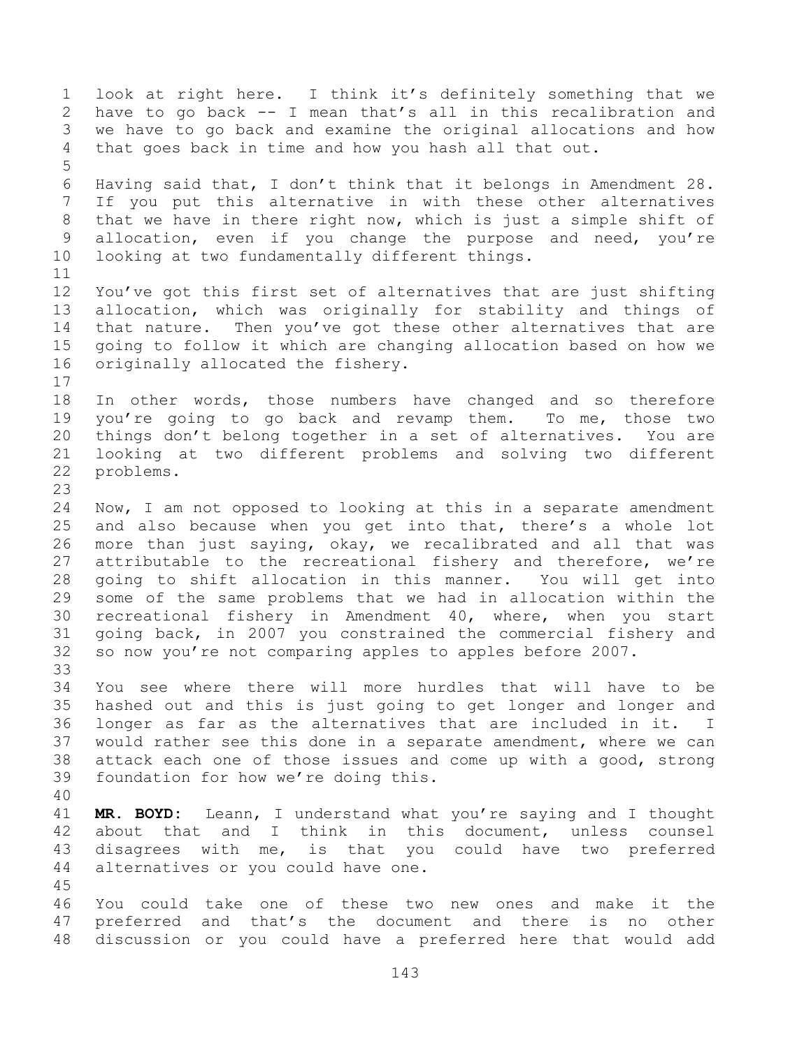look at right here. I think it's definitely something that we have to go back -- I mean that's all in this recalibration and we have to go back and examine the original allocations and how that goes back in time and how you hash all that out.

Having said that, I don't think that it belongs in Amendment 28. If you put this alternative in with these other alternatives that we have in there right now, which is just a simple shift of allocation, even if you change the purpose and need, you're looking at two fundamentally different things.

You've got this first set of alternatives that are just shifting allocation, which was originally for stability and things of that nature. Then you've got these other alternatives that are going to follow it which are changing allocation based on how we originally allocated the fishery.

In other words, those numbers have changed and so therefore you're going to go back and revamp them. To me, those two things don't belong together in a set of alternatives. You are looking at two different problems and solving two different problems.

Now, I am not opposed to looking at this in a separate amendment and also because when you get into that, there's a whole lot more than just saying, okay, we recalibrated and all that was attributable to the recreational fishery and therefore, we're going to shift allocation in this manner. You will get into some of the same problems that we had in allocation within the recreational fishery in Amendment 40, where, when you start going back, in 2007 you constrained the commercial fishery and so now you're not comparing apples to apples before 2007.

You see where there will more hurdles that will have to be hashed out and this is just going to get longer and longer and longer as far as the alternatives that are included in it. I would rather see this done in a separate amendment, where we can attack each one of those issues and come up with a good, strong foundation for how we're doing this.

**MR. BOYD:** Leann, I understand what you're saying and I thought about that and I think in this document, unless counsel disagrees with me, is that you could have two preferred alternatives or you could have one.

You could take one of these two new ones and make it the preferred and that's the document and there is no other discussion or you could have a preferred here that would add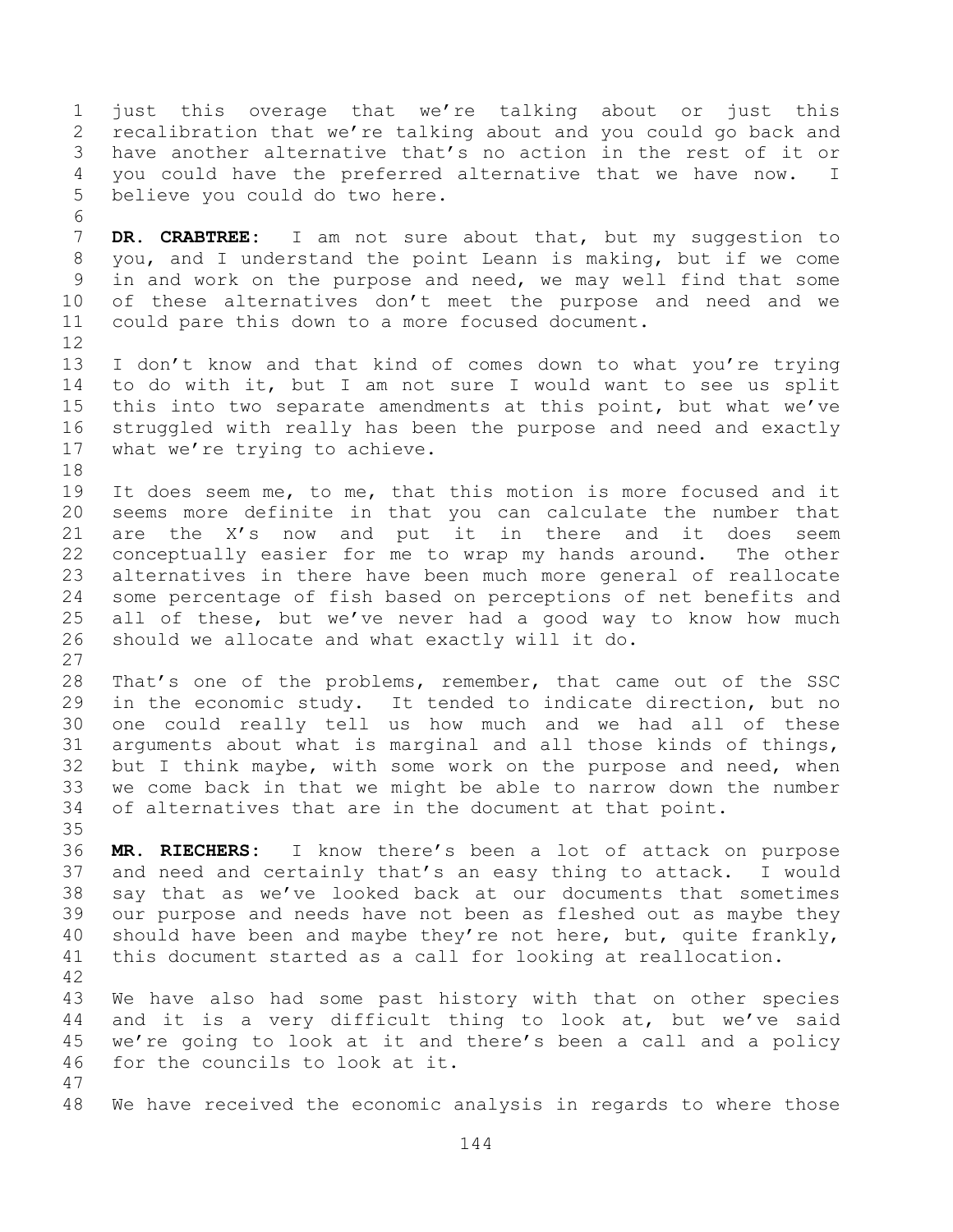just this overage that we're talking about or just this recalibration that we're talking about and you could go back and have another alternative that's no action in the rest of it or you could have the preferred alternative that we have now. I believe you could do two here.

**DR. CRABTREE:** I am not sure about that, but my suggestion to you, and I understand the point Leann is making, but if we come in and work on the purpose and need, we may well find that some of these alternatives don't meet the purpose and need and we could pare this down to a more focused document.

I don't know and that kind of comes down to what you're trying to do with it, but I am not sure I would want to see us split this into two separate amendments at this point, but what we've struggled with really has been the purpose and need and exactly what we're trying to achieve.

It does seem me, to me, that this motion is more focused and it seems more definite in that you can calculate the number that are the X's now and put it in there and it does seem conceptually easier for me to wrap my hands around. The other alternatives in there have been much more general of reallocate some percentage of fish based on perceptions of net benefits and all of these, but we've never had a good way to know how much should we allocate and what exactly will it do.

That's one of the problems, remember, that came out of the SSC in the economic study. It tended to indicate direction, but no one could really tell us how much and we had all of these arguments about what is marginal and all those kinds of things, but I think maybe, with some work on the purpose and need, when we come back in that we might be able to narrow down the number of alternatives that are in the document at that point.

**MR. RIECHERS:** I know there's been a lot of attack on purpose and need and certainly that's an easy thing to attack. I would say that as we've looked back at our documents that sometimes our purpose and needs have not been as fleshed out as maybe they should have been and maybe they're not here, but, quite frankly, this document started as a call for looking at reallocation.

We have also had some past history with that on other species and it is a very difficult thing to look at, but we've said we're going to look at it and there's been a call and a policy for the councils to look at it.

We have received the economic analysis in regards to where those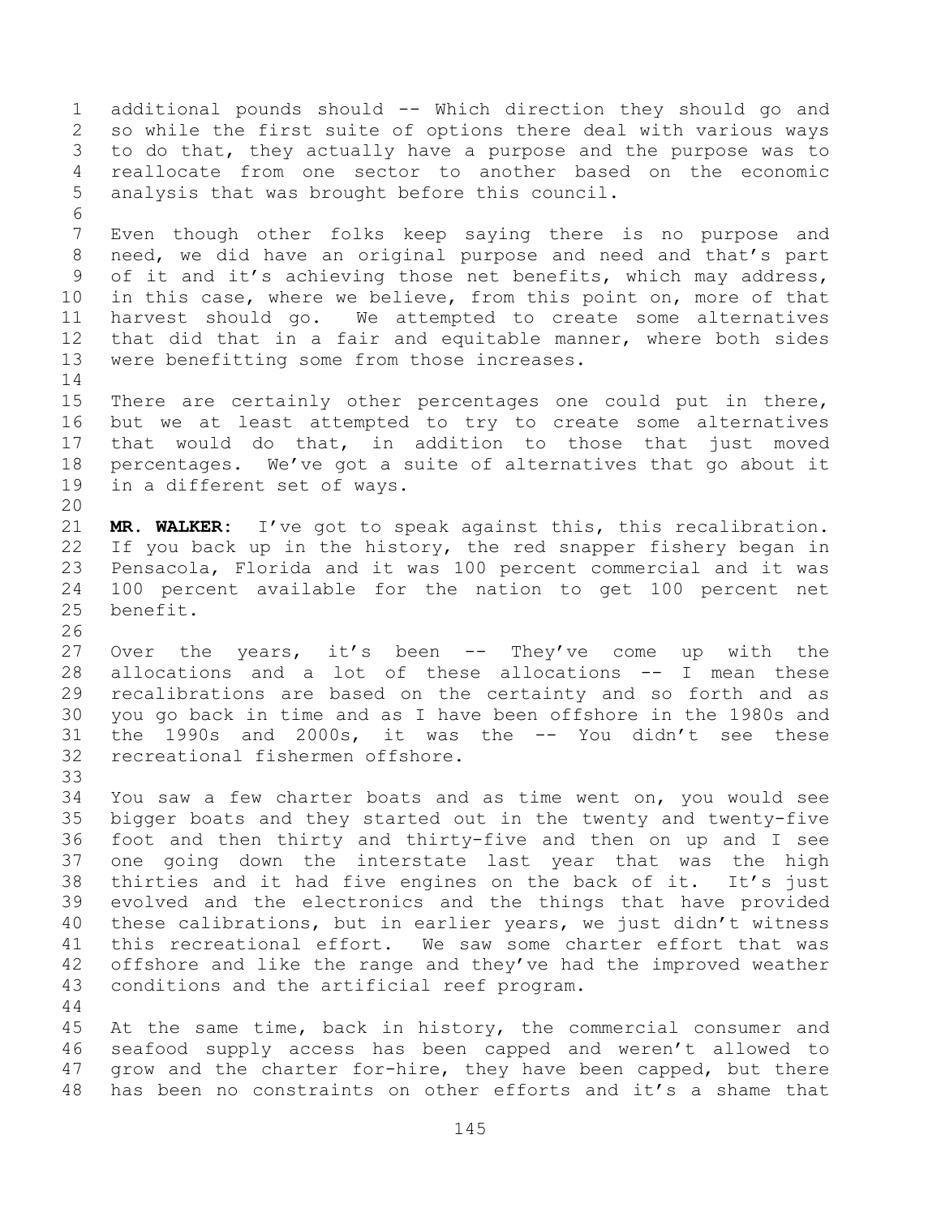additional pounds should -- Which direction they should go and so while the first suite of options there deal with various ways to do that, they actually have a purpose and the purpose was to reallocate from one sector to another based on the economic analysis that was brought before this council.

Even though other folks keep saying there is no purpose and need, we did have an original purpose and need and that's part of it and it's achieving those net benefits, which may address, in this case, where we believe, from this point on, more of that harvest should go. We attempted to create some alternatives that did that in a fair and equitable manner, where both sides were benefitting some from those increases.

There are certainly other percentages one could put in there, but we at least attempted to try to create some alternatives that would do that, in addition to those that just moved percentages. We've got a suite of alternatives that go about it in a different set of ways.

**MR. WALKER:** I've got to speak against this, this recalibration. If you back up in the history, the red snapper fishery began in Pensacola, Florida and it was 100 percent commercial and it was 100 percent available for the nation to get 100 percent net benefit.

Over the years, it's been -- They've come up with the allocations and a lot of these allocations -- I mean these recalibrations are based on the certainty and so forth and as you go back in time and as I have been offshore in the 1980s and the 1990s and 2000s, it was the -- You didn't see these recreational fishermen offshore.

You saw a few charter boats and as time went on, you would see bigger boats and they started out in the twenty and twenty-five foot and then thirty and thirty-five and then on up and I see one going down the interstate last year that was the high thirties and it had five engines on the back of it. It's just evolved and the electronics and the things that have provided these calibrations, but in earlier years, we just didn't witness this recreational effort. We saw some charter effort that was offshore and like the range and they've had the improved weather conditions and the artificial reef program.

At the same time, back in history, the commercial consumer and seafood supply access has been capped and weren't allowed to grow and the charter for-hire, they have been capped, but there has been no constraints on other efforts and it's a shame that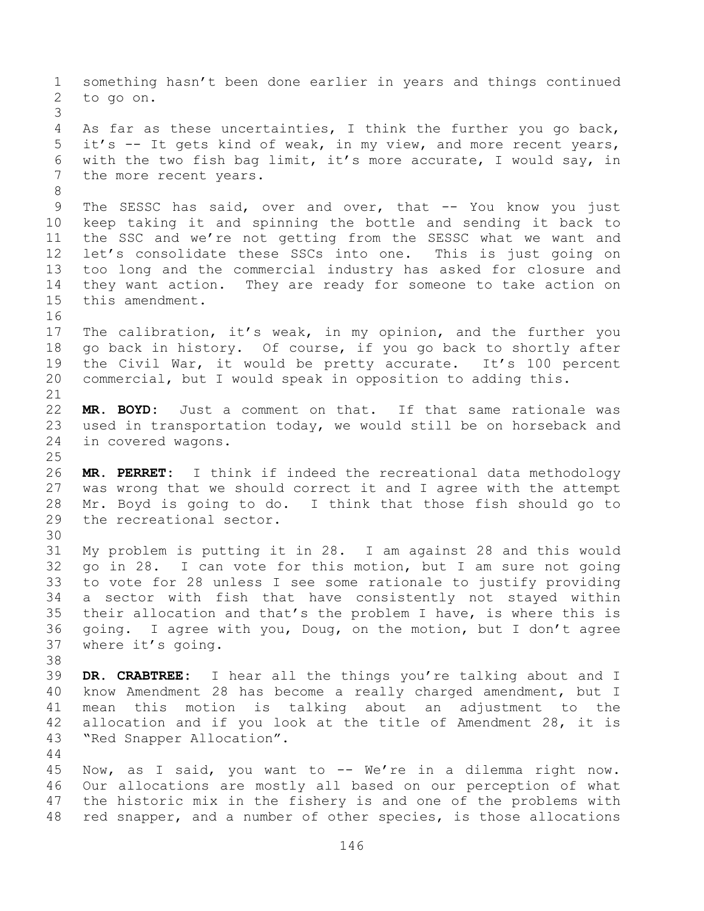something hasn’t been done earlier in years and things continued to go on.

As far as these uncertainties, I think the further you go back, it’s -- It gets kind of weak, in my view, and more recent years, with the two fish bag limit, it’s more accurate, I would say, in the more recent years.

The SESSC has said, over and over, that -- You know you just keep taking it and spinning the bottle and sending it back to the SSC and we’re not getting from the SESSC what we want and let’s consolidate these SSCs into one. This is just going on too long and the commercial industry has asked for closure and they want action. They are ready for someone to take action on this amendment.

The calibration, it’s weak, in my opinion, and the further you go back in history. Of course, if you go back to shortly after the Civil War, it would be pretty accurate. It’s 100 percent commercial, but I would speak in opposition to adding this.

**MR. BOYD:** Just a comment on that. If that same rationale was used in transportation today, we would still be on horseback and in covered wagons.

**MR. PERRET:** I think if indeed the recreational data methodology was wrong that we should correct it and I agree with the attempt Mr. Boyd is going to do. I think that those fish should go to the recreational sector.

My problem is putting it in 28. I am against 28 and this would go in 28. I can vote for this motion, but I am sure not going to vote for 28 unless I see some rationale to justify providing a sector with fish that have consistently not stayed within their allocation and that’s the problem I have, is where this is going. I agree with you, Doug, on the motion, but I don’t agree where it’s going.

**DR. CRABTREE:** I hear all the things you’re talking about and I know Amendment 28 has become a really charged amendment, but I mean this motion is talking about an adjustment to the allocation and if you look at the title of Amendment 28, it is “Red Snapper Allocation”.

Now, as I said, you want to -- We’re in a dilemma right now. Our allocations are mostly all based on our perception of what the historic mix in the fishery is and one of the problems with red snapper, and a number of other species, is those allocations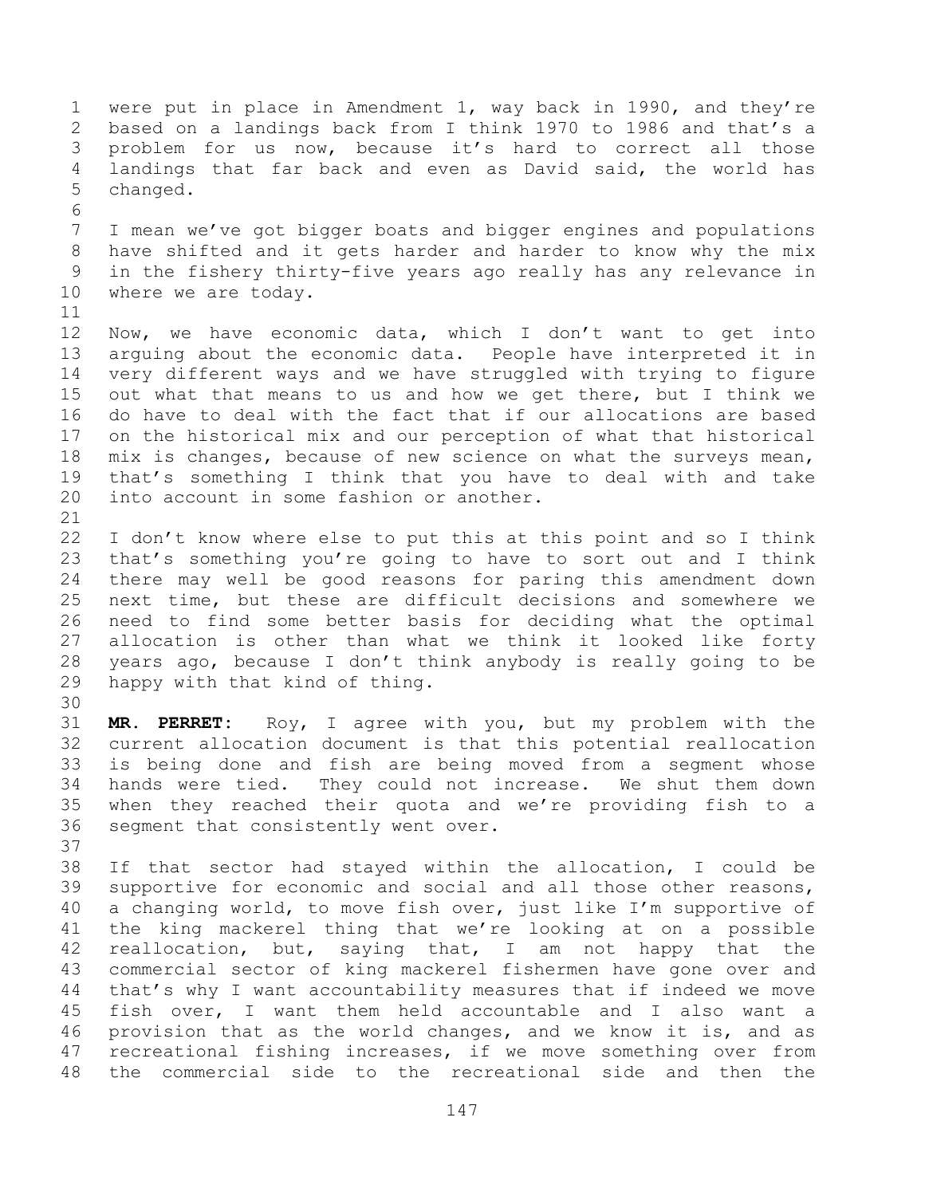were put in place in Amendment 1, way back in 1990, and they're based on a landings back from I think 1970 to 1986 and that's a problem for us now, because it's hard to correct all those landings that far back and even as David said, the world has changed.

I mean we've got bigger boats and bigger engines and populations have shifted and it gets harder and harder to know why the mix in the fishery thirty-five years ago really has any relevance in where we are today.

Now, we have economic data, which I don't want to get into arguing about the economic data. People have interpreted it in very different ways and we have struggled with trying to figure out what that means to us and how we get there, but I think we do have to deal with the fact that if our allocations are based on the historical mix and our perception of what that historical mix is changes, because of new science on what the surveys mean, that's something I think that you have to deal with and take into account in some fashion or another.

I don't know where else to put this at this point and so I think that's something you're going to have to sort out and I think there may well be good reasons for paring this amendment down next time, but these are difficult decisions and somewhere we need to find some better basis for deciding what the optimal allocation is other than what we think it looked like forty years ago, because I don't think anybody is really going to be happy with that kind of thing.

**MR. PERRET:** Roy, I agree with you, but my problem with the current allocation document is that this potential reallocation is being done and fish are being moved from a segment whose hands were tied. They could not increase. We shut them down when they reached their quota and we're providing fish to a segment that consistently went over.

If that sector had stayed within the allocation, I could be supportive for economic and social and all those other reasons, a changing world, to move fish over, just like I'm supportive of the king mackerel thing that we're looking at on a possible reallocation, but, saying that, I am not happy that the commercial sector of king mackerel fishermen have gone over and that's why I want accountability measures that if indeed we move fish over, I want them held accountable and I also want a provision that as the world changes, and we know it is, and as recreational fishing increases, if we move something over from the commercial side to the recreational side and then the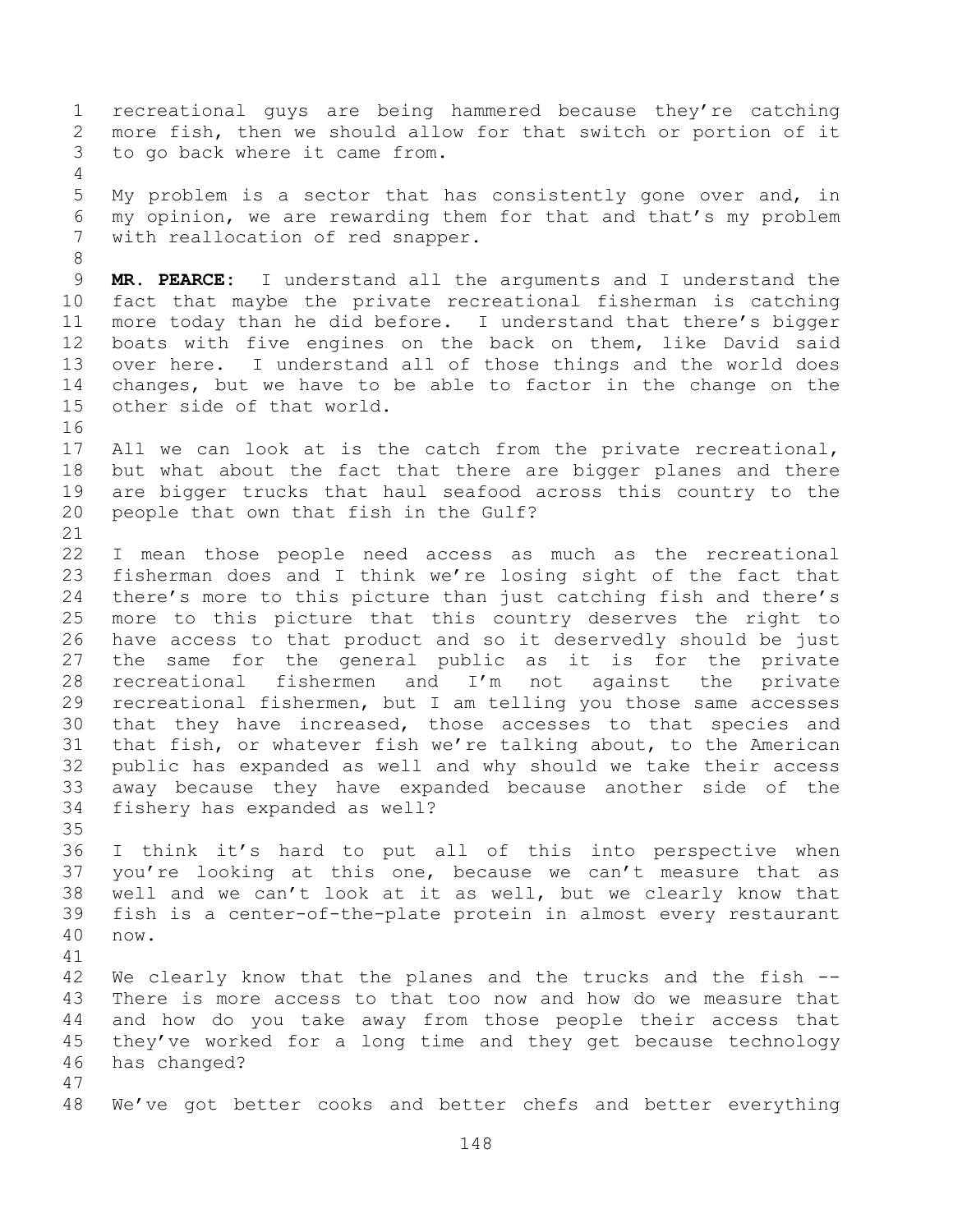recreational guys are being hammered because they're catching more fish, then we should allow for that switch or portion of it to go back where it came from.

My problem is a sector that has consistently gone over and, in my opinion, we are rewarding them for that and that's my problem with reallocation of red snapper.

**MR. PEARCE:** I understand all the arguments and I understand the fact that maybe the private recreational fisherman is catching more today than he did before. I understand that there's bigger boats with five engines on the back on them, like David said over here. I understand all of those things and the world does changes, but we have to be able to factor in the change on the other side of that world.

All we can look at is the catch from the private recreational, but what about the fact that there are bigger planes and there are bigger trucks that haul seafood across this country to the people that own that fish in the Gulf?

I mean those people need access as much as the recreational fisherman does and I think we're losing sight of the fact that there's more to this picture than just catching fish and there's more to this picture that this country deserves the right to have access to that product and so it deservedly should be just the same for the general public as it is for the private recreational fishermen and I'm not against the private recreational fishermen, but I am telling you those same accesses that they have increased, those accesses to that species and that fish, or whatever fish we're talking about, to the American public has expanded as well and why should we take their access away because they have expanded because another side of the fishery has expanded as well?

I think it's hard to put all of this into perspective when you're looking at this one, because we can't measure that as well and we can't look at it as well, but we clearly know that fish is a center-of-the-plate protein in almost every restaurant now.

We clearly know that the planes and the trucks and the fish -- There is more access to that too now and how do we measure that and how do you take away from those people their access that they've worked for a long time and they get because technology has changed?

We've got better cooks and better chefs and better everything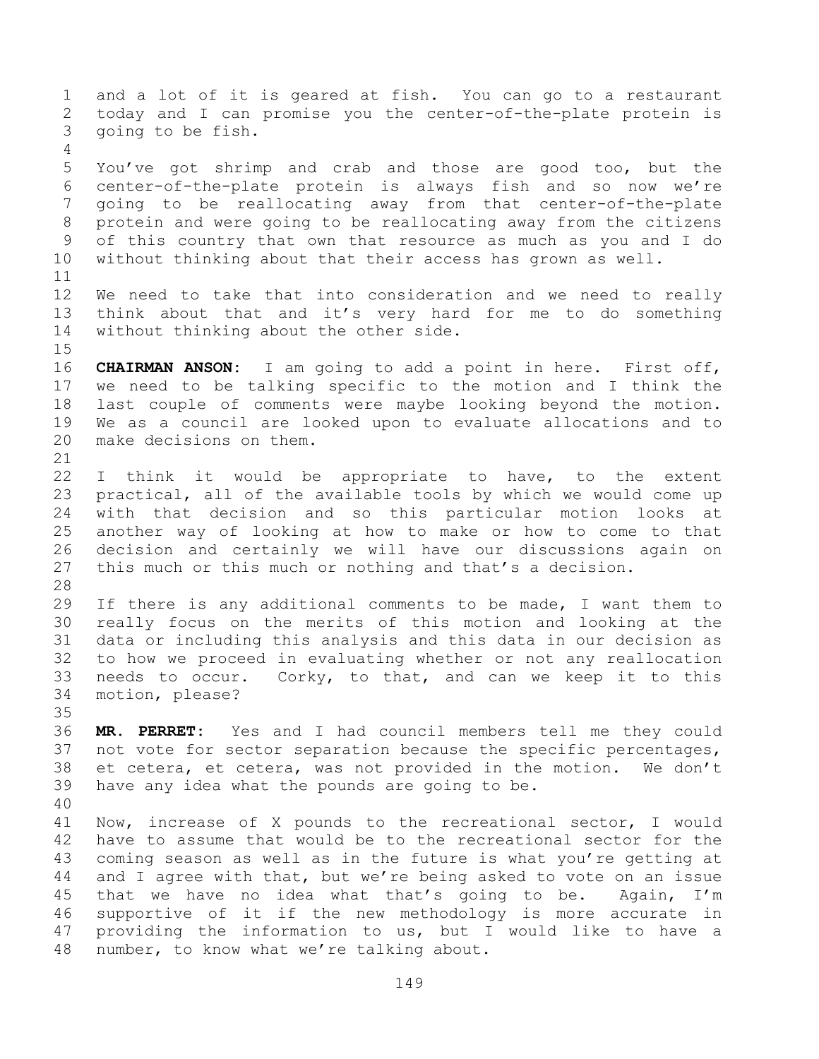and a lot of it is geared at fish. You can go to a restaurant today and I can promise you the center-of-the-plate protein is going to be fish.

You've got shrimp and crab and those are good too, but the center-of-the-plate protein is always fish and so now we're going to be reallocating away from that center-of-the-plate protein and were going to be reallocating away from the citizens of this country that own that resource as much as you and I do without thinking about that their access has grown as well.

We need to take that into consideration and we need to really think about that and it's very hard for me to do something without thinking about the other side.

**CHAIRMAN ANSON:** I am going to add a point in here. First off, we need to be talking specific to the motion and I think the last couple of comments were maybe looking beyond the motion. We as a council are looked upon to evaluate allocations and to make decisions on them.

I think it would be appropriate to have, to the extent practical, all of the available tools by which we would come up with that decision and so this particular motion looks at another way of looking at how to make or how to come to that decision and certainly we will have our discussions again on this much or this much or nothing and that's a decision.

If there is any additional comments to be made, I want them to really focus on the merits of this motion and looking at the data or including this analysis and this data in our decision as to how we proceed in evaluating whether or not any reallocation needs to occur. Corky, to that, and can we keep it to this motion, please?

**MR. PERRET:** Yes and I had council members tell me they could not vote for sector separation because the specific percentages, et cetera, et cetera, was not provided in the motion. We don't have any idea what the pounds are going to be.

Now, increase of X pounds to the recreational sector, I would have to assume that would be to the recreational sector for the coming season as well as in the future is what you're getting at and I agree with that, but we're being asked to vote on an issue that we have no idea what that's going to be. Again, I'm supportive of it if the new methodology is more accurate in providing the information to us, but I would like to have a number, to know what we're talking about.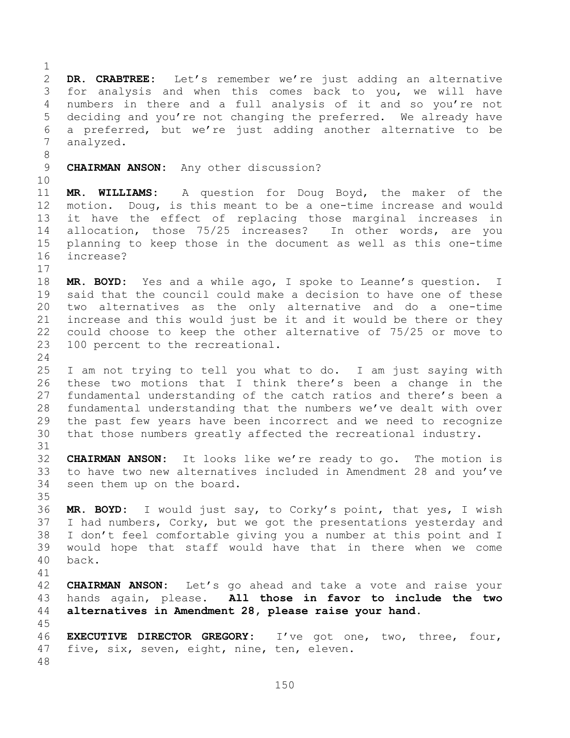**DR. CRABTREE:** Let's remember we're just adding an alternative for analysis and when this comes back to you, we will have numbers in there and a full analysis of it and so you're not deciding and you're not changing the preferred. We already have a preferred, but we're just adding another alternative to be analyzed.

**CHAIRMAN ANSON:** Any other discussion?

**MR. WILLIAMS:** A question for Doug Boyd, the maker of the motion. Doug, is this meant to be a one-time increase and would it have the effect of replacing those marginal increases in allocation, those 75/25 increases? In other words, are you planning to keep those in the document as well as this one-time increase?

**MR. BOYD:** Yes and a while ago, I spoke to Leanne's question. I said that the council could make a decision to have one of these two alternatives as the only alternative and do a one-time increase and this would just be it and it would be there or they could choose to keep the other alternative of 75/25 or move to 100 percent to the recreational.

I am not trying to tell you what to do. I am just saying with these two motions that I think there's been a change in the fundamental understanding of the catch ratios and there's been a fundamental understanding that the numbers we've dealt with over the past few years have been incorrect and we need to recognize that those numbers greatly affected the recreational industry.

**CHAIRMAN ANSON:** It looks like we're ready to go. The motion is to have two new alternatives included in Amendment 28 and you've seen them up on the board.

**MR. BOYD:** I would just say, to Corky's point, that yes, I wish I had numbers, Corky, but we got the presentations yesterday and I don't feel comfortable giving you a number at this point and I would hope that staff would have that in there when we come back.

**CHAIRMAN ANSON:** Let's go ahead and take a vote and raise your hands again, please. **All those in favor to include the two alternatives in Amendment 28, please raise your hand.**

**EXECUTIVE DIRECTOR GREGORY:** I've got one, two, three, four, five, six, seven, eight, nine, ten, eleven.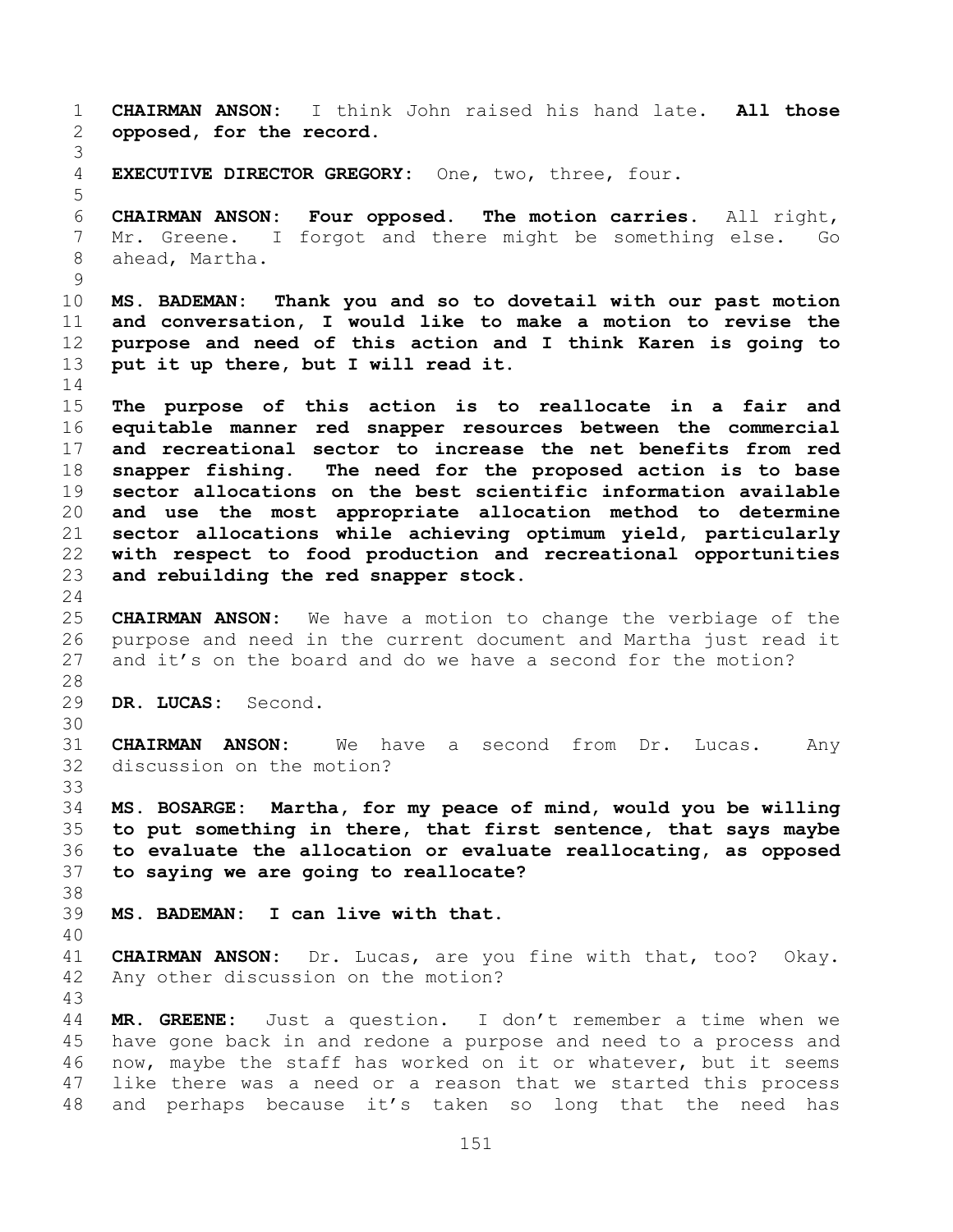**CHAIRMAN ANSON:** I think John raised his hand late. **All those opposed, for the record.**

**EXECUTIVE DIRECTOR GREGORY:** One, two, three, four.

**CHAIRMAN ANSON: Four opposed. The motion carries.** All right, Mr. Greene. I forgot and there might be something else. Go ahead, Martha.

**MS. BADEMAN: Thank you and so to dovetail with our past motion and conversation, I would like to make a motion to revise the purpose and need of this action and I think Karen is going to put it up there, but I will read it.**

**The purpose of this action is to reallocate in a fair and equitable manner red snapper resources between the commercial and recreational sector to increase the net benefits from red snapper fishing. The need for the proposed action is to base sector allocations on the best scientific information available and use the most appropriate allocation method to determine sector allocations while achieving optimum yield, particularly with respect to food production and recreational opportunities and rebuilding the red snapper stock.**

**CHAIRMAN ANSON:** We have a motion to change the verbiage of the purpose and need in the current document and Martha just read it and it's on the board and do we have a second for the motion?

**DR. LUCAS:** Second.

**CHAIRMAN ANSON:** We have a second from Dr. Lucas. Any discussion on the motion?

**MS. BOSARGE: Martha, for my peace of mind, would you be willing to put something in there, that first sentence, that says maybe to evaluate the allocation or evaluate reallocating, as opposed to saying we are going to reallocate?**

**MS. BADEMAN: I can live with that.**

**CHAIRMAN ANSON:** Dr. Lucas, are you fine with that, too? Okay. Any other discussion on the motion?

**MR. GREENE:** Just a question. I don't remember a time when we have gone back in and redone a purpose and need to a process and now, maybe the staff has worked on it or whatever, but it seems like there was a need or a reason that we started this process and perhaps because it's taken so long that the need has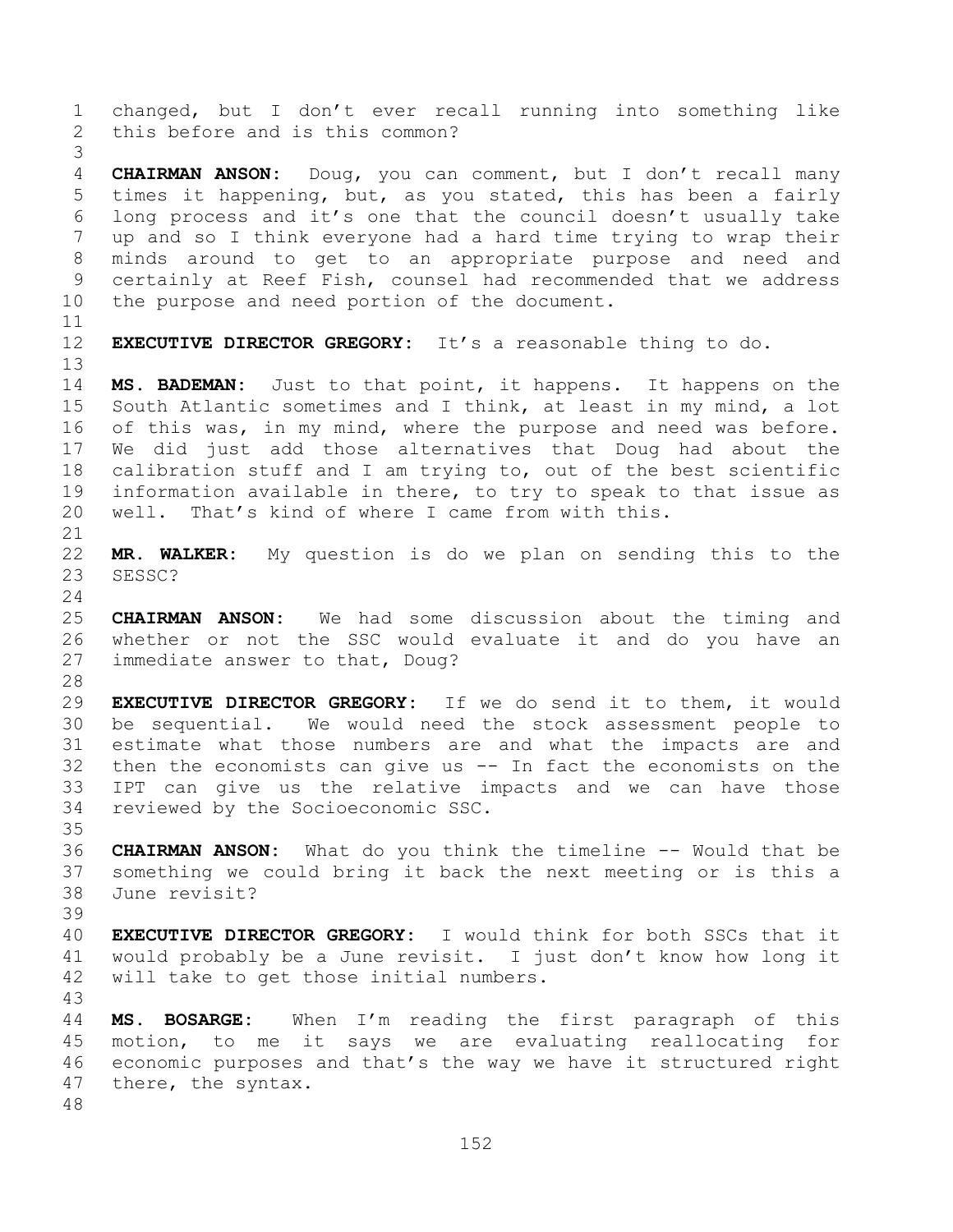changed, but I don't ever recall running into something like this before and is this common?

**CHAIRMAN ANSON:** Doug, you can comment, but I don't recall many times it happening, but, as you stated, this has been a fairly long process and it's one that the council doesn't usually take up and so I think everyone had a hard time trying to wrap their minds around to get to an appropriate purpose and need and certainly at Reef Fish, counsel had recommended that we address the purpose and need portion of the document.

**EXECUTIVE DIRECTOR GREGORY:** It's a reasonable thing to do.

**MS. BADEMAN:** Just to that point, it happens. It happens on the South Atlantic sometimes and I think, at least in my mind, a lot of this was, in my mind, where the purpose and need was before. We did just add those alternatives that Doug had about the calibration stuff and I am trying to, out of the best scientific information available in there, to try to speak to that issue as well. That's kind of where I came from with this.

**MR. WALKER:** My question is do we plan on sending this to the SESSC?

**CHAIRMAN ANSON:** We had some discussion about the timing and whether or not the SSC would evaluate it and do you have an immediate answer to that, Doug?

**EXECUTIVE DIRECTOR GREGORY:** If we do send it to them, it would be sequential. We would need the stock assessment people to estimate what those numbers are and what the impacts are and then the economists can give us -- In fact the economists on the IPT can give us the relative impacts and we can have those reviewed by the Socioeconomic SSC.

**CHAIRMAN ANSON:** What do you think the timeline -- Would that be something we could bring it back the next meeting or is this a June revisit?

**EXECUTIVE DIRECTOR GREGORY:** I would think for both SSCs that it would probably be a June revisit. I just don't know how long it will take to get those initial numbers.

**MS. BOSARGE:** When I'm reading the first paragraph of this motion, to me it says we are evaluating reallocating for economic purposes and that's the way we have it structured right there, the syntax.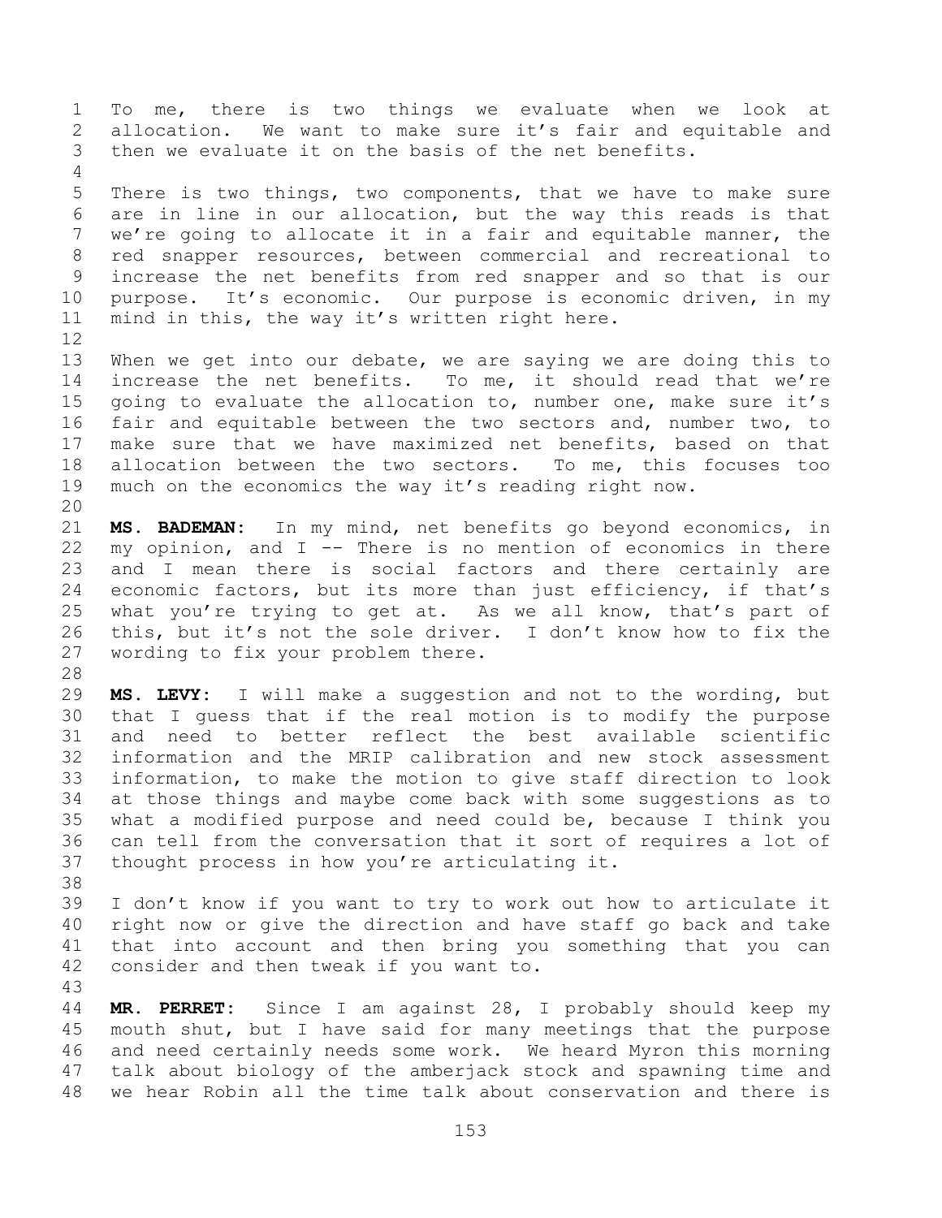To me, there is two things we evaluate when we look at allocation. We want to make sure it's fair and equitable and then we evaluate it on the basis of the net benefits.

There is two things, two components, that we have to make sure are in line in our allocation, but the way this reads is that we're going to allocate it in a fair and equitable manner, the red snapper resources, between commercial and recreational to increase the net benefits from red snapper and so that is our purpose. It's economic. Our purpose is economic driven, in my mind in this, the way it's written right here.

When we get into our debate, we are saying we are doing this to increase the net benefits. To me, it should read that we're going to evaluate the allocation to, number one, make sure it's fair and equitable between the two sectors and, number two, to make sure that we have maximized net benefits, based on that allocation between the two sectors. To me, this focuses too much on the economics the way it's reading right now.

**MS. BADEMAN:** In my mind, net benefits go beyond economics, in my opinion, and I -- There is no mention of economics in there and I mean there is social factors and there certainly are economic factors, but its more than just efficiency, if that's what you're trying to get at. As we all know, that's part of this, but it's not the sole driver. I don't know how to fix the wording to fix your problem there.

**MS. LEVY:** I will make a suggestion and not to the wording, but that I guess that if the real motion is to modify the purpose and need to better reflect the best available scientific information and the MRIP calibration and new stock assessment information, to make the motion to give staff direction to look at those things and maybe come back with some suggestions as to what a modified purpose and need could be, because I think you can tell from the conversation that it sort of requires a lot of thought process in how you're articulating it.

I don't know if you want to try to work out how to articulate it right now or give the direction and have staff go back and take that into account and then bring you something that you can consider and then tweak if you want to.

**MR. PERRET:** Since I am against 28, I probably should keep my mouth shut, but I have said for many meetings that the purpose and need certainly needs some work. We heard Myron this morning talk about biology of the amberjack stock and spawning time and we hear Robin all the time talk about conservation and there is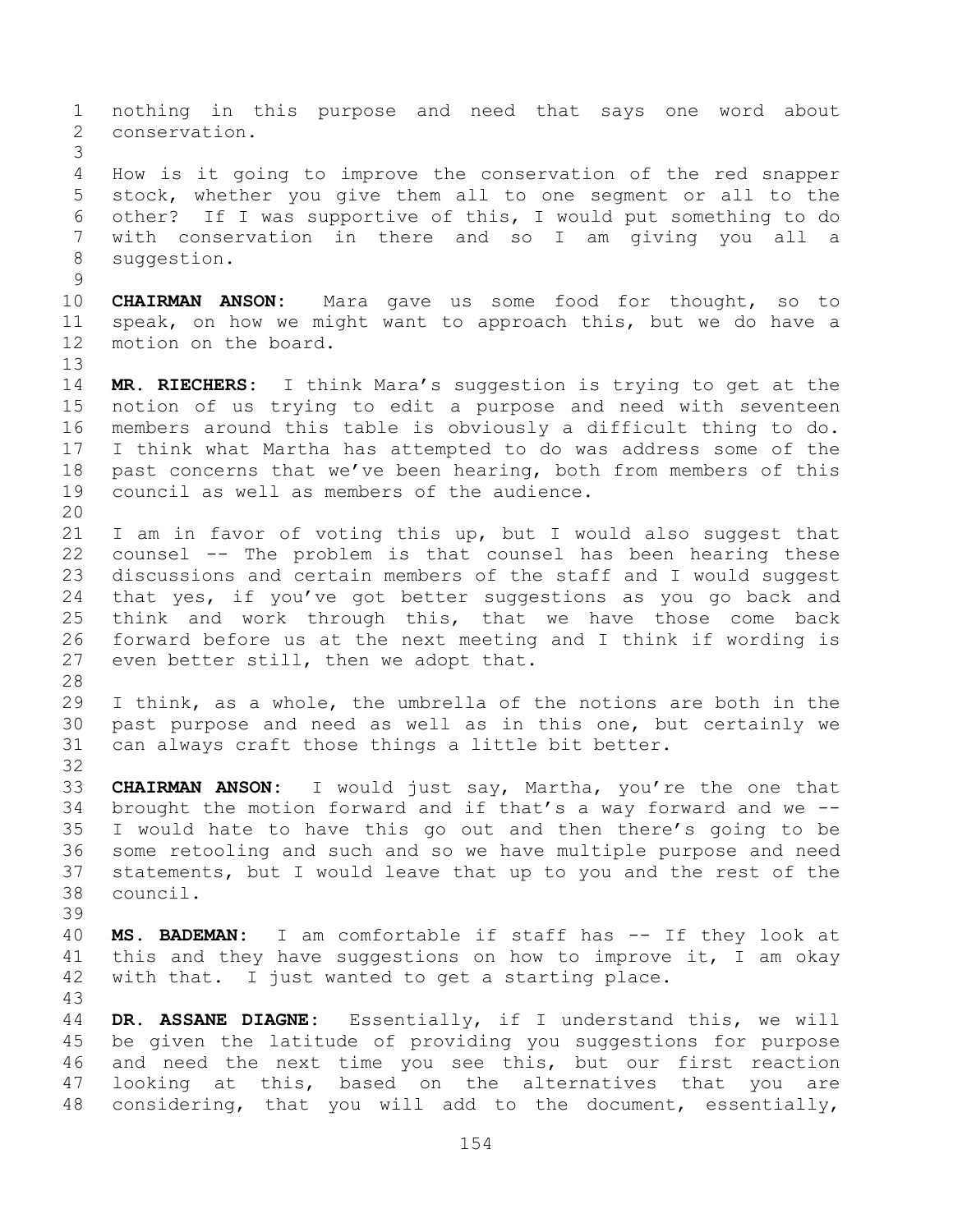nothing in this purpose and need that says one word about conservation.

How is it going to improve the conservation of the red snapper stock, whether you give them all to one segment or all to the other? If I was supportive of this, I would put something to do with conservation in there and so I am giving you all a suggestion.

**CHAIRMAN ANSON:** Mara gave us some food for thought, so to speak, on how we might want to approach this, but we do have a motion on the board.

**MR. RIECHERS:** I think Mara's suggestion is trying to get at the notion of us trying to edit a purpose and need with seventeen members around this table is obviously a difficult thing to do. I think what Martha has attempted to do was address some of the past concerns that we've been hearing, both from members of this council as well as members of the audience.

I am in favor of voting this up, but I would also suggest that counsel -- The problem is that counsel has been hearing these discussions and certain members of the staff and I would suggest that yes, if you've got better suggestions as you go back and think and work through this, that we have those come back forward before us at the next meeting and I think if wording is even better still, then we adopt that.

I think, as a whole, the umbrella of the notions are both in the past purpose and need as well as in this one, but certainly we can always craft those things a little bit better.

**CHAIRMAN ANSON:** I would just say, Martha, you're the one that brought the motion forward and if that's a way forward and we -- I would hate to have this go out and then there's going to be some retooling and such and so we have multiple purpose and need statements, but I would leave that up to you and the rest of the council.

**MS. BADEMAN:** I am comfortable if staff has -- If they look at this and they have suggestions on how to improve it, I am okay with that. I just wanted to get a starting place.

**DR. ASSANE DIAGNE:** Essentially, if I understand this, we will be given the latitude of providing you suggestions for purpose and need the next time you see this, but our first reaction looking at this, based on the alternatives that you are considering, that you will add to the document, essentially,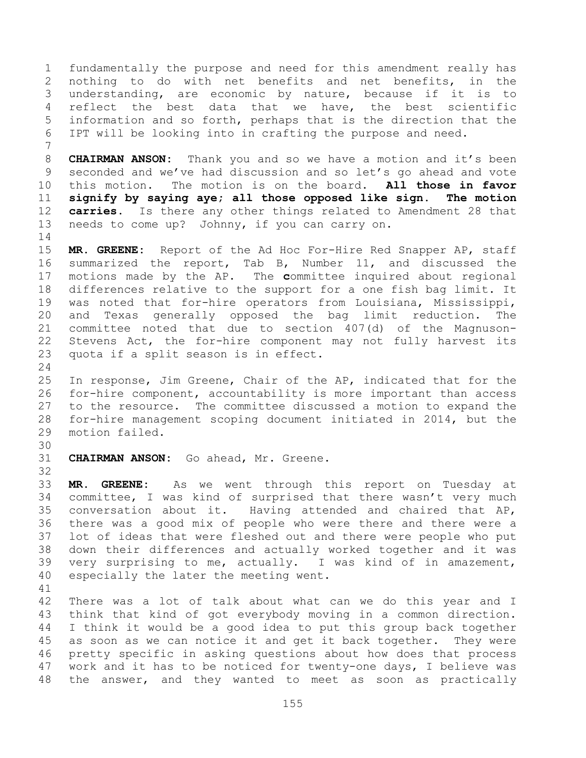fundamentally the purpose and need for this amendment really has nothing to do with net benefits and net benefits, in the understanding, are economic by nature, because if it is to reflect the best data that we have, the best scientific information and so forth, perhaps that is the direction that the IPT will be looking into in crafting the purpose and need.

**CHAIRMAN ANSON:** Thank you and so we have a motion and it's been seconded and we've had discussion and so let's go ahead and vote this motion. The motion is on the board. **All those in favor signify by saying aye; all those opposed like sign. The motion carries.** Is there any other things related to Amendment 28 that needs to come up? Johnny, if you can carry on.

**MR. GREENE:** Report of the Ad Hoc For-Hire Red Snapper AP, staff summarized the report, Tab B, Number 11, and discussed the motions made by the AP. The committee inquired about regional differences relative to the support for a one fish bag limit. It was noted that for-hire operators from Louisiana, Mississippi, and Texas generally opposed the bag limit reduction. The committee noted that due to section 407(d) of the Magnuson-Stevens Act, the for-hire component may not fully harvest its quota if a split season is in effect.

In response, Jim Greene, Chair of the AP, indicated that for the for-hire component, accountability is more important than access to the resource. The committee discussed a motion to expand the for-hire management scoping document initiated in 2014, but the motion failed.

**CHAIRMAN ANSON:** Go ahead, Mr. Greene.

**MR. GREENE:** As we went through this report on Tuesday at committee, I was kind of surprised that there wasn't very much conversation about it. Having attended and chaired that AP, there was a good mix of people who were there and there were a lot of ideas that were fleshed out and there were people who put down their differences and actually worked together and it was very surprising to me, actually. I was kind of in amazement, especially the later the meeting went.

There was a lot of talk about what can we do this year and I think that kind of got everybody moving in a common direction. I think it would be a good idea to put this group back together as soon as we can notice it and get it back together. They were pretty specific in asking questions about how does that process work and it has to be noticed for twenty-one days, I believe was the answer, and they wanted to meet as soon as practically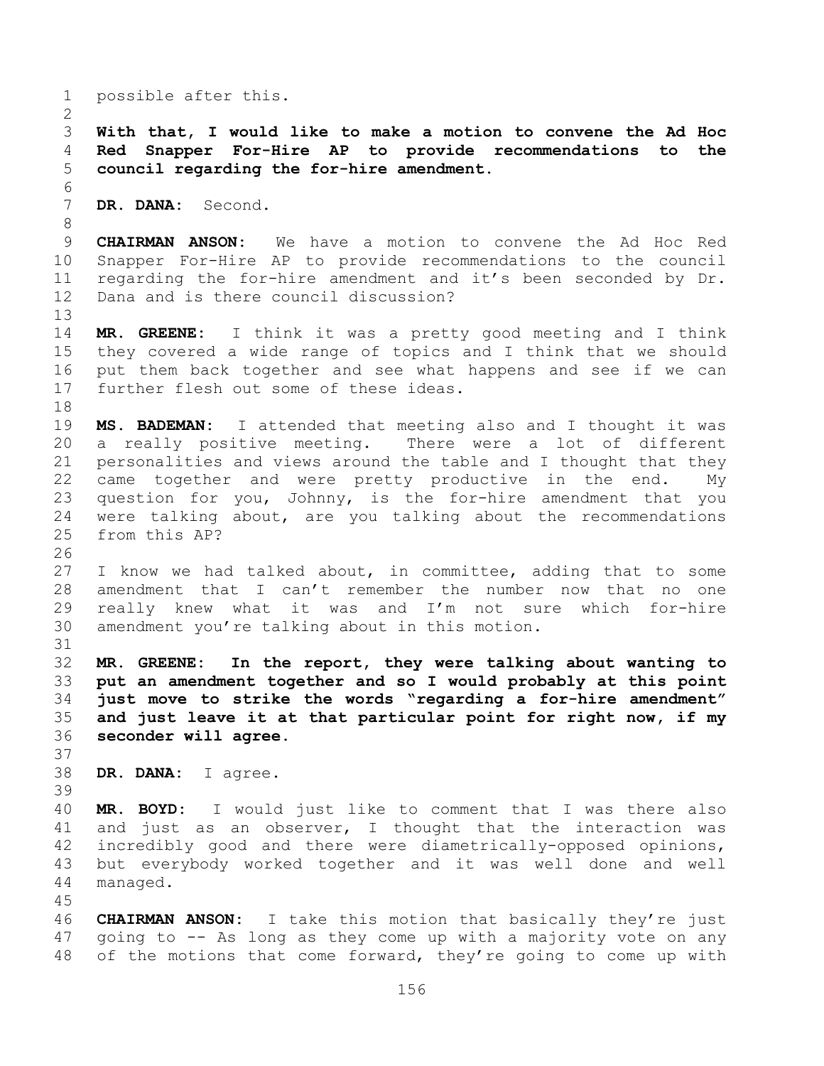possible after this.

**With that, I would like to make a motion to convene the Ad Hoc Red Snapper For-Hire AP to provide recommendations to the council regarding the for-hire amendment.**

**DR. DANA:** Second.

**CHAIRMAN ANSON:** We have a motion to convene the Ad Hoc Red Snapper For-Hire AP to provide recommendations to the council regarding the for-hire amendment and it's been seconded by Dr. Dana and is there council discussion?

**MR. GREENE:** I think it was a pretty good meeting and I think they covered a wide range of topics and I think that we should put them back together and see what happens and see if we can further flesh out some of these ideas.

**MS. BADEMAN:** I attended that meeting also and I thought it was a really positive meeting. There were a lot of different personalities and views around the table and I thought that they came together and were pretty productive in the end. My question for you, Johnny, is the for-hire amendment that you were talking about, are you talking about the recommendations from this AP?

I know we had talked about, in committee, adding that to some amendment that I can't remember the number now that no one really knew what it was and I'm not sure which for-hire amendment you're talking about in this motion.

**MR. GREENE: In the report, they were talking about wanting to put an amendment together and so I would probably at this point just move to strike the words "regarding a for-hire amendment" and just leave it at that particular point for right now, if my seconder will agree.**

**DR. DANA:** I agree.

**MR. BOYD:** I would just like to comment that I was there also and just as an observer, I thought that the interaction was incredibly good and there were diametrically-opposed opinions, but everybody worked together and it was well done and well managed.

**CHAIRMAN ANSON:** I take this motion that basically they're just going to -- As long as they come up with a majority vote on any of the motions that come forward, they're going to come up with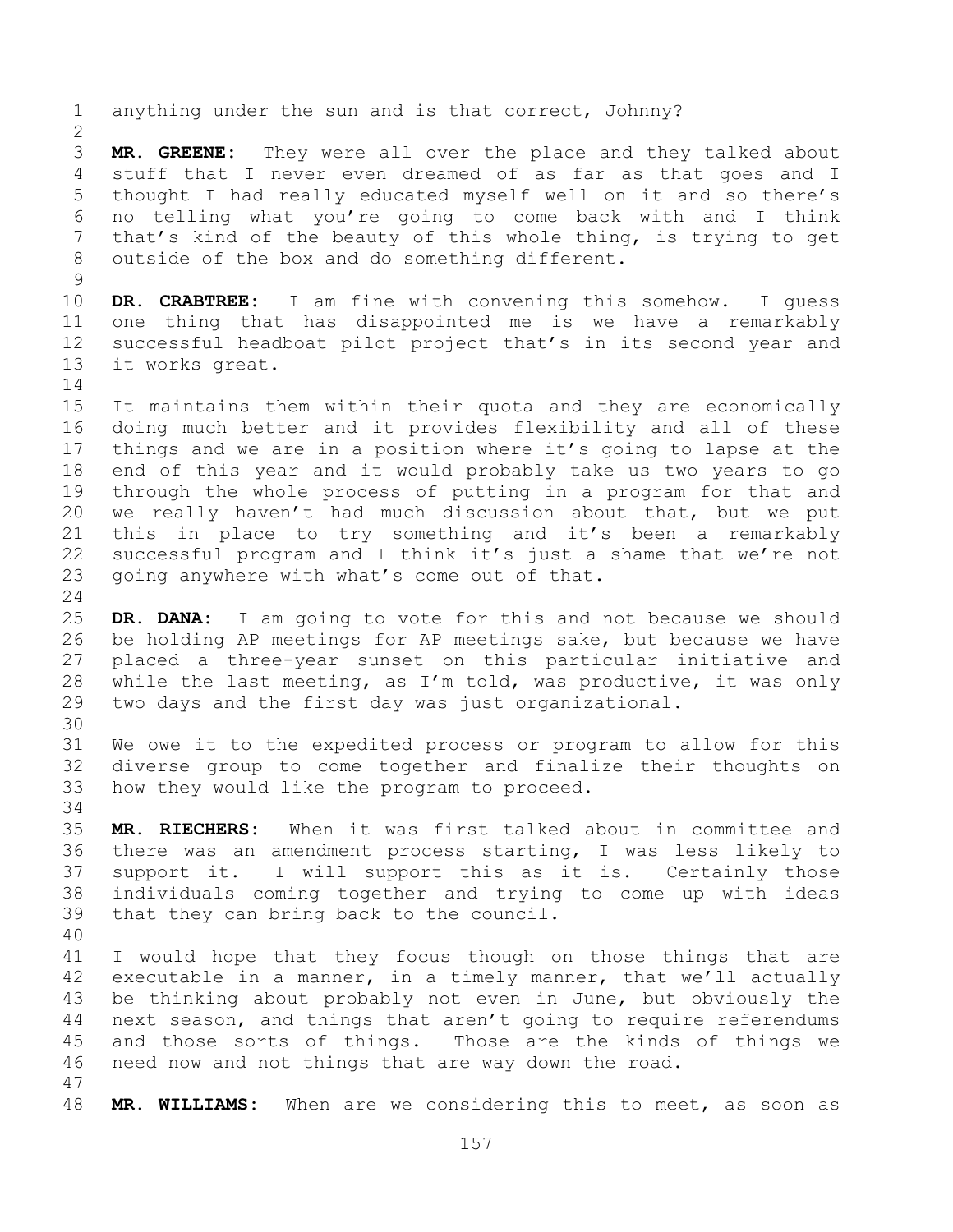anything under the sun and is that correct, Johnny?

**MR. GREENE:** They were all over the place and they talked about stuff that I never even dreamed of as far as that goes and I thought I had really educated myself well on it and so there's no telling what you're going to come back with and I think that's kind of the beauty of this whole thing, is trying to get outside of the box and do something different.

**DR. CRABTREE:** I am fine with convening this somehow. I guess one thing that has disappointed me is we have a remarkably successful headboat pilot project that's in its second year and it works great.

It maintains them within their quota and they are economically doing much better and it provides flexibility and all of these things and we are in a position where it's going to lapse at the end of this year and it would probably take us two years to go through the whole process of putting in a program for that and we really haven't had much discussion about that, but we put this in place to try something and it's been a remarkably successful program and I think it's just a shame that we're not going anywhere with what's come out of that.

**DR. DANA:** I am going to vote for this and not because we should be holding AP meetings for AP meetings sake, but because we have placed a three-year sunset on this particular initiative and while the last meeting, as I'm told, was productive, it was only two days and the first day was just organizational.

We owe it to the expedited process or program to allow for this diverse group to come together and finalize their thoughts on how they would like the program to proceed.

**MR. RIECHERS:** When it was first talked about in committee and there was an amendment process starting, I was less likely to support it. I will support this as it is. Certainly those individuals coming together and trying to come up with ideas that they can bring back to the council.

I would hope that they focus though on those things that are executable in a manner, in a timely manner, that we'll actually be thinking about probably not even in June, but obviously the next season, and things that aren't going to require referendums and those sorts of things. Those are the kinds of things we need now and not things that are way down the road.

**MR. WILLIAMS:** When are we considering this to meet, as soon as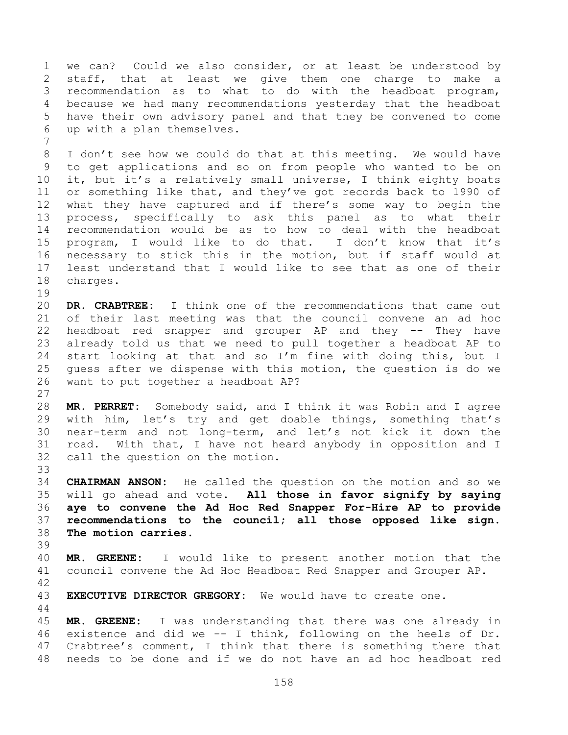we can? Could we also consider, or at least be understood by staff, that at least we give them one charge to make a recommendation as to what to do with the headboat program, because we had many recommendations yesterday that the headboat have their own advisory panel and that they be convened to come up with a plan themselves.

I don't see how we could do that at this meeting. We would have to get applications and so on from people who wanted to be on it, but it's a relatively small universe, I think eighty boats or something like that, and they've got records back to 1990 of what they have captured and if there's some way to begin the process, specifically to ask this panel as to what their recommendation would be as to how to deal with the headboat program, I would like to do that. I don't know that it's necessary to stick this in the motion, but if staff would at least understand that I would like to see that as one of their charges.

**DR. CRABTREE:** I think one of the recommendations that came out of their last meeting was that the council convene an ad hoc headboat red snapper and grouper AP and they -- They have already told us that we need to pull together a headboat AP to start looking at that and so I'm fine with doing this, but I guess after we dispense with this motion, the question is do we want to put together a headboat AP?

**MR. PERRET:** Somebody said, and I think it was Robin and I agree with him, let's try and get doable things, something that's near-term and not long-term, and let's not kick it down the road. With that, I have not heard anybody in opposition and I call the question on the motion.

**CHAIRMAN ANSON:** He called the question on the motion and so we will go ahead and vote. **All those in favor signify by saying aye to convene the Ad Hoc Red Snapper For-Hire AP to provide recommendations to the council; all those opposed like sign. The motion carries.**

**MR. GREENE:** I would like to present another motion that the council convene the Ad Hoc Headboat Red Snapper and Grouper AP.

**EXECUTIVE DIRECTOR GREGORY:** We would have to create one.

**MR. GREENE:** I was understanding that there was one already in existence and did we -- I think, following on the heels of Dr. Crabtree's comment, I think that there is something there that needs to be done and if we do not have an ad hoc headboat red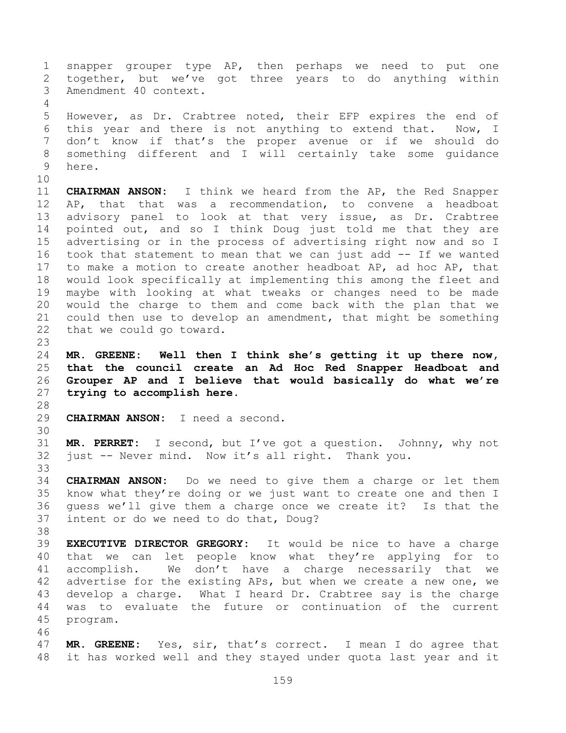snapper grouper type AP, then perhaps we need to put one together, but we've got three years to do anything within Amendment 40 context.

However, as Dr. Crabtree noted, their EFP expires the end of this year and there is not anything to extend that. Now, I don't know if that's the proper avenue or if we should do something different and I will certainly take some guidance here.

**CHAIRMAN ANSON:** I think we heard from the AP, the Red Snapper AP, that that was a recommendation, to convene a headboat advisory panel to look at that very issue, as Dr. Crabtree pointed out, and so I think Doug just told me that they are advertising or in the process of advertising right now and so I took that statement to mean that we can just add -- If we wanted to make a motion to create another headboat AP, ad hoc AP, that would look specifically at implementing this among the fleet and maybe with looking at what tweaks or changes need to be made would the charge to them and come back with the plan that we could then use to develop an amendment, that might be something that we could go toward.

**MR. GREENE: Well then I think she's getting it up there now, that the council create an Ad Hoc Red Snapper Headboat and Grouper AP and I believe that would basically do what we're trying to accomplish here.**

**CHAIRMAN ANSON:** I need a second.

**MR. PERRET:** I second, but I've got a question. Johnny, why not just -- Never mind. Now it's all right. Thank you.

**CHAIRMAN ANSON:** Do we need to give them a charge or let them know what they're doing or we just want to create one and then I guess we'll give them a charge once we create it? Is that the intent or do we need to do that, Doug?

**EXECUTIVE DIRECTOR GREGORY:** It would be nice to have a charge that we can let people know what they're applying for to accomplish. We don't have a charge necessarily that we advertise for the existing APs, but when we create a new one, we develop a charge. What I heard Dr. Crabtree say is the charge was to evaluate the future or continuation of the current program.

**MR. GREENE:** Yes, sir, that's correct. I mean I do agree that it has worked well and they stayed under quota last year and it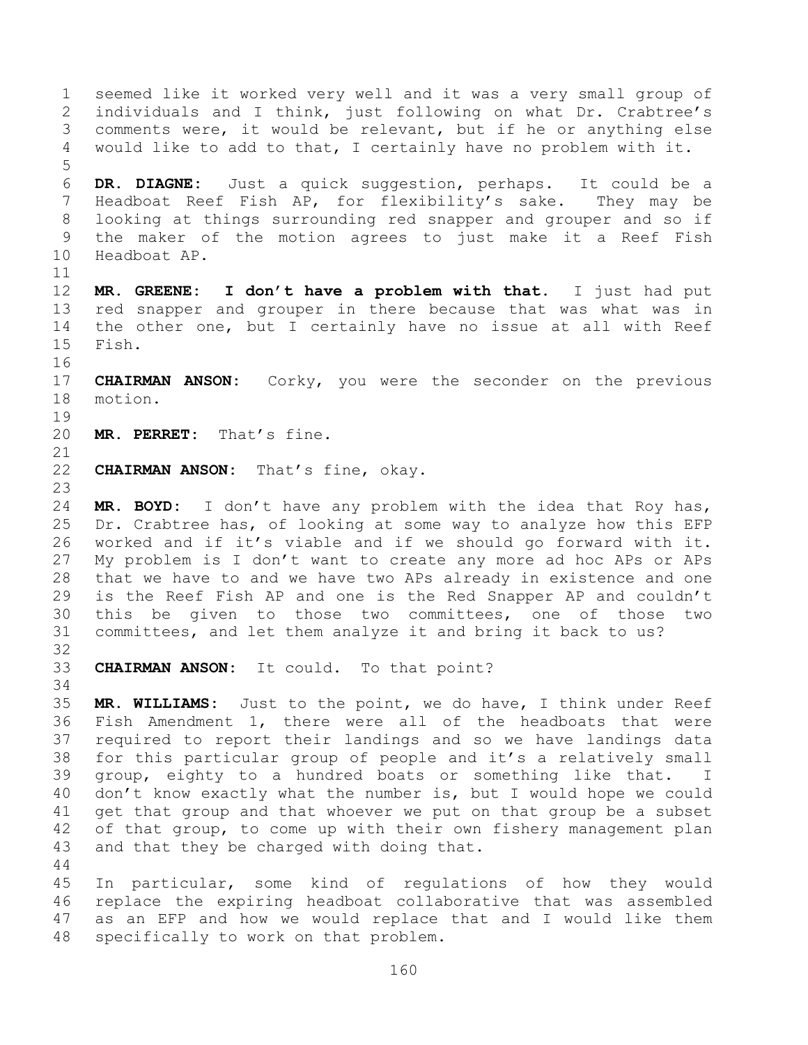seemed like it worked very well and it was a very small group of individuals and I think, just following on what Dr. Crabtree's comments were, it would be relevant, but if he or anything else would like to add to that, I certainly have no problem with it.

**DR. DIAGNE:** Just a quick suggestion, perhaps. It could be a Headboat Reef Fish AP, for flexibility's sake. They may be looking at things surrounding red snapper and grouper and so if the maker of the motion agrees to just make it a Reef Fish Headboat AP.

**MR. GREENE:** **I don't have a problem with that.** I just had put red snapper and grouper in there because that was what was in the other one, but I certainly have no issue at all with Reef Fish.

**CHAIRMAN ANSON:** Corky, you were the seconder on the previous motion.

**MR. PERRET:** That's fine.

**CHAIRMAN ANSON:** That's fine, okay.

**MR. BOYD:** I don't have any problem with the idea that Roy has, Dr. Crabtree has, of looking at some way to analyze how this EFP worked and if it's viable and if we should go forward with it. My problem is I don't want to create any more ad hoc APs or APs that we have to and we have two APs already in existence and one is the Reef Fish AP and one is the Red Snapper AP and couldn't this be given to those two committees, one of those two committees, and let them analyze it and bring it back to us?

**CHAIRMAN ANSON:** It could. To that point?

**MR. WILLIAMS:** Just to the point, we do have, I think under Reef Fish Amendment 1, there were all of the headboats that were required to report their landings and so we have landings data for this particular group of people and it's a relatively small group, eighty to a hundred boats or something like that. I don't know exactly what the number is, but I would hope we could get that group and that whoever we put on that group be a subset of that group, to come up with their own fishery management plan and that they be charged with doing that.

In particular, some kind of regulations of how they would replace the expiring headboat collaborative that was assembled as an EFP and how we would replace that and I would like them specifically to work on that problem.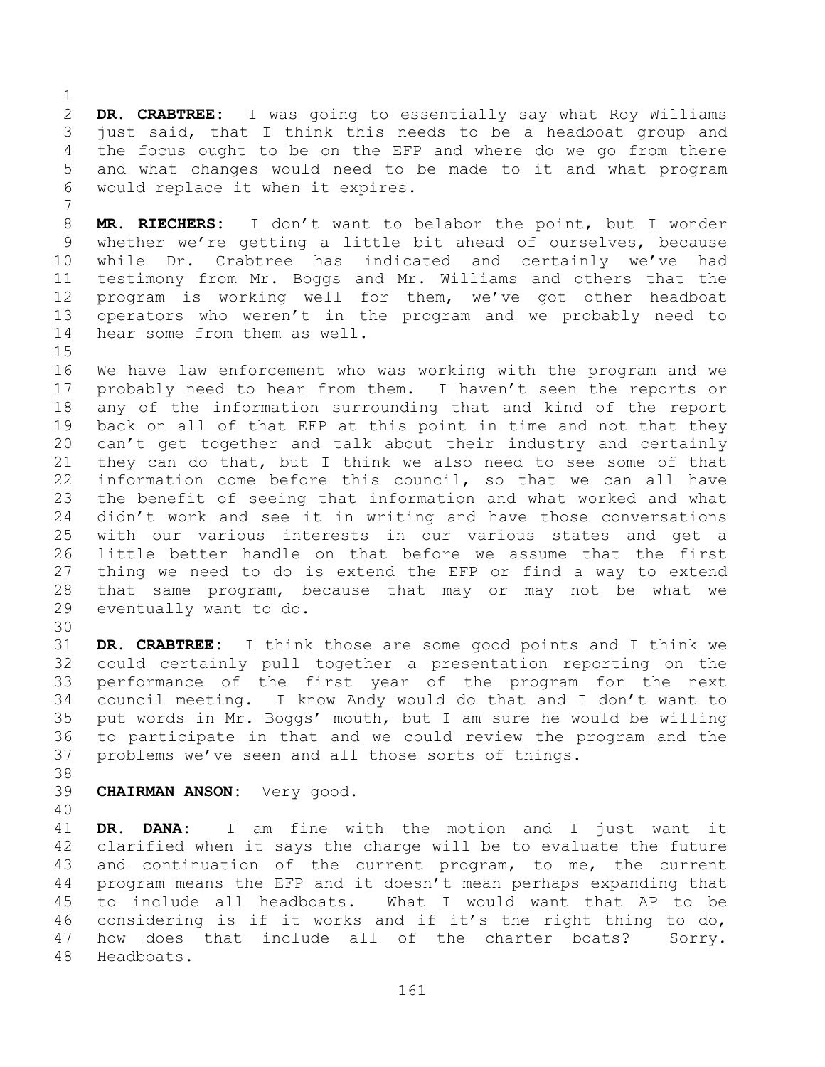**DR. CRABTREE:** I was going to essentially say what Roy Williams just said, that I think this needs to be a headboat group and the focus ought to be on the EFP and where do we go from there and what changes would need to be made to it and what program would replace it when it expires.

**MR. RIECHERS:** I don't want to belabor the point, but I wonder whether we're getting a little bit ahead of ourselves, because while Dr. Crabtree has indicated and certainly we've had testimony from Mr. Boggs and Mr. Williams and others that the program is working well for them, we've got other headboat operators who weren't in the program and we probably need to hear some from them as well.

We have law enforcement who was working with the program and we probably need to hear from them. I haven't seen the reports or any of the information surrounding that and kind of the report back on all of that EFP at this point in time and not that they can't get together and talk about their industry and certainly they can do that, but I think we also need to see some of that information come before this council, so that we can all have the benefit of seeing that information and what worked and what didn't work and see it in writing and have those conversations with our various interests in our various states and get a little better handle on that before we assume that the first thing we need to do is extend the EFP or find a way to extend that same program, because that may or may not be what we eventually want to do.

**DR. CRABTREE:** I think those are some good points and I think we could certainly pull together a presentation reporting on the performance of the first year of the program for the next council meeting. I know Andy would do that and I don't want to put words in Mr. Boggs' mouth, but I am sure he would be willing to participate in that and we could review the program and the problems we've seen and all those sorts of things.

**CHAIRMAN ANSON:** Very good.

**DR. DANA:** I am fine with the motion and I just want it clarified when it says the charge will be to evaluate the future and continuation of the current program, to me, the current program means the EFP and it doesn't mean perhaps expanding that to include all headboats. What I would want that AP to be considering is if it works and if it's the right thing to do, how does that include all of the charter boats? Sorry. Headboats.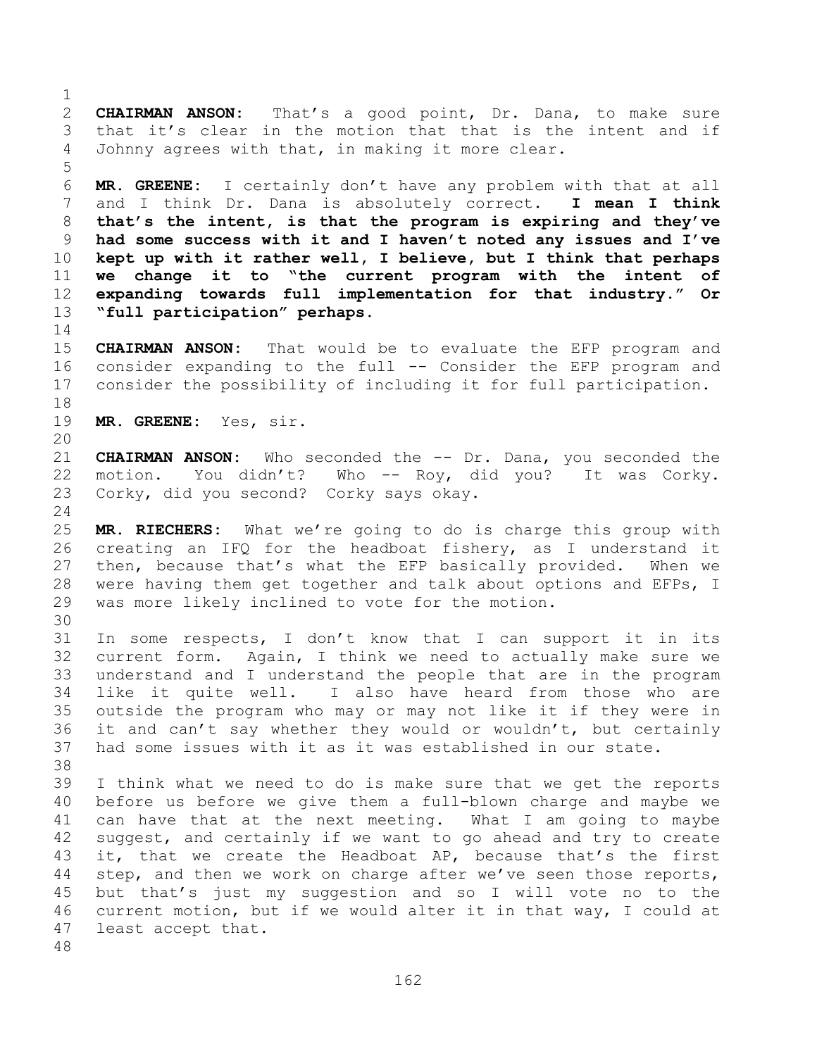**CHAIRMAN ANSON:** That's a good point, Dr. Dana, to make sure that it's clear in the motion that that is the intent and if Johnny agrees with that, in making it more clear.

**MR. GREENE:** I certainly don't have any problem with that at all and I think Dr. Dana is absolutely correct. **I mean I think that's the intent, is that the program is expiring and they've had some success with it and I haven't noted any issues and I've kept up with it rather well, I believe, but I think that perhaps we change it to "the current program with the intent of expanding towards full implementation for that industry." Or "full participation" perhaps.**

**CHAIRMAN ANSON:** That would be to evaluate the EFP program and consider expanding to the full -- Consider the EFP program and consider the possibility of including it for full participation.

**MR. GREENE:** Yes, sir.

**CHAIRMAN ANSON:** Who seconded the -- Dr. Dana, you seconded the motion. You didn't? Who -- Roy, did you? It was Corky. Corky, did you second? Corky says okay.

**MR. RIECHERS:** What we're going to do is charge this group with creating an IFQ for the headboat fishery, as I understand it then, because that's what the EFP basically provided. When we were having them get together and talk about options and EFPs, I was more likely inclined to vote for the motion.

In some respects, I don't know that I can support it in its current form. Again, I think we need to actually make sure we understand and I understand the people that are in the program like it quite well. I also have heard from those who are outside the program who may or may not like it if they were in it and can't say whether they would or wouldn't, but certainly had some issues with it as it was established in our state.

I think what we need to do is make sure that we get the reports before us before we give them a full-blown charge and maybe we can have that at the next meeting. What I am going to maybe suggest, and certainly if we want to go ahead and try to create it, that we create the Headboat AP, because that's the first step, and then we work on charge after we've seen those reports, but that's just my suggestion and so I will vote no to the current motion, but if we would alter it in that way, I could at least accept that.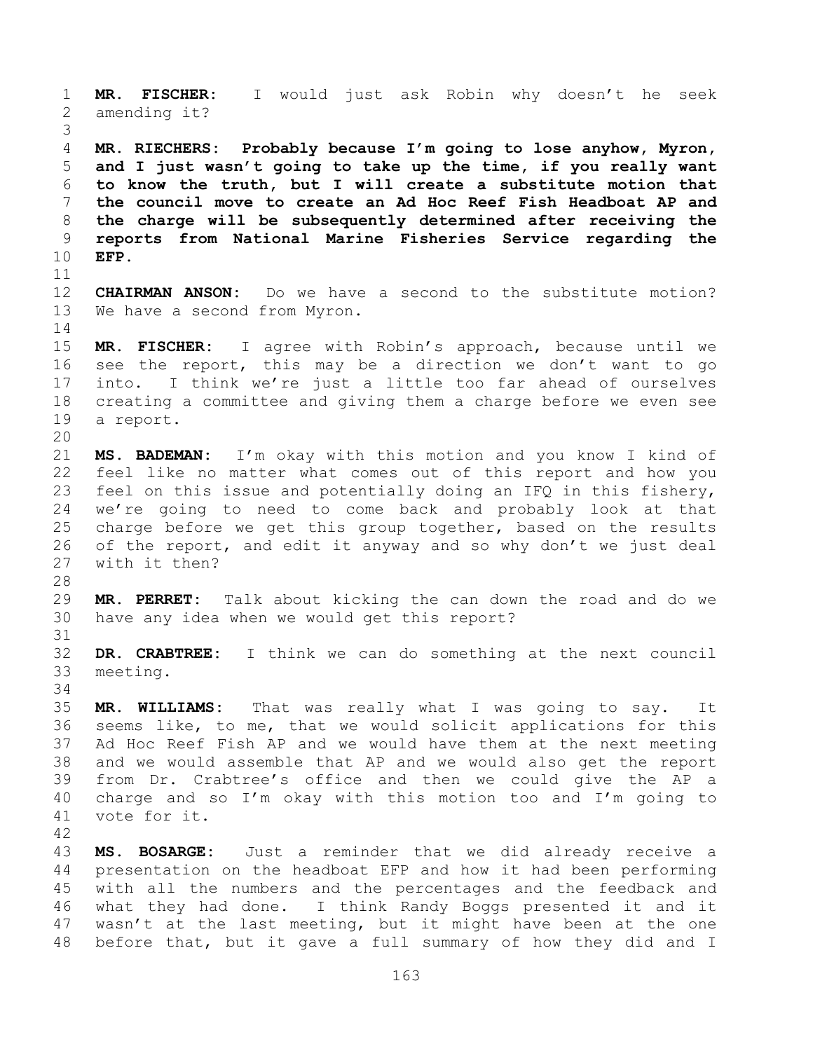**MR. FISCHER:** I would just ask Robin why doesn't he seek amending it?

**MR. RIECHERS: Probably because I'm going to lose anyhow, Myron, and I just wasn't going to take up the time, if you really want to know the truth, but I will create a substitute motion that the council move to create an Ad Hoc Reef Fish Headboat AP and the charge will be subsequently determined after receiving the reports from National Marine Fisheries Service regarding the EFP.**

**CHAIRMAN ANSON:** Do we have a second to the substitute motion? We have a second from Myron.

**MR. FISCHER:** I agree with Robin's approach, because until we see the report, this may be a direction we don't want to go into. I think we're just a little too far ahead of ourselves creating a committee and giving them a charge before we even see a report.

**MS. BADEMAN:** I'm okay with this motion and you know I kind of feel like no matter what comes out of this report and how you feel on this issue and potentially doing an IFQ in this fishery, we're going to need to come back and probably look at that charge before we get this group together, based on the results of the report, and edit it anyway and so why don't we just deal with it then?

**MR. PERRET:** Talk about kicking the can down the road and do we have any idea when we would get this report?

**DR. CRABTREE:** I think we can do something at the next council meeting.

**MR. WILLIAMS:** That was really what I was going to say. It seems like, to me, that we would solicit applications for this Ad Hoc Reef Fish AP and we would have them at the next meeting and we would assemble that AP and we would also get the report from Dr. Crabtree's office and then we could give the AP a charge and so I'm okay with this motion too and I'm going to vote for it.

**MS. BOSARGE:** Just a reminder that we did already receive a presentation on the headboat EFP and how it had been performing with all the numbers and the percentages and the feedback and what they had done. I think Randy Boggs presented it and it wasn't at the last meeting, but it might have been at the one before that, but it gave a full summary of how they did and I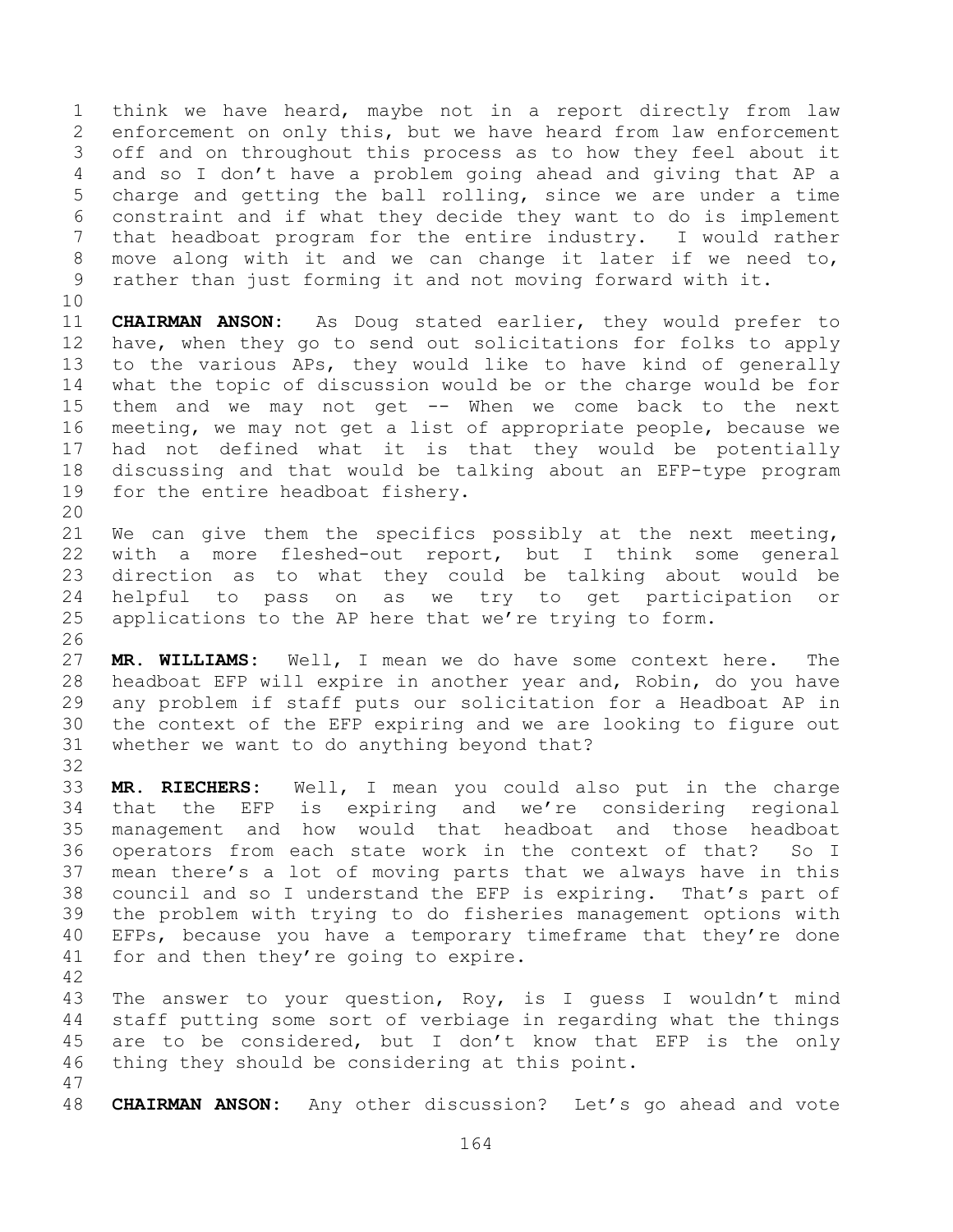think we have heard, maybe not in a report directly from law enforcement on only this, but we have heard from law enforcement off and on throughout this process as to how they feel about it and so I don't have a problem going ahead and giving that AP a charge and getting the ball rolling, since we are under a time constraint and if what they decide they want to do is implement that headboat program for the entire industry. I would rather move along with it and we can change it later if we need to, rather than just forming it and not moving forward with it.

**CHAIRMAN ANSON:** As Doug stated earlier, they would prefer to have, when they go to send out solicitations for folks to apply to the various APs, they would like to have kind of generally what the topic of discussion would be or the charge would be for them and we may not get -- When we come back to the next meeting, we may not get a list of appropriate people, because we had not defined what it is that they would be potentially discussing and that would be talking about an EFP-type program for the entire headboat fishery.

We can give them the specifics possibly at the next meeting, with a more fleshed-out report, but I think some general direction as to what they could be talking about would be helpful to pass on as we try to get participation or applications to the AP here that we're trying to form.

**MR. WILLIAMS:** Well, I mean we do have some context here. The headboat EFP will expire in another year and, Robin, do you have any problem if staff puts our solicitation for a Headboat AP in the context of the EFP expiring and we are looking to figure out whether we want to do anything beyond that?

**MR. RIECHERS:** Well, I mean you could also put in the charge that the EFP is expiring and we're considering regional management and how would that headboat and those headboat operators from each state work in the context of that? So I mean there's a lot of moving parts that we always have in this council and so I understand the EFP is expiring. That's part of the problem with trying to do fisheries management options with EFPs, because you have a temporary timeframe that they're done for and then they're going to expire.

The answer to your question, Roy, is I guess I wouldn't mind staff putting some sort of verbiage in regarding what the things are to be considered, but I don't know that EFP is the only thing they should be considering at this point.

**CHAIRMAN ANSON:** Any other discussion? Let's go ahead and vote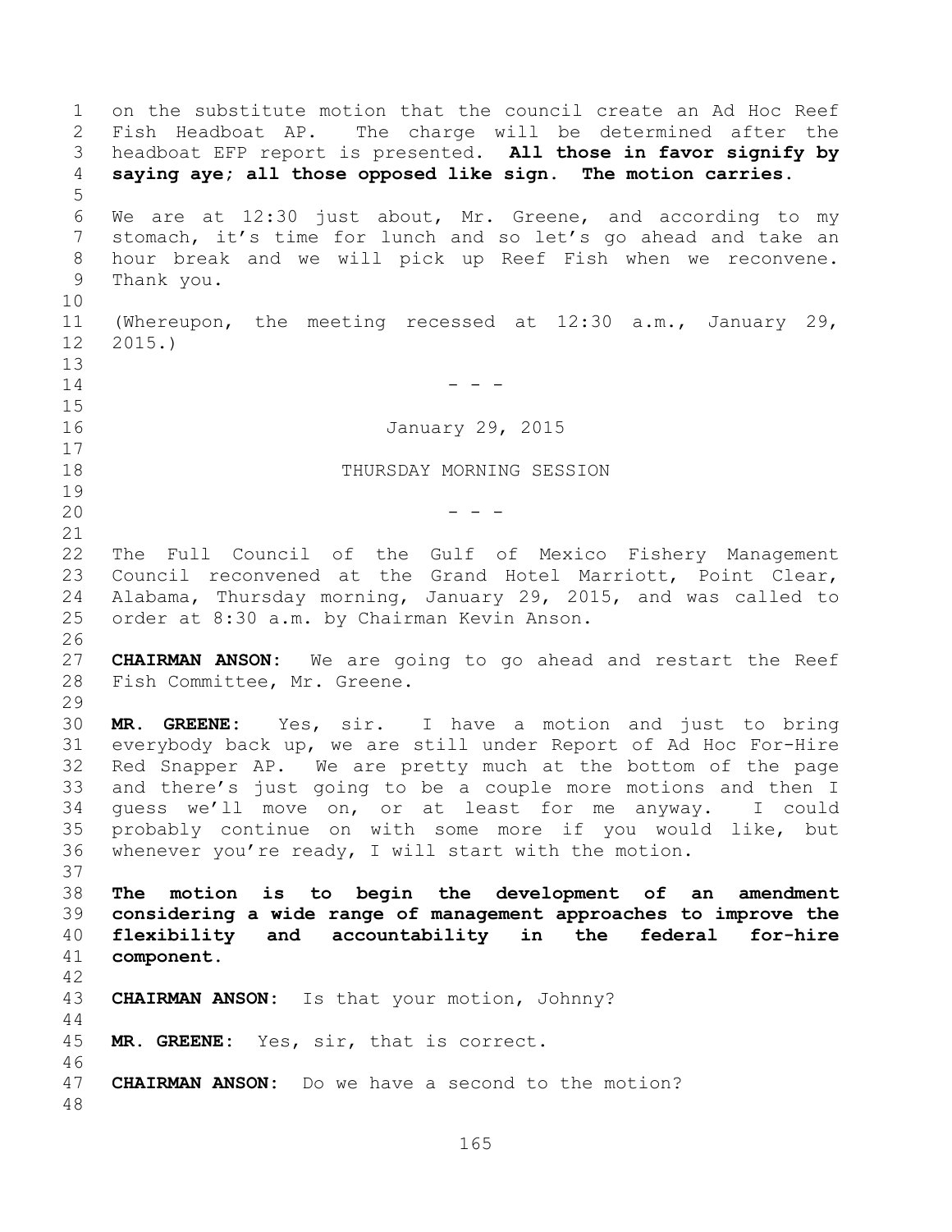on the substitute motion that the council create an Ad Hoc Reef Fish Headboat AP. The charge will be determined after the headboat EFP report is presented. **All those in favor signify by saying aye; all those opposed like sign. The motion carries.**

We are at 12:30 just about, Mr. Greene, and according to my stomach, it's time for lunch and so let's go ahead and take an hour break and we will pick up Reef Fish when we reconvene. Thank you.

(Whereupon, the meeting recessed at 12:30 a.m., January 29, 2015.)

- - -

January 29, 2015

THURSDAY MORNING SESSION

- - -

The Full Council of the Gulf of Mexico Fishery Management Council reconvened at the Grand Hotel Marriott, Point Clear, Alabama, Thursday morning, January 29, 2015, and was called to order at 8:30 a.m. by Chairman Kevin Anson.

**CHAIRMAN ANSON:** We are going to go ahead and restart the Reef Fish Committee, Mr. Greene.

**MR. GREENE:** Yes, sir. I have a motion and just to bring everybody back up, we are still under Report of Ad Hoc For-Hire Red Snapper AP. We are pretty much at the bottom of the page and there's just going to be a couple more motions and then I guess we'll move on, or at least for me anyway. I could probably continue on with some more if you would like, but whenever you're ready, I will start with the motion.

**The motion is to begin the development of an amendment considering a wide range of management approaches to improve the flexibility and accountability in the federal for-hire component.**

**CHAIRMAN ANSON:** Is that your motion, Johnny?

**MR. GREENE:** Yes, sir, that is correct.

**CHAIRMAN ANSON:** Do we have a second to the motion?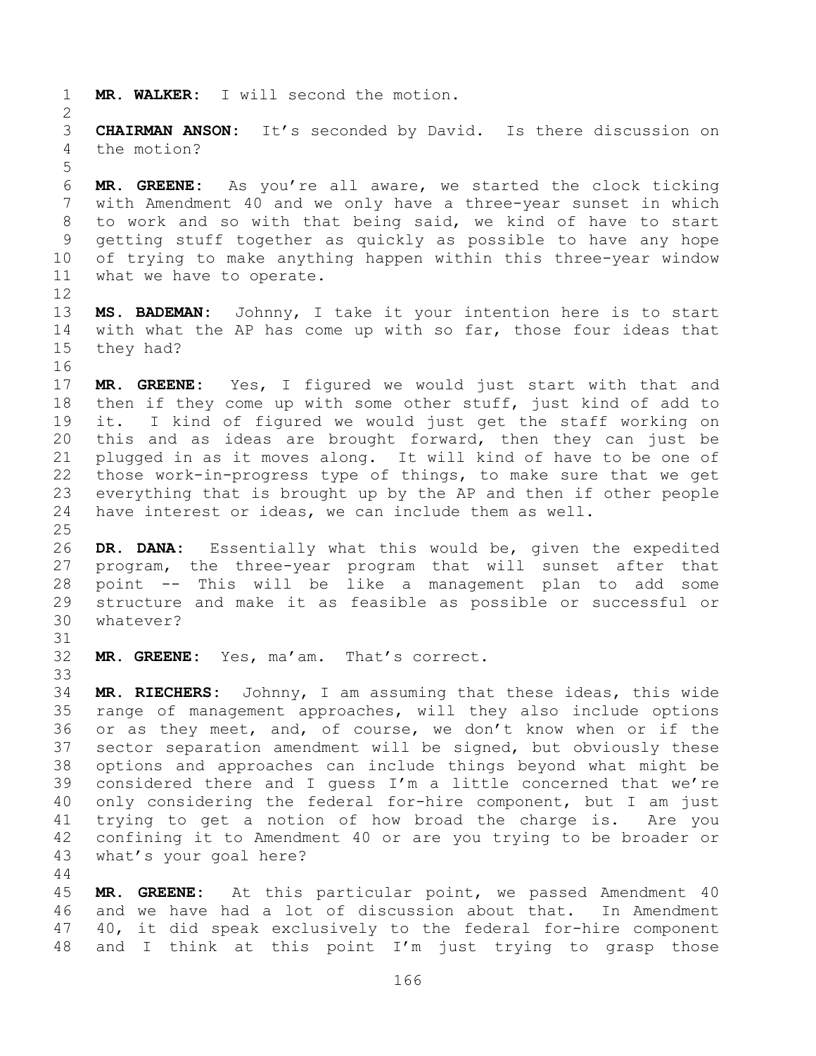**MR. WALKER:** I will second the motion.

**CHAIRMAN ANSON:** It's seconded by David. Is there discussion on the motion?

**MR. GREENE:** As you're all aware, we started the clock ticking with Amendment 40 and we only have a three-year sunset in which to work and so with that being said, we kind of have to start getting stuff together as quickly as possible to have any hope of trying to make anything happen within this three-year window what we have to operate.

**MS. BADEMAN:** Johnny, I take it your intention here is to start with what the AP has come up with so far, those four ideas that they had?

**MR. GREENE:** Yes, I figured we would just start with that and then if they come up with some other stuff, just kind of add to it. I kind of figured we would just get the staff working on this and as ideas are brought forward, then they can just be plugged in as it moves along. It will kind of have to be one of those work-in-progress type of things, to make sure that we get everything that is brought up by the AP and then if other people have interest or ideas, we can include them as well.

**DR. DANA:** Essentially what this would be, given the expedited program, the three-year program that will sunset after that point -- This will be like a management plan to add some structure and make it as feasible as possible or successful or whatever?

**MR. GREENE:** Yes, ma'am. That's correct.

**MR. RIECHERS:** Johnny, I am assuming that these ideas, this wide range of management approaches, will they also include options or as they meet, and, of course, we don't know when or if the sector separation amendment will be signed, but obviously these options and approaches can include things beyond what might be considered there and I guess I'm a little concerned that we're only considering the federal for-hire component, but I am just trying to get a notion of how broad the charge is. Are you confining it to Amendment 40 or are you trying to be broader or what's your goal here?

**MR. GREENE:** At this particular point, we passed Amendment 40 and we have had a lot of discussion about that. In Amendment 40, it did speak exclusively to the federal for-hire component and I think at this point I'm just trying to grasp those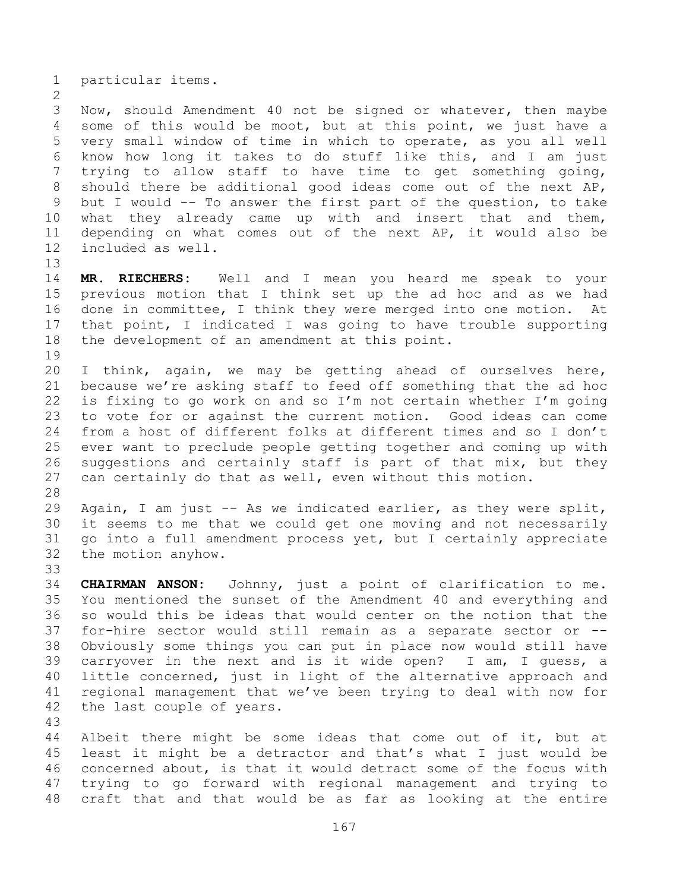particular items.

Now, should Amendment 40 not be signed or whatever, then maybe some of this would be moot, but at this point, we just have a very small window of time in which to operate, as you all well know how long it takes to do stuff like this, and I am just trying to allow staff to have time to get something going, should there be additional good ideas come out of the next AP, but I would -- To answer the first part of the question, to take what they already came up with and insert that and them, depending on what comes out of the next AP, it would also be included as well.

**MR. RIECHERS:** Well and I mean you heard me speak to your previous motion that I think set up the ad hoc and as we had done in committee, I think they were merged into one motion. At that point, I indicated I was going to have trouble supporting the development of an amendment at this point.

I think, again, we may be getting ahead of ourselves here, because we're asking staff to feed off something that the ad hoc is fixing to go work on and so I'm not certain whether I'm going to vote for or against the current motion. Good ideas can come from a host of different folks at different times and so I don't ever want to preclude people getting together and coming up with suggestions and certainly staff is part of that mix, but they can certainly do that as well, even without this motion.

Again, I am just -- As we indicated earlier, as they were split, it seems to me that we could get one moving and not necessarily go into a full amendment process yet, but I certainly appreciate the motion anyhow.

**CHAIRMAN ANSON:** Johnny, just a point of clarification to me. You mentioned the sunset of the Amendment 40 and everything and so would this be ideas that would center on the notion that the for-hire sector would still remain as a separate sector or -- Obviously some things you can put in place now would still have carryover in the next and is it wide open? I am, I guess, a little concerned, just in light of the alternative approach and regional management that we've been trying to deal with now for the last couple of years.

Albeit there might be some ideas that come out of it, but at least it might be a detractor and that's what I just would be concerned about, is that it would detract some of the focus with trying to go forward with regional management and trying to craft that and that would be as far as looking at the entire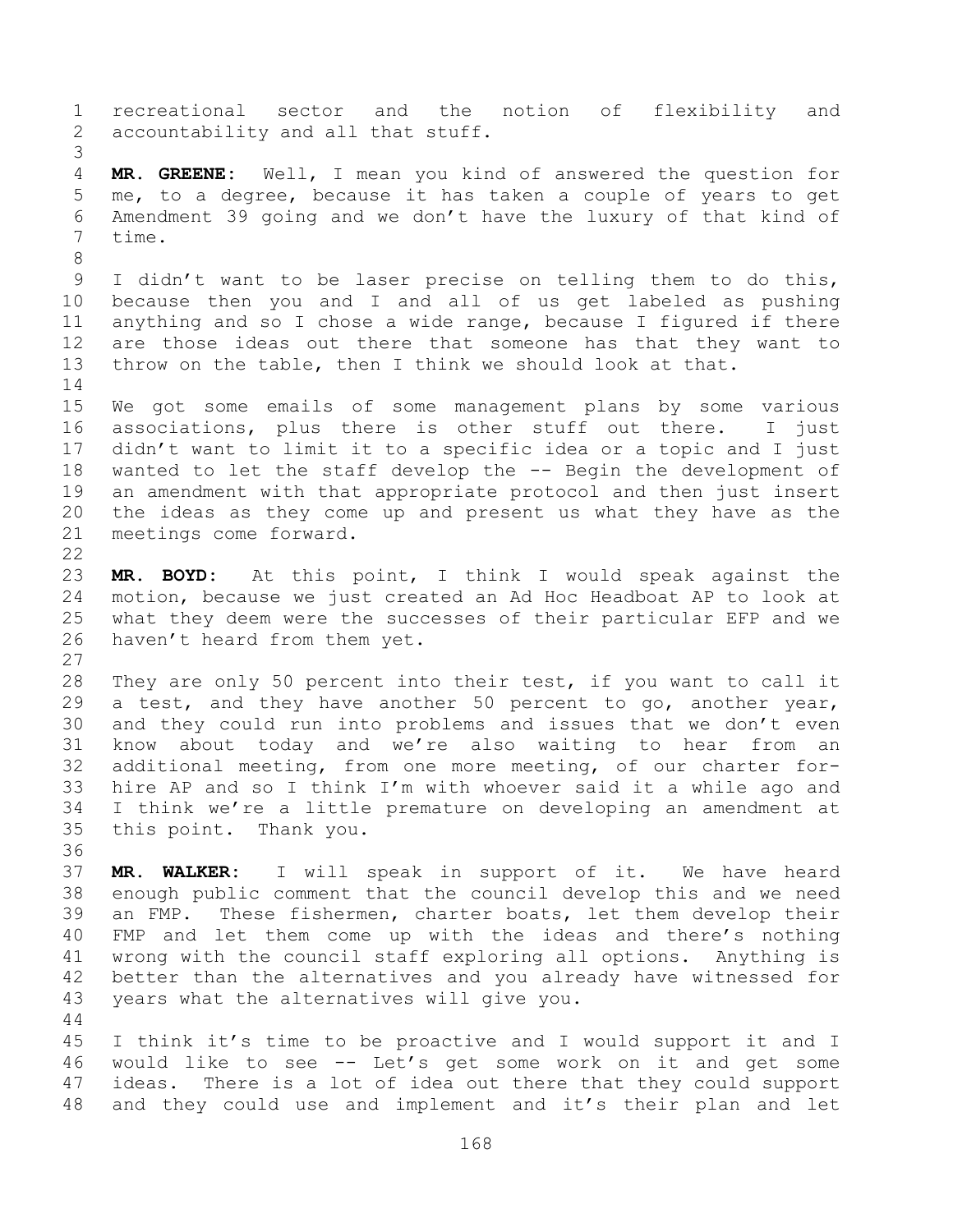recreational sector and the notion of flexibility and accountability and all that stuff.

**MR. GREENE:** Well, I mean you kind of answered the question for me, to a degree, because it has taken a couple of years to get Amendment 39 going and we don't have the luxury of that kind of time.

I didn't want to be laser precise on telling them to do this, because then you and I and all of us get labeled as pushing anything and so I chose a wide range, because I figured if there are those ideas out there that someone has that they want to throw on the table, then I think we should look at that.

We got some emails of some management plans by some various associations, plus there is other stuff out there. I just didn't want to limit it to a specific idea or a topic and I just wanted to let the staff develop the -- Begin the development of an amendment with that appropriate protocol and then just insert the ideas as they come up and present us what they have as the meetings come forward.

**MR. BOYD:** At this point, I think I would speak against the motion, because we just created an Ad Hoc Headboat AP to look at what they deem were the successes of their particular EFP and we haven't heard from them yet.

They are only 50 percent into their test, if you want to call it a test, and they have another 50 percent to go, another year, and they could run into problems and issues that we don't even know about today and we're also waiting to hear from an additional meeting, from one more meeting, of our charter for-hire AP and so I think I'm with whoever said it a while ago and I think we're a little premature on developing an amendment at this point. Thank you.

**MR. WALKER:** I will speak in support of it. We have heard enough public comment that the council develop this and we need an FMP. These fishermen, charter boats, let them develop their FMP and let them come up with the ideas and there's nothing wrong with the council staff exploring all options. Anything is better than the alternatives and you already have witnessed for years what the alternatives will give you.

I think it's time to be proactive and I would support it and I would like to see -- Let's get some work on it and get some ideas. There is a lot of idea out there that they could support and they could use and implement and it's their plan and let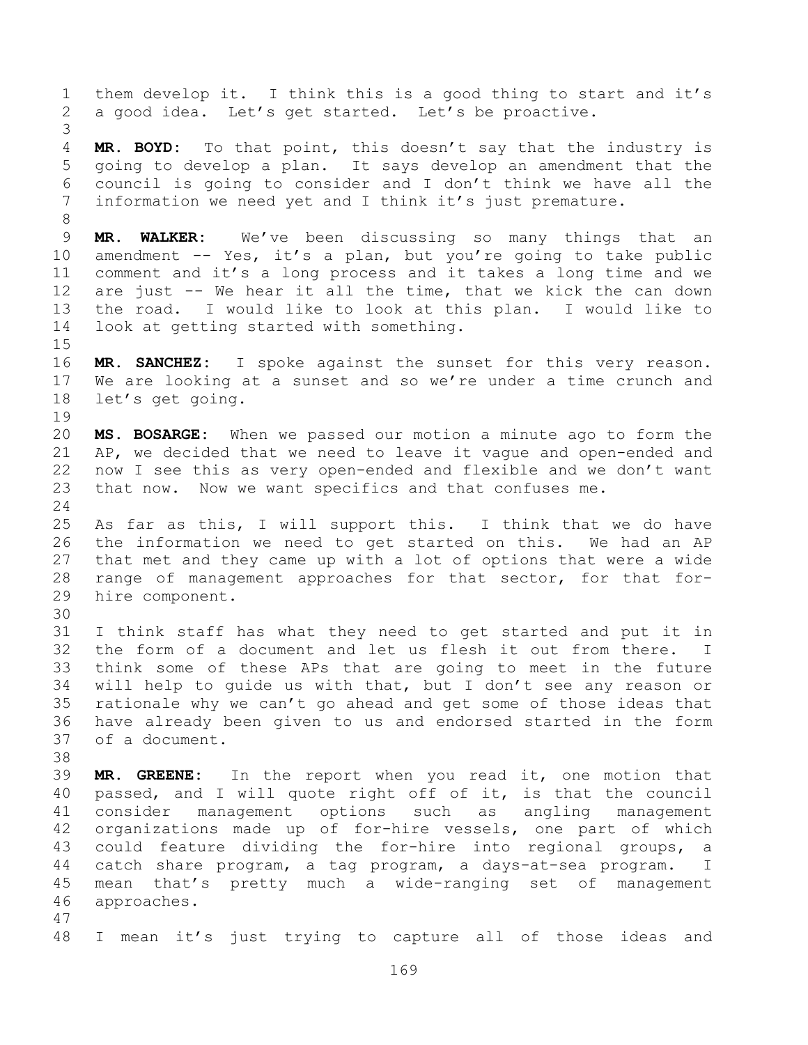them develop it. I think this is a good thing to start and it's a good idea. Let's get started. Let's be proactive.

**MR. BOYD:** To that point, this doesn't say that the industry is going to develop a plan. It says develop an amendment that the council is going to consider and I don't think we have all the information we need yet and I think it's just premature.

**MR. WALKER:** We've been discussing so many things that an amendment -- Yes, it's a plan, but you're going to take public comment and it's a long process and it takes a long time and we are just -- We hear it all the time, that we kick the can down the road. I would like to look at this plan. I would like to look at getting started with something.

**MR. SANCHEZ:** I spoke against the sunset for this very reason. We are looking at a sunset and so we're under a time crunch and let's get going.

**MS. BOSARGE:** When we passed our motion a minute ago to form the AP, we decided that we need to leave it vague and open-ended and now I see this as very open-ended and flexible and we don't want that now. Now we want specifics and that confuses me.

As far as this, I will support this. I think that we do have the information we need to get started on this. We had an AP that met and they came up with a lot of options that were a wide range of management approaches for that sector, for that for-hire component.

I think staff has what they need to get started and put it in the form of a document and let us flesh it out from there. I think some of these APs that are going to meet in the future will help to guide us with that, but I don't see any reason or rationale why we can't go ahead and get some of those ideas that have already been given to us and endorsed started in the form of a document.

**MR. GREENE:** In the report when you read it, one motion that passed, and I will quote right off of it, is that the council consider management options such as angling management organizations made up of for-hire vessels, one part of which could feature dividing the for-hire into regional groups, a catch share program, a tag program, a days-at-sea program. I mean that's pretty much a wide-ranging set of management approaches.

I mean it's just trying to capture all of those ideas and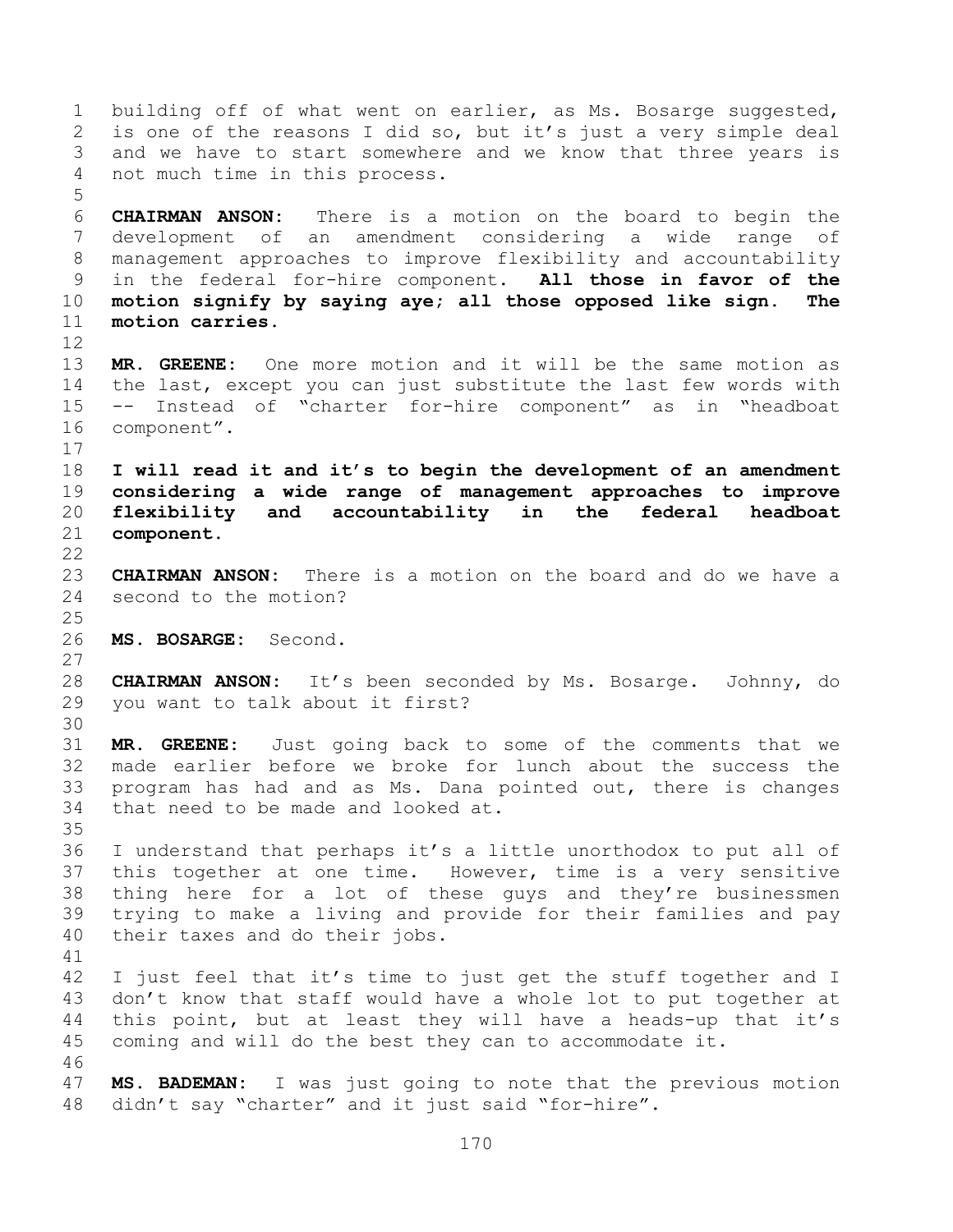building off of what went on earlier, as Ms. Bosarge suggested, is one of the reasons I did so, but it's just a very simple deal and we have to start somewhere and we know that three years is not much time in this process.

**CHAIRMAN ANSON:** There is a motion on the board to begin the development of an amendment considering a wide range of management approaches to improve flexibility and accountability in the federal for-hire component. **All those in favor of the motion signify by saying aye; all those opposed like sign. The motion carries.**

**MR. GREENE:** One more motion and it will be the same motion as the last, except you can just substitute the last few words with -- Instead of "charter for-hire component" as in "headboat component".

**I will read it and it's to begin the development of an amendment considering a wide range of management approaches to improve flexibility and accountability in the federal headboat component.**

**CHAIRMAN ANSON:** There is a motion on the board and do we have a second to the motion?

**MS. BOSARGE:** Second.

**CHAIRMAN ANSON:** It's been seconded by Ms. Bosarge. Johnny, do you want to talk about it first?

**MR. GREENE:** Just going back to some of the comments that we made earlier before we broke for lunch about the success the program has had and as Ms. Dana pointed out, there is changes that need to be made and looked at.

I understand that perhaps it's a little unorthodox to put all of this together at one time. However, time is a very sensitive thing here for a lot of these guys and they're businessmen trying to make a living and provide for their families and pay their taxes and do their jobs.

I just feel that it's time to just get the stuff together and I don't know that staff would have a whole lot to put together at this point, but at least they will have a heads-up that it's coming and will do the best they can to accommodate it.

**MS. BADEMAN:** I was just going to note that the previous motion didn't say "charter" and it just said "for-hire".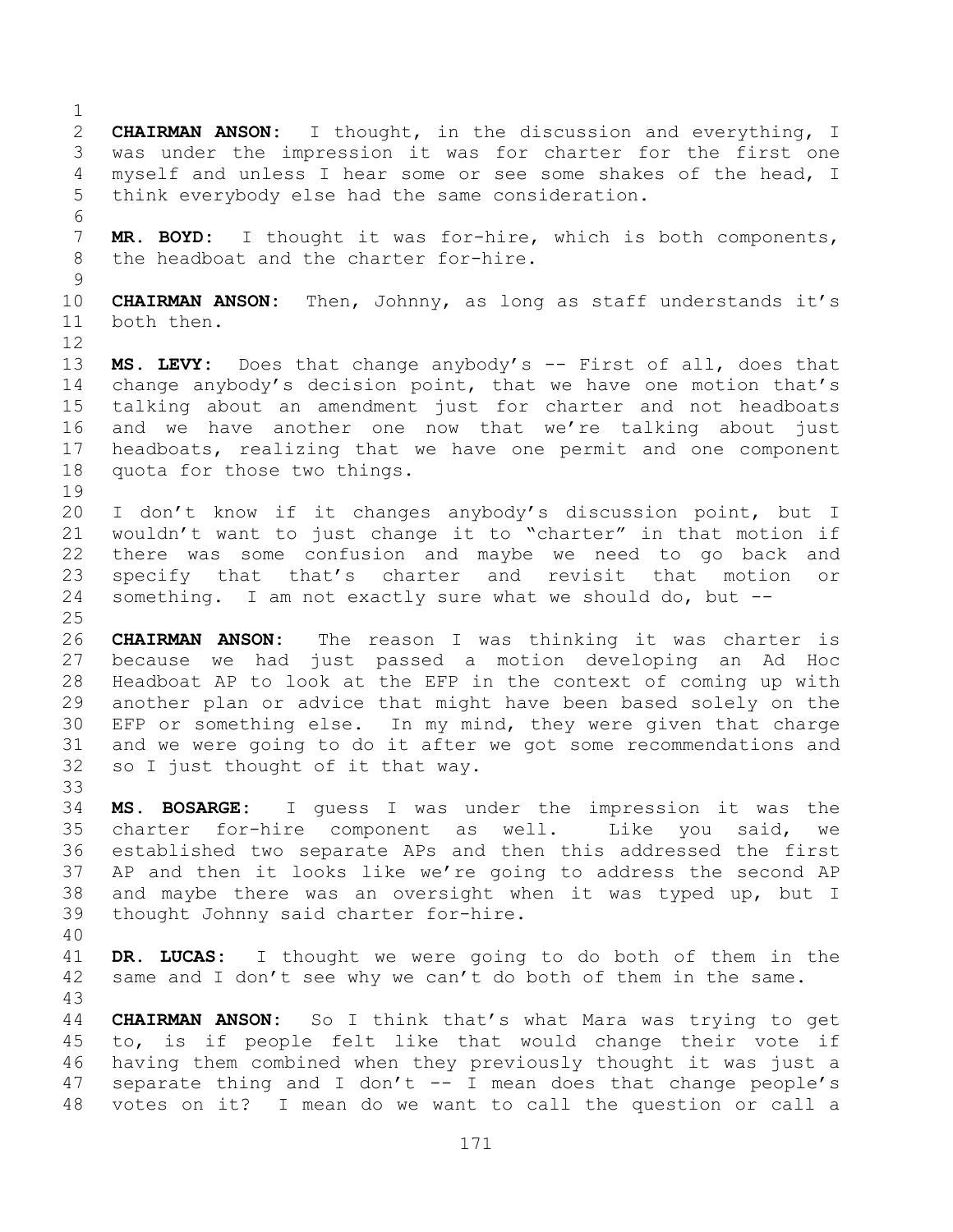**CHAIRMAN ANSON:** I thought, in the discussion and everything, I was under the impression it was for charter for the first one myself and unless I hear some or see some shakes of the head, I think everybody else had the same consideration.

**MR. BOYD:** I thought it was for-hire, which is both components, the headboat and the charter for-hire.

**CHAIRMAN ANSON:** Then, Johnny, as long as staff understands it's both then.

**MS. LEVY:** Does that change anybody's -- First of all, does that change anybody's decision point, that we have one motion that's talking about an amendment just for charter and not headboats and we have another one now that we're talking about just headboats, realizing that we have one permit and one component quota for those two things.

I don't know if it changes anybody's discussion point, but I wouldn't want to just change it to "charter" in that motion if there was some confusion and maybe we need to go back and specify that that's charter and revisit that motion or something. I am not exactly sure what we should do, but --

**CHAIRMAN ANSON:** The reason I was thinking it was charter is because we had just passed a motion developing an Ad Hoc Headboat AP to look at the EFP in the context of coming up with another plan or advice that might have been based solely on the EFP or something else. In my mind, they were given that charge and we were going to do it after we got some recommendations and so I just thought of it that way.

**MS. BOSARGE:** I guess I was under the impression it was the charter for-hire component as well. Like you said, we established two separate APs and then this addressed the first AP and then it looks like we're going to address the second AP and maybe there was an oversight when it was typed up, but I thought Johnny said charter for-hire.

**DR. LUCAS:** I thought we were going to do both of them in the same and I don't see why we can't do both of them in the same.

**CHAIRMAN ANSON:** So I think that's what Mara was trying to get to, is if people felt like that would change their vote if having them combined when they previously thought it was just a separate thing and I don't -- I mean does that change people's votes on it? I mean do we want to call the question or call a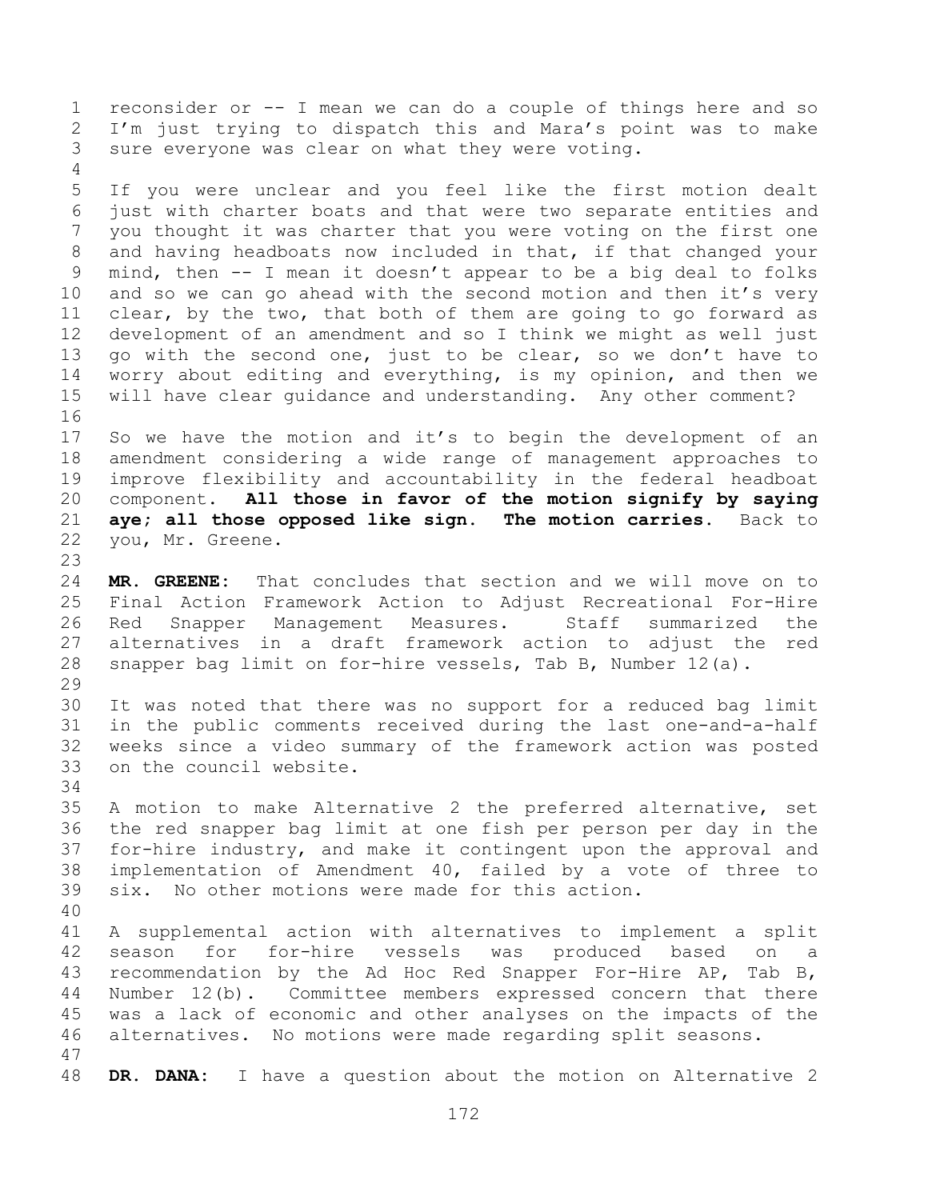reconsider or -- I mean we can do a couple of things here and so I'm just trying to dispatch this and Mara's point was to make sure everyone was clear on what they were voting.

If you were unclear and you feel like the first motion dealt just with charter boats and that were two separate entities and you thought it was charter that you were voting on the first one and having headboats now included in that, if that changed your mind, then -- I mean it doesn't appear to be a big deal to folks and so we can go ahead with the second motion and then it's very clear, by the two, that both of them are going to go forward as development of an amendment and so I think we might as well just go with the second one, just to be clear, so we don't have to worry about editing and everything, is my opinion, and then we will have clear guidance and understanding. Any other comment?

So we have the motion and it's to begin the development of an amendment considering a wide range of management approaches to improve flexibility and accountability in the federal headboat component. **All those in favor of the motion signify by saying aye; all those opposed like sign. The motion carries.** Back to you, Mr. Greene.

**MR. GREENE:** That concludes that section and we will move on to Final Action Framework Action to Adjust Recreational For-Hire Red Snapper Management Measures. Staff summarized the alternatives in a draft framework action to adjust the red snapper bag limit on for-hire vessels, Tab B, Number 12(a).

It was noted that there was no support for a reduced bag limit in the public comments received during the last one-and-a-half weeks since a video summary of the framework action was posted on the council website.

A motion to make Alternative 2 the preferred alternative, set the red snapper bag limit at one fish per person per day in the for-hire industry, and make it contingent upon the approval and implementation of Amendment 40, failed by a vote of three to six. No other motions were made for this action.

A supplemental action with alternatives to implement a split season for for-hire vessels was produced based on a recommendation by the Ad Hoc Red Snapper For-Hire AP, Tab B, Number 12(b). Committee members expressed concern that there was a lack of economic and other analyses on the impacts of the alternatives. No motions were made regarding split seasons.

**DR. DANA:** I have a question about the motion on Alternative 2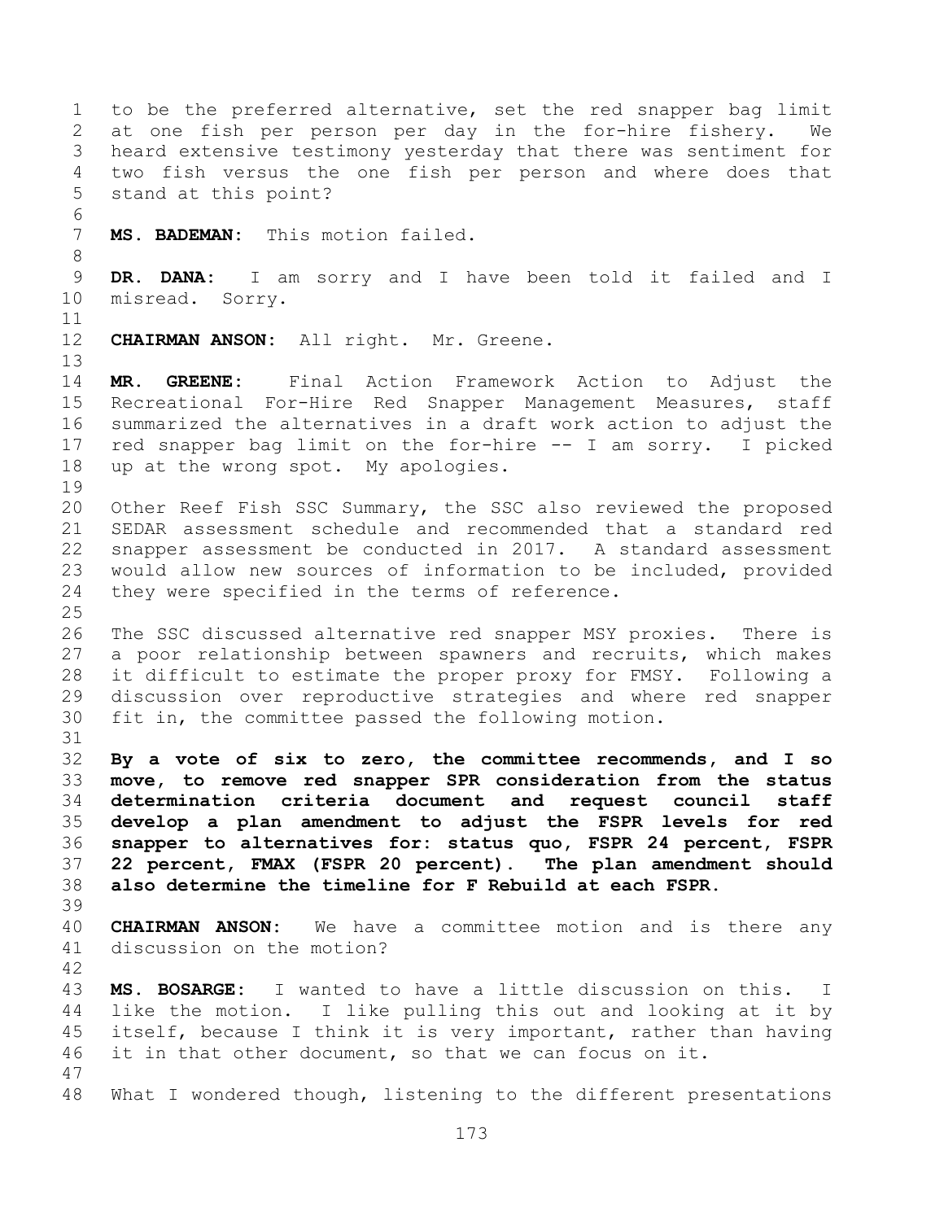to be the preferred alternative, set the red snapper bag limit at one fish per person per day in the for-hire fishery. We heard extensive testimony yesterday that there was sentiment for two fish versus the one fish per person and where does that stand at this point?

**MS. BADEMAN:** This motion failed.

**DR. DANA:** I am sorry and I have been told it failed and I misread. Sorry.

**CHAIRMAN ANSON:** All right. Mr. Greene.

**MR. GREENE:** Final Action Framework Action to Adjust the Recreational For-Hire Red Snapper Management Measures, staff summarized the alternatives in a draft work action to adjust the red snapper bag limit on the for-hire -- I am sorry. I picked up at the wrong spot. My apologies.

Other Reef Fish SSC Summary, the SSC also reviewed the proposed SEDAR assessment schedule and recommended that a standard red snapper assessment be conducted in 2017. A standard assessment would allow new sources of information to be included, provided they were specified in the terms of reference.

The SSC discussed alternative red snapper MSY proxies. There is a poor relationship between spawners and recruits, which makes it difficult to estimate the proper proxy for FMSY. Following a discussion over reproductive strategies and where red snapper fit in, the committee passed the following motion.

**By a vote of six to zero, the committee recommends, and I so move, to remove red snapper SPR consideration from the status determination criteria document and request council staff develop a plan amendment to adjust the FSPR levels for red snapper to alternatives for: status quo, FSPR 24 percent, FSPR 22 percent, FMAX (FSPR 20 percent). The plan amendment should also determine the timeline for F Rebuild at each FSPR.**

**CHAIRMAN ANSON:** We have a committee motion and is there any discussion on the motion?

**MS. BOSARGE:** I wanted to have a little discussion on this. I like the motion. I like pulling this out and looking at it by itself, because I think it is very important, rather than having it in that other document, so that we can focus on it.

What I wondered though, listening to the different presentations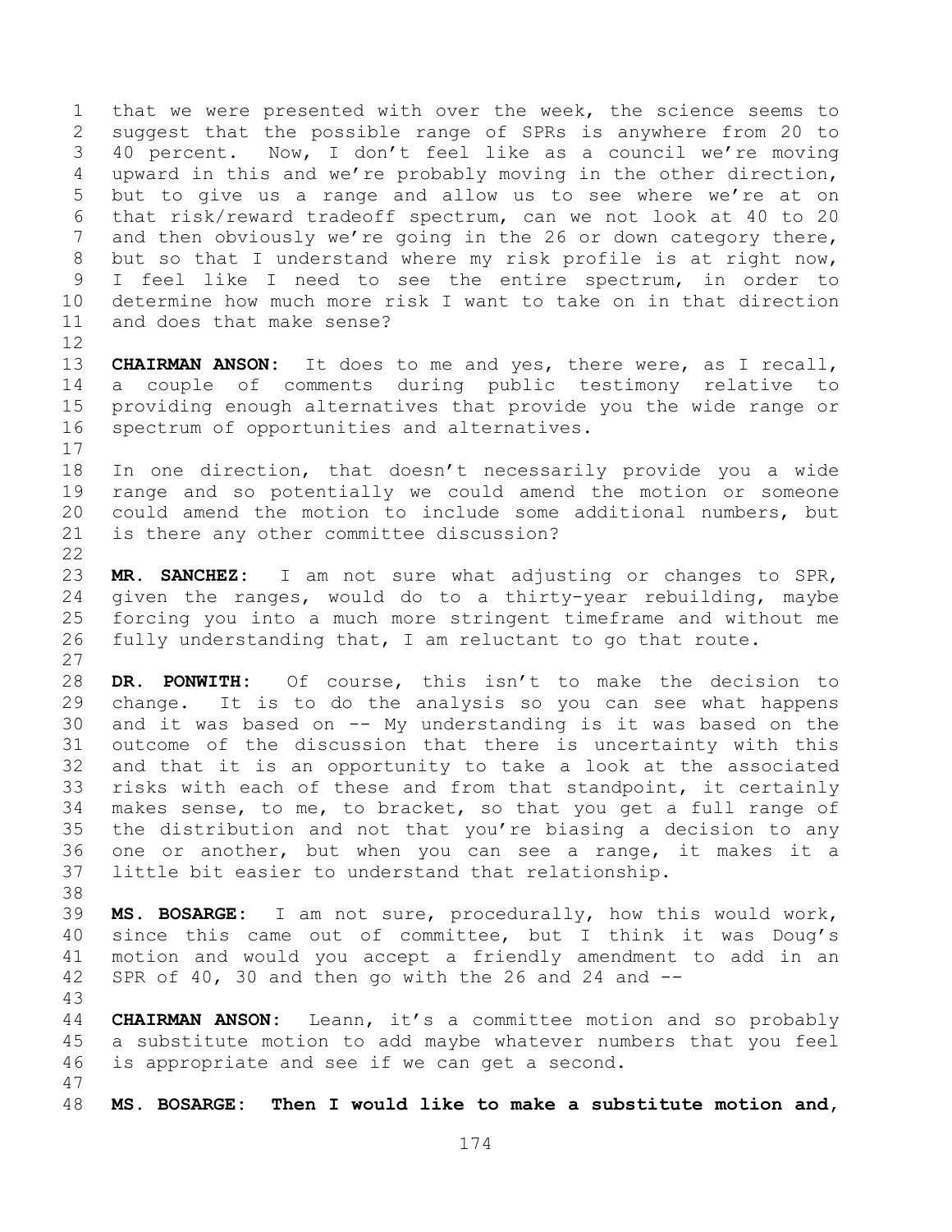that we were presented with over the week, the science seems to suggest that the possible range of SPRs is anywhere from 20 to 40 percent. Now, I don't feel like as a council we're moving upward in this and we're probably moving in the other direction, but to give us a range and allow us to see where we're at on that risk/reward tradeoff spectrum, can we not look at 40 to 20 and then obviously we're going in the 26 or down category there, but so that I understand where my risk profile is at right now, I feel like I need to see the entire spectrum, in order to determine how much more risk I want to take on in that direction and does that make sense?

**CHAIRMAN ANSON:** It does to me and yes, there were, as I recall, a couple of comments during public testimony relative to providing enough alternatives that provide you the wide range or spectrum of opportunities and alternatives.

In one direction, that doesn't necessarily provide you a wide range and so potentially we could amend the motion or someone could amend the motion to include some additional numbers, but is there any other committee discussion?

**MR. SANCHEZ:** I am not sure what adjusting or changes to SPR, given the ranges, would do to a thirty-year rebuilding, maybe forcing you into a much more stringent timeframe and without me fully understanding that, I am reluctant to go that route.

**DR. PONWITH:** Of course, this isn't to make the decision to change. It is to do the analysis so you can see what happens and it was based on -- My understanding is it was based on the outcome of the discussion that there is uncertainty with this and that it is an opportunity to take a look at the associated risks with each of these and from that standpoint, it certainly makes sense, to me, to bracket, so that you get a full range of the distribution and not that you're biasing a decision to any one or another, but when you can see a range, it makes it a little bit easier to understand that relationship.

**MS. BOSARGE:** I am not sure, procedurally, how this would work, since this came out of committee, but I think it was Doug's motion and would you accept a friendly amendment to add in an SPR of 40, 30 and then go with the 26 and 24 and --

**CHAIRMAN ANSON:** Leann, it's a committee motion and so probably a substitute motion to add maybe whatever numbers that you feel is appropriate and see if we can get a second.

**MS. BOSARGE: Then I would like to make a substitute motion and,**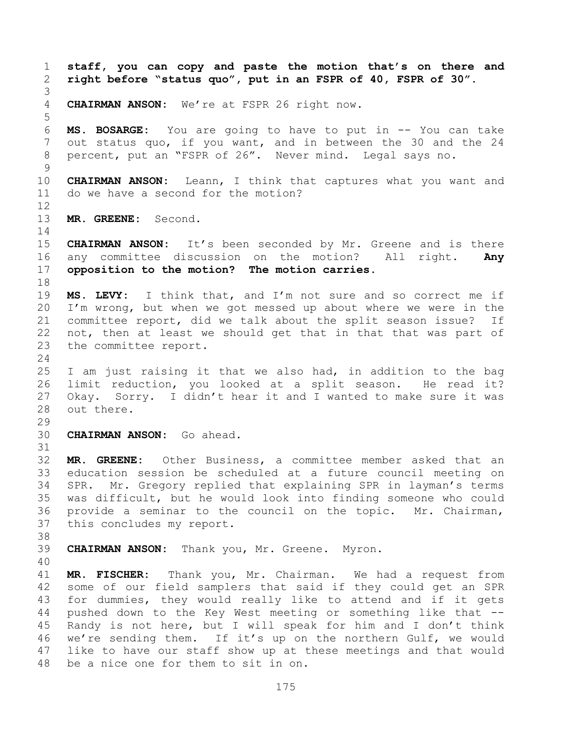**staff, you can copy and paste the motion that's on there and right before "status quo", put in an FSPR of 40, FSPR of 30".**

**CHAIRMAN ANSON:** We're at FSPR 26 right now.

**MS. BOSARGE:** You are going to have to put in -- You can take out status quo, if you want, and in between the 30 and the 24 percent, put an "FSPR of 26". Never mind. Legal says no.

**CHAIRMAN ANSON:** Leann, I think that captures what you want and do we have a second for the motion?

**MR. GREENE:** Second.

**CHAIRMAN ANSON:** It's been seconded by Mr. Greene and is there any committee discussion on the motion? All right. **Any opposition to the motion? The motion carries.**

**MS. LEVY:** I think that, and I'm not sure and so correct me if I'm wrong, but when we got messed up about where we were in the committee report, did we talk about the split season issue? If not, then at least we should get that in that that was part of the committee report.

I am just raising it that we also had, in addition to the bag limit reduction, you looked at a split season. He read it? Okay. Sorry. I didn't hear it and I wanted to make sure it was out there.

**CHAIRMAN ANSON:** Go ahead.

**MR. GREENE:** Other Business, a committee member asked that an education session be scheduled at a future council meeting on SPR. Mr. Gregory replied that explaining SPR in layman's terms was difficult, but he would look into finding someone who could provide a seminar to the council on the topic. Mr. Chairman, this concludes my report.

**CHAIRMAN ANSON:** Thank you, Mr. Greene. Myron.

**MR. FISCHER:** Thank you, Mr. Chairman. We had a request from some of our field samplers that said if they could get an SPR for dummies, they would really like to attend and if it gets pushed down to the Key West meeting or something like that -- Randy is not here, but I will speak for him and I don't think we're sending them. If it's up on the northern Gulf, we would like to have our staff show up at these meetings and that would be a nice one for them to sit in on.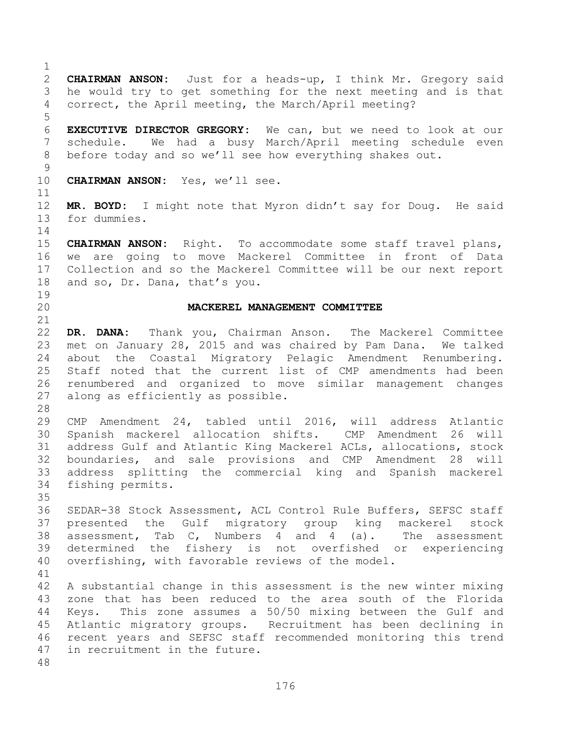**CHAIRMAN ANSON:** Just for a heads-up, I think Mr. Gregory said he would try to get something for the next meeting and is that correct, the April meeting, the March/April meeting?

**EXECUTIVE DIRECTOR GREGORY:** We can, but we need to look at our schedule. We had a busy March/April meeting schedule even before today and so we'll see how everything shakes out.

**CHAIRMAN ANSON:** Yes, we'll see.

**MR. BOYD:** I might note that Myron didn't say for Doug. He said for dummies.

**CHAIRMAN ANSON:** Right. To accommodate some staff travel plans, we are going to move Mackerel Committee in front of Data Collection and so the Mackerel Committee will be our next report and so, Dr. Dana, that's you.

## MACKEREL MANAGEMENT COMMITTEE

**DR. DANA:** Thank you, Chairman Anson. The Mackerel Committee met on January 28, 2015 and was chaired by Pam Dana. We talked about the Coastal Migratory Pelagic Amendment Renumbering. Staff noted that the current list of CMP amendments had been renumbered and organized to move similar management changes along as efficiently as possible.

CMP Amendment 24, tabled until 2016, will address Atlantic Spanish mackerel allocation shifts. CMP Amendment 26 will address Gulf and Atlantic King Mackerel ACLs, allocations, stock boundaries, and sale provisions and CMP Amendment 28 will address splitting the commercial king and Spanish mackerel fishing permits.

SEDAR-38 Stock Assessment, ACL Control Rule Buffers, SEFSC staff presented the Gulf migratory group king mackerel stock assessment, Tab C, Numbers 4 and 4 (a). The assessment determined the fishery is not overfished or experiencing overfishing, with favorable reviews of the model.

A substantial change in this assessment is the new winter mixing zone that has been reduced to the area south of the Florida Keys. This zone assumes a 50/50 mixing between the Gulf and Atlantic migratory groups. Recruitment has been declining in recent years and SEFSC staff recommended monitoring this trend in recruitment in the future.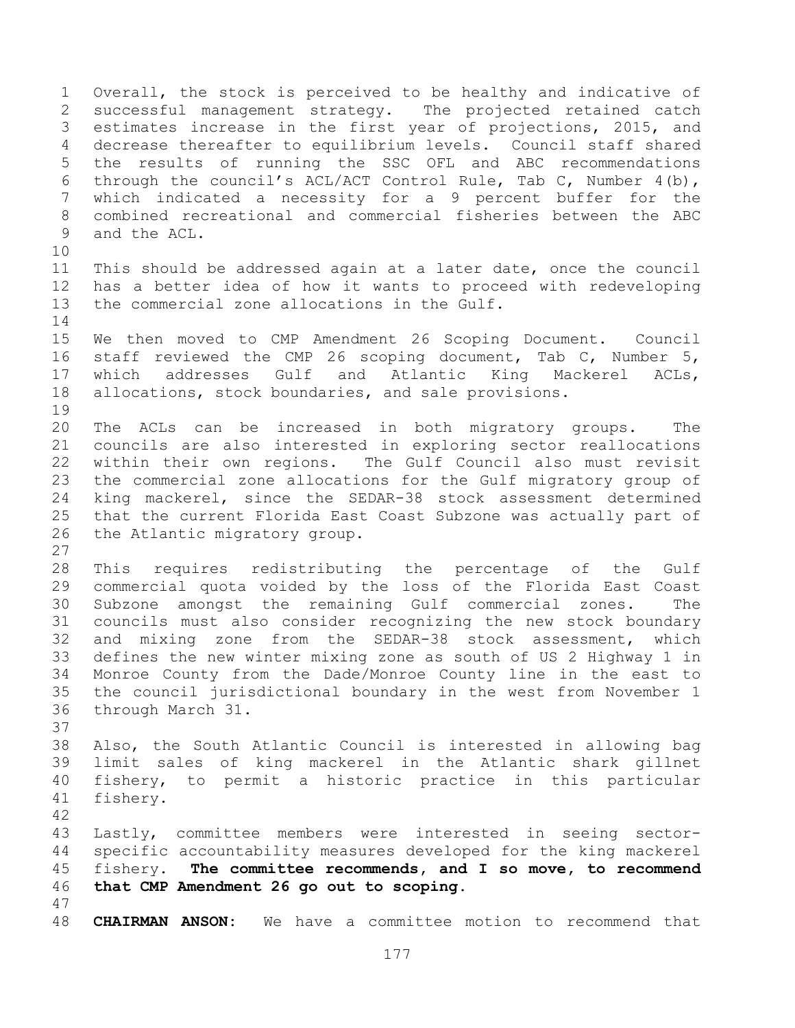Overall, the stock is perceived to be healthy and indicative of successful management strategy. The projected retained catch estimates increase in the first year of projections, 2015, and decrease thereafter to equilibrium levels. Council staff shared the results of running the SSC OFL and ABC recommendations through the council's ACL/ACT Control Rule, Tab C, Number 4(b), which indicated a necessity for a 9 percent buffer for the combined recreational and commercial fisheries between the ABC and the ACL.

This should be addressed again at a later date, once the council has a better idea of how it wants to proceed with redeveloping the commercial zone allocations in the Gulf.

We then moved to CMP Amendment 26 Scoping Document. Council staff reviewed the CMP 26 scoping document, Tab C, Number 5, which addresses Gulf and Atlantic King Mackerel ACLs, allocations, stock boundaries, and sale provisions.

The ACLs can be increased in both migratory groups. The councils are also interested in exploring sector reallocations within their own regions. The Gulf Council also must revisit the commercial zone allocations for the Gulf migratory group of king mackerel, since the SEDAR-38 stock assessment determined that the current Florida East Coast Subzone was actually part of the Atlantic migratory group.

This requires redistributing the percentage of the Gulf commercial quota voided by the loss of the Florida East Coast Subzone amongst the remaining Gulf commercial zones. The councils must also consider recognizing the new stock boundary and mixing zone from the SEDAR-38 stock assessment, which defines the new winter mixing zone as south of US 2 Highway 1 in Monroe County from the Dade/Monroe County line in the east to the council jurisdictional boundary in the west from November 1 through March 31.

Also, the South Atlantic Council is interested in allowing bag limit sales of king mackerel in the Atlantic shark gillnet fishery, to permit a historic practice in this particular fishery.

Lastly, committee members were interested in seeing sector-specific accountability measures developed for the king mackerel fishery. **The committee recommends, and I so move, to recommend that CMP Amendment 26 go out to scoping.**

**CHAIRMAN ANSON:** We have a committee motion to recommend that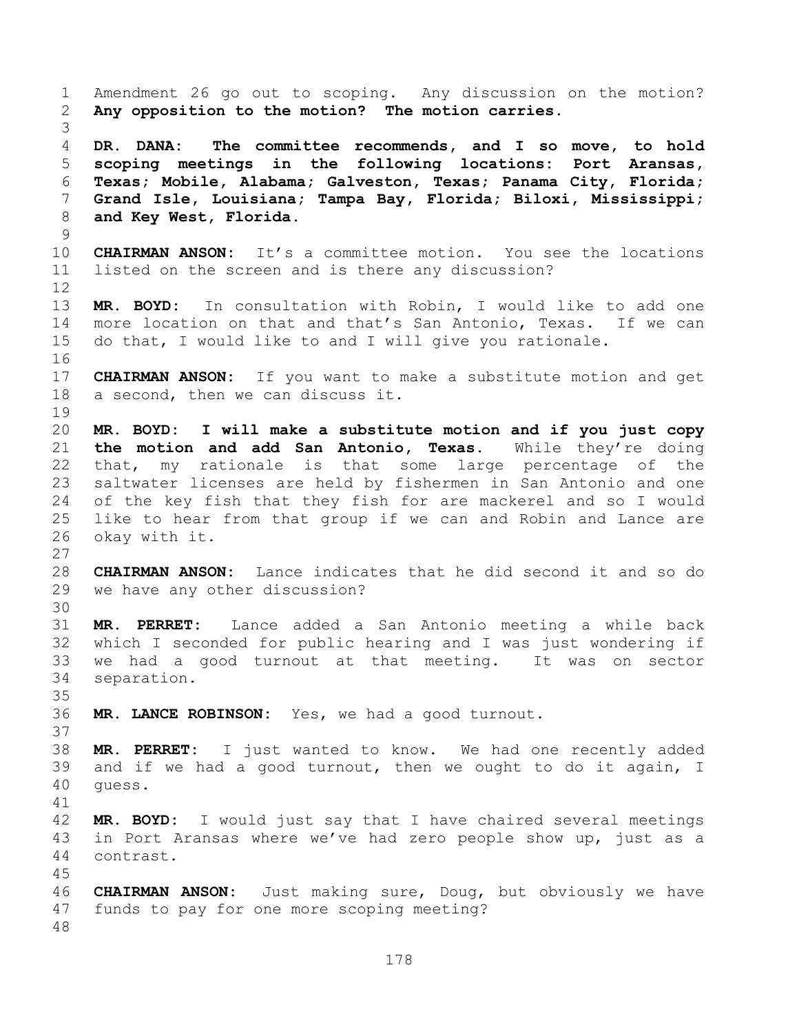Amendment 26 go out to scoping. Any discussion on the motion? **Any opposition to the motion? The motion carries.**

**DR. DANA: The committee recommends, and I so move, to hold scoping meetings in the following locations: Port Aransas, Texas; Mobile, Alabama; Galveston, Texas; Panama City, Florida; Grand Isle, Louisiana; Tampa Bay, Florida; Biloxi, Mississippi; and Key West, Florida.**

**CHAIRMAN ANSON:** It's a committee motion. You see the locations listed on the screen and is there any discussion?

**MR. BOYD:** In consultation with Robin, I would like to add one more location on that and that's San Antonio, Texas. If we can do that, I would like to and I will give you rationale.

**CHAIRMAN ANSON:** If you want to make a substitute motion and get a second, then we can discuss it.

**MR. BOYD: I will make a substitute motion and if you just copy the motion and add San Antonio, Texas.** While they're doing that, my rationale is that some large percentage of the saltwater licenses are held by fishermen in San Antonio and one of the key fish that they fish for are mackerel and so I would like to hear from that group if we can and Robin and Lance are okay with it.

**CHAIRMAN ANSON:** Lance indicates that he did second it and so do we have any other discussion?

**MR. PERRET:** Lance added a San Antonio meeting a while back which I seconded for public hearing and I was just wondering if we had a good turnout at that meeting. It was on sector separation.

**MR. LANCE ROBINSON:** Yes, we had a good turnout.

**MR. PERRET:** I just wanted to know. We had one recently added and if we had a good turnout, then we ought to do it again, I guess.

**MR. BOYD:** I would just say that I have chaired several meetings in Port Aransas where we've had zero people show up, just as a contrast.

**CHAIRMAN ANSON:** Just making sure, Doug, but obviously we have funds to pay for one more scoping meeting?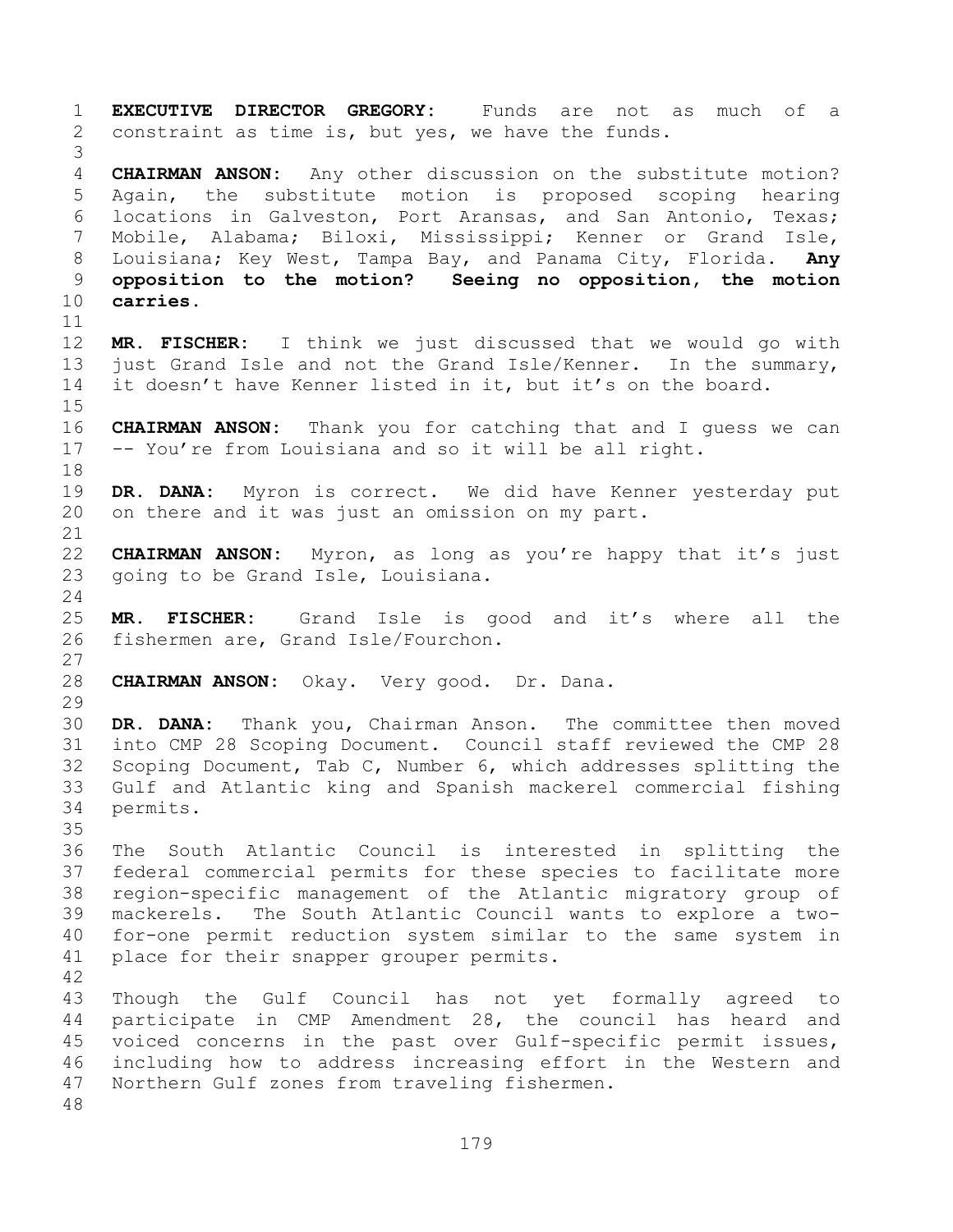**EXECUTIVE DIRECTOR GREGORY:** Funds are not as much of a constraint as time is, but yes, we have the funds.

**CHAIRMAN ANSON:** Any other discussion on the substitute motion? Again, the substitute motion is proposed scoping hearing locations in Galveston, Port Aransas, and San Antonio, Texas; Mobile, Alabama; Biloxi, Mississippi; Kenner or Grand Isle, Louisiana; Key West, Tampa Bay, and Panama City, Florida. **Any opposition to the motion? Seeing no opposition, the motion carries.**

**MR. FISCHER:** I think we just discussed that we would go with just Grand Isle and not the Grand Isle/Kenner. In the summary, it doesn't have Kenner listed in it, but it's on the board.

**CHAIRMAN ANSON:** Thank you for catching that and I guess we can -- You're from Louisiana and so it will be all right.

**DR. DANA:** Myron is correct. We did have Kenner yesterday put on there and it was just an omission on my part.

**CHAIRMAN ANSON:** Myron, as long as you're happy that it's just going to be Grand Isle, Louisiana.

**MR. FISCHER:** Grand Isle is good and it's where all the fishermen are, Grand Isle/Fourchon.

**CHAIRMAN ANSON:** Okay. Very good. Dr. Dana.

**DR. DANA:** Thank you, Chairman Anson. The committee then moved into CMP 28 Scoping Document. Council staff reviewed the CMP 28 Scoping Document, Tab C, Number 6, which addresses splitting the Gulf and Atlantic king and Spanish mackerel commercial fishing permits.

The South Atlantic Council is interested in splitting the federal commercial permits for these species to facilitate more region-specific management of the Atlantic migratory group of mackerels. The South Atlantic Council wants to explore a two-for-one permit reduction system similar to the same system in place for their snapper grouper permits.

Though the Gulf Council has not yet formally agreed to participate in CMP Amendment 28, the council has heard and voiced concerns in the past over Gulf-specific permit issues, including how to address increasing effort in the Western and Northern Gulf zones from traveling fishermen.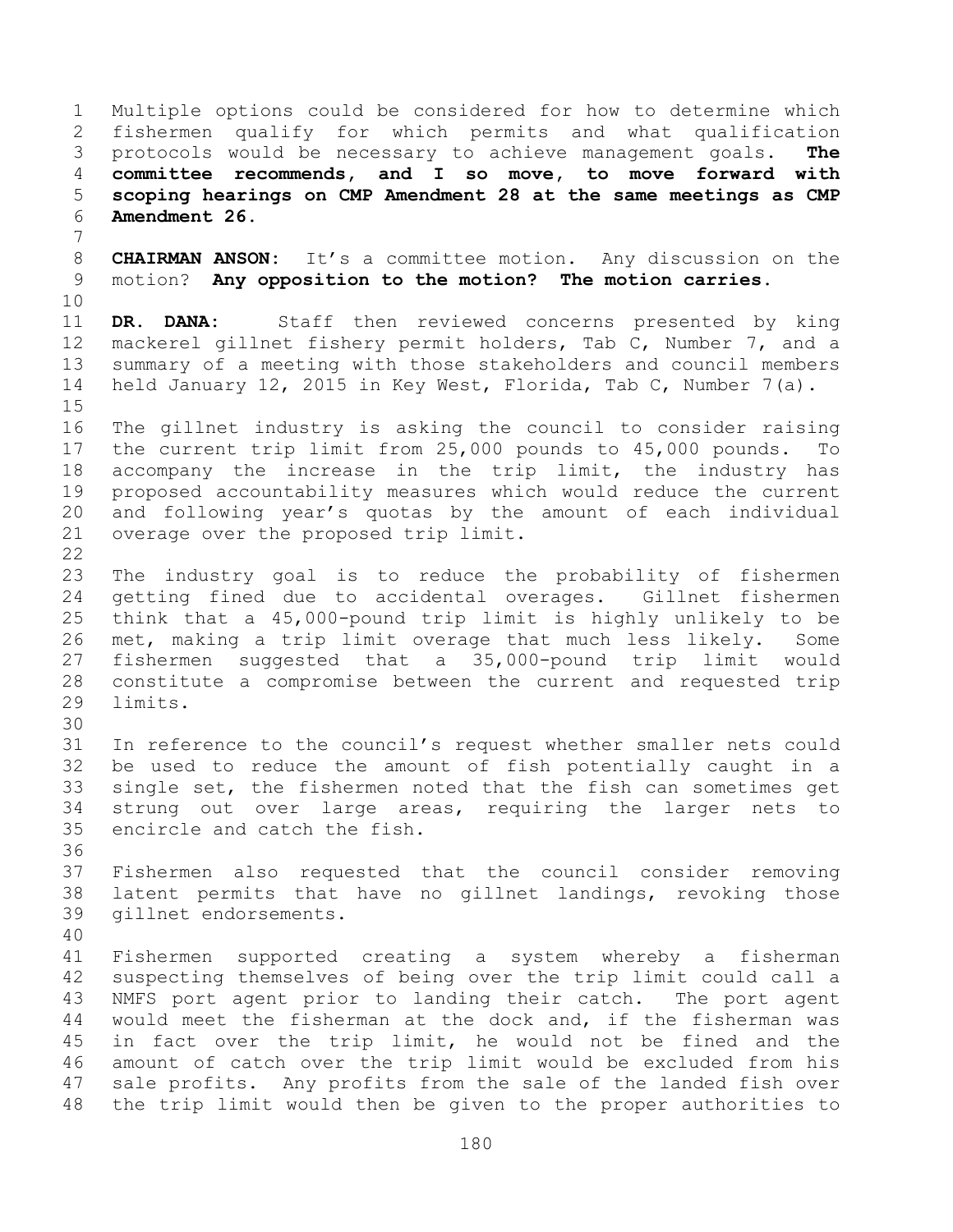Multiple options could be considered for how to determine which fishermen qualify for which permits and what qualification protocols would be necessary to achieve management goals. **The committee recommends, and I so move, to move forward with scoping hearings on CMP Amendment 28 at the same meetings as CMP Amendment 26.**

**CHAIRMAN ANSON:** It's a committee motion. Any discussion on the motion? **Any opposition to the motion? The motion carries.**

**DR. DANA:** Staff then reviewed concerns presented by king mackerel gillnet fishery permit holders, Tab C, Number 7, and a summary of a meeting with those stakeholders and council members held January 12, 2015 in Key West, Florida, Tab C, Number 7(a).

The gillnet industry is asking the council to consider raising the current trip limit from 25,000 pounds to 45,000 pounds. To accompany the increase in the trip limit, the industry has proposed accountability measures which would reduce the current and following year's quotas by the amount of each individual overage over the proposed trip limit.

The industry goal is to reduce the probability of fishermen getting fined due to accidental overages. Gillnet fishermen think that a 45,000-pound trip limit is highly unlikely to be met, making a trip limit overage that much less likely. Some fishermen suggested that a 35,000-pound trip limit would constitute a compromise between the current and requested trip limits.

In reference to the council's request whether smaller nets could be used to reduce the amount of fish potentially caught in a single set, the fishermen noted that the fish can sometimes get strung out over large areas, requiring the larger nets to encircle and catch the fish.

Fishermen also requested that the council consider removing latent permits that have no gillnet landings, revoking those gillnet endorsements.

Fishermen supported creating a system whereby a fisherman suspecting themselves of being over the trip limit could call a NMFS port agent prior to landing their catch. The port agent would meet the fisherman at the dock and, if the fisherman was in fact over the trip limit, he would not be fined and the amount of catch over the trip limit would be excluded from his sale profits. Any profits from the sale of the landed fish over the trip limit would then be given to the proper authorities to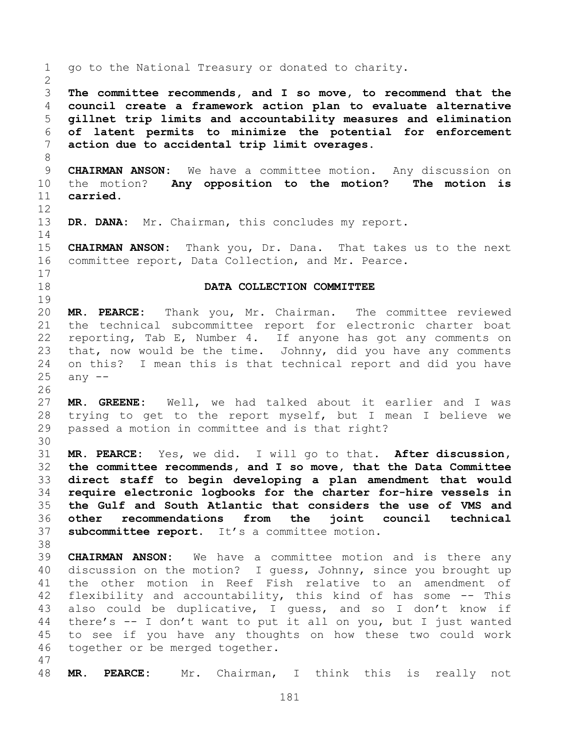go to the National Treasury or donated to charity.

**The committee recommends, and I so move, to recommend that the council create a framework action plan to evaluate alternative gillnet trip limits and accountability measures and elimination of latent permits to minimize the potential for enforcement action due to accidental trip limit overages.**

**CHAIRMAN ANSON:** We have a committee motion. Any discussion on the motion? **Any opposition to the motion? The motion is carried.**

**DR. DANA:** Mr. Chairman, this concludes my report.

**CHAIRMAN ANSON:** Thank you, Dr. Dana. That takes us to the next committee report, Data Collection, and Mr. Pearce.

## DATA COLLECTION COMMITTEE

**MR. PEARCE:** Thank you, Mr. Chairman. The committee reviewed the technical subcommittee report for electronic charter boat reporting, Tab E, Number 4. If anyone has got any comments on that, now would be the time. Johnny, did you have any comments on this? I mean this is that technical report and did you have any --

**MR. GREENE:** Well, we had talked about it earlier and I was trying to get to the report myself, but I mean I believe we passed a motion in committee and is that right?

**MR. PEARCE:** Yes, we did. I will go to that. **After discussion, the committee recommends, and I so move, that the Data Committee direct staff to begin developing a plan amendment that would require electronic logbooks for the charter for-hire vessels in the Gulf and South Atlantic that considers the use of VMS and other recommendations from the joint council technical subcommittee report.** It's a committee motion.

**CHAIRMAN ANSON:** We have a committee motion and is there any discussion on the motion? I guess, Johnny, since you brought up the other motion in Reef Fish relative to an amendment of flexibility and accountability, this kind of has some -- This also could be duplicative, I guess, and so I don't know if there's -- I don't want to put it all on you, but I just wanted to see if you have any thoughts on how these two could work together or be merged together.

**MR. PEARCE:** Mr. Chairman, I think this is really not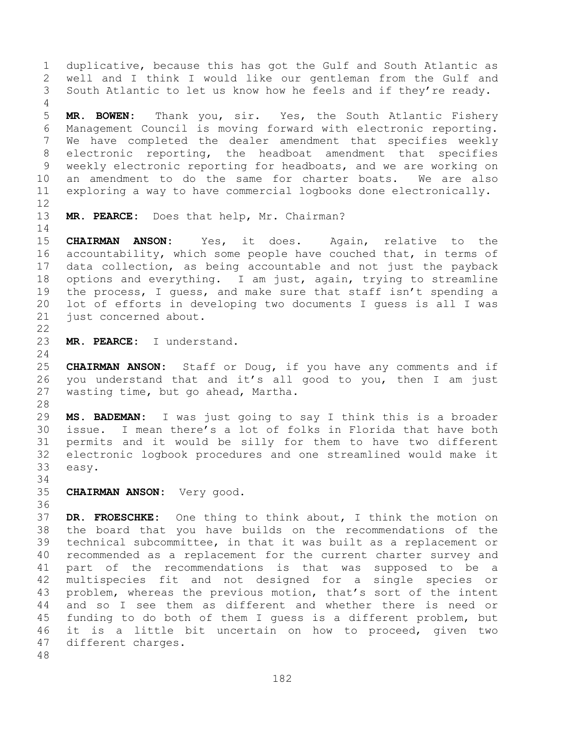duplicative, because this has got the Gulf and South Atlantic as well and I think I would like our gentleman from the Gulf and South Atlantic to let us know how he feels and if they're ready.

**MR. BOWEN:** Thank you, sir. Yes, the South Atlantic Fishery Management Council is moving forward with electronic reporting. We have completed the dealer amendment that specifies weekly electronic reporting, the headboat amendment that specifies weekly electronic reporting for headboats, and we are working on an amendment to do the same for charter boats. We are also exploring a way to have commercial logbooks done electronically.

**MR. PEARCE:** Does that help, Mr. Chairman?

**CHAIRMAN ANSON:** Yes, it does. Again, relative to the accountability, which some people have couched that, in terms of data collection, as being accountable and not just the payback options and everything. I am just, again, trying to streamline the process, I guess, and make sure that staff isn't spending a lot of efforts in developing two documents I guess is all I was just concerned about.

**MR. PEARCE:** I understand.

**CHAIRMAN ANSON:** Staff or Doug, if you have any comments and if you understand that and it's all good to you, then I am just wasting time, but go ahead, Martha.

**MS. BADEMAN:** I was just going to say I think this is a broader issue. I mean there's a lot of folks in Florida that have both permits and it would be silly for them to have two different electronic logbook procedures and one streamlined would make it easy.

**CHAIRMAN ANSON:** Very good.

**DR. FROESCHKE:** One thing to think about, I think the motion on the board that you have builds on the recommendations of the technical subcommittee, in that it was built as a replacement or recommended as a replacement for the current charter survey and part of the recommendations is that was supposed to be a multispecies fit and not designed for a single species or problem, whereas the previous motion, that's sort of the intent and so I see them as different and whether there is need or funding to do both of them I guess is a different problem, but it is a little bit uncertain on how to proceed, given two different charges.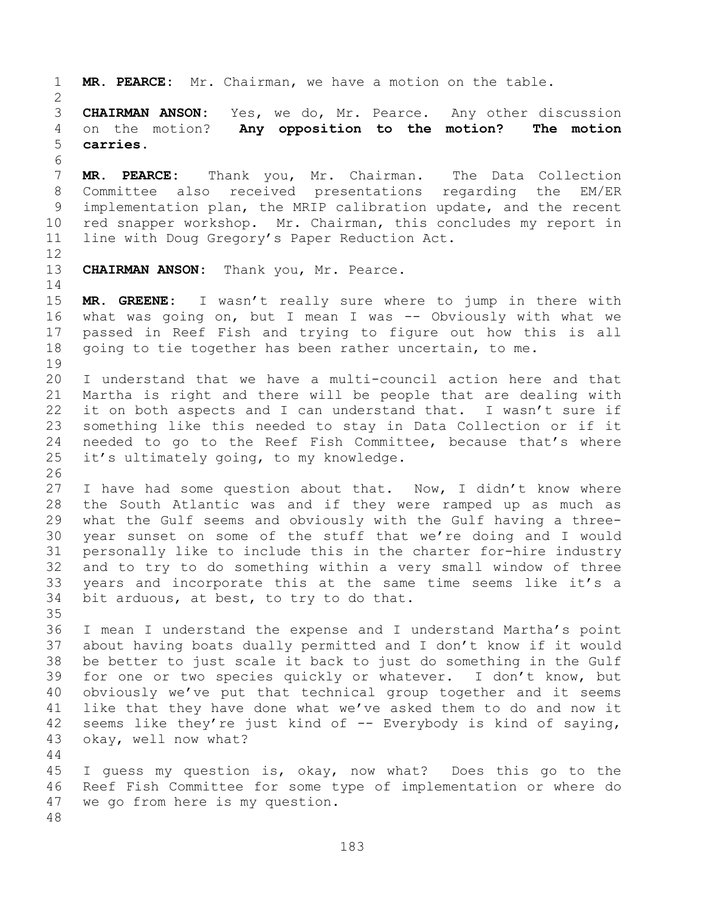**MR. PEARCE:** Mr. Chairman, we have a motion on the table.

**CHAIRMAN ANSON:** Yes, we do, Mr. Pearce. Any other discussion on the motion? **Any opposition to the motion? The motion carries.**

**MR. PEARCE:** Thank you, Mr. Chairman. The Data Collection Committee also received presentations regarding the EM/ER implementation plan, the MRIP calibration update, and the recent red snapper workshop. Mr. Chairman, this concludes my report in line with Doug Gregory's Paper Reduction Act.

**CHAIRMAN ANSON:** Thank you, Mr. Pearce.

**MR. GREENE:** I wasn't really sure where to jump in there with what was going on, but I mean I was -- Obviously with what we passed in Reef Fish and trying to figure out how this is all going to tie together has been rather uncertain, to me.

I understand that we have a multi-council action here and that Martha is right and there will be people that are dealing with it on both aspects and I can understand that. I wasn't sure if something like this needed to stay in Data Collection or if it needed to go to the Reef Fish Committee, because that's where it's ultimately going, to my knowledge.

I have had some question about that. Now, I didn't know where the South Atlantic was and if they were ramped up as much as what the Gulf seems and obviously with the Gulf having a three-year sunset on some of the stuff that we're doing and I would personally like to include this in the charter for-hire industry and to try to do something within a very small window of three years and incorporate this at the same time seems like it's a bit arduous, at best, to try to do that.

I mean I understand the expense and I understand Martha's point about having boats dually permitted and I don't know if it would be better to just scale it back to just do something in the Gulf for one or two species quickly or whatever. I don't know, but obviously we've put that technical group together and it seems like that they have done what we've asked them to do and now it seems like they're just kind of -- Everybody is kind of saying, okay, well now what?

I guess my question is, okay, now what? Does this go to the Reef Fish Committee for some type of implementation or where do we go from here is my question.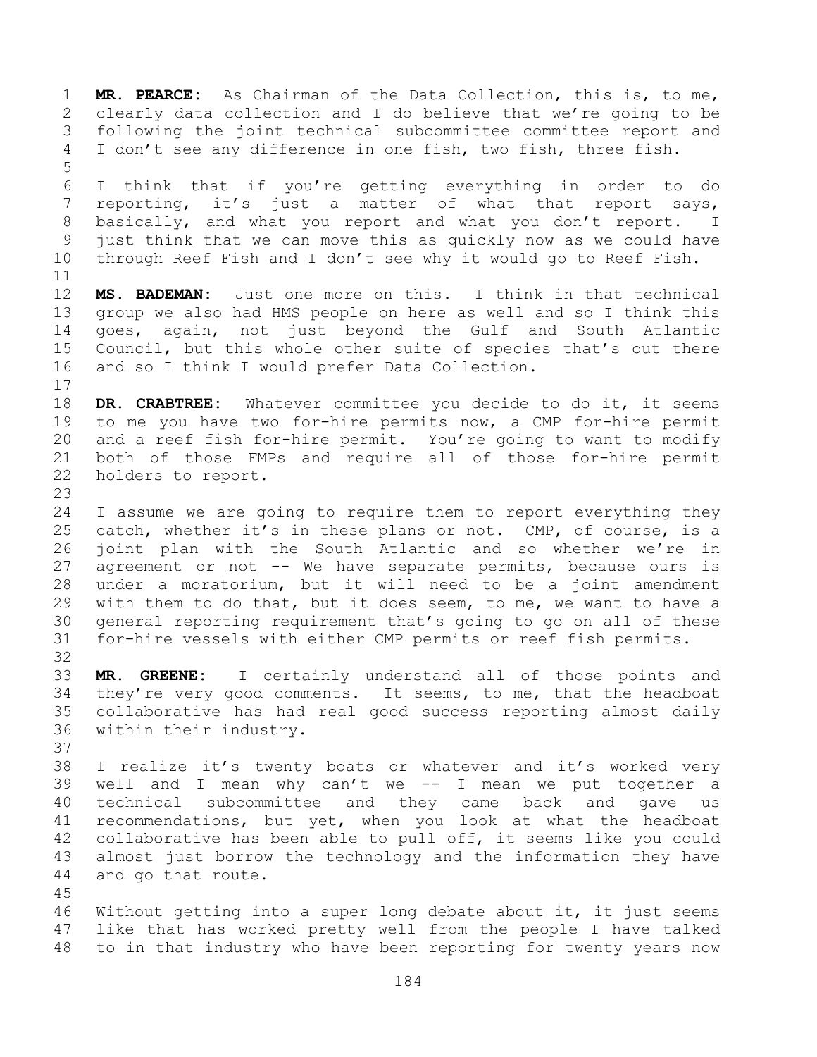**MR. PEARCE:** As Chairman of the Data Collection, this is, to me, clearly data collection and I do believe that we're going to be following the joint technical subcommittee committee report and I don't see any difference in one fish, two fish, three fish.

I think that if you're getting everything in order to do reporting, it's just a matter of what that report says, basically, and what you report and what you don't report. I just think that we can move this as quickly now as we could have through Reef Fish and I don't see why it would go to Reef Fish.

**MS. BADEMAN:** Just one more on this. I think in that technical group we also had HMS people on here as well and so I think this goes, again, not just beyond the Gulf and South Atlantic Council, but this whole other suite of species that's out there and so I think I would prefer Data Collection.

**DR. CRABTREE:** Whatever committee you decide to do it, it seems to me you have two for-hire permits now, a CMP for-hire permit and a reef fish for-hire permit. You're going to want to modify both of those FMPs and require all of those for-hire permit holders to report.

I assume we are going to require them to report everything they catch, whether it's in these plans or not. CMP, of course, is a joint plan with the South Atlantic and so whether we're in agreement or not -- We have separate permits, because ours is under a moratorium, but it will need to be a joint amendment with them to do that, but it does seem, to me, we want to have a general reporting requirement that's going to go on all of these for-hire vessels with either CMP permits or reef fish permits.

**MR. GREENE:** I certainly understand all of those points and they're very good comments. It seems, to me, that the headboat collaborative has had real good success reporting almost daily within their industry.

I realize it's twenty boats or whatever and it's worked very well and I mean why can't we -- I mean we put together a technical subcommittee and they came back and gave us recommendations, but yet, when you look at what the headboat collaborative has been able to pull off, it seems like you could almost just borrow the technology and the information they have and go that route.

Without getting into a super long debate about it, it just seems like that has worked pretty well from the people I have talked to in that industry who have been reporting for twenty years now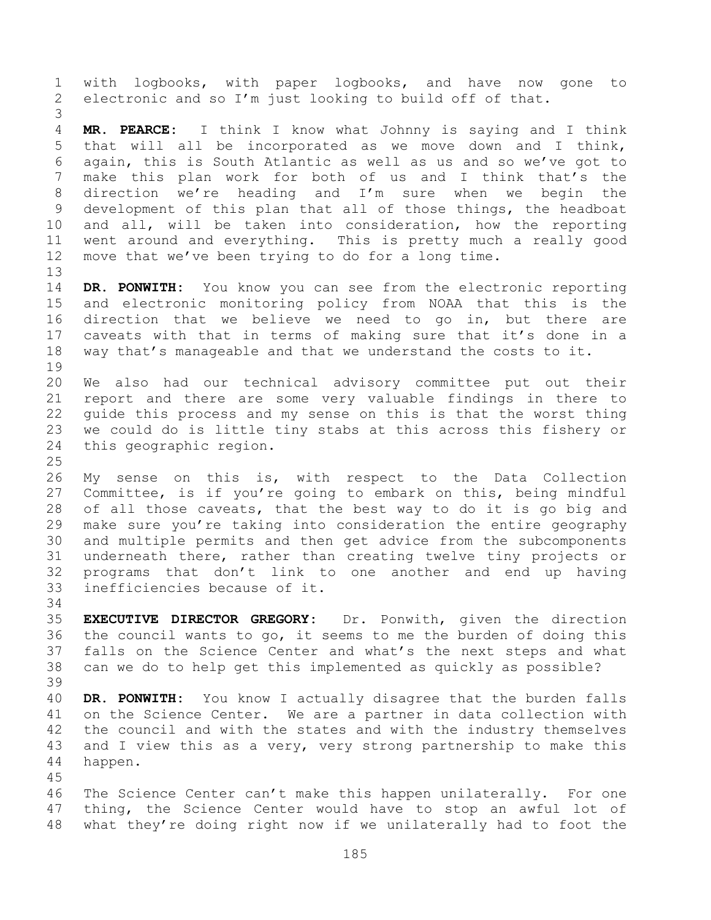with logbooks, with paper logbooks, and have now gone to electronic and so I'm just looking to build off of that.

**MR. PEARCE:** I think I know what Johnny is saying and I think that will all be incorporated as we move down and I think, again, this is South Atlantic as well as us and so we've got to make this plan work for both of us and I think that's the direction we're heading and I'm sure when we begin the development of this plan that all of those things, the headboat and all, will be taken into consideration, how the reporting went around and everything. This is pretty much a really good move that we've been trying to do for a long time.

**DR. PONWITH:** You know you can see from the electronic reporting and electronic monitoring policy from NOAA that this is the direction that we believe we need to go in, but there are caveats with that in terms of making sure that it's done in a way that's manageable and that we understand the costs to it.

We also had our technical advisory committee put out their report and there are some very valuable findings in there to guide this process and my sense on this is that the worst thing we could do is little tiny stabs at this across this fishery or this geographic region.

My sense on this is, with respect to the Data Collection Committee, is if you're going to embark on this, being mindful of all those caveats, that the best way to do it is go big and make sure you're taking into consideration the entire geography and multiple permits and then get advice from the subcomponents underneath there, rather than creating twelve tiny projects or programs that don't link to one another and end up having inefficiencies because of it.

**EXECUTIVE DIRECTOR GREGORY:** Dr. Ponwith, given the direction the council wants to go, it seems to me the burden of doing this falls on the Science Center and what's the next steps and what can we do to help get this implemented as quickly as possible?

**DR. PONWITH:** You know I actually disagree that the burden falls on the Science Center. We are a partner in data collection with the council and with the states and with the industry themselves and I view this as a very, very strong partnership to make this happen.

The Science Center can't make this happen unilaterally. For one thing, the Science Center would have to stop an awful lot of what they're doing right now if we unilaterally had to foot the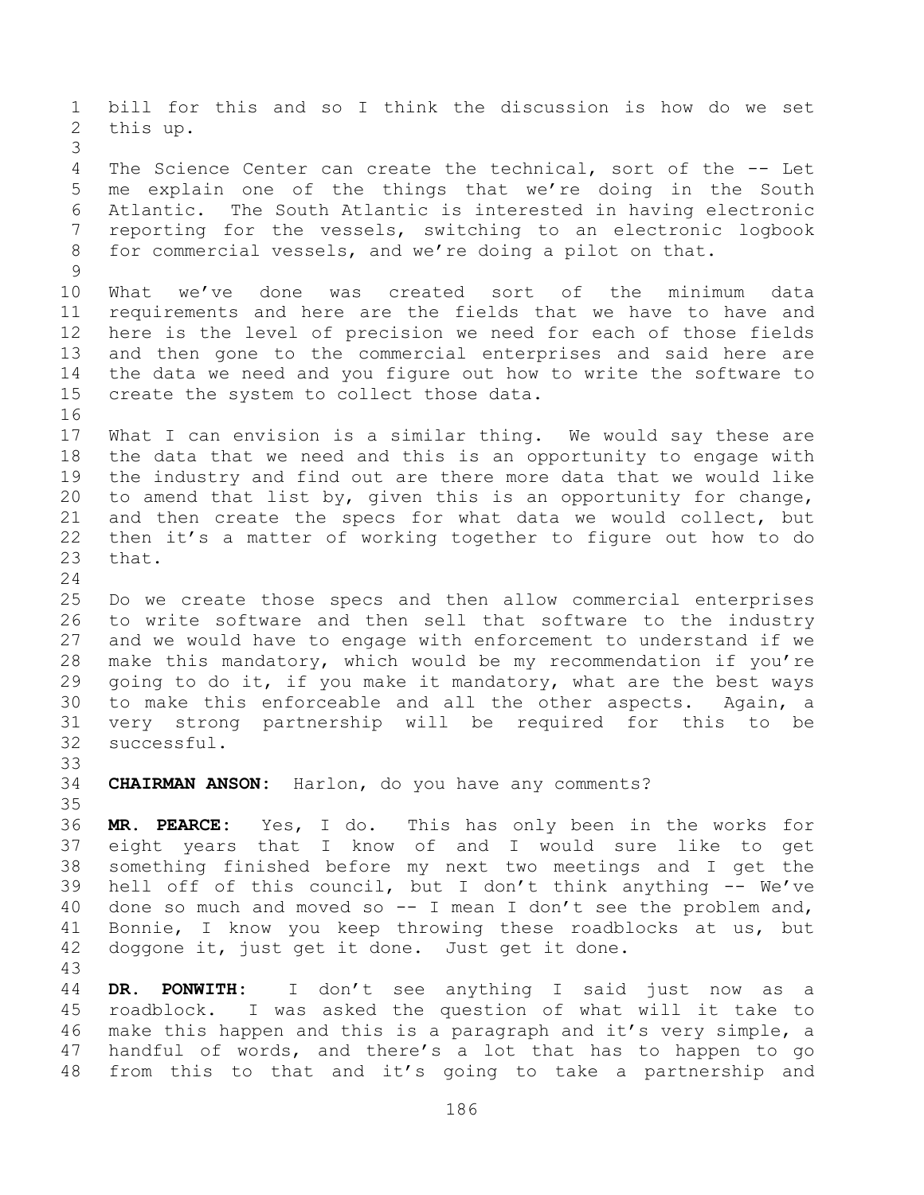bill for this and so I think the discussion is how do we set this up.

The Science Center can create the technical, sort of the -- Let me explain one of the things that we're doing in the South Atlantic. The South Atlantic is interested in having electronic reporting for the vessels, switching to an electronic logbook for commercial vessels, and we're doing a pilot on that.

What we've done was created sort of the minimum data requirements and here are the fields that we have to have and here is the level of precision we need for each of those fields and then gone to the commercial enterprises and said here are the data we need and you figure out how to write the software to create the system to collect those data.

What I can envision is a similar thing. We would say these are the data that we need and this is an opportunity to engage with the industry and find out are there more data that we would like to amend that list by, given this is an opportunity for change, and then create the specs for what data we would collect, but then it's a matter of working together to figure out how to do that.

Do we create those specs and then allow commercial enterprises to write software and then sell that software to the industry and we would have to engage with enforcement to understand if we make this mandatory, which would be my recommendation if you're going to do it, if you make it mandatory, what are the best ways to make this enforceable and all the other aspects. Again, a very strong partnership will be required for this to be successful.

**CHAIRMAN ANSON:** Harlon, do you have any comments?

**MR. PEARCE:** Yes, I do. This has only been in the works for eight years that I know of and I would sure like to get something finished before my next two meetings and I get the hell off of this council, but I don't think anything -- We've done so much and moved so -- I mean I don't see the problem and, Bonnie, I know you keep throwing these roadblocks at us, but doggone it, just get it done. Just get it done.

**DR. PONWITH:** I don't see anything I said just now as a roadblock. I was asked the question of what will it take to make this happen and this is a paragraph and it's very simple, a handful of words, and there's a lot that has to happen to go from this to that and it's going to take a partnership and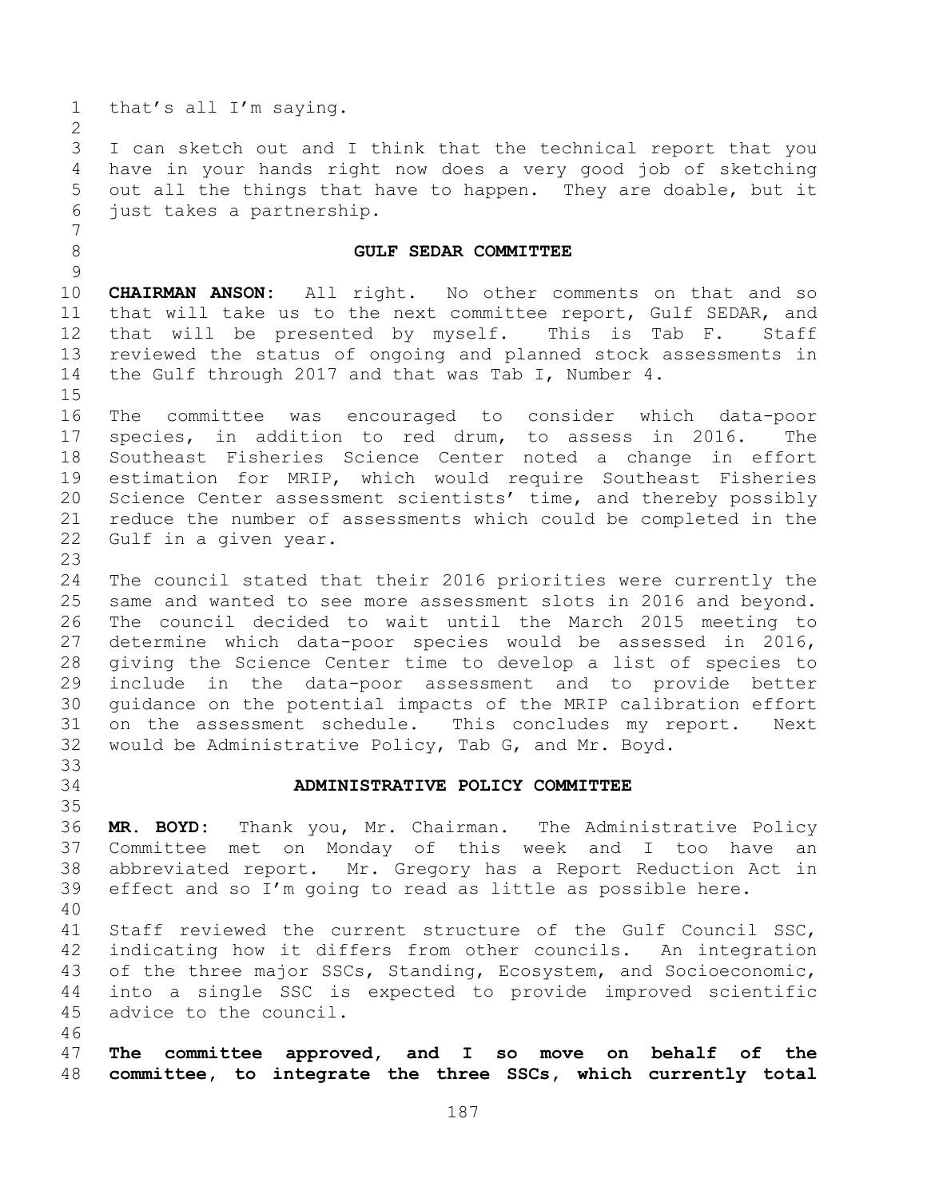that's all I'm saying.

I can sketch out and I think that the technical report that you have in your hands right now does a very good job of sketching out all the things that have to happen. They are doable, but it just takes a partnership.

## GULF SEDAR COMMITTEE

**CHAIRMAN ANSON:** All right. No other comments on that and so that will take us to the next committee report, Gulf SEDAR, and that will be presented by myself. This is Tab F. Staff reviewed the status of ongoing and planned stock assessments in the Gulf through 2017 and that was Tab I, Number 4.

The committee was encouraged to consider which data-poor species, in addition to red drum, to assess in 2016. The Southeast Fisheries Science Center noted a change in effort estimation for MRIP, which would require Southeast Fisheries Science Center assessment scientists' time, and thereby possibly reduce the number of assessments which could be completed in the Gulf in a given year.

The council stated that their 2016 priorities were currently the same and wanted to see more assessment slots in 2016 and beyond. The council decided to wait until the March 2015 meeting to determine which data-poor species would be assessed in 2016, giving the Science Center time to develop a list of species to include in the data-poor assessment and to provide better guidance on the potential impacts of the MRIP calibration effort on the assessment schedule. This concludes my report. Next would be Administrative Policy, Tab G, and Mr. Boyd.

## ADMINISTRATIVE POLICY COMMITTEE

**MR. BOYD:** Thank you, Mr. Chairman. The Administrative Policy Committee met on Monday of this week and I too have an abbreviated report. Mr. Gregory has a Report Reduction Act in effect and so I'm going to read as little as possible here.

Staff reviewed the current structure of the Gulf Council SSC, indicating how it differs from other councils. An integration of the three major SSCs, Standing, Ecosystem, and Socioeconomic, into a single SSC is expected to provide improved scientific advice to the council.

**The committee approved, and I so move on behalf of the committee, to integrate the three SSCs, which currently total**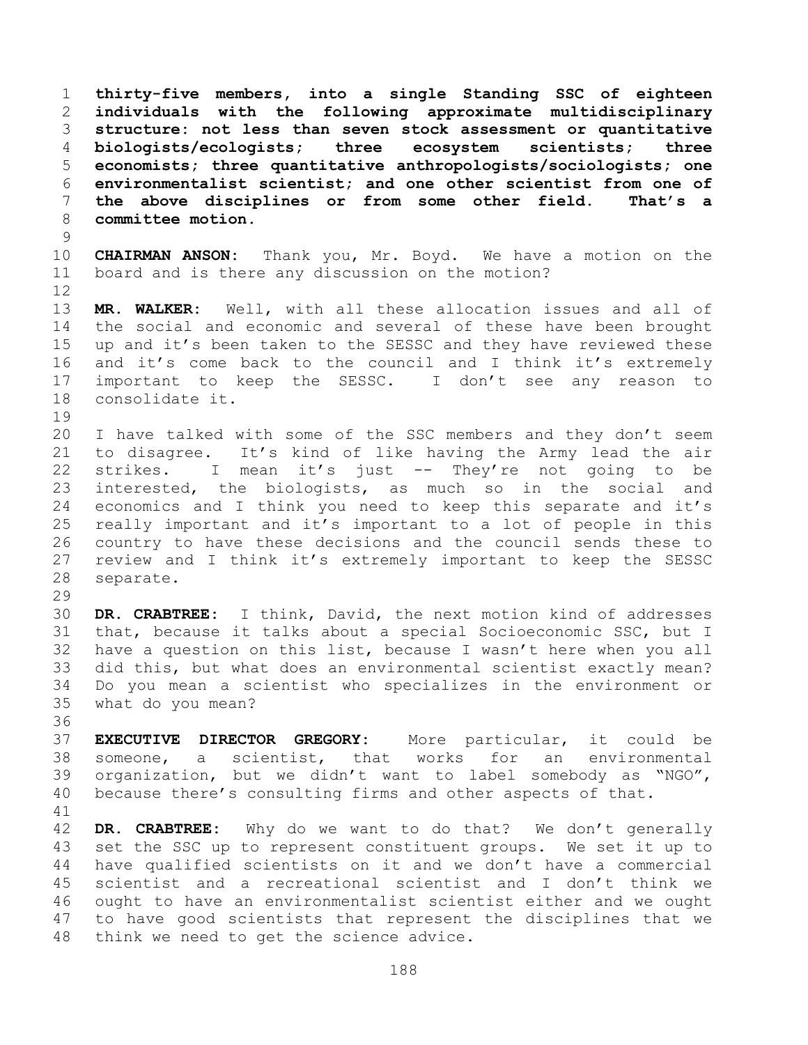**thirty-five members, into a single Standing SSC of eighteen individuals with the following approximate multidisciplinary structure: not less than seven stock assessment or quantitative biologists/ecologists; three ecosystem scientists; three economists; three quantitative anthropologists/sociologists; one environmentalist scientist; and one other scientist from one of the above disciplines or from some other field. That's a committee motion.**

**CHAIRMAN ANSON:** Thank you, Mr. Boyd. We have a motion on the board and is there any discussion on the motion?

**MR. WALKER:** Well, with all these allocation issues and all of the social and economic and several of these have been brought up and it's been taken to the SESSC and they have reviewed these and it's come back to the council and I think it's extremely important to keep the SESSC. I don't see any reason to consolidate it.

I have talked with some of the SSC members and they don't seem to disagree. It's kind of like having the Army lead the air strikes. I mean it's just -- They're not going to be interested, the biologists, as much so in the social and economics and I think you need to keep this separate and it's really important and it's important to a lot of people in this country to have these decisions and the council sends these to review and I think it's extremely important to keep the SESSC separate.

**DR. CRABTREE:** I think, David, the next motion kind of addresses that, because it talks about a special Socioeconomic SSC, but I have a question on this list, because I wasn't here when you all did this, but what does an environmental scientist exactly mean? Do you mean a scientist who specializes in the environment or what do you mean?

**EXECUTIVE DIRECTOR GREGORY:** More particular, it could be someone, a scientist, that works for an environmental organization, but we didn't want to label somebody as "NGO", because there's consulting firms and other aspects of that.

**DR. CRABTREE:** Why do we want to do that? We don't generally set the SSC up to represent constituent groups. We set it up to have qualified scientists on it and we don't have a commercial scientist and a recreational scientist and I don't think we ought to have an environmentalist scientist either and we ought to have good scientists that represent the disciplines that we think we need to get the science advice.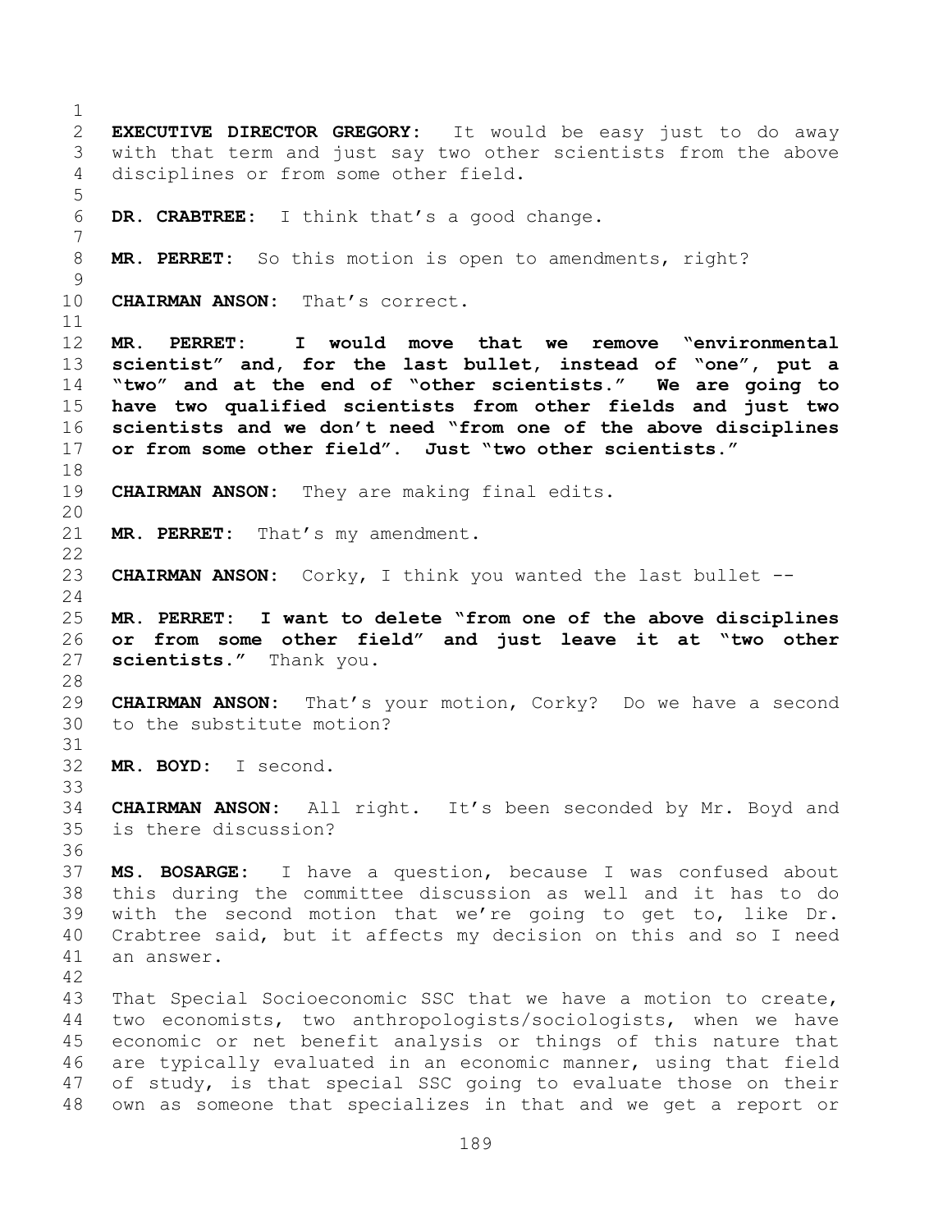**EXECUTIVE DIRECTOR GREGORY:** It would be easy just to do away with that term and just say two other scientists from the above disciplines or from some other field.

**DR. CRABTREE:** I think that's a good change.

**MR. PERRET:** So this motion is open to amendments, right?

**CHAIRMAN ANSON:** That's correct.

**MR. PERRET: I would move that we remove "environmental scientist" and, for the last bullet, instead of "one", put a "two" and at the end of "other scientists." We are going to have two qualified scientists from other fields and just two scientists and we don't need "from one of the above disciplines or from some other field". Just "two other scientists."**

**CHAIRMAN ANSON:** They are making final edits.

**MR. PERRET:** That's my amendment.

**CHAIRMAN ANSON:** Corky, I think you wanted the last bullet --

**MR. PERRET: I want to delete "from one of the above disciplines or from some other field" and just leave it at "two other scientists."** Thank you.

**CHAIRMAN ANSON:** That's your motion, Corky? Do we have a second to the substitute motion?

**MR. BOYD:** I second.

**CHAIRMAN ANSON:** All right. It's been seconded by Mr. Boyd and is there discussion?

**MS. BOSARGE:** I have a question, because I was confused about this during the committee discussion as well and it has to do with the second motion that we're going to get to, like Dr. Crabtree said, but it affects my decision on this and so I need an answer.

That Special Socioeconomic SSC that we have a motion to create, two economists, two anthropologists/sociologists, when we have economic or net benefit analysis or things of this nature that are typically evaluated in an economic manner, using that field of study, is that special SSC going to evaluate those on their own as someone that specializes in that and we get a report or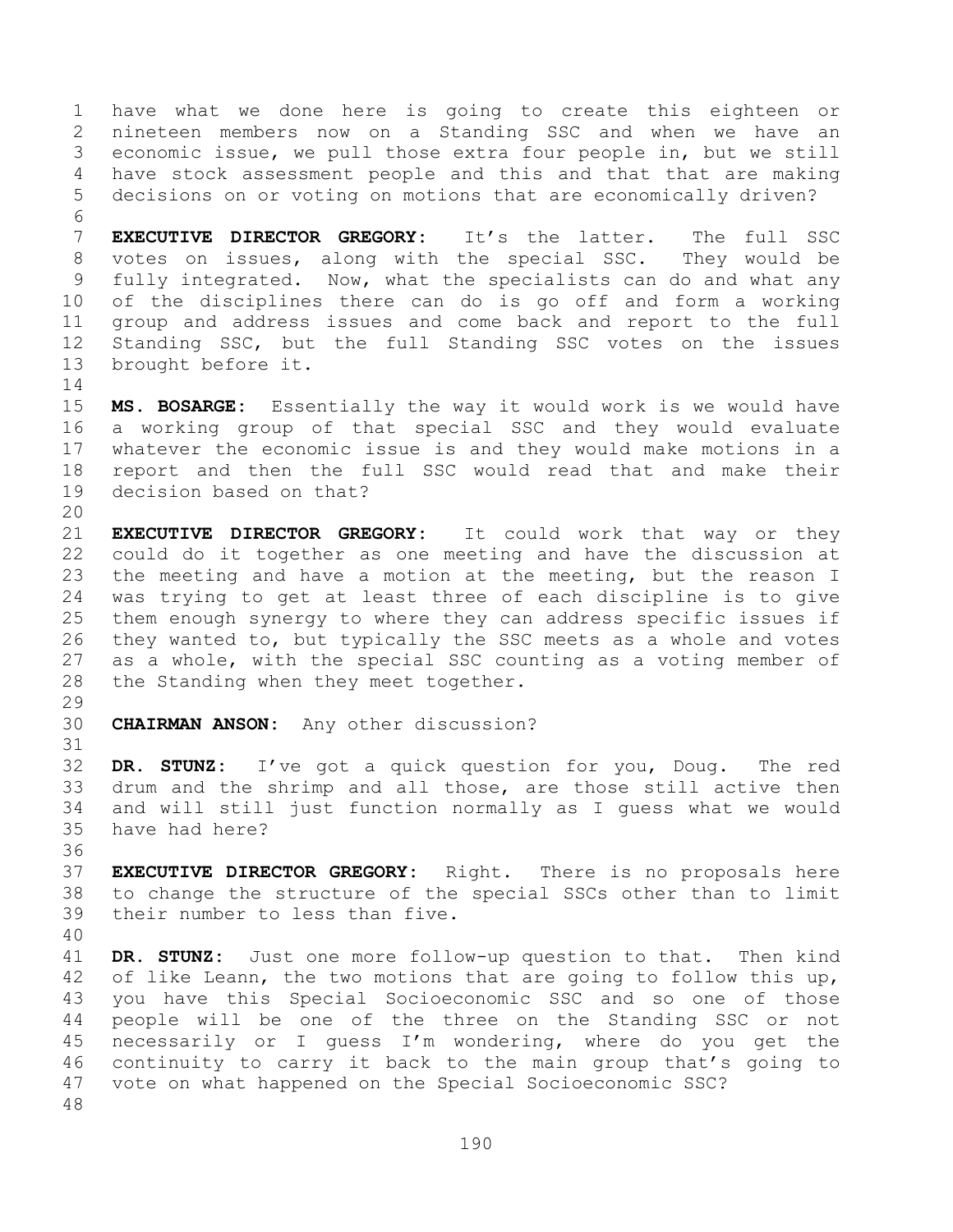have what we done here is going to create this eighteen or nineteen members now on a Standing SSC and when we have an economic issue, we pull those extra four people in, but we still have stock assessment people and this and that that are making decisions on or voting on motions that are economically driven?

**EXECUTIVE DIRECTOR GREGORY:** It's the latter. The full SSC votes on issues, along with the special SSC. They would be fully integrated. Now, what the specialists can do and what any of the disciplines there can do is go off and form a working group and address issues and come back and report to the full Standing SSC, but the full Standing SSC votes on the issues brought before it.

**MS. BOSARGE:** Essentially the way it would work is we would have a working group of that special SSC and they would evaluate whatever the economic issue is and they would make motions in a report and then the full SSC would read that and make their decision based on that?

**EXECUTIVE DIRECTOR GREGORY:** It could work that way or they could do it together as one meeting and have the discussion at the meeting and have a motion at the meeting, but the reason I was trying to get at least three of each discipline is to give them enough synergy to where they can address specific issues if they wanted to, but typically the SSC meets as a whole and votes as a whole, with the special SSC counting as a voting member of the Standing when they meet together.

**CHAIRMAN ANSON:** Any other discussion?

**DR. STUNZ:** I've got a quick question for you, Doug. The red drum and the shrimp and all those, are those still active then and will still just function normally as I guess what we would have had here?

**EXECUTIVE DIRECTOR GREGORY:** Right. There is no proposals here to change the structure of the special SSCs other than to limit their number to less than five.

**DR. STUNZ:** Just one more follow-up question to that. Then kind of like Leann, the two motions that are going to follow this up, you have this Special Socioeconomic SSC and so one of those people will be one of the three on the Standing SSC or not necessarily or I guess I'm wondering, where do you get the continuity to carry it back to the main group that's going to vote on what happened on the Special Socioeconomic SSC?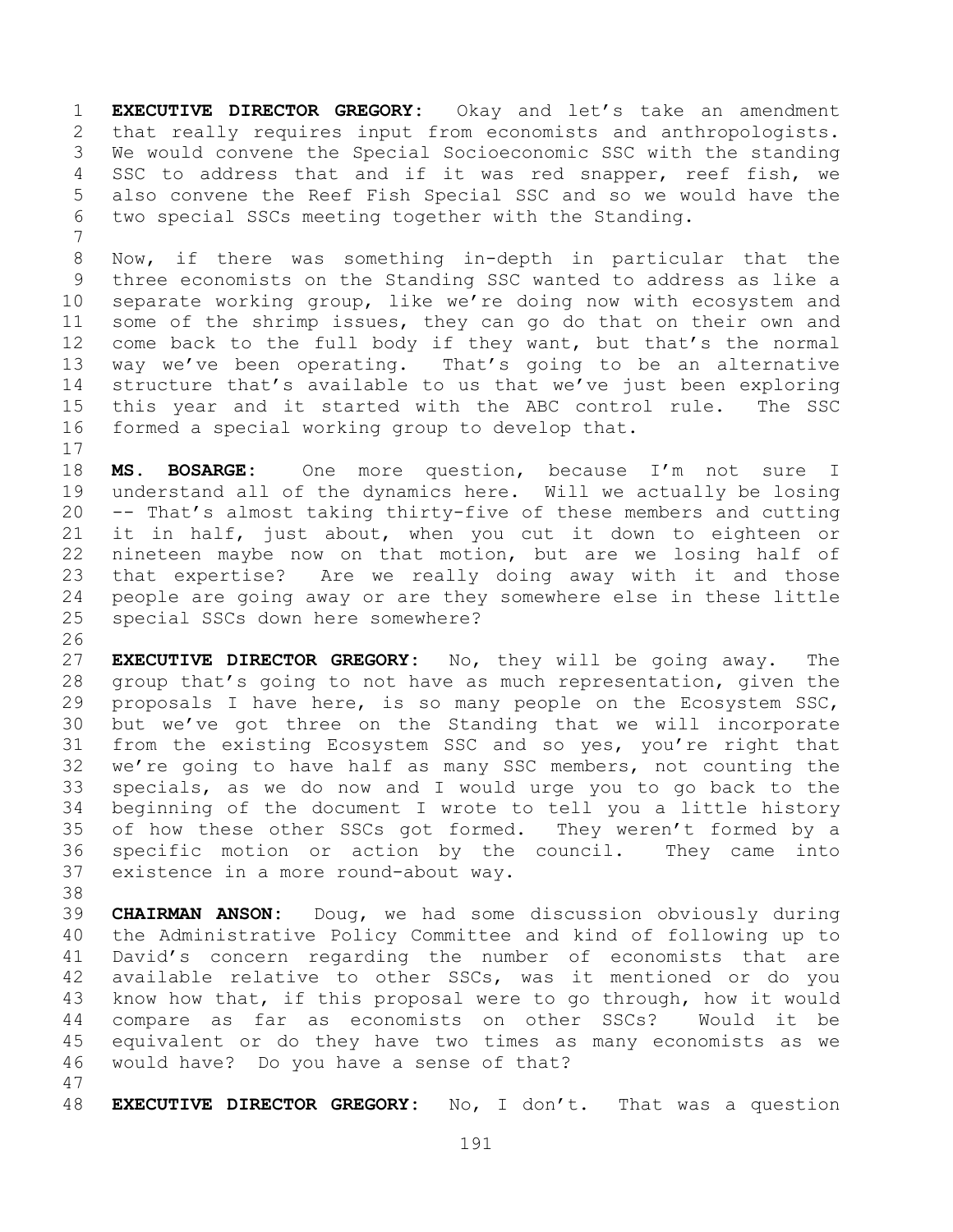**EXECUTIVE DIRECTOR GREGORY:** Okay and let's take an amendment that really requires input from economists and anthropologists. We would convene the Special Socioeconomic SSC with the standing SSC to address that and if it was red snapper, reef fish, we also convene the Reef Fish Special SSC and so we would have the two special SSCs meeting together with the Standing.

Now, if there was something in-depth in particular that the three economists on the Standing SSC wanted to address as like a separate working group, like we're doing now with ecosystem and some of the shrimp issues, they can go do that on their own and come back to the full body if they want, but that's the normal way we've been operating. That's going to be an alternative structure that's available to us that we've just been exploring this year and it started with the ABC control rule. The SSC formed a special working group to develop that.

**MS. BOSARGE:** One more question, because I'm not sure I understand all of the dynamics here. Will we actually be losing -- That's almost taking thirty-five of these members and cutting it in half, just about, when you cut it down to eighteen or nineteen maybe now on that motion, but are we losing half of that expertise? Are we really doing away with it and those people are going away or are they somewhere else in these little special SSCs down here somewhere?

**EXECUTIVE DIRECTOR GREGORY:** No, they will be going away. The group that's going to not have as much representation, given the proposals I have here, is so many people on the Ecosystem SSC, but we've got three on the Standing that we will incorporate from the existing Ecosystem SSC and so yes, you're right that we're going to have half as many SSC members, not counting the specials, as we do now and I would urge you to go back to the beginning of the document I wrote to tell you a little history of how these other SSCs got formed. They weren't formed by a specific motion or action by the council. They came into existence in a more round-about way.

**CHAIRMAN ANSON:** Doug, we had some discussion obviously during the Administrative Policy Committee and kind of following up to David's concern regarding the number of economists that are available relative to other SSCs, was it mentioned or do you know how that, if this proposal were to go through, how it would compare as far as economists on other SSCs? Would it be equivalent or do they have two times as many economists as we would have? Do you have a sense of that?

**EXECUTIVE DIRECTOR GREGORY:** No, I don't. That was a question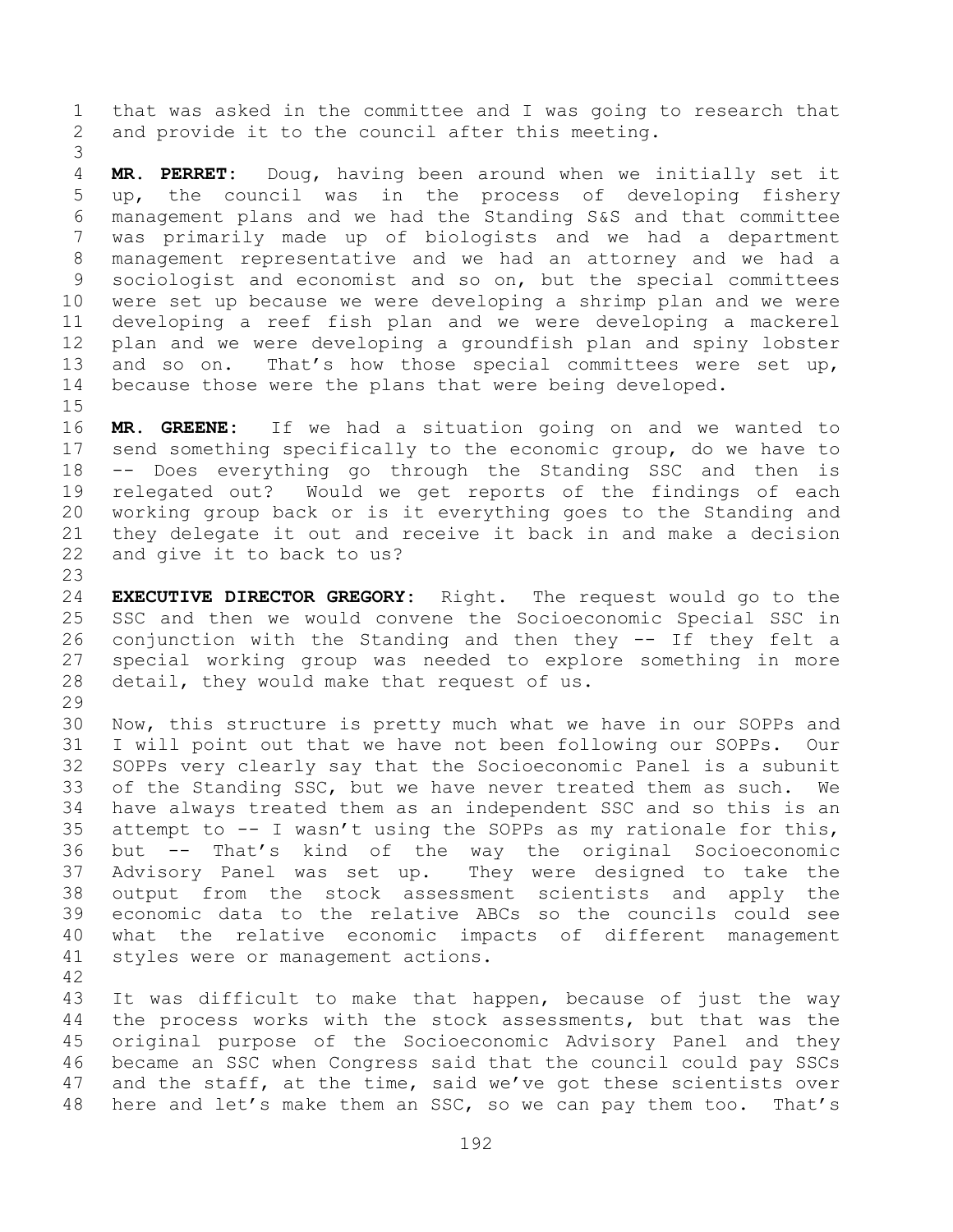that was asked in the committee and I was going to research that and provide it to the council after this meeting.

**MR. PERRET:** Doug, having been around when we initially set it up, the council was in the process of developing fishery management plans and we had the Standing S&S and that committee was primarily made up of biologists and we had a department management representative and we had an attorney and we had a sociologist and economist and so on, but the special committees were set up because we were developing a shrimp plan and we were developing a reef fish plan and we were developing a mackerel plan and we were developing a groundfish plan and spiny lobster and so on. That's how those special committees were set up, because those were the plans that were being developed.

**MR. GREENE:** If we had a situation going on and we wanted to send something specifically to the economic group, do we have to -- Does everything go through the Standing SSC and then is relegated out? Would we get reports of the findings of each working group back or is it everything goes to the Standing and they delegate it out and receive it back in and make a decision and give it to back to us?

**EXECUTIVE DIRECTOR GREGORY:** Right. The request would go to the SSC and then we would convene the Socioeconomic Special SSC in conjunction with the Standing and then they -- If they felt a special working group was needed to explore something in more detail, they would make that request of us.

Now, this structure is pretty much what we have in our SOPPs and I will point out that we have not been following our SOPPs. Our SOPPs very clearly say that the Socioeconomic Panel is a subunit of the Standing SSC, but we have never treated them as such. We have always treated them as an independent SSC and so this is an attempt to -- I wasn't using the SOPPs as my rationale for this, but -- That's kind of the way the original Socioeconomic Advisory Panel was set up. They were designed to take the output from the stock assessment scientists and apply the economic data to the relative ABCs so the councils could see what the relative economic impacts of different management styles were or management actions.

It was difficult to make that happen, because of just the way the process works with the stock assessments, but that was the original purpose of the Socioeconomic Advisory Panel and they became an SSC when Congress said that the council could pay SSCs and the staff, at the time, said we've got these scientists over here and let's make them an SSC, so we can pay them too. That's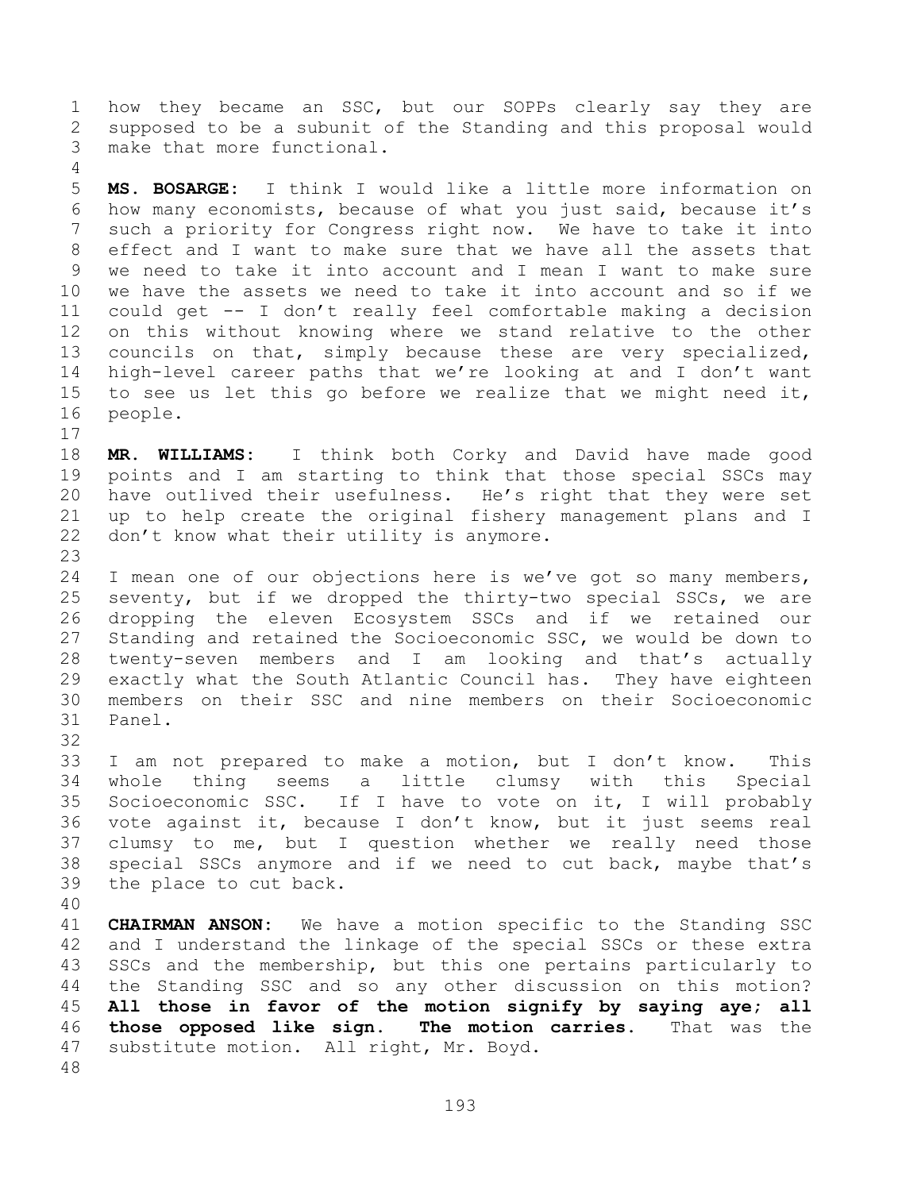how they became an SSC, but our SOPPs clearly say they are supposed to be a subunit of the Standing and this proposal would make that more functional.

**MS. BOSARGE:** I think I would like a little more information on how many economists, because of what you just said, because it's such a priority for Congress right now. We have to take it into effect and I want to make sure that we have all the assets that we need to take it into account and I mean I want to make sure we have the assets we need to take it into account and so if we could get -- I don't really feel comfortable making a decision on this without knowing where we stand relative to the other councils on that, simply because these are very specialized, high-level career paths that we're looking at and I don't want to see us let this go before we realize that we might need it, people.

**MR. WILLIAMS:** I think both Corky and David have made good points and I am starting to think that those special SSCs may have outlived their usefulness. He's right that they were set up to help create the original fishery management plans and I don't know what their utility is anymore.

I mean one of our objections here is we've got so many members, seventy, but if we dropped the thirty-two special SSCs, we are dropping the eleven Ecosystem SSCs and if we retained our Standing and retained the Socioeconomic SSC, we would be down to twenty-seven members and I am looking and that's actually exactly what the South Atlantic Council has. They have eighteen members on their SSC and nine members on their Socioeconomic Panel.

I am not prepared to make a motion, but I don't know. This whole thing seems a little clumsy with this Special Socioeconomic SSC. If I have to vote on it, I will probably vote against it, because I don't know, but it just seems real clumsy to me, but I question whether we really need those special SSCs anymore and if we need to cut back, maybe that's the place to cut back.

**CHAIRMAN ANSON:** We have a motion specific to the Standing SSC and I understand the linkage of the special SSCs or these extra SSCs and the membership, but this one pertains particularly to the Standing SSC and so any other discussion on this motion? **All those in favor of the motion signify by saying aye; all those opposed like sign. The motion carries.** That was the substitute motion. All right, Mr. Boyd.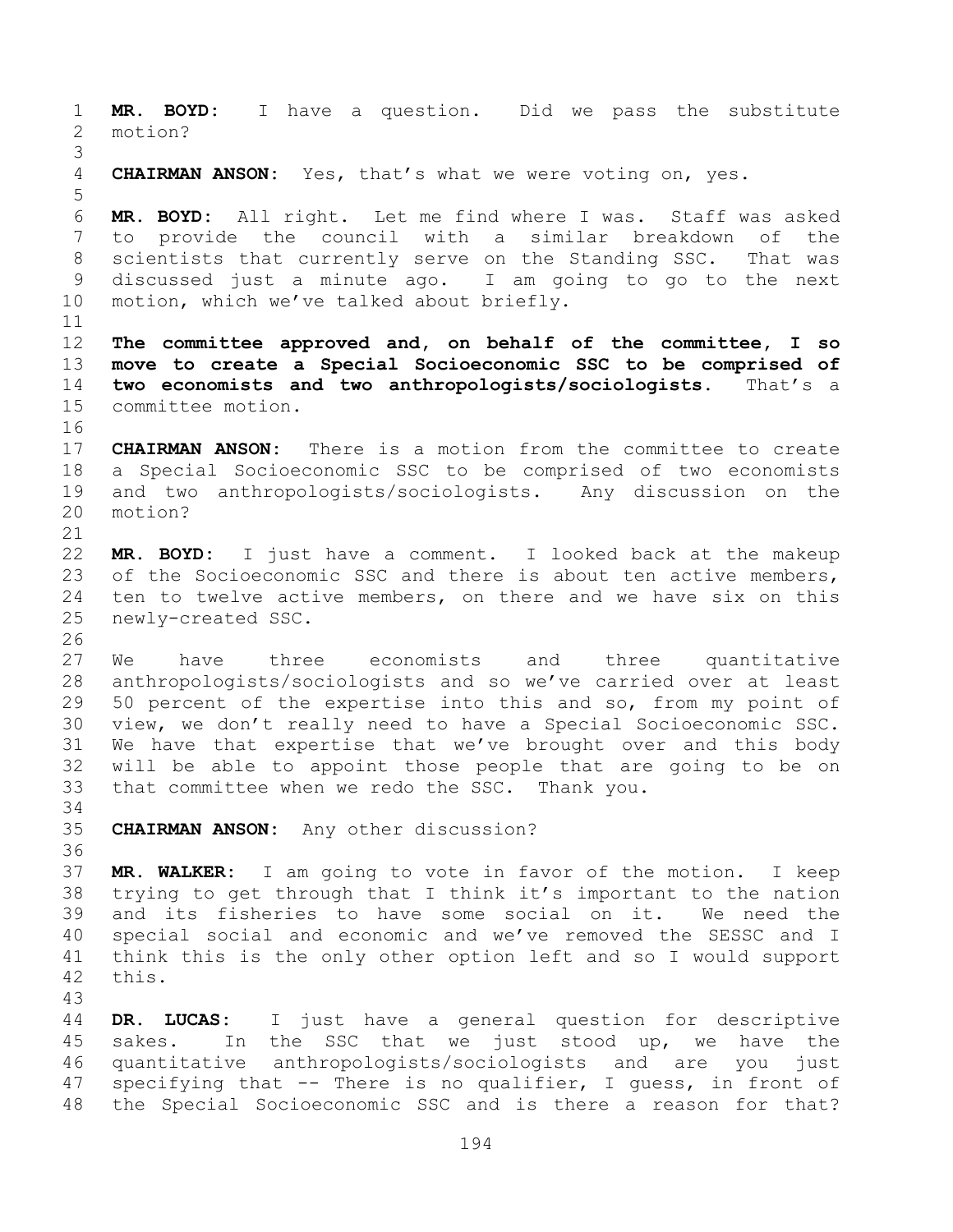**MR. BOYD:** I have a question. Did we pass the substitute motion?

**CHAIRMAN ANSON:** Yes, that's what we were voting on, yes.

**MR. BOYD:** All right. Let me find where I was. Staff was asked to provide the council with a similar breakdown of the scientists that currently serve on the Standing SSC. That was discussed just a minute ago. I am going to go to the next motion, which we've talked about briefly.

**The committee approved and, on behalf of the committee, I so move to create a Special Socioeconomic SSC to be comprised of two economists and two anthropologists/sociologists.** That's a committee motion.

**CHAIRMAN ANSON:** There is a motion from the committee to create a Special Socioeconomic SSC to be comprised of two economists and two anthropologists/sociologists. Any discussion on the motion?

**MR. BOYD:** I just have a comment. I looked back at the makeup of the Socioeconomic SSC and there is about ten active members, ten to twelve active members, on there and we have six on this newly-created SSC.

We have three economists and three quantitative anthropologists/sociologists and so we've carried over at least 50 percent of the expertise into this and so, from my point of view, we don't really need to have a Special Socioeconomic SSC. We have that expertise that we've brought over and this body will be able to appoint those people that are going to be on that committee when we redo the SSC. Thank you.

**CHAIRMAN ANSON:** Any other discussion?

**MR. WALKER:** I am going to vote in favor of the motion. I keep trying to get through that I think it's important to the nation and its fisheries to have some social on it. We need the special social and economic and we've removed the SESSC and I think this is the only other option left and so I would support this.

**DR. LUCAS:** I just have a general question for descriptive sakes. In the SSC that we just stood up, we have the quantitative anthropologists/sociologists and are you just specifying that -- There is no qualifier, I guess, in front of the Special Socioeconomic SSC and is there a reason for that?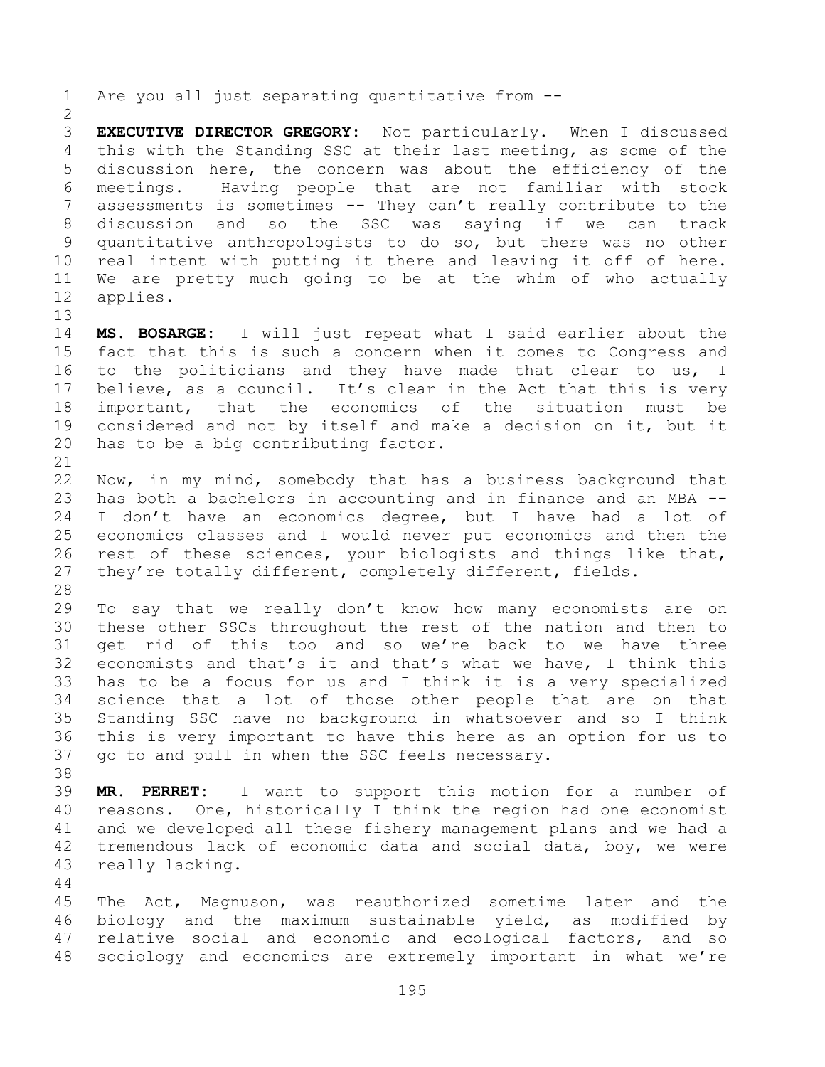Are you all just separating quantitative from --

**EXECUTIVE DIRECTOR GREGORY:** Not particularly. When I discussed this with the Standing SSC at their last meeting, as some of the discussion here, the concern was about the efficiency of the meetings. Having people that are not familiar with stock assessments is sometimes -- They can't really contribute to the discussion and so the SSC was saying if we can track quantitative anthropologists to do so, but there was no other real intent with putting it there and leaving it off of here. We are pretty much going to be at the whim of who actually applies.

**MS. BOSARGE:** I will just repeat what I said earlier about the fact that this is such a concern when it comes to Congress and to the politicians and they have made that clear to us, I believe, as a council. It's clear in the Act that this is very important, that the economics of the situation must be considered and not by itself and make a decision on it, but it has to be a big contributing factor.

Now, in my mind, somebody that has a business background that has both a bachelors in accounting and in finance and an MBA -- I don't have an economics degree, but I have had a lot of economics classes and I would never put economics and then the rest of these sciences, your biologists and things like that, they're totally different, completely different, fields.

To say that we really don't know how many economists are on these other SSCs throughout the rest of the nation and then to get rid of this too and so we're back to we have three economists and that's it and that's what we have, I think this has to be a focus for us and I think it is a very specialized science that a lot of those other people that are on that Standing SSC have no background in whatsoever and so I think this is very important to have this here as an option for us to go to and pull in when the SSC feels necessary.

**MR. PERRET:** I want to support this motion for a number of reasons. One, historically I think the region had one economist and we developed all these fishery management plans and we had a tremendous lack of economic data and social data, boy, we were really lacking.

The Act, Magnuson, was reauthorized sometime later and the biology and the maximum sustainable yield, as modified by relative social and economic and ecological factors, and so sociology and economics are extremely important in what we're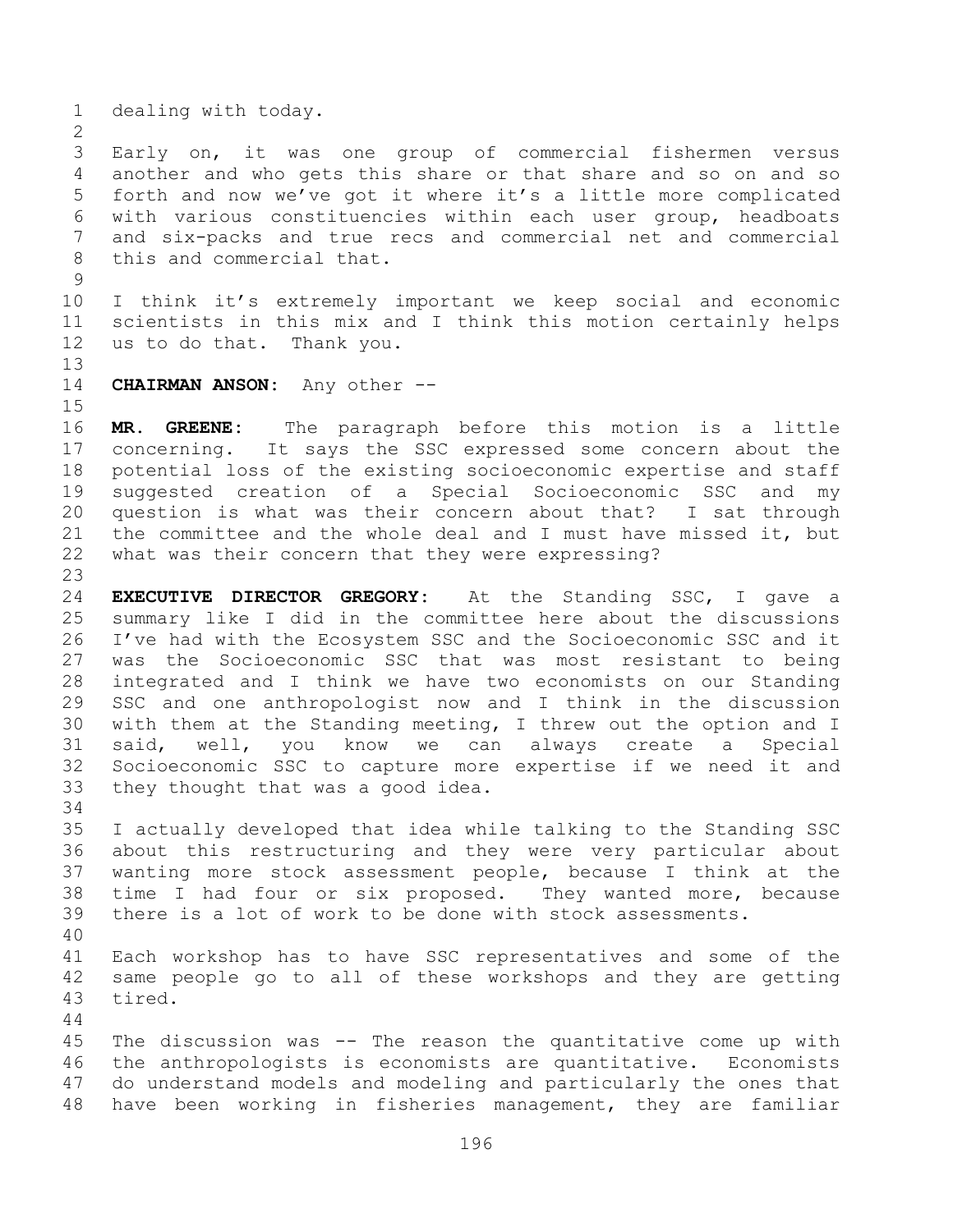dealing with today.

Early on, it was one group of commercial fishermen versus another and who gets this share or that share and so on and so forth and now we've got it where it's a little more complicated with various constituencies within each user group, headboats and six-packs and true recs and commercial net and commercial this and commercial that.

I think it's extremely important we keep social and economic scientists in this mix and I think this motion certainly helps us to do that. Thank you.

**CHAIRMAN ANSON:** Any other --

**MR. GREENE:** The paragraph before this motion is a little concerning. It says the SSC expressed some concern about the potential loss of the existing socioeconomic expertise and staff suggested creation of a Special Socioeconomic SSC and my question is what was their concern about that? I sat through the committee and the whole deal and I must have missed it, but what was their concern that they were expressing?

**EXECUTIVE DIRECTOR GREGORY:** At the Standing SSC, I gave a summary like I did in the committee here about the discussions I've had with the Ecosystem SSC and the Socioeconomic SSC and it was the Socioeconomic SSC that was most resistant to being integrated and I think we have two economists on our Standing SSC and one anthropologist now and I think in the discussion with them at the Standing meeting, I threw out the option and I said, well, you know we can always create a Special Socioeconomic SSC to capture more expertise if we need it and they thought that was a good idea.

I actually developed that idea while talking to the Standing SSC about this restructuring and they were very particular about wanting more stock assessment people, because I think at the time I had four or six proposed. They wanted more, because there is a lot of work to be done with stock assessments.

Each workshop has to have SSC representatives and some of the same people go to all of these workshops and they are getting tired.

The discussion was -- The reason the quantitative come up with the anthropologists is economists are quantitative. Economists do understand models and modeling and particularly the ones that have been working in fisheries management, they are familiar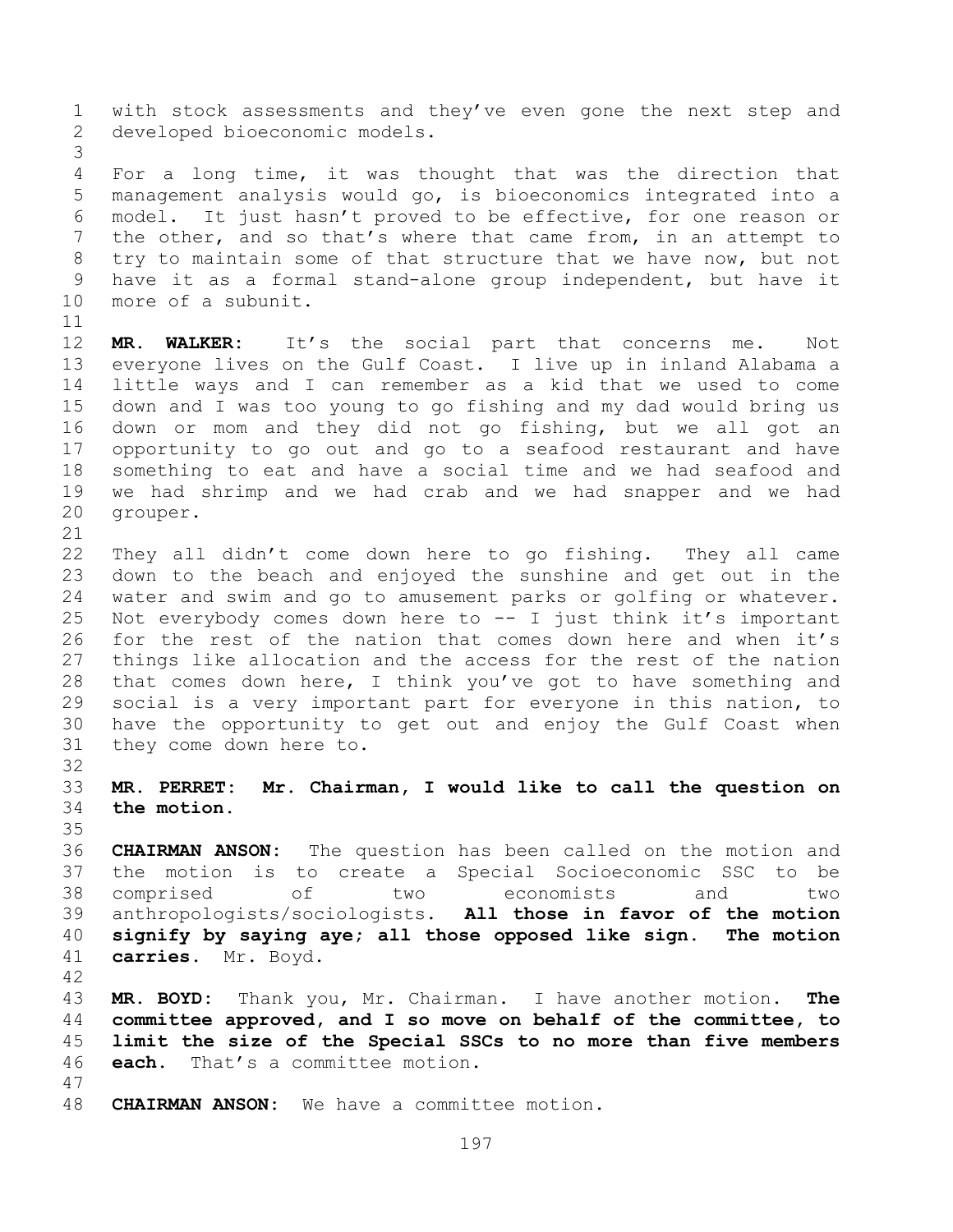with stock assessments and they've even gone the next step and developed bioeconomic models.

For a long time, it was thought that was the direction that management analysis would go, is bioeconomics integrated into a model. It just hasn't proved to be effective, for one reason or the other, and so that's where that came from, in an attempt to try to maintain some of that structure that we have now, but not have it as a formal stand-alone group independent, but have it more of a subunit.

**MR. WALKER:** It's the social part that concerns me. Not everyone lives on the Gulf Coast. I live up in inland Alabama a little ways and I can remember as a kid that we used to come down and I was too young to go fishing and my dad would bring us down or mom and they did not go fishing, but we all got an opportunity to go out and go to a seafood restaurant and have something to eat and have a social time and we had seafood and we had shrimp and we had crab and we had snapper and we had grouper.

They all didn't come down here to go fishing. They all came down to the beach and enjoyed the sunshine and get out in the water and swim and go to amusement parks or golfing or whatever. Not everybody comes down here to -- I just think it's important for the rest of the nation that comes down here and when it's things like allocation and the access for the rest of the nation that comes down here, I think you've got to have something and social is a very important part for everyone in this nation, to have the opportunity to get out and enjoy the Gulf Coast when they come down here to.

**MR. PERRET: Mr. Chairman, I would like to call the question on the motion.**

**CHAIRMAN ANSON:** The question has been called on the motion and the motion is to create a Special Socioeconomic SSC to be comprised of two economists and two anthropologists/sociologists. **All those in favor of the motion signify by saying aye; all those opposed like sign. The motion carries.** Mr. Boyd.

**MR. BOYD:** Thank you, Mr. Chairman. I have another motion. **The committee approved, and I so move on behalf of the committee, to limit the size of the Special SSCs to no more than five members each.** That's a committee motion.

**CHAIRMAN ANSON:** We have a committee motion.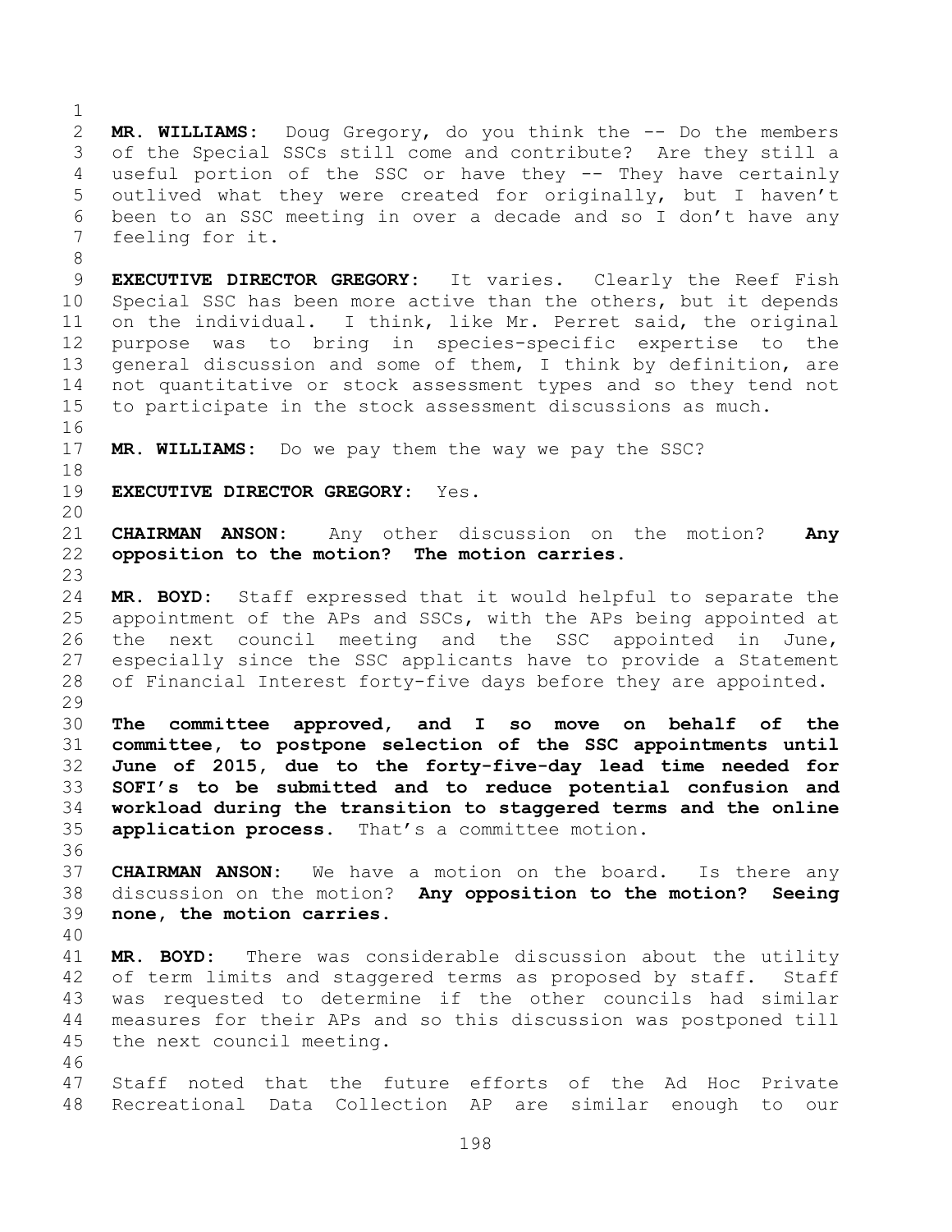**MR. WILLIAMS:** Doug Gregory, do you think the -- Do the members of the Special SSCs still come and contribute? Are they still a useful portion of the SSC or have they -- They have certainly outlived what they were created for originally, but I haven't been to an SSC meeting in over a decade and so I don't have any feeling for it.

**EXECUTIVE DIRECTOR GREGORY:** It varies. Clearly the Reef Fish Special SSC has been more active than the others, but it depends on the individual. I think, like Mr. Perret said, the original purpose was to bring in species-specific expertise to the general discussion and some of them, I think by definition, are not quantitative or stock assessment types and so they tend not to participate in the stock assessment discussions as much.

**MR. WILLIAMS:** Do we pay them the way we pay the SSC?

**EXECUTIVE DIRECTOR GREGORY:** Yes.

**CHAIRMAN ANSON:** Any other discussion on the motion? **Any opposition to the motion? The motion carries.**

**MR. BOYD:** Staff expressed that it would helpful to separate the appointment of the APs and SSCs, with the APs being appointed at the next council meeting and the SSC appointed in June, especially since the SSC applicants have to provide a Statement of Financial Interest forty-five days before they are appointed.

**The committee approved, and I so move on behalf of the committee, to postpone selection of the SSC appointments until June of 2015, due to the forty-five-day lead time needed for SOFI's to be submitted and to reduce potential confusion and workload during the transition to staggered terms and the online application process.** That's a committee motion.

**CHAIRMAN ANSON:** We have a motion on the board. Is there any discussion on the motion? **Any opposition to the motion? Seeing none, the motion carries.**

**MR. BOYD:** There was considerable discussion about the utility of term limits and staggered terms as proposed by staff. Staff was requested to determine if the other councils had similar measures for their APs and so this discussion was postponed till the next council meeting.

Staff noted that the future efforts of the Ad Hoc Private Recreational Data Collection AP are similar enough to our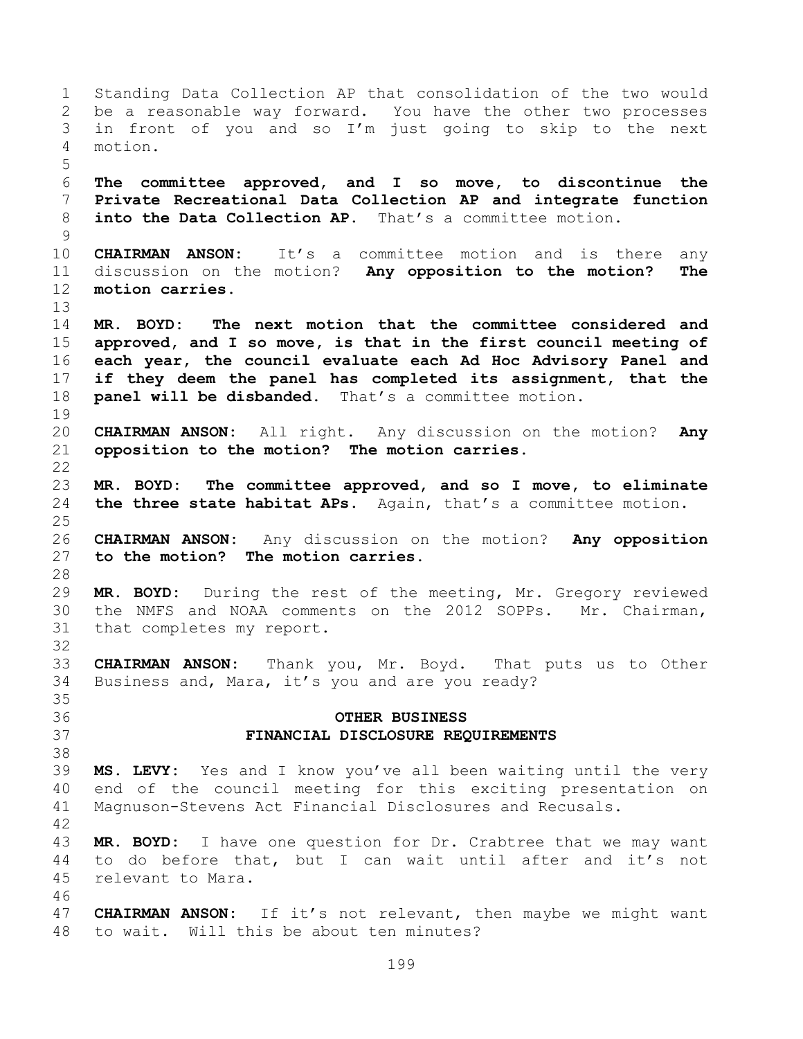Standing Data Collection AP that consolidation of the two would be a reasonable way forward. You have the other two processes in front of you and so I'm just going to skip to the next motion.

**The committee approved, and I so move, to discontinue the Private Recreational Data Collection AP and integrate function into the Data Collection AP.** That's a committee motion.

**CHAIRMAN ANSON:** It's a committee motion and is there any discussion on the motion? **Any opposition to the motion? The motion carries.**

**MR. BOYD: The next motion that the committee considered and approved, and I so move, is that in the first council meeting of each year, the council evaluate each Ad Hoc Advisory Panel and if they deem the panel has completed its assignment, that the panel will be disbanded.** That's a committee motion.

**CHAIRMAN ANSON:** All right. Any discussion on the motion? **Any opposition to the motion? The motion carries.**

**MR. BOYD: The committee approved, and so I move, to eliminate the three state habitat APs.** Again, that's a committee motion.

**CHAIRMAN ANSON:** Any discussion on the motion? **Any opposition to the motion? The motion carries.**

**MR. BOYD:** During the rest of the meeting, Mr. Gregory reviewed the NMFS and NOAA comments on the 2012 SOPPs. Mr. Chairman, that completes my report.

**CHAIRMAN ANSON:** Thank you, Mr. Boyd. That puts us to Other Business and, Mara, it's you and are you ready?

## OTHER BUSINESS
## FINANCIAL DISCLOSURE REQUIREMENTS

**MS. LEVY:** Yes and I know you've all been waiting until the very end of the council meeting for this exciting presentation on Magnuson-Stevens Act Financial Disclosures and Recusals.

**MR. BOYD:** I have one question for Dr. Crabtree that we may want to do before that, but I can wait until after and it's not relevant to Mara.

**CHAIRMAN ANSON:** If it's not relevant, then maybe we might want to wait. Will this be about ten minutes?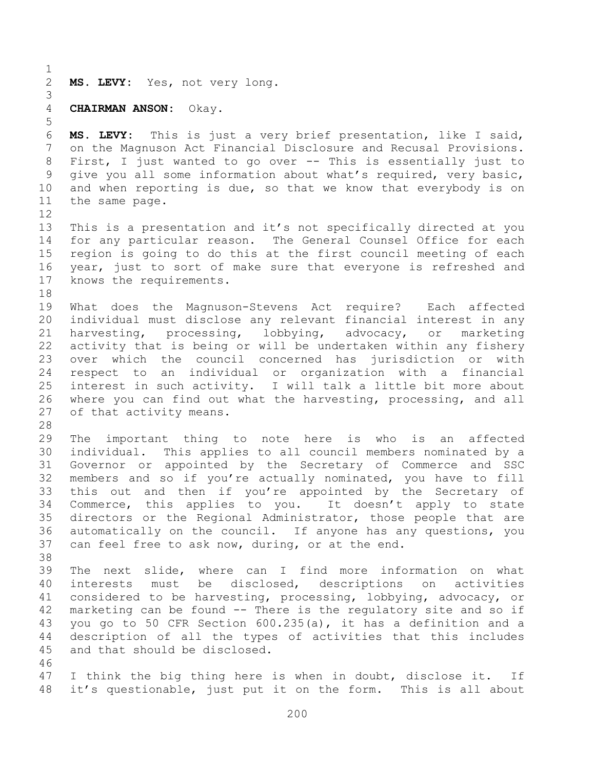**MS. LEVY:** Yes, not very long.

**CHAIRMAN ANSON:** Okay.

**MS. LEVY:** This is just a very brief presentation, like I said, on the Magnuson Act Financial Disclosure and Recusal Provisions. First, I just wanted to go over -- This is essentially just to give you all some information about what's required, very basic, and when reporting is due, so that we know that everybody is on the same page.

This is a presentation and it's not specifically directed at you for any particular reason. The General Counsel Office for each region is going to do this at the first council meeting of each year, just to sort of make sure that everyone is refreshed and knows the requirements.

What does the Magnuson-Stevens Act require? Each affected individual must disclose any relevant financial interest in any harvesting, processing, lobbying, advocacy, or marketing activity that is being or will be undertaken within any fishery over which the council concerned has jurisdiction or with respect to an individual or organization with a financial interest in such activity. I will talk a little bit more about where you can find out what the harvesting, processing, and all of that activity means.

The important thing to note here is who is an affected individual. This applies to all council members nominated by a Governor or appointed by the Secretary of Commerce and SSC members and so if you're actually nominated, you have to fill this out and then if you're appointed by the Secretary of Commerce, this applies to you. It doesn't apply to state directors or the Regional Administrator, those people that are automatically on the council. If anyone has any questions, you can feel free to ask now, during, or at the end.

The next slide, where can I find more information on what interests must be disclosed, descriptions on activities considered to be harvesting, processing, lobbying, advocacy, or marketing can be found -- There is the regulatory site and so if you go to 50 CFR Section 600.235(a), it has a definition and a description of all the types of activities that this includes and that should be disclosed.

I think the big thing here is when in doubt, disclose it. If it's questionable, just put it on the form. This is all about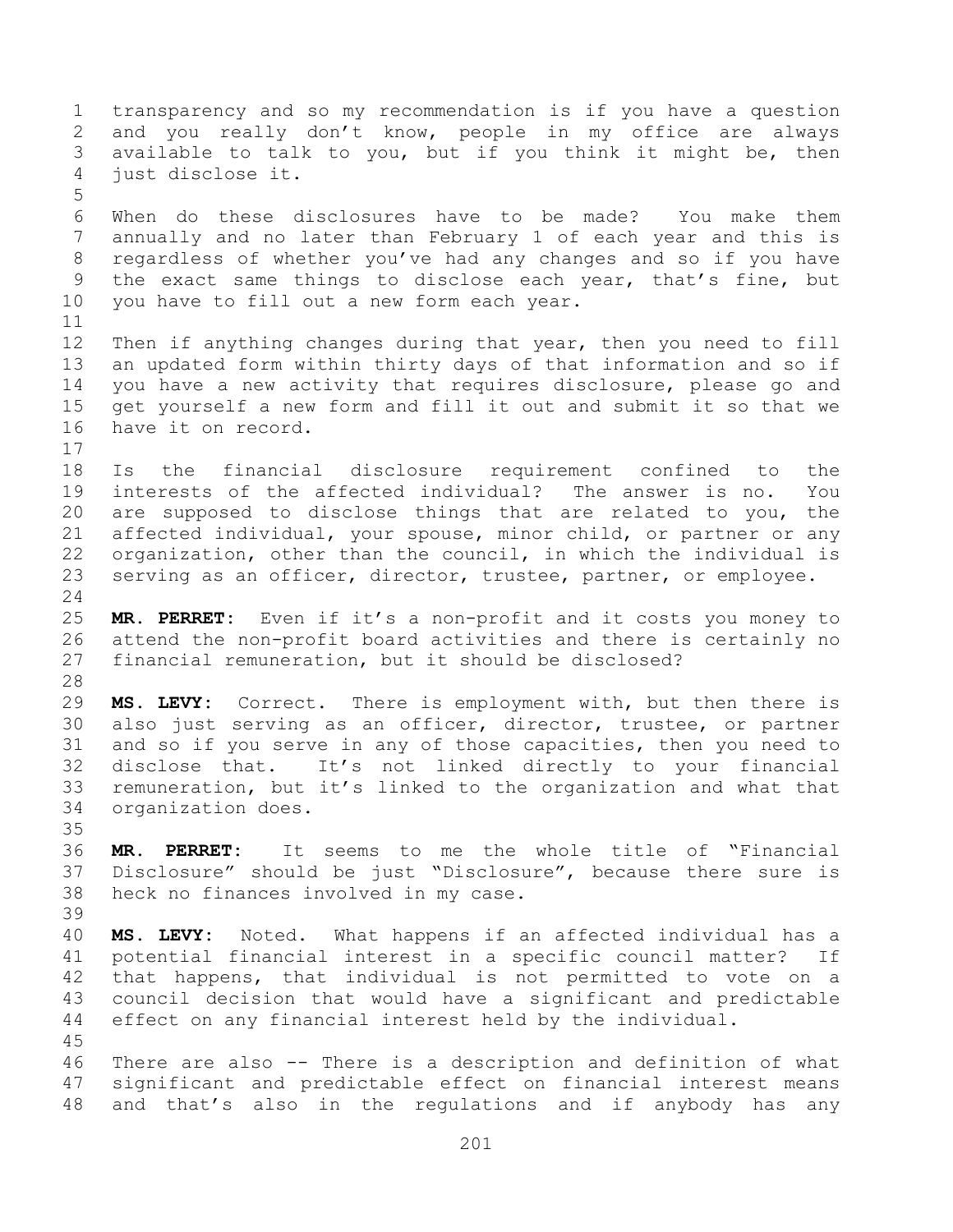transparency and so my recommendation is if you have a question and you really don't know, people in my office are always available to talk to you, but if you think it might be, then just disclose it.

When do these disclosures have to be made? You make them annually and no later than February 1 of each year and this is regardless of whether you've had any changes and so if you have the exact same things to disclose each year, that's fine, but you have to fill out a new form each year.

Then if anything changes during that year, then you need to fill an updated form within thirty days of that information and so if you have a new activity that requires disclosure, please go and get yourself a new form and fill it out and submit it so that we have it on record.

Is the financial disclosure requirement confined to the interests of the affected individual? The answer is no. You are supposed to disclose things that are related to you, the affected individual, your spouse, minor child, or partner or any organization, other than the council, in which the individual is serving as an officer, director, trustee, partner, or employee.

**MR. PERRET:** Even if it's a non-profit and it costs you money to attend the non-profit board activities and there is certainly no financial remuneration, but it should be disclosed?

**MS. LEVY:** Correct. There is employment with, but then there is also just serving as an officer, director, trustee, or partner and so if you serve in any of those capacities, then you need to disclose that. It's not linked directly to your financial remuneration, but it's linked to the organization and what that organization does.

**MR. PERRET:** It seems to me the whole title of "Financial Disclosure" should be just "Disclosure", because there sure is heck no finances involved in my case.

**MS. LEVY:** Noted. What happens if an affected individual has a potential financial interest in a specific council matter? If that happens, that individual is not permitted to vote on a council decision that would have a significant and predictable effect on any financial interest held by the individual.

There are also -- There is a description and definition of what significant and predictable effect on financial interest means and that's also in the regulations and if anybody has any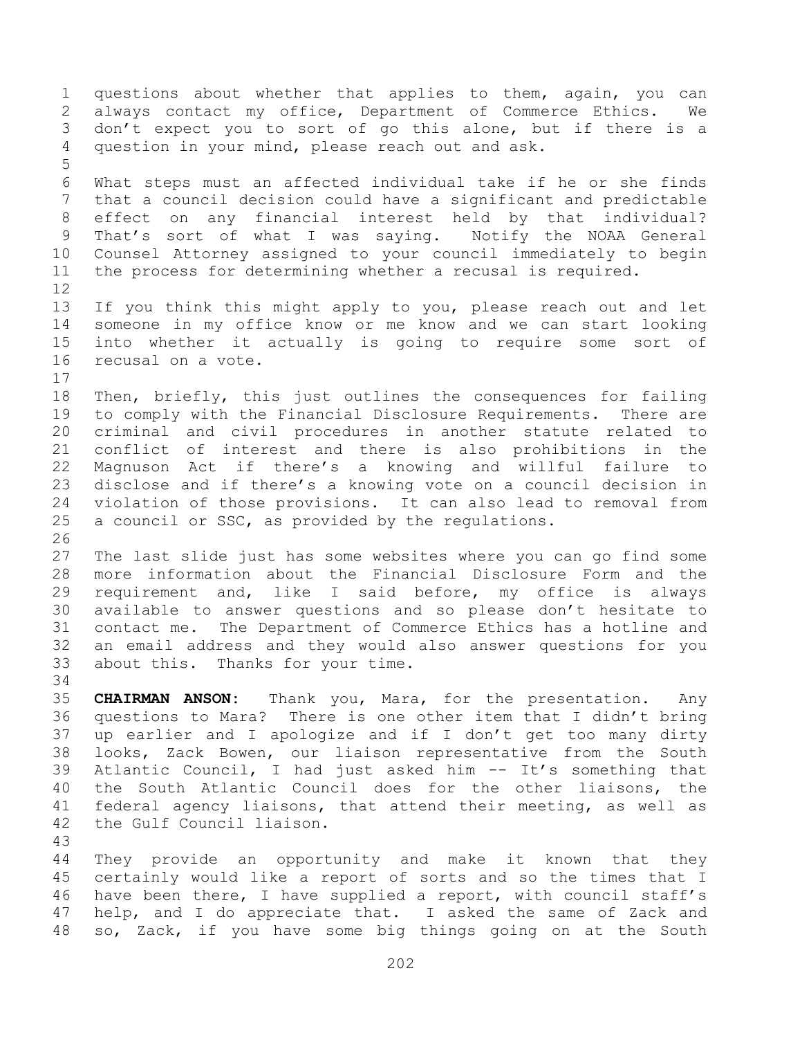questions about whether that applies to them, again, you can always contact my office, Department of Commerce Ethics. We don't expect you to sort of go this alone, but if there is a question in your mind, please reach out and ask.

What steps must an affected individual take if he or she finds that a council decision could have a significant and predictable effect on any financial interest held by that individual? That's sort of what I was saying. Notify the NOAA General Counsel Attorney assigned to your council immediately to begin the process for determining whether a recusal is required.

If you think this might apply to you, please reach out and let someone in my office know or me know and we can start looking into whether it actually is going to require some sort of recusal on a vote.

Then, briefly, this just outlines the consequences for failing to comply with the Financial Disclosure Requirements. There are criminal and civil procedures in another statute related to conflict of interest and there is also prohibitions in the Magnuson Act if there's a knowing and willful failure to disclose and if there's a knowing vote on a council decision in violation of those provisions. It can also lead to removal from a council or SSC, as provided by the regulations.

The last slide just has some websites where you can go find some more information about the Financial Disclosure Form and the requirement and, like I said before, my office is always available to answer questions and so please don't hesitate to contact me. The Department of Commerce Ethics has a hotline and an email address and they would also answer questions for you about this. Thanks for your time.

**CHAIRMAN ANSON:** Thank you, Mara, for the presentation. Any questions to Mara? There is one other item that I didn't bring up earlier and I apologize and if I don't get too many dirty looks, Zack Bowen, our liaison representative from the South Atlantic Council, I had just asked him -- It's something that the South Atlantic Council does for the other liaisons, the federal agency liaisons, that attend their meeting, as well as the Gulf Council liaison.

They provide an opportunity and make it known that they certainly would like a report of sorts and so the times that I have been there, I have supplied a report, with council staff's help, and I do appreciate that. I asked the same of Zack and so, Zack, if you have some big things going on at the South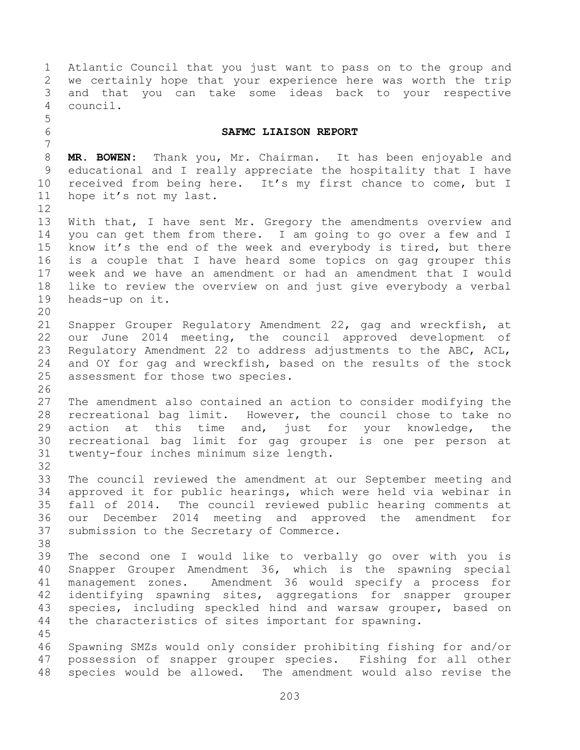Atlantic Council that you just want to pass on to the group and we certainly hope that your experience here was worth the trip and that you can take some ideas back to your respective council.

## SAFMC LIAISON REPORT

**MR. BOWEN:** Thank you, Mr. Chairman. It has been enjoyable and educational and I really appreciate the hospitality that I have received from being here. It's my first chance to come, but I hope it's not my last.

With that, I have sent Mr. Gregory the amendments overview and you can get them from there. I am going to go over a few and I know it's the end of the week and everybody is tired, but there is a couple that I have heard some topics on gag grouper this week and we have an amendment or had an amendment that I would like to review the overview on and just give everybody a verbal heads-up on it.

Snapper Grouper Regulatory Amendment 22, gag and wreckfish, at our June 2014 meeting, the council approved development of Regulatory Amendment 22 to address adjustments to the ABC, ACL, and OY for gag and wreckfish, based on the results of the stock assessment for those two species.

The amendment also contained an action to consider modifying the recreational bag limit. However, the council chose to take no action at this time and, just for your knowledge, the recreational bag limit for gag grouper is one per person at twenty-four inches minimum size length.

The council reviewed the amendment at our September meeting and approved it for public hearings, which were held via webinar in fall of 2014. The council reviewed public hearing comments at our December 2014 meeting and approved the amendment for submission to the Secretary of Commerce.

The second one I would like to verbally go over with you is Snapper Grouper Amendment 36, which is the spawning special management zones. Amendment 36 would specify a process for identifying spawning sites, aggregations for snapper grouper species, including speckled hind and warsaw grouper, based on the characteristics of sites important for spawning.

Spawning SMZs would only consider prohibiting fishing for and/or possession of snapper grouper species. Fishing for all other species would be allowed. The amendment would also revise the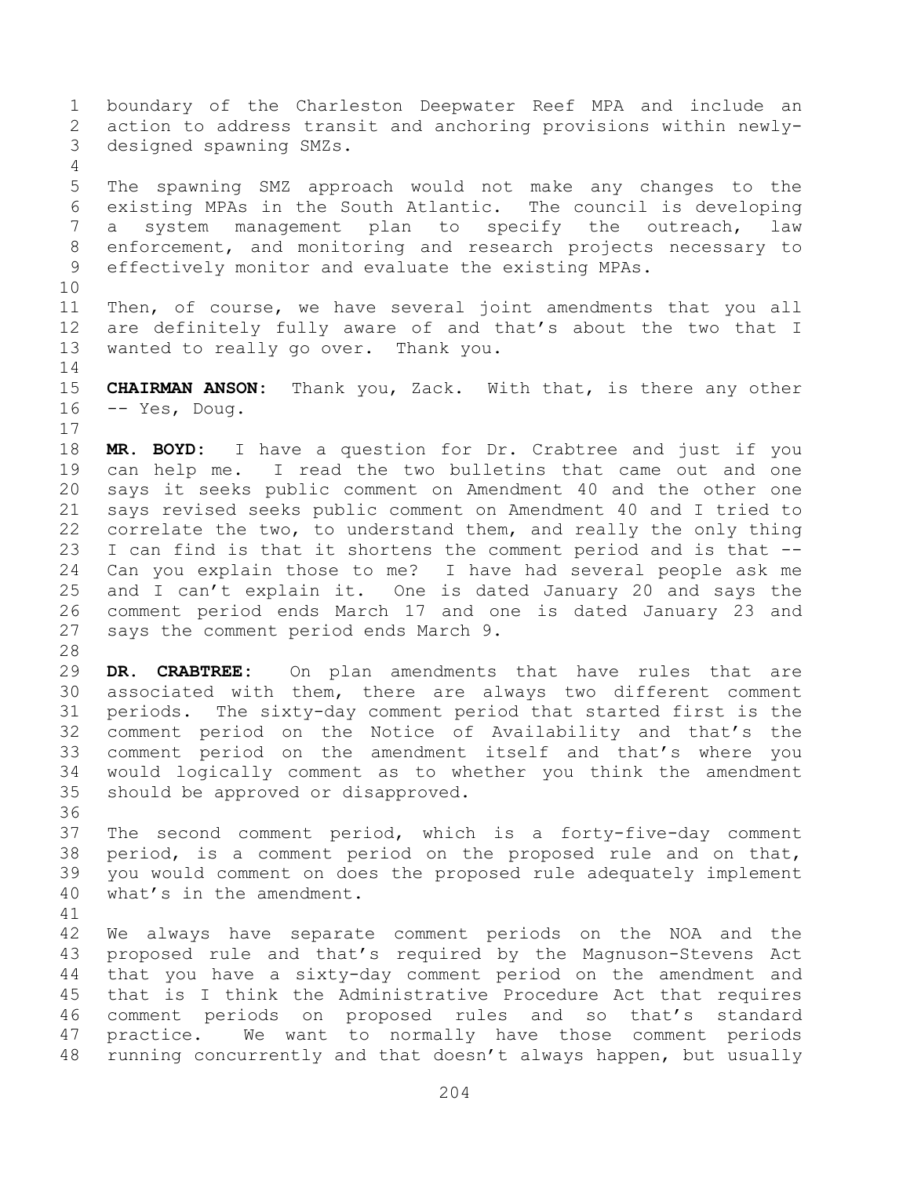boundary of the Charleston Deepwater Reef MPA and include an action to address transit and anchoring provisions within newly-designed spawning SMZs.

The spawning SMZ approach would not make any changes to the existing MPAs in the South Atlantic. The council is developing a system management plan to specify the outreach, law enforcement, and monitoring and research projects necessary to effectively monitor and evaluate the existing MPAs.

Then, of course, we have several joint amendments that you all are definitely fully aware of and that's about the two that I wanted to really go over. Thank you.

**CHAIRMAN ANSON:** Thank you, Zack. With that, is there any other -- Yes, Doug.

**MR. BOYD:** I have a question for Dr. Crabtree and just if you can help me. I read the two bulletins that came out and one says it seeks public comment on Amendment 40 and the other one says revised seeks public comment on Amendment 40 and I tried to correlate the two, to understand them, and really the only thing I can find is that it shortens the comment period and is that -- Can you explain those to me? I have had several people ask me and I can't explain it. One is dated January 20 and says the comment period ends March 17 and one is dated January 23 and says the comment period ends March 9.

**DR. CRABTREE:** On plan amendments that have rules that are associated with them, there are always two different comment periods. The sixty-day comment period that started first is the comment period on the Notice of Availability and that's the comment period on the amendment itself and that's where you would logically comment as to whether you think the amendment should be approved or disapproved.

The second comment period, which is a forty-five-day comment period, is a comment period on the proposed rule and on that, you would comment on does the proposed rule adequately implement what's in the amendment.

We always have separate comment periods on the NOA and the proposed rule and that's required by the Magnuson-Stevens Act that you have a sixty-day comment period on the amendment and that is I think the Administrative Procedure Act that requires comment periods on proposed rules and so that's standard practice. We want to normally have those comment periods running concurrently and that doesn't always happen, but usually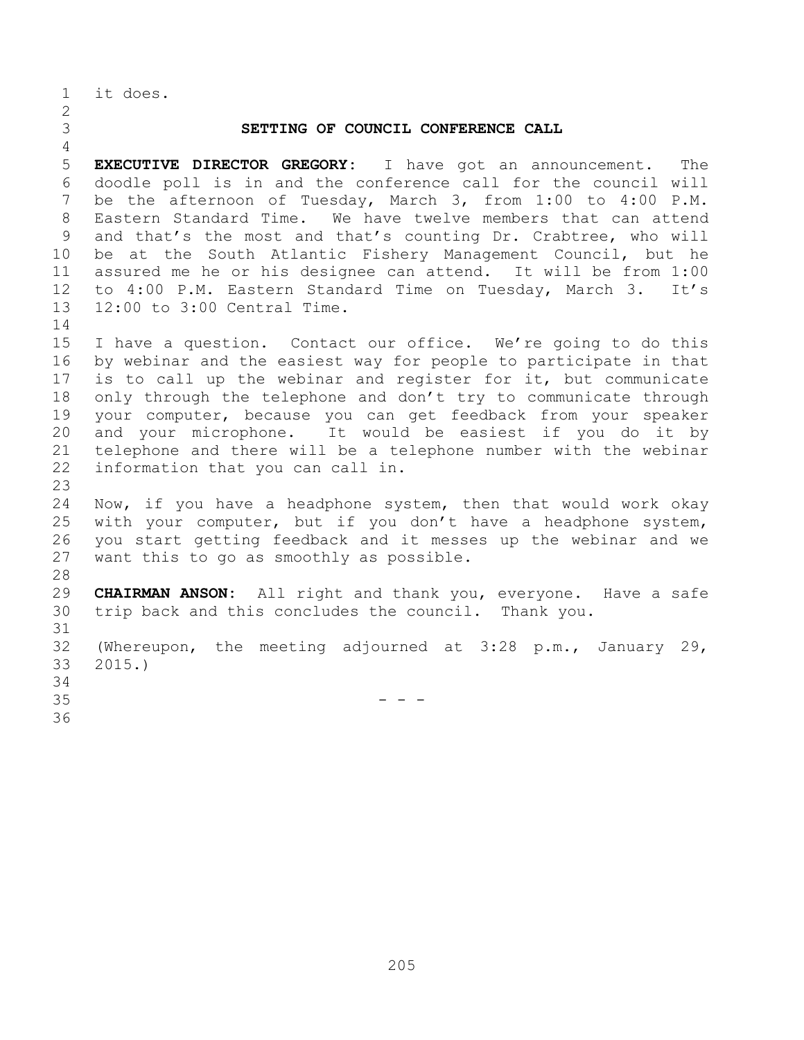it does.

## SETTING OF COUNCIL CONFERENCE CALL

**EXECUTIVE DIRECTOR GREGORY:** I have got an announcement. The doodle poll is in and the conference call for the council will be the afternoon of Tuesday, March 3, from 1:00 to 4:00 P.M. Eastern Standard Time. We have twelve members that can attend and that's the most and that's counting Dr. Crabtree, who will be at the South Atlantic Fishery Management Council, but he assured me he or his designee can attend. It will be from 1:00 to 4:00 P.M. Eastern Standard Time on Tuesday, March 3. It's 12:00 to 3:00 Central Time.

I have a question. Contact our office. We're going to do this by webinar and the easiest way for people to participate in that is to call up the webinar and register for it, but communicate only through the telephone and don't try to communicate through your computer, because you can get feedback from your speaker and your microphone. It would be easiest if you do it by telephone and there will be a telephone number with the webinar information that you can call in.

Now, if you have a headphone system, then that would work okay with your computer, but if you don't have a headphone system, you start getting feedback and it messes up the webinar and we want this to go as smoothly as possible.

**CHAIRMAN ANSON:** All right and thank you, everyone. Have a safe trip back and this concludes the council. Thank you.

(Whereupon, the meeting adjourned at 3:28 p.m., January 29, 2015.)

\- - -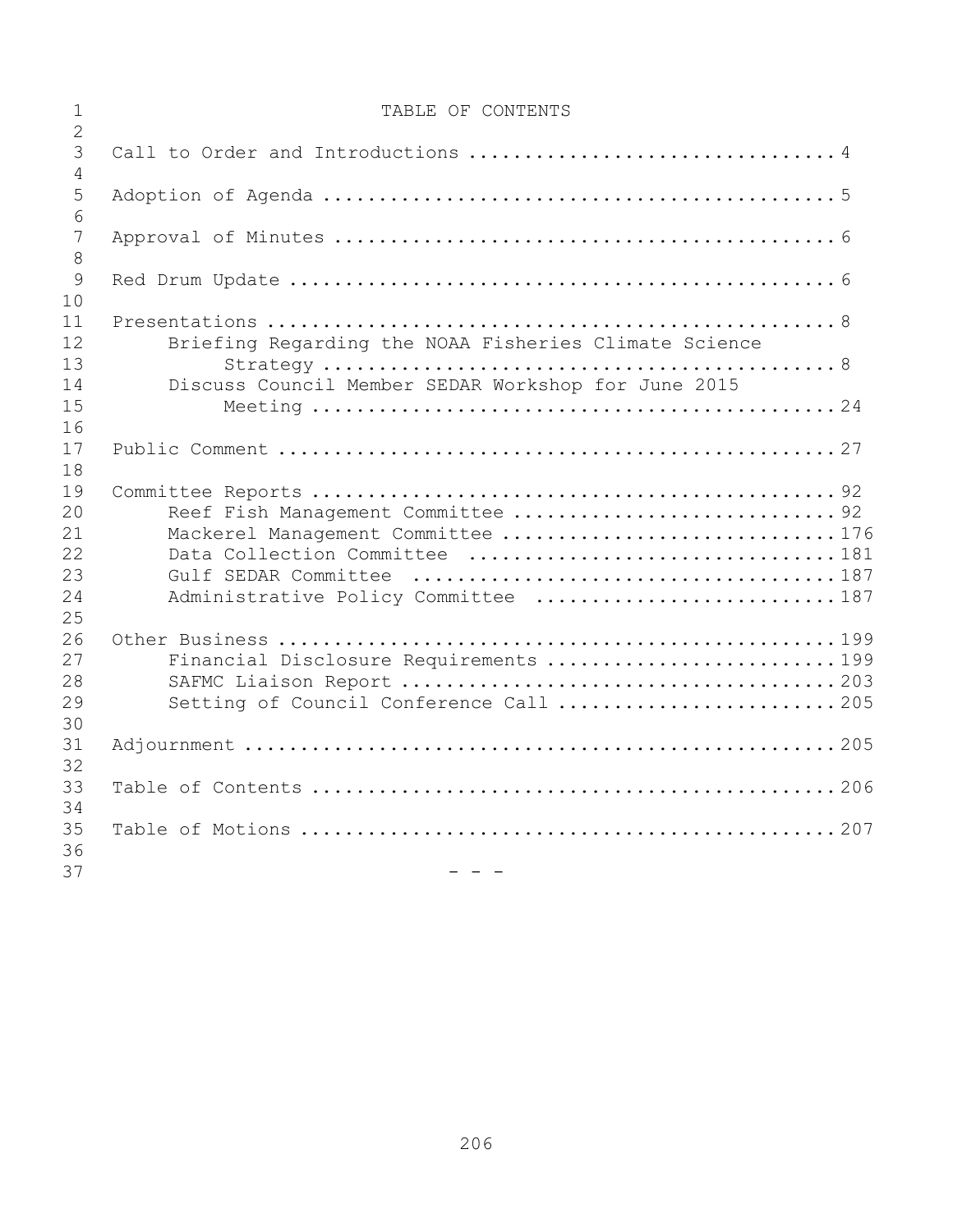# TABLE OF CONTENTS

Call to Order and Introductions .................................4

Adoption of Agenda ..............................................5

Approval of Minutes .............................................6

Red Drum Update .................................................6

Presentations ...................................................8
- Briefing Regarding the NOAA Fisheries Climate Science Strategy ...............................................8
- Discuss Council Member SEDAR Workshop for June 2015 Meeting ...............................................24

Public Comment ..................................................27

Committee Reports ...............................................92
- Reef Fish Management Committee ............................92
- Mackerel Management Committee .............................176
- Data Collection Committee .................................181
- Gulf SEDAR Committee ......................................187
- Administrative Policy Committee ...........................187

Other Business ..................................................199
- Financial Disclosure Requirements .........................199
- SAFMC Liaison Report ......................................203
- Setting of Council Conference Call ........................205

Adjournment .....................................................205

Table of Contents ...............................................206

Table of Motions ................................................207

- - -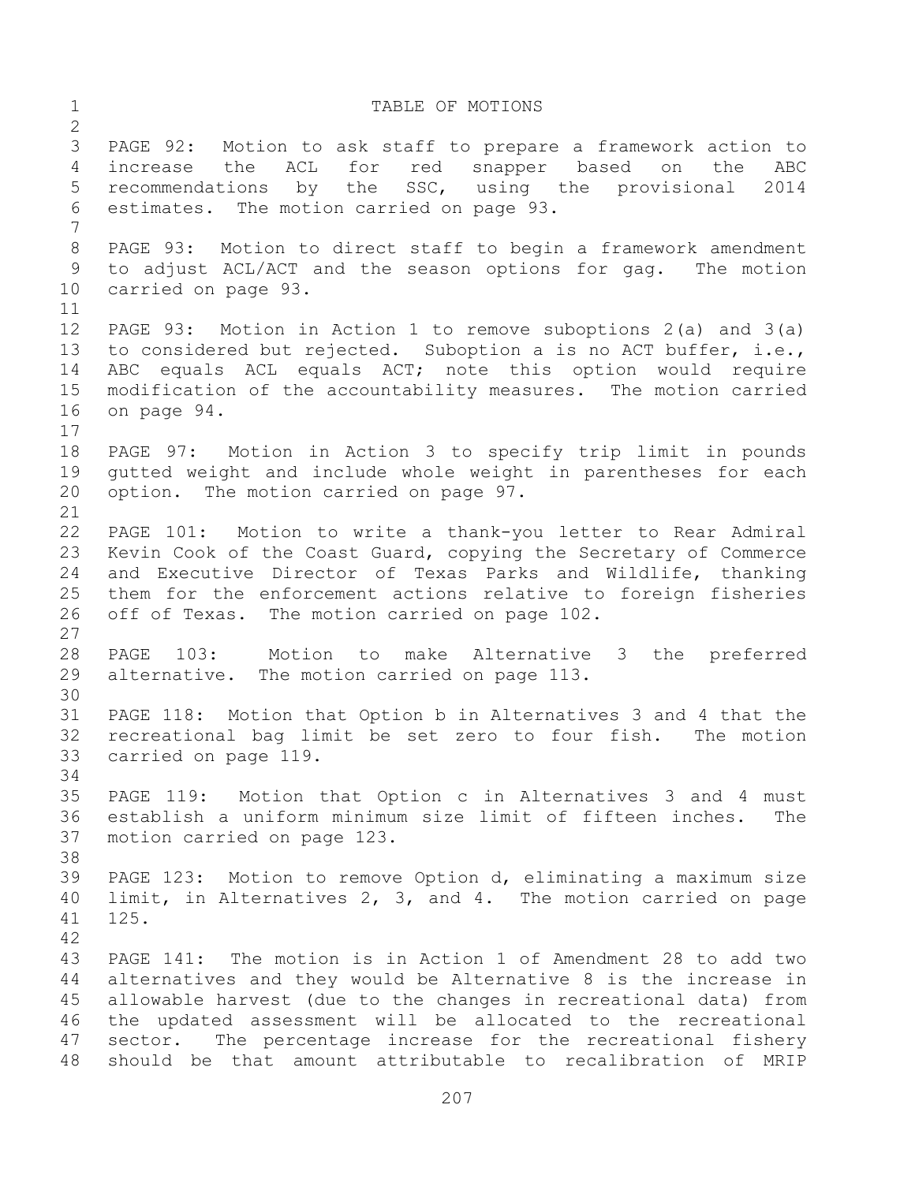# TABLE OF MOTIONS

PAGE 92: Motion to ask staff to prepare a framework action to increase the ACL for red snapper based on the ABC recommendations by the SSC, using the provisional 2014 estimates. The motion carried on page 93.

PAGE 93: Motion to direct staff to begin a framework amendment to adjust ACL/ACT and the season options for gag. The motion carried on page 93.

PAGE 93: Motion in Action 1 to remove suboptions 2(a) and 3(a) to considered but rejected. Suboption a is no ACT buffer, i.e., ABC equals ACL equals ACT; note this option would require modification of the accountability measures. The motion carried on page 94.

PAGE 97: Motion in Action 3 to specify trip limit in pounds gutted weight and include whole weight in parentheses for each option. The motion carried on page 97.

PAGE 101: Motion to write a thank-you letter to Rear Admiral Kevin Cook of the Coast Guard, copying the Secretary of Commerce and Executive Director of Texas Parks and Wildlife, thanking them for the enforcement actions relative to foreign fisheries off of Texas. The motion carried on page 102.

PAGE 103: Motion to make Alternative 3 the preferred alternative. The motion carried on page 113.

PAGE 118: Motion that Option b in Alternatives 3 and 4 that the recreational bag limit be set zero to four fish. The motion carried on page 119.

PAGE 119: Motion that Option c in Alternatives 3 and 4 must establish a uniform minimum size limit of fifteen inches. The motion carried on page 123.

PAGE 123: Motion to remove Option d, eliminating a maximum size limit, in Alternatives 2, 3, and 4. The motion carried on page 125.

PAGE 141: The motion is in Action 1 of Amendment 28 to add two alternatives and they would be Alternative 8 is the increase in allowable harvest (due to the changes in recreational data) from the updated assessment will be allocated to the recreational sector. The percentage increase for the recreational fishery should be that amount attributable to recalibration of MRIP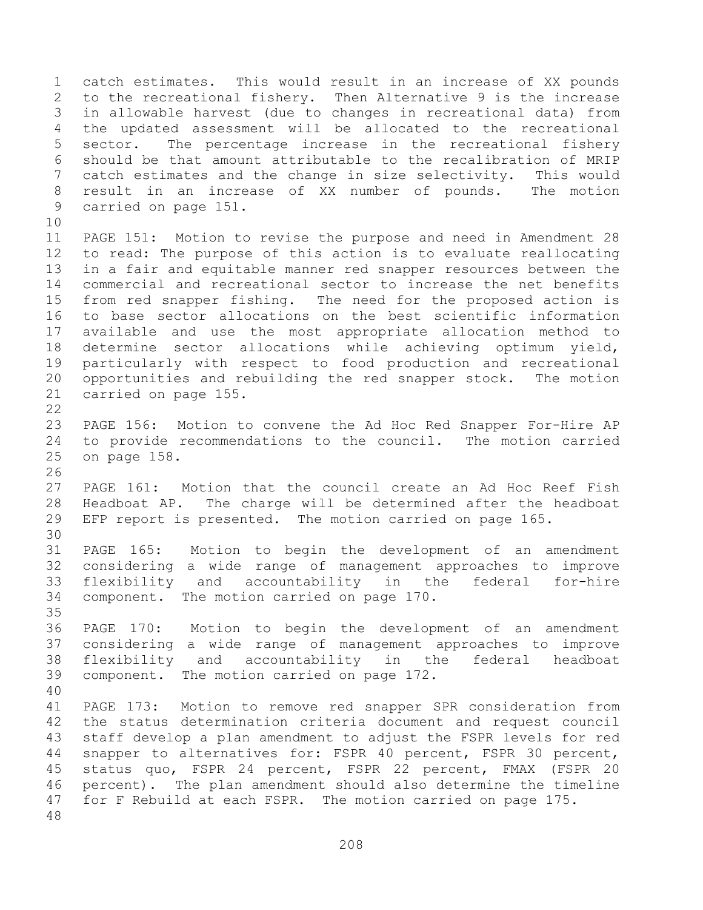catch estimates. This would result in an increase of XX pounds to the recreational fishery. Then Alternative 9 is the increase in allowable harvest (due to changes in recreational data) from the updated assessment will be allocated to the recreational sector. The percentage increase in the recreational fishery should be that amount attributable to the recalibration of MRIP catch estimates and the change in size selectivity. This would result in an increase of XX number of pounds. The motion carried on page 151.

PAGE 151: Motion to revise the purpose and need in Amendment 28 to read: The purpose of this action is to evaluate reallocating in a fair and equitable manner red snapper resources between the commercial and recreational sector to increase the net benefits from red snapper fishing. The need for the proposed action is to base sector allocations on the best scientific information available and use the most appropriate allocation method to determine sector allocations while achieving optimum yield, particularly with respect to food production and recreational opportunities and rebuilding the red snapper stock. The motion carried on page 155.

PAGE 156: Motion to convene the Ad Hoc Red Snapper For-Hire AP to provide recommendations to the council. The motion carried on page 158.

PAGE 161: Motion that the council create an Ad Hoc Reef Fish Headboat AP. The charge will be determined after the headboat EFP report is presented. The motion carried on page 165.

PAGE 165: Motion to begin the development of an amendment considering a wide range of management approaches to improve flexibility and accountability in the federal for-hire component. The motion carried on page 170.

PAGE 170: Motion to begin the development of an amendment considering a wide range of management approaches to improve flexibility and accountability in the federal headboat component. The motion carried on page 172.

PAGE 173: Motion to remove red snapper SPR consideration from the status determination criteria document and request council staff develop a plan amendment to adjust the FSPR levels for red snapper to alternatives for: FSPR 40 percent, FSPR 30 percent, status quo, FSPR 24 percent, FSPR 22 percent, FMAX (FSPR 20 percent). The plan amendment should also determine the timeline for F Rebuild at each FSPR. The motion carried on page 175.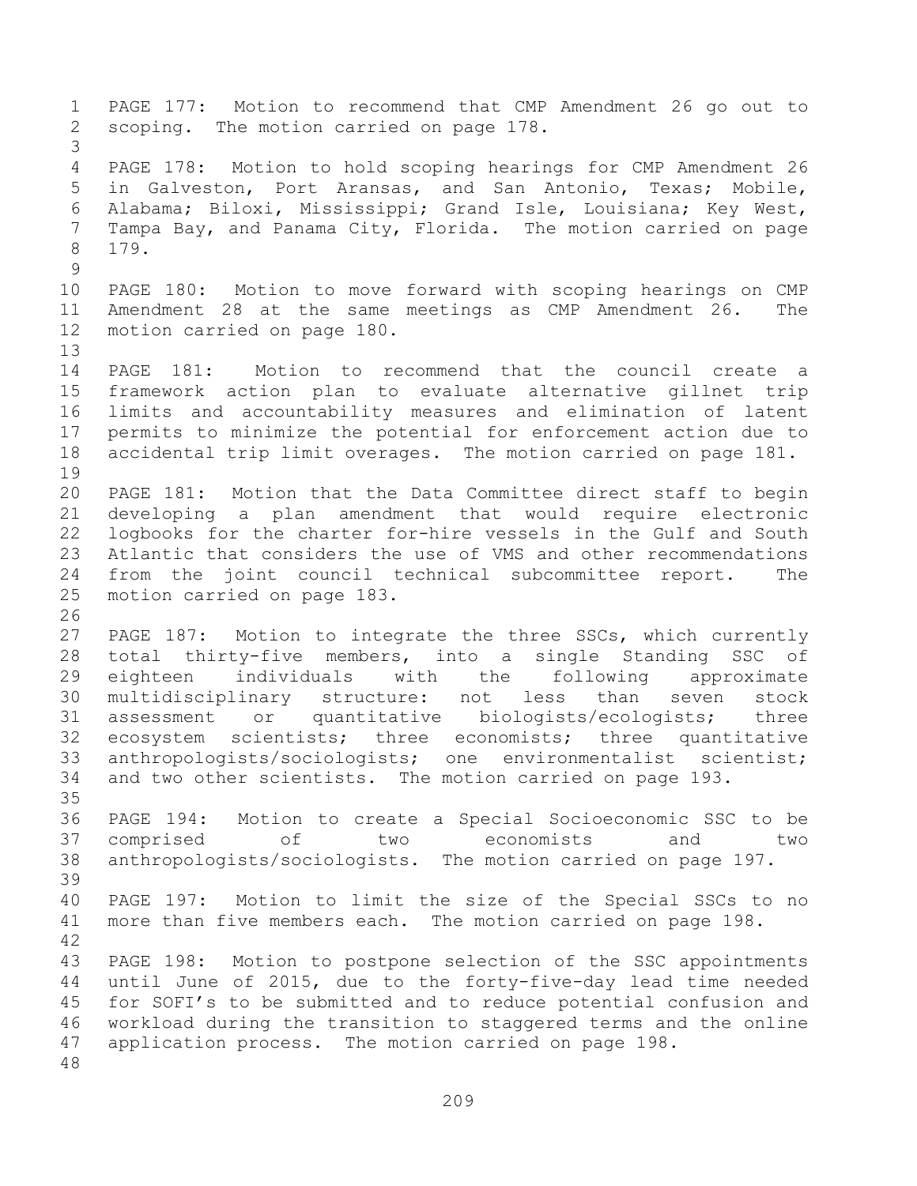PAGE 177: Motion to recommend that CMP Amendment 26 go out to scoping. The motion carried on page 178.

PAGE 178: Motion to hold scoping hearings for CMP Amendment 26 in Galveston, Port Aransas, and San Antonio, Texas; Mobile, Alabama; Biloxi, Mississippi; Grand Isle, Louisiana; Key West, Tampa Bay, and Panama City, Florida. The motion carried on page 179.

PAGE 180: Motion to move forward with scoping hearings on CMP Amendment 28 at the same meetings as CMP Amendment 26. The motion carried on page 180.

PAGE 181: Motion to recommend that the council create a framework action plan to evaluate alternative gillnet trip limits and accountability measures and elimination of latent permits to minimize the potential for enforcement action due to accidental trip limit overages. The motion carried on page 181.

PAGE 181: Motion that the Data Committee direct staff to begin developing a plan amendment that would require electronic logbooks for the charter for-hire vessels in the Gulf and South Atlantic that considers the use of VMS and other recommendations from the joint council technical subcommittee report. The motion carried on page 183.

PAGE 187: Motion to integrate the three SSCs, which currently total thirty-five members, into a single Standing SSC of eighteen individuals with the following approximate multidisciplinary structure: not less than seven stock assessment or quantitative biologists/ecologists; three ecosystem scientists; three economists; three quantitative anthropologists/sociologists; one environmentalist scientist; and two other scientists. The motion carried on page 193.

PAGE 194: Motion to create a Special Socioeconomic SSC to be comprised of two economists and two anthropologists/sociologists. The motion carried on page 197.

PAGE 197: Motion to limit the size of the Special SSCs to no more than five members each. The motion carried on page 198.

PAGE 198: Motion to postpone selection of the SSC appointments until June of 2015, due to the forty-five-day lead time needed for SOFI's to be submitted and to reduce potential confusion and workload during the transition to staggered terms and the online application process. The motion carried on page 198.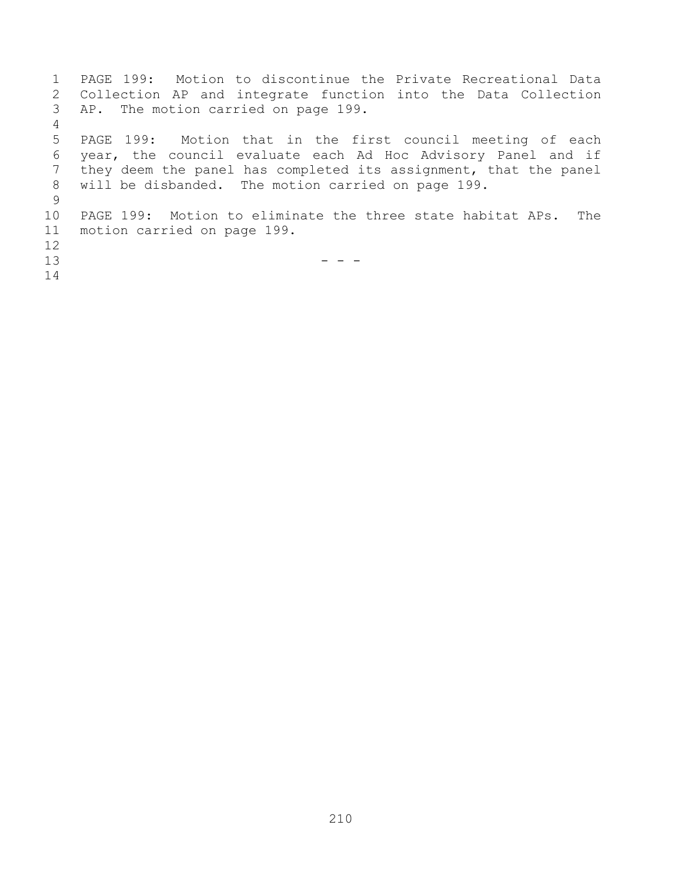PAGE 199: Motion to discontinue the Private Recreational Data Collection AP and integrate function into the Data Collection AP. The motion carried on page 199.

PAGE 199: Motion that in the first council meeting of each year, the council evaluate each Ad Hoc Advisory Panel and if they deem the panel has completed its assignment, that the panel will be disbanded. The motion carried on page 199.

PAGE 199: Motion to eliminate the three state habitat APs. The motion carried on page 199.

\- - -